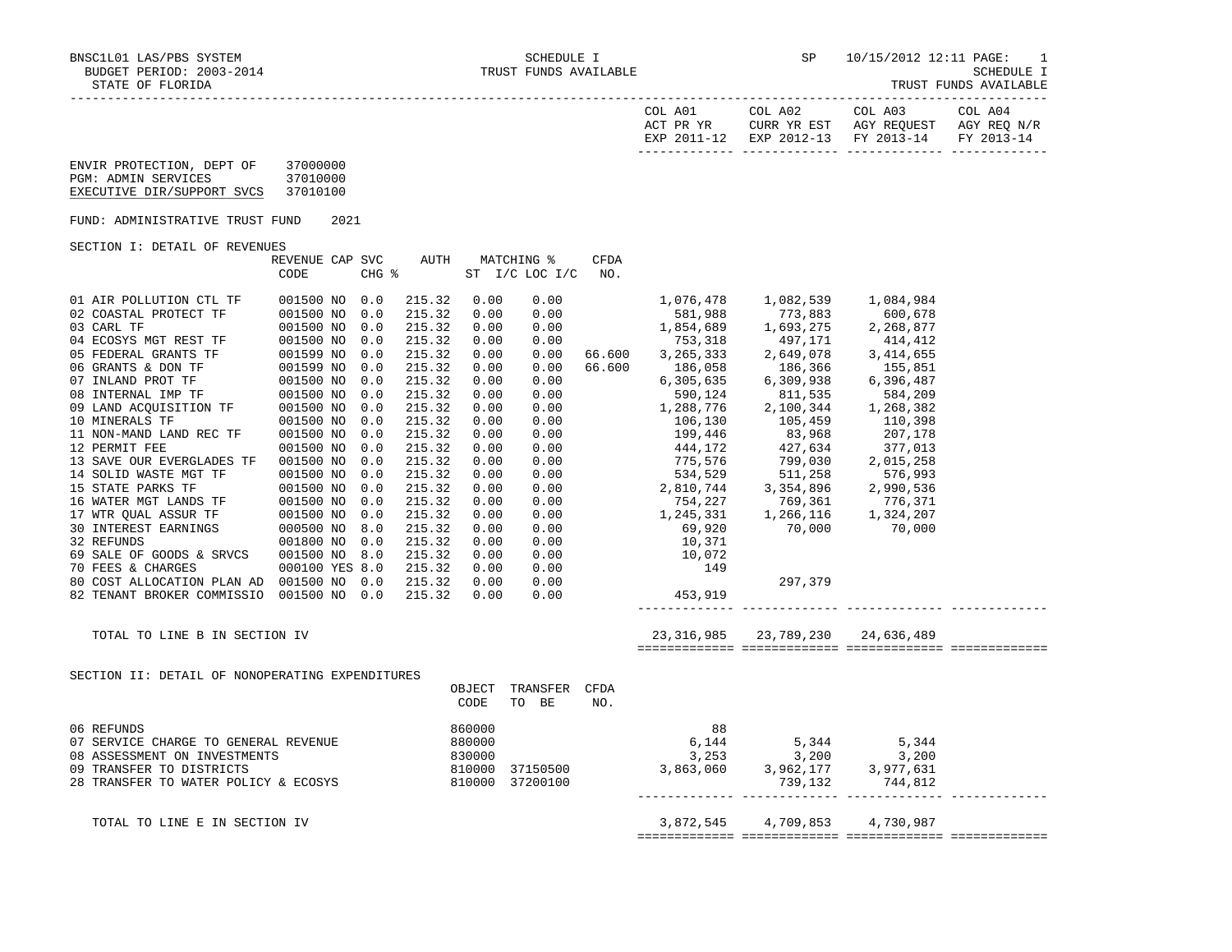BNSC1L01 LAS/PBS SYSTEM — SCHEDULE I — SP 10/15/2012 12:11

BUDGET PERIOD: 2003-2014 — TRUST FUNDS AVAILABLE — SCHEDULE I

STATE OF FLORIDA — TRUST FUNDS AVAILABLE

| | COL A01 ACT PR YR EXP 2011-12 | COL A02 CURR YR EST EXP 2012-13 | COL A03 AGY REQUEST FY 2013-14 | COL A04 AGY REQ N/R FY 2013-14 |
|---|---|---|---|---|

ENVIR PROTECTION, DEPT OF 37000000
PGM: ADMIN SERVICES 37010000
EXECUTIVE DIR/SUPPORT SVCS 37010100

FUND: ADMINISTRATIVE TRUST FUND 2021

SECTION I: DETAIL OF REVENUES

| | REVENUE CODE | CAP | SVC CHG % | AUTH | MATCHING % ST I/C | LOC I/C | CFDA NO. | COL A01 | COL A02 | COL A03 | COL A04 |
|---|---|---|---|---|---|---|---|---|---|---|---|
| 01 AIR POLLUTION CTL TF | 001500 | NO | 0.0 | 215.32 | 0.00 | 0.00 | | 1,076,478 | 1,082,539 | 1,084,984 | |
| 02 COASTAL PROTECT TF | 001500 | NO | 0.0 | 215.32 | 0.00 | 0.00 | | 581,988 | 773,883 | 600,678 | |
| 03 CARL TF | 001500 | NO | 0.0 | 215.32 | 0.00 | 0.00 | | 1,854,689 | 1,693,275 | 2,268,877 | |
| 04 ECOSYS MGT REST TF | 001500 | NO | 0.0 | 215.32 | 0.00 | 0.00 | | 753,318 | 497,171 | 414,412 | |
| 05 FEDERAL GRANTS TF | 001599 | NO | 0.0 | 215.32 | 0.00 | 0.00 | 66.600 | 3,265,333 | 2,649,078 | 3,414,655 | |
| 06 GRANTS & DON TF | 001599 | NO | 0.0 | 215.32 | 0.00 | 0.00 | 66.600 | 186,058 | 186,366 | 155,851 | |
| 07 INLAND PROT TF | 001500 | NO | 0.0 | 215.32 | 0.00 | 0.00 | | 6,305,635 | 6,309,938 | 6,396,487 | |
| 08 INTERNAL IMP TF | 001500 | NO | 0.0 | 215.32 | 0.00 | 0.00 | | 590,124 | 811,535 | 584,209 | |
| 09 LAND ACQUISITION TF | 001500 | NO | 0.0 | 215.32 | 0.00 | 0.00 | | 1,288,776 | 2,100,344 | 1,268,382 | |
| 10 MINERALS TF | 001500 | NO | 0.0 | 215.32 | 0.00 | 0.00 | | 106,130 | 105,459 | 110,398 | |
| 11 NON-MAND LAND REC TF | 001500 | NO | 0.0 | 215.32 | 0.00 | 0.00 | | 199,446 | 83,968 | 207,178 | |
| 12 PERMIT FEE | 001500 | NO | 0.0 | 215.32 | 0.00 | 0.00 | | 444,172 | 427,634 | 377,013 | |
| 13 SAVE OUR EVERGLADES TF | 001500 | NO | 0.0 | 215.32 | 0.00 | 0.00 | | 775,576 | 799,030 | 2,015,258 | |
| 14 SOLID WASTE MGT TF | 001500 | NO | 0.0 | 215.32 | 0.00 | 0.00 | | 534,529 | 511,258 | 576,993 | |
| 15 STATE PARKS TF | 001500 | NO | 0.0 | 215.32 | 0.00 | 0.00 | | 2,810,744 | 3,354,896 | 2,990,536 | |
| 16 WATER MGT LANDS TF | 001500 | NO | 0.0 | 215.32 | 0.00 | 0.00 | | 754,227 | 769,361 | 776,371 | |
| 17 WTR QUAL ASSUR TF | 001500 | NO | 0.0 | 215.32 | 0.00 | 0.00 | | 1,245,331 | 1,266,116 | 1,324,207 | |
| 30 INTEREST EARNINGS | 000500 | NO | 8.0 | 215.32 | 0.00 | 0.00 | | 69,920 | 70,000 | 70,000 | |
| 32 REFUNDS | 001800 | NO | 0.0 | 215.32 | 0.00 | 0.00 | | 10,371 | | | |
| 69 SALE OF GOODS & SRVCS | 001500 | NO | 8.0 | 215.32 | 0.00 | 0.00 | | 10,072 | | | |
| 70 FEES & CHARGES | 000100 | YES | 8.0 | 215.32 | 0.00 | 0.00 | | 149 | | | |
| 80 COST ALLOCATION PLAN AD | 001500 | NO | 0.0 | 215.32 | 0.00 | 0.00 | | | 297,379 | | |
| 82 TENANT BROKER COMMISSIO | 001500 | NO | 0.0 | 215.32 | 0.00 | 0.00 | | 453,919 | | | |
| TOTAL TO LINE B IN SECTION IV | | | | | | | | 23,316,985 | 23,789,230 | 24,636,489 | |

SECTION II: DETAIL OF NONOPERATING EXPENDITURES

| | OBJECT CODE | TRANSFER TO BE | CFDA NO. | COL A01 | COL A02 | COL A03 | COL A04 |
|---|---|---|---|---|---|---|---|
| 06 REFUNDS | 860000 | | | 88 | | | |
| 07 SERVICE CHARGE TO GENERAL REVENUE | 880000 | | | 6,144 | 5,344 | 5,344 | |
| 08 ASSESSMENT ON INVESTMENTS | 830000 | | | 3,253 | 3,200 | 3,200 | |
| 09 TRANSFER TO DISTRICTS | 810000 | 37150500 | | 3,863,060 | 3,962,177 | 3,977,631 | |
| 28 TRANSFER TO WATER POLICY & ECOSYS | 810000 | 37200100 | | | 739,132 | 744,812 | |
| TOTAL TO LINE E IN SECTION IV | | | | 3,872,545 | 4,709,853 | 4,730,987 | |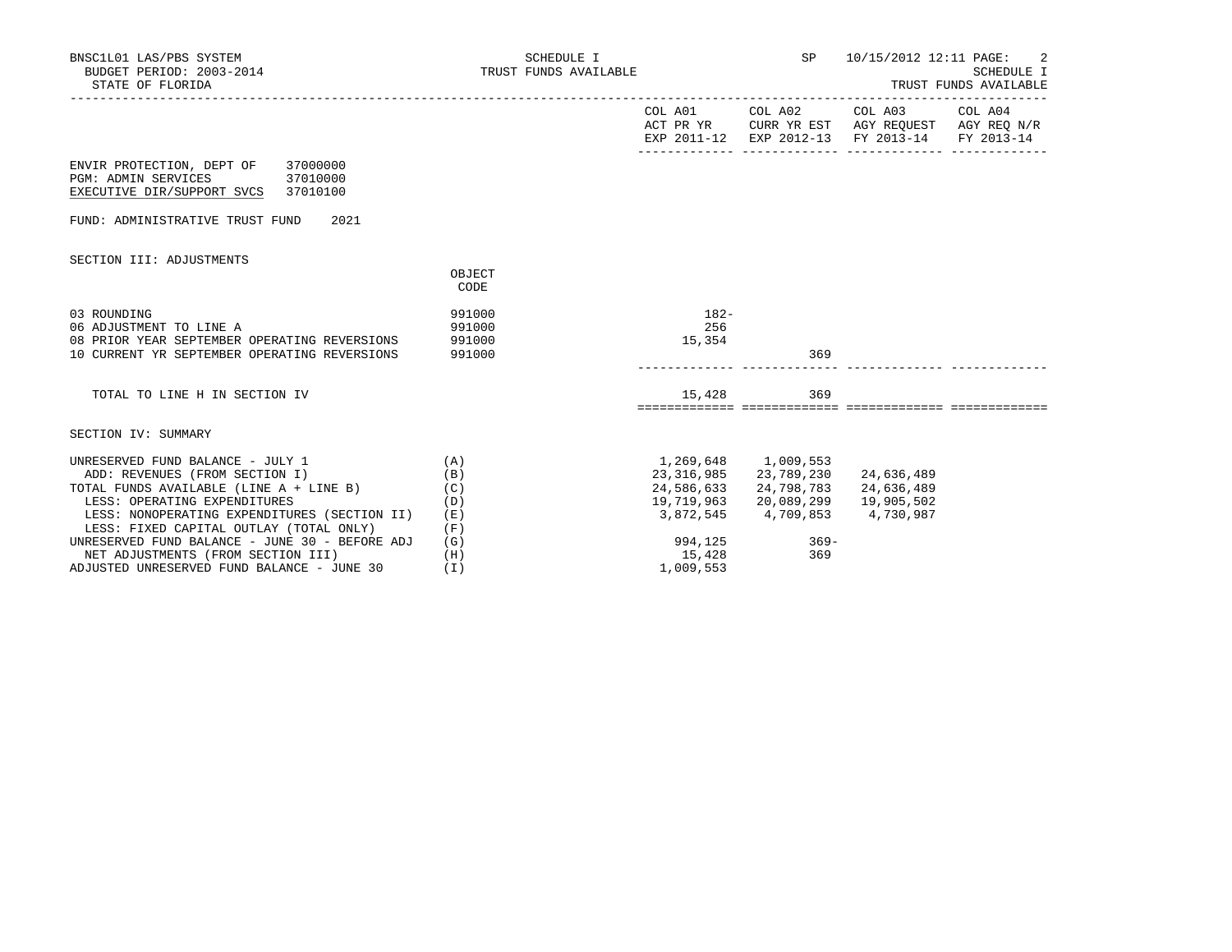BNSC1L01 LAS/PBS SYSTEM
BUDGET PERIOD: 2003-2014
STATE OF FLORIDA

SCHEDULE I
TRUST FUNDS AVAILABLE

SP 10/15/2012 12:11

SCHEDULE I
TRUST FUNDS AVAILABLE

ENVIR PROTECTION, DEPT OF 37000000
PGM: ADMIN SERVICES 37010000
EXECUTIVE DIR/SUPPORT SVCS 37010100

FUND: ADMINISTRATIVE TRUST FUND 2021

## SECTION III: ADJUSTMENTS

| | OBJECT CODE | COL A01 ACT PR YR EXP 2011-12 | COL A02 CURR YR EST EXP 2012-13 | COL A03 AGY REQUEST FY 2013-14 | COL A04 AGY REQ N/R FY 2013-14 |
|---|---|---|---|---|---|
| 03 ROUNDING | 991000 | 182- | | | |
| 06 ADJUSTMENT TO LINE A | 991000 | 256 | | | |
| 08 PRIOR YEAR SEPTEMBER OPERATING REVERSIONS | 991000 | 15,354 | | | |
| 10 CURRENT YR SEPTEMBER OPERATING REVERSIONS | 991000 | | 369 | | |
| TOTAL TO LINE H IN SECTION IV | | 15,428 | 369 | | |

## SECTION IV: SUMMARY

| | | COL A01 ACT PR YR EXP 2011-12 | COL A02 CURR YR EST EXP 2012-13 | COL A03 AGY REQUEST FY 2013-14 | COL A04 AGY REQ N/R FY 2013-14 |
|---|---|---|---|---|---|
| UNRESERVED FUND BALANCE - JULY 1 | (A) | 1,269,648 | 1,009,553 | | |
| ADD: REVENUES (FROM SECTION I) | (B) | 23,316,985 | 23,789,230 | 24,636,489 | |
| TOTAL FUNDS AVAILABLE (LINE A + LINE B) | (C) | 24,586,633 | 24,798,783 | 24,636,489 | |
| LESS: OPERATING EXPENDITURES | (D) | 19,719,963 | 20,089,299 | 19,905,502 | |
| LESS: NONOPERATING EXPENDITURES (SECTION II) | (E) | 3,872,545 | 4,709,853 | 4,730,987 | |
| LESS: FIXED CAPITAL OUTLAY (TOTAL ONLY) | (F) | | | | |
| UNRESERVED FUND BALANCE - JUNE 30 - BEFORE ADJ | (G) | 994,125 | 369- | | |
| NET ADJUSTMENTS (FROM SECTION III) | (H) | 15,428 | 369 | | |
| ADJUSTED UNRESERVED FUND BALANCE - JUNE 30 | (I) | 1,009,553 | | | |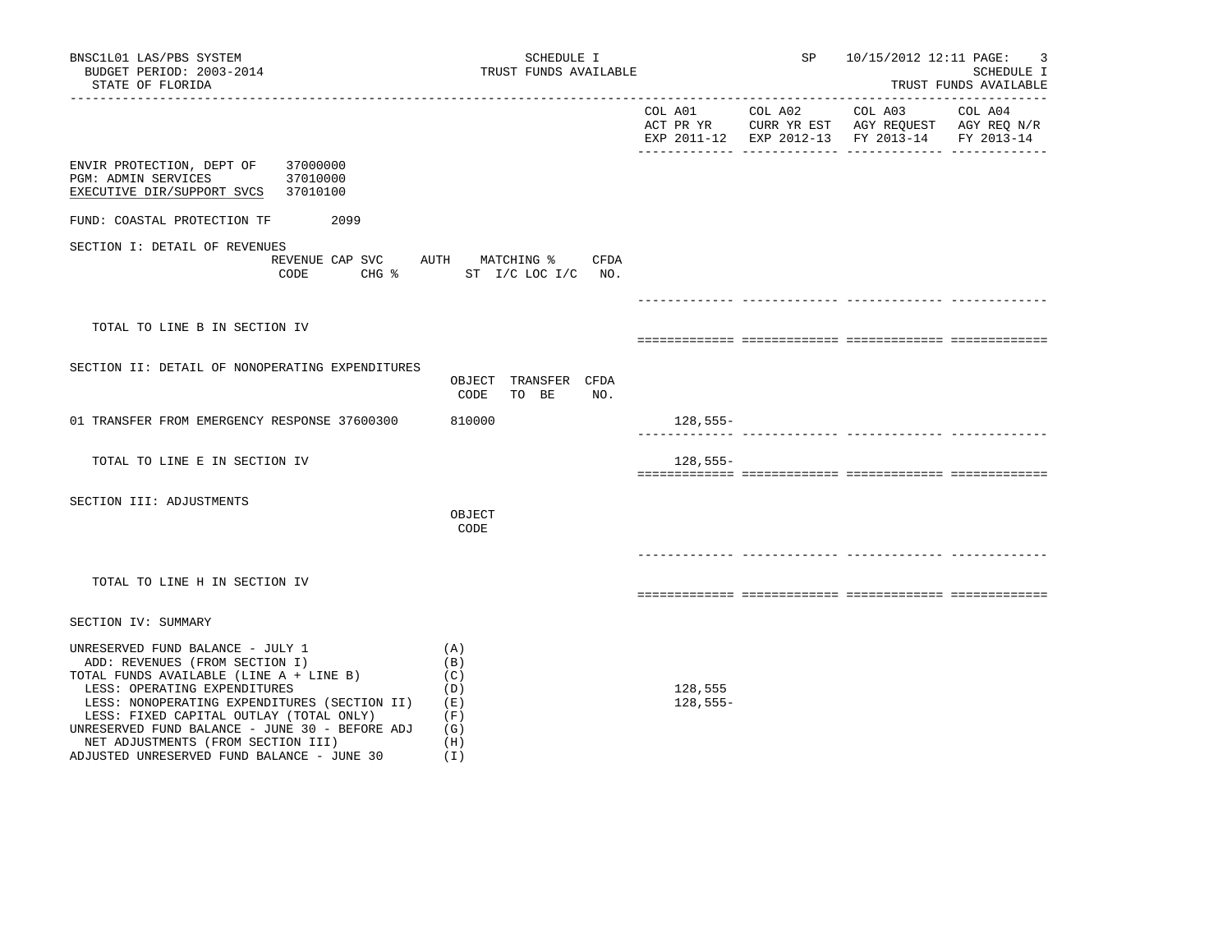BNSC1L01 LAS/PBS SYSTEM | SCHEDULE I | SP 10/15/2012 12:11
BUDGET PERIOD: 2003-2014 | TRUST FUNDS AVAILABLE | SCHEDULE I
STATE OF FLORIDA | | TRUST FUNDS AVAILABLE

| | COL A01 ACT PR YR EXP 2011-12 | COL A02 CURR YR EST EXP 2012-13 | COL A03 AGY REQUEST FY 2013-14 | COL A04 AGY REQ N/R FY 2013-14 |
|---|---|---|---|---|

ENVIR PROTECTION, DEPT OF 37000000
PGM: ADMIN SERVICES 37010000
EXECUTIVE DIR/SUPPORT SVCS 37010100

FUND: COASTAL PROTECTION TF 2099

SECTION I: DETAIL OF REVENUES

| REVENUE CODE | CAP SVC CHG % | AUTH ST | MATCHING % I/C LOC I/C | CFDA NO. | COL A01 | COL A02 | COL A03 | COL A04 |
|---|---|---|---|---|---|---|---|---|
| TOTAL TO LINE B IN SECTION IV | | | | | | | | |

SECTION II: DETAIL OF NONOPERATING EXPENDITURES

| | OBJECT CODE | TRANSFER TO BE | CFDA NO. | COL A01 | COL A02 | COL A03 | COL A04 |
|---|---|---|---|---|---|---|---|
| 01 TRANSFER FROM EMERGENCY RESPONSE 37600300 | 810000 | | | 128,555- | | | |
| TOTAL TO LINE E IN SECTION IV | | | | 128,555- | | | |

SECTION III: ADJUSTMENTS

| | OBJECT CODE | COL A01 | COL A02 | COL A03 | COL A04 |
|---|---|---|---|---|---|
| TOTAL TO LINE H IN SECTION IV | | | | | |

SECTION IV: SUMMARY

| | | COL A01 | COL A02 | COL A03 | COL A04 |
|---|---|---|---|---|---|
| UNRESERVED FUND BALANCE - JULY 1 | (A) | | | | |
| ADD: REVENUES (FROM SECTION I) | (B) | | | | |
| TOTAL FUNDS AVAILABLE (LINE A + LINE B) | (C) | | | | |
| LESS: OPERATING EXPENDITURES | (D) | 128,555 | | | |
| LESS: NONOPERATING EXPENDITURES (SECTION II) | (E) | 128,555- | | | |
| LESS: FIXED CAPITAL OUTLAY (TOTAL ONLY) | (F) | | | | |
| UNRESERVED FUND BALANCE - JUNE 30 - BEFORE ADJ | (G) | | | | |
| NET ADJUSTMENTS (FROM SECTION III) | (H) | | | | |
| ADJUSTED UNRESERVED FUND BALANCE - JUNE 30 | (I) | | | | |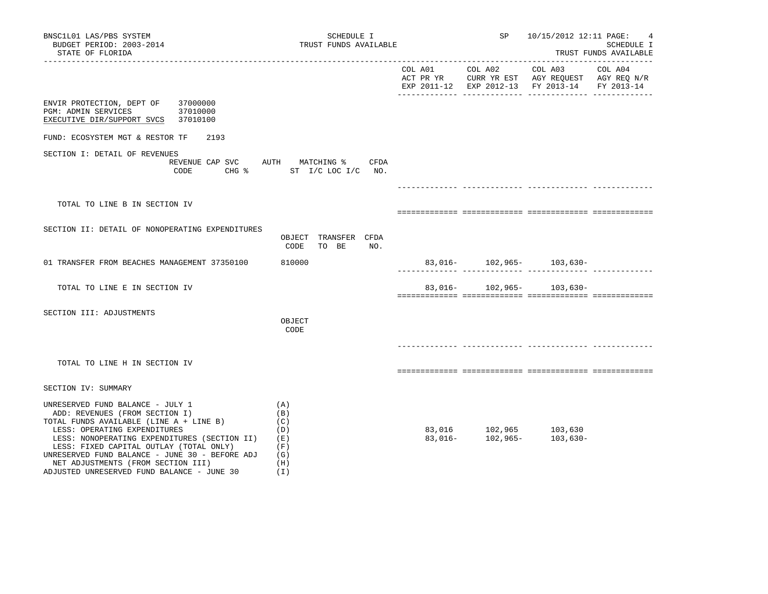BNSC1L01 LAS/PBS SYSTEM
BUDGET PERIOD: 2003-2014
STATE OF FLORIDA

SCHEDULE I
TRUST FUNDS AVAILABLE

SP 10/15/2012 12:11
SCHEDULE I
TRUST FUNDS AVAILABLE

| | COL A01 ACT PR YR EXP 2011-12 | COL A02 CURR YR EST EXP 2012-13 | COL A03 AGY REQUEST FY 2013-14 | COL A04 AGY REQ N/R FY 2013-14 |
|---|---|---|---|---|

ENVIR PROTECTION, DEPT OF 37000000
PGM: ADMIN SERVICES 37010000
EXECUTIVE DIR/SUPPORT SVCS 37010100

FUND: ECOSYSTEM MGT & RESTOR TF 2193

## SECTION I: DETAIL OF REVENUES

| | REVENUE CODE | CAP SVC CHG % | AUTH ST | MATCHING % I/C LOC I/C | CFDA NO. | COL A01 | COL A02 | COL A03 | COL A04 |
|---|---|---|---|---|---|---|---|---|---|
| TOTAL TO LINE B IN SECTION IV | | | | | | | | | |

## SECTION II: DETAIL OF NONOPERATING EXPENDITURES

| | OBJECT CODE | TRANSFER TO BE | CFDA NO. | COL A01 | COL A02 | COL A03 | COL A04 |
|---|---|---|---|---|---|---|---|
| 01 TRANSFER FROM BEACHES MANAGEMENT 37350100 | 810000 | | | 83,016- | 102,965- | 103,630- | |
| TOTAL TO LINE E IN SECTION IV | | | | 83,016- | 102,965- | 103,630- | |

## SECTION III: ADJUSTMENTS

| | OBJECT CODE | COL A01 | COL A02 | COL A03 | COL A04 |
|---|---|---|---|---|---|
| TOTAL TO LINE H IN SECTION IV | | | | | |

## SECTION IV: SUMMARY

| | | COL A01 | COL A02 | COL A03 | COL A04 |
|---|---|---|---|---|---|
| UNRESERVED FUND BALANCE - JULY 1 | (A) | | | | |
| ADD: REVENUES (FROM SECTION I) | (B) | | | | |
| TOTAL FUNDS AVAILABLE (LINE A + LINE B) | (C) | | | | |
| LESS: OPERATING EXPENDITURES | (D) | 83,016 | 102,965 | 103,630 | |
| LESS: NONOPERATING EXPENDITURES (SECTION II) | (E) | 83,016- | 102,965- | 103,630- | |
| LESS: FIXED CAPITAL OUTLAY (TOTAL ONLY) | (F) | | | | |
| UNRESERVED FUND BALANCE - JUNE 30 - BEFORE ADJ | (G) | | | | |
| NET ADJUSTMENTS (FROM SECTION III) | (H) | | | | |
| ADJUSTED UNRESERVED FUND BALANCE - JUNE 30 | (I) | | | | |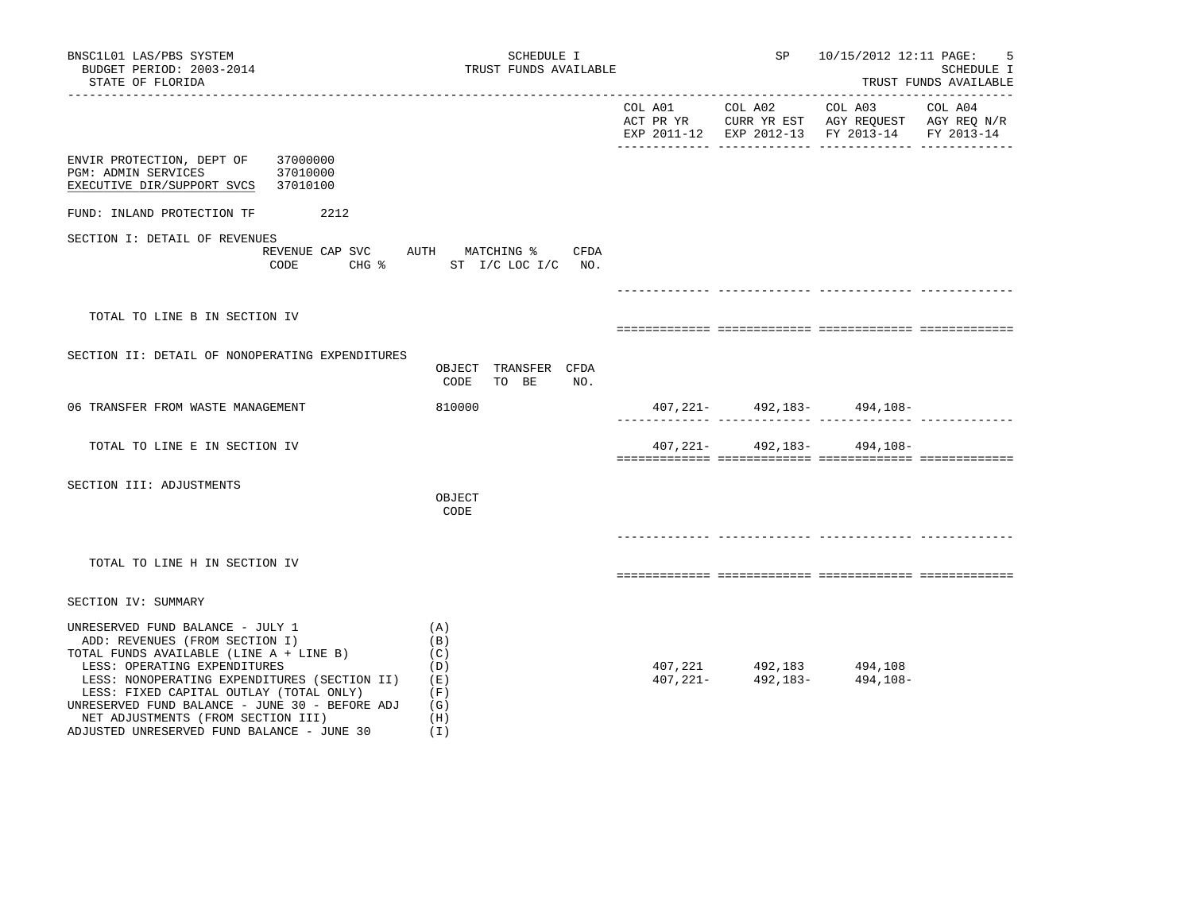BNSC1L01 LAS/PBS SYSTEM — SCHEDULE I — TRUST FUNDS AVAILABLE — SP 10/15/2012 12:11

BUDGET PERIOD: 2003-2014

STATE OF FLORIDA

SCHEDULE I — TRUST FUNDS AVAILABLE

| | COL A01 ACT PR YR EXP 2011-12 | COL A02 CURR YR EST EXP 2012-13 | COL A03 AGY REQUEST FY 2013-14 | COL A04 AGY REQ N/R FY 2013-14 |
|---|---|---|---|---|

ENVIR PROTECTION, DEPT OF 37000000
PGM: ADMIN SERVICES 37010000
EXECUTIVE DIR/SUPPORT SVCS 37010100

FUND: INLAND PROTECTION TF 2212

## SECTION I: DETAIL OF REVENUES

| REVENUE CODE | CAP SVC CHG % | AUTH ST | MATCHING % I/C LOC I/C | CFDA NO. | COL A01 | COL A02 | COL A03 | COL A04 |
|---|---|---|---|---|---|---|---|---|
| TOTAL TO LINE B IN SECTION IV | | | | | | | | |

## SECTION II: DETAIL OF NONOPERATING EXPENDITURES

| | OBJECT CODE | TRANSFER TO BE | CFDA NO. | COL A01 | COL A02 | COL A03 | COL A04 |
|---|---|---|---|---|---|---|---|
| 06 TRANSFER FROM WASTE MANAGEMENT | 810000 | | | 407,221- | 492,183- | 494,108- | |
| TOTAL TO LINE E IN SECTION IV | | | | 407,221- | 492,183- | 494,108- | |

## SECTION III: ADJUSTMENTS

| | OBJECT CODE | COL A01 | COL A02 | COL A03 | COL A04 |
|---|---|---|---|---|---|
| TOTAL TO LINE H IN SECTION IV | | | | | |

## SECTION IV: SUMMARY

| | | COL A01 | COL A02 | COL A03 | COL A04 |
|---|---|---|---|---|---|
| UNRESERVED FUND BALANCE - JULY 1 | (A) | | | | |
| ADD: REVENUES (FROM SECTION I) | (B) | | | | |
| TOTAL FUNDS AVAILABLE (LINE A + LINE B) | (C) | | | | |
| LESS: OPERATING EXPENDITURES | (D) | 407,221 | 492,183 | 494,108 | |
| LESS: NONOPERATING EXPENDITURES (SECTION II) | (E) | 407,221- | 492,183- | 494,108- | |
| LESS: FIXED CAPITAL OUTLAY (TOTAL ONLY) | (F) | | | | |
| UNRESERVED FUND BALANCE - JUNE 30 - BEFORE ADJ | (G) | | | | |
| NET ADJUSTMENTS (FROM SECTION III) | (H) | | | | |
| ADJUSTED UNRESERVED FUND BALANCE - JUNE 30 | (I) | | | | |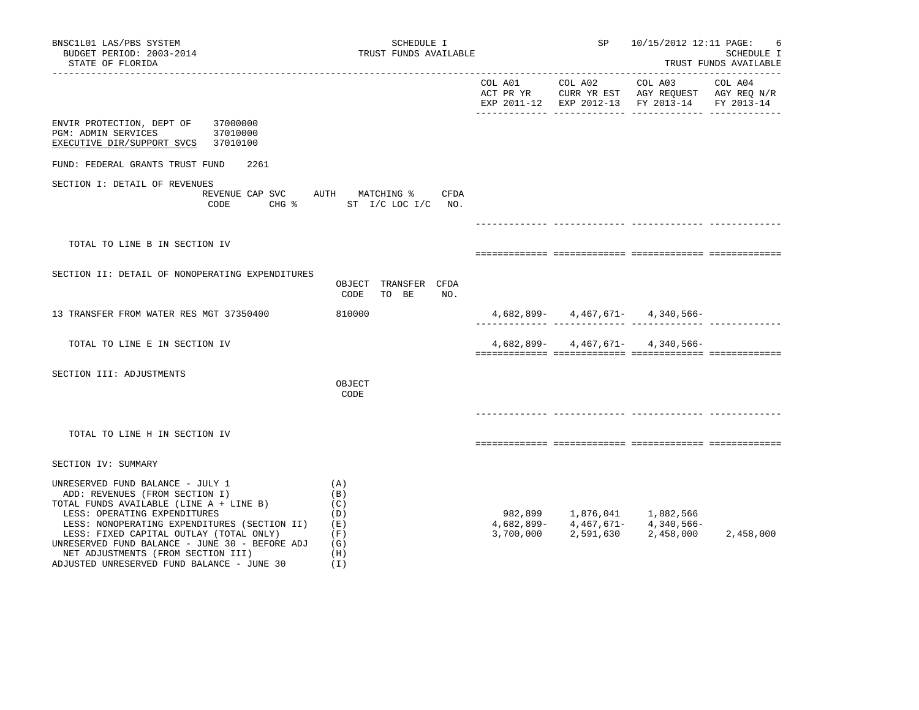BNSC1L01 LAS/PBS SYSTEM — SCHEDULE I — TRUST FUNDS AVAILABLE — SP 10/15/2012 12:11

BUDGET PERIOD: 2003-2014

STATE OF FLORIDA

SCHEDULE I
TRUST FUNDS AVAILABLE

| | COL A01 ACT PR YR EXP 2011-12 | COL A02 CURR YR EST EXP 2012-13 | COL A03 AGY REQUEST FY 2013-14 | COL A04 AGY REQ N/R FY 2013-14 |
|---|---|---|---|---|

ENVIR PROTECTION, DEPT OF 37000000
PGM: ADMIN SERVICES 37010000
EXECUTIVE DIR/SUPPORT SVCS 37010100

FUND: FEDERAL GRANTS TRUST FUND 2261

## SECTION I: DETAIL OF REVENUES

| REVENUE CODE | CAP SVC CHG % | AUTH ST | MATCHING % I/C LOC I/C | CFDA NO. | COL A01 | COL A02 | COL A03 | COL A04 |
|---|---|---|---|---|---|---|---|---|
| TOTAL TO LINE B IN SECTION IV | | | | | | | | |

## SECTION II: DETAIL OF NONOPERATING EXPENDITURES

| | OBJECT CODE | TRANSFER TO BE | CFDA NO. | COL A01 | COL A02 | COL A03 | COL A04 |
|---|---|---|---|---|---|---|---|
| 13 TRANSFER FROM WATER RES MGT 37350400 | 810000 | | | 4,682,899- | 4,467,671- | 4,340,566- | |
| TOTAL TO LINE E IN SECTION IV | | | | 4,682,899- | 4,467,671- | 4,340,566- | |

## SECTION III: ADJUSTMENTS

| | OBJECT CODE | COL A01 | COL A02 | COL A03 | COL A04 |
|---|---|---|---|---|---|
| TOTAL TO LINE H IN SECTION IV | | | | | |

## SECTION IV: SUMMARY

| | | COL A01 | COL A02 | COL A03 | COL A04 |
|---|---|---|---|---|---|
| UNRESERVED FUND BALANCE - JULY 1 | (A) | | | | |
| ADD: REVENUES (FROM SECTION I) | (B) | | | | |
| TOTAL FUNDS AVAILABLE (LINE A + LINE B) | (C) | | | | |
| LESS: OPERATING EXPENDITURES | (D) | 982,899 | 1,876,041 | 1,882,566 | |
| LESS: NONOPERATING EXPENDITURES (SECTION II) | (E) | 4,682,899- | 4,467,671- | 4,340,566- | |
| LESS: FIXED CAPITAL OUTLAY (TOTAL ONLY) | (F) | 3,700,000 | 2,591,630 | 2,458,000 | 2,458,000 |
| UNRESERVED FUND BALANCE - JUNE 30 - BEFORE ADJ | (G) | | | | |
| NET ADJUSTMENTS (FROM SECTION III) | (H) | | | | |
| ADJUSTED UNRESERVED FUND BALANCE - JUNE 30 | (I) | | | | |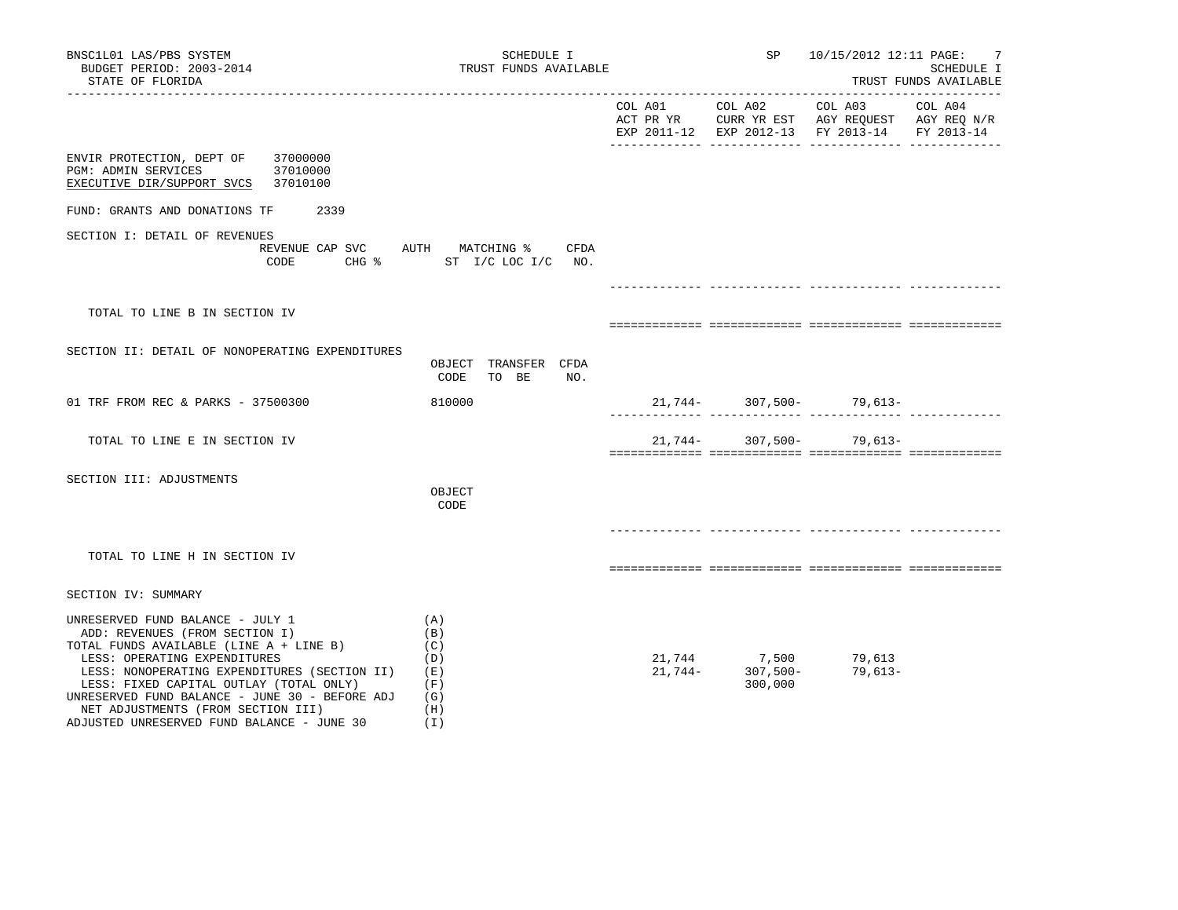BNSC1L01 LAS/PBS SYSTEM
BUDGET PERIOD: 2003-2014
STATE OF FLORIDA

SCHEDULE I
TRUST FUNDS AVAILABLE

SP 10/15/2012 12:11

SCHEDULE I
TRUST FUNDS AVAILABLE

| | COL A01 ACT PR YR EXP 2011-12 | COL A02 CURR YR EST EXP 2012-13 | COL A03 AGY REQUEST FY 2013-14 | COL A04 AGY REQ N/R FY 2013-14 |
|---|---|---|---|---|

ENVIR PROTECTION, DEPT OF 37000000
PGM: ADMIN SERVICES 37010000
EXECUTIVE DIR/SUPPORT SVCS 37010100

FUND: GRANTS AND DONATIONS TF 2339

SECTION I: DETAIL OF REVENUES

| REVENUE CODE | CAP SVC CHG % | AUTH ST | MATCHING % I/C LOC I/C | CFDA NO. | COL A01 | COL A02 | COL A03 | COL A04 |
|---|---|---|---|---|---|---|---|---|
| TOTAL TO LINE B IN SECTION IV | | | | | | | | |

SECTION II: DETAIL OF NONOPERATING EXPENDITURES

| | OBJECT CODE | TRANSFER TO BE | CFDA NO. | COL A01 | COL A02 | COL A03 | COL A04 |
|---|---|---|---|---|---|---|---|
| 01 TRF FROM REC & PARKS - 37500300 | 810000 | | | 21,744- | 307,500- | 79,613- | |
| TOTAL TO LINE E IN SECTION IV | | | | 21,744- | 307,500- | 79,613- | |

SECTION III: ADJUSTMENTS

| | OBJECT CODE | COL A01 | COL A02 | COL A03 | COL A04 |
|---|---|---|---|---|---|
| TOTAL TO LINE H IN SECTION IV | | | | | |

SECTION IV: SUMMARY

| | | COL A01 | COL A02 | COL A03 | COL A04 |
|---|---|---|---|---|---|
| UNRESERVED FUND BALANCE - JULY 1 | (A) | | | | |
| ADD: REVENUES (FROM SECTION I) | (B) | | | | |
| TOTAL FUNDS AVAILABLE (LINE A + LINE B) | (C) | | | | |
| LESS: OPERATING EXPENDITURES | (D) | 21,744 | 7,500 | 79,613 | |
| LESS: NONOPERATING EXPENDITURES (SECTION II) | (E) | 21,744- | 307,500- | 79,613- | |
| LESS: FIXED CAPITAL OUTLAY (TOTAL ONLY) | (F) | | 300,000 | | |
| UNRESERVED FUND BALANCE - JUNE 30 - BEFORE ADJ | (G) | | | | |
| NET ADJUSTMENTS (FROM SECTION III) | (H) | | | | |
| ADJUSTED UNRESERVED FUND BALANCE - JUNE 30 | (I) | | | | |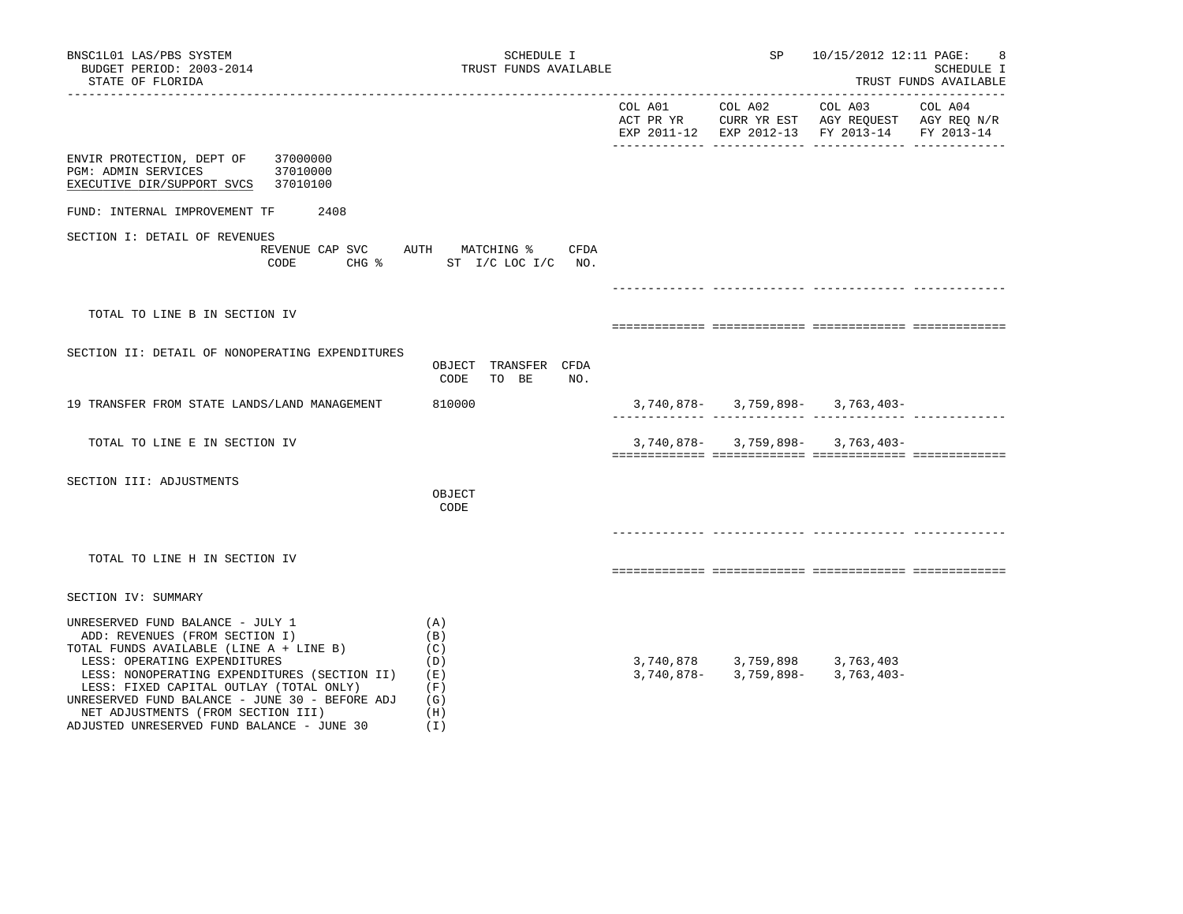BNSC1L01 LAS/PBS SYSTEM — SCHEDULE I — TRUST FUNDS AVAILABLE — SP 10/15/2012 12:11

BUDGET PERIOD: 2003-2014

STATE OF FLORIDA

ENVIR PROTECTION, DEPT OF 37000000
PGM: ADMIN SERVICES 37010000
EXECUTIVE DIR/SUPPORT SVCS 37010100

FUND: INTERNAL IMPROVEMENT TF 2408

| | COL A01 ACT PR YR EXP 2011-12 | COL A02 CURR YR EST EXP 2012-13 | COL A03 AGY REQUEST FY 2013-14 | COL A04 AGY REQ N/R FY 2013-14 |
|---|---|---|---|---|
| **SECTION I: DETAIL OF REVENUES** (REVENUE CODE / CAP SVC CHG % / AUTH ST / MATCHING % I/C LOC I/C / CFDA NO.) | | | | |
| TOTAL TO LINE B IN SECTION IV | | | | |
| **SECTION II: DETAIL OF NONOPERATING EXPENDITURES** (OBJECT CODE / TRANSFER TO BE / CFDA NO.) | | | | |
| 19 TRANSFER FROM STATE LANDS/LAND MANAGEMENT 810000 | 3,740,878- | 3,759,898- | 3,763,403- | |
| TOTAL TO LINE E IN SECTION IV | 3,740,878- | 3,759,898- | 3,763,403- | |
| **SECTION III: ADJUSTMENTS** (OBJECT CODE) | | | | |
| TOTAL TO LINE H IN SECTION IV | | | | |
| **SECTION IV: SUMMARY** | | | | |
| UNRESERVED FUND BALANCE - JULY 1 (A) | | | | |
| ADD: REVENUES (FROM SECTION I) (B) | | | | |
| TOTAL FUNDS AVAILABLE (LINE A + LINE B) (C) | | | | |
| LESS: OPERATING EXPENDITURES (D) | 3,740,878 | 3,759,898 | 3,763,403 | |
| LESS: NONOPERATING EXPENDITURES (SECTION II) (E) | 3,740,878- | 3,759,898- | 3,763,403- | |
| LESS: FIXED CAPITAL OUTLAY (TOTAL ONLY) (F) | | | | |
| UNRESERVED FUND BALANCE - JUNE 30 - BEFORE ADJ (G) | | | | |
| NET ADJUSTMENTS (FROM SECTION III) (H) | | | | |
| ADJUSTED UNRESERVED FUND BALANCE - JUNE 30 (I) | | | | |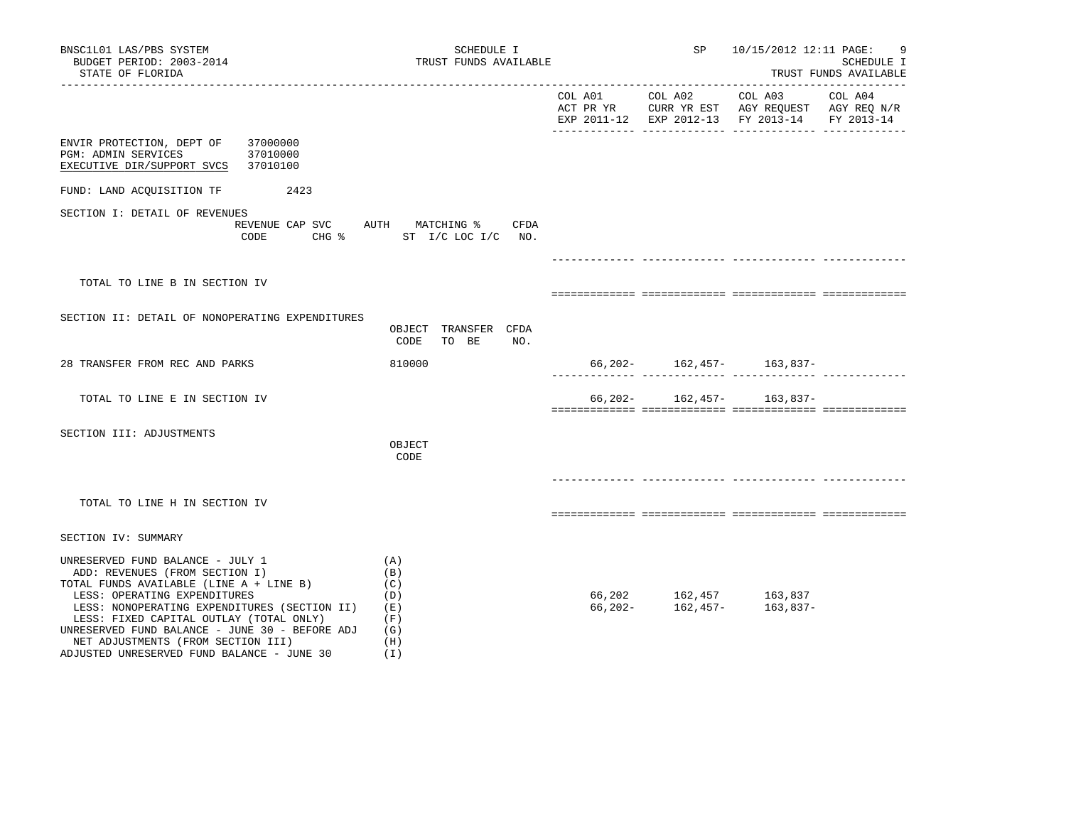BNSC1L01 LAS/PBS SYSTEM — SCHEDULE I — TRUST FUNDS AVAILABLE — SP 10/15/2012 12:11

BUDGET PERIOD: 2003-2014

STATE OF FLORIDA

| | COL A01 ACT PR YR EXP 2011-12 | COL A02 CURR YR EST EXP 2012-13 | COL A03 AGY REQUEST FY 2013-14 | COL A04 AGY REQ N/R FY 2013-14 |
|---|---|---|---|---|

ENVIR PROTECTION, DEPT OF 37000000
PGM: ADMIN SERVICES 37010000
EXECUTIVE DIR/SUPPORT SVCS 37010100

FUND: LAND ACQUISITION TF 2423

## SECTION I: DETAIL OF REVENUES

| REVENUE CODE | CAP SVC CHG % | AUTH ST | MATCHING % I/C LOC I/C | CFDA NO. | COL A01 | COL A02 | COL A03 | COL A04 |
|---|---|---|---|---|---|---|---|---|
| TOTAL TO LINE B IN SECTION IV | | | | | | | | |

## SECTION II: DETAIL OF NONOPERATING EXPENDITURES

| | OBJECT CODE | TRANSFER TO BE | CFDA NO. | COL A01 | COL A02 | COL A03 | COL A04 |
|---|---|---|---|---|---|---|---|
| 28 TRANSFER FROM REC AND PARKS | 810000 | | | 66,202- | 162,457- | 163,837- | |
| TOTAL TO LINE E IN SECTION IV | | | | 66,202- | 162,457- | 163,837- | |

## SECTION III: ADJUSTMENTS

| | OBJECT CODE | COL A01 | COL A02 | COL A03 | COL A04 |
|---|---|---|---|---|---|
| TOTAL TO LINE H IN SECTION IV | | | | | |

## SECTION IV: SUMMARY

| | | COL A01 | COL A02 | COL A03 | COL A04 |
|---|---|---|---|---|---|
| UNRESERVED FUND BALANCE - JULY 1 | (A) | | | | |
| ADD: REVENUES (FROM SECTION I) | (B) | | | | |
| TOTAL FUNDS AVAILABLE (LINE A + LINE B) | (C) | | | | |
| LESS: OPERATING EXPENDITURES | (D) | 66,202 | 162,457 | 163,837 | |
| LESS: NONOPERATING EXPENDITURES (SECTION II) | (E) | 66,202- | 162,457- | 163,837- | |
| LESS: FIXED CAPITAL OUTLAY (TOTAL ONLY) | (F) | | | | |
| UNRESERVED FUND BALANCE - JUNE 30 - BEFORE ADJ | (G) | | | | |
| NET ADJUSTMENTS (FROM SECTION III) | (H) | | | | |
| ADJUSTED UNRESERVED FUND BALANCE - JUNE 30 | (I) | | | | |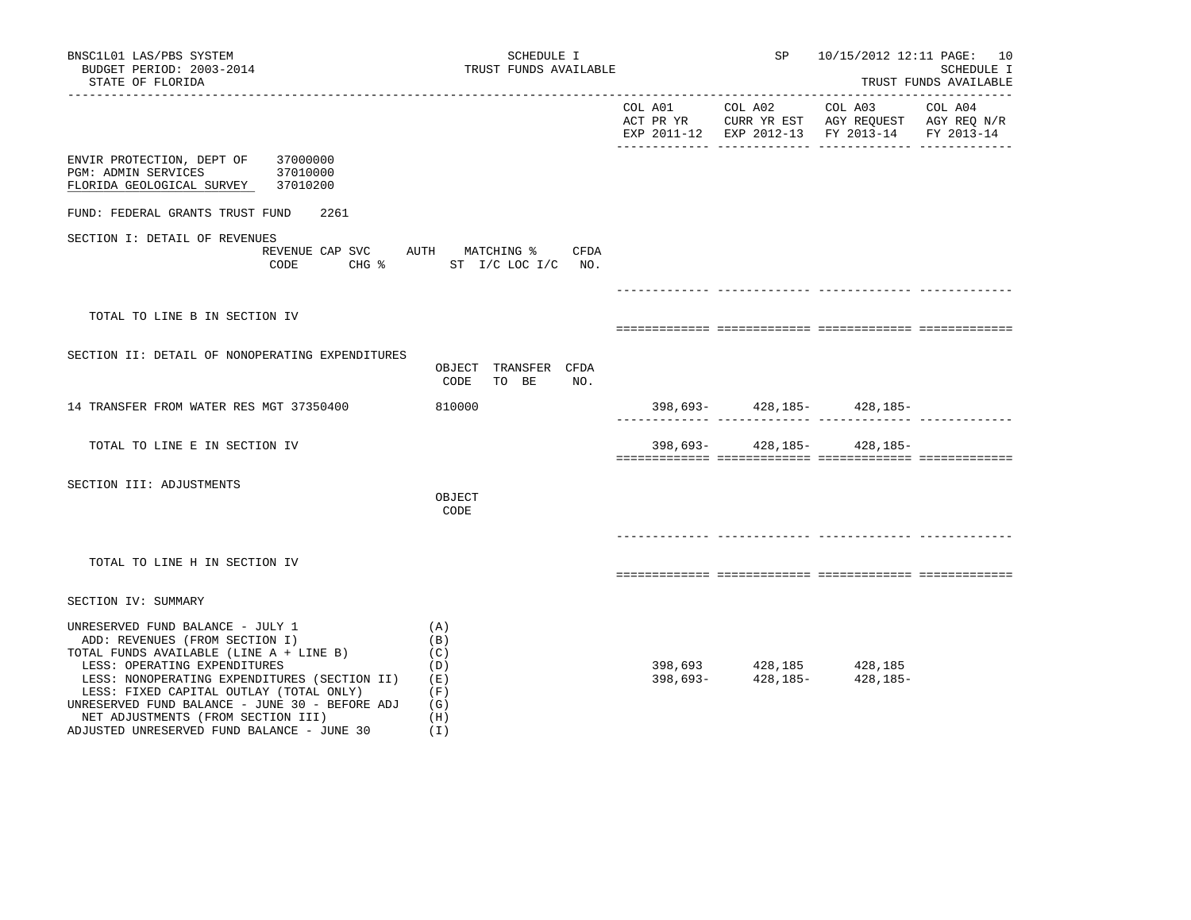BNSC1L01 LAS/PBS SYSTEM — SCHEDULE I — TRUST FUNDS AVAILABLE — SP 10/15/2012 12:11

BUDGET PERIOD: 2003-2014

STATE OF FLORIDA

SCHEDULE I — TRUST FUNDS AVAILABLE

| | | COL A01 ACT PR YR EXP 2011-12 | COL A02 CURR YR EST EXP 2012-13 | COL A03 AGY REQUEST FY 2013-14 | COL A04 AGY REQ N/R FY 2013-14 |
|---|---|---|---|---|---|

ENVIR PROTECTION, DEPT OF 37000000
PGM: ADMIN SERVICES 37010000
FLORIDA GEOLOGICAL SURVEY 37010200

FUND: FEDERAL GRANTS TRUST FUND 2261

## SECTION I: DETAIL OF REVENUES

| | REVENUE CODE | CAP SVC CHG % | AUTH ST | MATCHING % I/C LOC I/C | CFDA NO. | COL A01 | COL A02 | COL A03 | COL A04 |
|---|---|---|---|---|---|---|---|---|---|
| TOTAL TO LINE B IN SECTION IV | | | | | | | | | |

## SECTION II: DETAIL OF NONOPERATING EXPENDITURES

| | OBJECT CODE | TRANSFER TO BE | CFDA NO. | COL A01 | COL A02 | COL A03 | COL A04 |
|---|---|---|---|---|---|---|---|
| 14 TRANSFER FROM WATER RES MGT 37350400 | 810000 | | | 398,693- | 428,185- | 428,185- | |
| TOTAL TO LINE E IN SECTION IV | | | | 398,693- | 428,185- | 428,185- | |

## SECTION III: ADJUSTMENTS

| | OBJECT CODE | COL A01 | COL A02 | COL A03 | COL A04 |
|---|---|---|---|---|---|
| TOTAL TO LINE H IN SECTION IV | | | | | |

## SECTION IV: SUMMARY

| | | COL A01 | COL A02 | COL A03 | COL A04 |
|---|---|---|---|---|---|
| UNRESERVED FUND BALANCE - JULY 1 | (A) | | | | |
| ADD: REVENUES (FROM SECTION I) | (B) | | | | |
| TOTAL FUNDS AVAILABLE (LINE A + LINE B) | (C) | | | | |
| LESS: OPERATING EXPENDITURES | (D) | 398,693 | 428,185 | 428,185 | |
| LESS: NONOPERATING EXPENDITURES (SECTION II) | (E) | 398,693- | 428,185- | 428,185- | |
| LESS: FIXED CAPITAL OUTLAY (TOTAL ONLY) | (F) | | | | |
| UNRESERVED FUND BALANCE - JUNE 30 - BEFORE ADJ | (G) | | | | |
| NET ADJUSTMENTS (FROM SECTION III) | (H) | | | | |
| ADJUSTED UNRESERVED FUND BALANCE - JUNE 30 | (I) | | | | |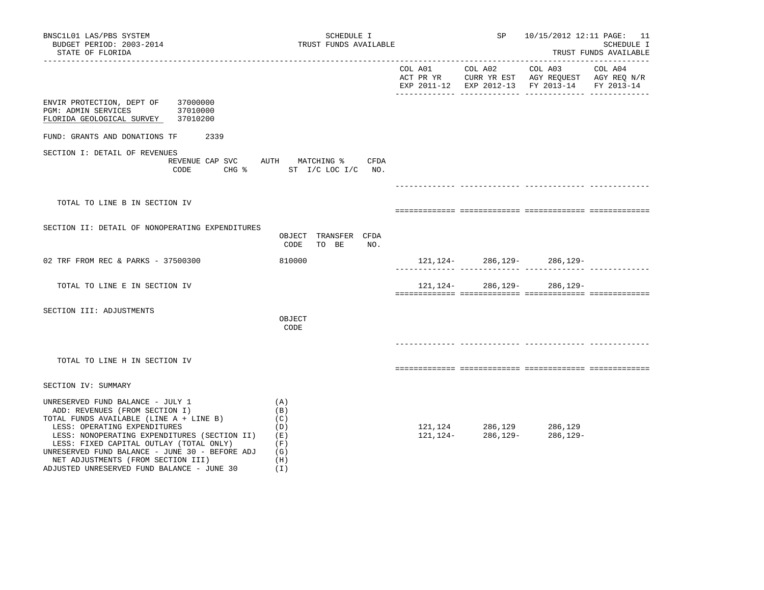BNSC1L01 LAS/PBS SYSTEM — SCHEDULE I — TRUST FUNDS AVAILABLE — SP 10/15/2012 12:11

BUDGET PERIOD: 2003-2014

STATE OF FLORIDA

SCHEDULE I — TRUST FUNDS AVAILABLE

| | COL A01 ACT PR YR EXP 2011-12 | COL A02 CURR YR EST EXP 2012-13 | COL A03 AGY REQUEST FY 2013-14 | COL A04 AGY REQ N/R FY 2013-14 |
|---|---|---|---|---|

ENVIR PROTECTION, DEPT OF 37000000
PGM: ADMIN SERVICES 37010000
FLORIDA GEOLOGICAL SURVEY 37010200

FUND: GRANTS AND DONATIONS TF 2339

## SECTION I: DETAIL OF REVENUES

| REVENUE CODE | CAP SVC CHG % | AUTH ST | MATCHING % I/C LOC I/C | CFDA NO. | COL A01 | COL A02 | COL A03 | COL A04 |
|---|---|---|---|---|---|---|---|---|
| TOTAL TO LINE B IN SECTION IV | | | | | | | | |

## SECTION II: DETAIL OF NONOPERATING EXPENDITURES

| | OBJECT CODE | TRANSFER TO BE | CFDA NO. | COL A01 | COL A02 | COL A03 | COL A04 |
|---|---|---|---|---|---|---|---|
| 02 TRF FROM REC & PARKS - 37500300 | 810000 | | | 121,124- | 286,129- | 286,129- | |
| TOTAL TO LINE E IN SECTION IV | | | | 121,124- | 286,129- | 286,129- | |

## SECTION III: ADJUSTMENTS

| | OBJECT CODE | COL A01 | COL A02 | COL A03 | COL A04 |
|---|---|---|---|---|---|
| TOTAL TO LINE H IN SECTION IV | | | | | |

## SECTION IV: SUMMARY

| | | COL A01 | COL A02 | COL A03 | COL A04 |
|---|---|---|---|---|---|
| UNRESERVED FUND BALANCE - JULY 1 | (A) | | | | |
| ADD: REVENUES (FROM SECTION I) | (B) | | | | |
| TOTAL FUNDS AVAILABLE (LINE A + LINE B) | (C) | | | | |
| LESS: OPERATING EXPENDITURES | (D) | 121,124 | 286,129 | 286,129 | |
| LESS: NONOPERATING EXPENDITURES (SECTION II) | (E) | 121,124- | 286,129- | 286,129- | |
| LESS: FIXED CAPITAL OUTLAY (TOTAL ONLY) | (F) | | | | |
| UNRESERVED FUND BALANCE - JUNE 30 - BEFORE ADJ | (G) | | | | |
| NET ADJUSTMENTS (FROM SECTION III) | (H) | | | | |
| ADJUSTED UNRESERVED FUND BALANCE - JUNE 30 | (I) | | | | |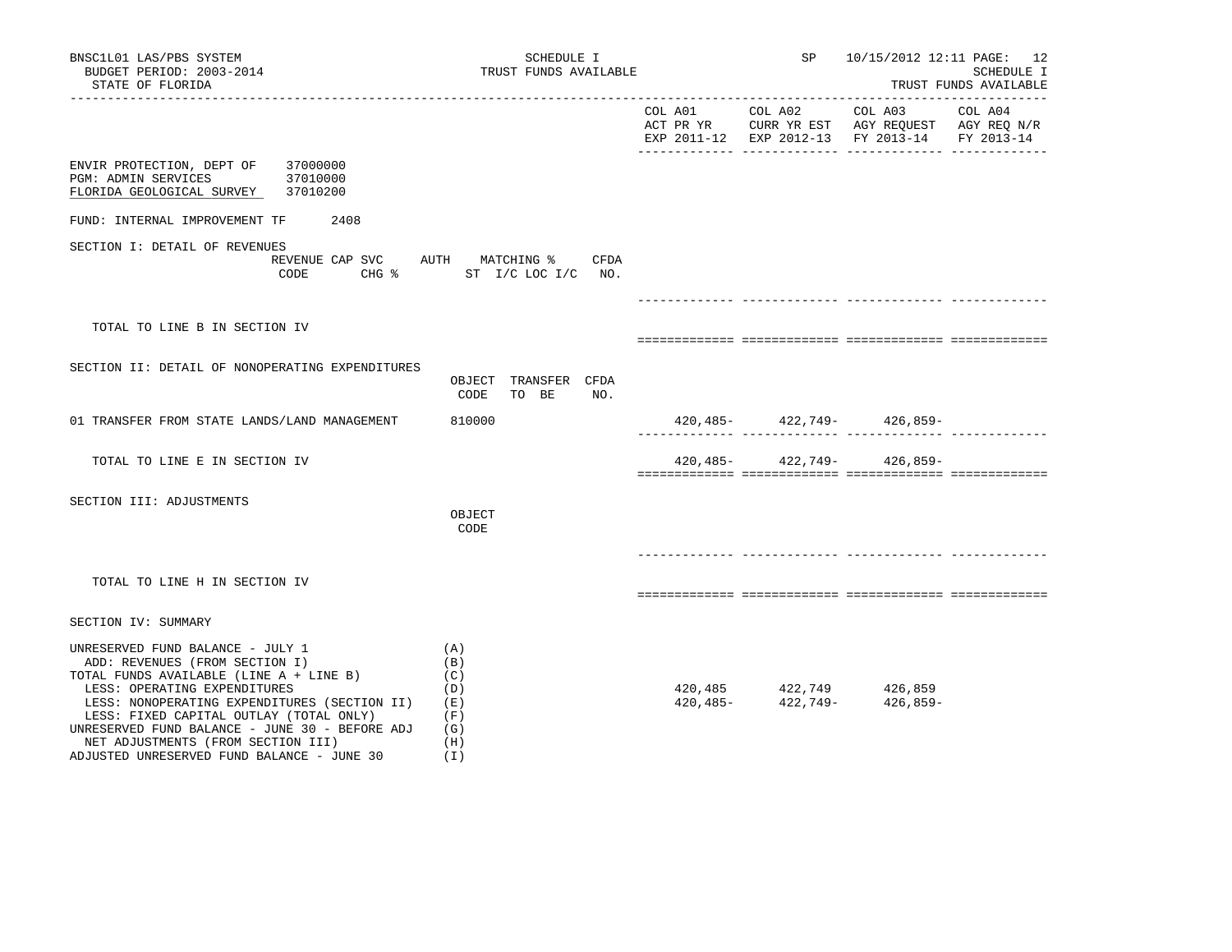BNSC1L01 LAS/PBS SYSTEM
BUDGET PERIOD: 2003-2014
STATE OF FLORIDA

SCHEDULE I
TRUST FUNDS AVAILABLE

SP 10/15/2012 12:11 PAGE: 12
SCHEDULE I
TRUST FUNDS AVAILABLE

ENVIR PROTECTION, DEPT OF 37000000
PGM: ADMIN SERVICES 37010000
FLORIDA GEOLOGICAL SURVEY 37010200

FUND: INTERNAL IMPROVEMENT TF 2408

| | | COL A01 ACT PR YR EXP 2011-12 | COL A02 CURR YR EST EXP 2012-13 | COL A03 AGY REQUEST FY 2013-14 | COL A04 AGY REQ N/R FY 2013-14 |
|---|---|---|---|---|---|
| **SECTION I: DETAIL OF REVENUES** | REVENUE CODE / CAP SVC CHG % / AUTH ST / MATCHING % I/C LOC I/C / CFDA NO. | | | | |
| TOTAL TO LINE B IN SECTION IV | | | | | |
| **SECTION II: DETAIL OF NONOPERATING EXPENDITURES** | OBJECT CODE / TRANSFER TO BE / CFDA NO. | | | | |
| 01 TRANSFER FROM STATE LANDS/LAND MANAGEMENT | 810000 | 420,485- | 422,749- | 426,859- | |
| TOTAL TO LINE E IN SECTION IV | | 420,485- | 422,749- | 426,859- | |
| **SECTION III: ADJUSTMENTS** | OBJECT CODE | | | | |
| TOTAL TO LINE H IN SECTION IV | | | | | |
| **SECTION IV: SUMMARY** | | | | | |
| UNRESERVED FUND BALANCE - JULY 1 | (A) | | | | |
| ADD: REVENUES (FROM SECTION I) | (B) | | | | |
| TOTAL FUNDS AVAILABLE (LINE A + LINE B) | (C) | | | | |
| LESS: OPERATING EXPENDITURES | (D) | 420,485 | 422,749 | 426,859 | |
| LESS: NONOPERATING EXPENDITURES (SECTION II) | (E) | 420,485- | 422,749- | 426,859- | |
| LESS: FIXED CAPITAL OUTLAY (TOTAL ONLY) | (F) | | | | |
| UNRESERVED FUND BALANCE - JUNE 30 - BEFORE ADJ | (G) | | | | |
| NET ADJUSTMENTS (FROM SECTION III) | (H) | | | | |
| ADJUSTED UNRESERVED FUND BALANCE - JUNE 30 | (I) | | | | |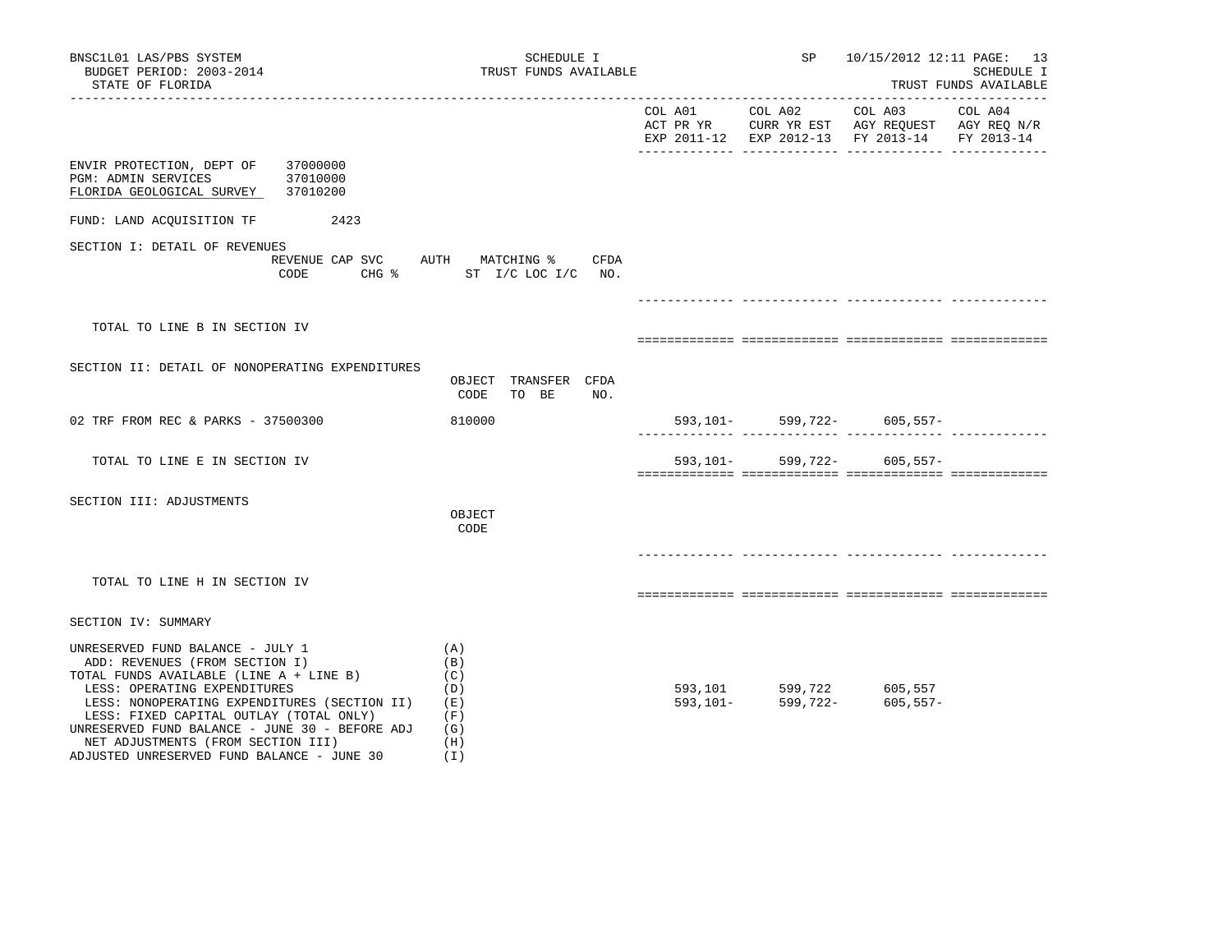BNSC1L01 LAS/PBS SYSTEM
BUDGET PERIOD: 2003-2014
STATE OF FLORIDA

SCHEDULE I
TRUST FUNDS AVAILABLE

SP 10/15/2012 12:11

SCHEDULE I
TRUST FUNDS AVAILABLE

| | | COL A01 ACT PR YR EXP 2011-12 | COL A02 CURR YR EST EXP 2012-13 | COL A03 AGY REQUEST FY 2013-14 | COL A04 AGY REQ N/R FY 2013-14 |
|---|---|---|---|---|---|

ENVIR PROTECTION, DEPT OF 37000000
PGM: ADMIN SERVICES 37010000
FLORIDA GEOLOGICAL SURVEY 37010200

FUND: LAND ACQUISITION TF 2423

SECTION I: DETAIL OF REVENUES

| | REVENUE CODE | CAP SVC CHG % | AUTH ST | MATCHING % I/C LOC I/C | CFDA NO. | COL A01 | COL A02 | COL A03 | COL A04 |
|---|---|---|---|---|---|---|---|---|---|
| TOTAL TO LINE B IN SECTION IV | | | | | | | | | |

SECTION II: DETAIL OF NONOPERATING EXPENDITURES

| | OBJECT CODE | TRANSFER TO BE | CFDA NO. | COL A01 | COL A02 | COL A03 | COL A04 |
|---|---|---|---|---|---|---|---|
| 02 TRF FROM REC & PARKS - 37500300 | 810000 | | | 593,101- | 599,722- | 605,557- | |
| TOTAL TO LINE E IN SECTION IV | | | | 593,101- | 599,722- | 605,557- | |

SECTION III: ADJUSTMENTS

| | OBJECT CODE | COL A01 | COL A02 | COL A03 | COL A04 |
|---|---|---|---|---|---|
| TOTAL TO LINE H IN SECTION IV | | | | | |

SECTION IV: SUMMARY

| | | COL A01 | COL A02 | COL A03 | COL A04 |
|---|---|---|---|---|---|
| UNRESERVED FUND BALANCE - JULY 1 | (A) | | | | |
| ADD: REVENUES (FROM SECTION I) | (B) | | | | |
| TOTAL FUNDS AVAILABLE (LINE A + LINE B) | (C) | | | | |
| LESS: OPERATING EXPENDITURES | (D) | 593,101 | 599,722 | 605,557 | |
| LESS: NONOPERATING EXPENDITURES (SECTION II) | (E) | 593,101- | 599,722- | 605,557- | |
| LESS: FIXED CAPITAL OUTLAY (TOTAL ONLY) | (F) | | | | |
| UNRESERVED FUND BALANCE - JUNE 30 - BEFORE ADJ | (G) | | | | |
| NET ADJUSTMENTS (FROM SECTION III) | (H) | | | | |
| ADJUSTED UNRESERVED FUND BALANCE - JUNE 30 | (I) | | | | |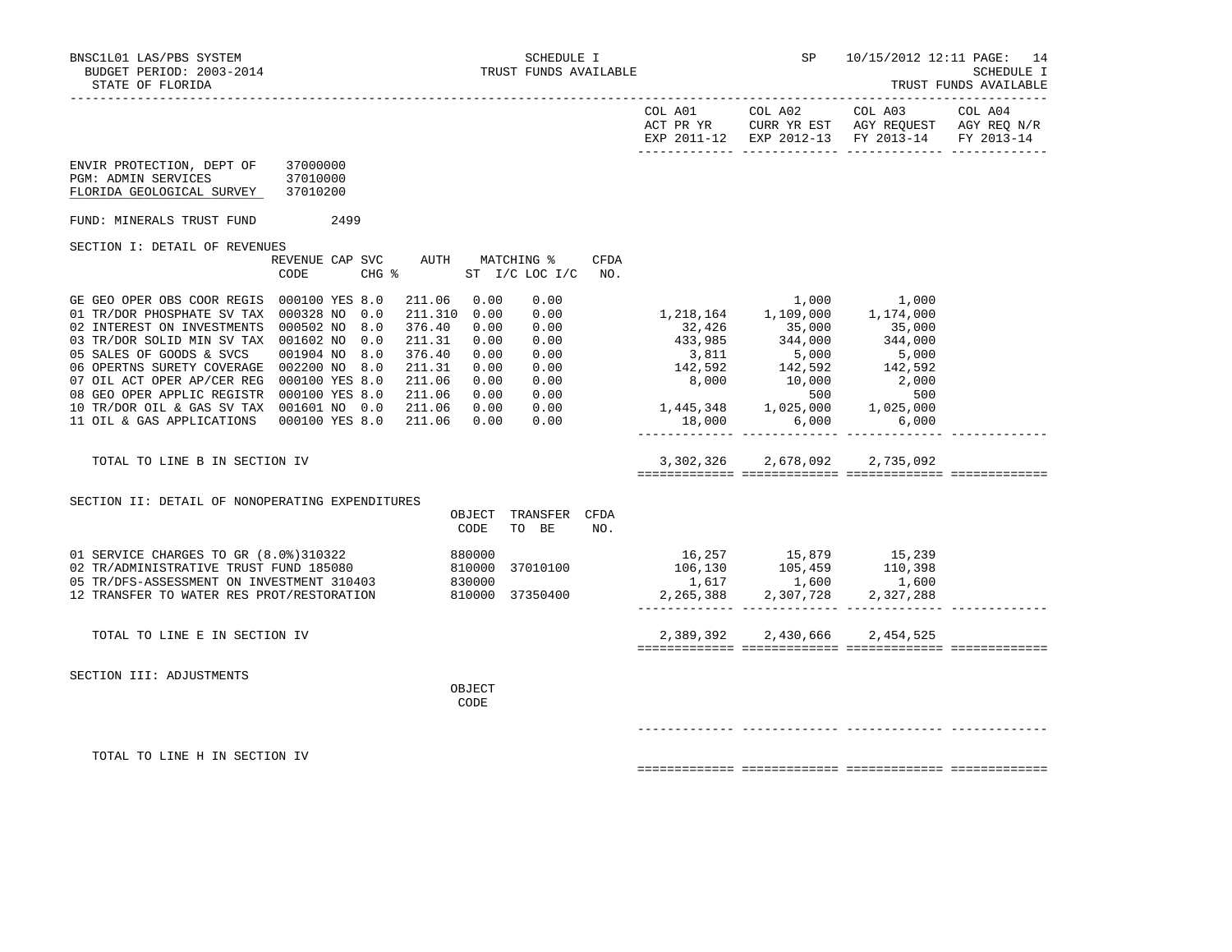BNSC1L01 LAS/PBS SYSTEM — SCHEDULE I — TRUST FUNDS AVAILABLE — SP 10/15/2012 12:11

BUDGET PERIOD: 2003-2014

STATE OF FLORIDA

ENVIR PROTECTION, DEPT OF 37000000
PGM: ADMIN SERVICES 37010000
FLORIDA GEOLOGICAL SURVEY 37010200

FUND: MINERALS TRUST FUND 2499

## SECTION I: DETAIL OF REVENUES

| | REVENUE CODE | CAP | SVC CHG % | AUTH ST | MATCHING % I/C | LOC I/C | CFDA NO. | COL A01 ACT PR YR EXP 2011-12 | COL A02 CURR YR EST EXP 2012-13 | COL A03 AGY REQUEST FY 2013-14 | COL A04 AGY REQ N/R FY 2013-14 |
|---|---|---|---|---|---|---|---|---|---|---|---|
| GE GEO OPER OBS COOR REGIS | 000100 | YES | 8.0 | 211.06 | 0.00 | 0.00 | | | 1,000 | 1,000 | |
| 01 TR/DOR PHOSPHATE SV TAX | 000328 | NO | 0.0 | 211.310 | 0.00 | 0.00 | | 1,218,164 | 1,109,000 | 1,174,000 | |
| 02 INTEREST ON INVESTMENTS | 000502 | NO | 8.0 | 376.40 | 0.00 | 0.00 | | 32,426 | 35,000 | 35,000 | |
| 03 TR/DOR SOLID MIN SV TAX | 001602 | NO | 0.0 | 211.31 | 0.00 | 0.00 | | 433,985 | 344,000 | 344,000 | |
| 05 SALES OF GOODS & SVCS | 001904 | NO | 8.0 | 376.40 | 0.00 | 0.00 | | 3,811 | 5,000 | 5,000 | |
| 06 OPERTNS SURETY COVERAGE | 002200 | NO | 8.0 | 211.31 | 0.00 | 0.00 | | 142,592 | 142,592 | 142,592 | |
| 07 OIL ACT OPER AP/CER REG | 000100 | YES | 8.0 | 211.06 | 0.00 | 0.00 | | 8,000 | 10,000 | 2,000 | |
| 08 GEO OPER APPLIC REGISTR | 000100 | YES | 8.0 | 211.06 | 0.00 | 0.00 | | | 500 | 500 | |
| 10 TR/DOR OIL & GAS SV TAX | 001601 | NO | 0.0 | 211.06 | 0.00 | 0.00 | | 1,445,348 | 1,025,000 | 1,025,000 | |
| 11 OIL & GAS APPLICATIONS | 000100 | YES | 8.0 | 211.06 | 0.00 | 0.00 | | 18,000 | 6,000 | 6,000 | |
| TOTAL TO LINE B IN SECTION IV | | | | | | | | 3,302,326 | 2,678,092 | 2,735,092 | |

## SECTION II: DETAIL OF NONOPERATING EXPENDITURES

| | OBJECT CODE | TRANSFER TO BE | CFDA NO. | COL A01 | COL A02 | COL A03 | COL A04 |
|---|---|---|---|---|---|---|---|
| 01 SERVICE CHARGES TO GR (8.0%)310322 | 880000 | | | 16,257 | 15,879 | 15,239 | |
| 02 TR/ADMINISTRATIVE TRUST FUND 185080 | 810000 | 37010100 | | 106,130 | 105,459 | 110,398 | |
| 05 TR/DFS-ASSESSMENT ON INVESTMENT 310403 | 830000 | | | 1,617 | 1,600 | 1,600 | |
| 12 TRANSFER TO WATER RES PROT/RESTORATION | 810000 | 37350400 | | 2,265,388 | 2,307,728 | 2,327,288 | |
| TOTAL TO LINE E IN SECTION IV | | | | 2,389,392 | 2,430,666 | 2,454,525 | |

## SECTION III: ADJUSTMENTS

| | OBJECT CODE | COL A01 | COL A02 | COL A03 | COL A04 |
|---|---|---|---|---|---|
| TOTAL TO LINE H IN SECTION IV | | | | | |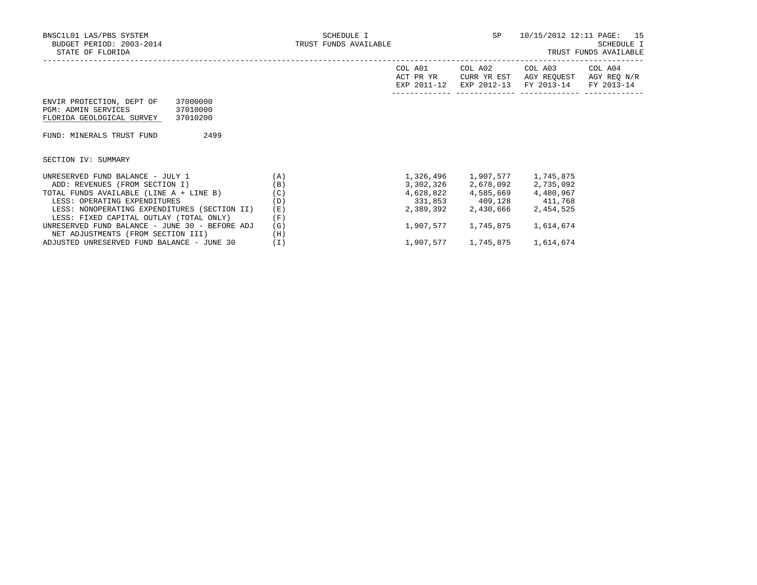ENVIR PROTECTION, DEPT OF 37000000
PGM: ADMIN SERVICES 37010000
FLORIDA GEOLOGICAL SURVEY 37010200

FUND: MINERALS TRUST FUND 2499

SECTION IV: SUMMARY

| | | COL A01 ACT PR YR EXP 2011-12 | COL A02 CURR YR EST EXP 2012-13 | COL A03 AGY REQUEST FY 2013-14 | COL A04 AGY REQ N/R FY 2013-14 |
|---|---|---|---|---|---|
| UNRESERVED FUND BALANCE - JULY 1 | (A) | 1,326,496 | 1,907,577 | 1,745,875 | |
| ADD: REVENUES (FROM SECTION I) | (B) | 3,302,326 | 2,678,092 | 2,735,092 | |
| TOTAL FUNDS AVAILABLE (LINE A + LINE B) | (C) | 4,628,822 | 4,585,669 | 4,480,967 | |
| LESS: OPERATING EXPENDITURES | (D) | 331,853 | 409,128 | 411,768 | |
| LESS: NONOPERATING EXPENDITURES (SECTION II) | (E) | 2,389,392 | 2,430,666 | 2,454,525 | |
| LESS: FIXED CAPITAL OUTLAY (TOTAL ONLY) | (F) | | | | |
| UNRESERVED FUND BALANCE - JUNE 30 - BEFORE ADJ | (G) | 1,907,577 | 1,745,875 | 1,614,674 | |
| NET ADJUSTMENTS (FROM SECTION III) | (H) | | | | |
| ADJUSTED UNRESERVED FUND BALANCE - JUNE 30 | (I) | 1,907,577 | 1,745,875 | 1,614,674 | |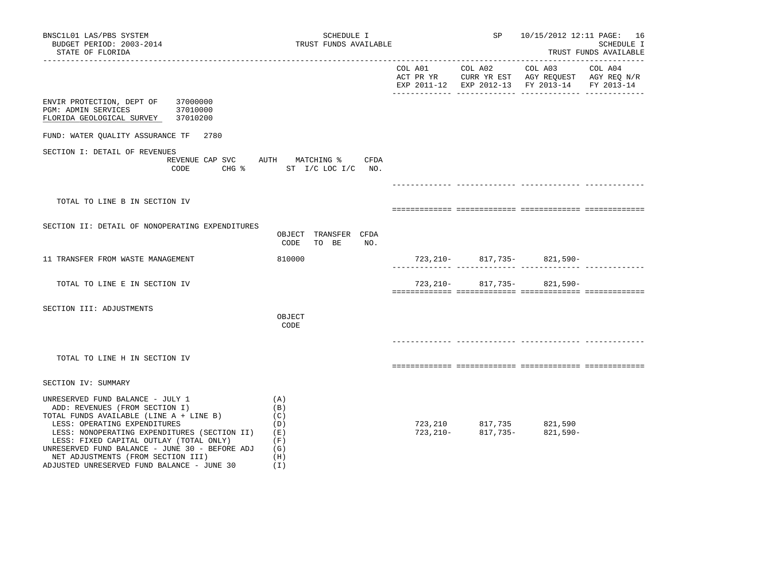BNSC1L01 LAS/PBS SYSTEM
BUDGET PERIOD: 2003-2014
STATE OF FLORIDA

SCHEDULE I
TRUST FUNDS AVAILABLE

SP 10/15/2012 12:11

SCHEDULE I
TRUST FUNDS AVAILABLE

ENVIR PROTECTION, DEPT OF 37000000
PGM: ADMIN SERVICES 37010000
FLORIDA GEOLOGICAL SURVEY 37010200

FUND: WATER QUALITY ASSURANCE TF 2780

## SECTION I: DETAIL OF REVENUES

| REVENUE CODE | CAP SVC CHG % | AUTH ST | MATCHING % I/C LOC I/C | CFDA NO. | COL A01 ACT PR YR EXP 2011-12 | COL A02 CURR YR EST EXP 2012-13 | COL A03 AGY REQUEST FY 2013-14 | COL A04 AGY REQ N/R FY 2013-14 |
|---|---|---|---|---|---|---|---|---|
| TOTAL TO LINE B IN SECTION IV | | | | | | | | |

## SECTION II: DETAIL OF NONOPERATING EXPENDITURES

| | OBJECT CODE | TRANSFER TO BE | CFDA NO. | COL A01 ACT PR YR EXP 2011-12 | COL A02 CURR YR EST EXP 2012-13 | COL A03 AGY REQUEST FY 2013-14 | COL A04 AGY REQ N/R FY 2013-14 |
|---|---|---|---|---|---|---|---|
| 11 TRANSFER FROM WASTE MANAGEMENT | 810000 | | | 723,210- | 817,735- | 821,590- | |
| TOTAL TO LINE E IN SECTION IV | | | | 723,210- | 817,735- | 821,590- | |

## SECTION III: ADJUSTMENTS

| | OBJECT CODE | COL A01 ACT PR YR EXP 2011-12 | COL A02 CURR YR EST EXP 2012-13 | COL A03 AGY REQUEST FY 2013-14 | COL A04 AGY REQ N/R FY 2013-14 |
|---|---|---|---|---|---|
| TOTAL TO LINE H IN SECTION IV | | | | | |

## SECTION IV: SUMMARY

| | | COL A01 ACT PR YR EXP 2011-12 | COL A02 CURR YR EST EXP 2012-13 | COL A03 AGY REQUEST FY 2013-14 | COL A04 AGY REQ N/R FY 2013-14 |
|---|---|---|---|---|---|
| UNRESERVED FUND BALANCE - JULY 1 | (A) | | | | |
| ADD: REVENUES (FROM SECTION I) | (B) | | | | |
| TOTAL FUNDS AVAILABLE (LINE A + LINE B) | (C) | | | | |
| LESS: OPERATING EXPENDITURES | (D) | 723,210 | 817,735 | 821,590 | |
| LESS: NONOPERATING EXPENDITURES (SECTION II) | (E) | 723,210- | 817,735- | 821,590- | |
| LESS: FIXED CAPITAL OUTLAY (TOTAL ONLY) | (F) | | | | |
| UNRESERVED FUND BALANCE - JUNE 30 - BEFORE ADJ | (G) | | | | |
| NET ADJUSTMENTS (FROM SECTION III) | (H) | | | | |
| ADJUSTED UNRESERVED FUND BALANCE - JUNE 30 | (I) | | | | |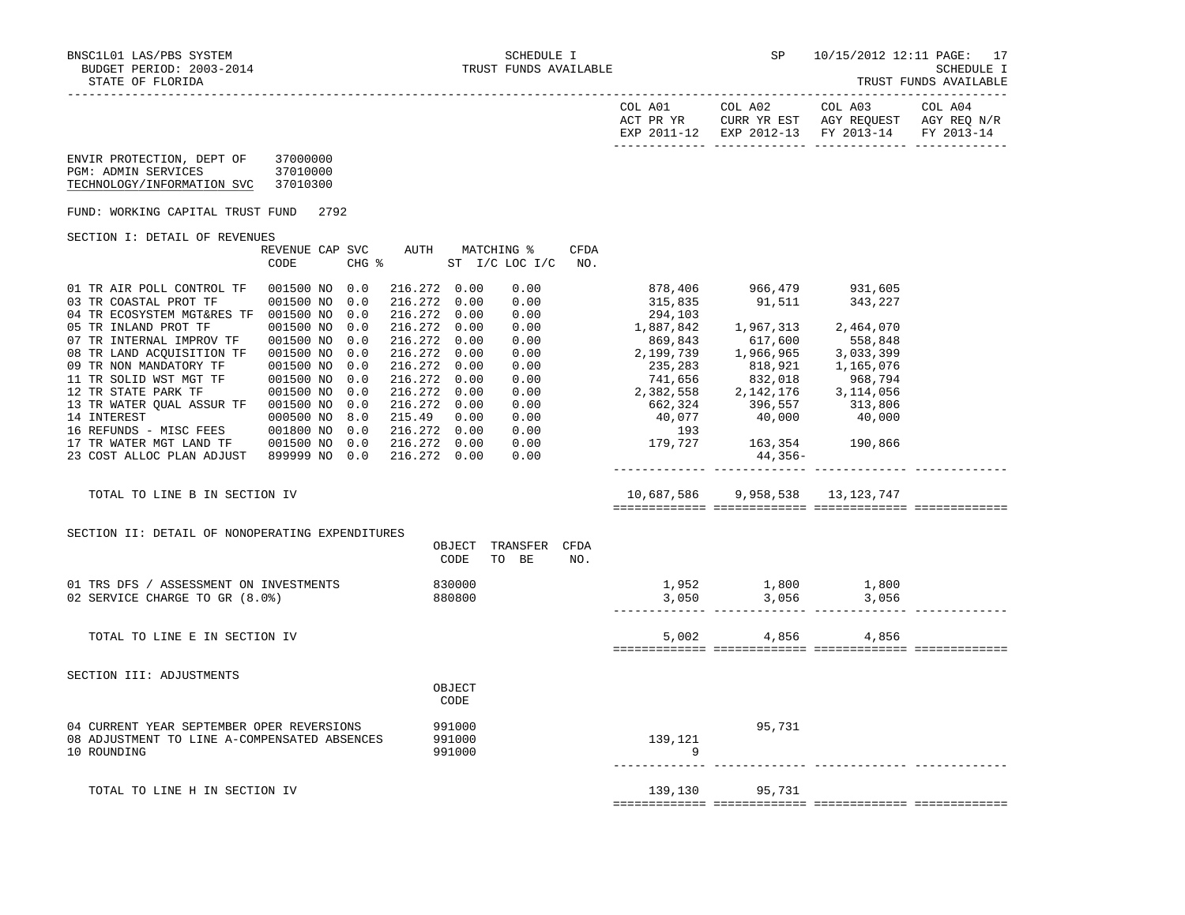BNSC1L01 LAS/PBS SYSTEM | SCHEDULE I | SP 10/15/2012 12:11 PAGE: 17
BUDGET PERIOD: 2003-2014 | TRUST FUNDS AVAILABLE | SCHEDULE I
STATE OF FLORIDA | | TRUST FUNDS AVAILABLE

| | COL A01 ACT PR YR EXP 2011-12 | COL A02 CURR YR EST EXP 2012-13 | COL A03 AGY REQUEST FY 2013-14 | COL A04 AGY REQ N/R FY 2013-14 |
|---|---|---|---|---|

ENVIR PROTECTION, DEPT OF 37000000
PGM: ADMIN SERVICES 37010000
TECHNOLOGY/INFORMATION SVC 37010300

FUND: WORKING CAPITAL TRUST FUND 2792

SECTION I: DETAIL OF REVENUES

| | REVENUE CODE | CAP SVC | CHG % | AUTH | MATCHING % ST I/C | LOC I/C | CFDA NO. | COL A01 | COL A02 | COL A03 | COL A04 |
|---|---|---|---|---|---|---|---|---|---|---|---|
| 01 TR AIR POLL CONTROL TF | 001500 | NO | 0.0 | 216.272 | 0.00 | 0.00 | | 878,406 | 966,479 | 931,605 | |
| 03 TR COASTAL PROT TF | 001500 | NO | 0.0 | 216.272 | 0.00 | 0.00 | | 315,835 | 91,511 | 343,227 | |
| 04 TR ECOSYSTEM MGT&RES TF | 001500 | NO | 0.0 | 216.272 | 0.00 | 0.00 | | 294,103 | | | |
| 05 TR INLAND PROT TF | 001500 | NO | 0.0 | 216.272 | 0.00 | 0.00 | | 1,887,842 | 1,967,313 | 2,464,070 | |
| 07 TR INTERNAL IMPROV TF | 001500 | NO | 0.0 | 216.272 | 0.00 | 0.00 | | 869,843 | 617,600 | 558,848 | |
| 08 TR LAND ACQUISITION TF | 001500 | NO | 0.0 | 216.272 | 0.00 | 0.00 | | 2,199,739 | 1,966,965 | 3,033,399 | |
| 09 TR NON MANDATORY TF | 001500 | NO | 0.0 | 216.272 | 0.00 | 0.00 | | 235,283 | 818,921 | 1,165,076 | |
| 11 TR SOLID WST MGT TF | 001500 | NO | 0.0 | 216.272 | 0.00 | 0.00 | | 741,656 | 832,018 | 968,794 | |
| 12 TR STATE PARK TF | 001500 | NO | 0.0 | 216.272 | 0.00 | 0.00 | | 2,382,558 | 2,142,176 | 3,114,056 | |
| 13 TR WATER QUAL ASSUR TF | 001500 | NO | 0.0 | 216.272 | 0.00 | 0.00 | | 662,324 | 396,557 | 313,806 | |
| 14 INTEREST | 000500 | NO | 8.0 | 215.49 | 0.00 | 0.00 | | 40,077 | 40,000 | 40,000 | |
| 16 REFUNDS - MISC FEES | 001800 | NO | 0.0 | 216.272 | 0.00 | 0.00 | | 193 | | | |
| 17 TR WATER MGT LAND TF | 001500 | NO | 0.0 | 216.272 | 0.00 | 0.00 | | 179,727 | 163,354 | 190,866 | |
| 23 COST ALLOC PLAN ADJUST | 899999 | NO | 0.0 | 216.272 | 0.00 | 0.00 | | | 44,356- | | |
| TOTAL TO LINE B IN SECTION IV | | | | | | | | 10,687,586 | 9,958,538 | 13,123,747 | |

SECTION II: DETAIL OF NONOPERATING EXPENDITURES

| | OBJECT CODE | TRANSFER TO BE | CFDA NO. | COL A01 | COL A02 | COL A03 | COL A04 |
|---|---|---|---|---|---|---|---|
| 01 TRS DFS / ASSESSMENT ON INVESTMENTS | 830000 | | | 1,952 | 1,800 | 1,800 | |
| 02 SERVICE CHARGE TO GR (8.0%) | 880800 | | | 3,050 | 3,056 | 3,056 | |
| TOTAL TO LINE E IN SECTION IV | | | | 5,002 | 4,856 | 4,856 | |

SECTION III: ADJUSTMENTS

| | OBJECT CODE | COL A01 | COL A02 | COL A03 | COL A04 |
|---|---|---|---|---|---|
| 04 CURRENT YEAR SEPTEMBER OPER REVERSIONS | 991000 | | 95,731 | | |
| 08 ADJUSTMENT TO LINE A-COMPENSATED ABSENCES | 991000 | 139,121 | | | |
| 10 ROUNDING | 991000 | 9 | | | |
| TOTAL TO LINE H IN SECTION IV | | 139,130 | 95,731 | | |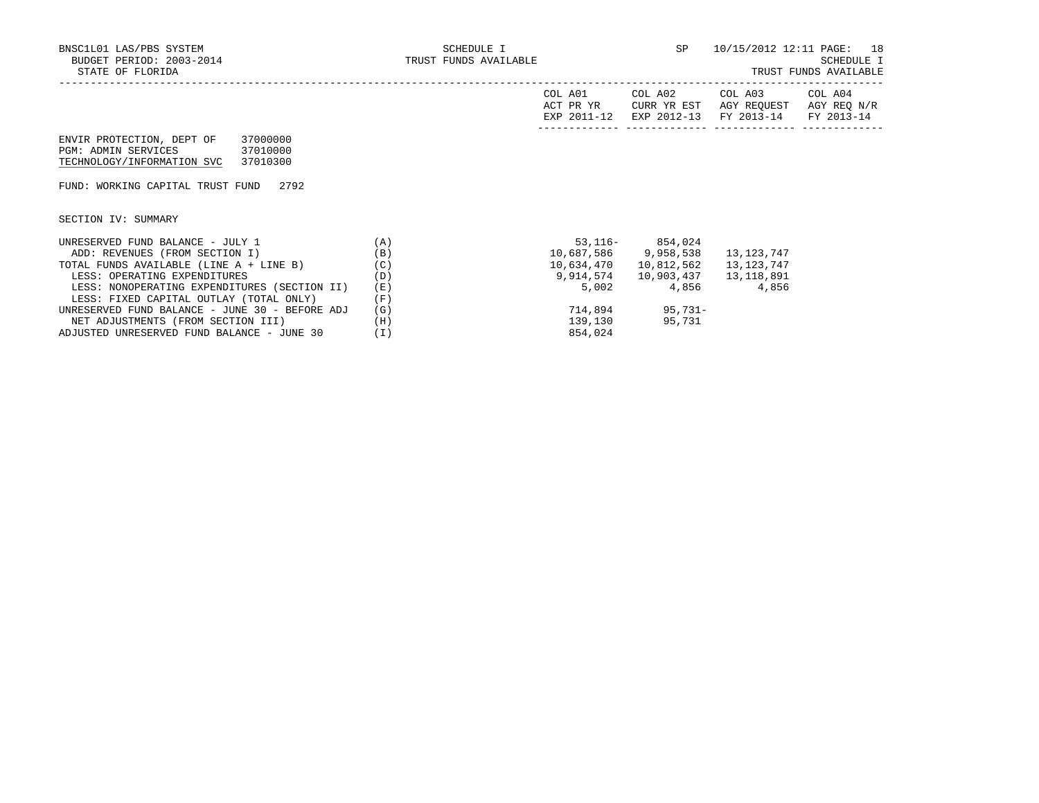BNSC1L01 LAS/PBS SYSTEM
BUDGET PERIOD: 2003-2014
STATE OF FLORIDA

SCHEDULE I
TRUST FUNDS AVAILABLE

SP 10/15/2012 12:11

SCHEDULE I
TRUST FUNDS AVAILABLE

ENVIR PROTECTION, DEPT OF 37000000
PGM: ADMIN SERVICES 37010000
TECHNOLOGY/INFORMATION SVC 37010300

FUND: WORKING CAPITAL TRUST FUND 2792

SECTION IV: SUMMARY

| | | COL A01 ACT PR YR EXP 2011-12 | COL A02 CURR YR EST EXP 2012-13 | COL A03 AGY REQUEST FY 2013-14 | COL A04 AGY REQ N/R FY 2013-14 |
|---|---|---|---|---|---|
| UNRESERVED FUND BALANCE - JULY 1 | (A) | 53,116- | 854,024 | | |
| ADD: REVENUES (FROM SECTION I) | (B) | 10,687,586 | 9,958,538 | 13,123,747 | |
| TOTAL FUNDS AVAILABLE (LINE A + LINE B) | (C) | 10,634,470 | 10,812,562 | 13,123,747 | |
| LESS: OPERATING EXPENDITURES | (D) | 9,914,574 | 10,903,437 | 13,118,891 | |
| LESS: NONOPERATING EXPENDITURES (SECTION II) | (E) | 5,002 | 4,856 | 4,856 | |
| LESS: FIXED CAPITAL OUTLAY (TOTAL ONLY) | (F) | | | | |
| UNRESERVED FUND BALANCE - JUNE 30 - BEFORE ADJ | (G) | 714,894 | 95,731- | | |
| NET ADJUSTMENTS (FROM SECTION III) | (H) | 139,130 | 95,731 | | |
| ADJUSTED UNRESERVED FUND BALANCE - JUNE 30 | (I) | 854,024 | | | |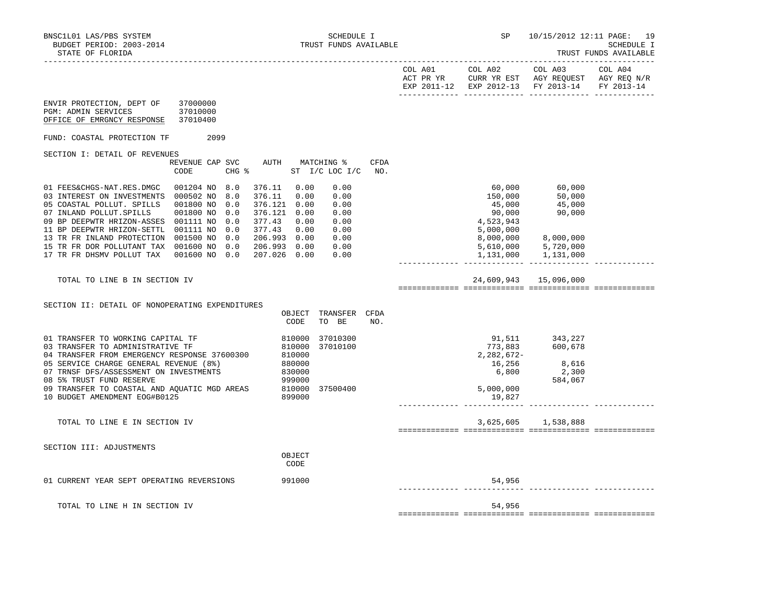BNSC1L01 LAS/PBS SYSTEM — SCHEDULE I — SP 10/15/2012 12:11

BUDGET PERIOD: 2003-2014 — TRUST FUNDS AVAILABLE — SCHEDULE I

STATE OF FLORIDA — TRUST FUNDS AVAILABLE

| | COL A01 ACT PR YR EXP 2011-12 | COL A02 CURR YR EST EXP 2012-13 | COL A03 AGY REQUEST FY 2013-14 | COL A04 AGY REQ N/R FY 2013-14 |
|---|---|---|---|---|

ENVIR PROTECTION, DEPT OF 37000000
PGM: ADMIN SERVICES 37010000
OFFICE OF EMRGNCY RESPONSE 37010400

FUND: COASTAL PROTECTION TF 2099

SECTION I: DETAIL OF REVENUES

| | REVENUE CODE | CAP | SVC CHG % | AUTH ST | MATCHING % I/C | LOC I/C | CFDA NO. | COL A01 | COL A02 | COL A03 | COL A04 |
|---|---|---|---|---|---|---|---|---|---|---|---|
| 01 FEES&CHGS-NAT.RES.DMGC | 001204 | NO | 8.0 | 376.11 | 0.00 | 0.00 | | | 60,000 | 60,000 | |
| 03 INTEREST ON INVESTMENTS | 000502 | NO | 8.0 | 376.11 | 0.00 | 0.00 | | | 150,000 | 50,000 | |
| 05 COASTAL POLLUT. SPILLS | 001800 | NO | 0.0 | 376.121 | 0.00 | 0.00 | | | 45,000 | 45,000 | |
| 07 INLAND POLLUT.SPILLS | 001800 | NO | 0.0 | 376.121 | 0.00 | 0.00 | | | 90,000 | 90,000 | |
| 09 BP DEEPWTR HRIZON-ASSES | 001111 | NO | 0.0 | 377.43 | 0.00 | 0.00 | | | 4,523,943 | | |
| 11 BP DEEPWTR HRIZON-SETTL | 001111 | NO | 0.0 | 377.43 | 0.00 | 0.00 | | | 5,000,000 | | |
| 13 TR FR INLAND PROTECTION | 001500 | NO | 0.0 | 206.993 | 0.00 | 0.00 | | | 8,000,000 | 8,000,000 | |
| 15 TR FR DOR POLLUTANT TAX | 001600 | NO | 0.0 | 206.993 | 0.00 | 0.00 | | | 5,610,000 | 5,720,000 | |
| 17 TR FR DHSMV POLLUT TAX | 001600 | NO | 0.0 | 207.026 | 0.00 | 0.00 | | | 1,131,000 | 1,131,000 | |
| TOTAL TO LINE B IN SECTION IV | | | | | | | | | 24,609,943 | 15,096,000 | |

SECTION II: DETAIL OF NONOPERATING EXPENDITURES

| | OBJECT CODE | TRANSFER TO BE | CFDA NO. | COL A01 | COL A02 | COL A03 | COL A04 |
|---|---|---|---|---|---|---|---|
| 01 TRANSFER TO WORKING CAPITAL TF | 810000 | 37010300 | | | 91,511 | 343,227 | |
| 03 TRANSFER TO ADMINISTRATIVE TF | 810000 | 37010100 | | | 773,883 | 600,678 | |
| 04 TRANSFER FROM EMERGENCY RESPONSE 37600300 | 810000 | | | | 2,282,672- | | |
| 05 SERVICE CHARGE GENERAL REVENUE (8%) | 880000 | | | | 16,256 | 8,616 | |
| 07 TRNSF DFS/ASSESSMENT ON INVESTMENTS | 830000 | | | | 6,800 | 2,300 | |
| 08 5% TRUST FUND RESERVE | 999000 | | | | | 584,067 | |
| 09 TRANSFER TO COASTAL AND AQUATIC MGD AREAS | 810000 | 37500400 | | | 5,000,000 | | |
| 10 BUDGET AMENDMENT EOG#B0125 | 899000 | | | | 19,827 | | |
| TOTAL TO LINE E IN SECTION IV | | | | | 3,625,605 | 1,538,888 | |

SECTION III: ADJUSTMENTS

| | OBJECT CODE | COL A01 | COL A02 | COL A03 | COL A04 |
|---|---|---|---|---|---|
| 01 CURRENT YEAR SEPT OPERATING REVERSIONS | 991000 | | 54,956 | | |
| TOTAL TO LINE H IN SECTION IV | | | 54,956 | | |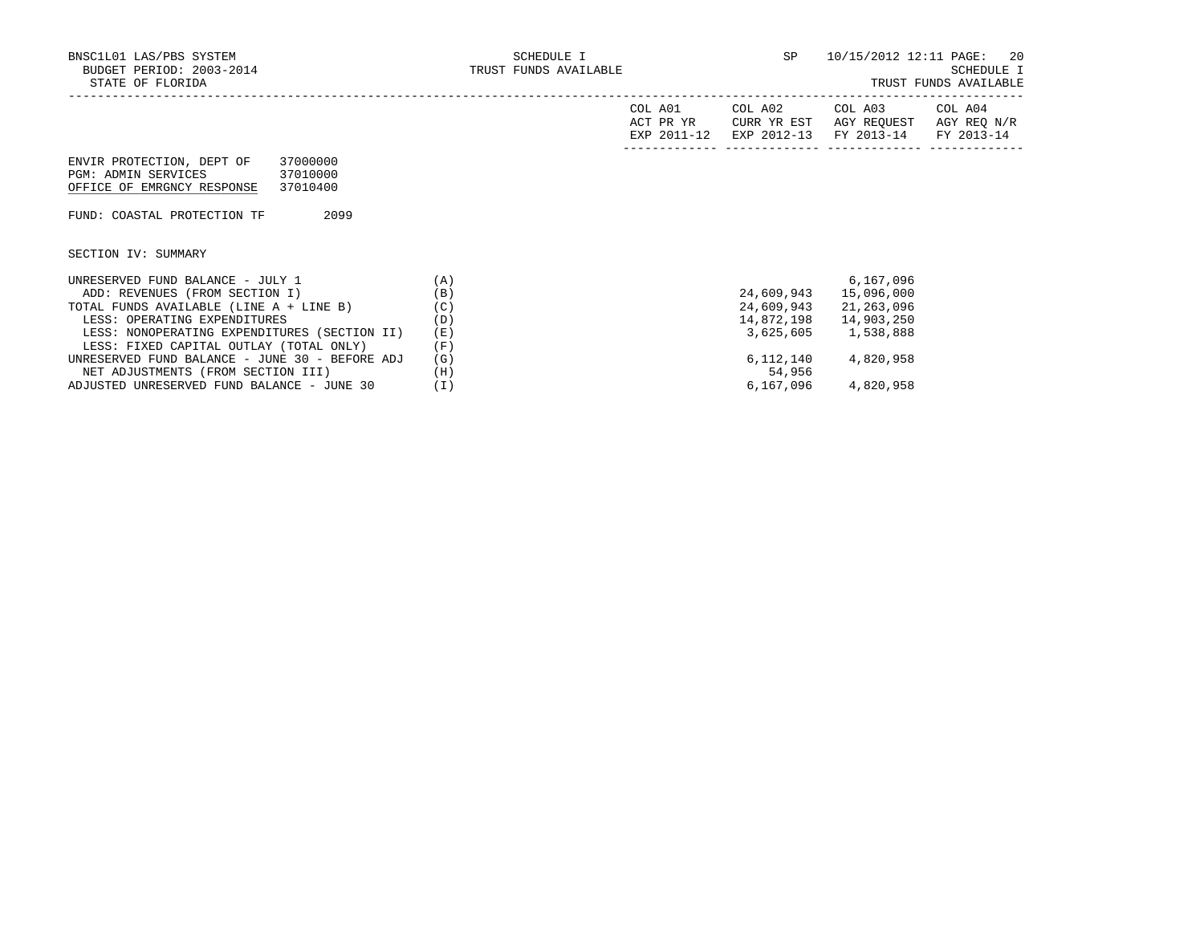BNSC1L01 LAS/PBS SYSTEM
BUDGET PERIOD: 2003-2014
STATE OF FLORIDA

SCHEDULE I
TRUST FUNDS AVAILABLE

SP 10/15/2012 12:11

SCHEDULE I
TRUST FUNDS AVAILABLE

ENVIR PROTECTION, DEPT OF 37000000
PGM: ADMIN SERVICES 37010000
OFFICE OF EMRGNCY RESPONSE 37010400

FUND: COASTAL PROTECTION TF 2099

SECTION IV: SUMMARY

| | | COL A01 ACT PR YR EXP 2011-12 | COL A02 CURR YR EST EXP 2012-13 | COL A03 AGY REQUEST FY 2013-14 | COL A04 AGY REQ N/R FY 2013-14 |
|---|---|---|---|---|---|
| UNRESERVED FUND BALANCE - JULY 1 | (A) | | | 6,167,096 | |
| ADD: REVENUES (FROM SECTION I) | (B) | | 24,609,943 | 15,096,000 | |
| TOTAL FUNDS AVAILABLE (LINE A + LINE B) | (C) | | 24,609,943 | 21,263,096 | |
| LESS: OPERATING EXPENDITURES | (D) | | 14,872,198 | 14,903,250 | |
| LESS: NONOPERATING EXPENDITURES (SECTION II) | (E) | | 3,625,605 | 1,538,888 | |
| LESS: FIXED CAPITAL OUTLAY (TOTAL ONLY) | (F) | | | | |
| UNRESERVED FUND BALANCE - JUNE 30 - BEFORE ADJ | (G) | | 6,112,140 | 4,820,958 | |
| NET ADJUSTMENTS (FROM SECTION III) | (H) | | 54,956 | | |
| ADJUSTED UNRESERVED FUND BALANCE - JUNE 30 | (I) | | 6,167,096 | 4,820,958 | |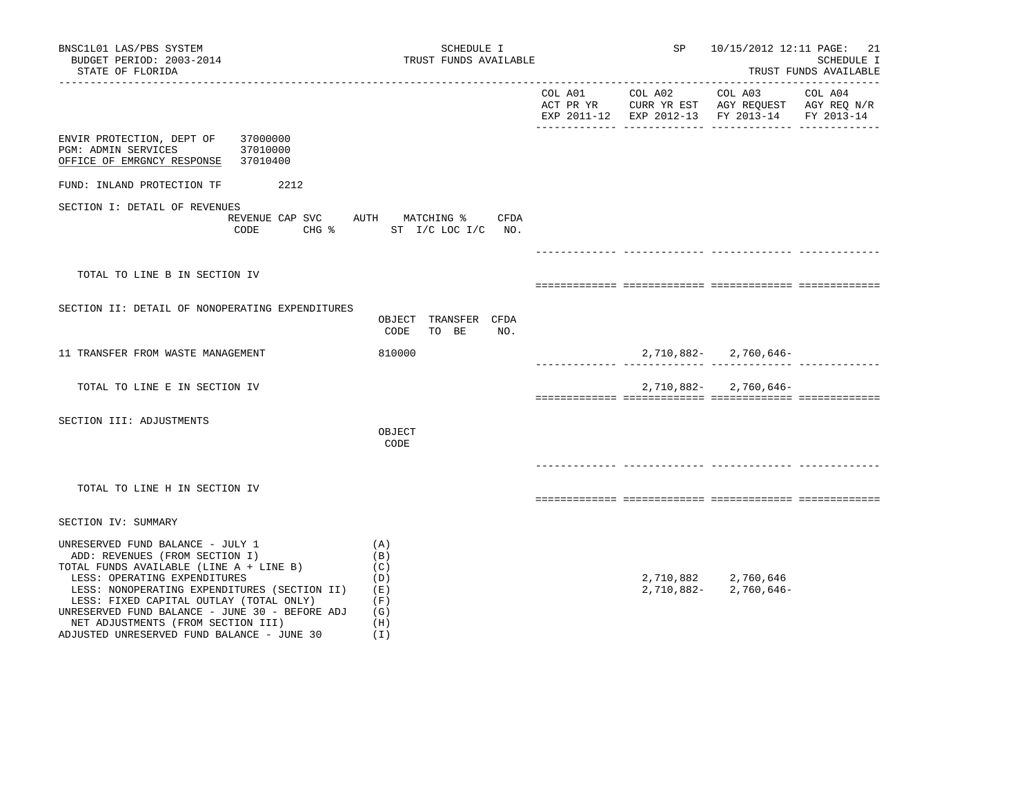BNSC1L01 LAS/PBS SYSTEM — SCHEDULE I — TRUST FUNDS AVAILABLE — SP 10/15/2012 12:11

BUDGET PERIOD: 2003-2014

STATE OF FLORIDA

| | COL A01 ACT PR YR EXP 2011-12 | COL A02 CURR YR EST EXP 2012-13 | COL A03 AGY REQUEST FY 2013-14 | COL A04 AGY REQ N/R FY 2013-14 |
|---|---|---|---|---|

ENVIR PROTECTION, DEPT OF 37000000
PGM: ADMIN SERVICES 37010000
OFFICE OF EMRGNCY RESPONSE 37010400

FUND: INLAND PROTECTION TF 2212

## SECTION I: DETAIL OF REVENUES

| REVENUE CODE | CAP SVC CHG % | AUTH ST | MATCHING % I/C LOC I/C | CFDA NO. | COL A01 | COL A02 | COL A03 | COL A04 |
|---|---|---|---|---|---|---|---|---|
| TOTAL TO LINE B IN SECTION IV | | | | | | | | |

## SECTION II: DETAIL OF NONOPERATING EXPENDITURES

| | OBJECT CODE | TRANSFER TO BE | CFDA NO. | COL A01 | COL A02 | COL A03 | COL A04 |
|---|---|---|---|---|---|---|---|
| 11 TRANSFER FROM WASTE MANAGEMENT | 810000 | | | | 2,710,882- | 2,760,646- | |
| TOTAL TO LINE E IN SECTION IV | | | | | 2,710,882- | 2,760,646- | |

## SECTION III: ADJUSTMENTS

| | OBJECT CODE | COL A01 | COL A02 | COL A03 | COL A04 |
|---|---|---|---|---|---|
| TOTAL TO LINE H IN SECTION IV | | | | | |

## SECTION IV: SUMMARY

| | | COL A01 | COL A02 | COL A03 | COL A04 |
|---|---|---|---|---|---|
| UNRESERVED FUND BALANCE - JULY 1 | (A) | | | | |
| ADD: REVENUES (FROM SECTION I) | (B) | | | | |
| TOTAL FUNDS AVAILABLE (LINE A + LINE B) | (C) | | | | |
| LESS: OPERATING EXPENDITURES | (D) | | 2,710,882 | 2,760,646 | |
| LESS: NONOPERATING EXPENDITURES (SECTION II) | (E) | | 2,710,882- | 2,760,646- | |
| LESS: FIXED CAPITAL OUTLAY (TOTAL ONLY) | (F) | | | | |
| UNRESERVED FUND BALANCE - JUNE 30 - BEFORE ADJ | (G) | | | | |
| NET ADJUSTMENTS (FROM SECTION III) | (H) | | | | |
| ADJUSTED UNRESERVED FUND BALANCE - JUNE 30 | (I) | | | | |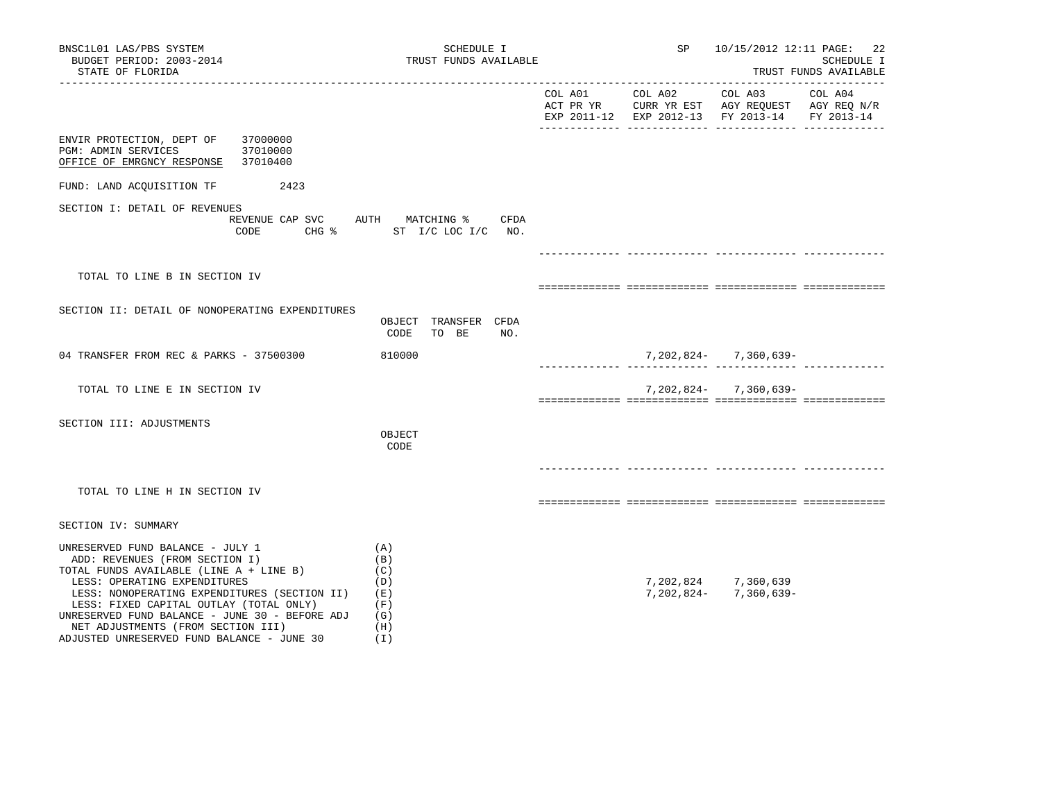BNSC1L01 LAS/PBS SYSTEM — SCHEDULE I — TRUST FUNDS AVAILABLE — SP 10/15/2012 12:11

BUDGET PERIOD: 2003-2014

STATE OF FLORIDA

SCHEDULE I — TRUST FUNDS AVAILABLE

ENVIR PROTECTION, DEPT OF 37000000
PGM: ADMIN SERVICES 37010000
OFFICE OF EMRGNCY RESPONSE 37010400

FUND: LAND ACQUISITION TF 2423

| | COL A01 ACT PR YR EXP 2011-12 | COL A02 CURR YR EST EXP 2012-13 | COL A03 AGY REQUEST FY 2013-14 | COL A04 AGY REQ N/R FY 2013-14 |
|---|---|---|---|---|
| **SECTION I: DETAIL OF REVENUES** (REVENUE CODE / CAP SVC CHG % / AUTH ST / MATCHING % I/C LOC I/C / CFDA NO.) | | | | |
| TOTAL TO LINE B IN SECTION IV | | | | |
| **SECTION II: DETAIL OF NONOPERATING EXPENDITURES** (OBJECT CODE / TRANSFER TO BE / CFDA NO.) | | | | |
| 04 TRANSFER FROM REC & PARKS - 37500300 (810000) | | 7,202,824- | 7,360,639- | |
| TOTAL TO LINE E IN SECTION IV | | 7,202,824- | 7,360,639- | |
| **SECTION III: ADJUSTMENTS** (OBJECT CODE) | | | | |
| TOTAL TO LINE H IN SECTION IV | | | | |
| **SECTION IV: SUMMARY** | | | | |
| UNRESERVED FUND BALANCE - JULY 1 (A) | | | | |
| ADD: REVENUES (FROM SECTION I) (B) | | | | |
| TOTAL FUNDS AVAILABLE (LINE A + LINE B) (C) | | | | |
| LESS: OPERATING EXPENDITURES (D) | | 7,202,824 | 7,360,639 | |
| LESS: NONOPERATING EXPENDITURES (SECTION II) (E) | | 7,202,824- | 7,360,639- | |
| LESS: FIXED CAPITAL OUTLAY (TOTAL ONLY) (F) | | | | |
| UNRESERVED FUND BALANCE - JUNE 30 - BEFORE ADJ (G) | | | | |
| NET ADJUSTMENTS (FROM SECTION III) (H) | | | | |
| ADJUSTED UNRESERVED FUND BALANCE - JUNE 30 (I) | | | | |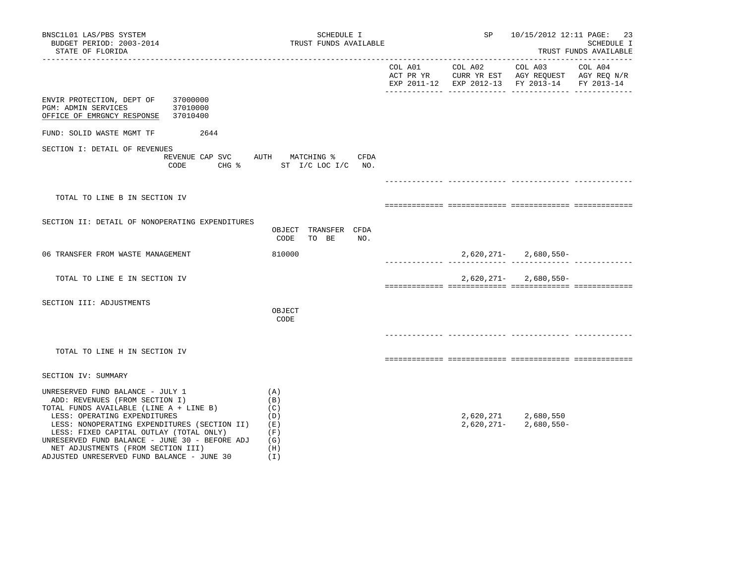SCHEDULE I
TRUST FUNDS AVAILABLE

BNSC1L01 LAS/PBS SYSTEM
BUDGET PERIOD: 2003-2014
STATE OF FLORIDA

SP 10/15/2012 12:11
SCHEDULE I
TRUST FUNDS AVAILABLE

| | COL A01 ACT PR YR EXP 2011-12 | COL A02 CURR YR EST EXP 2012-13 | COL A03 AGY REQUEST FY 2013-14 | COL A04 AGY REQ N/R FY 2013-14 |
|---|---|---|---|---|

ENVIR PROTECTION, DEPT OF 37000000
PGM: ADMIN SERVICES 37010000
OFFICE OF EMRGNCY RESPONSE 37010400

FUND: SOLID WASTE MGMT TF 2644

SECTION I: DETAIL OF REVENUES

| REVENUE CODE | CAP SVC CHG % | AUTH ST | MATCHING % I/C LOC I/C | CFDA NO. | COL A01 | COL A02 | COL A03 | COL A04 |
|---|---|---|---|---|---|---|---|---|
| TOTAL TO LINE B IN SECTION IV | | | | | | | | |

SECTION II: DETAIL OF NONOPERATING EXPENDITURES

| | OBJECT CODE | TRANSFER TO BE | CFDA NO. | COL A01 | COL A02 | COL A03 | COL A04 |
|---|---|---|---|---|---|---|---|
| 06 TRANSFER FROM WASTE MANAGEMENT | 810000 | | | | 2,620,271- | 2,680,550- | |
| TOTAL TO LINE E IN SECTION IV | | | | | 2,620,271- | 2,680,550- | |

SECTION III: ADJUSTMENTS

| | OBJECT CODE | COL A01 | COL A02 | COL A03 | COL A04 |
|---|---|---|---|---|---|
| TOTAL TO LINE H IN SECTION IV | | | | | |

SECTION IV: SUMMARY

| | | COL A01 | COL A02 | COL A03 | COL A04 |
|---|---|---|---|---|---|
| UNRESERVED FUND BALANCE - JULY 1 | (A) | | | | |
| ADD: REVENUES (FROM SECTION I) | (B) | | | | |
| TOTAL FUNDS AVAILABLE (LINE A + LINE B) | (C) | | | | |
| LESS: OPERATING EXPENDITURES | (D) | | 2,620,271 | 2,680,550 | |
| LESS: NONOPERATING EXPENDITURES (SECTION II) | (E) | | 2,620,271- | 2,680,550- | |
| LESS: FIXED CAPITAL OUTLAY (TOTAL ONLY) | (F) | | | | |
| UNRESERVED FUND BALANCE - JUNE 30 - BEFORE ADJ | (G) | | | | |
| NET ADJUSTMENTS (FROM SECTION III) | (H) | | | | |
| ADJUSTED UNRESERVED FUND BALANCE - JUNE 30 | (I) | | | | |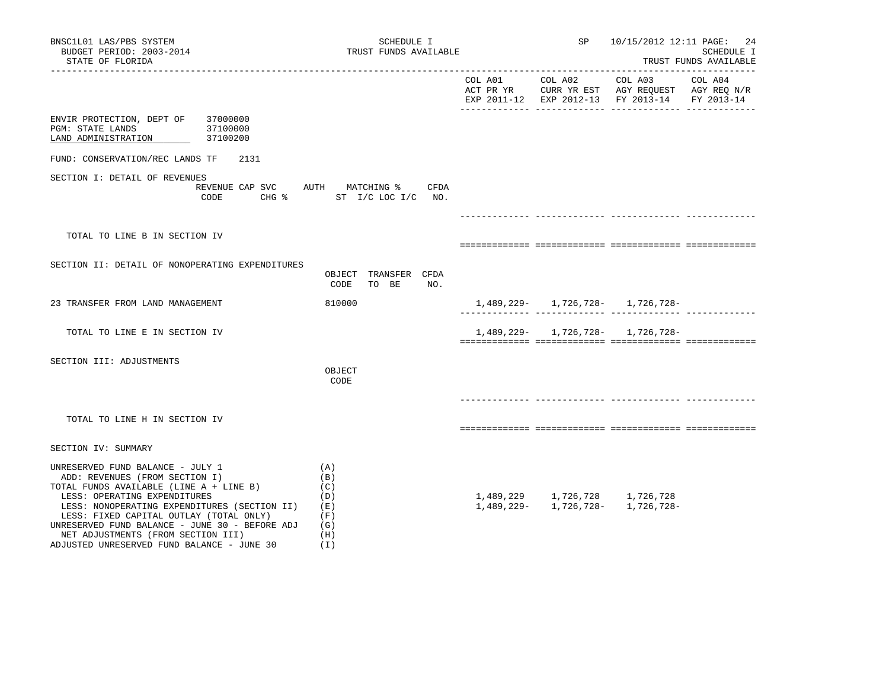BNSC1L01 LAS/PBS SYSTEM
BUDGET PERIOD: 2003-2014
STATE OF FLORIDA

SCHEDULE I
TRUST FUNDS AVAILABLE

SP 10/15/2012 12:11

SCHEDULE I
TRUST FUNDS AVAILABLE

ENVIR PROTECTION, DEPT OF 37000000
PGM: STATE LANDS 37100000
LAND ADMINISTRATION 37100200

FUND: CONSERVATION/REC LANDS TF 2131

| | | COL A01 ACT PR YR EXP 2011-12 | COL A02 CURR YR EST EXP 2012-13 | COL A03 AGY REQUEST FY 2013-14 | COL A04 AGY REQ N/R FY 2013-14 |
|---|---|---|---|---|---|
| **SECTION I: DETAIL OF REVENUES** | REVENUE CODE / CAP SVC CHG % / AUTH / MATCHING % ST I/C LOC I/C / CFDA NO. | | | | |
| TOTAL TO LINE B IN SECTION IV | | | | | |
| **SECTION II: DETAIL OF NONOPERATING EXPENDITURES** | OBJECT CODE / TRANSFER TO BE / CFDA NO. | | | | |
| 23 TRANSFER FROM LAND MANAGEMENT | 810000 | 1,489,229- | 1,726,728- | 1,726,728- | |
| TOTAL TO LINE E IN SECTION IV | | 1,489,229- | 1,726,728- | 1,726,728- | |
| **SECTION III: ADJUSTMENTS** | OBJECT CODE | | | | |
| TOTAL TO LINE H IN SECTION IV | | | | | |
| **SECTION IV: SUMMARY** | | | | | |
| UNRESERVED FUND BALANCE - JULY 1 | (A) | | | | |
| ADD: REVENUES (FROM SECTION I) | (B) | | | | |
| TOTAL FUNDS AVAILABLE (LINE A + LINE B) | (C) | | | | |
| LESS: OPERATING EXPENDITURES | (D) | 1,489,229 | 1,726,728 | 1,726,728 | |
| LESS: NONOPERATING EXPENDITURES (SECTION II) | (E) | 1,489,229- | 1,726,728- | 1,726,728- | |
| LESS: FIXED CAPITAL OUTLAY (TOTAL ONLY) | (F) | | | | |
| UNRESERVED FUND BALANCE - JUNE 30 - BEFORE ADJ | (G) | | | | |
| NET ADJUSTMENTS (FROM SECTION III) | (H) | | | | |
| ADJUSTED UNRESERVED FUND BALANCE - JUNE 30 | (I) | | | | |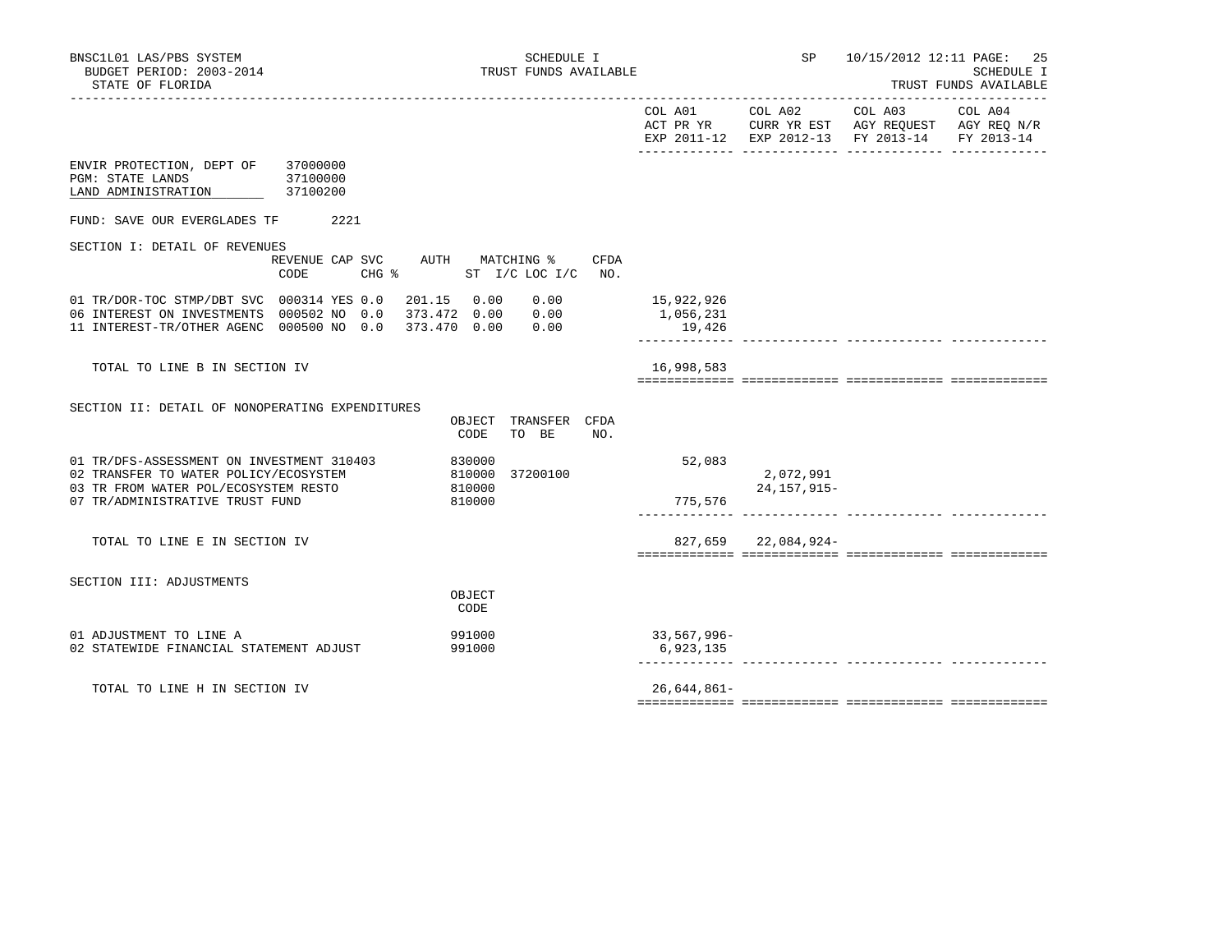BNSC1L01 LAS/PBS SYSTEM
BUDGET PERIOD: 2003-2014
STATE OF FLORIDA

SCHEDULE I
TRUST FUNDS AVAILABLE

SP 10/15/2012 12:11

SCHEDULE I
TRUST FUNDS AVAILABLE

ENVIR PROTECTION, DEPT OF 37000000
PGM: STATE LANDS 37100000
LAND ADMINISTRATION 37100200

FUND: SAVE OUR EVERGLADES TF 2221

## SECTION I: DETAIL OF REVENUES

| | REVENUE CODE | CAP | SVC CHG % | AUTH ST | MATCHING % I/C | LOC I/C | CFDA NO. | COL A01 ACT PR YR EXP 2011-12 | COL A02 CURR YR EST EXP 2012-13 | COL A03 AGY REQUEST FY 2013-14 | COL A04 AGY REQ N/R FY 2013-14 |
|---|---|---|---|---|---|---|---|---|---|---|---|
| 01 TR/DOR-TOC STMP/DBT SVC | 000314 | YES | 0.0 | 201.15 | 0.00 | 0.00 | | 15,922,926 | | | |
| 06 INTEREST ON INVESTMENTS | 000502 | NO | 0.0 | 373.472 | 0.00 | 0.00 | | 1,056,231 | | | |
| 11 INTEREST-TR/OTHER AGENC | 000500 | NO | 0.0 | 373.470 | 0.00 | 0.00 | | 19,426 | | | |
| TOTAL TO LINE B IN SECTION IV | | | | | | | | 16,998,583 | | | |

## SECTION II: DETAIL OF NONOPERATING EXPENDITURES

| | OBJECT CODE | TRANSFER TO BE | CFDA NO. | COL A01 ACT PR YR EXP 2011-12 | COL A02 CURR YR EST EXP 2012-13 | COL A03 AGY REQUEST FY 2013-14 | COL A04 AGY REQ N/R FY 2013-14 |
|---|---|---|---|---|---|---|---|
| 01 TR/DFS-ASSESSMENT ON INVESTMENT 310403 | 830000 | | | 52,083 | | | |
| 02 TRANSFER TO WATER POLICY/ECOSYSTEM | 810000 | 37200100 | | | 2,072,991 | | |
| 03 TR FROM WATER POL/ECOSYSTEM RESTO | 810000 | | | | 24,157,915- | | |
| 07 TR/ADMINISTRATIVE TRUST FUND | 810000 | | | 775,576 | | | |
| TOTAL TO LINE E IN SECTION IV | | | | 827,659 | 22,084,924- | | |

## SECTION III: ADJUSTMENTS

| | OBJECT CODE | COL A01 ACT PR YR EXP 2011-12 | COL A02 CURR YR EST EXP 2012-13 | COL A03 AGY REQUEST FY 2013-14 | COL A04 AGY REQ N/R FY 2013-14 |
|---|---|---|---|---|---|
| 01 ADJUSTMENT TO LINE A | 991000 | 33,567,996- | | | |
| 02 STATEWIDE FINANCIAL STATEMENT ADJUST | 991000 | 6,923,135 | | | |
| TOTAL TO LINE H IN SECTION IV | | 26,644,861- | | | |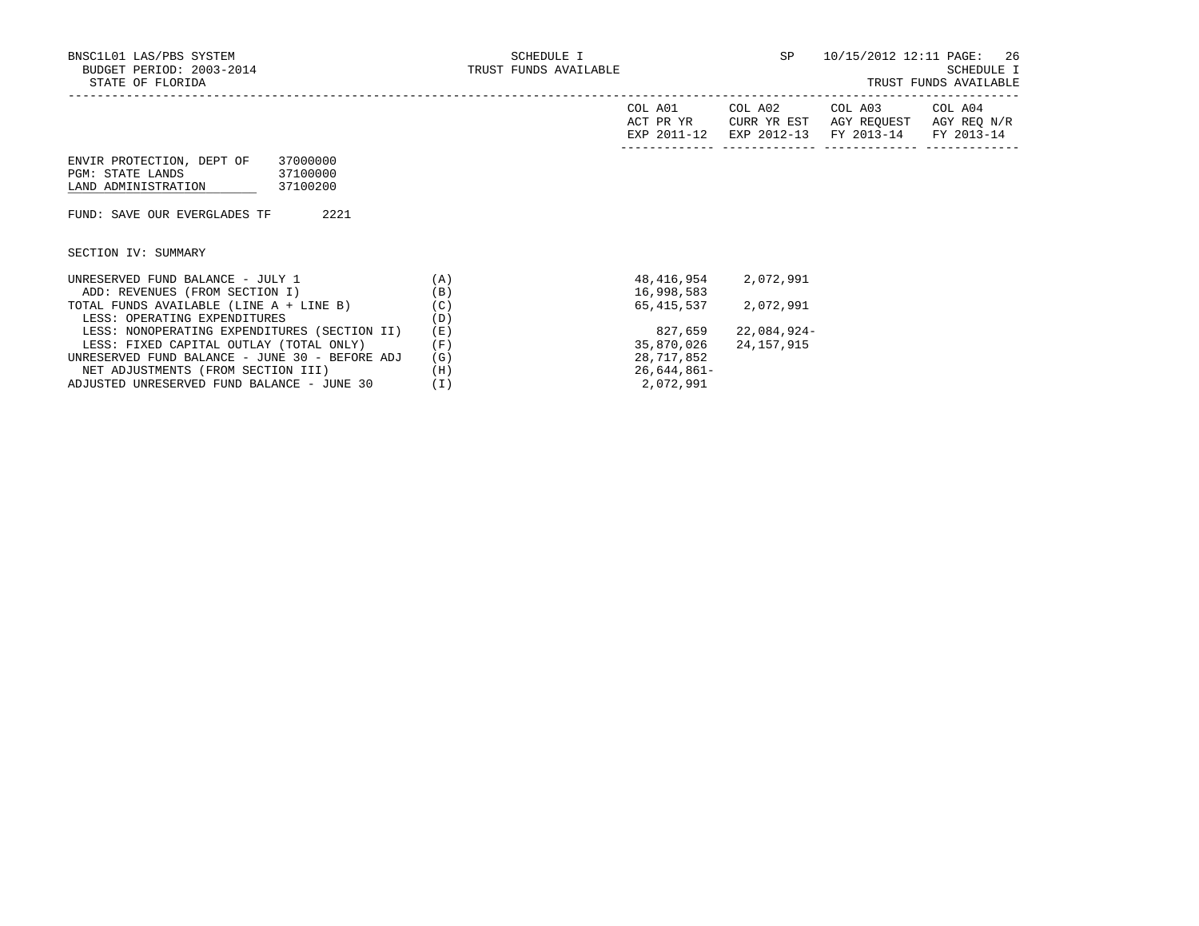SCHEDULE I
TRUST FUNDS AVAILABLE

BNSC1L01 LAS/PBS SYSTEM
BUDGET PERIOD: 2003-2014
STATE OF FLORIDA

ENVIR PROTECTION, DEPT OF 37000000
PGM: STATE LANDS 37100000
LAND ADMINISTRATION 37100200

FUND: SAVE OUR EVERGLADES TF 2221

SECTION IV: SUMMARY

| | | COL A01 ACT PR YR EXP 2011-12 | COL A02 CURR YR EST EXP 2012-13 | COL A03 AGY REQUEST FY 2013-14 | COL A04 AGY REQ N/R FY 2013-14 |
|---|---|---|---|---|---|
| UNRESERVED FUND BALANCE - JULY 1 | (A) | 48,416,954 | 2,072,991 | | |
| ADD: REVENUES (FROM SECTION I) | (B) | 16,998,583 | | | |
| TOTAL FUNDS AVAILABLE (LINE A + LINE B) | (C) | 65,415,537 | 2,072,991 | | |
| LESS: OPERATING EXPENDITURES | (D) | | | | |
| LESS: NONOPERATING EXPENDITURES (SECTION II) | (E) | 827,659 | 22,084,924- | | |
| LESS: FIXED CAPITAL OUTLAY (TOTAL ONLY) | (F) | 35,870,026 | 24,157,915 | | |
| UNRESERVED FUND BALANCE - JUNE 30 - BEFORE ADJ | (G) | 28,717,852 | | | |
| NET ADJUSTMENTS (FROM SECTION III) | (H) | 26,644,861- | | | |
| ADJUSTED UNRESERVED FUND BALANCE - JUNE 30 | (I) | 2,072,991 | | | |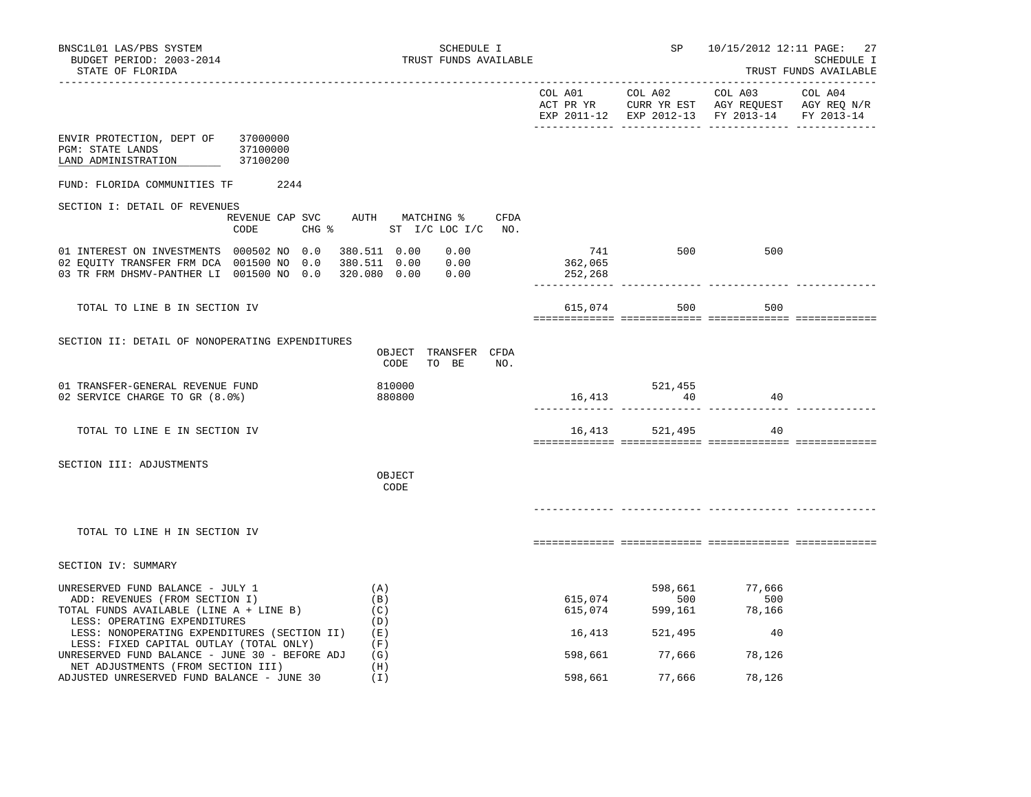BNSC1L01 LAS/PBS SYSTEM — SCHEDULE I — TRUST FUNDS AVAILABLE — SP 10/15/2012 12:11 PAGE: 27

BUDGET PERIOD: 2003-2014 — SCHEDULE I

STATE OF FLORIDA — TRUST FUNDS AVAILABLE

ENVIR PROTECTION, DEPT OF 37000000
PGM: STATE LANDS 37100000
LAND ADMINISTRATION 37100200

FUND: FLORIDA COMMUNITIES TF 2244

## SECTION I: DETAIL OF REVENUES

| | REVENUE CODE | CAP | SVC CHG % | AUTH ST | MATCHING % I/C | LOC I/C | CFDA NO. | COL A01 ACT PR YR EXP 2011-12 | COL A02 CURR YR EST EXP 2012-13 | COL A03 AGY REQUEST FY 2013-14 | COL A04 AGY REQ N/R FY 2013-14 |
|---|---|---|---|---|---|---|---|---|---|---|---|
| 01 INTEREST ON INVESTMENTS | 000502 | NO | 0.0 | 380.511 | 0.00 | 0.00 | | 741 | 500 | 500 | |
| 02 EQUITY TRANSFER FRM DCA | 001500 | NO | 0.0 | 380.511 | 0.00 | 0.00 | | 362,065 | | | |
| 03 TR FRM DHSMV-PANTHER LI | 001500 | NO | 0.0 | 320.080 | 0.00 | 0.00 | | 252,268 | | | |
| TOTAL TO LINE B IN SECTION IV | | | | | | | | 615,074 | 500 | 500 | |

## SECTION II: DETAIL OF NONOPERATING EXPENDITURES

| | OBJECT CODE | TRANSFER TO BE | CFDA NO. | COL A01 | COL A02 | COL A03 | COL A04 |
|---|---|---|---|---|---|---|---|
| 01 TRANSFER-GENERAL REVENUE FUND | 810000 | | | | 521,455 | | |
| 02 SERVICE CHARGE TO GR (8.0%) | 880800 | | | 16,413 | 40 | 40 | |
| TOTAL TO LINE E IN SECTION IV | | | | 16,413 | 521,495 | 40 | |

## SECTION III: ADJUSTMENTS

| | OBJECT CODE | COL A01 | COL A02 | COL A03 | COL A04 |
|---|---|---|---|---|---|
| TOTAL TO LINE H IN SECTION IV | | | | | |

## SECTION IV: SUMMARY

| | | COL A01 | COL A02 | COL A03 | COL A04 |
|---|---|---|---|---|---|
| UNRESERVED FUND BALANCE - JULY 1 | (A) | | 598,661 | 77,666 | |
| ADD: REVENUES (FROM SECTION I) | (B) | 615,074 | 500 | 500 | |
| TOTAL FUNDS AVAILABLE (LINE A + LINE B) | (C) | 615,074 | 599,161 | 78,166 | |
| LESS: OPERATING EXPENDITURES | (D) | | | | |
| LESS: NONOPERATING EXPENDITURES (SECTION II) | (E) | 16,413 | 521,495 | 40 | |
| LESS: FIXED CAPITAL OUTLAY (TOTAL ONLY) | (F) | | | | |
| UNRESERVED FUND BALANCE - JUNE 30 - BEFORE ADJ | (G) | 598,661 | 77,666 | 78,126 | |
| NET ADJUSTMENTS (FROM SECTION III) | (H) | | | | |
| ADJUSTED UNRESERVED FUND BALANCE - JUNE 30 | (I) | 598,661 | 77,666 | 78,126 | |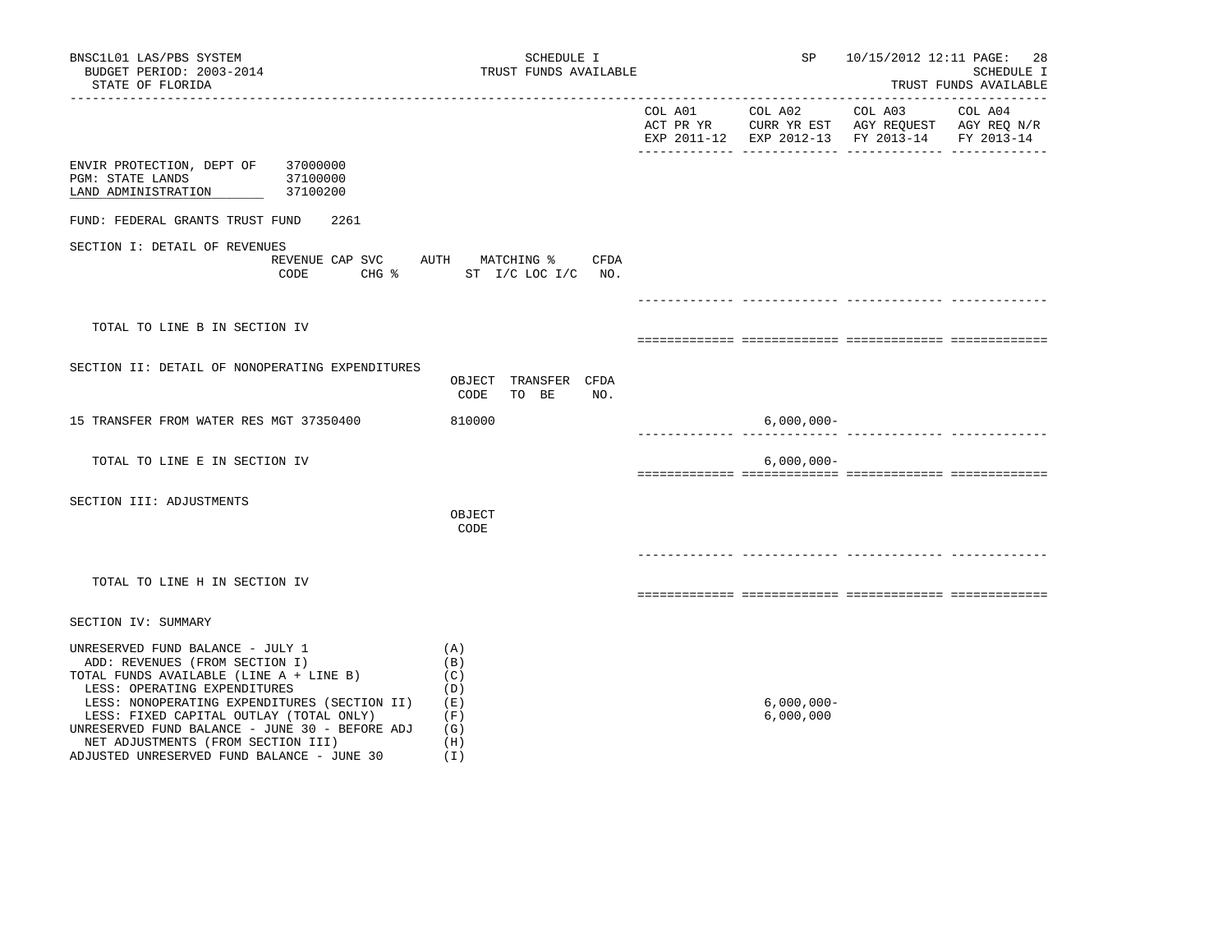BNSC1L01 LAS/PBS SYSTEM
BUDGET PERIOD: 2003-2014
STATE OF FLORIDA

SCHEDULE I
TRUST FUNDS AVAILABLE

SP 10/15/2012 12:11 PAGE: 28
SCHEDULE I
TRUST FUNDS AVAILABLE

| | COL A01 ACT PR YR EXP 2011-12 | COL A02 CURR YR EST EXP 2012-13 | COL A03 AGY REQUEST FY 2013-14 | COL A04 AGY REQ N/R FY 2013-14 |
|---|---|---|---|---|

ENVIR PROTECTION, DEPT OF 37000000
PGM: STATE LANDS 37100000
LAND ADMINISTRATION 37100200

FUND: FEDERAL GRANTS TRUST FUND 2261

## SECTION I: DETAIL OF REVENUES

| REVENUE CODE | CAP SVC CHG % | AUTH ST | MATCHING % I/C LOC I/C | CFDA NO. | COL A01 | COL A02 | COL A03 | COL A04 |
|---|---|---|---|---|---|---|---|---|
| TOTAL TO LINE B IN SECTION IV | | | | | | | | |

## SECTION II: DETAIL OF NONOPERATING EXPENDITURES

| | OBJECT CODE | TRANSFER TO BE | CFDA NO. | COL A01 | COL A02 | COL A03 | COL A04 |
|---|---|---|---|---|---|---|---|
| 15 TRANSFER FROM WATER RES MGT 37350400 | 810000 | | | | 6,000,000- | | |
| TOTAL TO LINE E IN SECTION IV | | | | | 6,000,000- | | |

## SECTION III: ADJUSTMENTS

| | OBJECT CODE | COL A01 | COL A02 | COL A03 | COL A04 |
|---|---|---|---|---|---|
| TOTAL TO LINE H IN SECTION IV | | | | | |

## SECTION IV: SUMMARY

| | | COL A01 | COL A02 | COL A03 | COL A04 |
|---|---|---|---|---|---|
| UNRESERVED FUND BALANCE - JULY 1 | (A) | | | | |
| ADD: REVENUES (FROM SECTION I) | (B) | | | | |
| TOTAL FUNDS AVAILABLE (LINE A + LINE B) | (C) | | | | |
| LESS: OPERATING EXPENDITURES | (D) | | | | |
| LESS: NONOPERATING EXPENDITURES (SECTION II) | (E) | | 6,000,000- | | |
| LESS: FIXED CAPITAL OUTLAY (TOTAL ONLY) | (F) | | 6,000,000 | | |
| UNRESERVED FUND BALANCE - JUNE 30 - BEFORE ADJ | (G) | | | | |
| NET ADJUSTMENTS (FROM SECTION III) | (H) | | | | |
| ADJUSTED UNRESERVED FUND BALANCE - JUNE 30 | (I) | | | | |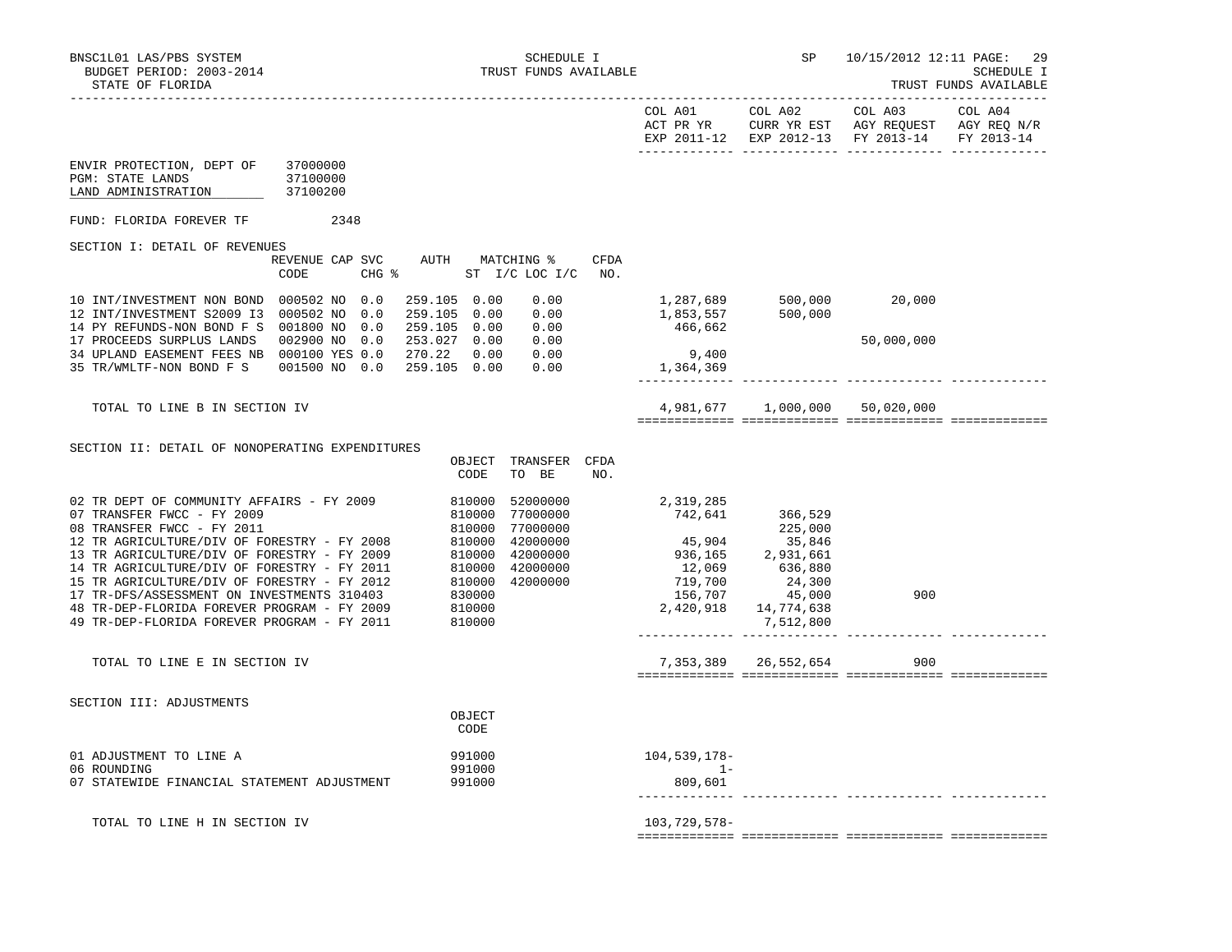BNSC1L01 LAS/PBS SYSTEM
BUDGET PERIOD: 2003-2014
STATE OF FLORIDA

SCHEDULE I
TRUST FUNDS AVAILABLE

SP 10/15/2012 12:11
SCHEDULE I
TRUST FUNDS AVAILABLE

ENVIR PROTECTION, DEPT OF 37000000
PGM: STATE LANDS 37100000
LAND ADMINISTRATION 37100200

FUND: FLORIDA FOREVER TF 2348

## SECTION I: DETAIL OF REVENUES

| | REVENUE CODE | CAP | SVC CHG % | AUTH | MATCHING % ST I/C | LOC I/C | CFDA NO. | COL A01 ACT PR YR EXP 2011-12 | COL A02 CURR YR EST EXP 2012-13 | COL A03 AGY REQUEST FY 2013-14 | COL A04 AGY REQ N/R FY 2013-14 |
|---|---|---|---|---|---|---|---|---|---|---|---|
| 10 INT/INVESTMENT NON BOND | 000502 | NO | 0.0 | 259.105 | 0.00 | 0.00 | | 1,287,689 | 500,000 | 20,000 | |
| 12 INT/INVESTMENT S2009 I3 | 000502 | NO | 0.0 | 259.105 | 0.00 | 0.00 | | 1,853,557 | 500,000 | | |
| 14 PY REFUNDS-NON BOND F S | 001800 | NO | 0.0 | 259.105 | 0.00 | 0.00 | | 466,662 | | | |
| 17 PROCEEDS SURPLUS LANDS | 002900 | NO | 0.0 | 253.027 | 0.00 | 0.00 | | | | 50,000,000 | |
| 34 UPLAND EASEMENT FEES NB | 000100 | YES | 0.0 | 270.22 | 0.00 | 0.00 | | 9,400 | | | |
| 35 TR/WMLTF-NON BOND F S | 001500 | NO | 0.0 | 259.105 | 0.00 | 0.00 | | 1,364,369 | | | |
| TOTAL TO LINE B IN SECTION IV | | | | | | | | 4,981,677 | 1,000,000 | 50,020,000 | |

## SECTION II: DETAIL OF NONOPERATING EXPENDITURES

| | OBJECT CODE | TRANSFER TO BE | CFDA NO. | COL A01 | COL A02 | COL A03 | COL A04 |
|---|---|---|---|---|---|---|---|
| 02 TR DEPT OF COMMUNITY AFFAIRS - FY 2009 | 810000 | 52000000 | | 2,319,285 | | | |
| 07 TRANSFER FWCC - FY 2009 | 810000 | 77000000 | | 742,641 | 366,529 | | |
| 08 TRANSFER FWCC - FY 2011 | 810000 | 77000000 | | | 225,000 | | |
| 12 TR AGRICULTURE/DIV OF FORESTRY - FY 2008 | 810000 | 42000000 | | 45,904 | 35,846 | | |
| 13 TR AGRICULTURE/DIV OF FORESTRY - FY 2009 | 810000 | 42000000 | | 936,165 | 2,931,661 | | |
| 14 TR AGRICULTURE/DIV OF FORESTRY - FY 2011 | 810000 | 42000000 | | 12,069 | 636,880 | | |
| 15 TR AGRICULTURE/DIV OF FORESTRY - FY 2012 | 810000 | 42000000 | | 719,700 | 24,300 | | |
| 17 TR-DFS/ASSESSMENT ON INVESTMENTS 310403 | 830000 | | | 156,707 | 45,000 | 900 | |
| 48 TR-DEP-FLORIDA FOREVER PROGRAM - FY 2009 | 810000 | | | 2,420,918 | 14,774,638 | | |
| 49 TR-DEP-FLORIDA FOREVER PROGRAM - FY 2011 | 810000 | | | | 7,512,800 | | |
| TOTAL TO LINE E IN SECTION IV | | | | 7,353,389 | 26,552,654 | 900 | |

## SECTION III: ADJUSTMENTS

| | OBJECT CODE | COL A01 | COL A02 | COL A03 | COL A04 |
|---|---|---|---|---|---|
| 01 ADJUSTMENT TO LINE A | 991000 | 104,539,178- | | | |
| 06 ROUNDING | 991000 | 1- | | | |
| 07 STATEWIDE FINANCIAL STATEMENT ADJUSTMENT | 991000 | 809,601 | | | |
| TOTAL TO LINE H IN SECTION IV | | 103,729,578- | | | |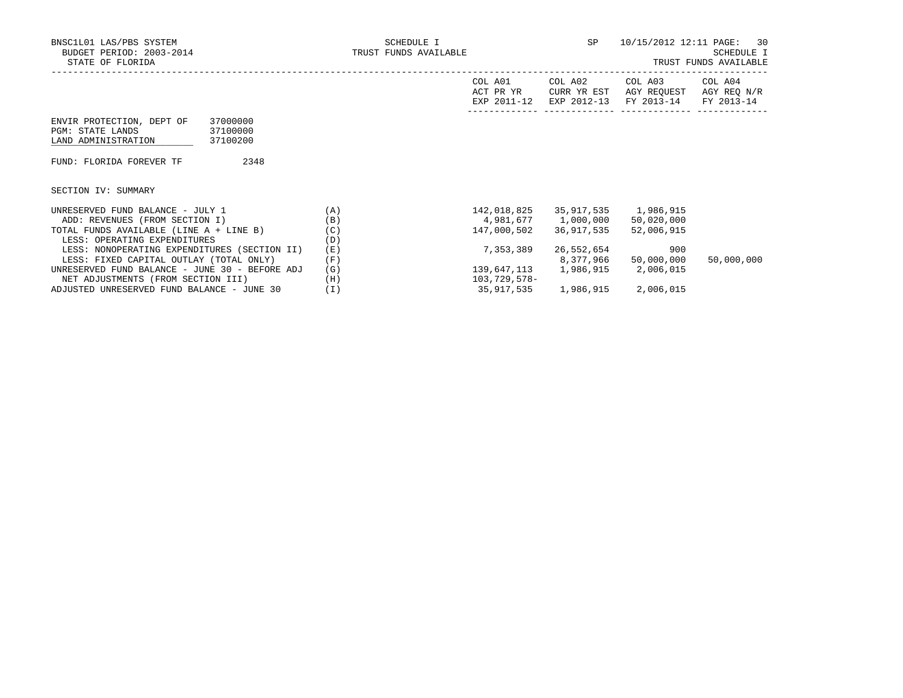SCHEDULE I
TRUST FUNDS AVAILABLE

ENVIR PROTECTION, DEPT OF 37000000
PGM: STATE LANDS 37100000
LAND ADMINISTRATION 37100200

FUND: FLORIDA FOREVER TF 2348

SECTION IV: SUMMARY

| | | COL A01 ACT PR YR EXP 2011-12 | COL A02 CURR YR EST EXP 2012-13 | COL A03 AGY REQUEST FY 2013-14 | COL A04 AGY REQ N/R FY 2013-14 |
|---|---|---|---|---|---|
| UNRESERVED FUND BALANCE - JULY 1 | (A) | 142,018,825 | 35,917,535 | 1,986,915 | |
| ADD: REVENUES (FROM SECTION I) | (B) | 4,981,677 | 1,000,000 | 50,020,000 | |
| TOTAL FUNDS AVAILABLE (LINE A + LINE B) | (C) | 147,000,502 | 36,917,535 | 52,006,915 | |
| LESS: OPERATING EXPENDITURES | (D) | | | | |
| LESS: NONOPERATING EXPENDITURES (SECTION II) | (E) | 7,353,389 | 26,552,654 | 900 | |
| LESS: FIXED CAPITAL OUTLAY (TOTAL ONLY) | (F) | | 8,377,966 | 50,000,000 | 50,000,000 |
| UNRESERVED FUND BALANCE - JUNE 30 - BEFORE ADJ | (G) | 139,647,113 | 1,986,915 | 2,006,015 | |
| NET ADJUSTMENTS (FROM SECTION III) | (H) | 103,729,578- | | | |
| ADJUSTED UNRESERVED FUND BALANCE - JUNE 30 | (I) | 35,917,535 | 1,986,915 | 2,006,015 | |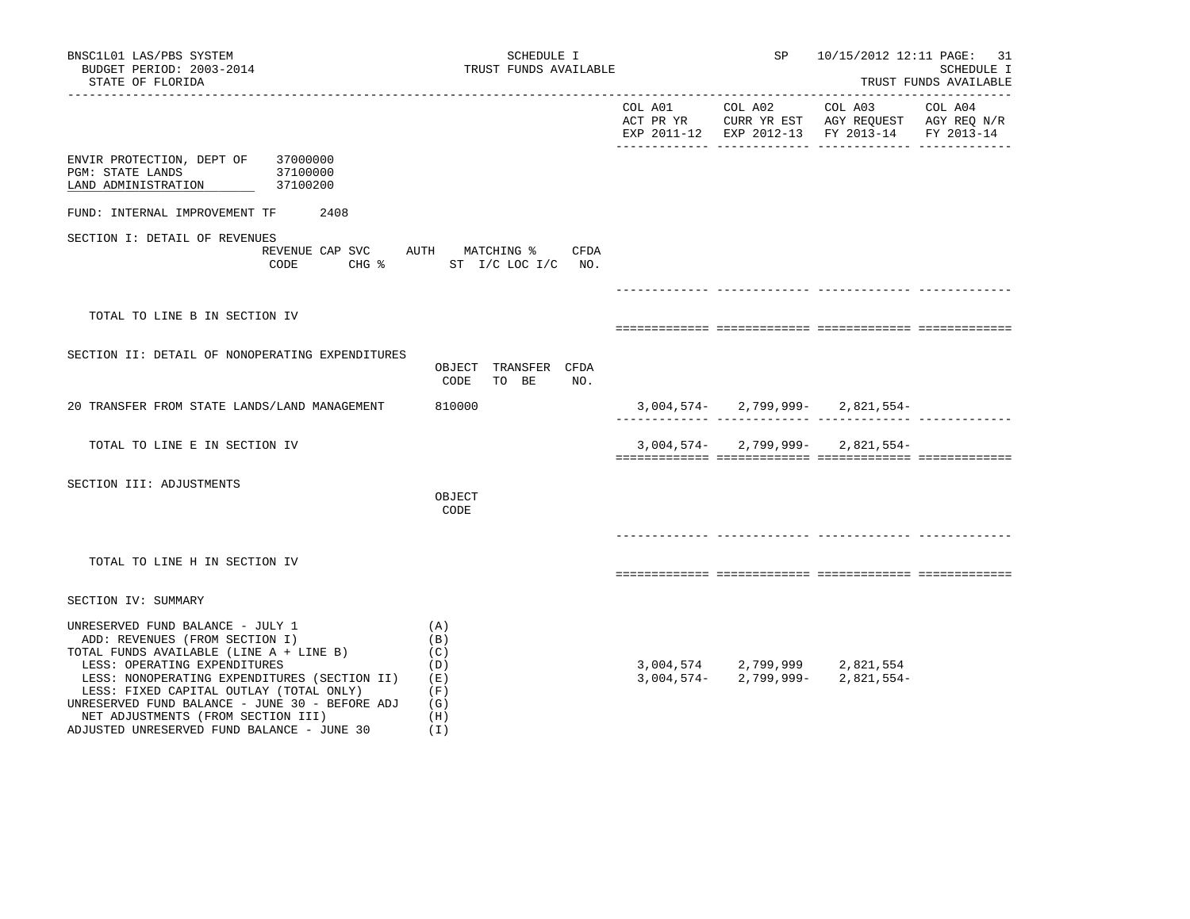BNSC1L01 LAS/PBS SYSTEM — SCHEDULE I — TRUST FUNDS AVAILABLE — SP 10/15/2012 12:11

BUDGET PERIOD: 2003-2014

STATE OF FLORIDA

SCHEDULE I — TRUST FUNDS AVAILABLE

| | | COL A01 ACT PR YR EXP 2011-12 | COL A02 CURR YR EST EXP 2012-13 | COL A03 AGY REQUEST FY 2013-14 | COL A04 AGY REQ N/R FY 2013-14 |
|---|---|---|---|---|---|
| ENVIR PROTECTION, DEPT OF | 37000000 | | | | |
| PGM: STATE LANDS | 37100000 | | | | |
| LAND ADMINISTRATION | 37100200 | | | | |

FUND: INTERNAL IMPROVEMENT TF 2408

SECTION I: DETAIL OF REVENUES

| REVENUE CODE | CAP SVC CHG % | AUTH ST | MATCHING % I/C LOC I/C | CFDA NO. | COL A01 | COL A02 | COL A03 | COL A04 |
|---|---|---|---|---|---|---|---|---|
| TOTAL TO LINE B IN SECTION IV | | | | | | | | |

SECTION II: DETAIL OF NONOPERATING EXPENDITURES

| | OBJECT CODE | TRANSFER TO BE | CFDA NO. | COL A01 | COL A02 | COL A03 | COL A04 |
|---|---|---|---|---|---|---|---|
| 20 TRANSFER FROM STATE LANDS/LAND MANAGEMENT | 810000 | | | 3,004,574- | 2,799,999- | 2,821,554- | |
| TOTAL TO LINE E IN SECTION IV | | | | 3,004,574- | 2,799,999- | 2,821,554- | |

SECTION III: ADJUSTMENTS

| | OBJECT CODE | COL A01 | COL A02 | COL A03 | COL A04 |
|---|---|---|---|---|---|
| TOTAL TO LINE H IN SECTION IV | | | | | |

SECTION IV: SUMMARY

| | | COL A01 | COL A02 | COL A03 | COL A04 |
|---|---|---|---|---|---|
| UNRESERVED FUND BALANCE - JULY 1 | (A) | | | | |
| ADD: REVENUES (FROM SECTION I) | (B) | | | | |
| TOTAL FUNDS AVAILABLE (LINE A + LINE B) | (C) | | | | |
| LESS: OPERATING EXPENDITURES | (D) | 3,004,574 | 2,799,999 | 2,821,554 | |
| LESS: NONOPERATING EXPENDITURES (SECTION II) | (E) | 3,004,574- | 2,799,999- | 2,821,554- | |
| LESS: FIXED CAPITAL OUTLAY (TOTAL ONLY) | (F) | | | | |
| UNRESERVED FUND BALANCE - JUNE 30 - BEFORE ADJ | (G) | | | | |
| NET ADJUSTMENTS (FROM SECTION III) | (H) | | | | |
| ADJUSTED UNRESERVED FUND BALANCE - JUNE 30 | (I) | | | | |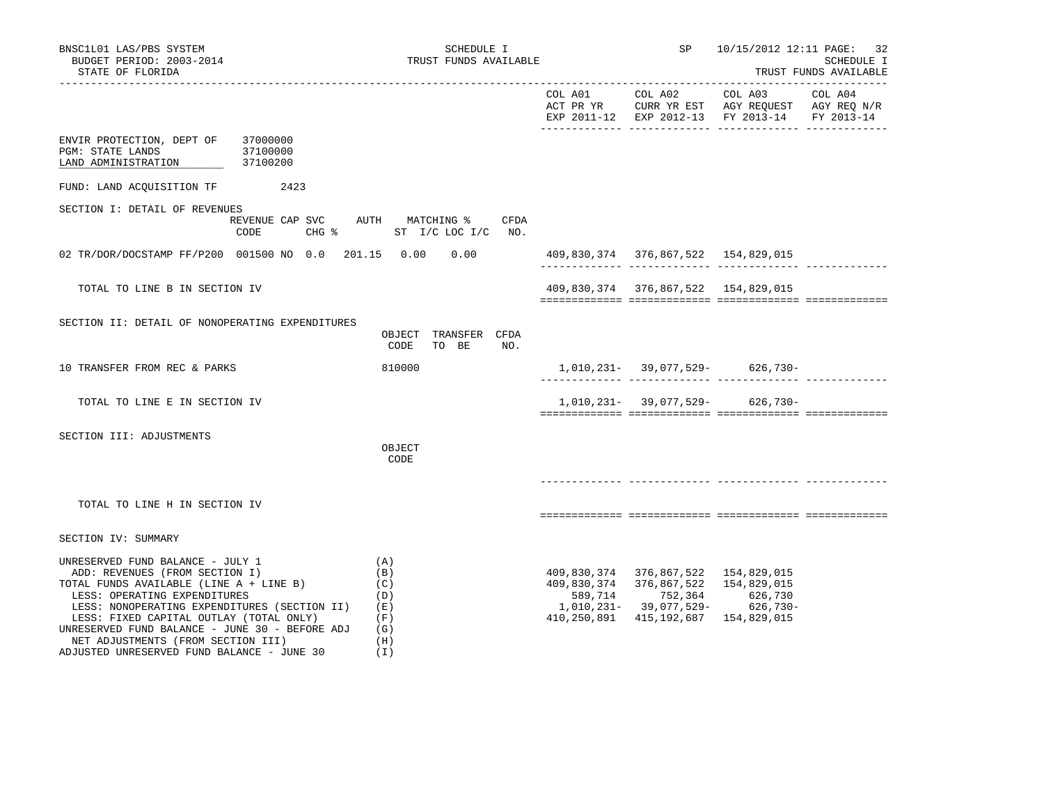SCHEDULE I
TRUST FUNDS AVAILABLE

BUDGET PERIOD: 2003-2014
STATE OF FLORIDA

| | COL A01 ACT PR YR EXP 2011-12 | COL A02 CURR YR EST EXP 2012-13 | COL A03 AGY REQUEST FY 2013-14 | COL A04 AGY REQ N/R FY 2013-14 |
|---|---|---|---|---|

ENVIR PROTECTION, DEPT OF 37000000
PGM: STATE LANDS 37100000
LAND ADMINISTRATION 37100200

FUND: LAND ACQUISITION TF 2423

## SECTION I: DETAIL OF REVENUES

| | REVENUE CODE | CAP | SVC CHG % | AUTH ST | MATCHING % I/C | LOC I/C | CFDA NO. | COL A01 | COL A02 | COL A03 | COL A04 |
|---|---|---|---|---|---|---|---|---|---|---|---|
| 02 TR/DOR/DOCSTAMP FF/P200 | 001500 | NO | 0.0 | 201.15 | 0.00 | 0.00 | | 409,830,374 | 376,867,522 | 154,829,015 | |
| TOTAL TO LINE B IN SECTION IV | | | | | | | | 409,830,374 | 376,867,522 | 154,829,015 | |

## SECTION II: DETAIL OF NONOPERATING EXPENDITURES

| | OBJECT CODE | TRANSFER TO BE | CFDA NO. | COL A01 | COL A02 | COL A03 | COL A04 |
|---|---|---|---|---|---|---|---|
| 10 TRANSFER FROM REC & PARKS | 810000 | | | 1,010,231- | 39,077,529- | 626,730- | |
| TOTAL TO LINE E IN SECTION IV | | | | 1,010,231- | 39,077,529- | 626,730- | |

## SECTION III: ADJUSTMENTS

| | OBJECT CODE | COL A01 | COL A02 | COL A03 | COL A04 |
|---|---|---|---|---|---|
| TOTAL TO LINE H IN SECTION IV | | | | | |

## SECTION IV: SUMMARY

| | | COL A01 | COL A02 | COL A03 | COL A04 |
|---|---|---|---|---|---|
| UNRESERVED FUND BALANCE - JULY 1 | (A) | | | | |
| ADD: REVENUES (FROM SECTION I) | (B) | 409,830,374 | 376,867,522 | 154,829,015 | |
| TOTAL FUNDS AVAILABLE (LINE A + LINE B) | (C) | 409,830,374 | 376,867,522 | 154,829,015 | |
| LESS: OPERATING EXPENDITURES | (D) | 589,714 | 752,364 | 626,730 | |
| LESS: NONOPERATING EXPENDITURES (SECTION II) | (E) | 1,010,231- | 39,077,529- | 626,730- | |
| LESS: FIXED CAPITAL OUTLAY (TOTAL ONLY) | (F) | 410,250,891 | 415,192,687 | 154,829,015 | |
| UNRESERVED FUND BALANCE - JUNE 30 - BEFORE ADJ | (G) | | | | |
| NET ADJUSTMENTS (FROM SECTION III) | (H) | | | | |
| ADJUSTED UNRESERVED FUND BALANCE - JUNE 30 | (I) | | | | |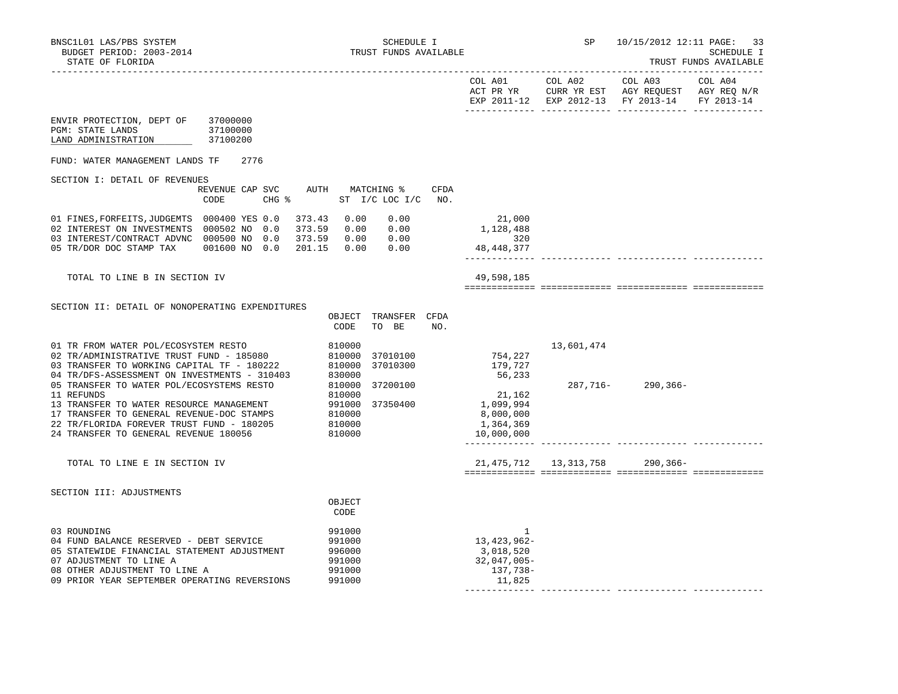BNSC1L01 LAS/PBS SYSTEM | SCHEDULE I | SP 10/15/2012 12:11
BUDGET PERIOD: 2003-2014 | TRUST FUNDS AVAILABLE | SCHEDULE I
STATE OF FLORIDA | | TRUST FUNDS AVAILABLE

| | COL A01 ACT PR YR EXP 2011-12 | COL A02 CURR YR EST EXP 2012-13 | COL A03 AGY REQUEST FY 2013-14 | COL A04 AGY REQ N/R FY 2013-14 |
|---|---|---|---|---|

ENVIR PROTECTION, DEPT OF 37000000
PGM: STATE LANDS 37100000
LAND ADMINISTRATION 37100200

FUND: WATER MANAGEMENT LANDS TF 2776

## SECTION I: DETAIL OF REVENUES

| | REVENUE CODE | CAP | SVC CHG % | AUTH ST | MATCHING % I/C | LOC I/C | CFDA NO. | COL A01 | COL A02 | COL A03 | COL A04 |
|---|---|---|---|---|---|---|---|---|---|---|---|
| 01 FINES,FORFEITS,JUDGEMTS | 000400 | YES | 0.0 | 373.43 | 0.00 | 0.00 | | 21,000 | | | |
| 02 INTEREST ON INVESTMENTS | 000502 | NO | 0.0 | 373.59 | 0.00 | 0.00 | | 1,128,488 | | | |
| 03 INTEREST/CONTRACT ADVNC | 000500 | NO | 0.0 | 373.59 | 0.00 | 0.00 | | 320 | | | |
| 05 TR/DOR DOC STAMP TAX | 001600 | NO | 0.0 | 201.15 | 0.00 | 0.00 | | 48,448,377 | | | |
| TOTAL TO LINE B IN SECTION IV | | | | | | | | 49,598,185 | | | |

## SECTION II: DETAIL OF NONOPERATING EXPENDITURES

| | OBJECT CODE | TRANSFER TO BE | CFDA NO. | COL A01 | COL A02 | COL A03 | COL A04 |
|---|---|---|---|---|---|---|---|
| 01 TR FROM WATER POL/ECOSYSTEM RESTO | 810000 | | | | 13,601,474 | | |
| 02 TR/ADMINISTRATIVE TRUST FUND - 185080 | 810000 | 37010100 | | 754,227 | | | |
| 03 TRANSFER TO WORKING CAPITAL TF - 180222 | 810000 | 37010300 | | 179,727 | | | |
| 04 TR/DFS-ASSESSMENT ON INVESTMENTS - 310403 | 830000 | | | 56,233 | | | |
| 05 TRANSFER TO WATER POL/ECOSYSTEMS RESTO | 810000 | 37200100 | | | 287,716- | 290,366- | |
| 11 REFUNDS | 810000 | | | 21,162 | | | |
| 13 TRANSFER TO WATER RESOURCE MANAGEMENT | 991000 | 37350400 | | 1,099,994 | | | |
| 17 TRANSFER TO GENERAL REVENUE-DOC STAMPS | 810000 | | | 8,000,000 | | | |
| 22 TR/FLORIDA FOREVER TRUST FUND - 180205 | 810000 | | | 1,364,369 | | | |
| 24 TRANSFER TO GENERAL REVENUE 180056 | 810000 | | | 10,000,000 | | | |
| TOTAL TO LINE E IN SECTION IV | | | | 21,475,712 | 13,313,758 | 290,366- | |

## SECTION III: ADJUSTMENTS

| | OBJECT CODE | COL A01 | COL A02 | COL A03 | COL A04 |
|---|---|---|---|---|---|
| 03 ROUNDING | 991000 | 1 | | | |
| 04 FUND BALANCE RESERVED - DEBT SERVICE | 991000 | 13,423,962- | | | |
| 05 STATEWIDE FINANCIAL STATEMENT ADJUSTMENT | 996000 | 3,018,520 | | | |
| 07 ADJUSTMENT TO LINE A | 991000 | 32,047,005- | | | |
| 08 OTHER ADJUSTMENT TO LINE A | 991000 | 137,738- | | | |
| 09 PRIOR YEAR SEPTEMBER OPERATING REVERSIONS | 991000 | 11,825 | | | |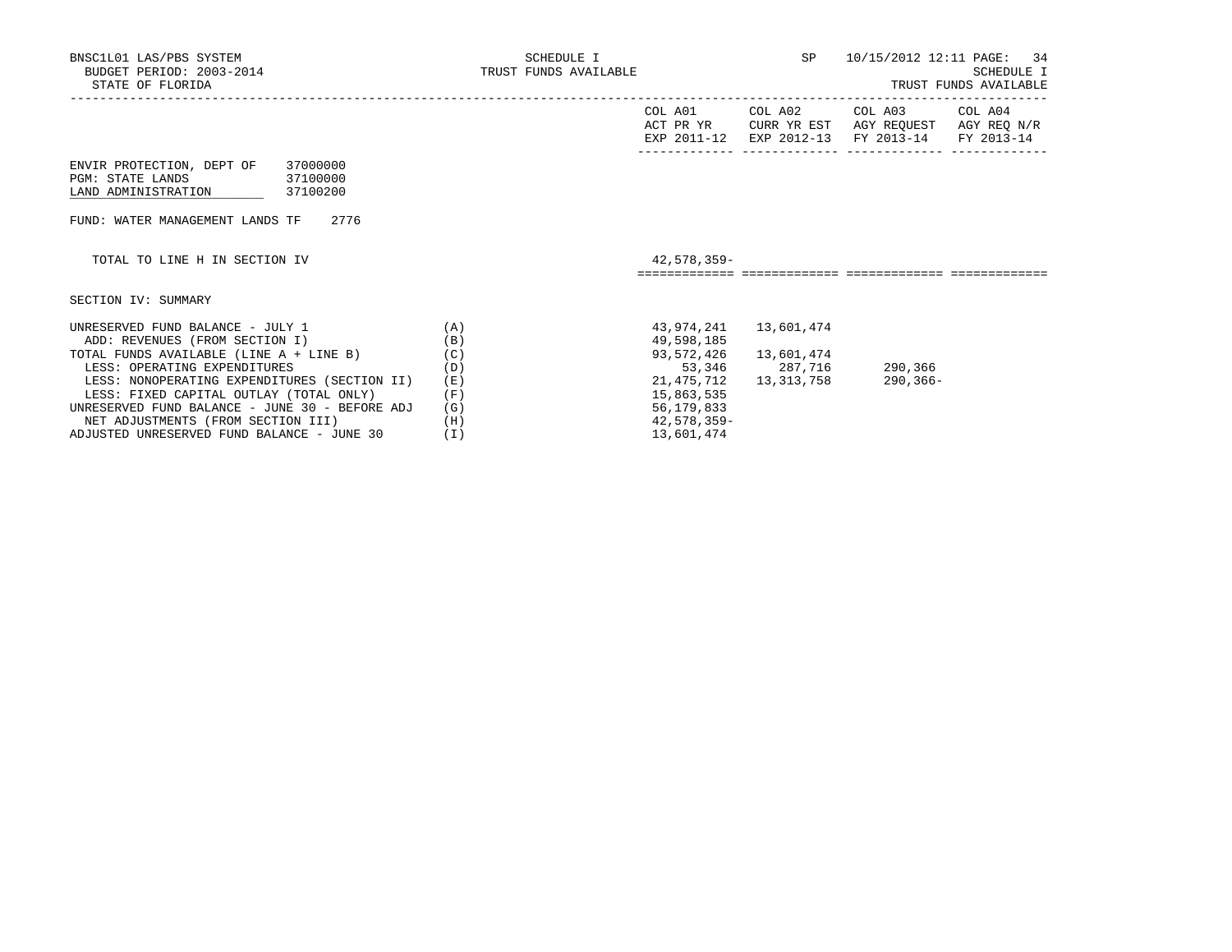BNSC1L01 LAS/PBS SYSTEM
BUDGET PERIOD: 2003-2014
STATE OF FLORIDA

SCHEDULE I
TRUST FUNDS AVAILABLE

SP 10/15/2012 12:11

SCHEDULE I
TRUST FUNDS AVAILABLE

| | | COL A01 ACT PR YR EXP 2011-12 | COL A02 CURR YR EST EXP 2012-13 | COL A03 AGY REQUEST FY 2013-14 | COL A04 AGY REQ N/R FY 2013-14 |
|---|---|---|---|---|---|

ENVIR PROTECTION, DEPT OF 37000000
PGM: STATE LANDS 37100000
LAND ADMINISTRATION 37100200

FUND: WATER MANAGEMENT LANDS TF 2776

| | | COL A01 | COL A02 | COL A03 | COL A04 |
|---|---|---|---|---|---|
| TOTAL TO LINE H IN SECTION IV | | 42,578,359- | | | |

SECTION IV: SUMMARY

| | | COL A01 | COL A02 | COL A03 | COL A04 |
|---|---|---|---|---|---|
| UNRESERVED FUND BALANCE - JULY 1 | (A) | 43,974,241 | 13,601,474 | | |
| ADD: REVENUES (FROM SECTION I) | (B) | 49,598,185 | | | |
| TOTAL FUNDS AVAILABLE (LINE A + LINE B) | (C) | 93,572,426 | 13,601,474 | | |
| LESS: OPERATING EXPENDITURES | (D) | 53,346 | 287,716 | 290,366 | |
| LESS: NONOPERATING EXPENDITURES (SECTION II) | (E) | 21,475,712 | 13,313,758 | 290,366- | |
| LESS: FIXED CAPITAL OUTLAY (TOTAL ONLY) | (F) | 15,863,535 | | | |
| UNRESERVED FUND BALANCE - JUNE 30 - BEFORE ADJ | (G) | 56,179,833 | | | |
| NET ADJUSTMENTS (FROM SECTION III) | (H) | 42,578,359- | | | |
| ADJUSTED UNRESERVED FUND BALANCE - JUNE 30 | (I) | 13,601,474 | | | |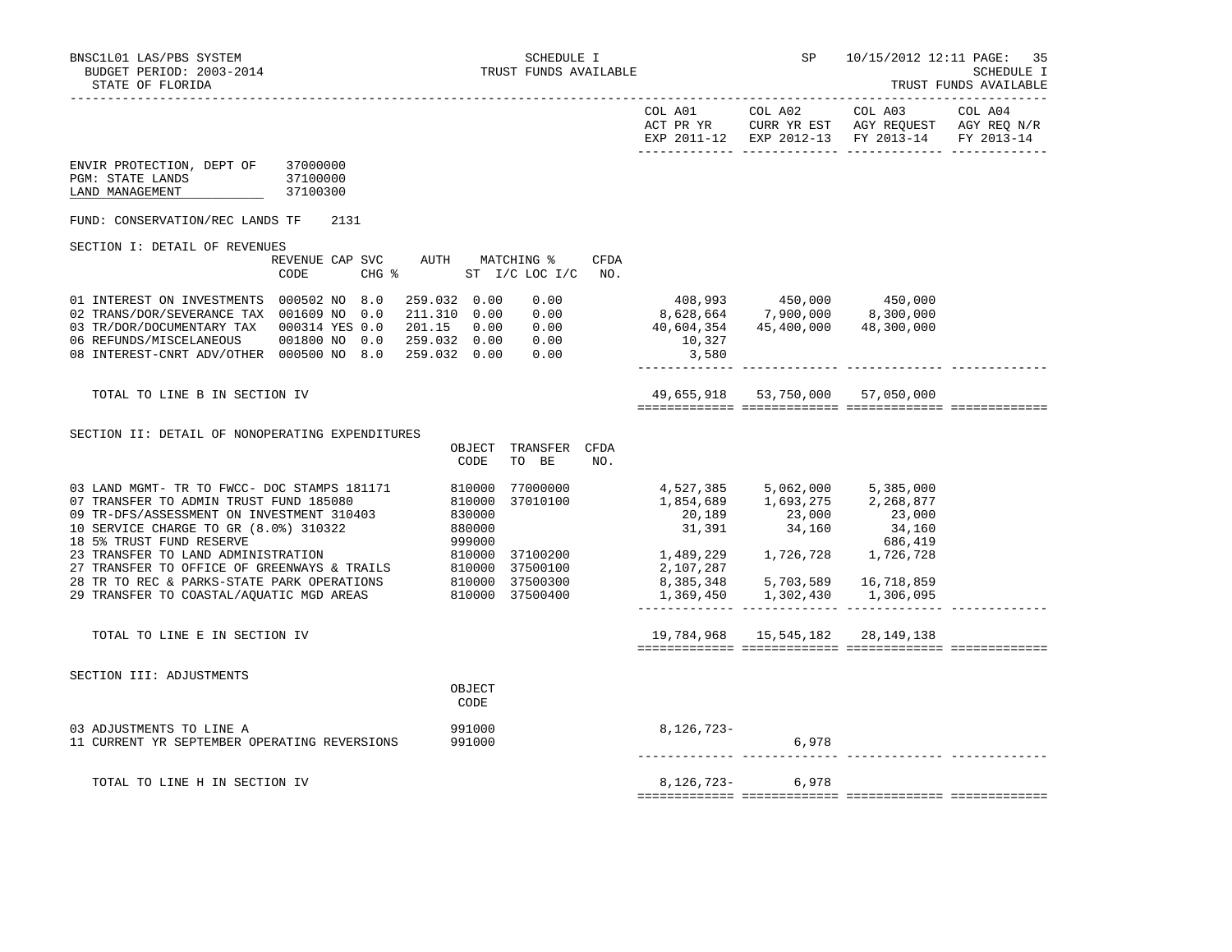BNSC1L01 LAS/PBS SYSTEM — SCHEDULE I — TRUST FUNDS AVAILABLE — SP 10/15/2012 12:11

BUDGET PERIOD: 2003-2014

STATE OF FLORIDA — SCHEDULE I TRUST FUNDS AVAILABLE

| | COL A01 ACT PR YR EXP 2011-12 | COL A02 CURR YR EST EXP 2012-13 | COL A03 AGY REQUEST FY 2013-14 | COL A04 AGY REQ N/R FY 2013-14 |
|---|---|---|---|---|

ENVIR PROTECTION, DEPT OF 37000000
PGM: STATE LANDS 37100000
LAND MANAGEMENT 37100300

FUND: CONSERVATION/REC LANDS TF 2131

SECTION I: DETAIL OF REVENUES

| | REVENUE CODE | CAP | SVC CHG % | AUTH | MATCHING % ST I/C | LOC I/C | CFDA NO. | COL A01 | COL A02 | COL A03 | COL A04 |
|---|---|---|---|---|---|---|---|---|---|---|---|
| 01 INTEREST ON INVESTMENTS | 000502 | NO | 8.0 | 259.032 | 0.00 | 0.00 | | 408,993 | 450,000 | 450,000 | |
| 02 TRANS/DOR/SEVERANCE TAX | 001609 | NO | 0.0 | 211.310 | 0.00 | 0.00 | | 8,628,664 | 7,900,000 | 8,300,000 | |
| 03 TR/DOR/DOCUMENTARY TAX | 000314 | YES | 0.0 | 201.15 | 0.00 | 0.00 | | 40,604,354 | 45,400,000 | 48,300,000 | |
| 06 REFUNDS/MISCELANEOUS | 001800 | NO | 0.0 | 259.032 | 0.00 | 0.00 | | 10,327 | | | |
| 08 INTEREST-CNRT ADV/OTHER | 000500 | NO | 8.0 | 259.032 | 0.00 | 0.00 | | 3,580 | | | |
| TOTAL TO LINE B IN SECTION IV | | | | | | | | 49,655,918 | 53,750,000 | 57,050,000 | |

SECTION II: DETAIL OF NONOPERATING EXPENDITURES

| | OBJECT CODE | TRANSFER TO BE | CFDA NO. | COL A01 | COL A02 | COL A03 | COL A04 |
|---|---|---|---|---|---|---|---|
| 03 LAND MGMT- TR TO FWCC- DOC STAMPS 181171 | 810000 | 77000000 | | 4,527,385 | 5,062,000 | 5,385,000 | |
| 07 TRANSFER TO ADMIN TRUST FUND 185080 | 810000 | 37010100 | | 1,854,689 | 1,693,275 | 2,268,877 | |
| 09 TR-DFS/ASSESSMENT ON INVESTMENT 310403 | 830000 | | | 20,189 | 23,000 | 23,000 | |
| 10 SERVICE CHARGE TO GR (8.0%) 310322 | 880000 | | | 31,391 | 34,160 | 34,160 | |
| 18 5% TRUST FUND RESERVE | 999000 | | | | | 686,419 | |
| 23 TRANSFER TO LAND ADMINISTRATION | 810000 | 37100200 | | 1,489,229 | 1,726,728 | 1,726,728 | |
| 27 TRANSFER TO OFFICE OF GREENWAYS & TRAILS | 810000 | 37500100 | | 2,107,287 | | | |
| 28 TR TO REC & PARKS-STATE PARK OPERATIONS | 810000 | 37500300 | | 8,385,348 | 5,703,589 | 16,718,859 | |
| 29 TRANSFER TO COASTAL/AQUATIC MGD AREAS | 810000 | 37500400 | | 1,369,450 | 1,302,430 | 1,306,095 | |
| TOTAL TO LINE E IN SECTION IV | | | | 19,784,968 | 15,545,182 | 28,149,138 | |

SECTION III: ADJUSTMENTS

| | OBJECT CODE | COL A01 | COL A02 | COL A03 | COL A04 |
|---|---|---|---|---|---|
| 03 ADJUSTMENTS TO LINE A | 991000 | 8,126,723- | | | |
| 11 CURRENT YR SEPTEMBER OPERATING REVERSIONS | 991000 | | 6,978 | | |
| TOTAL TO LINE H IN SECTION IV | | 8,126,723- | 6,978 | | |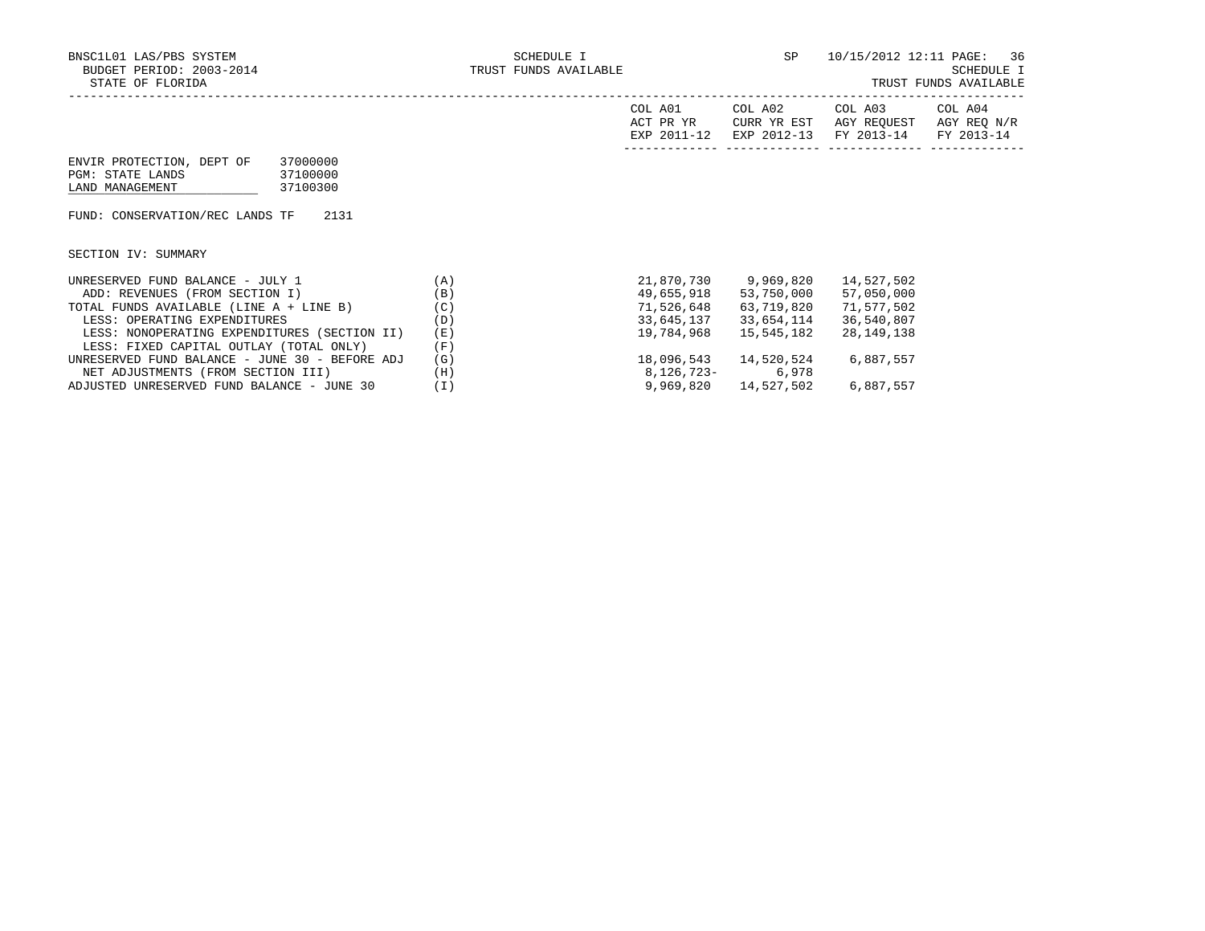BNSC1L01 LAS/PBS SYSTEM
BUDGET PERIOD: 2003-2014
STATE OF FLORIDA

SCHEDULE I
TRUST FUNDS AVAILABLE

SP 10/15/2012 12:11

SCHEDULE I
TRUST FUNDS AVAILABLE

ENVIR PROTECTION, DEPT OF 37000000
PGM: STATE LANDS 37100000
LAND MANAGEMENT 37100300

FUND: CONSERVATION/REC LANDS TF 2131

SECTION IV: SUMMARY

| | | COL A01 ACT PR YR EXP 2011-12 | COL A02 CURR YR EST EXP 2012-13 | COL A03 AGY REQUEST FY 2013-14 | COL A04 AGY REQ N/R FY 2013-14 |
|---|---|---|---|---|---|
| UNRESERVED FUND BALANCE - JULY 1 | (A) | 21,870,730 | 9,969,820 | 14,527,502 | |
| ADD: REVENUES (FROM SECTION I) | (B) | 49,655,918 | 53,750,000 | 57,050,000 | |
| TOTAL FUNDS AVAILABLE (LINE A + LINE B) | (C) | 71,526,648 | 63,719,820 | 71,577,502 | |
| LESS: OPERATING EXPENDITURES | (D) | 33,645,137 | 33,654,114 | 36,540,807 | |
| LESS: NONOPERATING EXPENDITURES (SECTION II) | (E) | 19,784,968 | 15,545,182 | 28,149,138 | |
| LESS: FIXED CAPITAL OUTLAY (TOTAL ONLY) | (F) | | | | |
| UNRESERVED FUND BALANCE - JUNE 30 - BEFORE ADJ | (G) | 18,096,543 | 14,520,524 | 6,887,557 | |
| NET ADJUSTMENTS (FROM SECTION III) | (H) | 8,126,723- | 6,978 | | |
| ADJUSTED UNRESERVED FUND BALANCE - JUNE 30 | (I) | 9,969,820 | 14,527,502 | 6,887,557 | |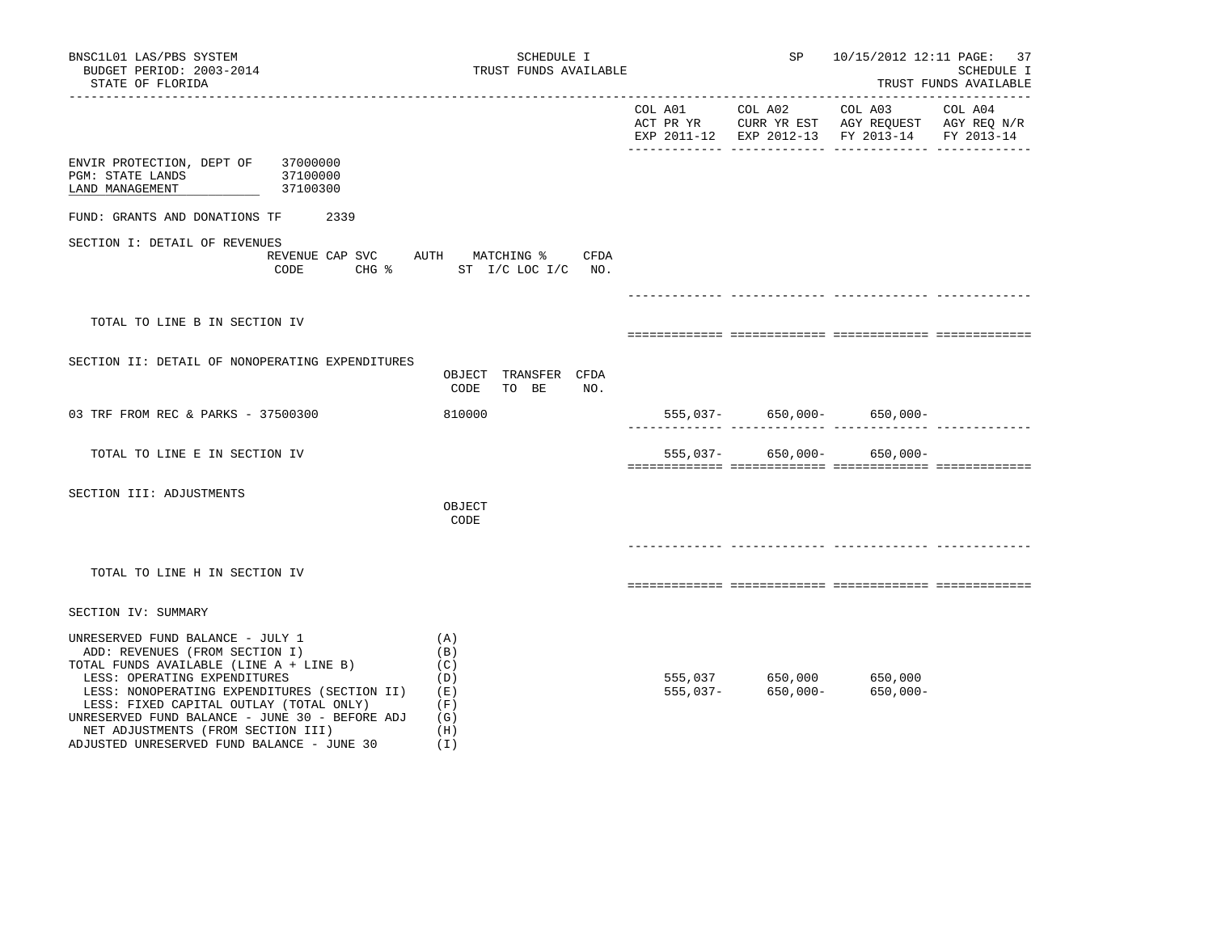BNSC1L01 LAS/PBS SYSTEM
BUDGET PERIOD: 2003-2014
STATE OF FLORIDA

SCHEDULE I
TRUST FUNDS AVAILABLE

SP 10/15/2012 12:11

SCHEDULE I
TRUST FUNDS AVAILABLE

| | COL A01 ACT PR YR EXP 2011-12 | COL A02 CURR YR EST EXP 2012-13 | COL A03 AGY REQUEST FY 2013-14 | COL A04 AGY REQ N/R FY 2013-14 |
|---|---|---|---|---|

ENVIR PROTECTION, DEPT OF 37000000
PGM: STATE LANDS 37100000
LAND MANAGEMENT 37100300

FUND: GRANTS AND DONATIONS TF 2339

## SECTION I: DETAIL OF REVENUES

| REVENUE CODE | CAP SVC CHG % | AUTH ST | MATCHING % I/C LOC I/C | CFDA NO. | COL A01 | COL A02 | COL A03 | COL A04 |
|---|---|---|---|---|---|---|---|---|
| TOTAL TO LINE B IN SECTION IV | | | | | | | | |

## SECTION II: DETAIL OF NONOPERATING EXPENDITURES

| | OBJECT CODE | TRANSFER TO BE | CFDA NO. | COL A01 | COL A02 | COL A03 | COL A04 |
|---|---|---|---|---|---|---|---|
| 03 TRF FROM REC & PARKS - 37500300 | 810000 | | | 555,037- | 650,000- | 650,000- | |
| TOTAL TO LINE E IN SECTION IV | | | | 555,037- | 650,000- | 650,000- | |

## SECTION III: ADJUSTMENTS

| | OBJECT CODE | COL A01 | COL A02 | COL A03 | COL A04 |
|---|---|---|---|---|---|
| TOTAL TO LINE H IN SECTION IV | | | | | |

## SECTION IV: SUMMARY

| | | COL A01 | COL A02 | COL A03 | COL A04 |
|---|---|---|---|---|---|
| UNRESERVED FUND BALANCE - JULY 1 | (A) | | | | |
| ADD: REVENUES (FROM SECTION I) | (B) | | | | |
| TOTAL FUNDS AVAILABLE (LINE A + LINE B) | (C) | | | | |
| LESS: OPERATING EXPENDITURES | (D) | 555,037 | 650,000 | 650,000 | |
| LESS: NONOPERATING EXPENDITURES (SECTION II) | (E) | 555,037- | 650,000- | 650,000- | |
| LESS: FIXED CAPITAL OUTLAY (TOTAL ONLY) | (F) | | | | |
| UNRESERVED FUND BALANCE - JUNE 30 - BEFORE ADJ | (G) | | | | |
| NET ADJUSTMENTS (FROM SECTION III) | (H) | | | | |
| ADJUSTED UNRESERVED FUND BALANCE - JUNE 30 | (I) | | | | |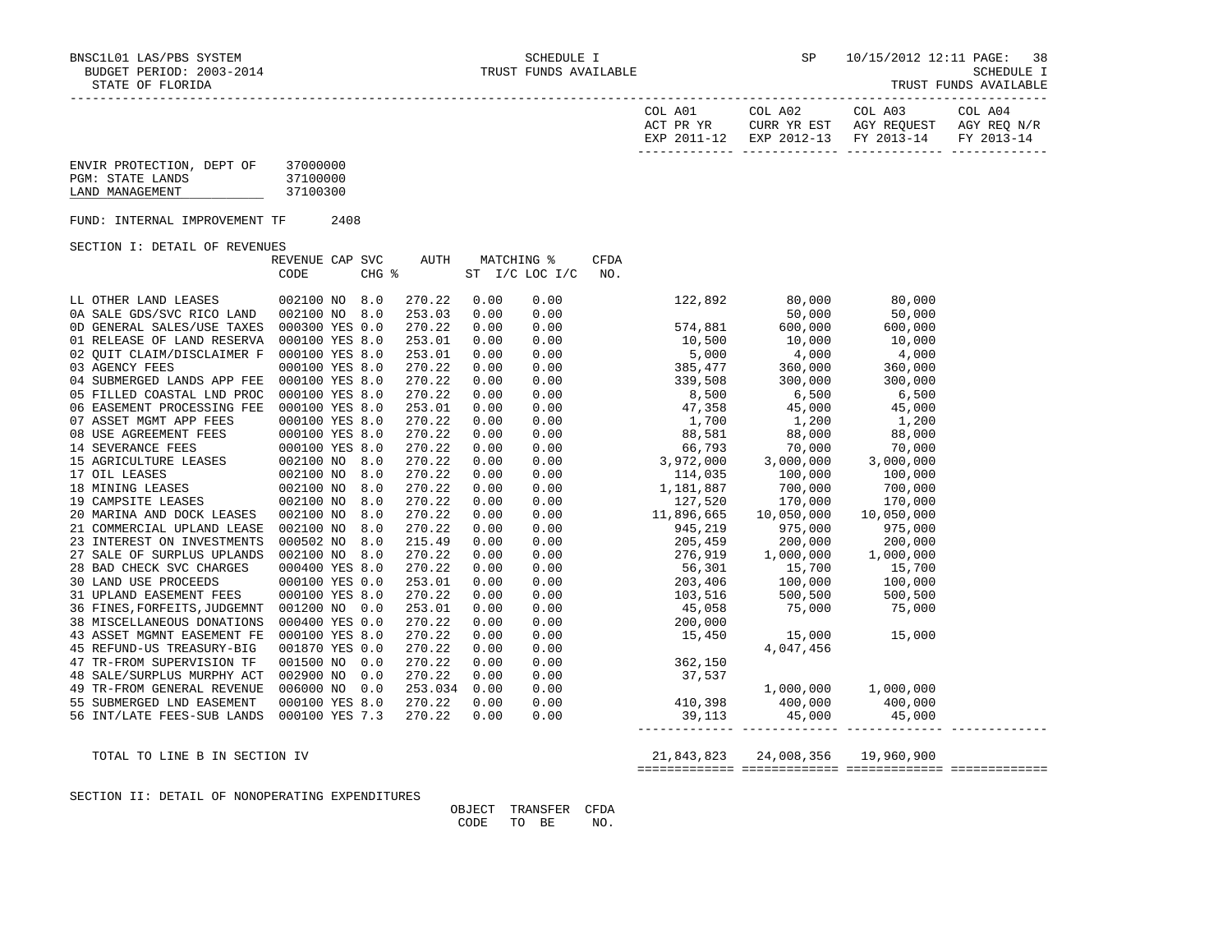BNSC1L01 LAS/PBS SYSTEM — SCHEDULE I — TRUST FUNDS AVAILABLE — SP 10/15/2012 12:11

BUDGET PERIOD: 2003-2014 — SCHEDULE I

STATE OF FLORIDA — TRUST FUNDS AVAILABLE

ENVIR PROTECTION, DEPT OF 37000000
PGM: STATE LANDS 37100000
LAND MANAGEMENT 37100300

FUND: INTERNAL IMPROVEMENT TF 2408

SECTION I: DETAIL OF REVENUES

| | REVENUE CODE | CAP | SVC CHG % | AUTH ST | MATCHING % I/C | MATCHING % LOC I/C | CFDA NO. | COL A01 ACT PR YR EXP 2011-12 | COL A02 CURR YR EST EXP 2012-13 | COL A03 AGY REQUEST FY 2013-14 | COL A04 AGY REQ N/R FY 2013-14 |
|---|---|---|---|---|---|---|---|---|---|---|---|
| LL OTHER LAND LEASES | 002100 | NO | 8.0 | 270.22 | 0.00 | 0.00 | | 122,892 | 80,000 | 80,000 | |
| 0A SALE GDS/SVC RICO LAND | 002100 | NO | 8.0 | 253.03 | 0.00 | 0.00 | | | 50,000 | 50,000 | |
| 0D GENERAL SALES/USE TAXES | 000300 | YES | 0.0 | 270.22 | 0.00 | 0.00 | | 574,881 | 600,000 | 600,000 | |
| 01 RELEASE OF LAND RESERVA | 000100 | YES | 8.0 | 253.01 | 0.00 | 0.00 | | 10,500 | 10,000 | 10,000 | |
| 02 QUIT CLAIM/DISCLAIMER F | 000100 | YES | 8.0 | 253.01 | 0.00 | 0.00 | | 5,000 | 4,000 | 4,000 | |
| 03 AGENCY FEES | 000100 | YES | 8.0 | 270.22 | 0.00 | 0.00 | | 385,477 | 360,000 | 360,000 | |
| 04 SUBMERGED LANDS APP FEE | 000100 | YES | 8.0 | 270.22 | 0.00 | 0.00 | | 339,508 | 300,000 | 300,000 | |
| 05 FILLED COASTAL LND PROC | 000100 | YES | 8.0 | 270.22 | 0.00 | 0.00 | | 8,500 | 6,500 | 6,500 | |
| 06 EASEMENT PROCESSING FEE | 000100 | YES | 8.0 | 253.01 | 0.00 | 0.00 | | 47,358 | 45,000 | 45,000 | |
| 07 ASSET MGMT APP FEES | 000100 | YES | 8.0 | 270.22 | 0.00 | 0.00 | | 1,700 | 1,200 | 1,200 | |
| 08 USE AGREEMENT FEES | 000100 | YES | 8.0 | 270.22 | 0.00 | 0.00 | | 88,581 | 88,000 | 88,000 | |
| 14 SEVERANCE FEES | 000100 | YES | 8.0 | 270.22 | 0.00 | 0.00 | | 66,793 | 70,000 | 70,000 | |
| 15 AGRICULTURE LEASES | 002100 | NO | 8.0 | 270.22 | 0.00 | 0.00 | | 3,972,000 | 3,000,000 | 3,000,000 | |
| 17 OIL LEASES | 002100 | NO | 8.0 | 270.22 | 0.00 | 0.00 | | 114,035 | 100,000 | 100,000 | |
| 18 MINING LEASES | 002100 | NO | 8.0 | 270.22 | 0.00 | 0.00 | | 1,181,887 | 700,000 | 700,000 | |
| 19 CAMPSITE LEASES | 002100 | NO | 8.0 | 270.22 | 0.00 | 0.00 | | 127,520 | 170,000 | 170,000 | |
| 20 MARINA AND DOCK LEASES | 002100 | NO | 8.0 | 270.22 | 0.00 | 0.00 | | 11,896,665 | 10,050,000 | 10,050,000 | |
| 21 COMMERCIAL UPLAND LEASE | 002100 | NO | 8.0 | 270.22 | 0.00 | 0.00 | | 945,219 | 975,000 | 975,000 | |
| 23 INTEREST ON INVESTMENTS | 000502 | NO | 8.0 | 215.49 | 0.00 | 0.00 | | 205,459 | 200,000 | 200,000 | |
| 27 SALE OF SURPLUS UPLANDS | 002100 | NO | 8.0 | 270.22 | 0.00 | 0.00 | | 276,919 | 1,000,000 | 1,000,000 | |
| 28 BAD CHECK SVC CHARGES | 000400 | YES | 8.0 | 270.22 | 0.00 | 0.00 | | 56,301 | 15,700 | 15,700 | |
| 30 LAND USE PROCEEDS | 000100 | YES | 0.0 | 253.01 | 0.00 | 0.00 | | 203,406 | 100,000 | 100,000 | |
| 31 UPLAND EASEMENT FEES | 000100 | YES | 8.0 | 270.22 | 0.00 | 0.00 | | 103,516 | 500,500 | 500,500 | |
| 36 FINES,FORFEITS,JUDGEMNT | 001200 | NO | 0.0 | 253.01 | 0.00 | 0.00 | | 45,058 | 75,000 | 75,000 | |
| 38 MISCELLANEOUS DONATIONS | 000400 | YES | 0.0 | 270.22 | 0.00 | 0.00 | | 200,000 | | | |
| 43 ASSET MGMNT EASEMENT FE | 000100 | YES | 8.0 | 270.22 | 0.00 | 0.00 | | 15,450 | 15,000 | 15,000 | |
| 45 REFUND-US TREASURY-BIG | 001870 | YES | 0.0 | 270.22 | 0.00 | 0.00 | | | 4,047,456 | | |
| 47 TR-FROM SUPERVISION TF | 001500 | NO | 0.0 | 270.22 | 0.00 | 0.00 | | 362,150 | | | |
| 48 SALE/SURPLUS MURPHY ACT | 002900 | NO | 0.0 | 270.22 | 0.00 | 0.00 | | 37,537 | | | |
| 49 TR-FROM GENERAL REVENUE | 006000 | NO | 0.0 | 253.034 | 0.00 | 0.00 | | | 1,000,000 | 1,000,000 | |
| 55 SUBMERGED LND EASEMENT | 000100 | YES | 8.0 | 270.22 | 0.00 | 0.00 | | 410,398 | 400,000 | 400,000 | |
| 56 INT/LATE FEES-SUB LANDS | 000100 | YES | 7.3 | 270.22 | 0.00 | 0.00 | | 39,113 | 45,000 | 45,000 | |
| TOTAL TO LINE B IN SECTION IV | | | | | | | | 21,843,823 | 24,008,356 | 19,960,900 | |

SECTION II: DETAIL OF NONOPERATING EXPENDITURES

| | OBJECT CODE | TRANSFER TO BE | CFDA NO. |
|---|---|---|---|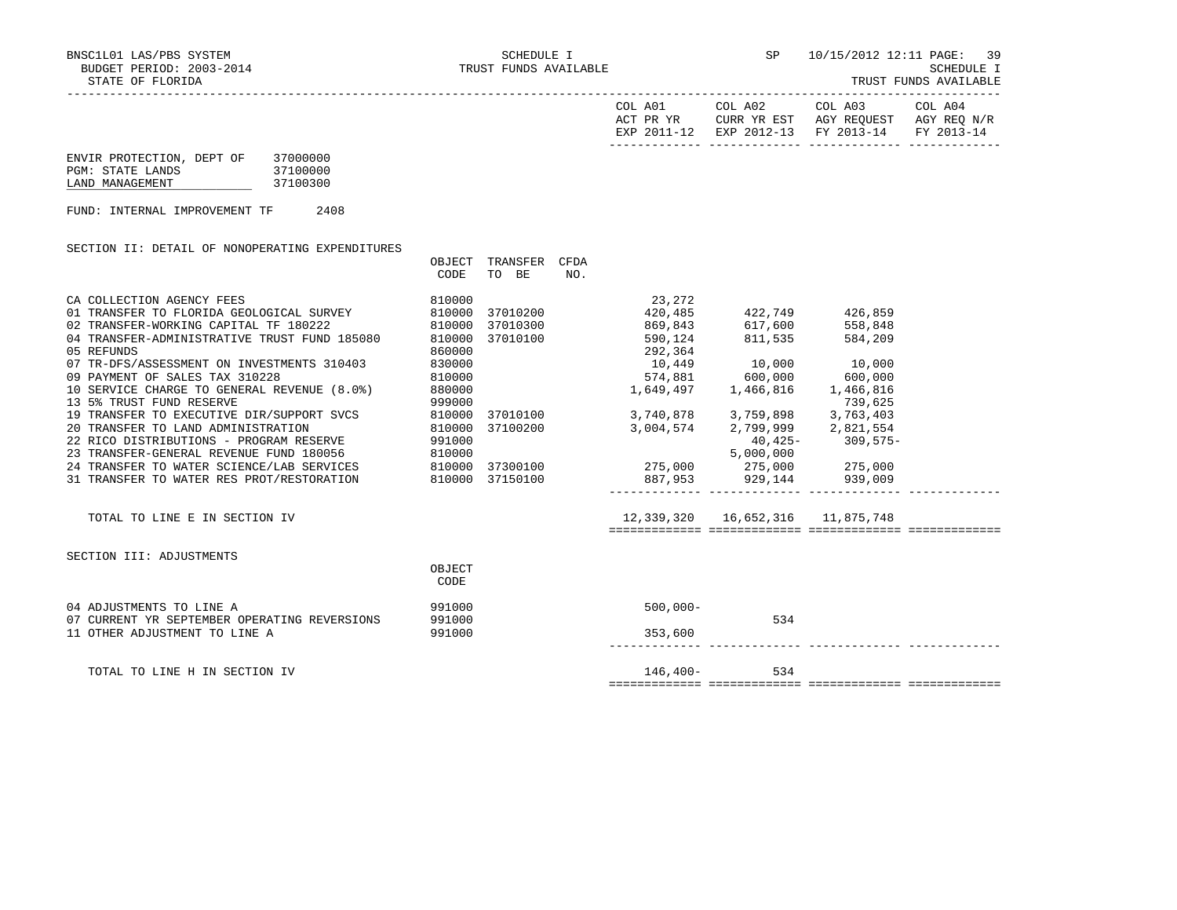BNSC1L01 LAS/PBS SYSTEM — SCHEDULE I — TRUST FUNDS AVAILABLE — SP 10/15/2012 12:11

BUDGET PERIOD: 2003-2014 — SCHEDULE I

STATE OF FLORIDA — TRUST FUNDS AVAILABLE

| | COL A01 ACT PR YR EXP 2011-12 | COL A02 CURR YR EST EXP 2012-13 | COL A03 AGY REQUEST FY 2013-14 | COL A04 AGY REQ N/R FY 2013-14 |
|---|---|---|---|---|

ENVIR PROTECTION, DEPT OF 37000000
PGM: STATE LANDS 37100000
LAND MANAGEMENT 37100300

FUND: INTERNAL IMPROVEMENT TF 2408

SECTION II: DETAIL OF NONOPERATING EXPENDITURES

| | OBJECT CODE | TRANSFER TO BE | CFDA NO. | COL A01 | COL A02 | COL A03 | COL A04 |
|---|---|---|---|---|---|---|---|
| CA COLLECTION AGENCY FEES | 810000 | | | 23,272 | | | |
| 01 TRANSFER TO FLORIDA GEOLOGICAL SURVEY | 810000 | 37010200 | | 420,485 | 422,749 | 426,859 | |
| 02 TRANSFER-WORKING CAPITAL TF 180222 | 810000 | 37010300 | | 869,843 | 617,600 | 558,848 | |
| 04 TRANSFER-ADMINISTRATIVE TRUST FUND 185080 | 810000 | 37010100 | | 590,124 | 811,535 | 584,209 | |
| 05 REFUNDS | 860000 | | | 292,364 | | | |
| 07 TR-DFS/ASSESSMENT ON INVESTMENTS 310403 | 830000 | | | 10,449 | 10,000 | 10,000 | |
| 09 PAYMENT OF SALES TAX 310228 | 810000 | | | 574,881 | 600,000 | 600,000 | |
| 10 SERVICE CHARGE TO GENERAL REVENUE (8.0%) | 880000 | | | 1,649,497 | 1,466,816 | 1,466,816 | |
| 13 5% TRUST FUND RESERVE | 999000 | | | | | 739,625 | |
| 19 TRANSFER TO EXECUTIVE DIR/SUPPORT SVCS | 810000 | 37010100 | | 3,740,878 | 3,759,898 | 3,763,403 | |
| 20 TRANSFER TO LAND ADMINISTRATION | 810000 | 37100200 | | 3,004,574 | 2,799,999 | 2,821,554 | |
| 22 RICO DISTRIBUTIONS - PROGRAM RESERVE | 991000 | | | | 40,425- | 309,575- | |
| 23 TRANSFER-GENERAL REVENUE FUND 180056 | 810000 | | | | 5,000,000 | | |
| 24 TRANSFER TO WATER SCIENCE/LAB SERVICES | 810000 | 37300100 | | 275,000 | 275,000 | 275,000 | |
| 31 TRANSFER TO WATER RES PROT/RESTORATION | 810000 | 37150100 | | 887,953 | 929,144 | 939,009 | |
| TOTAL TO LINE E IN SECTION IV | | | | 12,339,320 | 16,652,316 | 11,875,748 | |

SECTION III: ADJUSTMENTS

| | OBJECT CODE | COL A01 | COL A02 | COL A03 | COL A04 |
|---|---|---|---|---|---|
| 04 ADJUSTMENTS TO LINE A | 991000 | 500,000- | | | |
| 07 CURRENT YR SEPTEMBER OPERATING REVERSIONS | 991000 | | 534 | | |
| 11 OTHER ADJUSTMENT TO LINE A | 991000 | 353,600 | | | |
| TOTAL TO LINE H IN SECTION IV | | 146,400- | 534 | | |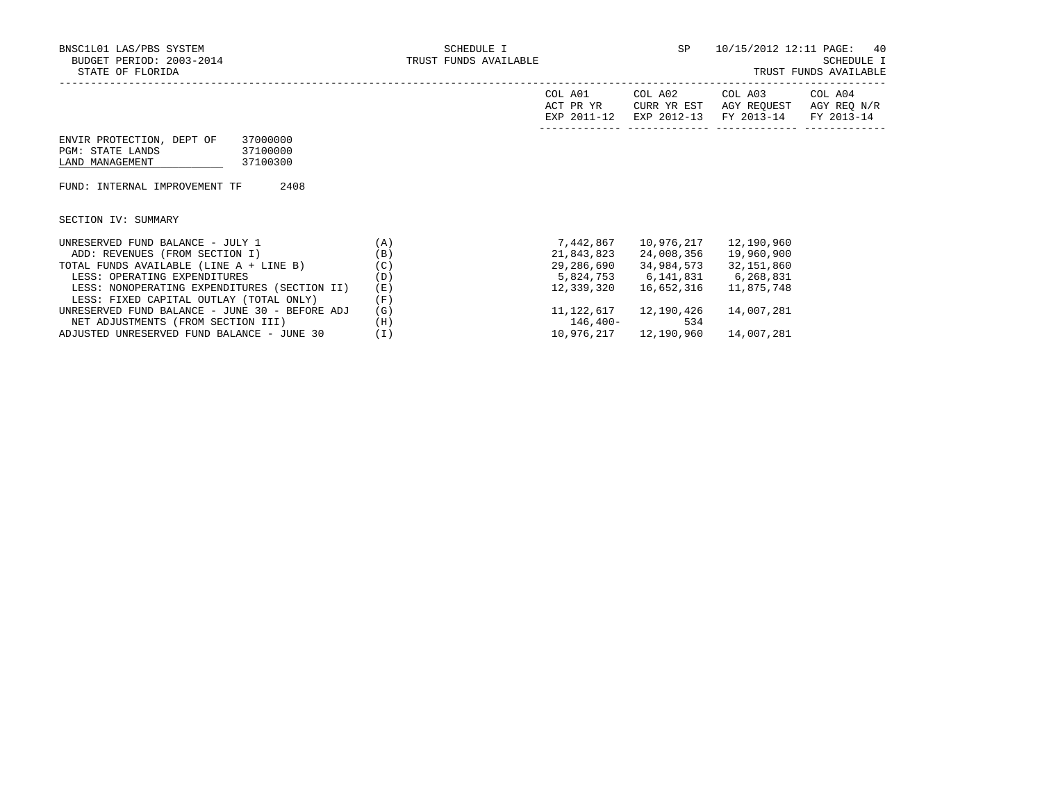BNSC1L01 LAS/PBS SYSTEM
BUDGET PERIOD: 2003-2014
STATE OF FLORIDA

SCHEDULE I
TRUST FUNDS AVAILABLE

SP 10/15/2012 12:11

SCHEDULE I
TRUST FUNDS AVAILABLE

ENVIR PROTECTION, DEPT OF 37000000
PGM: STATE LANDS 37100000
LAND MANAGEMENT 37100300

FUND: INTERNAL IMPROVEMENT TF 2408

SECTION IV: SUMMARY

| | | COL A01 ACT PR YR EXP 2011-12 | COL A02 CURR YR EST EXP 2012-13 | COL A03 AGY REQUEST FY 2013-14 | COL A04 AGY REQ N/R FY 2013-14 |
|---|---|---|---|---|---|
| UNRESERVED FUND BALANCE - JULY 1 | (A) | 7,442,867 | 10,976,217 | 12,190,960 | |
| ADD: REVENUES (FROM SECTION I) | (B) | 21,843,823 | 24,008,356 | 19,960,900 | |
| TOTAL FUNDS AVAILABLE (LINE A + LINE B) | (C) | 29,286,690 | 34,984,573 | 32,151,860 | |
| LESS: OPERATING EXPENDITURES | (D) | 5,824,753 | 6,141,831 | 6,268,831 | |
| LESS: NONOPERATING EXPENDITURES (SECTION II) | (E) | 12,339,320 | 16,652,316 | 11,875,748 | |
| LESS: FIXED CAPITAL OUTLAY (TOTAL ONLY) | (F) | | | | |
| UNRESERVED FUND BALANCE - JUNE 30 - BEFORE ADJ | (G) | 11,122,617 | 12,190,426 | 14,007,281 | |
| NET ADJUSTMENTS (FROM SECTION III) | (H) | 146,400- | 534 | | |
| ADJUSTED UNRESERVED FUND BALANCE - JUNE 30 | (I) | 10,976,217 | 12,190,960 | 14,007,281 | |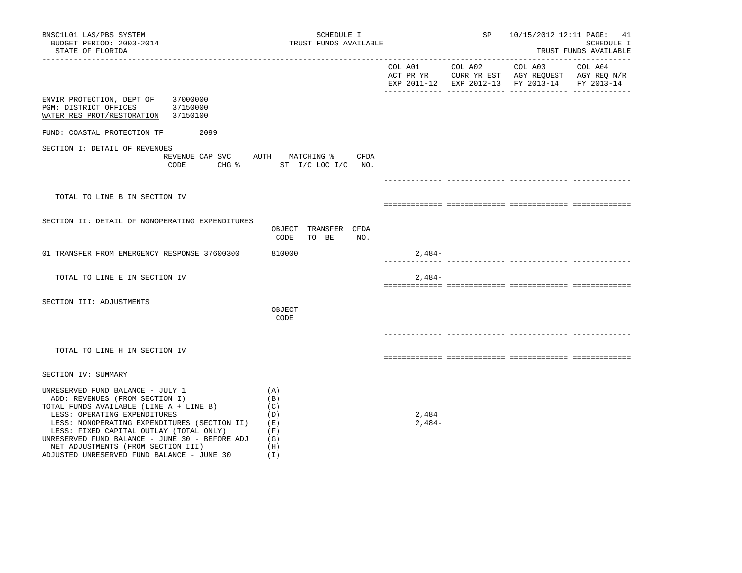BNSC1L01 LAS/PBS SYSTEM
BUDGET PERIOD: 2003-2014
STATE OF FLORIDA

SCHEDULE I
TRUST FUNDS AVAILABLE

SP 10/15/2012 12:11 PAGE: 41
SCHEDULE I
TRUST FUNDS AVAILABLE

| | COL A01 ACT PR YR EXP 2011-12 | COL A02 CURR YR EST EXP 2012-13 | COL A03 AGY REQUEST FY 2013-14 | COL A04 AGY REQ N/R FY 2013-14 |
|---|---|---|---|---|

ENVIR PROTECTION, DEPT OF 37000000
PGM: DISTRICT OFFICES 37150000
WATER RES PROT/RESTORATION 37150100

FUND: COASTAL PROTECTION TF 2099

SECTION I: DETAIL OF REVENUES

| REVENUE CODE | CAP SVC CHG % | AUTH ST | MATCHING % I/C LOC I/C | CFDA NO. | COL A01 | COL A02 | COL A03 | COL A04 |
|---|---|---|---|---|---|---|---|---|
| TOTAL TO LINE B IN SECTION IV | | | | | | | | |

SECTION II: DETAIL OF NONOPERATING EXPENDITURES

| | OBJECT CODE | TRANSFER TO BE | CFDA NO. | COL A01 | COL A02 | COL A03 | COL A04 |
|---|---|---|---|---|---|---|---|
| 01 TRANSFER FROM EMERGENCY RESPONSE 37600300 | 810000 | | | 2,484- | | | |
| TOTAL TO LINE E IN SECTION IV | | | | 2,484- | | | |

SECTION III: ADJUSTMENTS

| | OBJECT CODE | COL A01 | COL A02 | COL A03 | COL A04 |
|---|---|---|---|---|---|
| TOTAL TO LINE H IN SECTION IV | | | | | |

SECTION IV: SUMMARY

| | | COL A01 | COL A02 | COL A03 | COL A04 |
|---|---|---|---|---|---|
| UNRESERVED FUND BALANCE - JULY 1 | (A) | | | | |
| ADD: REVENUES (FROM SECTION I) | (B) | | | | |
| TOTAL FUNDS AVAILABLE (LINE A + LINE B) | (C) | | | | |
| LESS: OPERATING EXPENDITURES | (D) | 2,484 | | | |
| LESS: NONOPERATING EXPENDITURES (SECTION II) | (E) | 2,484- | | | |
| LESS: FIXED CAPITAL OUTLAY (TOTAL ONLY) | (F) | | | | |
| UNRESERVED FUND BALANCE - JUNE 30 - BEFORE ADJ | (G) | | | | |
| NET ADJUSTMENTS (FROM SECTION III) | (H) | | | | |
| ADJUSTED UNRESERVED FUND BALANCE - JUNE 30 | (I) | | | | |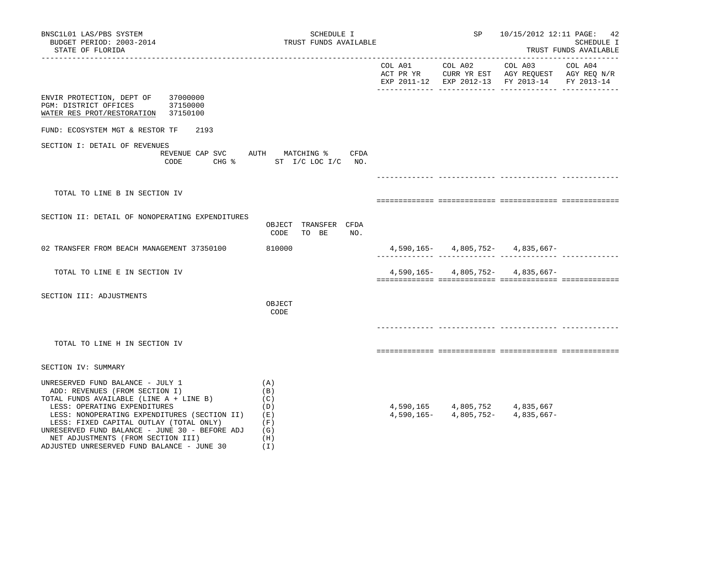BNSC1L01 LAS/PBS SYSTEM
BUDGET PERIOD: 2003-2014
STATE OF FLORIDA

SCHEDULE I
TRUST FUNDS AVAILABLE

SP 10/15/2012 12:11

SCHEDULE I
TRUST FUNDS AVAILABLE

ENVIR PROTECTION, DEPT OF 37000000
PGM: DISTRICT OFFICES 37150000
WATER RES PROT/RESTORATION 37150100

FUND: ECOSYSTEM MGT & RESTOR TF 2193

| | COL A01 ACT PR YR EXP 2011-12 | COL A02 CURR YR EST EXP 2012-13 | COL A03 AGY REQUEST FY 2013-14 | COL A04 AGY REQ N/R FY 2013-14 |
|---|---|---|---|---|
| **SECTION I: DETAIL OF REVENUES** (REVENUE CODE / CAP SVC CHG % / AUTH ST / MATCHING % I/C LOC I/C / CFDA NO.) | | | | |
| TOTAL TO LINE B IN SECTION IV | | | | |
| **SECTION II: DETAIL OF NONOPERATING EXPENDITURES** (OBJECT CODE / TRANSFER TO BE / CFDA NO.) | | | | |
| 02 TRANSFER FROM BEACH MANAGEMENT 37350100 — 810000 | 4,590,165- | 4,805,752- | 4,835,667- | |
| TOTAL TO LINE E IN SECTION IV | 4,590,165- | 4,805,752- | 4,835,667- | |
| **SECTION III: ADJUSTMENTS** (OBJECT CODE) | | | | |
| TOTAL TO LINE H IN SECTION IV | | | | |
| **SECTION IV: SUMMARY** | | | | |
| UNRESERVED FUND BALANCE - JULY 1 (A) | | | | |
| ADD: REVENUES (FROM SECTION I) (B) | | | | |
| TOTAL FUNDS AVAILABLE (LINE A + LINE B) (C) | | | | |
| LESS: OPERATING EXPENDITURES (D) | 4,590,165 | 4,805,752 | 4,835,667 | |
| LESS: NONOPERATING EXPENDITURES (SECTION II) (E) | 4,590,165- | 4,805,752- | 4,835,667- | |
| LESS: FIXED CAPITAL OUTLAY (TOTAL ONLY) (F) | | | | |
| UNRESERVED FUND BALANCE - JUNE 30 - BEFORE ADJ (G) | | | | |
| NET ADJUSTMENTS (FROM SECTION III) (H) | | | | |
| ADJUSTED UNRESERVED FUND BALANCE - JUNE 30 (I) | | | | |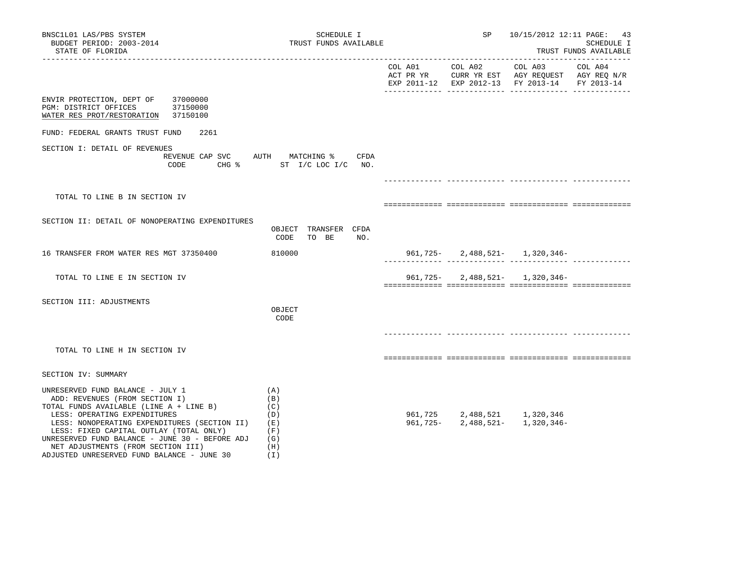SCHEDULE I
TRUST FUNDS AVAILABLE

BNSC1L01 LAS/PBS SYSTEM
BUDGET PERIOD: 2003-2014
STATE OF FLORIDA

SP 10/15/2012 12:11

SCHEDULE I
TRUST FUNDS AVAILABLE

ENVIR PROTECTION, DEPT OF 37000000
PGM: DISTRICT OFFICES 37150000
WATER RES PROT/RESTORATION 37150100

FUND: FEDERAL GRANTS TRUST FUND 2261

| | | COL A01 ACT PR YR EXP 2011-12 | COL A02 CURR YR EST EXP 2012-13 | COL A03 AGY REQUEST FY 2013-14 | COL A04 AGY REQ N/R FY 2013-14 |
|---|---|---|---|---|---|
| **SECTION I: DETAIL OF REVENUES** | REVENUE CODE / CAP SVC CHG % / AUTH ST / MATCHING % I/C LOC I/C / CFDA NO. | | | | |
| TOTAL TO LINE B IN SECTION IV | | | | | |
| **SECTION II: DETAIL OF NONOPERATING EXPENDITURES** | OBJECT CODE / TRANSFER TO BE / CFDA NO. | | | | |
| 16 TRANSFER FROM WATER RES MGT 37350400 | 810000 | 961,725- | 2,488,521- | 1,320,346- | |
| TOTAL TO LINE E IN SECTION IV | | 961,725- | 2,488,521- | 1,320,346- | |
| **SECTION III: ADJUSTMENTS** | OBJECT CODE | | | | |
| TOTAL TO LINE H IN SECTION IV | | | | | |
| **SECTION IV: SUMMARY** | | | | | |
| UNRESERVED FUND BALANCE - JULY 1 | (A) | | | | |
| ADD: REVENUES (FROM SECTION I) | (B) | | | | |
| TOTAL FUNDS AVAILABLE (LINE A + LINE B) | (C) | | | | |
| LESS: OPERATING EXPENDITURES | (D) | 961,725 | 2,488,521 | 1,320,346 | |
| LESS: NONOPERATING EXPENDITURES (SECTION II) | (E) | 961,725- | 2,488,521- | 1,320,346- | |
| LESS: FIXED CAPITAL OUTLAY (TOTAL ONLY) | (F) | | | | |
| UNRESERVED FUND BALANCE - JUNE 30 - BEFORE ADJ | (G) | | | | |
| NET ADJUSTMENTS (FROM SECTION III) | (H) | | | | |
| ADJUSTED UNRESERVED FUND BALANCE - JUNE 30 | (I) | | | | |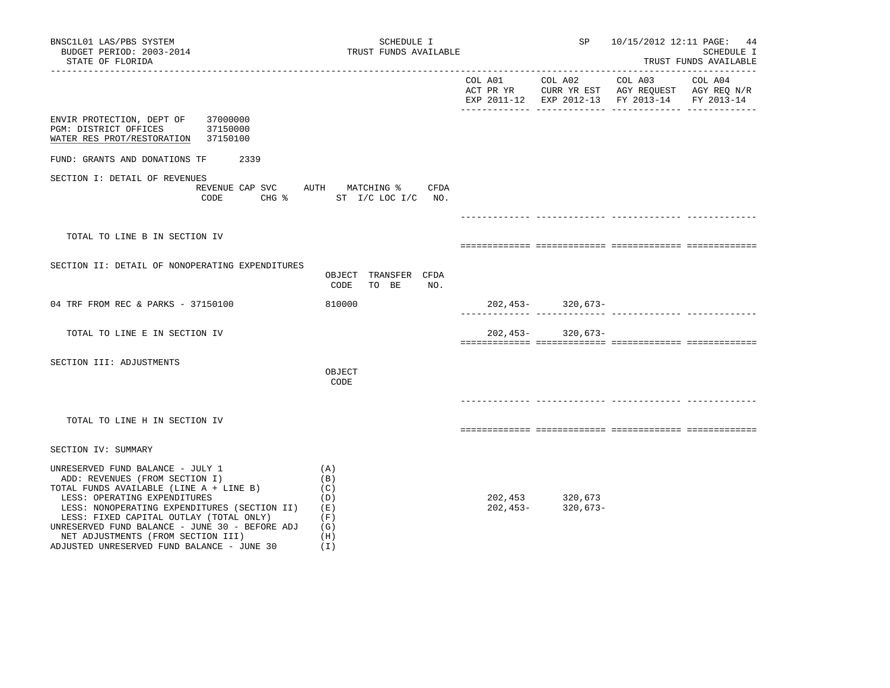BNSC1L01 LAS/PBS SYSTEM | SCHEDULE I | SP 10/15/2012 12:11
BUDGET PERIOD: 2003-2014 | TRUST FUNDS AVAILABLE | SCHEDULE I
STATE OF FLORIDA | | TRUST FUNDS AVAILABLE

| | COL A01 ACT PR YR EXP 2011-12 | COL A02 CURR YR EST EXP 2012-13 | COL A03 AGY REQUEST FY 2013-14 | COL A04 AGY REQ N/R FY 2013-14 |
|---|---|---|---|---|

ENVIR PROTECTION, DEPT OF 37000000
PGM: DISTRICT OFFICES 37150000
WATER RES PROT/RESTORATION 37150100

FUND: GRANTS AND DONATIONS TF 2339

SECTION I: DETAIL OF REVENUES

| | REVENUE CODE | CAP SVC CHG % | AUTH ST | MATCHING % I/C LOC I/C | CFDA NO. | COL A01 | COL A02 | COL A03 | COL A04 |
|---|---|---|---|---|---|---|---|---|---|
| TOTAL TO LINE B IN SECTION IV | | | | | | | | | |

SECTION II: DETAIL OF NONOPERATING EXPENDITURES

| | OBJECT CODE | TRANSFER TO BE | CFDA NO. | COL A01 | COL A02 | COL A03 | COL A04 |
|---|---|---|---|---|---|---|---|
| 04 TRF FROM REC & PARKS - 37150100 | 810000 | | | 202,453- | 320,673- | | |
| TOTAL TO LINE E IN SECTION IV | | | | 202,453- | 320,673- | | |

SECTION III: ADJUSTMENTS

| | OBJECT CODE | COL A01 | COL A02 | COL A03 | COL A04 |
|---|---|---|---|---|---|
| TOTAL TO LINE H IN SECTION IV | | | | | |

SECTION IV: SUMMARY

| | | COL A01 | COL A02 | COL A03 | COL A04 |
|---|---|---|---|---|---|
| UNRESERVED FUND BALANCE - JULY 1 | (A) | | | | |
| ADD: REVENUES (FROM SECTION I) | (B) | | | | |
| TOTAL FUNDS AVAILABLE (LINE A + LINE B) | (C) | | | | |
| LESS: OPERATING EXPENDITURES | (D) | 202,453 | 320,673 | | |
| LESS: NONOPERATING EXPENDITURES (SECTION II) | (E) | 202,453- | 320,673- | | |
| LESS: FIXED CAPITAL OUTLAY (TOTAL ONLY) | (F) | | | | |
| UNRESERVED FUND BALANCE - JUNE 30 - BEFORE ADJ | (G) | | | | |
| NET ADJUSTMENTS (FROM SECTION III) | (H) | | | | |
| ADJUSTED UNRESERVED FUND BALANCE - JUNE 30 | (I) | | | | |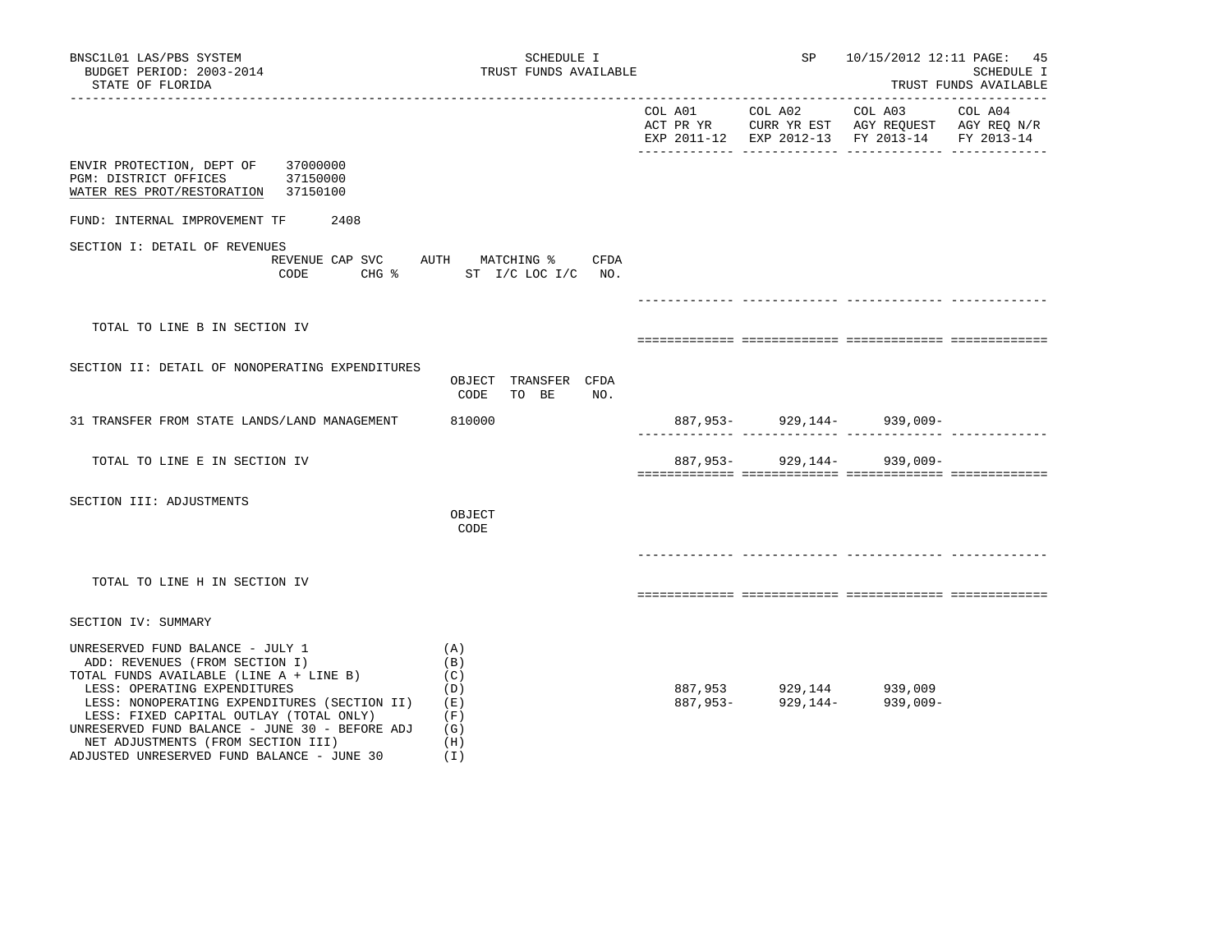BNSC1L01 LAS/PBS SYSTEM
BUDGET PERIOD: 2003-2014
STATE OF FLORIDA

SCHEDULE I
TRUST FUNDS AVAILABLE

SP 10/15/2012 12:11 PAGE: 45
SCHEDULE I
TRUST FUNDS AVAILABLE

| | COL A01 ACT PR YR EXP 2011-12 | COL A02 CURR YR EST EXP 2012-13 | COL A03 AGY REQUEST FY 2013-14 | COL A04 AGY REQ N/R FY 2013-14 |
|---|---|---|---|---|

ENVIR PROTECTION, DEPT OF 37000000
PGM: DISTRICT OFFICES 37150000
WATER RES PROT/RESTORATION 37150100

FUND: INTERNAL IMPROVEMENT TF 2408

SECTION I: DETAIL OF REVENUES

| REVENUE CODE | CAP SVC CHG % | AUTH ST | MATCHING % I/C LOC I/C | CFDA NO. | COL A01 | COL A02 | COL A03 | COL A04 |
|---|---|---|---|---|---|---|---|---|
| TOTAL TO LINE B IN SECTION IV | | | | | | | | |

SECTION II: DETAIL OF NONOPERATING EXPENDITURES

| | OBJECT CODE | TRANSFER TO BE | CFDA NO. | COL A01 | COL A02 | COL A03 | COL A04 |
|---|---|---|---|---|---|---|---|
| 31 TRANSFER FROM STATE LANDS/LAND MANAGEMENT | 810000 | | | 887,953- | 929,144- | 939,009- | |
| TOTAL TO LINE E IN SECTION IV | | | | 887,953- | 929,144- | 939,009- | |

SECTION III: ADJUSTMENTS

| | OBJECT CODE | COL A01 | COL A02 | COL A03 | COL A04 |
|---|---|---|---|---|---|
| TOTAL TO LINE H IN SECTION IV | | | | | |

SECTION IV: SUMMARY

| | | COL A01 | COL A02 | COL A03 | COL A04 |
|---|---|---|---|---|---|
| UNRESERVED FUND BALANCE - JULY 1 | (A) | | | | |
| ADD: REVENUES (FROM SECTION I) | (B) | | | | |
| TOTAL FUNDS AVAILABLE (LINE A + LINE B) | (C) | | | | |
| LESS: OPERATING EXPENDITURES | (D) | 887,953 | 929,144 | 939,009 | |
| LESS: NONOPERATING EXPENDITURES (SECTION II) | (E) | 887,953- | 929,144- | 939,009- | |
| LESS: FIXED CAPITAL OUTLAY (TOTAL ONLY) | (F) | | | | |
| UNRESERVED FUND BALANCE - JUNE 30 - BEFORE ADJ | (G) | | | | |
| NET ADJUSTMENTS (FROM SECTION III) | (H) | | | | |
| ADJUSTED UNRESERVED FUND BALANCE - JUNE 30 | (I) | | | | |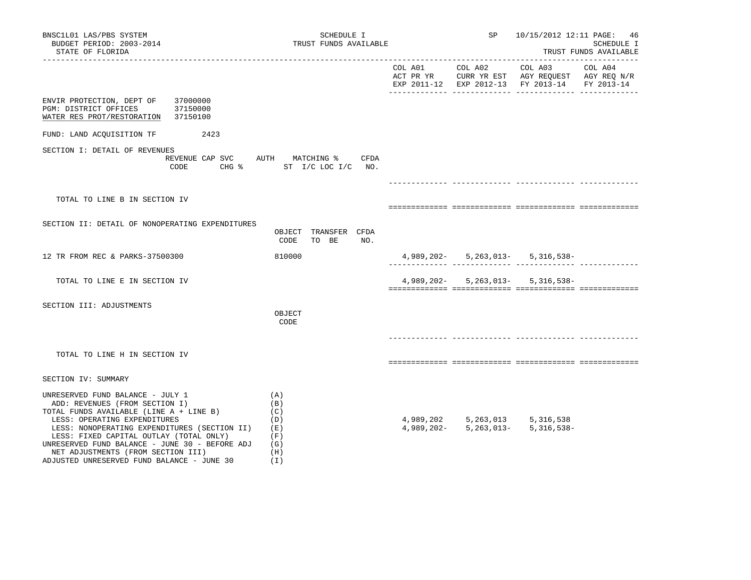BNSC1L01 LAS/PBS SYSTEM
BUDGET PERIOD: 2003-2014
STATE OF FLORIDA

SCHEDULE I
TRUST FUNDS AVAILABLE

SP 10/15/2012 12:11 PAGE: 46
SCHEDULE I
TRUST FUNDS AVAILABLE

| | COL A01 ACT PR YR EXP 2011-12 | COL A02 CURR YR EST EXP 2012-13 | COL A03 AGY REQUEST FY 2013-14 | COL A04 AGY REQ N/R FY 2013-14 |
|---|---|---|---|---|

ENVIR PROTECTION, DEPT OF 37000000
PGM: DISTRICT OFFICES 37150000
WATER RES PROT/RESTORATION 37150100

FUND: LAND ACQUISITION TF 2423

SECTION I: DETAIL OF REVENUES

| REVENUE CODE | CAP SVC CHG % | AUTH ST | MATCHING % I/C LOC I/C | CFDA NO. | COL A01 | COL A02 | COL A03 | COL A04 |
|---|---|---|---|---|---|---|---|---|
| TOTAL TO LINE B IN SECTION IV | | | | | | | | |

SECTION II: DETAIL OF NONOPERATING EXPENDITURES

| | OBJECT CODE | TRANSFER TO BE | CFDA NO. | COL A01 | COL A02 | COL A03 | COL A04 |
|---|---|---|---|---|---|---|---|
| 12 TR FROM REC & PARKS-37500300 | 810000 | | | 4,989,202- | 5,263,013- | 5,316,538- | |
| TOTAL TO LINE E IN SECTION IV | | | | 4,989,202- | 5,263,013- | 5,316,538- | |

SECTION III: ADJUSTMENTS

| | OBJECT CODE | COL A01 | COL A02 | COL A03 | COL A04 |
|---|---|---|---|---|---|
| TOTAL TO LINE H IN SECTION IV | | | | | |

SECTION IV: SUMMARY

| | | COL A01 | COL A02 | COL A03 | COL A04 |
|---|---|---|---|---|---|
| UNRESERVED FUND BALANCE - JULY 1 | (A) | | | | |
| ADD: REVENUES (FROM SECTION I) | (B) | | | | |
| TOTAL FUNDS AVAILABLE (LINE A + LINE B) | (C) | | | | |
| LESS: OPERATING EXPENDITURES | (D) | 4,989,202 | 5,263,013 | 5,316,538 | |
| LESS: NONOPERATING EXPENDITURES (SECTION II) | (E) | 4,989,202- | 5,263,013- | 5,316,538- | |
| LESS: FIXED CAPITAL OUTLAY (TOTAL ONLY) | (F) | | | | |
| UNRESERVED FUND BALANCE - JUNE 30 - BEFORE ADJ | (G) | | | | |
| NET ADJUSTMENTS (FROM SECTION III) | (H) | | | | |
| ADJUSTED UNRESERVED FUND BALANCE - JUNE 30 | (I) | | | | |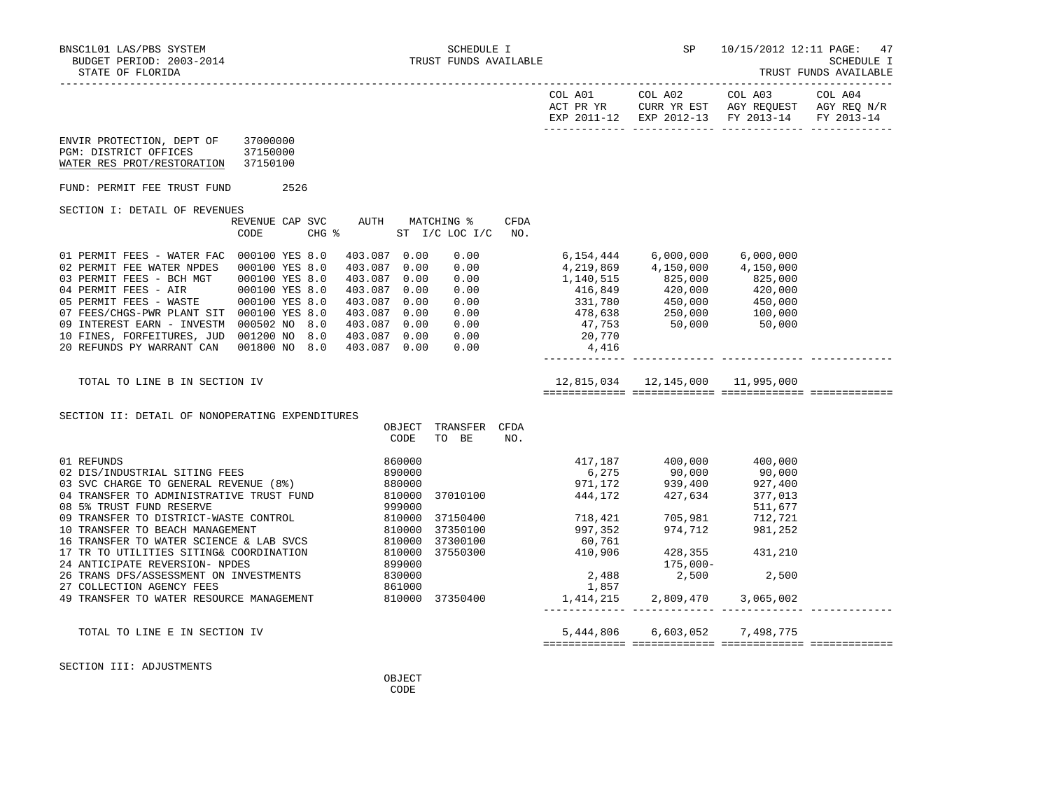ENVIR PROTECTION, DEPT OF 37000000
PGM: DISTRICT OFFICES 37150000
WATER RES PROT/RESTORATION 37150100

FUND: PERMIT FEE TRUST FUND 2526

SECTION I: DETAIL OF REVENUES

| | REVENUE CODE | CAP | SVC CHG % | AUTH ST | MATCHING % I/C | LOC I/C | CFDA NO. | COL A01 ACT PR YR EXP 2011-12 | COL A02 CURR YR EST EXP 2012-13 | COL A03 AGY REQUEST FY 2013-14 | COL A04 AGY REQ N/R FY 2013-14 |
|---|---|---|---|---|---|---|---|---|---|---|---|
| 01 PERMIT FEES - WATER FAC | 000100 | YES | 8.0 | 403.087 | 0.00 | 0.00 | | 6,154,444 | 6,000,000 | 6,000,000 | |
| 02 PERMIT FEE WATER NPDES | 000100 | YES | 8.0 | 403.087 | 0.00 | 0.00 | | 4,219,869 | 4,150,000 | 4,150,000 | |
| 03 PERMIT FEES - BCH MGT | 000100 | YES | 8.0 | 403.087 | 0.00 | 0.00 | | 1,140,515 | 825,000 | 825,000 | |
| 04 PERMIT FEES - AIR | 000100 | YES | 8.0 | 403.087 | 0.00 | 0.00 | | 416,849 | 420,000 | 420,000 | |
| 05 PERMIT FEES - WASTE | 000100 | YES | 8.0 | 403.087 | 0.00 | 0.00 | | 331,780 | 450,000 | 450,000 | |
| 07 FEES/CHGS-PWR PLANT SIT | 000100 | YES | 8.0 | 403.087 | 0.00 | 0.00 | | 478,638 | 250,000 | 100,000 | |
| 09 INTEREST EARN - INVESTM | 000502 | NO | 8.0 | 403.087 | 0.00 | 0.00 | | 47,753 | 50,000 | 50,000 | |
| 10 FINES, FORFEITURES, JUD | 001200 | NO | 8.0 | 403.087 | 0.00 | 0.00 | | 20,770 | | | |
| 20 REFUNDS PY WARRANT CAN | 001800 | NO | 8.0 | 403.087 | 0.00 | 0.00 | | 4,416 | | | |
| TOTAL TO LINE B IN SECTION IV | | | | | | | | 12,815,034 | 12,145,000 | 11,995,000 | |

SECTION II: DETAIL OF NONOPERATING EXPENDITURES

| | OBJECT CODE | TRANSFER TO BE | CFDA NO. | COL A01 | COL A02 | COL A03 | COL A04 |
|---|---|---|---|---|---|---|---|
| 01 REFUNDS | 860000 | | | 417,187 | 400,000 | 400,000 | |
| 02 DIS/INDUSTRIAL SITING FEES | 890000 | | | 6,275 | 90,000 | 90,000 | |
| 03 SVC CHARGE TO GENERAL REVENUE (8%) | 880000 | | | 971,172 | 939,400 | 927,400 | |
| 04 TRANSFER TO ADMINISTRATIVE TRUST FUND | 810000 | 37010100 | | 444,172 | 427,634 | 377,013 | |
| 08 5% TRUST FUND RESERVE | 999000 | | | | | 511,677 | |
| 09 TRANSFER TO DISTRICT-WASTE CONTROL | 810000 | 37150400 | | 718,421 | 705,981 | 712,721 | |
| 10 TRANSFER TO BEACH MANAGEMENT | 810000 | 37350100 | | 997,352 | 974,712 | 981,252 | |
| 16 TRANSFER TO WATER SCIENCE & LAB SVCS | 810000 | 37300100 | | 60,761 | | | |
| 17 TR TO UTILITIES SITING& COORDINATION | 810000 | 37550300 | | 410,906 | 428,355 | 431,210 | |
| 24 ANTICIPATE REVERSION- NPDES | 899000 | | | | 175,000- | | |
| 26 TRANS DFS/ASSESSMENT ON INVESTMENTS | 830000 | | | 2,488 | 2,500 | 2,500 | |
| 27 COLLECTION AGENCY FEES | 861000 | | | 1,857 | | | |
| 49 TRANSFER TO WATER RESOURCE MANAGEMENT | 810000 | 37350400 | | 1,414,215 | 2,809,470 | 3,065,002 | |
| TOTAL TO LINE E IN SECTION IV | | | | 5,444,806 | 6,603,052 | 7,498,775 | |

SECTION III: ADJUSTMENTS

OBJECT CODE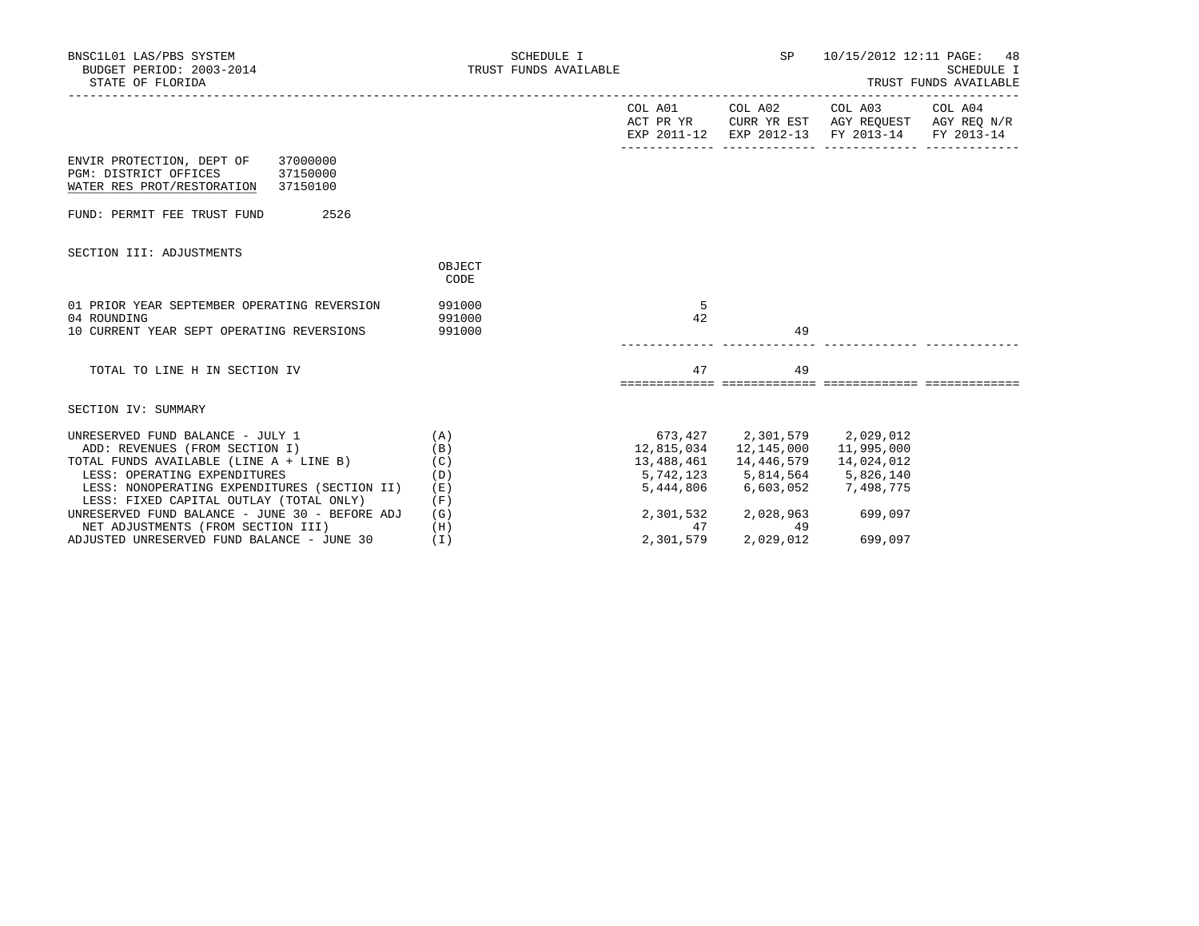BNSC1L01 LAS/PBS SYSTEM — SCHEDULE I — TRUST FUNDS AVAILABLE — SP 10/15/2012 12:11

BUDGET PERIOD: 2003-2014

STATE OF FLORIDA — SCHEDULE I — TRUST FUNDS AVAILABLE

ENVIR PROTECTION, DEPT OF 37000000
PGM: DISTRICT OFFICES 37150000
WATER RES PROT/RESTORATION 37150100

FUND: PERMIT FEE TRUST FUND 2526

## SECTION III: ADJUSTMENTS

| | OBJECT CODE | COL A01 ACT PR YR EXP 2011-12 | COL A02 CURR YR EST EXP 2012-13 | COL A03 AGY REQUEST FY 2013-14 | COL A04 AGY REQ N/R FY 2013-14 |
|---|---|---|---|---|---|
| 01 PRIOR YEAR SEPTEMBER OPERATING REVERSION | 991000 | 5 | | | |
| 04 ROUNDING | 991000 | 42 | | | |
| 10 CURRENT YEAR SEPT OPERATING REVERSIONS | 991000 | | 49 | | |
| TOTAL TO LINE H IN SECTION IV | | 47 | 49 | | |

## SECTION IV: SUMMARY

| | | COL A01 ACT PR YR EXP 2011-12 | COL A02 CURR YR EST EXP 2012-13 | COL A03 AGY REQUEST FY 2013-14 | COL A04 AGY REQ N/R FY 2013-14 |
|---|---|---|---|---|---|
| UNRESERVED FUND BALANCE - JULY 1 | (A) | 673,427 | 2,301,579 | 2,029,012 | |
| ADD: REVENUES (FROM SECTION I) | (B) | 12,815,034 | 12,145,000 | 11,995,000 | |
| TOTAL FUNDS AVAILABLE (LINE A + LINE B) | (C) | 13,488,461 | 14,446,579 | 14,024,012 | |
| LESS: OPERATING EXPENDITURES | (D) | 5,742,123 | 5,814,564 | 5,826,140 | |
| LESS: NONOPERATING EXPENDITURES (SECTION II) | (E) | 5,444,806 | 6,603,052 | 7,498,775 | |
| LESS: FIXED CAPITAL OUTLAY (TOTAL ONLY) | (F) | | | | |
| UNRESERVED FUND BALANCE - JUNE 30 - BEFORE ADJ | (G) | 2,301,532 | 2,028,963 | 699,097 | |
| NET ADJUSTMENTS (FROM SECTION III) | (H) | 47 | 49 | | |
| ADJUSTED UNRESERVED FUND BALANCE - JUNE 30 | (I) | 2,301,579 | 2,029,012 | 699,097 | |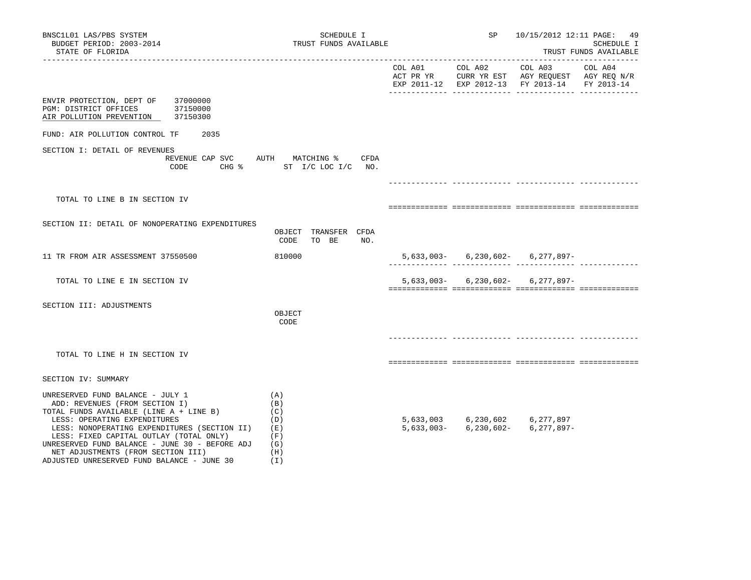BNSC1L01 LAS/PBS SYSTEM
BUDGET PERIOD: 2003-2014
STATE OF FLORIDA

SCHEDULE I
TRUST FUNDS AVAILABLE

SP 10/15/2012 12:11

SCHEDULE I
TRUST FUNDS AVAILABLE

| | | COL A01 ACT PR YR EXP 2011-12 | COL A02 CURR YR EST EXP 2012-13 | COL A03 AGY REQUEST FY 2013-14 | COL A04 AGY REQ N/R FY 2013-14 |
|---|---|---|---|---|---|

ENVIR PROTECTION, DEPT OF 37000000
PGM: DISTRICT OFFICES 37150000
AIR POLLUTION PREVENTION 37150300

FUND: AIR POLLUTION CONTROL TF 2035

SECTION I: DETAIL OF REVENUES

| | REVENUE CODE | CAP SVC CHG % | AUTH ST | MATCHING % I/C LOC I/C | CFDA NO. | COL A01 | COL A02 | COL A03 | COL A04 |
|---|---|---|---|---|---|---|---|---|---|
| TOTAL TO LINE B IN SECTION IV | | | | | | | | | |

SECTION II: DETAIL OF NONOPERATING EXPENDITURES

| | OBJECT CODE | TRANSFER TO BE | CFDA NO. | COL A01 | COL A02 | COL A03 | COL A04 |
|---|---|---|---|---|---|---|---|
| 11 TR FROM AIR ASSESSMENT 37550500 | 810000 | | | 5,633,003- | 6,230,602- | 6,277,897- | |
| TOTAL TO LINE E IN SECTION IV | | | | 5,633,003- | 6,230,602- | 6,277,897- | |

SECTION III: ADJUSTMENTS

| | OBJECT CODE | COL A01 | COL A02 | COL A03 | COL A04 |
|---|---|---|---|---|---|
| TOTAL TO LINE H IN SECTION IV | | | | | |

SECTION IV: SUMMARY

| | | COL A01 | COL A02 | COL A03 | COL A04 |
|---|---|---|---|---|---|
| UNRESERVED FUND BALANCE - JULY 1 | (A) | | | | |
| ADD: REVENUES (FROM SECTION I) | (B) | | | | |
| TOTAL FUNDS AVAILABLE (LINE A + LINE B) | (C) | | | | |
| LESS: OPERATING EXPENDITURES | (D) | 5,633,003 | 6,230,602 | 6,277,897 | |
| LESS: NONOPERATING EXPENDITURES (SECTION II) | (E) | 5,633,003- | 6,230,602- | 6,277,897- | |
| LESS: FIXED CAPITAL OUTLAY (TOTAL ONLY) | (F) | | | | |
| UNRESERVED FUND BALANCE - JUNE 30 - BEFORE ADJ | (G) | | | | |
| NET ADJUSTMENTS (FROM SECTION III) | (H) | | | | |
| ADJUSTED UNRESERVED FUND BALANCE - JUNE 30 | (I) | | | | |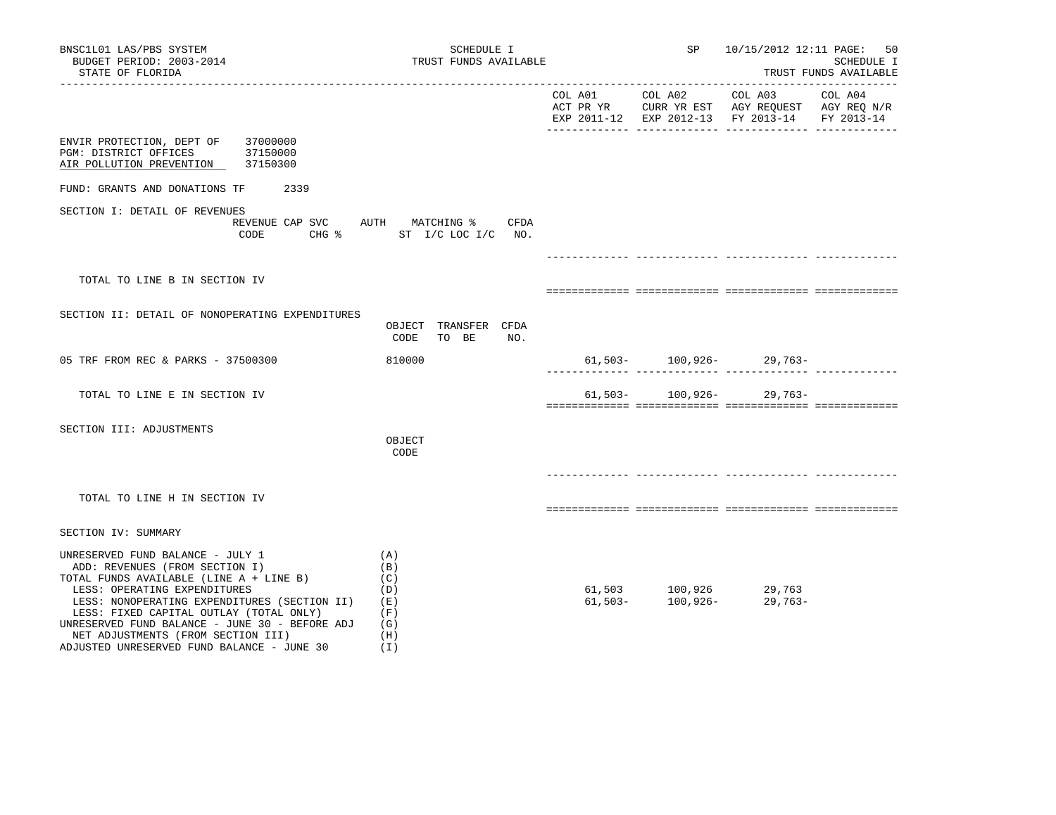BNSC1L01 LAS/PBS SYSTEM | SCHEDULE I | SP 10/15/2012 12:11
BUDGET PERIOD: 2003-2014 | TRUST FUNDS AVAILABLE | SCHEDULE I
STATE OF FLORIDA | | TRUST FUNDS AVAILABLE

| | COL A01 ACT PR YR EXP 2011-12 | COL A02 CURR YR EST EXP 2012-13 | COL A03 AGY REQUEST FY 2013-14 | COL A04 AGY REQ N/R FY 2013-14 |
|---|---|---|---|---|

ENVIR PROTECTION, DEPT OF 37000000
PGM: DISTRICT OFFICES 37150000
AIR POLLUTION PREVENTION 37150300

FUND: GRANTS AND DONATIONS TF 2339

**SECTION I: DETAIL OF REVENUES**

| REVENUE CODE | CAP SVC CHG % | AUTH ST | MATCHING % I/C LOC I/C | CFDA NO. | COL A01 | COL A02 | COL A03 | COL A04 |
|---|---|---|---|---|---|---|---|---|
| TOTAL TO LINE B IN SECTION IV | | | | | | | | |

**SECTION II: DETAIL OF NONOPERATING EXPENDITURES**

| | OBJECT CODE | TRANSFER TO BE | CFDA NO. | COL A01 | COL A02 | COL A03 | COL A04 |
|---|---|---|---|---|---|---|---|
| 05 TRF FROM REC & PARKS - 37500300 | 810000 | | | 61,503- | 100,926- | 29,763- | |
| TOTAL TO LINE E IN SECTION IV | | | | 61,503- | 100,926- | 29,763- | |

**SECTION III: ADJUSTMENTS**

| | OBJECT CODE | COL A01 | COL A02 | COL A03 | COL A04 |
|---|---|---|---|---|---|
| TOTAL TO LINE H IN SECTION IV | | | | | |

**SECTION IV: SUMMARY**

| | | COL A01 | COL A02 | COL A03 | COL A04 |
|---|---|---|---|---|---|
| UNRESERVED FUND BALANCE - JULY 1 | (A) | | | | |
| ADD: REVENUES (FROM SECTION I) | (B) | | | | |
| TOTAL FUNDS AVAILABLE (LINE A + LINE B) | (C) | | | | |
| LESS: OPERATING EXPENDITURES | (D) | 61,503 | 100,926 | 29,763 | |
| LESS: NONOPERATING EXPENDITURES (SECTION II) | (E) | 61,503- | 100,926- | 29,763- | |
| LESS: FIXED CAPITAL OUTLAY (TOTAL ONLY) | (F) | | | | |
| UNRESERVED FUND BALANCE - JUNE 30 - BEFORE ADJ | (G) | | | | |
| NET ADJUSTMENTS (FROM SECTION III) | (H) | | | | |
| ADJUSTED UNRESERVED FUND BALANCE - JUNE 30 | (I) | | | | |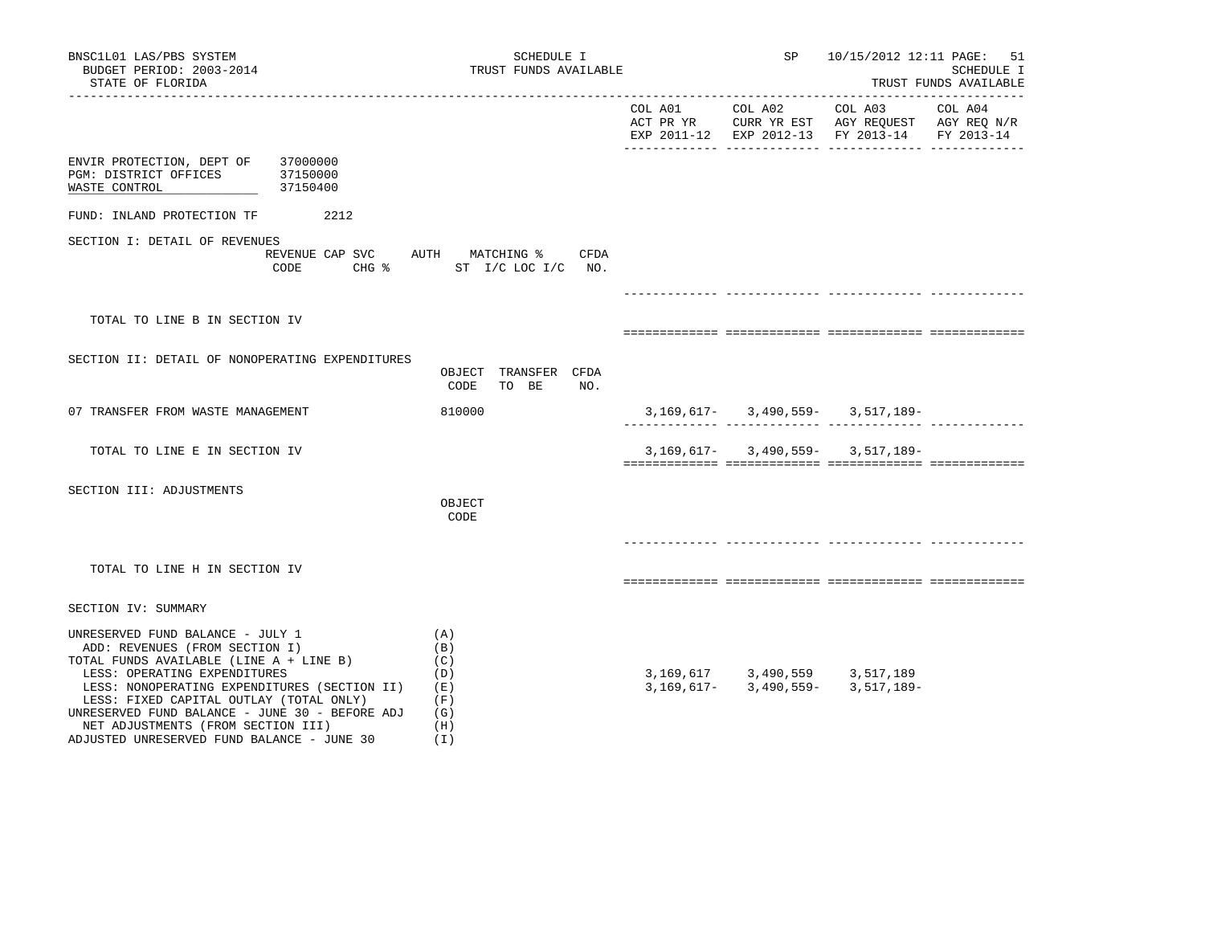BNSC1L01 LAS/PBS SYSTEM — SCHEDULE I — TRUST FUNDS AVAILABLE — SP 10/15/2012 12:11

BUDGET PERIOD: 2003-2014

STATE OF FLORIDA

| | COL A01 ACT PR YR EXP 2011-12 | COL A02 CURR YR EST EXP 2012-13 | COL A03 AGY REQUEST FY 2013-14 | COL A04 AGY REQ N/R FY 2013-14 |
|---|---|---|---|---|

ENVIR PROTECTION, DEPT OF 37000000
PGM: DISTRICT OFFICES 37150000
WASTE CONTROL 37150400

FUND: INLAND PROTECTION TF 2212

## SECTION I: DETAIL OF REVENUES

| REVENUE CODE | CAP SVC CHG % | AUTH ST | MATCHING % I/C LOC I/C | CFDA NO. | COL A01 | COL A02 | COL A03 | COL A04 |
|---|---|---|---|---|---|---|---|---|
| TOTAL TO LINE B IN SECTION IV | | | | | | | | |

## SECTION II: DETAIL OF NONOPERATING EXPENDITURES

| | OBJECT CODE | TRANSFER TO BE | CFDA NO. | COL A01 | COL A02 | COL A03 | COL A04 |
|---|---|---|---|---|---|---|---|
| 07 TRANSFER FROM WASTE MANAGEMENT | 810000 | | | 3,169,617- | 3,490,559- | 3,517,189- | |
| TOTAL TO LINE E IN SECTION IV | | | | 3,169,617- | 3,490,559- | 3,517,189- | |

## SECTION III: ADJUSTMENTS

| | OBJECT CODE | COL A01 | COL A02 | COL A03 | COL A04 |
|---|---|---|---|---|---|
| TOTAL TO LINE H IN SECTION IV | | | | | |

## SECTION IV: SUMMARY

| | | COL A01 | COL A02 | COL A03 | COL A04 |
|---|---|---|---|---|---|
| UNRESERVED FUND BALANCE - JULY 1 | (A) | | | | |
| ADD: REVENUES (FROM SECTION I) | (B) | | | | |
| TOTAL FUNDS AVAILABLE (LINE A + LINE B) | (C) | | | | |
| LESS: OPERATING EXPENDITURES | (D) | 3,169,617 | 3,490,559 | 3,517,189 | |
| LESS: NONOPERATING EXPENDITURES (SECTION II) | (E) | 3,169,617- | 3,490,559- | 3,517,189- | |
| LESS: FIXED CAPITAL OUTLAY (TOTAL ONLY) | (F) | | | | |
| UNRESERVED FUND BALANCE - JUNE 30 - BEFORE ADJ | (G) | | | | |
| NET ADJUSTMENTS (FROM SECTION III) | (H) | | | | |
| ADJUSTED UNRESERVED FUND BALANCE - JUNE 30 | (I) | | | | |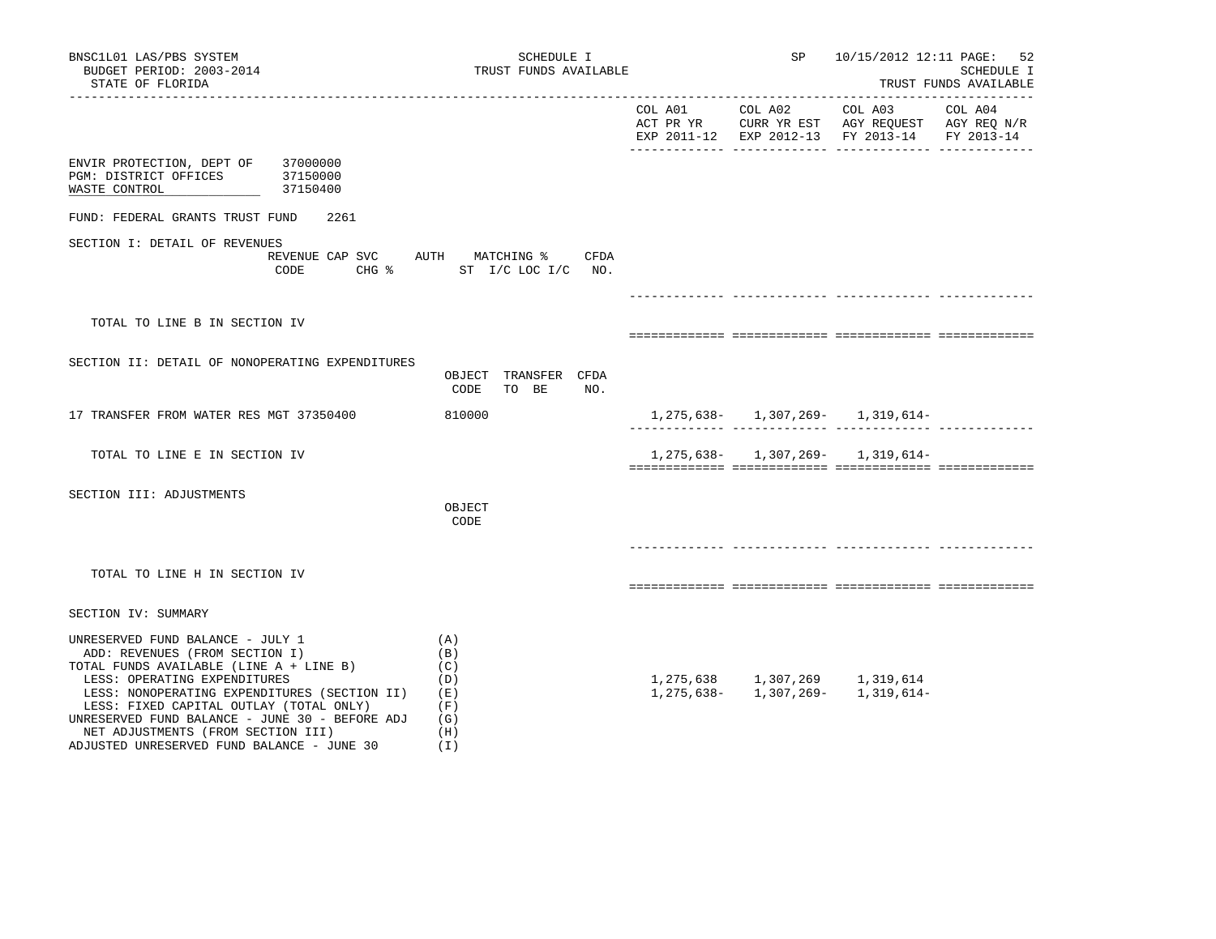SCHEDULE I
TRUST FUNDS AVAILABLE

BNSC1L01 LAS/PBS SYSTEM
BUDGET PERIOD: 2003-2014
STATE OF FLORIDA

SP 10/15/2012 12:11

SCHEDULE I
TRUST FUNDS AVAILABLE

ENVIR PROTECTION, DEPT OF 37000000
PGM: DISTRICT OFFICES 37150000
WASTE CONTROL 37150400

FUND: FEDERAL GRANTS TRUST FUND 2261

| | | COL A01 ACT PR YR EXP 2011-12 | COL A02 CURR YR EST EXP 2012-13 | COL A03 AGY REQUEST FY 2013-14 | COL A04 AGY REQ N/R FY 2013-14 |
|---|---|---|---|---|---|
| **SECTION I: DETAIL OF REVENUES** | REVENUE CODE / CAP SVC CHG % / AUTH ST / MATCHING % I/C LOC I/C / CFDA NO. | | | | |
| TOTAL TO LINE B IN SECTION IV | | | | | |
| **SECTION II: DETAIL OF NONOPERATING EXPENDITURES** | OBJECT CODE / TRANSFER TO BE / CFDA NO. | | | | |
| 17 TRANSFER FROM WATER RES MGT 37350400 | 810000 | 1,275,638- | 1,307,269- | 1,319,614- | |
| TOTAL TO LINE E IN SECTION IV | | 1,275,638- | 1,307,269- | 1,319,614- | |
| **SECTION III: ADJUSTMENTS** | OBJECT CODE | | | | |
| TOTAL TO LINE H IN SECTION IV | | | | | |
| **SECTION IV: SUMMARY** | | | | | |
| UNRESERVED FUND BALANCE - JULY 1 | (A) | | | | |
| ADD: REVENUES (FROM SECTION I) | (B) | | | | |
| TOTAL FUNDS AVAILABLE (LINE A + LINE B) | (C) | | | | |
| LESS: OPERATING EXPENDITURES | (D) | 1,275,638 | 1,307,269 | 1,319,614 | |
| LESS: NONOPERATING EXPENDITURES (SECTION II) | (E) | 1,275,638- | 1,307,269- | 1,319,614- | |
| LESS: FIXED CAPITAL OUTLAY (TOTAL ONLY) | (F) | | | | |
| UNRESERVED FUND BALANCE - JUNE 30 - BEFORE ADJ | (G) | | | | |
| NET ADJUSTMENTS (FROM SECTION III) | (H) | | | | |
| ADJUSTED UNRESERVED FUND BALANCE - JUNE 30 | (I) | | | | |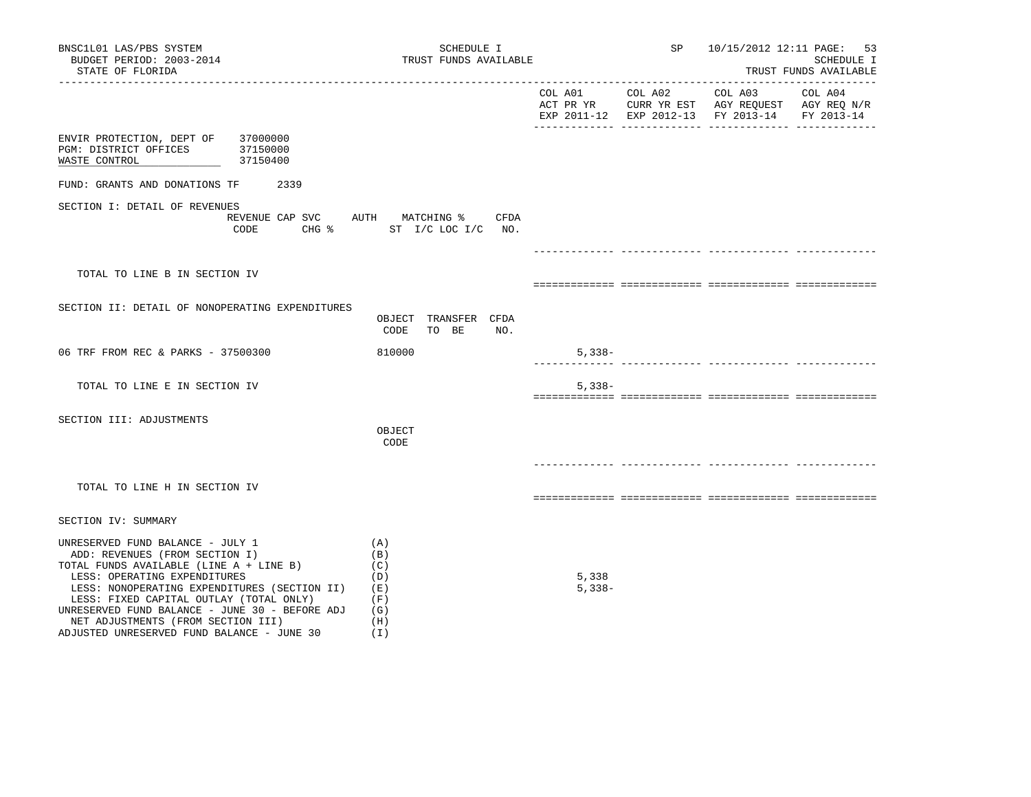BNSC1L01 LAS/PBS SYSTEM — SCHEDULE I — TRUST FUNDS AVAILABLE — SP 10/15/2012 12:11
BUDGET PERIOD: 2003-2014
STATE OF FLORIDA

| | COL A01 ACT PR YR EXP 2011-12 | COL A02 CURR YR EST EXP 2012-13 | COL A03 AGY REQUEST FY 2013-14 | COL A04 AGY REQ N/R FY 2013-14 |
|---|---|---|---|---|

ENVIR PROTECTION, DEPT OF 37000000
PGM: DISTRICT OFFICES 37150000
WASTE CONTROL 37150400

FUND: GRANTS AND DONATIONS TF 2339

SECTION I: DETAIL OF REVENUES

| REVENUE CODE | CAP SVC CHG % | AUTH ST | MATCHING % I/C LOC I/C | CFDA NO. | COL A01 | COL A02 | COL A03 | COL A04 |
|---|---|---|---|---|---|---|---|---|
| TOTAL TO LINE B IN SECTION IV | | | | | | | | |

SECTION II: DETAIL OF NONOPERATING EXPENDITURES

| | OBJECT CODE | TRANSFER TO BE | CFDA NO. | COL A01 | COL A02 | COL A03 | COL A04 |
|---|---|---|---|---|---|---|---|
| 06 TRF FROM REC & PARKS - 37500300 | 810000 | | | 5,338- | | | |
| TOTAL TO LINE E IN SECTION IV | | | | 5,338- | | | |

SECTION III: ADJUSTMENTS

| | OBJECT CODE | COL A01 | COL A02 | COL A03 | COL A04 |
|---|---|---|---|---|---|
| TOTAL TO LINE H IN SECTION IV | | | | | |

SECTION IV: SUMMARY

| | | COL A01 | COL A02 | COL A03 | COL A04 |
|---|---|---|---|---|---|
| UNRESERVED FUND BALANCE - JULY 1 | (A) | | | | |
| ADD: REVENUES (FROM SECTION I) | (B) | | | | |
| TOTAL FUNDS AVAILABLE (LINE A + LINE B) | (C) | | | | |
| LESS: OPERATING EXPENDITURES | (D) | 5,338 | | | |
| LESS: NONOPERATING EXPENDITURES (SECTION II) | (E) | 5,338- | | | |
| LESS: FIXED CAPITAL OUTLAY (TOTAL ONLY) | (F) | | | | |
| UNRESERVED FUND BALANCE - JUNE 30 - BEFORE ADJ | (G) | | | | |
| NET ADJUSTMENTS (FROM SECTION III) | (H) | | | | |
| ADJUSTED UNRESERVED FUND BALANCE - JUNE 30 | (I) | | | | |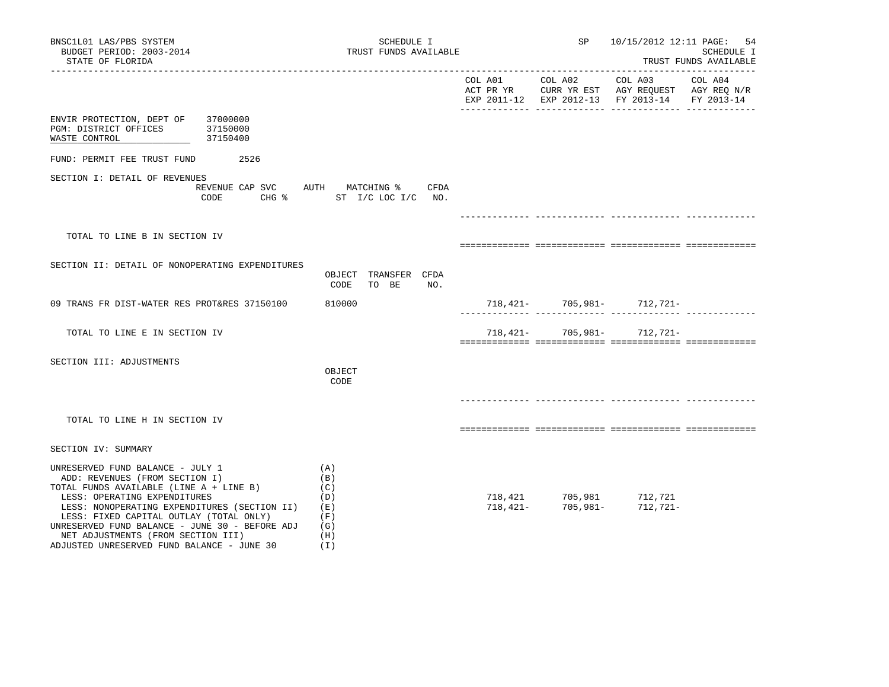BNSC1L01 LAS/PBS SYSTEM — SCHEDULE I — TRUST FUNDS AVAILABLE — SP 10/15/2012 12:11

BUDGET PERIOD: 2003-2014 — SCHEDULE I

STATE OF FLORIDA — TRUST FUNDS AVAILABLE

| | COL A01 ACT PR YR EXP 2011-12 | COL A02 CURR YR EST EXP 2012-13 | COL A03 AGY REQUEST FY 2013-14 | COL A04 AGY REQ N/R FY 2013-14 |
|---|---|---|---|---|

ENVIR PROTECTION, DEPT OF 37000000
PGM: DISTRICT OFFICES 37150000
WASTE CONTROL 37150400

FUND: PERMIT FEE TRUST FUND 2526

## SECTION I: DETAIL OF REVENUES

| REVENUE CODE | CAP SVC CHG % | AUTH ST | MATCHING % I/C LOC I/C | CFDA NO. | COL A01 | COL A02 | COL A03 | COL A04 |
|---|---|---|---|---|---|---|---|---|
| TOTAL TO LINE B IN SECTION IV | | | | | | | | |

## SECTION II: DETAIL OF NONOPERATING EXPENDITURES

| | OBJECT CODE | TRANSFER TO BE | CFDA NO. | COL A01 | COL A02 | COL A03 | COL A04 |
|---|---|---|---|---|---|---|---|
| 09 TRANS FR DIST-WATER RES PROT&RES 37150100 | 810000 | | | 718,421- | 705,981- | 712,721- | |
| TOTAL TO LINE E IN SECTION IV | | | | 718,421- | 705,981- | 712,721- | |

## SECTION III: ADJUSTMENTS

| | OBJECT CODE | COL A01 | COL A02 | COL A03 | COL A04 |
|---|---|---|---|---|---|
| TOTAL TO LINE H IN SECTION IV | | | | | |

## SECTION IV: SUMMARY

| | | COL A01 | COL A02 | COL A03 | COL A04 |
|---|---|---|---|---|---|
| UNRESERVED FUND BALANCE - JULY 1 | (A) | | | | |
| ADD: REVENUES (FROM SECTION I) | (B) | | | | |
| TOTAL FUNDS AVAILABLE (LINE A + LINE B) | (C) | | | | |
| LESS: OPERATING EXPENDITURES | (D) | 718,421 | 705,981 | 712,721 | |
| LESS: NONOPERATING EXPENDITURES (SECTION II) | (E) | 718,421- | 705,981- | 712,721- | |
| LESS: FIXED CAPITAL OUTLAY (TOTAL ONLY) | (F) | | | | |
| UNRESERVED FUND BALANCE - JUNE 30 - BEFORE ADJ | (G) | | | | |
| NET ADJUSTMENTS (FROM SECTION III) | (H) | | | | |
| ADJUSTED UNRESERVED FUND BALANCE - JUNE 30 | (I) | | | | |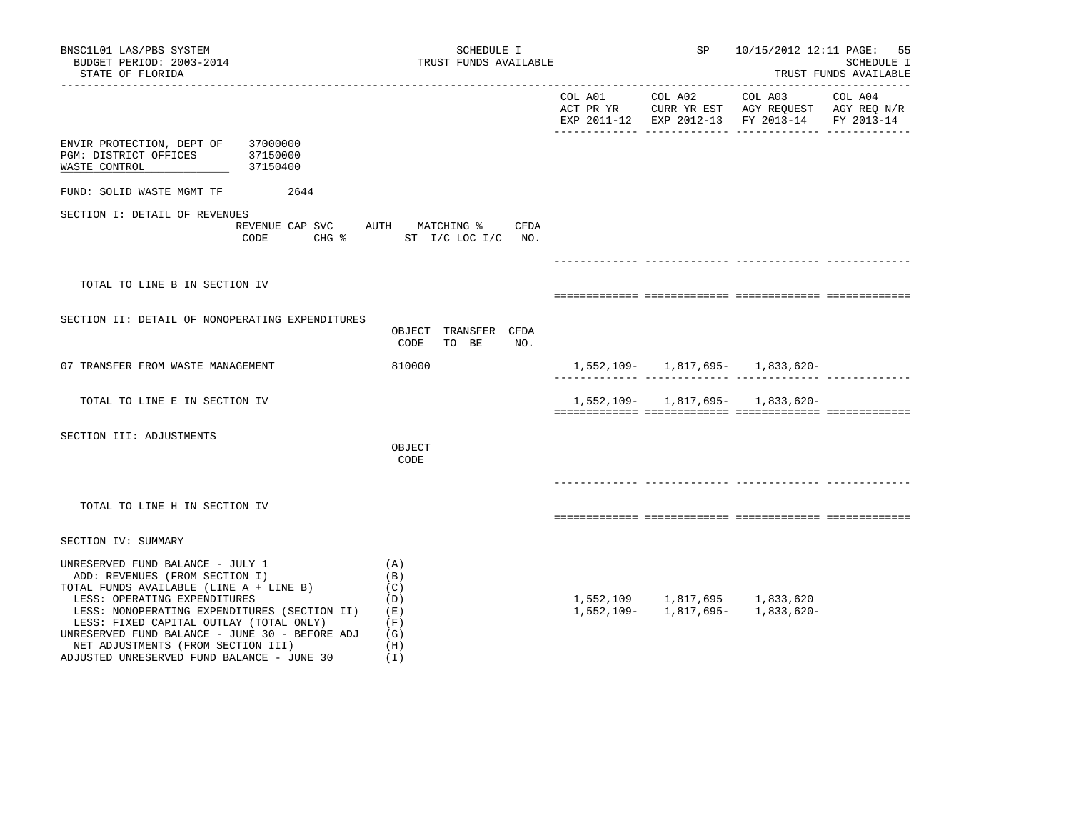BNSC1L01 LAS/PBS SYSTEM
BUDGET PERIOD: 2003-2014
STATE OF FLORIDA

SCHEDULE I
TRUST FUNDS AVAILABLE

SP 10/15/2012 12:11

SCHEDULE I
TRUST FUNDS AVAILABLE

| | | COL A01 ACT PR YR EXP 2011-12 | COL A02 CURR YR EST EXP 2012-13 | COL A03 AGY REQUEST FY 2013-14 | COL A04 AGY REQ N/R FY 2013-14 |
|---|---|---|---|---|---|
| ENVIR PROTECTION, DEPT OF | 37000000 | | | | |
| PGM: DISTRICT OFFICES | 37150000 | | | | |
| WASTE CONTROL | 37150400 | | | | |
| FUND: SOLID WASTE MGMT TF | 2644 | | | | |

SECTION I: DETAIL OF REVENUES

| | REVENUE CODE | CAP SVC CHG % | AUTH ST | MATCHING % I/C LOC I/C | CFDA NO. | COL A01 | COL A02 | COL A03 | COL A04 |
|---|---|---|---|---|---|---|---|---|---|
| TOTAL TO LINE B IN SECTION IV | | | | | | | | | |

SECTION II: DETAIL OF NONOPERATING EXPENDITURES

| | OBJECT CODE | TRANSFER TO BE | CFDA NO. | COL A01 | COL A02 | COL A03 | COL A04 |
|---|---|---|---|---|---|---|---|
| 07 TRANSFER FROM WASTE MANAGEMENT | 810000 | | | 1,552,109- | 1,817,695- | 1,833,620- | |
| TOTAL TO LINE E IN SECTION IV | | | | 1,552,109- | 1,817,695- | 1,833,620- | |

SECTION III: ADJUSTMENTS

| | OBJECT CODE | COL A01 | COL A02 | COL A03 | COL A04 |
|---|---|---|---|---|---|
| TOTAL TO LINE H IN SECTION IV | | | | | |

SECTION IV: SUMMARY

| | | COL A01 | COL A02 | COL A03 | COL A04 |
|---|---|---|---|---|---|
| UNRESERVED FUND BALANCE - JULY 1 | (A) | | | | |
| ADD: REVENUES (FROM SECTION I) | (B) | | | | |
| TOTAL FUNDS AVAILABLE (LINE A + LINE B) | (C) | | | | |
| LESS: OPERATING EXPENDITURES | (D) | 1,552,109 | 1,817,695 | 1,833,620 | |
| LESS: NONOPERATING EXPENDITURES (SECTION II) | (E) | 1,552,109- | 1,817,695- | 1,833,620- | |
| LESS: FIXED CAPITAL OUTLAY (TOTAL ONLY) | (F) | | | | |
| UNRESERVED FUND BALANCE - JUNE 30 - BEFORE ADJ | (G) | | | | |
| NET ADJUSTMENTS (FROM SECTION III) | (H) | | | | |
| ADJUSTED UNRESERVED FUND BALANCE - JUNE 30 | (I) | | | | |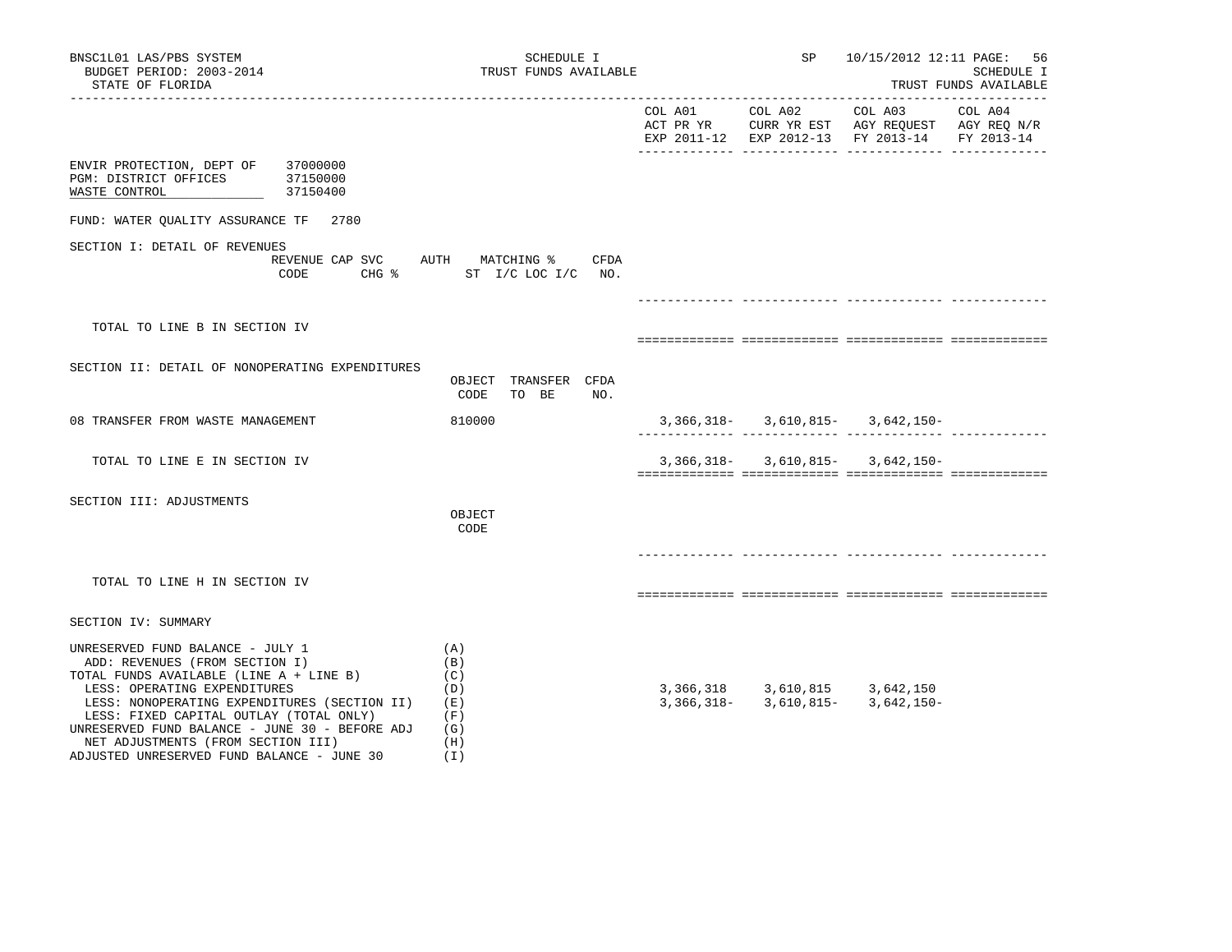BNSC1L01 LAS/PBS SYSTEM
BUDGET PERIOD: 2003-2014
STATE OF FLORIDA

SCHEDULE I
TRUST FUNDS AVAILABLE

SP 10/15/2012 12:11 PAGE: 56
SCHEDULE I
TRUST FUNDS AVAILABLE

| | COL A01 ACT PR YR EXP 2011-12 | COL A02 CURR YR EST EXP 2012-13 | COL A03 AGY REQUEST FY 2013-14 | COL A04 AGY REQ N/R FY 2013-14 |
|---|---|---|---|---|

ENVIR PROTECTION, DEPT OF 37000000
PGM: DISTRICT OFFICES 37150000
WASTE CONTROL 37150400

FUND: WATER QUALITY ASSURANCE TF 2780

## SECTION I: DETAIL OF REVENUES

| REVENUE CODE | CAP SVC CHG % | AUTH ST | MATCHING % I/C LOC I/C | CFDA NO. | COL A01 | COL A02 | COL A03 | COL A04 |
|---|---|---|---|---|---|---|---|---|
| TOTAL TO LINE B IN SECTION IV | | | | | | | | |

## SECTION II: DETAIL OF NONOPERATING EXPENDITURES

| | OBJECT CODE | TRANSFER TO BE | CFDA NO. | COL A01 | COL A02 | COL A03 | COL A04 |
|---|---|---|---|---|---|---|---|
| 08 TRANSFER FROM WASTE MANAGEMENT | 810000 | | | 3,366,318- | 3,610,815- | 3,642,150- | |
| TOTAL TO LINE E IN SECTION IV | | | | 3,366,318- | 3,610,815- | 3,642,150- | |

## SECTION III: ADJUSTMENTS

| | OBJECT CODE | COL A01 | COL A02 | COL A03 | COL A04 |
|---|---|---|---|---|---|
| TOTAL TO LINE H IN SECTION IV | | | | | |

## SECTION IV: SUMMARY

| | | COL A01 | COL A02 | COL A03 | COL A04 |
|---|---|---|---|---|---|
| UNRESERVED FUND BALANCE - JULY 1 | (A) | | | | |
| ADD: REVENUES (FROM SECTION I) | (B) | | | | |
| TOTAL FUNDS AVAILABLE (LINE A + LINE B) | (C) | | | | |
| LESS: OPERATING EXPENDITURES | (D) | 3,366,318 | 3,610,815 | 3,642,150 | |
| LESS: NONOPERATING EXPENDITURES (SECTION II) | (E) | 3,366,318- | 3,610,815- | 3,642,150- | |
| LESS: FIXED CAPITAL OUTLAY (TOTAL ONLY) | (F) | | | | |
| UNRESERVED FUND BALANCE - JUNE 30 - BEFORE ADJ | (G) | | | | |
| NET ADJUSTMENTS (FROM SECTION III) | (H) | | | | |
| ADJUSTED UNRESERVED FUND BALANCE - JUNE 30 | (I) | | | | |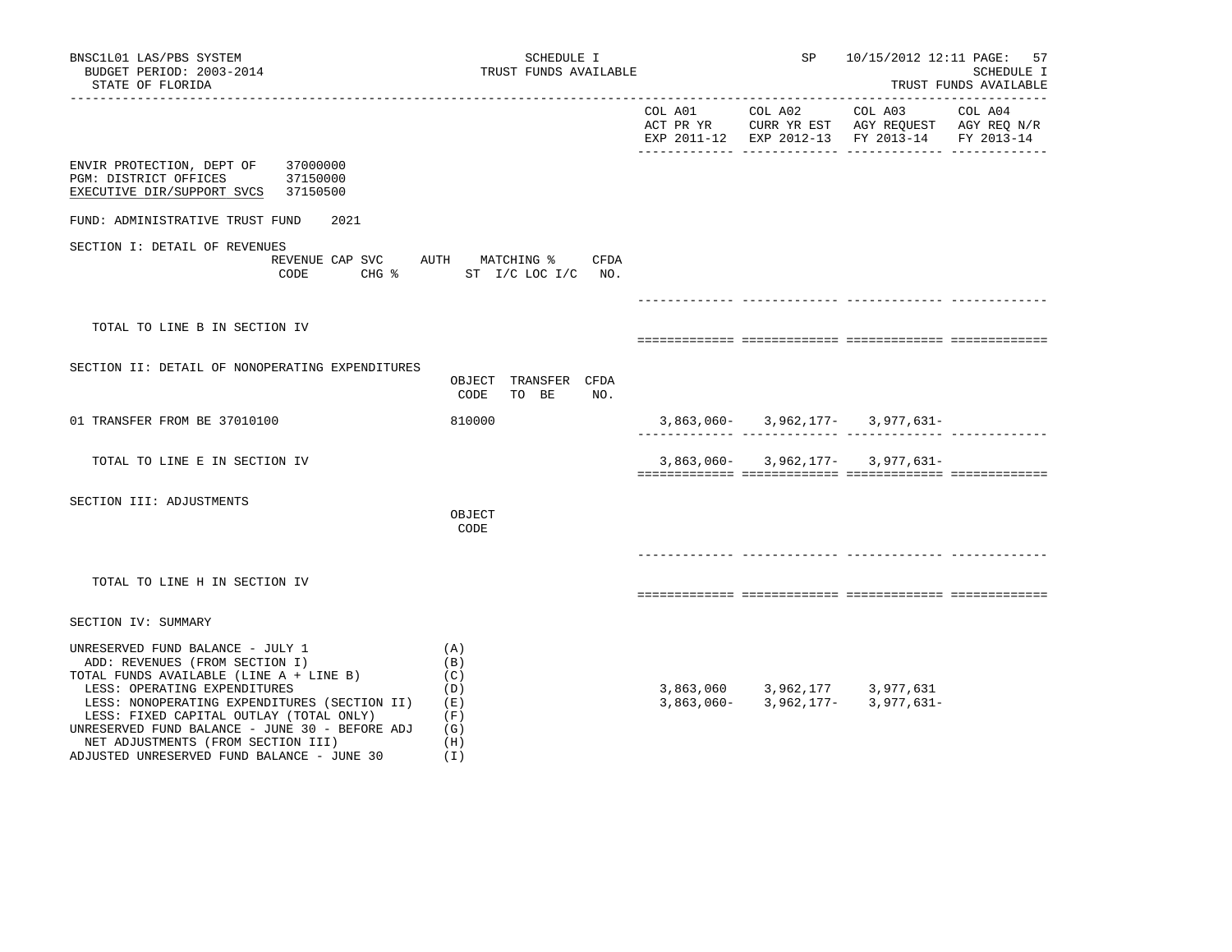SCHEDULE I
TRUST FUNDS AVAILABLE

| | COL A01 ACT PR YR EXP 2011-12 | COL A02 CURR YR EST EXP 2012-13 | COL A03 AGY REQUEST FY 2013-14 | COL A04 AGY REQ N/R FY 2013-14 |
|---|---|---|---|---|

ENVIR PROTECTION, DEPT OF 37000000
PGM: DISTRICT OFFICES 37150000
EXECUTIVE DIR/SUPPORT SVCS 37150500

FUND: ADMINISTRATIVE TRUST FUND 2021

SECTION I: DETAIL OF REVENUES

| REVENUE CODE | CAP SVC CHG % | AUTH ST | MATCHING % I/C LOC I/C | CFDA NO. | COL A01 | COL A02 | COL A03 | COL A04 |
|---|---|---|---|---|---|---|---|---|
| TOTAL TO LINE B IN SECTION IV | | | | | | | | |

SECTION II: DETAIL OF NONOPERATING EXPENDITURES

| | OBJECT CODE | TRANSFER TO BE | CFDA NO. | COL A01 | COL A02 | COL A03 | COL A04 |
|---|---|---|---|---|---|---|---|
| 01 TRANSFER FROM BE 37010100 | 810000 | | | 3,863,060- | 3,962,177- | 3,977,631- | |
| TOTAL TO LINE E IN SECTION IV | | | | 3,863,060- | 3,962,177- | 3,977,631- | |

SECTION III: ADJUSTMENTS

| | OBJECT CODE | COL A01 | COL A02 | COL A03 | COL A04 |
|---|---|---|---|---|---|
| TOTAL TO LINE H IN SECTION IV | | | | | |

SECTION IV: SUMMARY

| | | COL A01 | COL A02 | COL A03 | COL A04 |
|---|---|---|---|---|---|
| UNRESERVED FUND BALANCE - JULY 1 | (A) | | | | |
| ADD: REVENUES (FROM SECTION I) | (B) | | | | |
| TOTAL FUNDS AVAILABLE (LINE A + LINE B) | (C) | | | | |
| LESS: OPERATING EXPENDITURES | (D) | 3,863,060 | 3,962,177 | 3,977,631 | |
| LESS: NONOPERATING EXPENDITURES (SECTION II) | (E) | 3,863,060- | 3,962,177- | 3,977,631- | |
| LESS: FIXED CAPITAL OUTLAY (TOTAL ONLY) | (F) | | | | |
| UNRESERVED FUND BALANCE - JUNE 30 - BEFORE ADJ | (G) | | | | |
| NET ADJUSTMENTS (FROM SECTION III) | (H) | | | | |
| ADJUSTED UNRESERVED FUND BALANCE - JUNE 30 | (I) | | | | |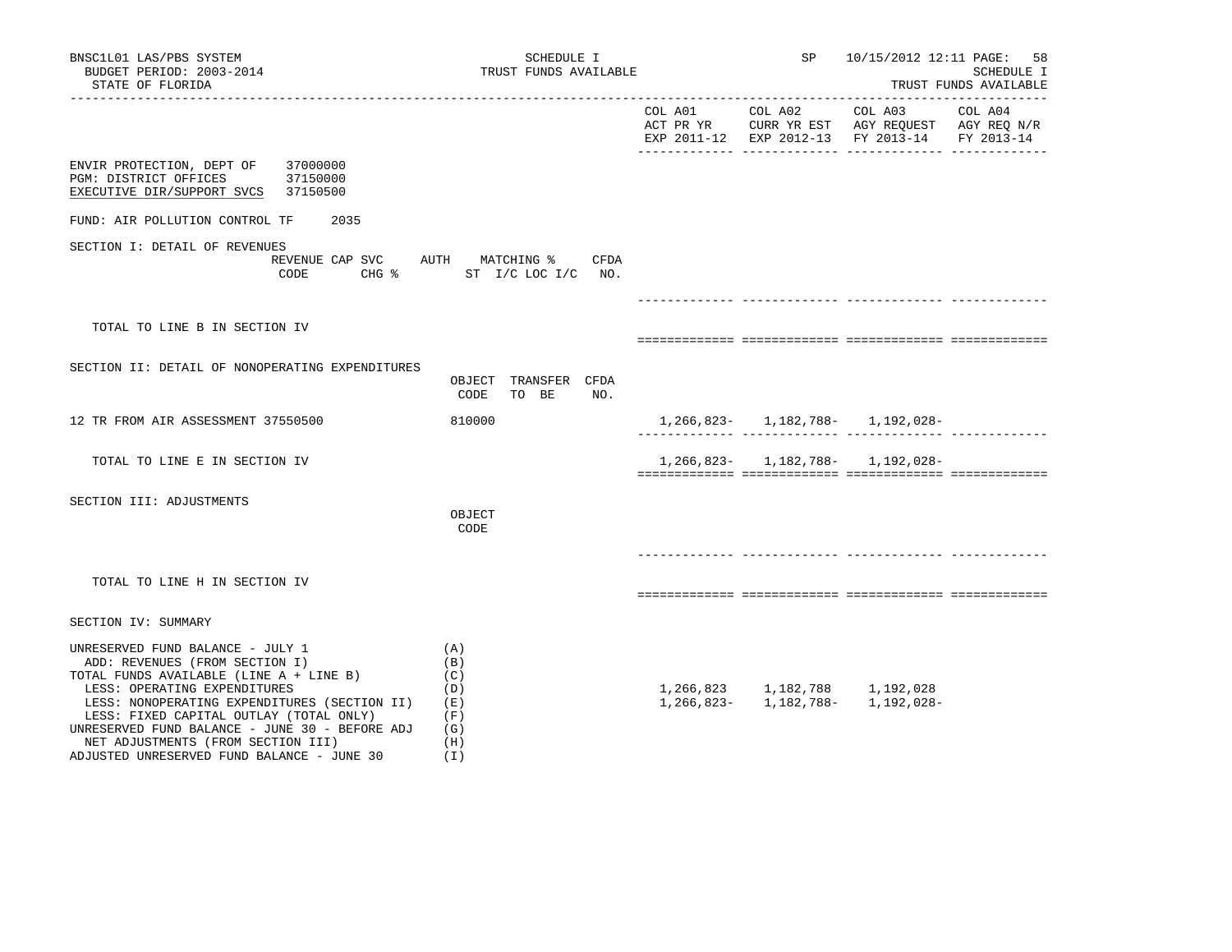BNSC1L01 LAS/PBS SYSTEM — SCHEDULE I — SP 10/15/2012 12:11
BUDGET PERIOD: 2003-2014 — TRUST FUNDS AVAILABLE — SCHEDULE I
STATE OF FLORIDA — TRUST FUNDS AVAILABLE

| | COL A01 ACT PR YR EXP 2011-12 | COL A02 CURR YR EST EXP 2012-13 | COL A03 AGY REQUEST FY 2013-14 | COL A04 AGY REQ N/R FY 2013-14 |
|---|---|---|---|---|

ENVIR PROTECTION, DEPT OF 37000000
PGM: DISTRICT OFFICES 37150000
EXECUTIVE DIR/SUPPORT SVCS 37150500

FUND: AIR POLLUTION CONTROL TF 2035

## SECTION I: DETAIL OF REVENUES

| | REVENUE CODE | CAP SVC CHG % | AUTH ST | MATCHING % I/C LOC I/C | CFDA NO. | COL A01 | COL A02 | COL A03 | COL A04 |
|---|---|---|---|---|---|---|---|---|---|
| TOTAL TO LINE B IN SECTION IV | | | | | | | | | |

## SECTION II: DETAIL OF NONOPERATING EXPENDITURES

| | OBJECT CODE | TRANSFER TO BE | CFDA NO. | COL A01 | COL A02 | COL A03 | COL A04 |
|---|---|---|---|---|---|---|---|
| 12 TR FROM AIR ASSESSMENT 37550500 | 810000 | | | 1,266,823- | 1,182,788- | 1,192,028- | |
| TOTAL TO LINE E IN SECTION IV | | | | 1,266,823- | 1,182,788- | 1,192,028- | |

## SECTION III: ADJUSTMENTS

| | OBJECT CODE | COL A01 | COL A02 | COL A03 | COL A04 |
|---|---|---|---|---|---|
| TOTAL TO LINE H IN SECTION IV | | | | | |

## SECTION IV: SUMMARY

| | | COL A01 | COL A02 | COL A03 | COL A04 |
|---|---|---|---|---|---|
| UNRESERVED FUND BALANCE - JULY 1 | (A) | | | | |
| ADD: REVENUES (FROM SECTION I) | (B) | | | | |
| TOTAL FUNDS AVAILABLE (LINE A + LINE B) | (C) | | | | |
| LESS: OPERATING EXPENDITURES | (D) | 1,266,823 | 1,182,788 | 1,192,028 | |
| LESS: NONOPERATING EXPENDITURES (SECTION II) | (E) | 1,266,823- | 1,182,788- | 1,192,028- | |
| LESS: FIXED CAPITAL OUTLAY (TOTAL ONLY) | (F) | | | | |
| UNRESERVED FUND BALANCE - JUNE 30 - BEFORE ADJ | (G) | | | | |
| NET ADJUSTMENTS (FROM SECTION III) | (H) | | | | |
| ADJUSTED UNRESERVED FUND BALANCE - JUNE 30 | (I) | | | | |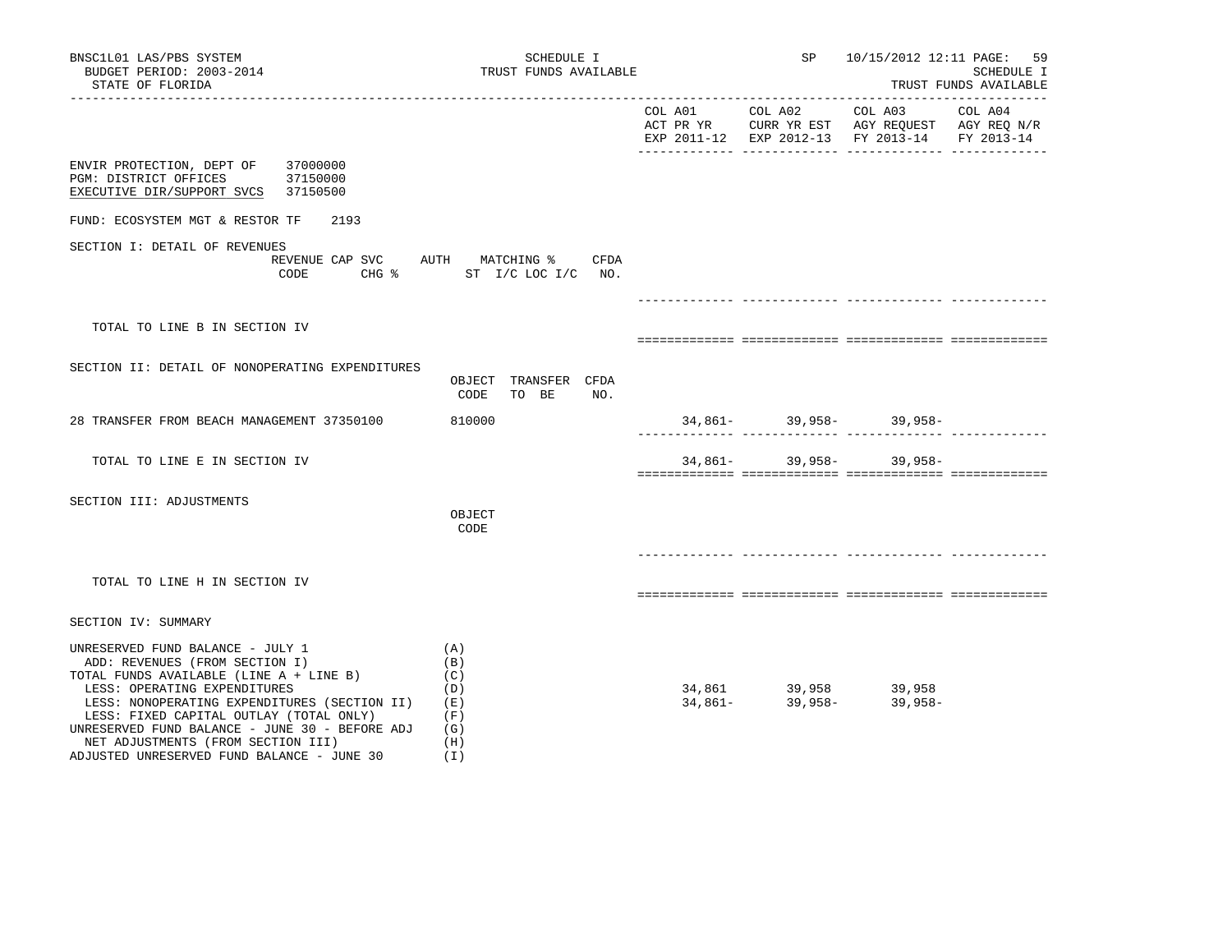BNSC1L01 LAS/PBS SYSTEM | SCHEDULE I | SP 10/15/2012 12:11

BUDGET PERIOD: 2003-2014 | TRUST FUNDS AVAILABLE | SCHEDULE I

STATE OF FLORIDA | TRUST FUNDS AVAILABLE

| | COL A01 ACT PR YR EXP 2011-12 | COL A02 CURR YR EST EXP 2012-13 | COL A03 AGY REQUEST FY 2013-14 | COL A04 AGY REQ N/R FY 2013-14 |
|---|---|---|---|---|

ENVIR PROTECTION, DEPT OF 37000000
PGM: DISTRICT OFFICES 37150000
EXECUTIVE DIR/SUPPORT SVCS 37150500

FUND: ECOSYSTEM MGT & RESTOR TF 2193

## SECTION I: DETAIL OF REVENUES

| REVENUE CODE | CAP SVC CHG % | AUTH ST | MATCHING % I/C LOC I/C | CFDA NO. | COL A01 | COL A02 | COL A03 | COL A04 |
|---|---|---|---|---|---|---|---|---|
| TOTAL TO LINE B IN SECTION IV | | | | | | | | |

## SECTION II: DETAIL OF NONOPERATING EXPENDITURES

| | OBJECT CODE | TRANSFER TO BE | CFDA NO. | COL A01 | COL A02 | COL A03 | COL A04 |
|---|---|---|---|---|---|---|---|
| 28 TRANSFER FROM BEACH MANAGEMENT 37350100 | 810000 | | | 34,861- | 39,958- | 39,958- | |
| TOTAL TO LINE E IN SECTION IV | | | | 34,861- | 39,958- | 39,958- | |

## SECTION III: ADJUSTMENTS

| | OBJECT CODE | COL A01 | COL A02 | COL A03 | COL A04 |
|---|---|---|---|---|---|
| TOTAL TO LINE H IN SECTION IV | | | | | |

## SECTION IV: SUMMARY

| | | COL A01 | COL A02 | COL A03 | COL A04 |
|---|---|---|---|---|---|
| UNRESERVED FUND BALANCE - JULY 1 | (A) | | | | |
| ADD: REVENUES (FROM SECTION I) | (B) | | | | |
| TOTAL FUNDS AVAILABLE (LINE A + LINE B) | (C) | | | | |
| LESS: OPERATING EXPENDITURES | (D) | 34,861 | 39,958 | 39,958 | |
| LESS: NONOPERATING EXPENDITURES (SECTION II) | (E) | 34,861- | 39,958- | 39,958- | |
| LESS: FIXED CAPITAL OUTLAY (TOTAL ONLY) | (F) | | | | |
| UNRESERVED FUND BALANCE - JUNE 30 - BEFORE ADJ | (G) | | | | |
| NET ADJUSTMENTS (FROM SECTION III) | (H) | | | | |
| ADJUSTED UNRESERVED FUND BALANCE - JUNE 30 | (I) | | | | |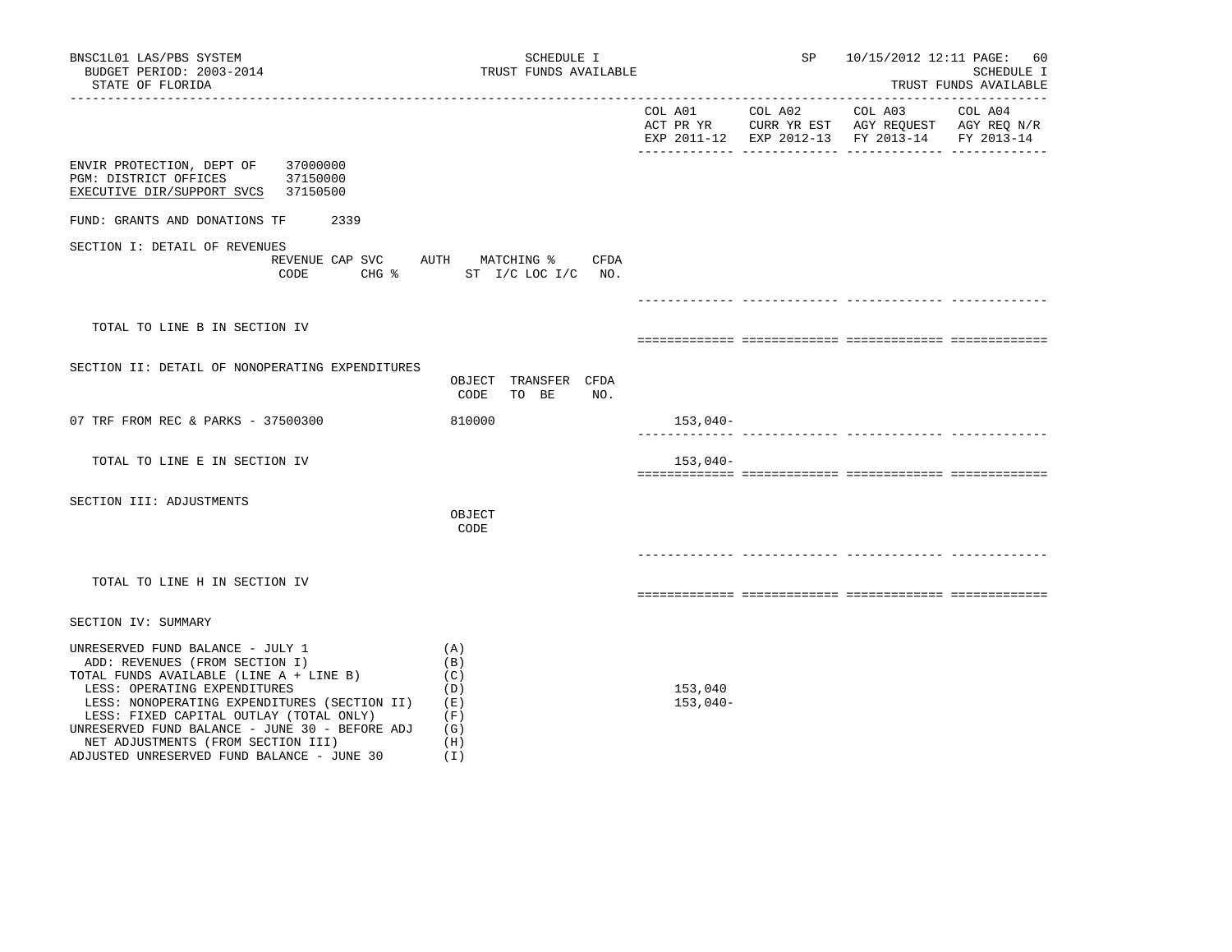BNSC1L01 LAS/PBS SYSTEM
BUDGET PERIOD: 2003-2014
STATE OF FLORIDA

SCHEDULE I
TRUST FUNDS AVAILABLE

SP 10/15/2012 12:11
SCHEDULE I
TRUST FUNDS AVAILABLE

| | COL A01 ACT PR YR EXP 2011-12 | COL A02 CURR YR EST EXP 2012-13 | COL A03 AGY REQUEST FY 2013-14 | COL A04 AGY REQ N/R FY 2013-14 |
|---|---|---|---|---|

ENVIR PROTECTION, DEPT OF 37000000
PGM: DISTRICT OFFICES 37150000
EXECUTIVE DIR/SUPPORT SVCS 37150500

FUND: GRANTS AND DONATIONS TF 2339

SECTION I: DETAIL OF REVENUES

| REVENUE CODE | CAP SVC CHG % | AUTH ST | MATCHING % I/C LOC I/C | CFDA NO. | COL A01 | COL A02 | COL A03 | COL A04 |
|---|---|---|---|---|---|---|---|---|
| TOTAL TO LINE B IN SECTION IV | | | | | | | | |

SECTION II: DETAIL OF NONOPERATING EXPENDITURES

| | OBJECT CODE | TRANSFER TO BE | CFDA NO. | COL A01 | COL A02 | COL A03 | COL A04 |
|---|---|---|---|---|---|---|---|
| 07 TRF FROM REC & PARKS - 37500300 | 810000 | | | 153,040- | | | |
| TOTAL TO LINE E IN SECTION IV | | | | 153,040- | | | |

SECTION III: ADJUSTMENTS

| | OBJECT CODE | COL A01 | COL A02 | COL A03 | COL A04 |
|---|---|---|---|---|---|
| TOTAL TO LINE H IN SECTION IV | | | | | |

SECTION IV: SUMMARY

| | | COL A01 | COL A02 | COL A03 | COL A04 |
|---|---|---|---|---|---|
| UNRESERVED FUND BALANCE - JULY 1 | (A) | | | | |
| ADD: REVENUES (FROM SECTION I) | (B) | | | | |
| TOTAL FUNDS AVAILABLE (LINE A + LINE B) | (C) | | | | |
| LESS: OPERATING EXPENDITURES | (D) | 153,040 | | | |
| LESS: NONOPERATING EXPENDITURES (SECTION II) | (E) | 153,040- | | | |
| LESS: FIXED CAPITAL OUTLAY (TOTAL ONLY) | (F) | | | | |
| UNRESERVED FUND BALANCE - JUNE 30 - BEFORE ADJ | (G) | | | | |
| NET ADJUSTMENTS (FROM SECTION III) | (H) | | | | |
| ADJUSTED UNRESERVED FUND BALANCE - JUNE 30 | (I) | | | | |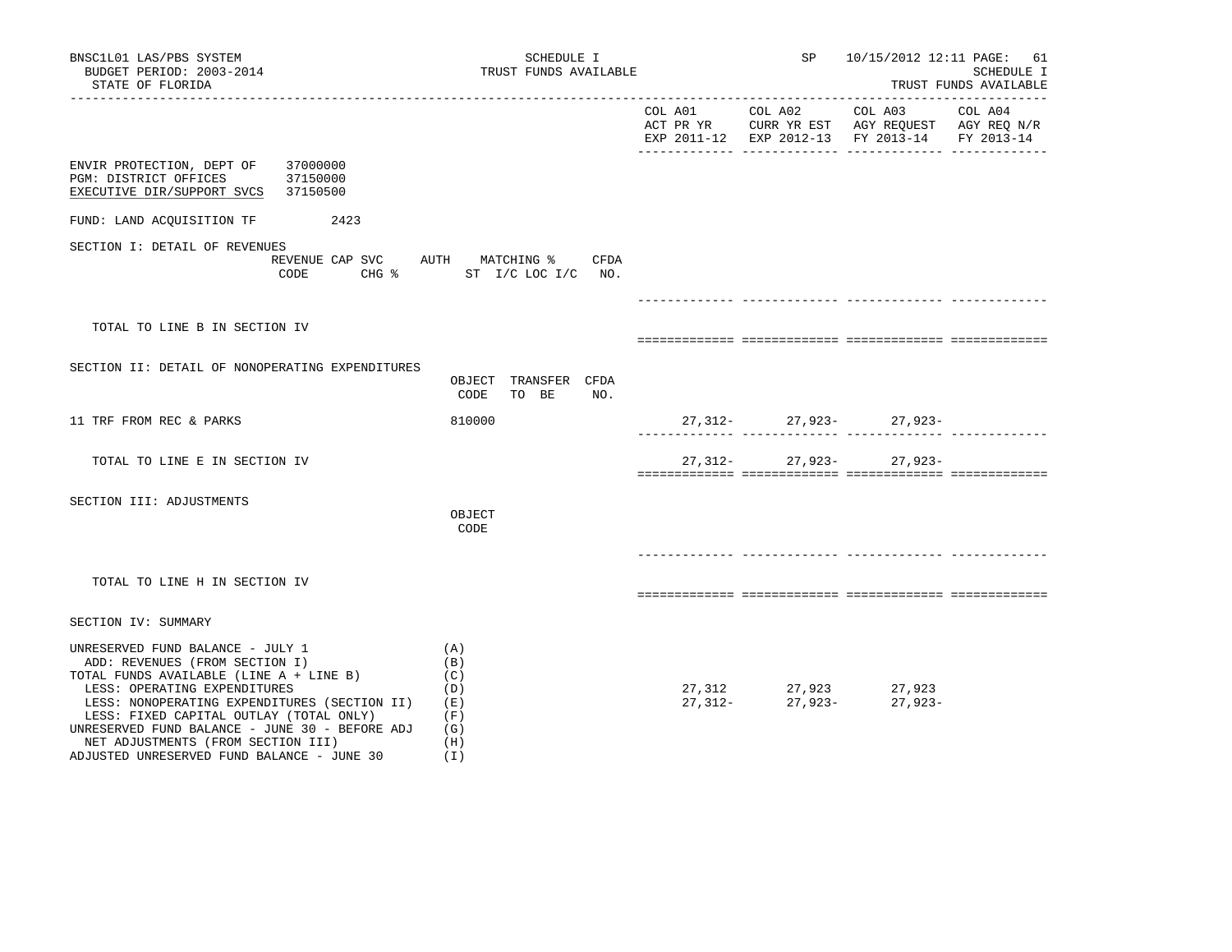BNSC1L01 LAS/PBS SYSTEM
BUDGET PERIOD: 2003-2014
STATE OF FLORIDA

SCHEDULE I
TRUST FUNDS AVAILABLE

SP 10/15/2012 12:11
SCHEDULE I
TRUST FUNDS AVAILABLE

| | COL A01 ACT PR YR EXP 2011-12 | COL A02 CURR YR EST EXP 2012-13 | COL A03 AGY REQUEST FY 2013-14 | COL A04 AGY REQ N/R FY 2013-14 |
|---|---|---|---|---|

ENVIR PROTECTION, DEPT OF 37000000
PGM: DISTRICT OFFICES 37150000
EXECUTIVE DIR/SUPPORT SVCS 37150500

FUND: LAND ACQUISITION TF 2423

## SECTION I: DETAIL OF REVENUES

| REVENUE CODE | CAP SVC CHG % | AUTH ST | MATCHING % I/C LOC I/C | CFDA NO. | COL A01 | COL A02 | COL A03 | COL A04 |
|---|---|---|---|---|---|---|---|---|
| TOTAL TO LINE B IN SECTION IV | | | | | | | | |

## SECTION II: DETAIL OF NONOPERATING EXPENDITURES

| | OBJECT CODE | TRANSFER TO BE | CFDA NO. | COL A01 | COL A02 | COL A03 | COL A04 |
|---|---|---|---|---|---|---|---|
| 11 TRF FROM REC & PARKS | 810000 | | | 27,312- | 27,923- | 27,923- | |
| TOTAL TO LINE E IN SECTION IV | | | | 27,312- | 27,923- | 27,923- | |

## SECTION III: ADJUSTMENTS

| | OBJECT CODE | COL A01 | COL A02 | COL A03 | COL A04 |
|---|---|---|---|---|---|
| TOTAL TO LINE H IN SECTION IV | | | | | |

## SECTION IV: SUMMARY

| | | COL A01 | COL A02 | COL A03 | COL A04 |
|---|---|---|---|---|---|
| UNRESERVED FUND BALANCE - JULY 1 | (A) | | | | |
| ADD: REVENUES (FROM SECTION I) | (B) | | | | |
| TOTAL FUNDS AVAILABLE (LINE A + LINE B) | (C) | | | | |
| LESS: OPERATING EXPENDITURES | (D) | 27,312 | 27,923 | 27,923 | |
| LESS: NONOPERATING EXPENDITURES (SECTION II) | (E) | 27,312- | 27,923- | 27,923- | |
| LESS: FIXED CAPITAL OUTLAY (TOTAL ONLY) | (F) | | | | |
| UNRESERVED FUND BALANCE - JUNE 30 - BEFORE ADJ | (G) | | | | |
| NET ADJUSTMENTS (FROM SECTION III) | (H) | | | | |
| ADJUSTED UNRESERVED FUND BALANCE - JUNE 30 | (I) | | | | |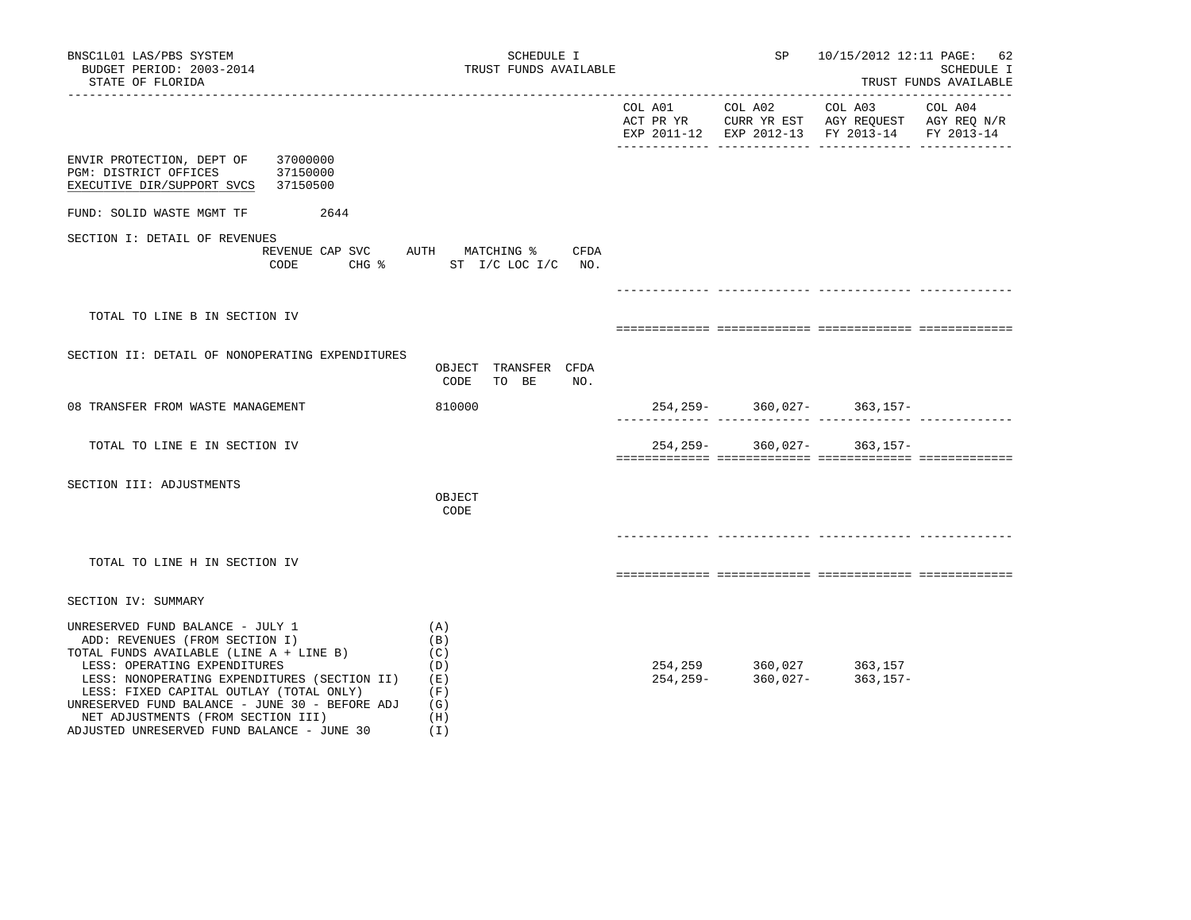SCHEDULE I
TRUST FUNDS AVAILABLE

BUDGET PERIOD: 2003-2014
STATE OF FLORIDA

| | COL A01 ACT PR YR EXP 2011-12 | COL A02 CURR YR EST EXP 2012-13 | COL A03 AGY REQUEST FY 2013-14 | COL A04 AGY REQ N/R FY 2013-14 |
|---|---|---|---|---|

ENVIR PROTECTION, DEPT OF 37000000
PGM: DISTRICT OFFICES 37150000
EXECUTIVE DIR/SUPPORT SVCS 37150500

FUND: SOLID WASTE MGMT TF 2644

SECTION I: DETAIL OF REVENUES

| | REVENUE CODE | CAP SVC CHG % | AUTH ST | MATCHING % I/C LOC I/C | CFDA NO. | COL A01 | COL A02 | COL A03 | COL A04 |
|---|---|---|---|---|---|---|---|---|---|
| TOTAL TO LINE B IN SECTION IV | | | | | | | | | |

SECTION II: DETAIL OF NONOPERATING EXPENDITURES

| | OBJECT CODE | TRANSFER TO BE | CFDA NO. | COL A01 | COL A02 | COL A03 | COL A04 |
|---|---|---|---|---|---|---|---|
| 08 TRANSFER FROM WASTE MANAGEMENT | 810000 | | | 254,259- | 360,027- | 363,157- | |
| TOTAL TO LINE E IN SECTION IV | | | | 254,259- | 360,027- | 363,157- | |

SECTION III: ADJUSTMENTS

| | OBJECT CODE | COL A01 | COL A02 | COL A03 | COL A04 |
|---|---|---|---|---|---|
| TOTAL TO LINE H IN SECTION IV | | | | | |

SECTION IV: SUMMARY

| | | COL A01 | COL A02 | COL A03 | COL A04 |
|---|---|---|---|---|---|
| UNRESERVED FUND BALANCE - JULY 1 | (A) | | | | |
| ADD: REVENUES (FROM SECTION I) | (B) | | | | |
| TOTAL FUNDS AVAILABLE (LINE A + LINE B) | (C) | | | | |
| LESS: OPERATING EXPENDITURES | (D) | 254,259 | 360,027 | 363,157 | |
| LESS: NONOPERATING EXPENDITURES (SECTION II) | (E) | 254,259- | 360,027- | 363,157- | |
| LESS: FIXED CAPITAL OUTLAY (TOTAL ONLY) | (F) | | | | |
| UNRESERVED FUND BALANCE - JUNE 30 - BEFORE ADJ | (G) | | | | |
| NET ADJUSTMENTS (FROM SECTION III) | (H) | | | | |
| ADJUSTED UNRESERVED FUND BALANCE - JUNE 30 | (I) | | | | |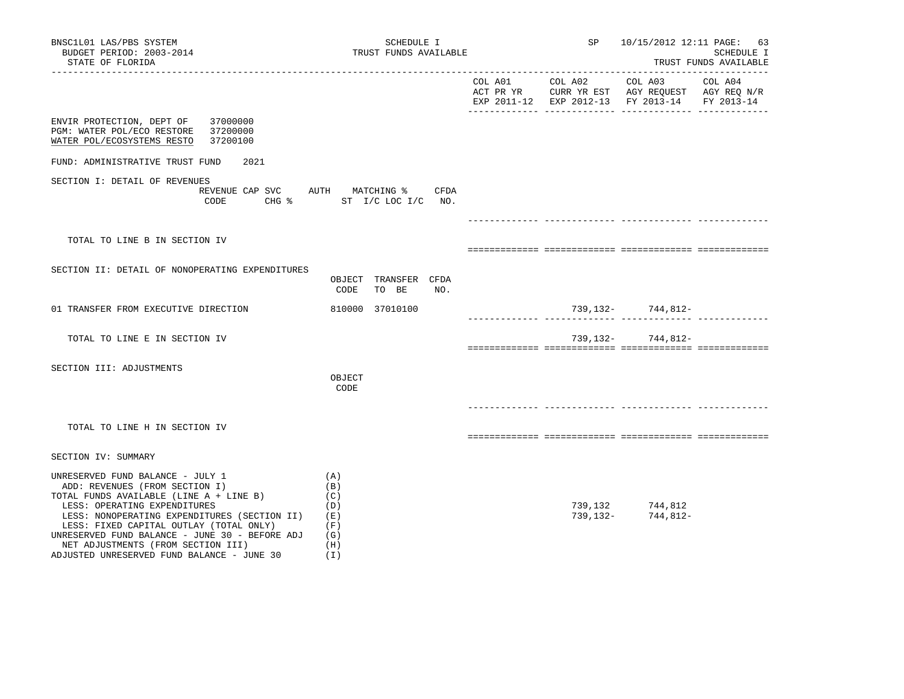BNSC1L01 LAS/PBS SYSTEM
BUDGET PERIOD: 2003-2014
STATE OF FLORIDA

SCHEDULE I
TRUST FUNDS AVAILABLE

SP 10/15/2012 12:11
SCHEDULE I
TRUST FUNDS AVAILABLE

| | COL A01 ACT PR YR EXP 2011-12 | COL A02 CURR YR EST EXP 2012-13 | COL A03 AGY REQUEST FY 2013-14 | COL A04 AGY REQ N/R FY 2013-14 |
|---|---|---|---|---|

ENVIR PROTECTION, DEPT OF 37000000
PGM: WATER POL/ECO RESTORE 37200000
WATER POL/ECOSYSTEMS RESTO 37200100

FUND: ADMINISTRATIVE TRUST FUND 2021

SECTION I: DETAIL OF REVENUES

| REVENUE CODE | CAP SVC CHG % | AUTH ST | MATCHING % I/C LOC I/C | CFDA NO. | COL A01 | COL A02 | COL A03 | COL A04 |
|---|---|---|---|---|---|---|---|---|
| TOTAL TO LINE B IN SECTION IV | | | | | | | | |

SECTION II: DETAIL OF NONOPERATING EXPENDITURES

| | OBJECT CODE | TRANSFER TO BE | CFDA NO. | COL A01 | COL A02 | COL A03 | COL A04 |
|---|---|---|---|---|---|---|---|
| 01 TRANSFER FROM EXECUTIVE DIRECTION | 810000 | 37010100 | | | 739,132- | 744,812- | |
| TOTAL TO LINE E IN SECTION IV | | | | | 739,132- | 744,812- | |

SECTION III: ADJUSTMENTS

| | OBJECT CODE | COL A01 | COL A02 | COL A03 | COL A04 |
|---|---|---|---|---|---|
| TOTAL TO LINE H IN SECTION IV | | | | | |

SECTION IV: SUMMARY

| | | COL A01 | COL A02 | COL A03 | COL A04 |
|---|---|---|---|---|---|
| UNRESERVED FUND BALANCE - JULY 1 | (A) | | | | |
| ADD: REVENUES (FROM SECTION I) | (B) | | | | |
| TOTAL FUNDS AVAILABLE (LINE A + LINE B) | (C) | | | | |
| LESS: OPERATING EXPENDITURES | (D) | | 739,132 | 744,812 | |
| LESS: NONOPERATING EXPENDITURES (SECTION II) | (E) | | 739,132- | 744,812- | |
| LESS: FIXED CAPITAL OUTLAY (TOTAL ONLY) | (F) | | | | |
| UNRESERVED FUND BALANCE - JUNE 30 - BEFORE ADJ | (G) | | | | |
| NET ADJUSTMENTS (FROM SECTION III) | (H) | | | | |
| ADJUSTED UNRESERVED FUND BALANCE - JUNE 30 | (I) | | | | |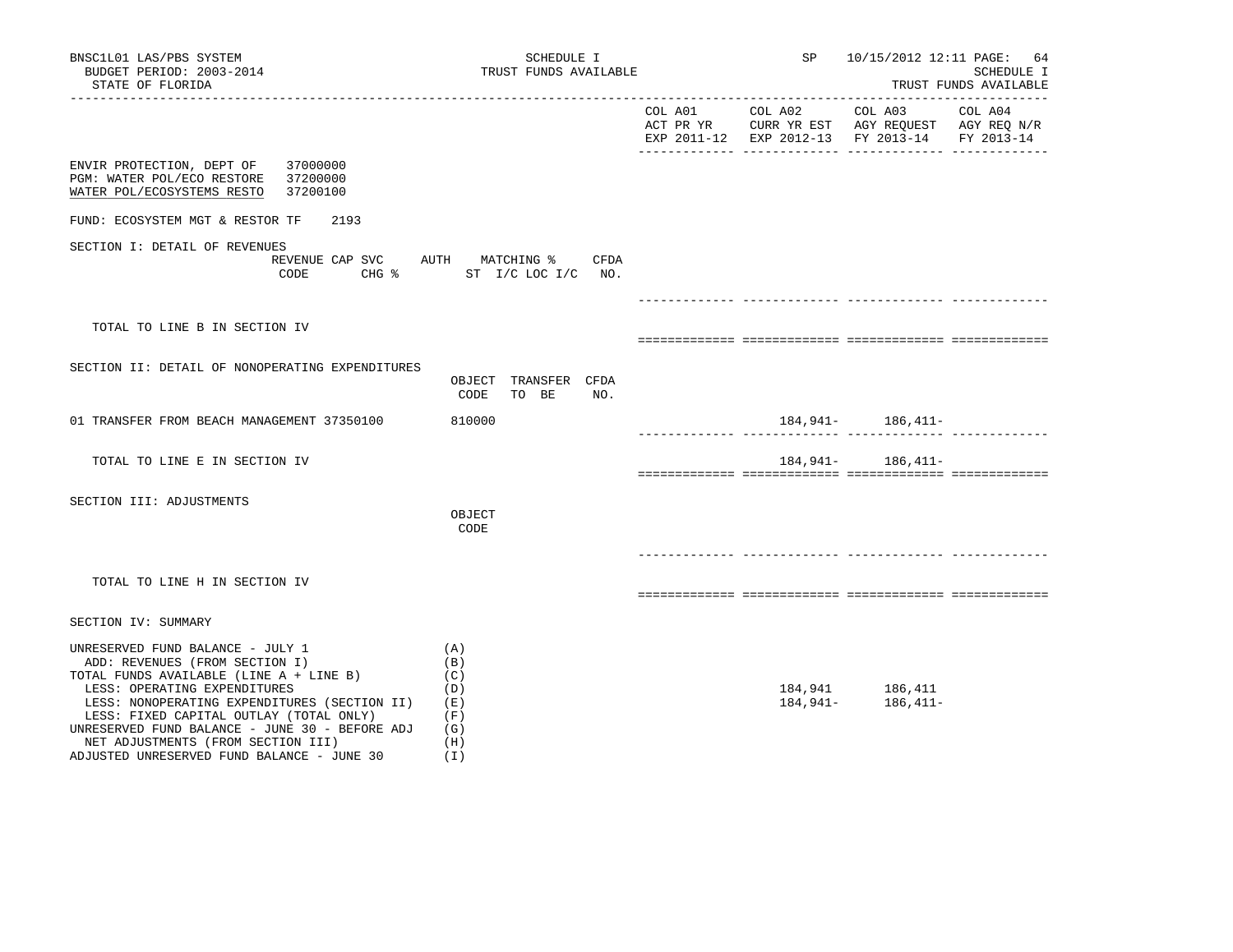BNSC1L01 LAS/PBS SYSTEM
BUDGET PERIOD: 2003-2014
STATE OF FLORIDA

SCHEDULE I
TRUST FUNDS AVAILABLE

SP 10/15/2012 12:11

SCHEDULE I
TRUST FUNDS AVAILABLE

| | COL A01 ACT PR YR EXP 2011-12 | COL A02 CURR YR EST EXP 2012-13 | COL A03 AGY REQUEST FY 2013-14 | COL A04 AGY REQ N/R FY 2013-14 |
|---|---|---|---|---|

ENVIR PROTECTION, DEPT OF 37000000
PGM: WATER POL/ECO RESTORE 37200000
WATER POL/ECOSYSTEMS RESTO 37200100

FUND: ECOSYSTEM MGT & RESTOR TF 2193

SECTION I: DETAIL OF REVENUES

| REVENUE CODE | CAP SVC CHG % | AUTH ST | MATCHING % I/C LOC I/C | CFDA NO. | COL A01 | COL A02 | COL A03 | COL A04 |
|---|---|---|---|---|---|---|---|---|
| TOTAL TO LINE B IN SECTION IV | | | | | | | | |

SECTION II: DETAIL OF NONOPERATING EXPENDITURES

| | OBJECT CODE | TRANSFER TO BE | CFDA NO. | COL A01 | COL A02 | COL A03 | COL A04 |
|---|---|---|---|---|---|---|---|
| 01 TRANSFER FROM BEACH MANAGEMENT 37350100 | 810000 | | | | 184,941- | 186,411- | |
| TOTAL TO LINE E IN SECTION IV | | | | | 184,941- | 186,411- | |

SECTION III: ADJUSTMENTS

| | OBJECT CODE | COL A01 | COL A02 | COL A03 | COL A04 |
|---|---|---|---|---|---|
| TOTAL TO LINE H IN SECTION IV | | | | | |

SECTION IV: SUMMARY

| | | COL A01 | COL A02 | COL A03 | COL A04 |
|---|---|---|---|---|---|
| UNRESERVED FUND BALANCE - JULY 1 | (A) | | | | |
| ADD: REVENUES (FROM SECTION I) | (B) | | | | |
| TOTAL FUNDS AVAILABLE (LINE A + LINE B) | (C) | | | | |
| LESS: OPERATING EXPENDITURES | (D) | | 184,941 | 186,411 | |
| LESS: NONOPERATING EXPENDITURES (SECTION II) | (E) | | 184,941- | 186,411- | |
| LESS: FIXED CAPITAL OUTLAY (TOTAL ONLY) | (F) | | | | |
| UNRESERVED FUND BALANCE - JUNE 30 - BEFORE ADJ | (G) | | | | |
| NET ADJUSTMENTS (FROM SECTION III) | (H) | | | | |
| ADJUSTED UNRESERVED FUND BALANCE - JUNE 30 | (I) | | | | |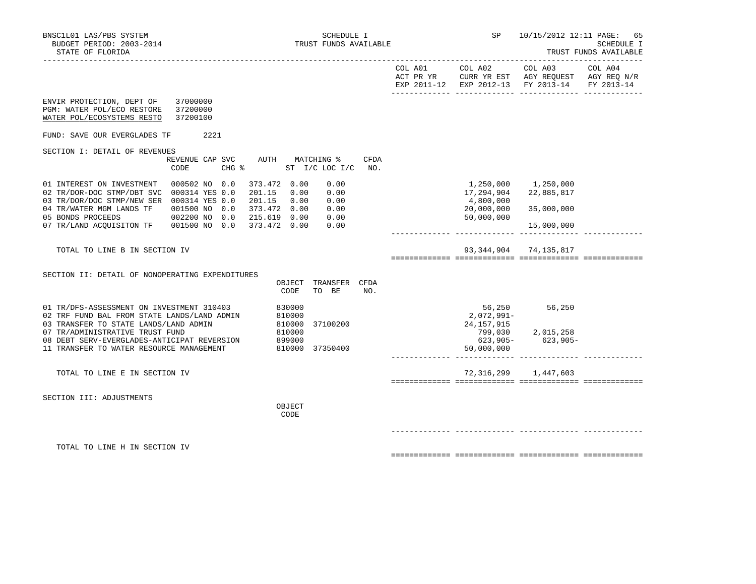BNSC1L01 LAS/PBS SYSTEM — SCHEDULE I — TRUST FUNDS AVAILABLE — SP 10/15/2012 12:11

BUDGET PERIOD: 2003-2014

STATE OF FLORIDA

ENVIR PROTECTION, DEPT OF 37000000
PGM: WATER POL/ECO RESTORE 37200000
WATER POL/ECOSYSTEMS RESTO 37200100

FUND: SAVE OUR EVERGLADES TF 2221

## SECTION I: DETAIL OF REVENUES

| | REVENUE CODE | CAP | SVC CHG % | AUTH ST | MATCHING % I/C | LOC I/C | CFDA NO. | COL A01 ACT PR YR EXP 2011-12 | COL A02 CURR YR EST EXP 2012-13 | COL A03 AGY REQUEST FY 2013-14 | COL A04 AGY REQ N/R FY 2013-14 |
|---|---|---|---|---|---|---|---|---|---|---|---|
| 01 INTEREST ON INVESTMENT | 000502 | NO | 0.0 | 373.472 | 0.00 | 0.00 | | | 1,250,000 | 1,250,000 | |
| 02 TR/DOR-DOC STMP/DBT SVC | 000314 | YES | 0.0 | 201.15 | 0.00 | 0.00 | | | 17,294,904 | 22,885,817 | |
| 03 TR/DOR/DOC STMP/NEW SER | 000314 | YES | 0.0 | 201.15 | 0.00 | 0.00 | | | 4,800,000 | | |
| 04 TR/WATER MGM LANDS TF | 001500 | NO | 0.0 | 373.472 | 0.00 | 0.00 | | | 20,000,000 | 35,000,000 | |
| 05 BONDS PROCEEDS | 002200 | NO | 0.0 | 215.619 | 0.00 | 0.00 | | | 50,000,000 | | |
| 07 TR/LAND ACQUISITON TF | 001500 | NO | 0.0 | 373.472 | 0.00 | 0.00 | | | | 15,000,000 | |
| TOTAL TO LINE B IN SECTION IV | | | | | | | | | 93,344,904 | 74,135,817 | |

## SECTION II: DETAIL OF NONOPERATING EXPENDITURES

| | OBJECT CODE | TRANSFER TO BE | CFDA NO. | COL A01 | COL A02 | COL A03 | COL A04 |
|---|---|---|---|---|---|---|---|
| 01 TR/DFS-ASSESSMENT ON INVESTMENT 310403 | 830000 | | | | 56,250 | 56,250 | |
| 02 TRF FUND BAL FROM STATE LANDS/LAND ADMIN | 810000 | | | | 2,072,991- | | |
| 03 TRANSFER TO STATE LANDS/LAND ADMIN | 810000 | 37100200 | | | 24,157,915 | | |
| 07 TR/ADMINISTRATIVE TRUST FUND | 810000 | | | | 799,030 | 2,015,258 | |
| 08 DEBT SERV-EVERGLADES-ANTICIPAT REVERSION | 899000 | | | | 623,905- | 623,905- | |
| 11 TRANSFER TO WATER RESOURCE MANAGEMENT | 810000 | 37350400 | | | 50,000,000 | | |
| TOTAL TO LINE E IN SECTION IV | | | | | 72,316,299 | 1,447,603 | |

## SECTION III: ADJUSTMENTS

| | OBJECT CODE | COL A01 | COL A02 | COL A03 | COL A04 |
|---|---|---|---|---|---|
| TOTAL TO LINE H IN SECTION IV | | | | | |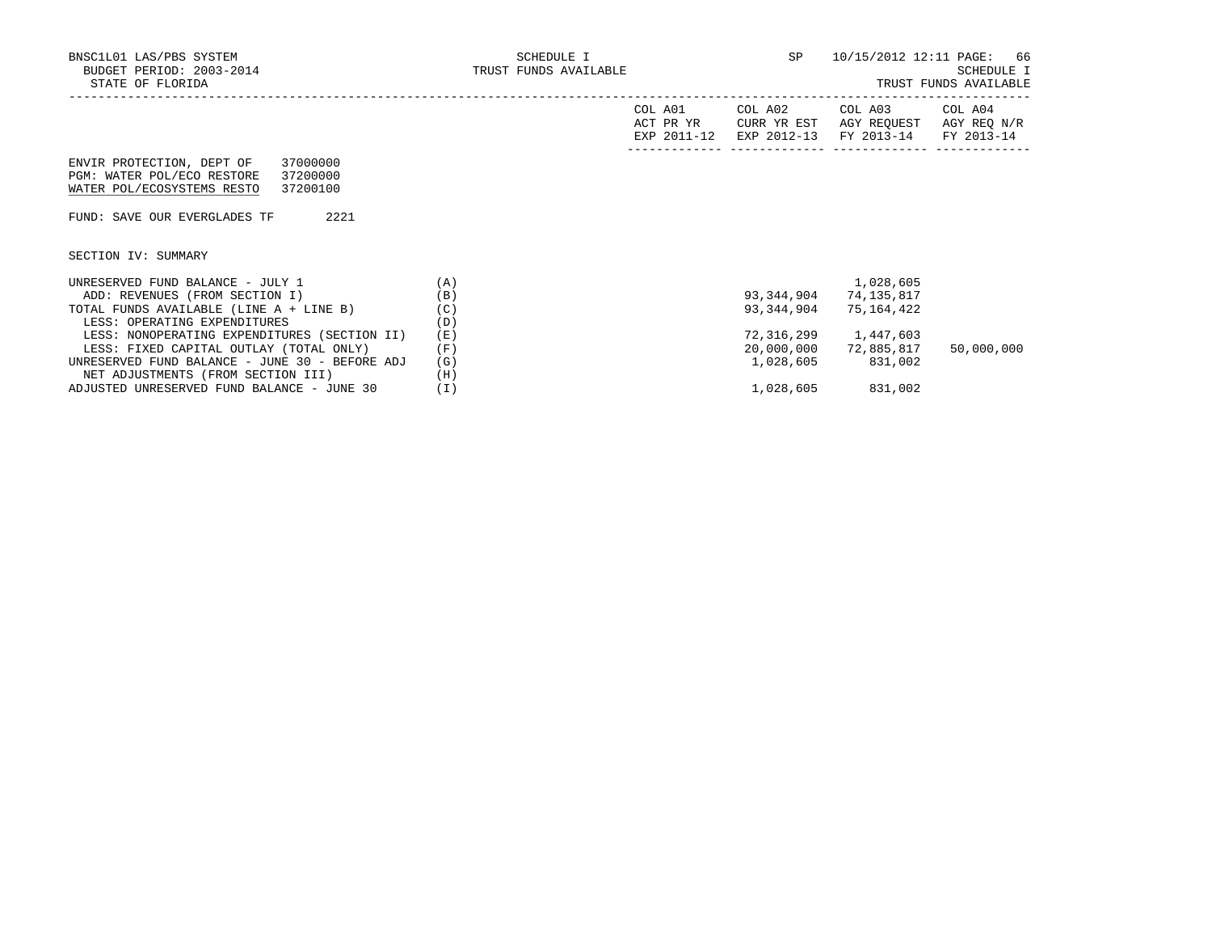ENVIR PROTECTION, DEPT OF 37000000
PGM: WATER POL/ECO RESTORE 37200000
WATER POL/ECOSYSTEMS RESTO 37200100

FUND: SAVE OUR EVERGLADES TF 2221

SECTION IV: SUMMARY

| | | COL A01 ACT PR YR EXP 2011-12 | COL A02 CURR YR EST EXP 2012-13 | COL A03 AGY REQUEST FY 2013-14 | COL A04 AGY REQ N/R FY 2013-14 |
|---|---|---|---|---|---|
| UNRESERVED FUND BALANCE - JULY 1 | (A) | | | 1,028,605 | |
| ADD: REVENUES (FROM SECTION I) | (B) | | 93,344,904 | 74,135,817 | |
| TOTAL FUNDS AVAILABLE (LINE A + LINE B) | (C) | | 93,344,904 | 75,164,422 | |
| LESS: OPERATING EXPENDITURES | (D) | | | | |
| LESS: NONOPERATING EXPENDITURES (SECTION II) | (E) | | 72,316,299 | 1,447,603 | |
| LESS: FIXED CAPITAL OUTLAY (TOTAL ONLY) | (F) | | 20,000,000 | 72,885,817 | 50,000,000 |
| UNRESERVED FUND BALANCE - JUNE 30 - BEFORE ADJ | (G) | | 1,028,605 | 831,002 | |
| NET ADJUSTMENTS (FROM SECTION III) | (H) | | | | |
| ADJUSTED UNRESERVED FUND BALANCE - JUNE 30 | (I) | | 1,028,605 | 831,002 | |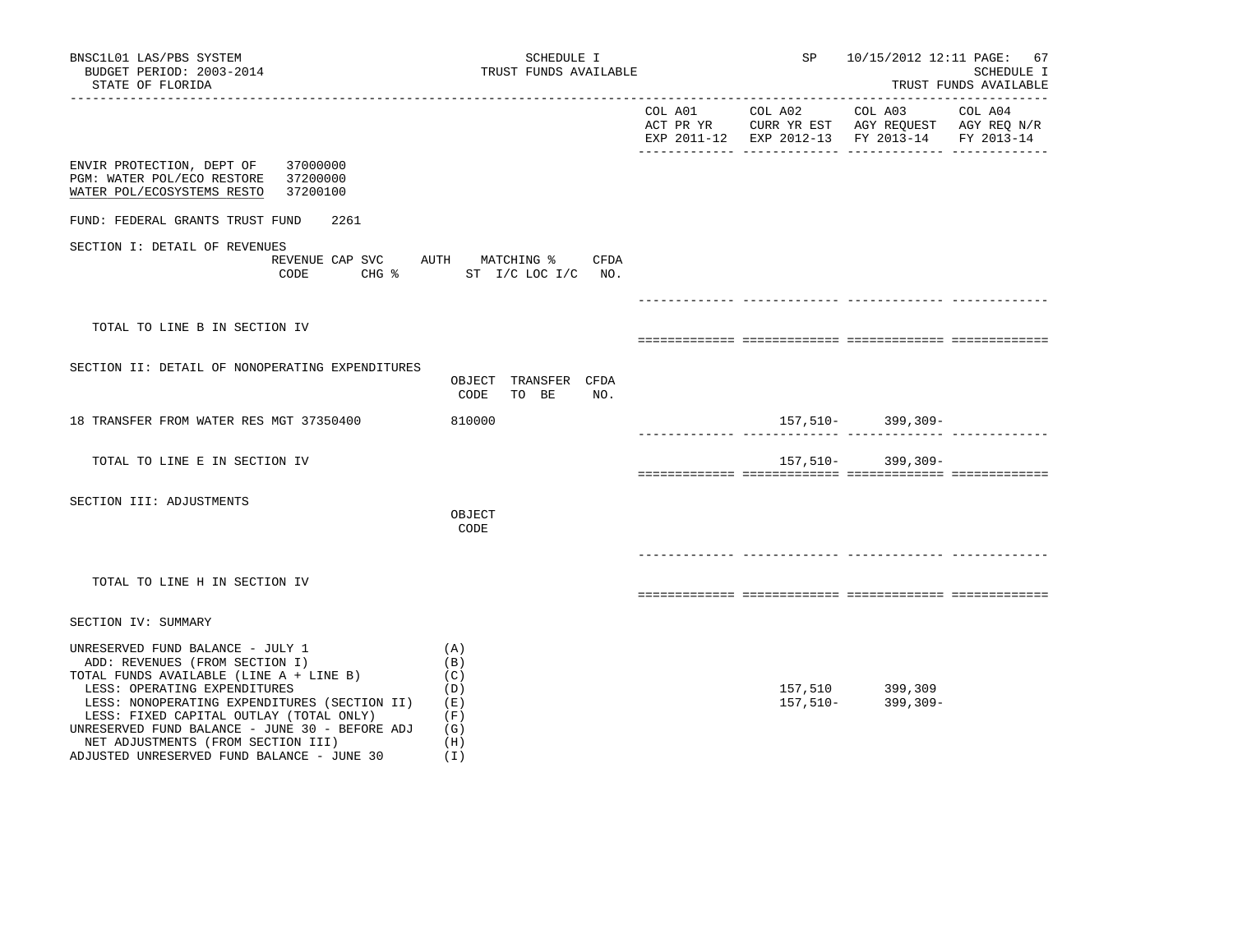BNSC1L01 LAS/PBS SYSTEM
BUDGET PERIOD: 2003-2014
STATE OF FLORIDA

SCHEDULE I
TRUST FUNDS AVAILABLE

SP 10/15/2012 12:11

SCHEDULE I
TRUST FUNDS AVAILABLE

ENVIR PROTECTION, DEPT OF 37000000
PGM: WATER POL/ECO RESTORE 37200000
WATER POL/ECOSYSTEMS RESTO 37200100

FUND: FEDERAL GRANTS TRUST FUND 2261

## SECTION I: DETAIL OF REVENUES

| REVENUE CODE | CAP SVC CHG % | AUTH ST | MATCHING % I/C LOC I/C | CFDA NO. | COL A01 ACT PR YR EXP 2011-12 | COL A02 CURR YR EST EXP 2012-13 | COL A03 AGY REQUEST FY 2013-14 | COL A04 AGY REQ N/R FY 2013-14 |
|---|---|---|---|---|---|---|---|---|
| TOTAL TO LINE B IN SECTION IV | | | | | | | | |

## SECTION II: DETAIL OF NONOPERATING EXPENDITURES

| | OBJECT CODE | TRANSFER TO BE | CFDA NO. | COL A01 ACT PR YR EXP 2011-12 | COL A02 CURR YR EST EXP 2012-13 | COL A03 AGY REQUEST FY 2013-14 | COL A04 AGY REQ N/R FY 2013-14 |
|---|---|---|---|---|---|---|---|
| 18 TRANSFER FROM WATER RES MGT 37350400 | 810000 | | | | 157,510- | 399,309- | |
| TOTAL TO LINE E IN SECTION IV | | | | | 157,510- | 399,309- | |

## SECTION III: ADJUSTMENTS

| | OBJECT CODE | COL A01 ACT PR YR EXP 2011-12 | COL A02 CURR YR EST EXP 2012-13 | COL A03 AGY REQUEST FY 2013-14 | COL A04 AGY REQ N/R FY 2013-14 |
|---|---|---|---|---|---|
| TOTAL TO LINE H IN SECTION IV | | | | | |

## SECTION IV: SUMMARY

| | | COL A01 ACT PR YR EXP 2011-12 | COL A02 CURR YR EST EXP 2012-13 | COL A03 AGY REQUEST FY 2013-14 | COL A04 AGY REQ N/R FY 2013-14 |
|---|---|---|---|---|---|
| UNRESERVED FUND BALANCE - JULY 1 | (A) | | | | |
| ADD: REVENUES (FROM SECTION I) | (B) | | | | |
| TOTAL FUNDS AVAILABLE (LINE A + LINE B) | (C) | | | | |
| LESS: OPERATING EXPENDITURES | (D) | | 157,510 | 399,309 | |
| LESS: NONOPERATING EXPENDITURES (SECTION II) | (E) | | 157,510- | 399,309- | |
| LESS: FIXED CAPITAL OUTLAY (TOTAL ONLY) | (F) | | | | |
| UNRESERVED FUND BALANCE - JUNE 30 - BEFORE ADJ | (G) | | | | |
| NET ADJUSTMENTS (FROM SECTION III) | (H) | | | | |
| ADJUSTED UNRESERVED FUND BALANCE - JUNE 30 | (I) | | | | |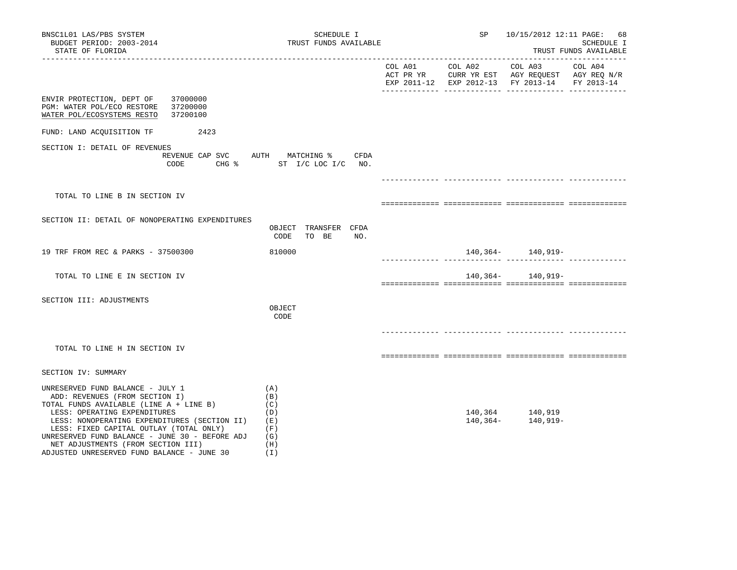BNSC1L01 LAS/PBS SYSTEM
BUDGET PERIOD: 2003-2014
STATE OF FLORIDA

SCHEDULE I
TRUST FUNDS AVAILABLE

SP 10/15/2012 12:11

SCHEDULE I
TRUST FUNDS AVAILABLE

| | | COL A01 ACT PR YR EXP 2011-12 | COL A02 CURR YR EST EXP 2012-13 | COL A03 AGY REQUEST FY 2013-14 | COL A04 AGY REQ N/R FY 2013-14 |
|---|---|---|---|---|---|

ENVIR PROTECTION, DEPT OF 37000000
PGM: WATER POL/ECO RESTORE 37200000
WATER POL/ECOSYSTEMS RESTO 37200100

FUND: LAND ACQUISITION TF 2423

## SECTION I: DETAIL OF REVENUES

| REVENUE CODE | CAP SVC CHG % | AUTH ST | MATCHING % I/C LOC I/C | CFDA NO. | COL A01 | COL A02 | COL A03 | COL A04 |
|---|---|---|---|---|---|---|---|---|
| TOTAL TO LINE B IN SECTION IV | | | | | | | | |

## SECTION II: DETAIL OF NONOPERATING EXPENDITURES

| | OBJECT CODE | TRANSFER TO BE | CFDA NO. | COL A01 | COL A02 | COL A03 | COL A04 |
|---|---|---|---|---|---|---|---|
| 19 TRF FROM REC & PARKS - 37500300 | 810000 | | | | 140,364- | 140,919- | |
| TOTAL TO LINE E IN SECTION IV | | | | | 140,364- | 140,919- | |

## SECTION III: ADJUSTMENTS

| | OBJECT CODE | COL A01 | COL A02 | COL A03 | COL A04 |
|---|---|---|---|---|---|
| TOTAL TO LINE H IN SECTION IV | | | | | |

## SECTION IV: SUMMARY

| | | COL A01 | COL A02 | COL A03 | COL A04 |
|---|---|---|---|---|---|
| UNRESERVED FUND BALANCE - JULY 1 | (A) | | | | |
| ADD: REVENUES (FROM SECTION I) | (B) | | | | |
| TOTAL FUNDS AVAILABLE (LINE A + LINE B) | (C) | | | | |
| LESS: OPERATING EXPENDITURES | (D) | | 140,364 | 140,919 | |
| LESS: NONOPERATING EXPENDITURES (SECTION II) | (E) | | 140,364- | 140,919- | |
| LESS: FIXED CAPITAL OUTLAY (TOTAL ONLY) | (F) | | | | |
| UNRESERVED FUND BALANCE - JUNE 30 - BEFORE ADJ | (G) | | | | |
| NET ADJUSTMENTS (FROM SECTION III) | (H) | | | | |
| ADJUSTED UNRESERVED FUND BALANCE - JUNE 30 | (I) | | | | |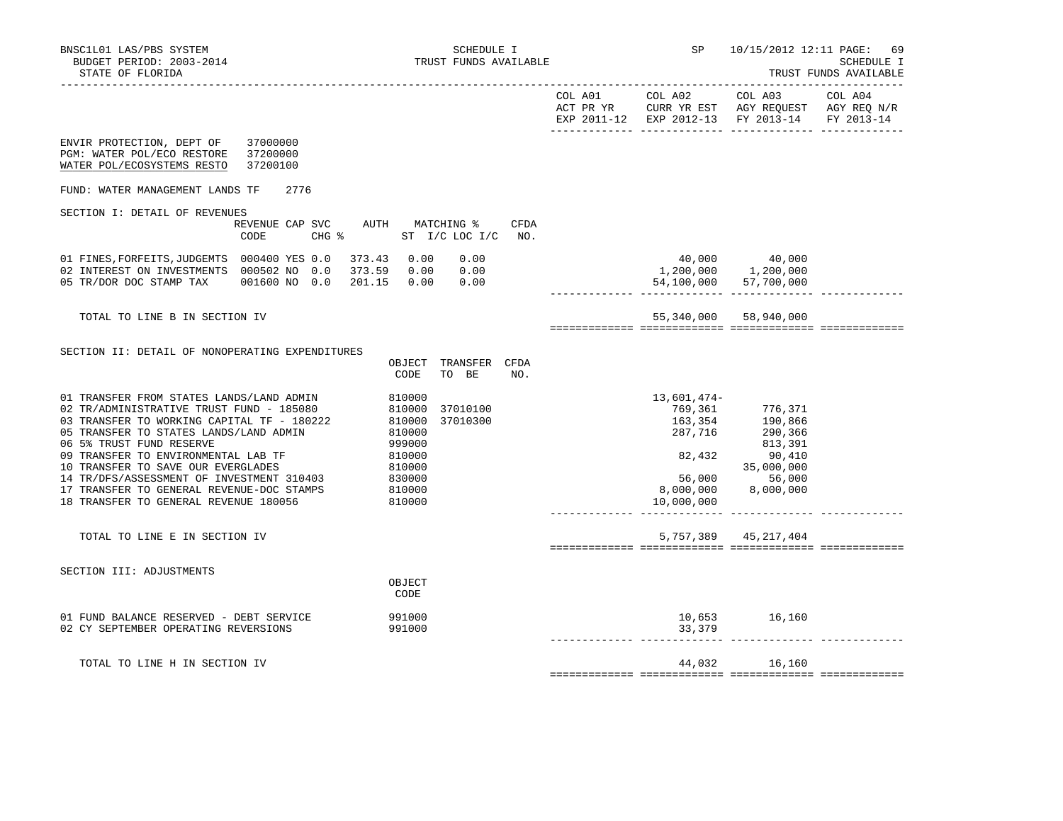BNSC1L01 LAS/PBS SYSTEM
BUDGET PERIOD: 2003-2014
STATE OF FLORIDA

SCHEDULE I
TRUST FUNDS AVAILABLE

SP 10/15/2012 12:11

SCHEDULE I
TRUST FUNDS AVAILABLE

ENVIR PROTECTION, DEPT OF 37000000
PGM: WATER POL/ECO RESTORE 37200000
WATER POL/ECOSYSTEMS RESTO 37200100

FUND: WATER MANAGEMENT LANDS TF 2776

## SECTION I: DETAIL OF REVENUES

| | REVENUE CODE | CAP | SVC CHG % | AUTH ST | MATCHING % I/C | LOC I/C | CFDA NO. | COL A01 ACT PR YR EXP 2011-12 | COL A02 CURR YR EST EXP 2012-13 | COL A03 AGY REQUEST FY 2013-14 | COL A04 AGY REQ N/R FY 2013-14 |
|---|---|---|---|---|---|---|---|---|---|---|---|
| 01 FINES,FORFEITS,JUDGEMTS | 000400 | YES | 0.0 | 373.43 | 0.00 | 0.00 | | | 40,000 | 40,000 | |
| 02 INTEREST ON INVESTMENTS | 000502 | NO | 0.0 | 373.59 | 0.00 | 0.00 | | | 1,200,000 | 1,200,000 | |
| 05 TR/DOR DOC STAMP TAX | 001600 | NO | 0.0 | 201.15 | 0.00 | 0.00 | | | 54,100,000 | 57,700,000 | |
| TOTAL TO LINE B IN SECTION IV | | | | | | | | | 55,340,000 | 58,940,000 | |

## SECTION II: DETAIL OF NONOPERATING EXPENDITURES

| | OBJECT CODE | TRANSFER TO BE | CFDA NO. | COL A01 ACT PR YR EXP 2011-12 | COL A02 CURR YR EST EXP 2012-13 | COL A03 AGY REQUEST FY 2013-14 | COL A04 AGY REQ N/R FY 2013-14 |
|---|---|---|---|---|---|---|---|
| 01 TRANSFER FROM STATES LANDS/LAND ADMIN | 810000 | | | | 13,601,474- | | |
| 02 TR/ADMINISTRATIVE TRUST FUND - 185080 | 810000 | 37010100 | | | 769,361 | 776,371 | |
| 03 TRANSFER TO WORKING CAPITAL TF - 180222 | 810000 | 37010300 | | | 163,354 | 190,866 | |
| 05 TRANSFER TO STATES LANDS/LAND ADMIN | 810000 | | | | 287,716 | 290,366 | |
| 06 5% TRUST FUND RESERVE | 999000 | | | | | 813,391 | |
| 09 TRANSFER TO ENVIRONMENTAL LAB TF | 810000 | | | | 82,432 | 90,410 | |
| 10 TRANSFER TO SAVE OUR EVERGLADES | 810000 | | | | | 35,000,000 | |
| 14 TR/DFS/ASSESSMENT OF INVESTMENT 310403 | 830000 | | | | 56,000 | 56,000 | |
| 17 TRANSFER TO GENERAL REVENUE-DOC STAMPS | 810000 | | | | 8,000,000 | 8,000,000 | |
| 18 TRANSFER TO GENERAL REVENUE 180056 | 810000 | | | | 10,000,000 | | |
| TOTAL TO LINE E IN SECTION IV | | | | | 5,757,389 | 45,217,404 | |

## SECTION III: ADJUSTMENTS

| | OBJECT CODE | COL A01 ACT PR YR EXP 2011-12 | COL A02 CURR YR EST EXP 2012-13 | COL A03 AGY REQUEST FY 2013-14 | COL A04 AGY REQ N/R FY 2013-14 |
|---|---|---|---|---|---|
| 01 FUND BALANCE RESERVED - DEBT SERVICE | 991000 | | 10,653 | 16,160 | |
| 02 CY SEPTEMBER OPERATING REVERSIONS | 991000 | | 33,379 | | |
| TOTAL TO LINE H IN SECTION IV | | | 44,032 | 16,160 | |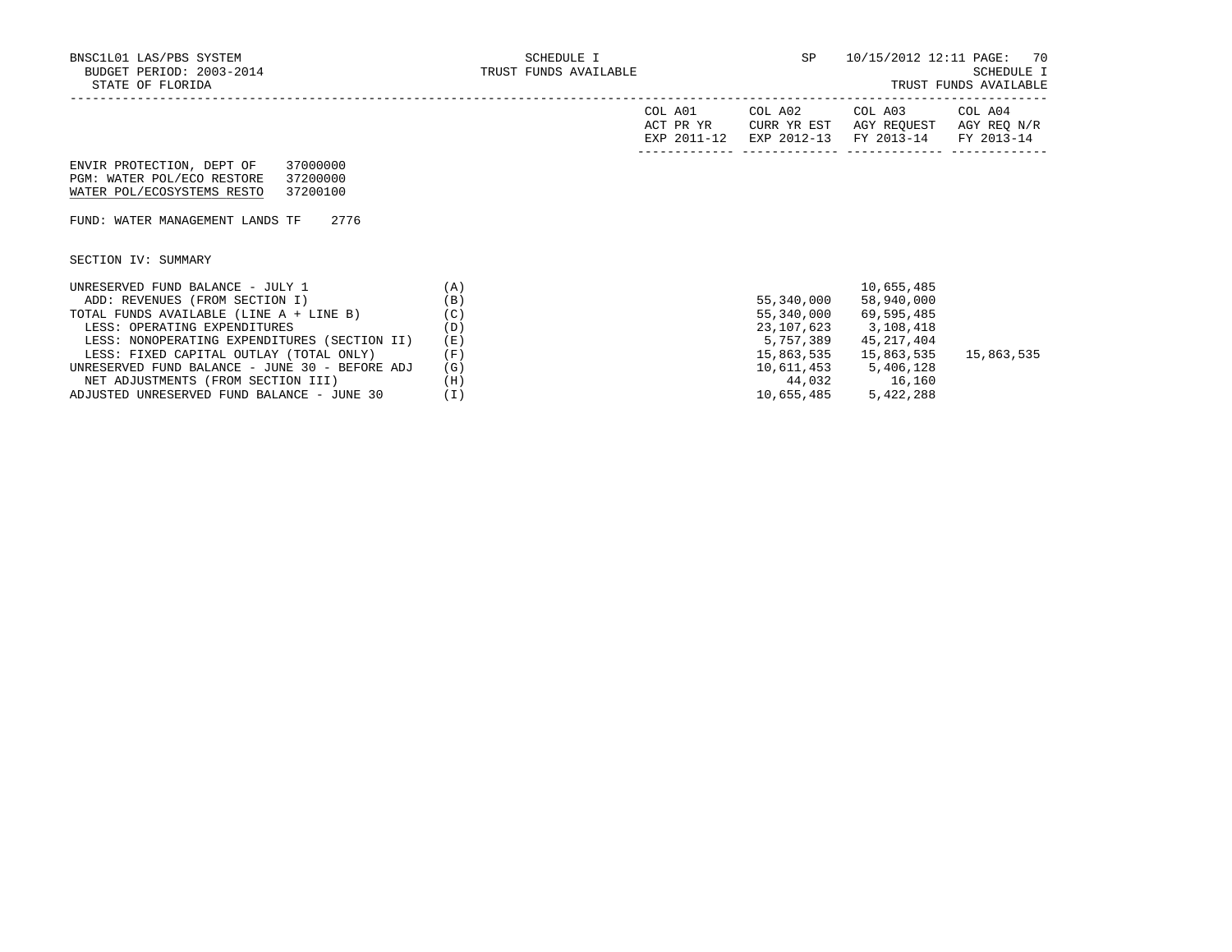SCHEDULE I
TRUST FUNDS AVAILABLE

BNSC1L01 LAS/PBS SYSTEM
BUDGET PERIOD: 2003-2014
STATE OF FLORIDA

SP 10/15/2012 12:11

SCHEDULE I
TRUST FUNDS AVAILABLE

ENVIR PROTECTION, DEPT OF 37000000
PGM: WATER POL/ECO RESTORE 37200000
WATER POL/ECOSYSTEMS RESTO 37200100

FUND: WATER MANAGEMENT LANDS TF 2776

SECTION IV: SUMMARY

| | | COL A01 ACT PR YR EXP 2011-12 | COL A02 CURR YR EST EXP 2012-13 | COL A03 AGY REQUEST FY 2013-14 | COL A04 AGY REQ N/R FY 2013-14 |
|---|---|---|---|---|---|
| UNRESERVED FUND BALANCE - JULY 1 | (A) | | | 10,655,485 | |
| ADD: REVENUES (FROM SECTION I) | (B) | | 55,340,000 | 58,940,000 | |
| TOTAL FUNDS AVAILABLE (LINE A + LINE B) | (C) | | 55,340,000 | 69,595,485 | |
| LESS: OPERATING EXPENDITURES | (D) | | 23,107,623 | 3,108,418 | |
| LESS: NONOPERATING EXPENDITURES (SECTION II) | (E) | | 5,757,389 | 45,217,404 | |
| LESS: FIXED CAPITAL OUTLAY (TOTAL ONLY) | (F) | | 15,863,535 | 15,863,535 | 15,863,535 |
| UNRESERVED FUND BALANCE - JUNE 30 - BEFORE ADJ | (G) | | 10,611,453 | 5,406,128 | |
| NET ADJUSTMENTS (FROM SECTION III) | (H) | | 44,032 | 16,160 | |
| ADJUSTED UNRESERVED FUND BALANCE - JUNE 30 | (I) | | 10,655,485 | 5,422,288 | |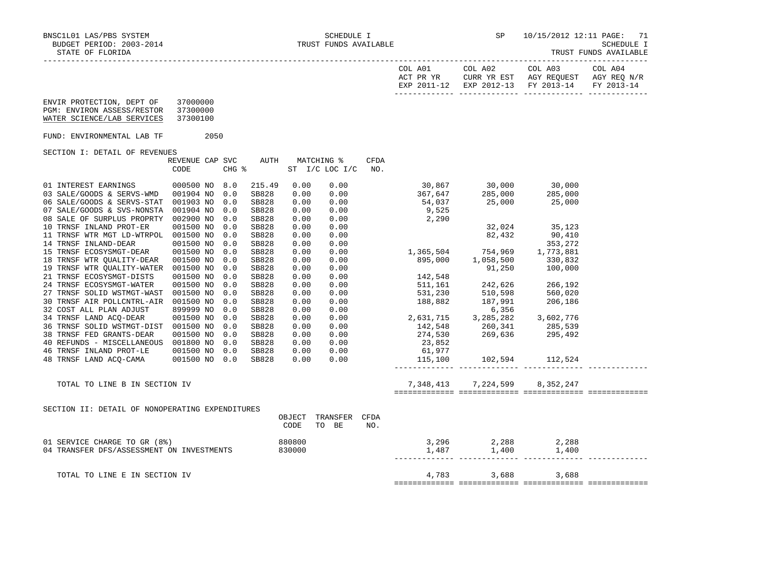BNSC1L01 LAS/PBS SYSTEM — SCHEDULE I — TRUST FUNDS AVAILABLE — SP 10/15/2012 12:11

BUDGET PERIOD: 2003-2014

STATE OF FLORIDA — SCHEDULE I — TRUST FUNDS AVAILABLE

ENVIR PROTECTION, DEPT OF 37000000
PGM: ENVIRON ASSESS/RESTOR 37300000
WATER SCIENCE/LAB SERVICES 37300100

FUND: ENVIRONMENTAL LAB TF 2050

## SECTION I: DETAIL OF REVENUES

| | REVENUE CODE | CAP | SVC CHG % | AUTH | MATCHING % ST I/C | LOC I/C | CFDA NO. | COL A01 ACT PR YR EXP 2011-12 | COL A02 CURR YR EST EXP 2012-13 | COL A03 AGY REQUEST FY 2013-14 | COL A04 AGY REQ N/R FY 2013-14 |
|---|---|---|---|---|---|---|---|---|---|---|---|
| 01 INTEREST EARNINGS | 000500 | NO | 8.0 | 215.49 | 0.00 | 0.00 | | 30,867 | 30,000 | 30,000 | |
| 03 SALE/GOODS & SERVS-WMD | 001904 | NO | 0.0 | SB828 | 0.00 | 0.00 | | 367,647 | 285,000 | 285,000 | |
| 06 SALE/GOODS & SERVS-STAT | 001903 | NO | 0.0 | SB828 | 0.00 | 0.00 | | 54,037 | 25,000 | 25,000 | |
| 07 SALE/GOODS & SVS-NONSTA | 001904 | NO | 0.0 | SB828 | 0.00 | 0.00 | | 9,525 | | | |
| 08 SALE OF SURPLUS PROPRTY | 002900 | NO | 0.0 | SB828 | 0.00 | 0.00 | | 2,290 | | | |
| 10 TRNSF INLAND PROT-ER | 001500 | NO | 0.0 | SB828 | 0.00 | 0.00 | | | 32,024 | 35,123 | |
| 11 TRNSF WTR MGT LD-WTRPOL | 001500 | NO | 0.0 | SB828 | 0.00 | 0.00 | | | 82,432 | 90,410 | |
| 14 TRNSF INLAND-DEAR | 001500 | NO | 0.0 | SB828 | 0.00 | 0.00 | | | | 353,272 | |
| 15 TRNSF ECOSYSMGT-DEAR | 001500 | NO | 0.0 | SB828 | 0.00 | 0.00 | | 1,365,504 | 754,969 | 1,773,881 | |
| 18 TRNSF WTR QUALITY-DEAR | 001500 | NO | 0.0 | SB828 | 0.00 | 0.00 | | 895,000 | 1,058,500 | 330,832 | |
| 19 TRNSF WTR QUALITY-WATER | 001500 | NO | 0.0 | SB828 | 0.00 | 0.00 | | | 91,250 | 100,000 | |
| 21 TRNSF ECOSYSMGT-DISTS | 001500 | NO | 0.0 | SB828 | 0.00 | 0.00 | | 142,548 | | | |
| 24 TRNSF ECOSYSMGT-WATER | 001500 | NO | 0.0 | SB828 | 0.00 | 0.00 | | 511,161 | 242,626 | 266,192 | |
| 27 TRNSF SOLID WSTMGT-WAST | 001500 | NO | 0.0 | SB828 | 0.00 | 0.00 | | 531,230 | 510,598 | 560,020 | |
| 30 TRNSF AIR POLLCNTRL-AIR | 001500 | NO | 0.0 | SB828 | 0.00 | 0.00 | | 188,882 | 187,991 | 206,186 | |
| 32 COST ALL PLAN ADJUST | 899999 | NO | 0.0 | SB828 | 0.00 | 0.00 | | | 6,356 | | |
| 34 TRNSF LAND ACQ-DEAR | 001500 | NO | 0.0 | SB828 | 0.00 | 0.00 | | 2,631,715 | 3,285,282 | 3,602,776 | |
| 36 TRNSF SOLID WSTMGT-DIST | 001500 | NO | 0.0 | SB828 | 0.00 | 0.00 | | 142,548 | 260,341 | 285,539 | |
| 38 TRNSF FED GRANTS-DEAR | 001500 | NO | 0.0 | SB828 | 0.00 | 0.00 | | 274,530 | 269,636 | 295,492 | |
| 40 REFUNDS - MISCELLANEOUS | 001800 | NO | 0.0 | SB828 | 0.00 | 0.00 | | 23,852 | | | |
| 46 TRNSF INLAND PROT-LE | 001500 | NO | 0.0 | SB828 | 0.00 | 0.00 | | 61,977 | | | |
| 48 TRNSF LAND ACQ-CAMA | 001500 | NO | 0.0 | SB828 | 0.00 | 0.00 | | 115,100 | 102,594 | 112,524 | |
| TOTAL TO LINE B IN SECTION IV | | | | | | | | 7,348,413 | 7,224,599 | 8,352,247 | |

## SECTION II: DETAIL OF NONOPERATING EXPENDITURES

| | OBJECT CODE | TRANSFER TO BE | CFDA NO. | COL A01 ACT PR YR EXP 2011-12 | COL A02 CURR YR EST EXP 2012-13 | COL A03 AGY REQUEST FY 2013-14 | COL A04 AGY REQ N/R FY 2013-14 |
|---|---|---|---|---|---|---|---|
| 01 SERVICE CHARGE TO GR (8%) | 880800 | | | 3,296 | 2,288 | 2,288 | |
| 04 TRANSFER DFS/ASSESSMENT ON INVESTMENTS | 830000 | | | 1,487 | 1,400 | 1,400 | |
| TOTAL TO LINE E IN SECTION IV | | | | 4,783 | 3,688 | 3,688 | |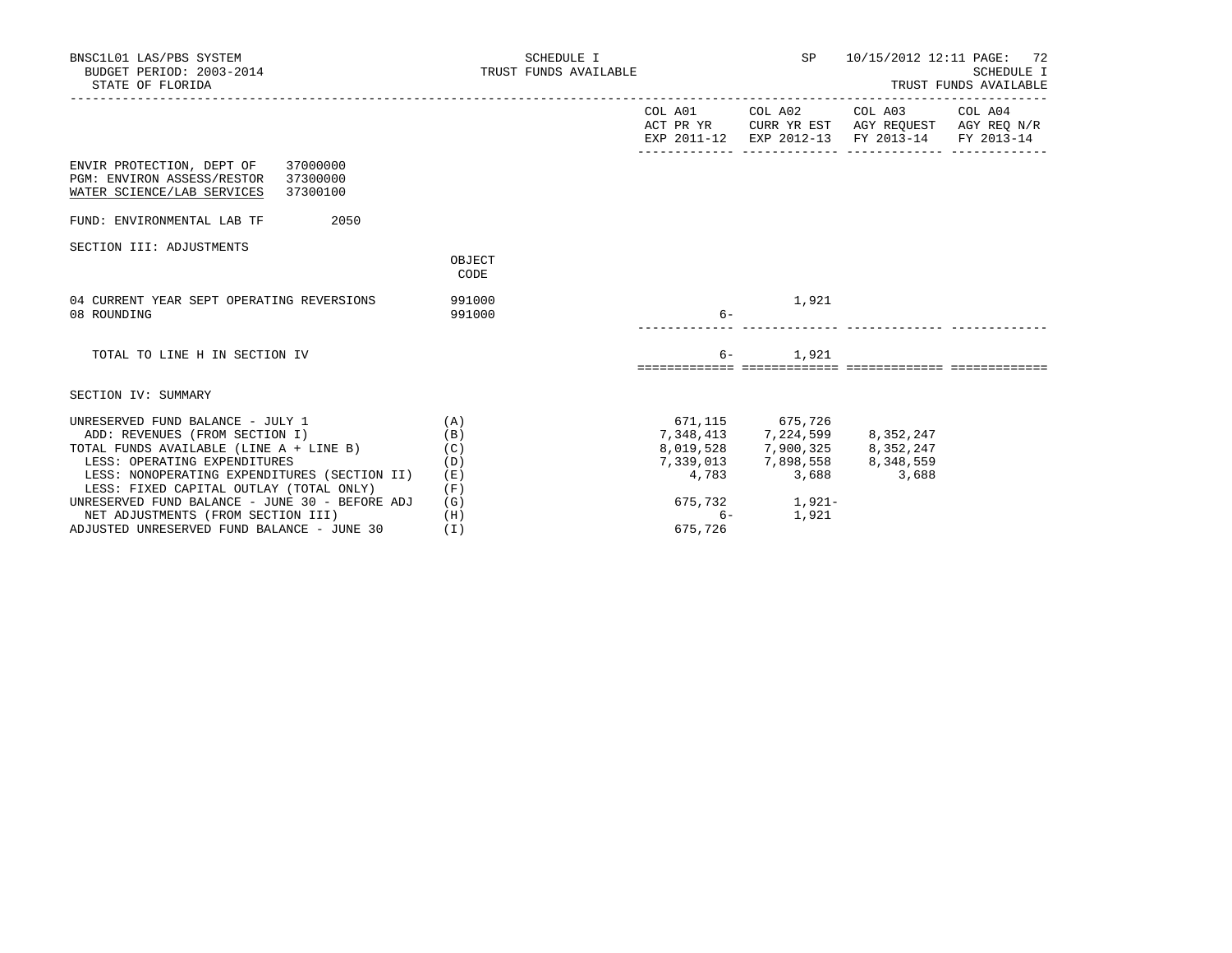BNSC1L01 LAS/PBS SYSTEM — SCHEDULE I — TRUST FUNDS AVAILABLE — SP 10/15/2012 12:11
BUDGET PERIOD: 2003-2014
STATE OF FLORIDA

SCHEDULE I
TRUST FUNDS AVAILABLE

ENVIR PROTECTION, DEPT OF 37000000
PGM: ENVIRON ASSESS/RESTOR 37300000
WATER SCIENCE/LAB SERVICES 37300100

FUND: ENVIRONMENTAL LAB TF 2050

SECTION III: ADJUSTMENTS

| | OBJECT CODE | COL A01 ACT PR YR EXP 2011-12 | COL A02 CURR YR EST EXP 2012-13 | COL A03 AGY REQUEST FY 2013-14 | COL A04 AGY REQ N/R FY 2013-14 |
|---|---|---|---|---|---|
| 04 CURRENT YEAR SEPT OPERATING REVERSIONS | 991000 | | 1,921 | | |
| 08 ROUNDING | 991000 | 6- | | | |
| TOTAL TO LINE H IN SECTION IV | | 6- | 1,921 | | |

SECTION IV: SUMMARY

| | | COL A01 ACT PR YR EXP 2011-12 | COL A02 CURR YR EST EXP 2012-13 | COL A03 AGY REQUEST FY 2013-14 | COL A04 AGY REQ N/R FY 2013-14 |
|---|---|---|---|---|---|
| UNRESERVED FUND BALANCE - JULY 1 | (A) | 671,115 | 675,726 | | |
| ADD: REVENUES (FROM SECTION I) | (B) | 7,348,413 | 7,224,599 | 8,352,247 | |
| TOTAL FUNDS AVAILABLE (LINE A + LINE B) | (C) | 8,019,528 | 7,900,325 | 8,352,247 | |
| LESS: OPERATING EXPENDITURES | (D) | 7,339,013 | 7,898,558 | 8,348,559 | |
| LESS: NONOPERATING EXPENDITURES (SECTION II) | (E) | 4,783 | 3,688 | 3,688 | |
| LESS: FIXED CAPITAL OUTLAY (TOTAL ONLY) | (F) | | | | |
| UNRESERVED FUND BALANCE - JUNE 30 - BEFORE ADJ | (G) | 675,732 | 1,921- | | |
| NET ADJUSTMENTS (FROM SECTION III) | (H) | 6- | 1,921 | | |
| ADJUSTED UNRESERVED FUND BALANCE - JUNE 30 | (I) | 675,726 | | | |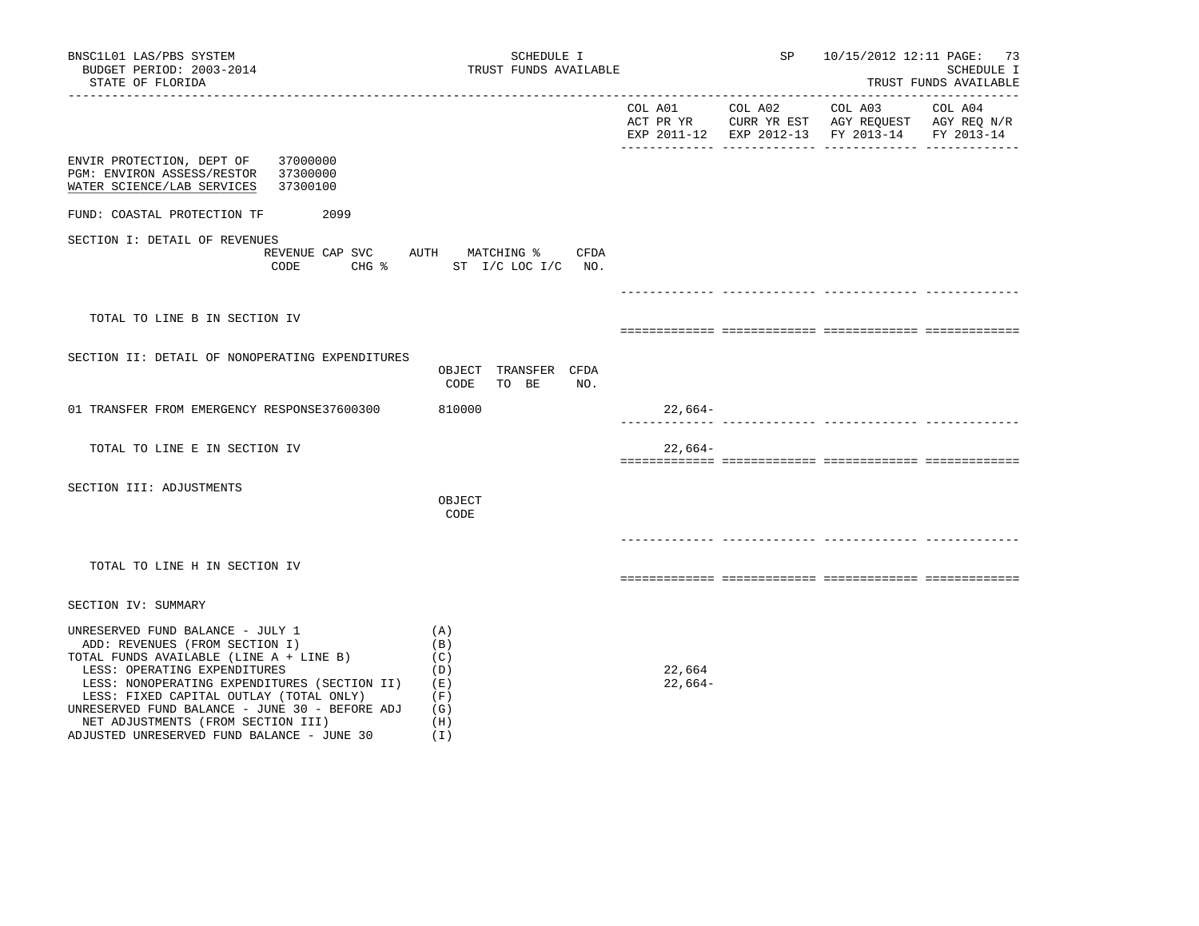BNSC1L01 LAS/PBS SYSTEM
BUDGET PERIOD: 2003-2014
STATE OF FLORIDA

SCHEDULE I
TRUST FUNDS AVAILABLE

SP 10/15/2012 12:11 PAGE: 73
SCHEDULE I
TRUST FUNDS AVAILABLE

| | | COL A01 ACT PR YR EXP 2011-12 | COL A02 CURR YR EST EXP 2012-13 | COL A03 AGY REQUEST FY 2013-14 | COL A04 AGY REQ N/R FY 2013-14 |
|---|---|---|---|---|---|

ENVIR PROTECTION, DEPT OF 37000000
PGM: ENVIRON ASSESS/RESTOR 37300000
WATER SCIENCE/LAB SERVICES 37300100

FUND: COASTAL PROTECTION TF 2099

## SECTION I: DETAIL OF REVENUES

| | REVENUE CODE | CAP SVC CHG % | AUTH ST | MATCHING % I/C LOC I/C | CFDA NO. | COL A01 | COL A02 | COL A03 | COL A04 |
|---|---|---|---|---|---|---|---|---|---|
| TOTAL TO LINE B IN SECTION IV | | | | | | | | | |

## SECTION II: DETAIL OF NONOPERATING EXPENDITURES

| | OBJECT CODE | TRANSFER TO BE | CFDA NO. | COL A01 | COL A02 | COL A03 | COL A04 |
|---|---|---|---|---|---|---|---|
| 01 TRANSFER FROM EMERGENCY RESPONSE37600300 | 810000 | | | 22,664- | | | |
| TOTAL TO LINE E IN SECTION IV | | | | 22,664- | | | |

## SECTION III: ADJUSTMENTS

| | OBJECT CODE | COL A01 | COL A02 | COL A03 | COL A04 |
|---|---|---|---|---|---|
| TOTAL TO LINE H IN SECTION IV | | | | | |

## SECTION IV: SUMMARY

| | | COL A01 | COL A02 | COL A03 | COL A04 |
|---|---|---|---|---|---|
| UNRESERVED FUND BALANCE - JULY 1 | (A) | | | | |
| ADD: REVENUES (FROM SECTION I) | (B) | | | | |
| TOTAL FUNDS AVAILABLE (LINE A + LINE B) | (C) | | | | |
| LESS: OPERATING EXPENDITURES | (D) | 22,664 | | | |
| LESS: NONOPERATING EXPENDITURES (SECTION II) | (E) | 22,664- | | | |
| LESS: FIXED CAPITAL OUTLAY (TOTAL ONLY) | (F) | | | | |
| UNRESERVED FUND BALANCE - JUNE 30 - BEFORE ADJ | (G) | | | | |
| NET ADJUSTMENTS (FROM SECTION III) | (H) | | | | |
| ADJUSTED UNRESERVED FUND BALANCE - JUNE 30 | (I) | | | | |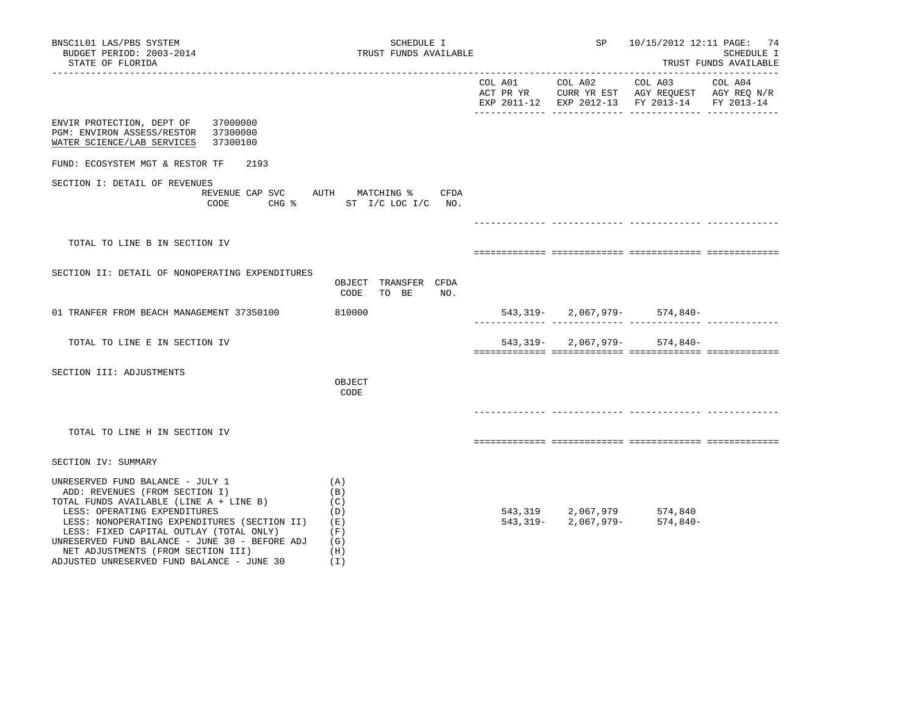ENVIR PROTECTION, DEPT OF 37000000
PGM: ENVIRON ASSESS/RESTOR 37300000
WATER SCIENCE/LAB SERVICES 37300100

FUND: ECOSYSTEM MGT & RESTOR TF 2193

| | COL A01 ACT PR YR EXP 2011-12 | COL A02 CURR YR EST EXP 2012-13 | COL A03 AGY REQUEST FY 2013-14 | COL A04 AGY REQ N/R FY 2013-14 |
|---|---|---|---|---|
| **SECTION I: DETAIL OF REVENUES** (REVENUE CODE / CAP SVC CHG % / AUTH ST / MATCHING % I/C LOC I/C / CFDA NO.) | | | | |
| TOTAL TO LINE B IN SECTION IV | | | | |
| **SECTION II: DETAIL OF NONOPERATING EXPENDITURES** (OBJECT CODE / TRANSFER TO BE / CFDA NO.) | | | | |
| 01 TRANFER FROM BEACH MANAGEMENT 37350100 — 810000 | 543,319- | 2,067,979- | 574,840- | |
| TOTAL TO LINE E IN SECTION IV | 543,319- | 2,067,979- | 574,840- | |
| **SECTION III: ADJUSTMENTS** (OBJECT CODE) | | | | |
| TOTAL TO LINE H IN SECTION IV | | | | |
| **SECTION IV: SUMMARY** | | | | |
| UNRESERVED FUND BALANCE - JULY 1 (A) | | | | |
| ADD: REVENUES (FROM SECTION I) (B) | | | | |
| TOTAL FUNDS AVAILABLE (LINE A + LINE B) (C) | | | | |
| LESS: OPERATING EXPENDITURES (D) | 543,319 | 2,067,979 | 574,840 | |
| LESS: NONOPERATING EXPENDITURES (SECTION II) (E) | 543,319- | 2,067,979- | 574,840- | |
| LESS: FIXED CAPITAL OUTLAY (TOTAL ONLY) (F) | | | | |
| UNRESERVED FUND BALANCE - JUNE 30 - BEFORE ADJ (G) | | | | |
| NET ADJUSTMENTS (FROM SECTION III) (H) | | | | |
| ADJUSTED UNRESERVED FUND BALANCE - JUNE 30 (I) | | | | |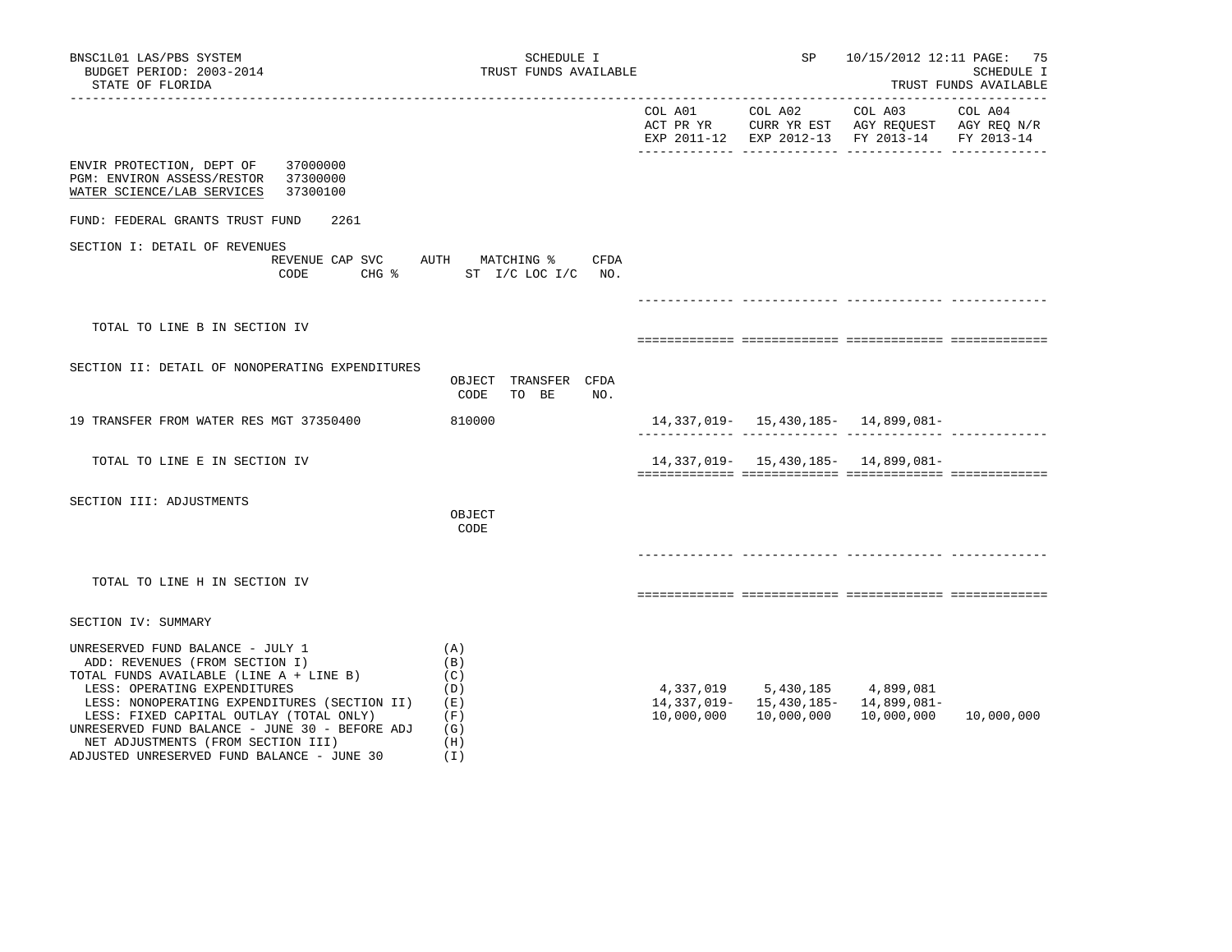BNSC1L01 LAS/PBS SYSTEM — SCHEDULE I — TRUST FUNDS AVAILABLE — SP 10/15/2012 12:11

BUDGET PERIOD: 2003-2014

STATE OF FLORIDA

SCHEDULE I — TRUST FUNDS AVAILABLE

| | COL A01 ACT PR YR EXP 2011-12 | COL A02 CURR YR EST EXP 2012-13 | COL A03 AGY REQUEST FY 2013-14 | COL A04 AGY REQ N/R FY 2013-14 |
|---|---|---|---|---|

ENVIR PROTECTION, DEPT OF 37000000
PGM: ENVIRON ASSESS/RESTOR 37300000
WATER SCIENCE/LAB SERVICES 37300100

FUND: FEDERAL GRANTS TRUST FUND 2261

## SECTION I: DETAIL OF REVENUES

| REVENUE CODE | CAP SVC CHG % | AUTH ST | MATCHING % I/C LOC I/C | CFDA NO. | COL A01 | COL A02 | COL A03 | COL A04 |
|---|---|---|---|---|---|---|---|---|
| TOTAL TO LINE B IN SECTION IV | | | | | | | | |

## SECTION II: DETAIL OF NONOPERATING EXPENDITURES

| | OBJECT CODE | TRANSFER TO BE | CFDA NO. | COL A01 | COL A02 | COL A03 | COL A04 |
|---|---|---|---|---|---|---|---|
| 19 TRANSFER FROM WATER RES MGT 37350400 | 810000 | | | 14,337,019- | 15,430,185- | 14,899,081- | |
| TOTAL TO LINE E IN SECTION IV | | | | 14,337,019- | 15,430,185- | 14,899,081- | |

## SECTION III: ADJUSTMENTS

| | OBJECT CODE | COL A01 | COL A02 | COL A03 | COL A04 |
|---|---|---|---|---|---|
| TOTAL TO LINE H IN SECTION IV | | | | | |

## SECTION IV: SUMMARY

| | | COL A01 | COL A02 | COL A03 | COL A04 |
|---|---|---|---|---|---|
| UNRESERVED FUND BALANCE - JULY 1 | (A) | | | | |
| ADD: REVENUES (FROM SECTION I) | (B) | | | | |
| TOTAL FUNDS AVAILABLE (LINE A + LINE B) | (C) | | | | |
| LESS: OPERATING EXPENDITURES | (D) | 4,337,019 | 5,430,185 | 4,899,081 | |
| LESS: NONOPERATING EXPENDITURES (SECTION II) | (E) | 14,337,019- | 15,430,185- | 14,899,081- | |
| LESS: FIXED CAPITAL OUTLAY (TOTAL ONLY) | (F) | 10,000,000 | 10,000,000 | 10,000,000 | 10,000,000 |
| UNRESERVED FUND BALANCE - JUNE 30 - BEFORE ADJ | (G) | | | | |
| NET ADJUSTMENTS (FROM SECTION III) | (H) | | | | |
| ADJUSTED UNRESERVED FUND BALANCE - JUNE 30 | (I) | | | | |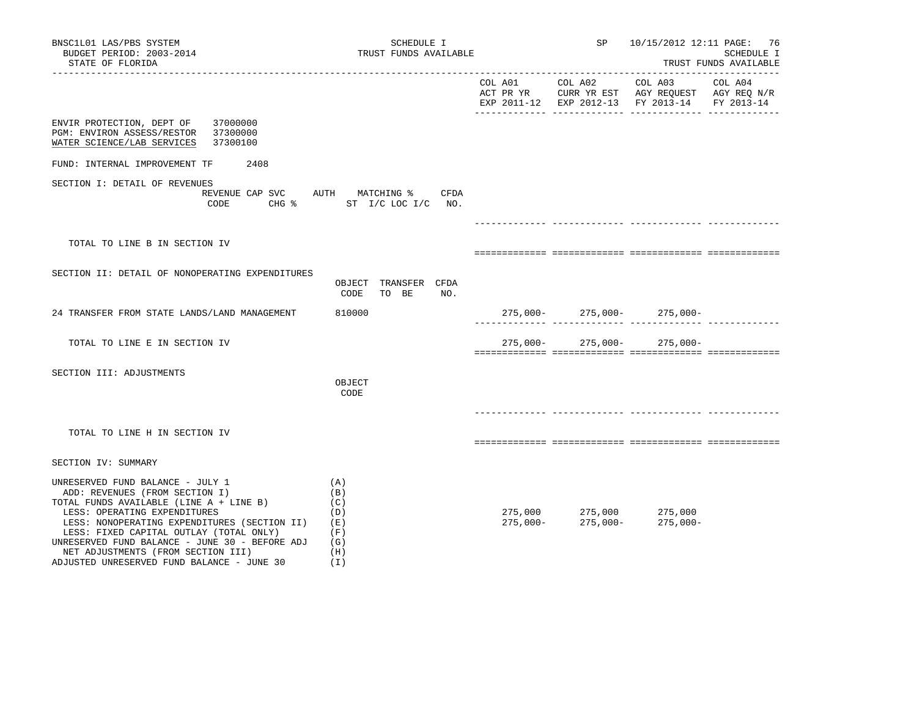BNSC1L01 LAS/PBS SYSTEM — SCHEDULE I — TRUST FUNDS AVAILABLE — SP 10/15/2012 12:11

BUDGET PERIOD: 2003-2014

STATE OF FLORIDA

| | COL A01 ACT PR YR EXP 2011-12 | COL A02 CURR YR EST EXP 2012-13 | COL A03 AGY REQUEST FY 2013-14 | COL A04 AGY REQ N/R FY 2013-14 |
|---|---|---|---|---|

ENVIR PROTECTION, DEPT OF 37000000
PGM: ENVIRON ASSESS/RESTOR 37300000
WATER SCIENCE/LAB SERVICES 37300100

FUND: INTERNAL IMPROVEMENT TF 2408

## SECTION I: DETAIL OF REVENUES

| REVENUE CODE | CAP SVC CHG % | AUTH ST | MATCHING % I/C LOC I/C | CFDA NO. | COL A01 | COL A02 | COL A03 | COL A04 |
|---|---|---|---|---|---|---|---|---|
| TOTAL TO LINE B IN SECTION IV | | | | | | | | |

## SECTION II: DETAIL OF NONOPERATING EXPENDITURES

| | OBJECT CODE | TRANSFER TO BE | CFDA NO. | COL A01 | COL A02 | COL A03 | COL A04 |
|---|---|---|---|---|---|---|---|
| 24 TRANSFER FROM STATE LANDS/LAND MANAGEMENT | 810000 | | | 275,000- | 275,000- | 275,000- | |
| TOTAL TO LINE E IN SECTION IV | | | | 275,000- | 275,000- | 275,000- | |

## SECTION III: ADJUSTMENTS

| | OBJECT CODE | COL A01 | COL A02 | COL A03 | COL A04 |
|---|---|---|---|---|---|
| TOTAL TO LINE H IN SECTION IV | | | | | |

## SECTION IV: SUMMARY

| | | COL A01 | COL A02 | COL A03 | COL A04 |
|---|---|---|---|---|---|
| UNRESERVED FUND BALANCE - JULY 1 | (A) | | | | |
| ADD: REVENUES (FROM SECTION I) | (B) | | | | |
| TOTAL FUNDS AVAILABLE (LINE A + LINE B) | (C) | | | | |
| LESS: OPERATING EXPENDITURES | (D) | 275,000 | 275,000 | 275,000 | |
| LESS: NONOPERATING EXPENDITURES (SECTION II) | (E) | 275,000- | 275,000- | 275,000- | |
| LESS: FIXED CAPITAL OUTLAY (TOTAL ONLY) | (F) | | | | |
| UNRESERVED FUND BALANCE - JUNE 30 - BEFORE ADJ | (G) | | | | |
| NET ADJUSTMENTS (FROM SECTION III) | (H) | | | | |
| ADJUSTED UNRESERVED FUND BALANCE - JUNE 30 | (I) | | | | |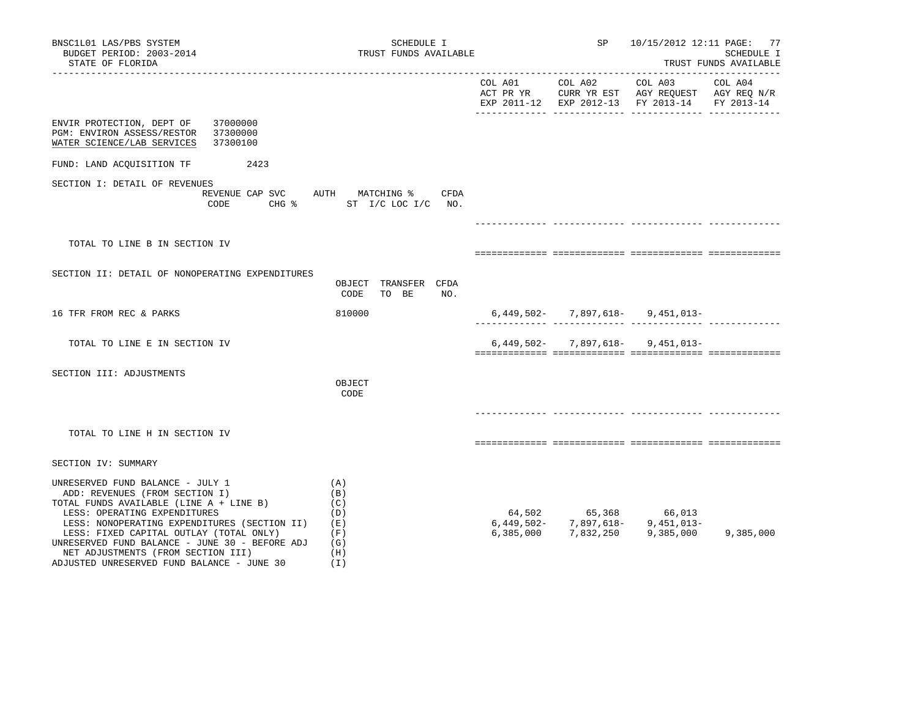BNSC1L01 LAS/PBS SYSTEM
BUDGET PERIOD: 2003-2014
STATE OF FLORIDA

SCHEDULE I
TRUST FUNDS AVAILABLE

SP 10/15/2012 12:11

SCHEDULE I
TRUST FUNDS AVAILABLE

| | COL A01 ACT PR YR EXP 2011-12 | COL A02 CURR YR EST EXP 2012-13 | COL A03 AGY REQUEST FY 2013-14 | COL A04 AGY REQ N/R FY 2013-14 |
|---|---|---|---|---|

ENVIR PROTECTION, DEPT OF 37000000
PGM: ENVIRON ASSESS/RESTOR 37300000
WATER SCIENCE/LAB SERVICES 37300100

FUND: LAND ACQUISITION TF 2423

SECTION I: DETAIL OF REVENUES

| REVENUE CODE | CAP SVC CHG % | AUTH ST | MATCHING % I/C LOC I/C | CFDA NO. | COL A01 | COL A02 | COL A03 | COL A04 |
|---|---|---|---|---|---|---|---|---|
| TOTAL TO LINE B IN SECTION IV | | | | | | | | |

SECTION II: DETAIL OF NONOPERATING EXPENDITURES

| | OBJECT CODE | TRANSFER TO BE | CFDA NO. | COL A01 | COL A02 | COL A03 | COL A04 |
|---|---|---|---|---|---|---|---|
| 16 TFR FROM REC & PARKS | 810000 | | | 6,449,502- | 7,897,618- | 9,451,013- | |
| TOTAL TO LINE E IN SECTION IV | | | | 6,449,502- | 7,897,618- | 9,451,013- | |

SECTION III: ADJUSTMENTS

| | OBJECT CODE | COL A01 | COL A02 | COL A03 | COL A04 |
|---|---|---|---|---|---|
| TOTAL TO LINE H IN SECTION IV | | | | | |

SECTION IV: SUMMARY

| | | COL A01 | COL A02 | COL A03 | COL A04 |
|---|---|---|---|---|---|
| UNRESERVED FUND BALANCE - JULY 1 | (A) | | | | |
| ADD: REVENUES (FROM SECTION I) | (B) | | | | |
| TOTAL FUNDS AVAILABLE (LINE A + LINE B) | (C) | | | | |
| LESS: OPERATING EXPENDITURES | (D) | 64,502 | 65,368 | 66,013 | |
| LESS: NONOPERATING EXPENDITURES (SECTION II) | (E) | 6,449,502- | 7,897,618- | 9,451,013- | |
| LESS: FIXED CAPITAL OUTLAY (TOTAL ONLY) | (F) | 6,385,000 | 7,832,250 | 9,385,000 | 9,385,000 |
| UNRESERVED FUND BALANCE - JUNE 30 - BEFORE ADJ | (G) | | | | |
| NET ADJUSTMENTS (FROM SECTION III) | (H) | | | | |
| ADJUSTED UNRESERVED FUND BALANCE - JUNE 30 | (I) | | | | |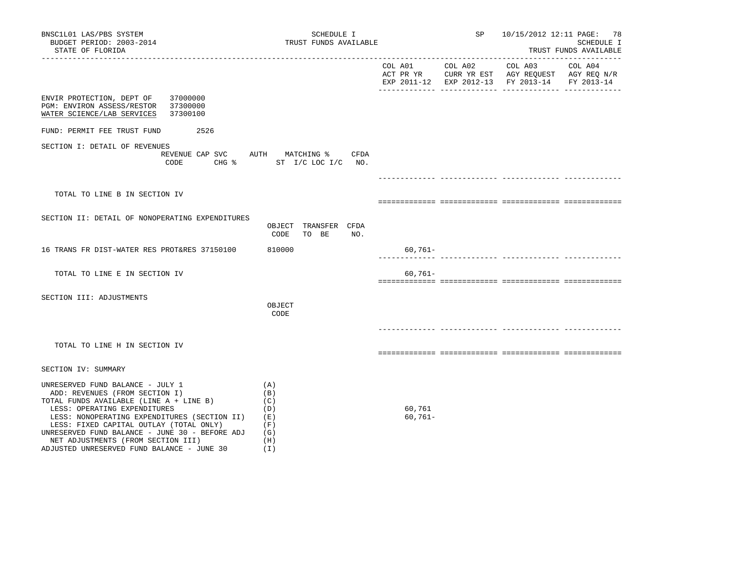BNSC1L01 LAS/PBS SYSTEM
BUDGET PERIOD: 2003-2014
STATE OF FLORIDA

SCHEDULE I
TRUST FUNDS AVAILABLE

SP 10/15/2012 12:11 PAGE: 78
SCHEDULE I
TRUST FUNDS AVAILABLE

| | COL A01 ACT PR YR EXP 2011-12 | COL A02 CURR YR EST EXP 2012-13 | COL A03 AGY REQUEST FY 2013-14 | COL A04 AGY REQ N/R FY 2013-14 |
|---|---|---|---|---|

ENVIR PROTECTION, DEPT OF 37000000
PGM: ENVIRON ASSESS/RESTOR 37300000
WATER SCIENCE/LAB SERVICES 37300100

FUND: PERMIT FEE TRUST FUND 2526

SECTION I: DETAIL OF REVENUES

| REVENUE CODE | CAP SVC CHG % | AUTH ST | MATCHING % I/C LOC I/C | CFDA NO. | COL A01 | COL A02 | COL A03 | COL A04 |
|---|---|---|---|---|---|---|---|---|
| TOTAL TO LINE B IN SECTION IV | | | | | | | | |

SECTION II: DETAIL OF NONOPERATING EXPENDITURES

| | OBJECT CODE | TRANSFER TO BE | CFDA NO. | COL A01 | COL A02 | COL A03 | COL A04 |
|---|---|---|---|---|---|---|---|
| 16 TRANS FR DIST-WATER RES PROT&RES 37150100 | 810000 | | | 60,761- | | | |
| TOTAL TO LINE E IN SECTION IV | | | | 60,761- | | | |

SECTION III: ADJUSTMENTS

| | OBJECT CODE | COL A01 | COL A02 | COL A03 | COL A04 |
|---|---|---|---|---|---|
| TOTAL TO LINE H IN SECTION IV | | | | | |

SECTION IV: SUMMARY

| | | COL A01 | COL A02 | COL A03 | COL A04 |
|---|---|---|---|---|---|
| UNRESERVED FUND BALANCE - JULY 1 | (A) | | | | |
| ADD: REVENUES (FROM SECTION I) | (B) | | | | |
| TOTAL FUNDS AVAILABLE (LINE A + LINE B) | (C) | | | | |
| LESS: OPERATING EXPENDITURES | (D) | 60,761 | | | |
| LESS: NONOPERATING EXPENDITURES (SECTION II) | (E) | 60,761- | | | |
| LESS: FIXED CAPITAL OUTLAY (TOTAL ONLY) | (F) | | | | |
| UNRESERVED FUND BALANCE - JUNE 30 - BEFORE ADJ | (G) | | | | |
| NET ADJUSTMENTS (FROM SECTION III) | (H) | | | | |
| ADJUSTED UNRESERVED FUND BALANCE - JUNE 30 | (I) | | | | |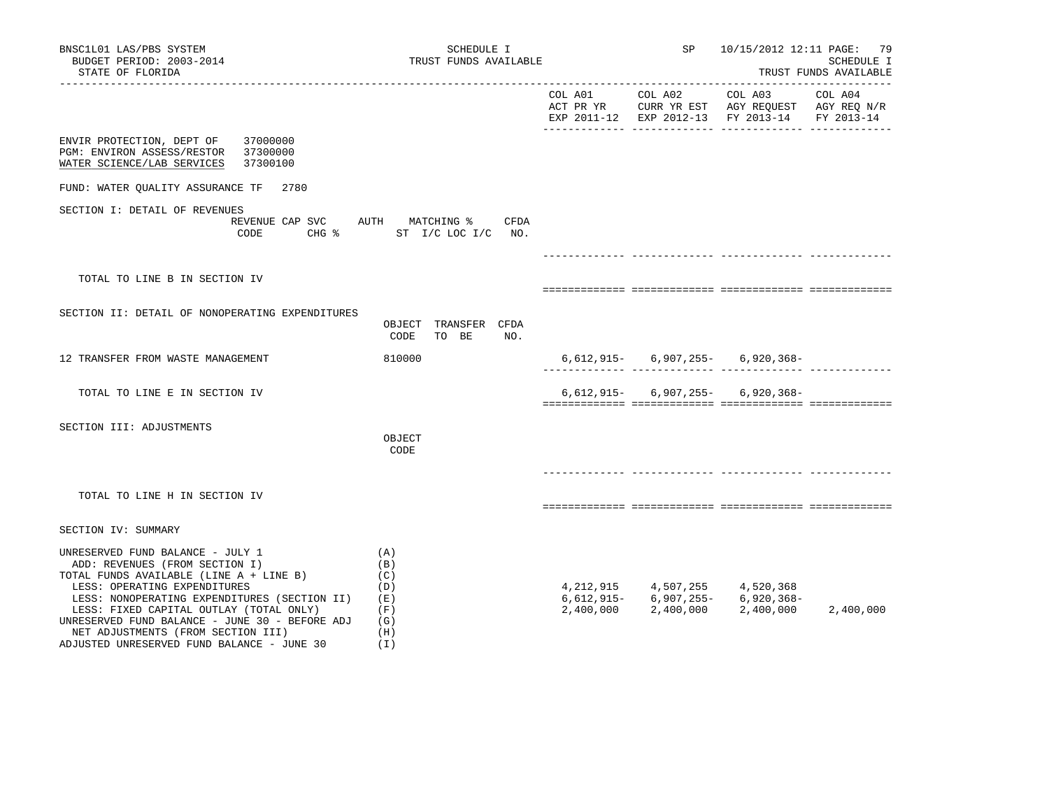BNSC1L01 LAS/PBS SYSTEM
BUDGET PERIOD: 2003-2014
STATE OF FLORIDA

SCHEDULE I
TRUST FUNDS AVAILABLE

SP 10/15/2012 12:11

SCHEDULE I
TRUST FUNDS AVAILABLE

ENVIR PROTECTION, DEPT OF 37000000
PGM: ENVIRON ASSESS/RESTOR 37300000
WATER SCIENCE/LAB SERVICES 37300100

FUND: WATER QUALITY ASSURANCE TF 2780

## SECTION I: DETAIL OF REVENUES

| REVENUE CODE | CAP SVC CHG % | AUTH ST | MATCHING % I/C LOC I/C | CFDA NO. | COL A01 ACT PR YR EXP 2011-12 | COL A02 CURR YR EST EXP 2012-13 | COL A03 AGY REQUEST FY 2013-14 | COL A04 AGY REQ N/R FY 2013-14 |
|---|---|---|---|---|---|---|---|---|
| TOTAL TO LINE B IN SECTION IV | | | | | | | | |

## SECTION II: DETAIL OF NONOPERATING EXPENDITURES

| | OBJECT CODE | TRANSFER TO BE | CFDA NO. | COL A01 | COL A02 | COL A03 | COL A04 |
|---|---|---|---|---|---|---|---|
| 12 TRANSFER FROM WASTE MANAGEMENT | 810000 | | | 6,612,915- | 6,907,255- | 6,920,368- | |
| TOTAL TO LINE E IN SECTION IV | | | | 6,612,915- | 6,907,255- | 6,920,368- | |

## SECTION III: ADJUSTMENTS

| | OBJECT CODE | COL A01 | COL A02 | COL A03 | COL A04 |
|---|---|---|---|---|---|
| TOTAL TO LINE H IN SECTION IV | | | | | |

## SECTION IV: SUMMARY

| | | COL A01 | COL A02 | COL A03 | COL A04 |
|---|---|---|---|---|---|
| UNRESERVED FUND BALANCE - JULY 1 | (A) | | | | |
| ADD: REVENUES (FROM SECTION I) | (B) | | | | |
| TOTAL FUNDS AVAILABLE (LINE A + LINE B) | (C) | | | | |
| LESS: OPERATING EXPENDITURES | (D) | 4,212,915 | 4,507,255 | 4,520,368 | |
| LESS: NONOPERATING EXPENDITURES (SECTION II) | (E) | 6,612,915- | 6,907,255- | 6,920,368- | |
| LESS: FIXED CAPITAL OUTLAY (TOTAL ONLY) | (F) | 2,400,000 | 2,400,000 | 2,400,000 | 2,400,000 |
| UNRESERVED FUND BALANCE - JUNE 30 - BEFORE ADJ | (G) | | | | |
| NET ADJUSTMENTS (FROM SECTION III) | (H) | | | | |
| ADJUSTED UNRESERVED FUND BALANCE - JUNE 30 | (I) | | | | |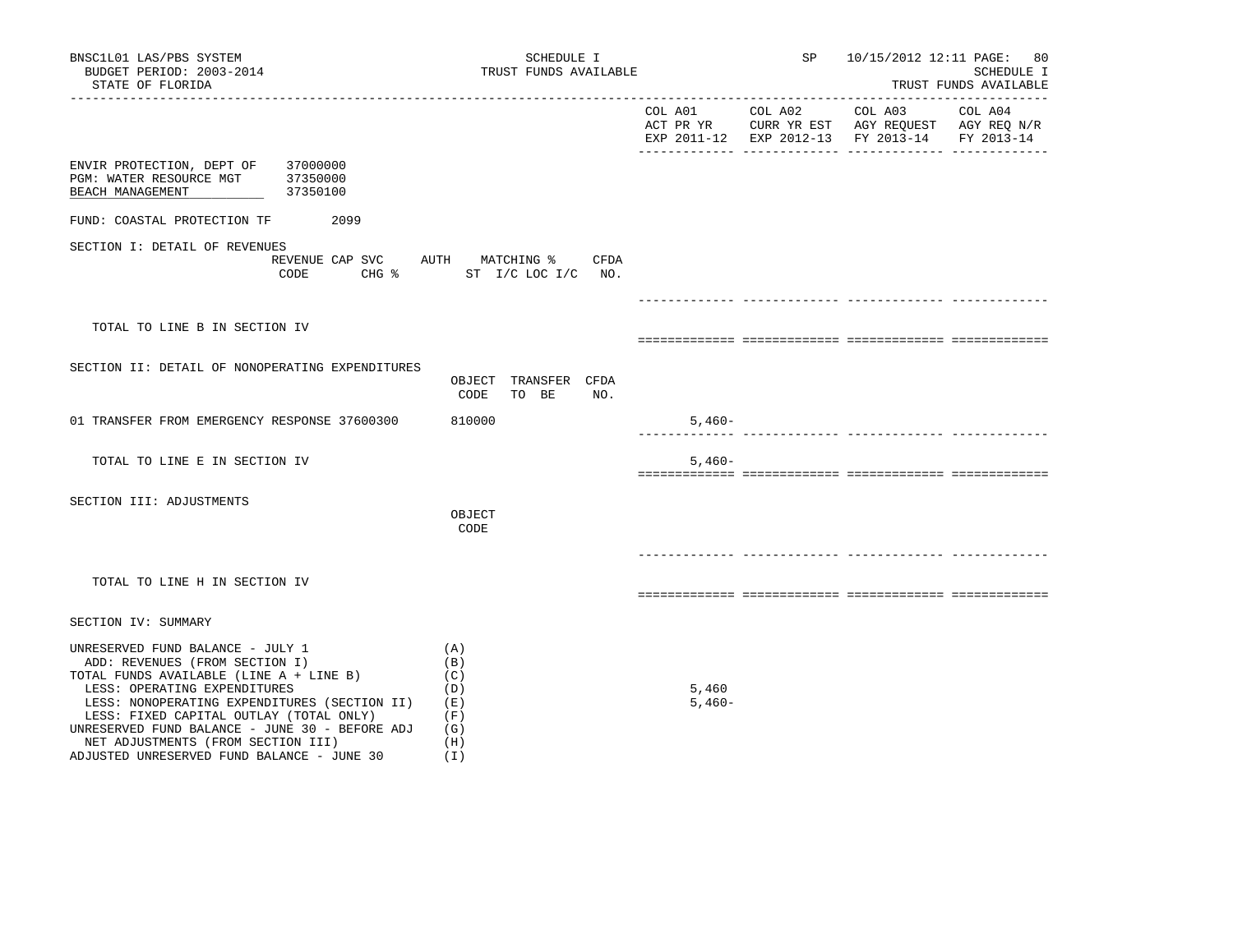BNSC1L01 LAS/PBS SYSTEM — SCHEDULE I — TRUST FUNDS AVAILABLE — SP 10/15/2012 12:11

BUDGET PERIOD: 2003-2014

STATE OF FLORIDA

| | COL A01 ACT PR YR EXP 2011-12 | COL A02 CURR YR EST EXP 2012-13 | COL A03 AGY REQUEST FY 2013-14 | COL A04 AGY REQ N/R FY 2013-14 |
|---|---|---|---|---|

ENVIR PROTECTION, DEPT OF 37000000
PGM: WATER RESOURCE MGT 37350000
BEACH MANAGEMENT 37350100

FUND: COASTAL PROTECTION TF 2099

## SECTION I: DETAIL OF REVENUES

| REVENUE CODE | CAP SVC CHG % | AUTH ST | MATCHING % I/C LOC I/C | CFDA NO. | COL A01 | COL A02 | COL A03 | COL A04 |
|---|---|---|---|---|---|---|---|---|
| TOTAL TO LINE B IN SECTION IV | | | | | | | | |

## SECTION II: DETAIL OF NONOPERATING EXPENDITURES

| | OBJECT CODE | TRANSFER TO BE | CFDA NO. | COL A01 | COL A02 | COL A03 | COL A04 |
|---|---|---|---|---|---|---|---|
| 01 TRANSFER FROM EMERGENCY RESPONSE 37600300 | 810000 | | | 5,460- | | | |
| TOTAL TO LINE E IN SECTION IV | | | | 5,460- | | | |

## SECTION III: ADJUSTMENTS

| | OBJECT CODE | COL A01 | COL A02 | COL A03 | COL A04 |
|---|---|---|---|---|---|
| TOTAL TO LINE H IN SECTION IV | | | | | |

## SECTION IV: SUMMARY

| | | COL A01 | COL A02 | COL A03 | COL A04 |
|---|---|---|---|---|---|
| UNRESERVED FUND BALANCE - JULY 1 | (A) | | | | |
| ADD: REVENUES (FROM SECTION I) | (B) | | | | |
| TOTAL FUNDS AVAILABLE (LINE A + LINE B) | (C) | | | | |
| LESS: OPERATING EXPENDITURES | (D) | 5,460 | | | |
| LESS: NONOPERATING EXPENDITURES (SECTION II) | (E) | 5,460- | | | |
| LESS: FIXED CAPITAL OUTLAY (TOTAL ONLY) | (F) | | | | |
| UNRESERVED FUND BALANCE - JUNE 30 - BEFORE ADJ | (G) | | | | |
| NET ADJUSTMENTS (FROM SECTION III) | (H) | | | | |
| ADJUSTED UNRESERVED FUND BALANCE - JUNE 30 | (I) | | | | |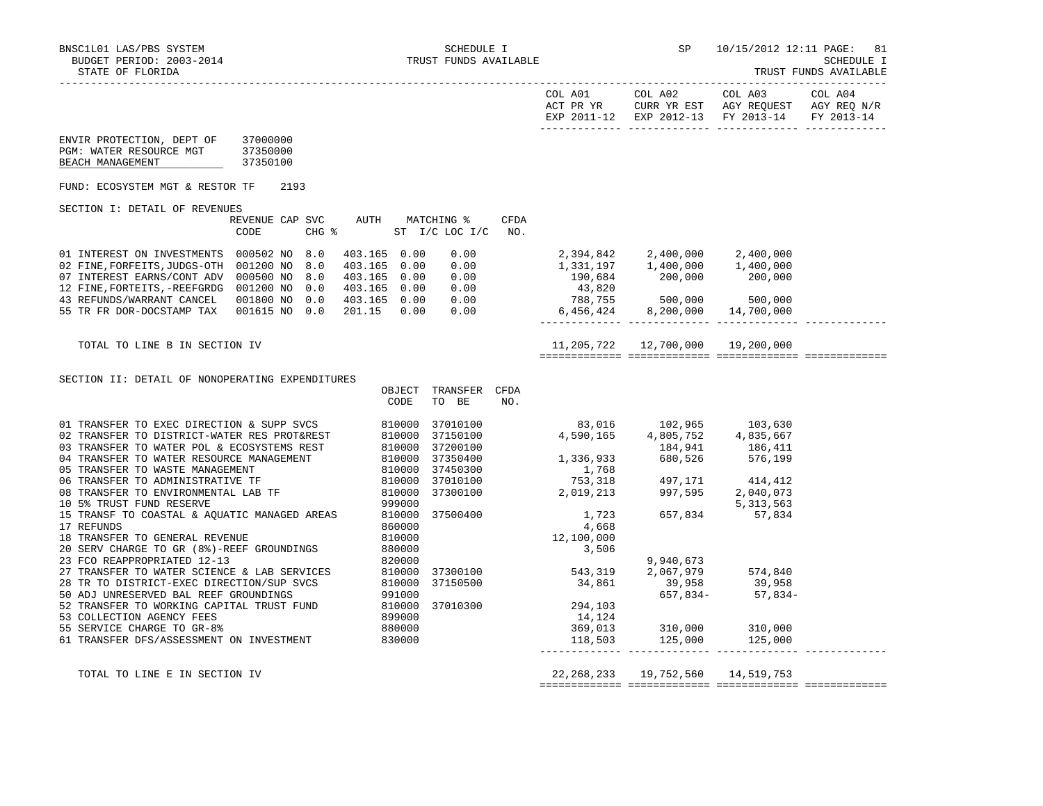BNSC1L01 LAS/PBS SYSTEM — SCHEDULE I — SP 10/15/2012 12:11

BUDGET PERIOD: 2003-2014 — TRUST FUNDS AVAILABLE — SCHEDULE I

STATE OF FLORIDA — TRUST FUNDS AVAILABLE

| | COL A01 ACT PR YR EXP 2011-12 | COL A02 CURR YR EST EXP 2012-13 | COL A03 AGY REQUEST FY 2013-14 | COL A04 AGY REQ N/R FY 2013-14 |
|---|---|---|---|---|

ENVIR PROTECTION, DEPT OF 37000000
PGM: WATER RESOURCE MGT 37350000
BEACH MANAGEMENT 37350100

FUND: ECOSYSTEM MGT & RESTOR TF 2193

SECTION I: DETAIL OF REVENUES

| | REVENUE CODE | CAP SVC CHG % | AUTH | MATCHING % ST I/C | LOC I/C | CFDA NO. | COL A01 | COL A02 | COL A03 | COL A04 |
|---|---|---|---|---|---|---|---|---|---|---|
| 01 INTEREST ON INVESTMENTS | 000502 NO | 8.0 | 403.165 | 0.00 | 0.00 | | 2,394,842 | 2,400,000 | 2,400,000 | |
| 02 FINE,FORFEITS,JUDGS-OTH | 001200 NO | 8.0 | 403.165 | 0.00 | 0.00 | | 1,331,197 | 1,400,000 | 1,400,000 | |
| 07 INTEREST EARNS/CONT ADV | 000500 NO | 8.0 | 403.165 | 0.00 | 0.00 | | 190,684 | 200,000 | 200,000 | |
| 12 FINE,FORTEITS,-REEFGRDG | 001200 NO | 0.0 | 403.165 | 0.00 | 0.00 | | 43,820 | | | |
| 43 REFUNDS/WARRANT CANCEL | 001800 NO | 0.0 | 403.165 | 0.00 | 0.00 | | 788,755 | 500,000 | 500,000 | |
| 55 TR FR DOR-DOCSTAMP TAX | 001615 NO | 0.0 | 201.15 | 0.00 | 0.00 | | 6,456,424 | 8,200,000 | 14,700,000 | |
| TOTAL TO LINE B IN SECTION IV | | | | | | | 11,205,722 | 12,700,000 | 19,200,000 | |

SECTION II: DETAIL OF NONOPERATING EXPENDITURES

| | OBJECT CODE | TRANSFER TO BE | CFDA NO. | COL A01 | COL A02 | COL A03 | COL A04 |
|---|---|---|---|---|---|---|---|
| 01 TRANSFER TO EXEC DIRECTION & SUPP SVCS | 810000 | 37010100 | | 83,016 | 102,965 | 103,630 | |
| 02 TRANSFER TO DISTRICT-WATER RES PROT&REST | 810000 | 37150100 | | 4,590,165 | 4,805,752 | 4,835,667 | |
| 03 TRANSFER TO WATER POL & ECOSYSTEMS REST | 810000 | 37200100 | | | 184,941 | 186,411 | |
| 04 TRANSFER TO WATER RESOURCE MANAGEMENT | 810000 | 37350400 | | 1,336,933 | 680,526 | 576,199 | |
| 05 TRANSFER TO WASTE MANAGEMENT | 810000 | 37450300 | | 1,768 | | | |
| 06 TRANSFER TO ADMINISTRATIVE TF | 810000 | 37010100 | | 753,318 | 497,171 | 414,412 | |
| 08 TRANSFER TO ENVIRONMENTAL LAB TF | 810000 | 37300100 | | 2,019,213 | 997,595 | 2,040,073 | |
| 10 5% TRUST FUND RESERVE | 999000 | | | | | 5,313,563 | |
| 15 TRANSF TO COASTAL & AQUATIC MANAGED AREAS | 810000 | 37500400 | | 1,723 | 657,834 | 57,834 | |
| 17 REFUNDS | 860000 | | | 4,668 | | | |
| 18 TRANSFER TO GENERAL REVENUE | 810000 | | | 12,100,000 | | | |
| 20 SERV CHARGE TO GR (8%)-REEF GROUNDINGS | 880000 | | | 3,506 | | | |
| 23 FCO REAPPROPRIATED 12-13 | 820000 | | | | 9,940,673 | | |
| 27 TRANSFER TO WATER SCIENCE & LAB SERVICES | 810000 | 37300100 | | 543,319 | 2,067,979 | 574,840 | |
| 28 TR TO DISTRICT-EXEC DIRECTION/SUP SVCS | 810000 | 37150500 | | 34,861 | 39,958 | 39,958 | |
| 50 ADJ UNRESERVED BAL REEF GROUNDINGS | 991000 | | | | 657,834- | 57,834- | |
| 52 TRANSFER TO WORKING CAPITAL TRUST FUND | 810000 | 37010300 | | 294,103 | | | |
| 53 COLLECTION AGENCY FEES | 899000 | | | 14,124 | | | |
| 55 SERVICE CHARGE TO GR-8% | 880000 | | | 369,013 | 310,000 | 310,000 | |
| 61 TRANSFER DFS/ASSESSMENT ON INVESTMENT | 830000 | | | 118,503 | 125,000 | 125,000 | |
| TOTAL TO LINE E IN SECTION IV | | | | 22,268,233 | 19,752,560 | 14,519,753 | |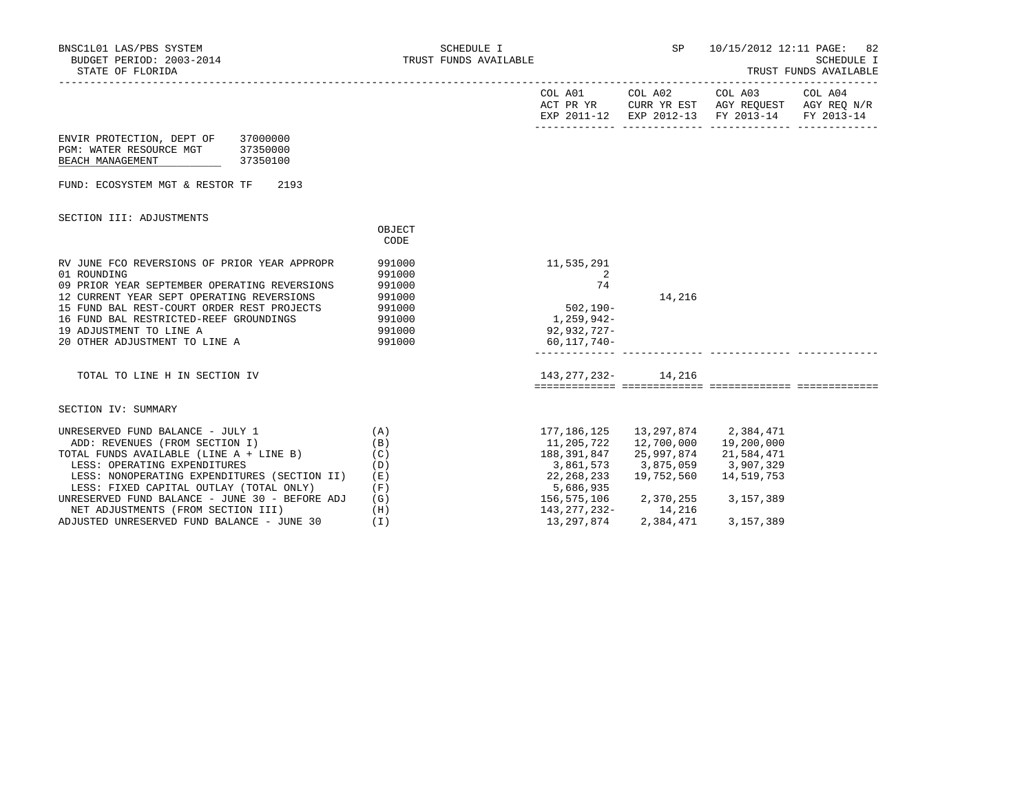ENVIR PROTECTION, DEPT OF 37000000
PGM: WATER RESOURCE MGT 37350000
BEACH MANAGEMENT 37350100

FUND: ECOSYSTEM MGT & RESTOR TF 2193

SECTION III: ADJUSTMENTS

| | OBJECT CODE | COL A01 ACT PR YR EXP 2011-12 | COL A02 CURR YR EST EXP 2012-13 | COL A03 AGY REQUEST FY 2013-14 | COL A04 AGY REQ N/R FY 2013-14 |
|---|---|---|---|---|---|
| RV JUNE FCO REVERSIONS OF PRIOR YEAR APPROPR | 991000 | 11,535,291 | | | |
| 01 ROUNDING | 991000 | 2 | | | |
| 09 PRIOR YEAR SEPTEMBER OPERATING REVERSIONS | 991000 | 74 | | | |
| 12 CURRENT YEAR SEPT OPERATING REVERSIONS | 991000 | | 14,216 | | |
| 15 FUND BAL REST-COURT ORDER REST PROJECTS | 991000 | 502,190- | | | |
| 16 FUND BAL RESTRICTED-REEF GROUNDINGS | 991000 | 1,259,942- | | | |
| 19 ADJUSTMENT TO LINE A | 991000 | 92,932,727- | | | |
| 20 OTHER ADJUSTMENT TO LINE A | 991000 | 60,117,740- | | | |
| TOTAL TO LINE H IN SECTION IV | | 143,277,232- | 14,216 | | |

SECTION IV: SUMMARY

| | | COL A01 | COL A02 | COL A03 | COL A04 |
|---|---|---|---|---|---|
| UNRESERVED FUND BALANCE - JULY 1 | (A) | 177,186,125 | 13,297,874 | 2,384,471 | |
| ADD: REVENUES (FROM SECTION I) | (B) | 11,205,722 | 12,700,000 | 19,200,000 | |
| TOTAL FUNDS AVAILABLE (LINE A + LINE B) | (C) | 188,391,847 | 25,997,874 | 21,584,471 | |
| LESS: OPERATING EXPENDITURES | (D) | 3,861,573 | 3,875,059 | 3,907,329 | |
| LESS: NONOPERATING EXPENDITURES (SECTION II) | (E) | 22,268,233 | 19,752,560 | 14,519,753 | |
| LESS: FIXED CAPITAL OUTLAY (TOTAL ONLY) | (F) | 5,686,935 | | | |
| UNRESERVED FUND BALANCE - JUNE 30 - BEFORE ADJ | (G) | 156,575,106 | 2,370,255 | 3,157,389 | |
| NET ADJUSTMENTS (FROM SECTION III) | (H) | 143,277,232- | 14,216 | | |
| ADJUSTED UNRESERVED FUND BALANCE - JUNE 30 | (I) | 13,297,874 | 2,384,471 | 3,157,389 | |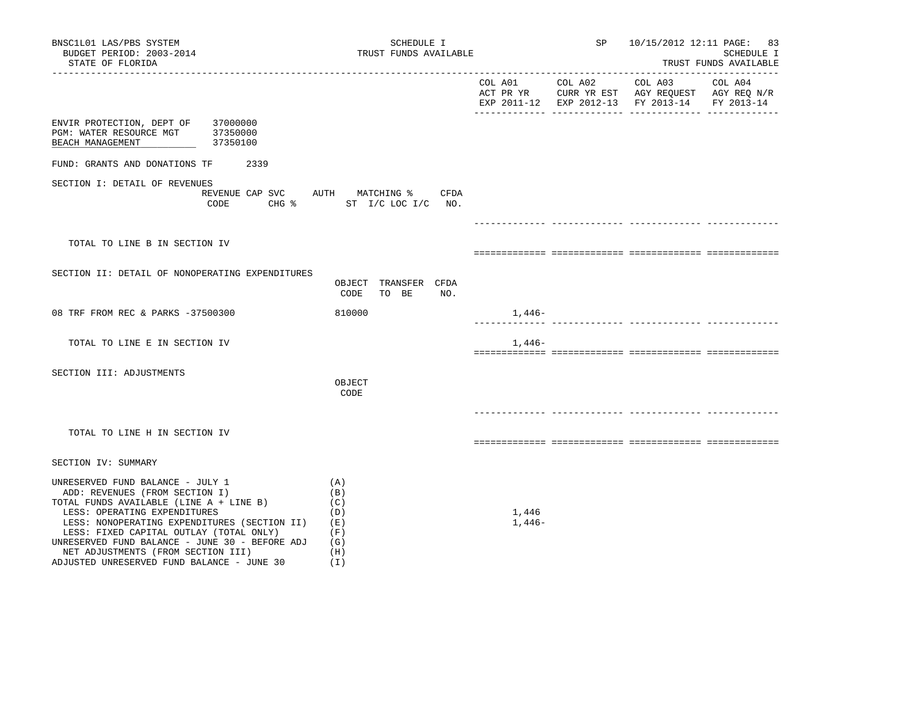BNSC1L01 LAS/PBS SYSTEM
BUDGET PERIOD: 2003-2014
STATE OF FLORIDA

SCHEDULE I
TRUST FUNDS AVAILABLE

SP 10/15/2012 12:11 PAGE: 83
SCHEDULE I
TRUST FUNDS AVAILABLE

| | COL A01 ACT PR YR EXP 2011-12 | COL A02 CURR YR EST EXP 2012-13 | COL A03 AGY REQUEST FY 2013-14 | COL A04 AGY REQ N/R FY 2013-14 |
|---|---|---|---|---|

ENVIR PROTECTION, DEPT OF 37000000
PGM: WATER RESOURCE MGT 37350000
BEACH MANAGEMENT 37350100

FUND: GRANTS AND DONATIONS TF 2339

SECTION I: DETAIL OF REVENUES

| REVENUE CODE | CAP SVC CHG % | AUTH ST | MATCHING % I/C LOC I/C | CFDA NO. | COL A01 | COL A02 | COL A03 | COL A04 |
|---|---|---|---|---|---|---|---|---|
| TOTAL TO LINE B IN SECTION IV | | | | | | | | |

SECTION II: DETAIL OF NONOPERATING EXPENDITURES

| | OBJECT CODE | TRANSFER TO BE | CFDA NO. | COL A01 | COL A02 | COL A03 | COL A04 |
|---|---|---|---|---|---|---|---|
| 08 TRF FROM REC & PARKS -37500300 | 810000 | | | 1,446- | | | |
| TOTAL TO LINE E IN SECTION IV | | | | 1,446- | | | |

SECTION III: ADJUSTMENTS

| | OBJECT CODE | COL A01 | COL A02 | COL A03 | COL A04 |
|---|---|---|---|---|---|
| TOTAL TO LINE H IN SECTION IV | | | | | |

SECTION IV: SUMMARY

| | | COL A01 | COL A02 | COL A03 | COL A04 |
|---|---|---|---|---|---|
| UNRESERVED FUND BALANCE - JULY 1 | (A) | | | | |
| ADD: REVENUES (FROM SECTION I) | (B) | | | | |
| TOTAL FUNDS AVAILABLE (LINE A + LINE B) | (C) | | | | |
| LESS: OPERATING EXPENDITURES | (D) | 1,446 | | | |
| LESS: NONOPERATING EXPENDITURES (SECTION II) | (E) | 1,446- | | | |
| LESS: FIXED CAPITAL OUTLAY (TOTAL ONLY) | (F) | | | | |
| UNRESERVED FUND BALANCE - JUNE 30 - BEFORE ADJ | (G) | | | | |
| NET ADJUSTMENTS (FROM SECTION III) | (H) | | | | |
| ADJUSTED UNRESERVED FUND BALANCE - JUNE 30 | (I) | | | | |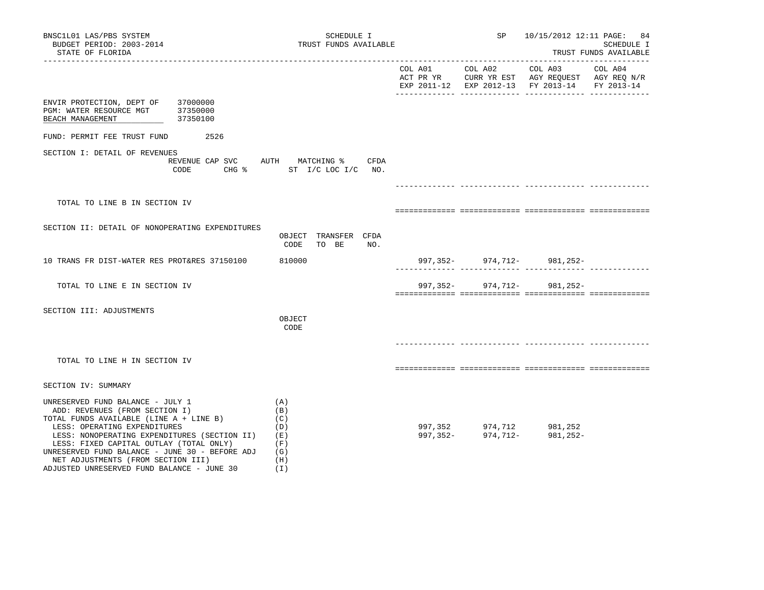BNSC1L01 LAS/PBS SYSTEM — SCHEDULE I — TRUST FUNDS AVAILABLE — SP 10/15/2012 12:11

BUDGET PERIOD: 2003-2014

STATE OF FLORIDA

SCHEDULE I — TRUST FUNDS AVAILABLE

| | COL A01 ACT PR YR EXP 2011-12 | COL A02 CURR YR EST EXP 2012-13 | COL A03 AGY REQUEST FY 2013-14 | COL A04 AGY REQ N/R FY 2013-14 |
|---|---|---|---|---|

ENVIR PROTECTION, DEPT OF 37000000
PGM: WATER RESOURCE MGT 37350000
BEACH MANAGEMENT 37350100

FUND: PERMIT FEE TRUST FUND 2526

## SECTION I: DETAIL OF REVENUES

| REVENUE CODE | CAP SVC CHG % | AUTH ST | MATCHING % I/C LOC I/C | CFDA NO. | COL A01 | COL A02 | COL A03 | COL A04 |
|---|---|---|---|---|---|---|---|---|
| TOTAL TO LINE B IN SECTION IV | | | | | | | | |

## SECTION II: DETAIL OF NONOPERATING EXPENDITURES

| | OBJECT CODE | TRANSFER TO BE | CFDA NO. | COL A01 | COL A02 | COL A03 | COL A04 |
|---|---|---|---|---|---|---|---|
| 10 TRANS FR DIST-WATER RES PROT&RES 37150100 | 810000 | | | 997,352- | 974,712- | 981,252- | |
| TOTAL TO LINE E IN SECTION IV | | | | 997,352- | 974,712- | 981,252- | |

## SECTION III: ADJUSTMENTS

| | OBJECT CODE | COL A01 | COL A02 | COL A03 | COL A04 |
|---|---|---|---|---|---|
| TOTAL TO LINE H IN SECTION IV | | | | | |

## SECTION IV: SUMMARY

| | | COL A01 | COL A02 | COL A03 | COL A04 |
|---|---|---|---|---|---|
| UNRESERVED FUND BALANCE - JULY 1 | (A) | | | | |
| ADD: REVENUES (FROM SECTION I) | (B) | | | | |
| TOTAL FUNDS AVAILABLE (LINE A + LINE B) | (C) | | | | |
| LESS: OPERATING EXPENDITURES | (D) | 997,352 | 974,712 | 981,252 | |
| LESS: NONOPERATING EXPENDITURES (SECTION II) | (E) | 997,352- | 974,712- | 981,252- | |
| LESS: FIXED CAPITAL OUTLAY (TOTAL ONLY) | (F) | | | | |
| UNRESERVED FUND BALANCE - JUNE 30 - BEFORE ADJ | (G) | | | | |
| NET ADJUSTMENTS (FROM SECTION III) | (H) | | | | |
| ADJUSTED UNRESERVED FUND BALANCE - JUNE 30 | (I) | | | | |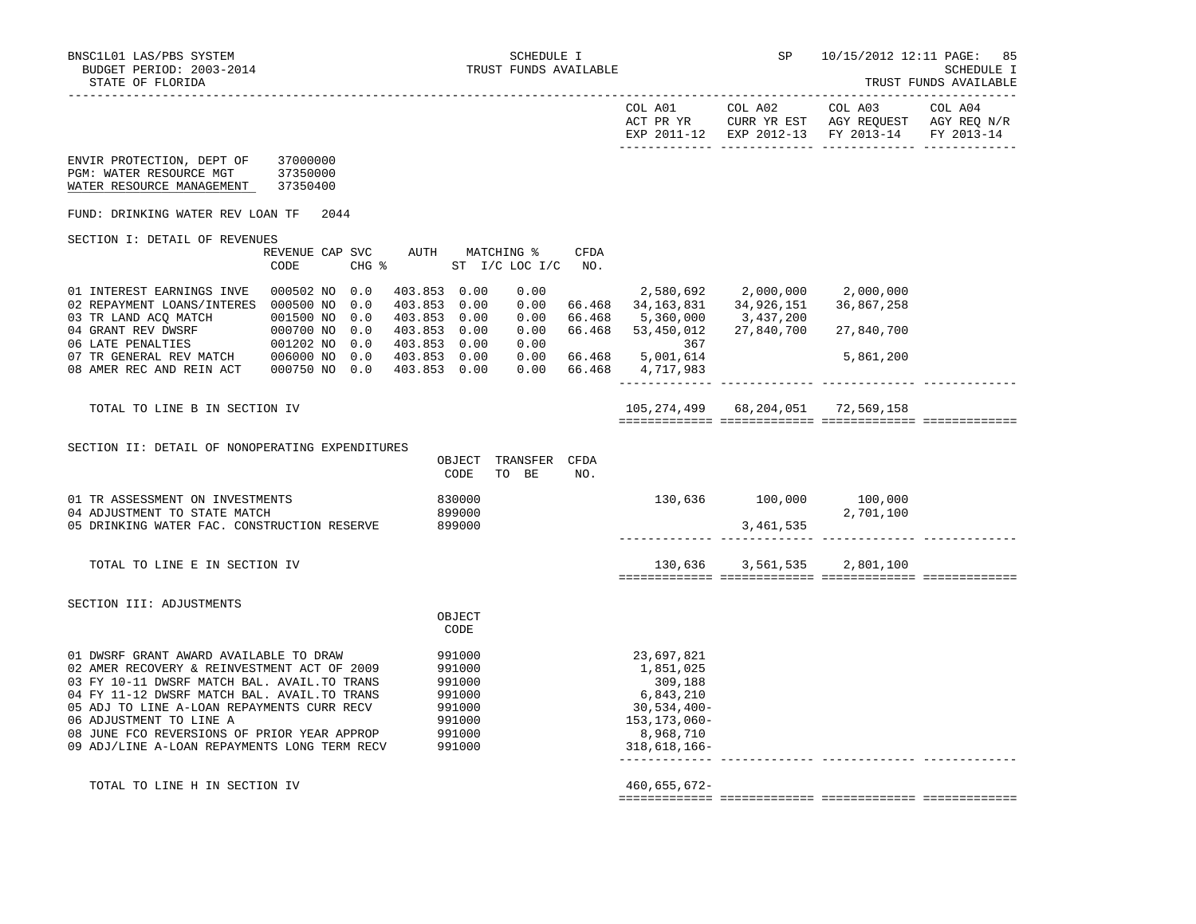SCHEDULE I
TRUST FUNDS AVAILABLE

STATE OF FLORIDA

| | COL A01 ACT PR YR EXP 2011-12 | COL A02 CURR YR EST EXP 2012-13 | COL A03 AGY REQUEST FY 2013-14 | COL A04 AGY REQ N/R FY 2013-14 |
|---|---|---|---|---|

ENVIR PROTECTION, DEPT OF 37000000
PGM: WATER RESOURCE MGT 37350000
WATER RESOURCE MANAGEMENT 37350400

FUND: DRINKING WATER REV LOAN TF 2044

SECTION I: DETAIL OF REVENUES

| | REVENUE CODE | CAP SVC CHG % | | AUTH | MATCHING % ST I/C | LOC I/C | CFDA NO. | COL A01 | COL A02 | COL A03 | COL A04 |
|---|---|---|---|---|---|---|---|---|---|---|---|
| 01 INTEREST EARNINGS INVE | 000502 | NO | 0.0 | 403.853 | 0.00 | 0.00 | | 2,580,692 | 2,000,000 | 2,000,000 | |
| 02 REPAYMENT LOANS/INTERES | 000500 | NO | 0.0 | 403.853 | 0.00 | 0.00 | 66.468 | 34,163,831 | 34,926,151 | 36,867,258 | |
| 03 TR LAND ACQ MATCH | 001500 | NO | 0.0 | 403.853 | 0.00 | 0.00 | 66.468 | 5,360,000 | 3,437,200 | | |
| 04 GRANT REV DWSRF | 000700 | NO | 0.0 | 403.853 | 0.00 | 0.00 | 66.468 | 53,450,012 | 27,840,700 | 27,840,700 | |
| 06 LATE PENALTIES | 001202 | NO | 0.0 | 403.853 | 0.00 | 0.00 | | 367 | | | |
| 07 TR GENERAL REV MATCH | 006000 | NO | 0.0 | 403.853 | 0.00 | 0.00 | 66.468 | 5,001,614 | | 5,861,200 | |
| 08 AMER REC AND REIN ACT | 000750 | NO | 0.0 | 403.853 | 0.00 | 0.00 | 66.468 | 4,717,983 | | | |
| TOTAL TO LINE B IN SECTION IV | | | | | | | | 105,274,499 | 68,204,051 | 72,569,158 | |

SECTION II: DETAIL OF NONOPERATING EXPENDITURES

| | OBJECT CODE | TRANSFER TO BE | CFDA NO. | COL A01 | COL A02 | COL A03 | COL A04 |
|---|---|---|---|---|---|---|---|
| 01 TR ASSESSMENT ON INVESTMENTS | 830000 | | | 130,636 | 100,000 | 100,000 | |
| 04 ADJUSTMENT TO STATE MATCH | 899000 | | | | | 2,701,100 | |
| 05 DRINKING WATER FAC. CONSTRUCTION RESERVE | 899000 | | | | 3,461,535 | | |
| TOTAL TO LINE E IN SECTION IV | | | | 130,636 | 3,561,535 | 2,801,100 | |

SECTION III: ADJUSTMENTS

| | OBJECT CODE | COL A01 | COL A02 | COL A03 | COL A04 |
|---|---|---|---|---|---|
| 01 DWSRF GRANT AWARD AVAILABLE TO DRAW | 991000 | 23,697,821 | | | |
| 02 AMER RECOVERY & REINVESTMENT ACT OF 2009 | 991000 | 1,851,025 | | | |
| 03 FY 10-11 DWSRF MATCH BAL. AVAIL.TO TRANS | 991000 | 309,188 | | | |
| 04 FY 11-12 DWSRF MATCH BAL. AVAIL.TO TRANS | 991000 | 6,843,210 | | | |
| 05 ADJ TO LINE A-LOAN REPAYMENTS CURR RECV | 991000 | 30,534,400- | | | |
| 06 ADJUSTMENT TO LINE A | 991000 | 153,173,060- | | | |
| 08 JUNE FCO REVERSIONS OF PRIOR YEAR APPROP | 991000 | 8,968,710 | | | |
| 09 ADJ/LINE A-LOAN REPAYMENTS LONG TERM RECV | 991000 | 318,618,166- | | | |
| TOTAL TO LINE H IN SECTION IV | | 460,655,672- | | | |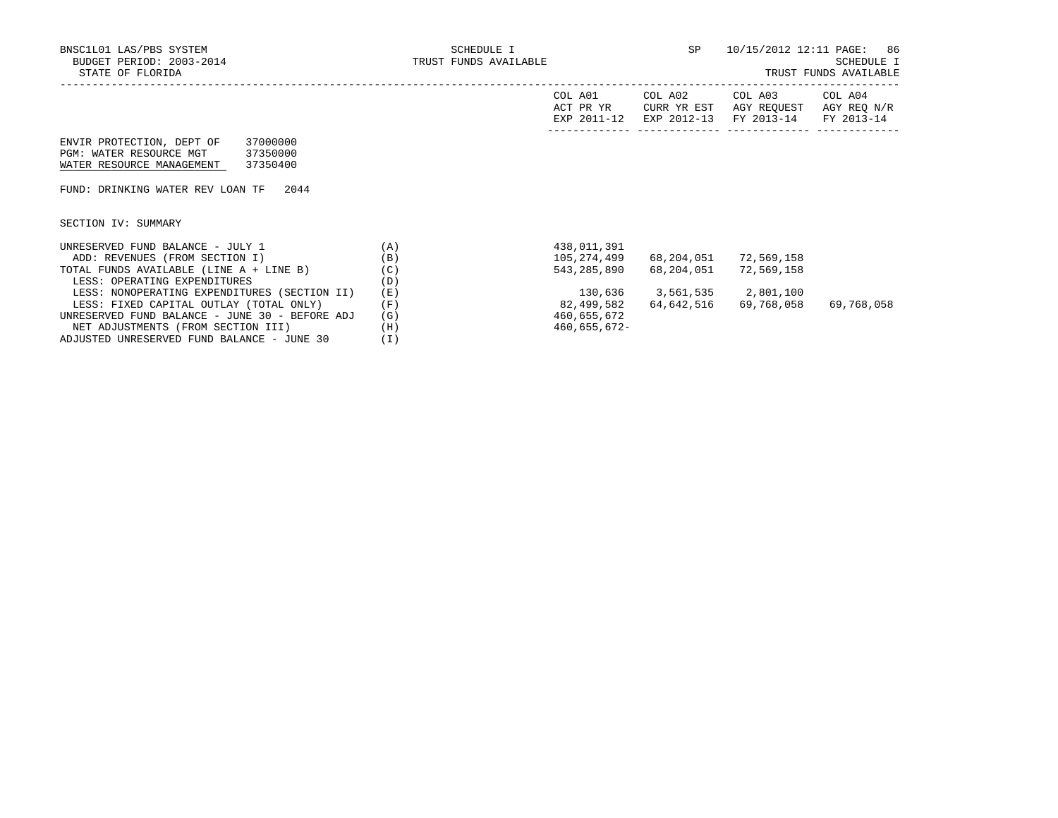BNSC1L01 LAS/PBS SYSTEM — SCHEDULE I — SP 10/15/2012 12:11

BUDGET PERIOD: 2003-2014 — TRUST FUNDS AVAILABLE — SCHEDULE I

STATE OF FLORIDA — TRUST FUNDS AVAILABLE

ENVIR PROTECTION, DEPT OF 37000000
PGM: WATER RESOURCE MGT 37350000
WATER RESOURCE MANAGEMENT 37350400

FUND: DRINKING WATER REV LOAN TF 2044

SECTION IV: SUMMARY

| | | COL A01 ACT PR YR EXP 2011-12 | COL A02 CURR YR EST EXP 2012-13 | COL A03 AGY REQUEST FY 2013-14 | COL A04 AGY REQ N/R FY 2013-14 |
|---|---|---|---|---|---|
| UNRESERVED FUND BALANCE - JULY 1 | (A) | 438,011,391 | | | |
| ADD: REVENUES (FROM SECTION I) | (B) | 105,274,499 | 68,204,051 | 72,569,158 | |
| TOTAL FUNDS AVAILABLE (LINE A + LINE B) | (C) | 543,285,890 | 68,204,051 | 72,569,158 | |
| LESS: OPERATING EXPENDITURES | (D) | | | | |
| LESS: NONOPERATING EXPENDITURES (SECTION II) | (E) | 130,636 | 3,561,535 | 2,801,100 | |
| LESS: FIXED CAPITAL OUTLAY (TOTAL ONLY) | (F) | 82,499,582 | 64,642,516 | 69,768,058 | 69,768,058 |
| UNRESERVED FUND BALANCE - JUNE 30 - BEFORE ADJ | (G) | 460,655,672 | | | |
| NET ADJUSTMENTS (FROM SECTION III) | (H) | 460,655,672- | | | |
| ADJUSTED UNRESERVED FUND BALANCE - JUNE 30 | (I) | | | | |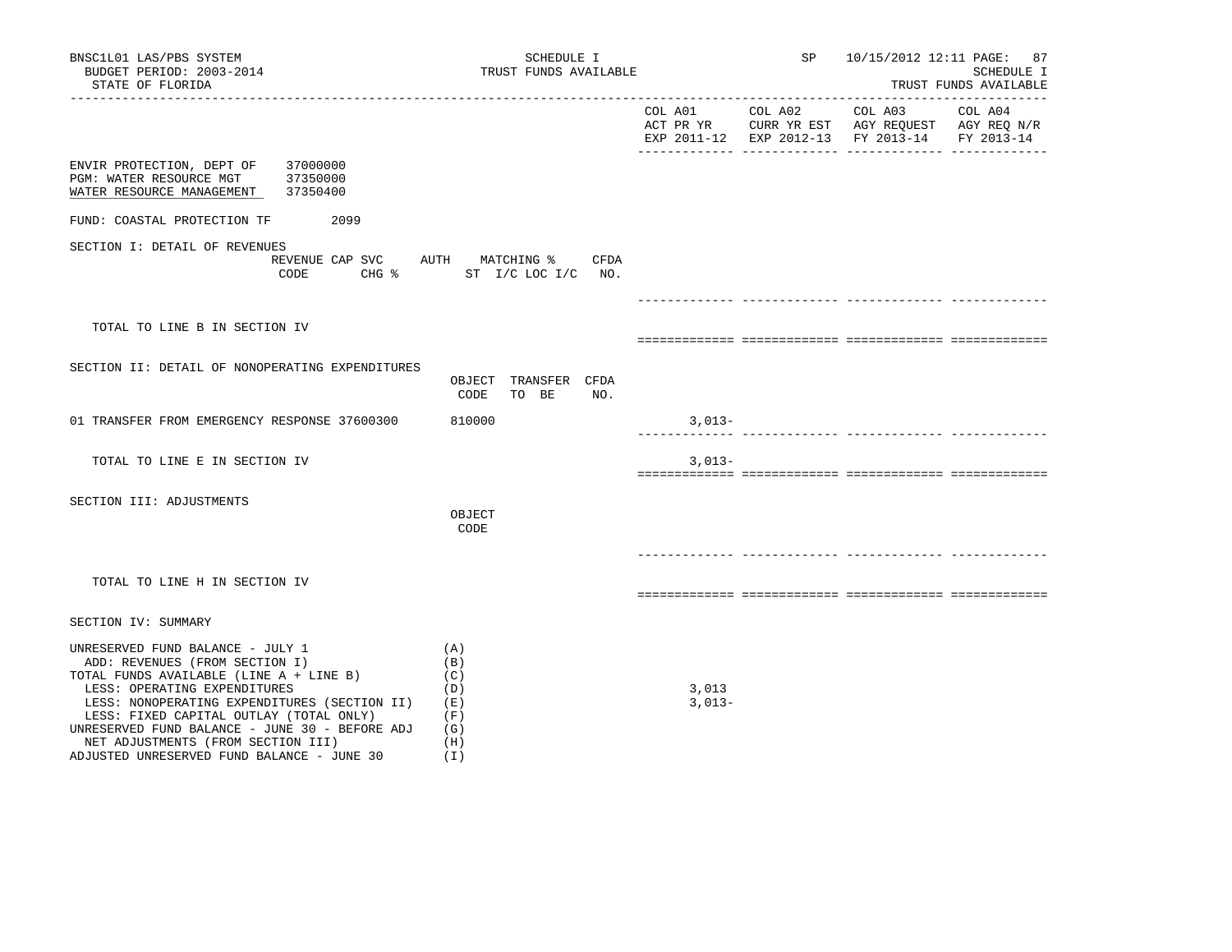BNSC1L01 LAS/PBS SYSTEM
BUDGET PERIOD: 2003-2014
STATE OF FLORIDA

SCHEDULE I
TRUST FUNDS AVAILABLE

SP 10/15/2012 12:11

SCHEDULE I
TRUST FUNDS AVAILABLE

| | COL A01 ACT PR YR EXP 2011-12 | COL A02 CURR YR EST EXP 2012-13 | COL A03 AGY REQUEST FY 2013-14 | COL A04 AGY REQ N/R FY 2013-14 |
|---|---|---|---|---|

ENVIR PROTECTION, DEPT OF 37000000
PGM: WATER RESOURCE MGT 37350000
WATER RESOURCE MANAGEMENT 37350400

FUND: COASTAL PROTECTION TF 2099

## SECTION I: DETAIL OF REVENUES

| REVENUE CODE | CAP SVC CHG % | AUTH ST | MATCHING % I/C LOC I/C | CFDA NO. | COL A01 | COL A02 | COL A03 | COL A04 |
|---|---|---|---|---|---|---|---|---|
| TOTAL TO LINE B IN SECTION IV | | | | | | | | |

## SECTION II: DETAIL OF NONOPERATING EXPENDITURES

| | OBJECT CODE | TRANSFER TO BE | CFDA NO. | COL A01 | COL A02 | COL A03 | COL A04 |
|---|---|---|---|---|---|---|---|
| 01 TRANSFER FROM EMERGENCY RESPONSE 37600300 | 810000 | | | 3,013- | | | |
| TOTAL TO LINE E IN SECTION IV | | | | 3,013- | | | |

## SECTION III: ADJUSTMENTS

| | OBJECT CODE | COL A01 | COL A02 | COL A03 | COL A04 |
|---|---|---|---|---|---|
| TOTAL TO LINE H IN SECTION IV | | | | | |

## SECTION IV: SUMMARY

| | | COL A01 | COL A02 | COL A03 | COL A04 |
|---|---|---|---|---|---|
| UNRESERVED FUND BALANCE - JULY 1 | (A) | | | | |
| ADD: REVENUES (FROM SECTION I) | (B) | | | | |
| TOTAL FUNDS AVAILABLE (LINE A + LINE B) | (C) | | | | |
| LESS: OPERATING EXPENDITURES | (D) | 3,013 | | | |
| LESS: NONOPERATING EXPENDITURES (SECTION II) | (E) | 3,013- | | | |
| LESS: FIXED CAPITAL OUTLAY (TOTAL ONLY) | (F) | | | | |
| UNRESERVED FUND BALANCE - JUNE 30 - BEFORE ADJ | (G) | | | | |
| NET ADJUSTMENTS (FROM SECTION III) | (H) | | | | |
| ADJUSTED UNRESERVED FUND BALANCE - JUNE 30 | (I) | | | | |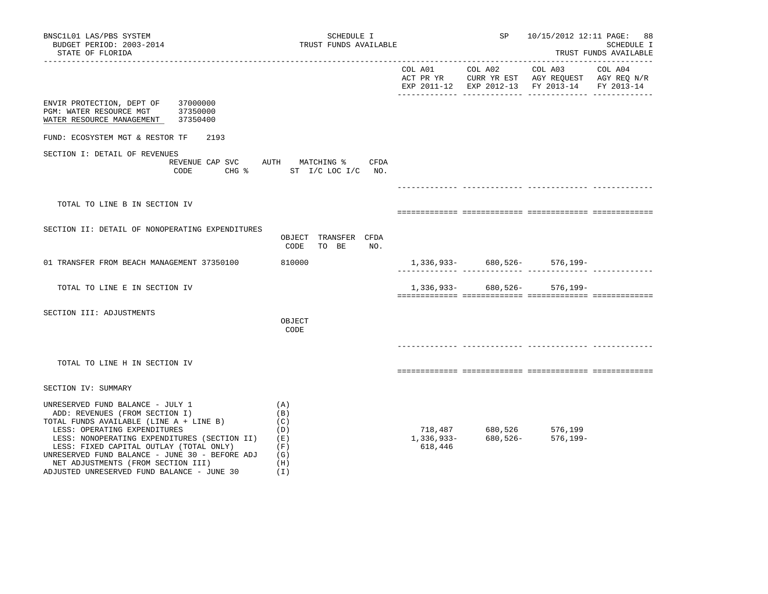BNSC1L01 LAS/PBS SYSTEM
BUDGET PERIOD: 2003-2014
STATE OF FLORIDA

SCHEDULE I
TRUST FUNDS AVAILABLE

SP 10/15/2012 12:11

SCHEDULE I
TRUST FUNDS AVAILABLE

| | COL A01 ACT PR YR EXP 2011-12 | COL A02 CURR YR EST EXP 2012-13 | COL A03 AGY REQUEST FY 2013-14 | COL A04 AGY REQ N/R FY 2013-14 |
|---|---|---|---|---|

ENVIR PROTECTION, DEPT OF 37000000
PGM: WATER RESOURCE MGT 37350000
WATER RESOURCE MANAGEMENT 37350400

FUND: ECOSYSTEM MGT & RESTOR TF 2193

SECTION I: DETAIL OF REVENUES

| REVENUE CODE | CAP SVC CHG % | AUTH ST | MATCHING % I/C LOC I/C | CFDA NO. | COL A01 | COL A02 | COL A03 | COL A04 |
|---|---|---|---|---|---|---|---|---|
| TOTAL TO LINE B IN SECTION IV | | | | | | | | |

SECTION II: DETAIL OF NONOPERATING EXPENDITURES

| | OBJECT CODE | TRANSFER TO BE | CFDA NO. | COL A01 | COL A02 | COL A03 | COL A04 |
|---|---|---|---|---|---|---|---|
| 01 TRANSFER FROM BEACH MANAGEMENT 37350100 | 810000 | | | 1,336,933- | 680,526- | 576,199- | |
| TOTAL TO LINE E IN SECTION IV | | | | 1,336,933- | 680,526- | 576,199- | |

SECTION III: ADJUSTMENTS

| | OBJECT CODE | COL A01 | COL A02 | COL A03 | COL A04 |
|---|---|---|---|---|---|
| TOTAL TO LINE H IN SECTION IV | | | | | |

SECTION IV: SUMMARY

| | | COL A01 | COL A02 | COL A03 | COL A04 |
|---|---|---|---|---|---|
| UNRESERVED FUND BALANCE - JULY 1 | (A) | | | | |
| ADD: REVENUES (FROM SECTION I) | (B) | | | | |
| TOTAL FUNDS AVAILABLE (LINE A + LINE B) | (C) | | | | |
| LESS: OPERATING EXPENDITURES | (D) | 718,487 | 680,526 | 576,199 | |
| LESS: NONOPERATING EXPENDITURES (SECTION II) | (E) | 1,336,933- | 680,526- | 576,199- | |
| LESS: FIXED CAPITAL OUTLAY (TOTAL ONLY) | (F) | 618,446 | | | |
| UNRESERVED FUND BALANCE - JUNE 30 - BEFORE ADJ | (G) | | | | |
| NET ADJUSTMENTS (FROM SECTION III) | (H) | | | | |
| ADJUSTED UNRESERVED FUND BALANCE - JUNE 30 | (I) | | | | |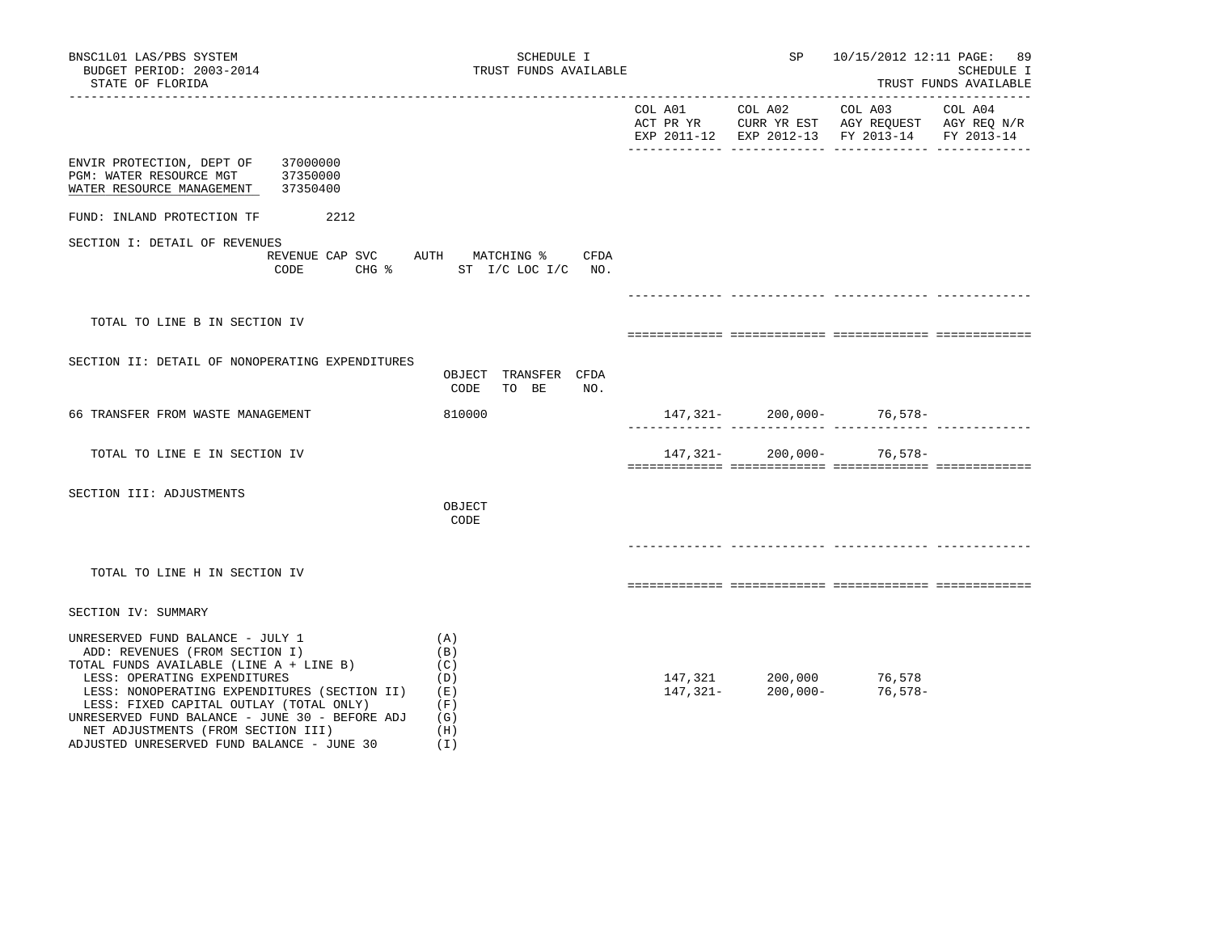BNSC1L01 LAS/PBS SYSTEM
BUDGET PERIOD: 2003-2014
STATE OF FLORIDA

SCHEDULE I
TRUST FUNDS AVAILABLE

SP 10/15/2012 12:11

SCHEDULE I
TRUST FUNDS AVAILABLE

| | | COL A01 ACT PR YR EXP 2011-12 | COL A02 CURR YR EST EXP 2012-13 | COL A03 AGY REQUEST FY 2013-14 | COL A04 AGY REQ N/R FY 2013-14 |
|---|---|---|---|---|---|

ENVIR PROTECTION, DEPT OF 37000000
PGM: WATER RESOURCE MGT 37350000
WATER RESOURCE MANAGEMENT 37350400

FUND: INLAND PROTECTION TF 2212

## SECTION I: DETAIL OF REVENUES

| | REVENUE CODE | CAP SVC CHG % | AUTH ST | MATCHING % I/C LOC I/C | CFDA NO. | COL A01 | COL A02 | COL A03 | COL A04 |
|---|---|---|---|---|---|---|---|---|---|
| TOTAL TO LINE B IN SECTION IV | | | | | | | | | |

## SECTION II: DETAIL OF NONOPERATING EXPENDITURES

| | OBJECT CODE | TRANSFER TO BE | CFDA NO. | COL A01 | COL A02 | COL A03 | COL A04 |
|---|---|---|---|---|---|---|---|
| 66 TRANSFER FROM WASTE MANAGEMENT | 810000 | | | 147,321- | 200,000- | 76,578- | |
| TOTAL TO LINE E IN SECTION IV | | | | 147,321- | 200,000- | 76,578- | |

## SECTION III: ADJUSTMENTS

| | OBJECT CODE | COL A01 | COL A02 | COL A03 | COL A04 |
|---|---|---|---|---|---|
| TOTAL TO LINE H IN SECTION IV | | | | | |

## SECTION IV: SUMMARY

| | | COL A01 | COL A02 | COL A03 | COL A04 |
|---|---|---|---|---|---|
| UNRESERVED FUND BALANCE - JULY 1 | (A) | | | | |
| ADD: REVENUES (FROM SECTION I) | (B) | | | | |
| TOTAL FUNDS AVAILABLE (LINE A + LINE B) | (C) | | | | |
| LESS: OPERATING EXPENDITURES | (D) | 147,321 | 200,000 | 76,578 | |
| LESS: NONOPERATING EXPENDITURES (SECTION II) | (E) | 147,321- | 200,000- | 76,578- | |
| LESS: FIXED CAPITAL OUTLAY (TOTAL ONLY) | (F) | | | | |
| UNRESERVED FUND BALANCE - JUNE 30 - BEFORE ADJ | (G) | | | | |
| NET ADJUSTMENTS (FROM SECTION III) | (H) | | | | |
| ADJUSTED UNRESERVED FUND BALANCE - JUNE 30 | (I) | | | | |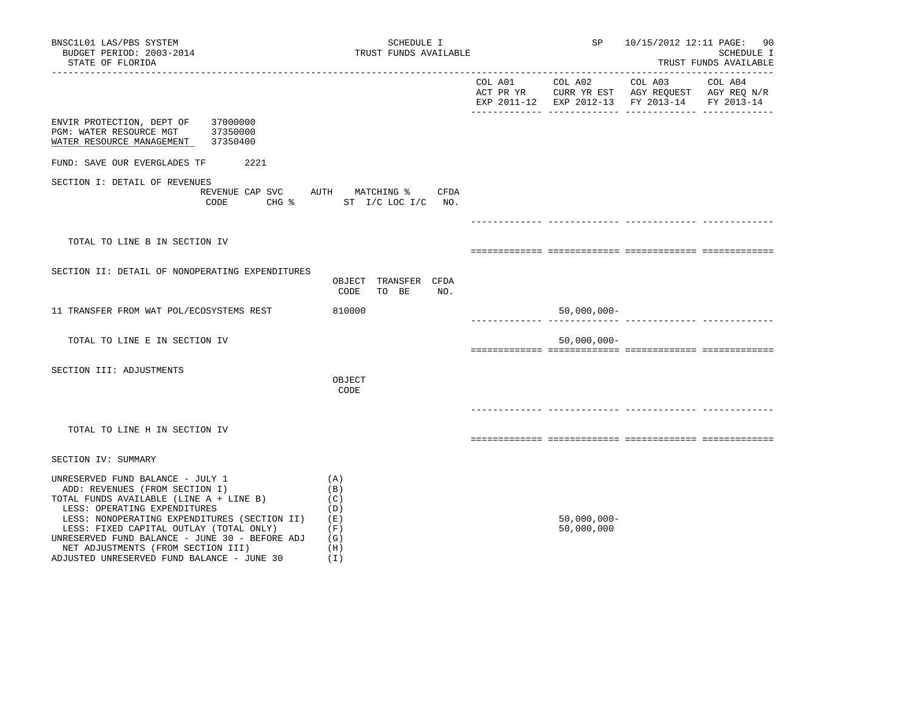BNSC1L01 LAS/PBS SYSTEM — SCHEDULE I — TRUST FUNDS AVAILABLE — SP 10/15/2012 12:11

BUDGET PERIOD: 2003-2014

STATE OF FLORIDA

| | COL A01 ACT PR YR EXP 2011-12 | COL A02 CURR YR EST EXP 2012-13 | COL A03 AGY REQUEST FY 2013-14 | COL A04 AGY REQ N/R FY 2013-14 |
|---|---|---|---|---|

ENVIR PROTECTION, DEPT OF 37000000
PGM: WATER RESOURCE MGT 37350000
WATER RESOURCE MANAGEMENT 37350400

FUND: SAVE OUR EVERGLADES TF 2221

## SECTION I: DETAIL OF REVENUES

REVENUE CODE | CAP SVC CHG % | AUTH ST | MATCHING % I/C LOC I/C | CFDA NO.

| | COL A01 | COL A02 | COL A03 | COL A04 |
|---|---|---|---|---|
| TOTAL TO LINE B IN SECTION IV | | | | |

## SECTION II: DETAIL OF NONOPERATING EXPENDITURES

| | OBJECT CODE | TRANSFER TO BE | CFDA NO. | COL A01 | COL A02 | COL A03 | COL A04 |
|---|---|---|---|---|---|---|---|
| 11 TRANSFER FROM WAT POL/ECOSYSTEMS REST | 810000 | | | | 50,000,000- | | |
| TOTAL TO LINE E IN SECTION IV | | | | | 50,000,000- | | |

## SECTION III: ADJUSTMENTS

| | OBJECT CODE | COL A01 | COL A02 | COL A03 | COL A04 |
|---|---|---|---|---|---|
| TOTAL TO LINE H IN SECTION IV | | | | | |

## SECTION IV: SUMMARY

| | | COL A01 | COL A02 | COL A03 | COL A04 |
|---|---|---|---|---|---|
| UNRESERVED FUND BALANCE - JULY 1 | (A) | | | | |
| ADD: REVENUES (FROM SECTION I) | (B) | | | | |
| TOTAL FUNDS AVAILABLE (LINE A + LINE B) | (C) | | | | |
| LESS: OPERATING EXPENDITURES | (D) | | | | |
| LESS: NONOPERATING EXPENDITURES (SECTION II) | (E) | | 50,000,000- | | |
| LESS: FIXED CAPITAL OUTLAY (TOTAL ONLY) | (F) | | 50,000,000 | | |
| UNRESERVED FUND BALANCE - JUNE 30 - BEFORE ADJ | (G) | | | | |
| NET ADJUSTMENTS (FROM SECTION III) | (H) | | | | |
| ADJUSTED UNRESERVED FUND BALANCE - JUNE 30 | (I) | | | | |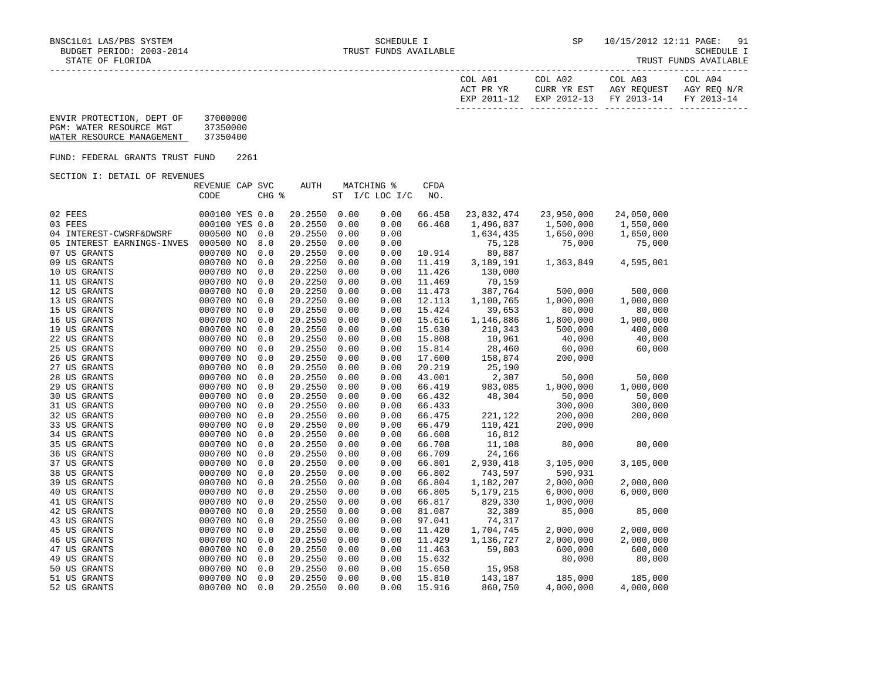BNSC1L01 LAS/PBS SYSTEM — SCHEDULE I — SP 10/15/2012 12:11
BUDGET PERIOD: 2003-2014 — TRUST FUNDS AVAILABLE — SCHEDULE I
STATE OF FLORIDA — TRUST FUNDS AVAILABLE

ENVIR PROTECTION, DEPT OF 37000000
PGM: WATER RESOURCE MGT 37350000
WATER RESOURCE MANAGEMENT 37350400

FUND: FEDERAL GRANTS TRUST FUND 2261

SECTION I: DETAIL OF REVENUES

| | REVENUE CODE | CAP | SVC CHG % | AUTH | MATCHING % ST | I/C LOC I/C | CFDA NO. | COL A01 ACT PR YR EXP 2011-12 | COL A02 CURR YR EST EXP 2012-13 | COL A03 AGY REQUEST FY 2013-14 | COL A04 AGY REQ N/R FY 2013-14 |
|---|---|---|---|---|---|---|---|---|---|---|---|
| 02 FEES | 000100 | YES | 0.0 | 20.2550 | 0.00 | 0.00 | 66.458 | 23,832,474 | 23,950,000 | 24,050,000 | |
| 03 FEES | 000100 | YES | 0.0 | 20.2550 | 0.00 | 0.00 | 66.468 | 1,496,837 | 1,500,000 | 1,550,000 | |
| 04 INTEREST-CWSRF&DWSRF | 000500 | NO | 0.0 | 20.2550 | 0.00 | 0.00 | | 1,634,435 | 1,650,000 | 1,650,000 | |
| 05 INTEREST EARNINGS-INVES | 000500 | NO | 8.0 | 20.2550 | 0.00 | 0.00 | | 75,128 | 75,000 | 75,000 | |
| 07 US GRANTS | 000700 | NO | 0.0 | 20.2550 | 0.00 | 0.00 | 10.914 | 80,887 | | | |
| 09 US GRANTS | 000700 | NO | 0.0 | 20.2250 | 0.00 | 0.00 | 11.419 | 3,189,191 | 1,363,849 | 4,595,001 | |
| 10 US GRANTS | 000700 | NO | 0.0 | 20.2250 | 0.00 | 0.00 | 11.426 | 130,000 | | | |
| 11 US GRANTS | 000700 | NO | 0.0 | 20.2250 | 0.00 | 0.00 | 11.469 | 70,159 | | | |
| 12 US GRANTS | 000700 | NO | 0.0 | 20.2250 | 0.00 | 0.00 | 11.473 | 387,764 | 500,000 | 500,000 | |
| 13 US GRANTS | 000700 | NO | 0.0 | 20.2250 | 0.00 | 0.00 | 12.113 | 1,100,765 | 1,000,000 | 1,000,000 | |
| 15 US GRANTS | 000700 | NO | 0.0 | 20.2550 | 0.00 | 0.00 | 15.424 | 39,653 | 80,000 | 80,000 | |
| 16 US GRANTS | 000700 | NO | 0.0 | 20.2550 | 0.00 | 0.00 | 15.616 | 1,146,886 | 1,800,000 | 1,900,000 | |
| 19 US GRANTS | 000700 | NO | 0.0 | 20.2550 | 0.00 | 0.00 | 15.630 | 210,343 | 500,000 | 400,000 | |
| 22 US GRANTS | 000700 | NO | 0.0 | 20.2550 | 0.00 | 0.00 | 15.808 | 10,961 | 40,000 | 40,000 | |
| 25 US GRANTS | 000700 | NO | 0.0 | 20.2550 | 0.00 | 0.00 | 15.814 | 28,460 | 60,000 | 60,000 | |
| 26 US GRANTS | 000700 | NO | 0.0 | 20.2550 | 0.00 | 0.00 | 17.600 | 158,874 | 200,000 | | |
| 27 US GRANTS | 000700 | NO | 0.0 | 20.2550 | 0.00 | 0.00 | 20.219 | 25,190 | | | |
| 28 US GRANTS | 000700 | NO | 0.0 | 20.2550 | 0.00 | 0.00 | 43.001 | 2,307 | 50,000 | 50,000 | |
| 29 US GRANTS | 000700 | NO | 0.0 | 20.2550 | 0.00 | 0.00 | 66.419 | 983,085 | 1,000,000 | 1,000,000 | |
| 30 US GRANTS | 000700 | NO | 0.0 | 20.2550 | 0.00 | 0.00 | 66.432 | 48,304 | 50,000 | 50,000 | |
| 31 US GRANTS | 000700 | NO | 0.0 | 20.2550 | 0.00 | 0.00 | 66.433 | | 300,000 | 300,000 | |
| 32 US GRANTS | 000700 | NO | 0.0 | 20.2550 | 0.00 | 0.00 | 66.475 | 221,122 | 200,000 | 200,000 | |
| 33 US GRANTS | 000700 | NO | 0.0 | 20.2550 | 0.00 | 0.00 | 66.479 | 110,421 | 200,000 | | |
| 34 US GRANTS | 000700 | NO | 0.0 | 20.2550 | 0.00 | 0.00 | 66.608 | 16,812 | | | |
| 35 US GRANTS | 000700 | NO | 0.0 | 20.2550 | 0.00 | 0.00 | 66.708 | 11,108 | 80,000 | 80,000 | |
| 36 US GRANTS | 000700 | NO | 0.0 | 20.2550 | 0.00 | 0.00 | 66.709 | 24,166 | | | |
| 37 US GRANTS | 000700 | NO | 0.0 | 20.2550 | 0.00 | 0.00 | 66.801 | 2,930,418 | 3,105,000 | 3,105,000 | |
| 38 US GRANTS | 000700 | NO | 0.0 | 20.2550 | 0.00 | 0.00 | 66.802 | 743,597 | 590,931 | | |
| 39 US GRANTS | 000700 | NO | 0.0 | 20.2550 | 0.00 | 0.00 | 66.804 | 1,182,207 | 2,000,000 | 2,000,000 | |
| 40 US GRANTS | 000700 | NO | 0.0 | 20.2550 | 0.00 | 0.00 | 66.805 | 5,179,215 | 6,000,000 | 6,000,000 | |
| 41 US GRANTS | 000700 | NO | 0.0 | 20.2550 | 0.00 | 0.00 | 66.817 | 829,330 | 1,000,000 | | |
| 42 US GRANTS | 000700 | NO | 0.0 | 20.2550 | 0.00 | 0.00 | 81.087 | 32,389 | 85,000 | 85,000 | |
| 43 US GRANTS | 000700 | NO | 0.0 | 20.2550 | 0.00 | 0.00 | 97.041 | 74,317 | | | |
| 45 US GRANTS | 000700 | NO | 0.0 | 20.2550 | 0.00 | 0.00 | 11.420 | 1,704,745 | 2,000,000 | 2,000,000 | |
| 46 US GRANTS | 000700 | NO | 0.0 | 20.2550 | 0.00 | 0.00 | 11.429 | 1,136,727 | 2,000,000 | 2,000,000 | |
| 47 US GRANTS | 000700 | NO | 0.0 | 20.2550 | 0.00 | 0.00 | 11.463 | 59,803 | 600,000 | 600,000 | |
| 49 US GRANTS | 000700 | NO | 0.0 | 20.2550 | 0.00 | 0.00 | 15.632 | | 80,000 | 80,000 | |
| 50 US GRANTS | 000700 | NO | 0.0 | 20.2550 | 0.00 | 0.00 | 15.650 | 15,958 | | | |
| 51 US GRANTS | 000700 | NO | 0.0 | 20.2550 | 0.00 | 0.00 | 15.810 | 143,187 | 185,000 | 185,000 | |
| 52 US GRANTS | 000700 | NO | 0.0 | 20.2550 | 0.00 | 0.00 | 15.916 | 860,750 | 4,000,000 | 4,000,000 | |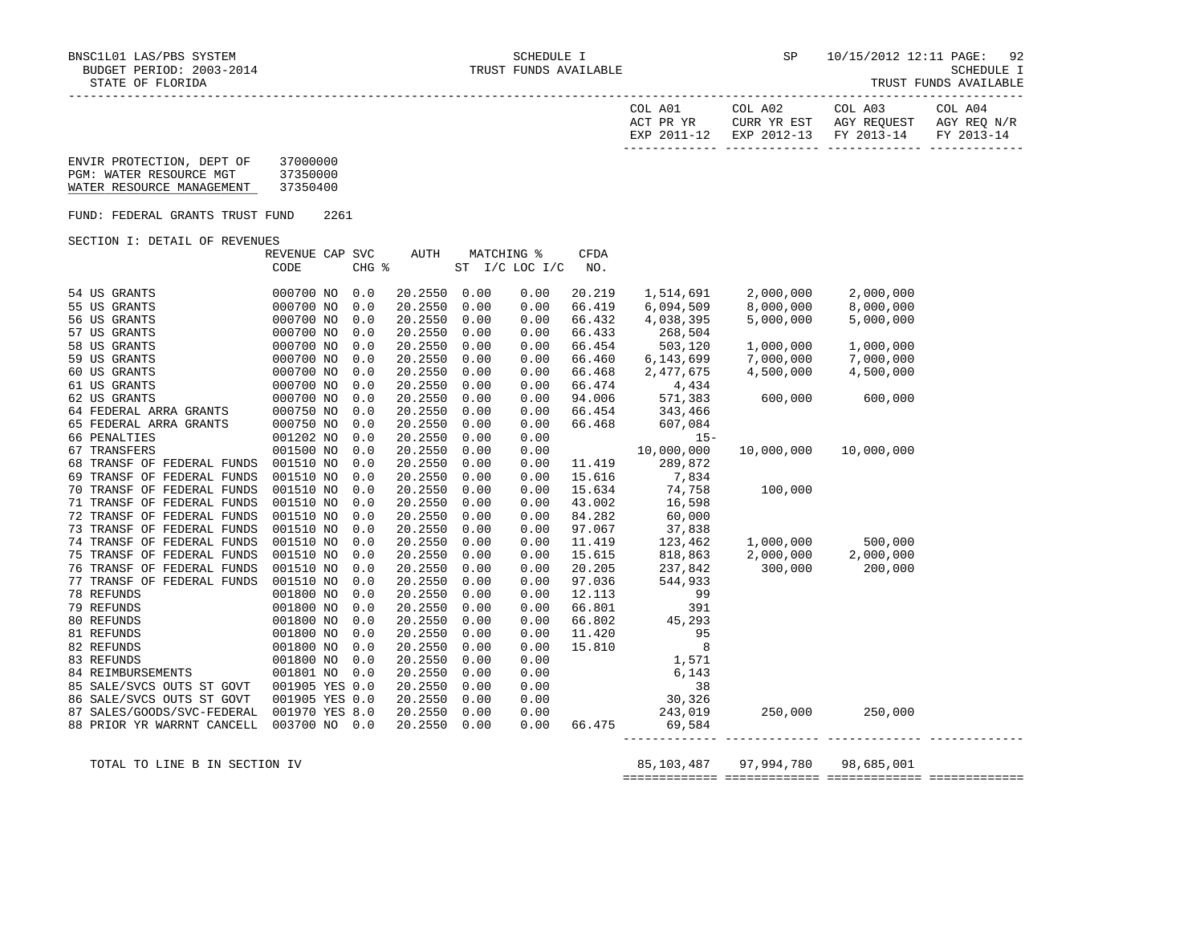BNSC1L01 LAS/PBS SYSTEM
BUDGET PERIOD: 2003-2014
STATE OF FLORIDA

SCHEDULE I
TRUST FUNDS AVAILABLE

SP 10/15/2012 12:11
SCHEDULE I
TRUST FUNDS AVAILABLE

ENVIR PROTECTION, DEPT OF 37000000
PGM: WATER RESOURCE MGT 37350000
WATER RESOURCE MANAGEMENT 37350400

FUND: FEDERAL GRANTS TRUST FUND 2261

SECTION I: DETAIL OF REVENUES

| | REVENUE CODE | CAP | SVC CHG % | AUTH ST | MATCHING % I/C | LOC I/C | CFDA NO. | COL A01 ACT PR YR EXP 2011-12 | COL A02 CURR YR EST EXP 2012-13 | COL A03 AGY REQUEST FY 2013-14 | COL A04 AGY REQ N/R FY 2013-14 |
|---|---|---|---|---|---|---|---|---|---|---|---|
| 54 US GRANTS | 000700 | NO | 0.0 | 20.2550 | 0.00 | 0.00 | 20.219 | 1,514,691 | 2,000,000 | 2,000,000 | |
| 55 US GRANTS | 000700 | NO | 0.0 | 20.2550 | 0.00 | 0.00 | 66.419 | 6,094,509 | 8,000,000 | 8,000,000 | |
| 56 US GRANTS | 000700 | NO | 0.0 | 20.2550 | 0.00 | 0.00 | 66.432 | 4,038,395 | 5,000,000 | 5,000,000 | |
| 57 US GRANTS | 000700 | NO | 0.0 | 20.2550 | 0.00 | 0.00 | 66.433 | 268,504 | | | |
| 58 US GRANTS | 000700 | NO | 0.0 | 20.2550 | 0.00 | 0.00 | 66.454 | 503,120 | 1,000,000 | 1,000,000 | |
| 59 US GRANTS | 000700 | NO | 0.0 | 20.2550 | 0.00 | 0.00 | 66.460 | 6,143,699 | 7,000,000 | 7,000,000 | |
| 60 US GRANTS | 000700 | NO | 0.0 | 20.2550 | 0.00 | 0.00 | 66.468 | 2,477,675 | 4,500,000 | 4,500,000 | |
| 61 US GRANTS | 000700 | NO | 0.0 | 20.2550 | 0.00 | 0.00 | 66.474 | 4,434 | | | |
| 62 US GRANTS | 000700 | NO | 0.0 | 20.2550 | 0.00 | 0.00 | 94.006 | 571,383 | 600,000 | 600,000 | |
| 64 FEDERAL ARRA GRANTS | 000750 | NO | 0.0 | 20.2550 | 0.00 | 0.00 | 66.454 | 343,466 | | | |
| 65 FEDERAL ARRA GRANTS | 000750 | NO | 0.0 | 20.2550 | 0.00 | 0.00 | 66.468 | 607,084 | | | |
| 66 PENALTIES | 001202 | NO | 0.0 | 20.2550 | 0.00 | 0.00 | | 15- | | | |
| 67 TRANSFERS | 001500 | NO | 0.0 | 20.2550 | 0.00 | 0.00 | | 10,000,000 | 10,000,000 | 10,000,000 | |
| 68 TRANSF OF FEDERAL FUNDS | 001510 | NO | 0.0 | 20.2550 | 0.00 | 0.00 | 11.419 | 289,872 | | | |
| 69 TRANSF OF FEDERAL FUNDS | 001510 | NO | 0.0 | 20.2550 | 0.00 | 0.00 | 15.616 | 7,834 | | | |
| 70 TRANSF OF FEDERAL FUNDS | 001510 | NO | 0.0 | 20.2550 | 0.00 | 0.00 | 15.634 | 74,758 | 100,000 | | |
| 71 TRANSF OF FEDERAL FUNDS | 001510 | NO | 0.0 | 20.2550 | 0.00 | 0.00 | 43.002 | 16,598 | | | |
| 72 TRANSF OF FEDERAL FUNDS | 001510 | NO | 0.0 | 20.2550 | 0.00 | 0.00 | 84.282 | 60,000 | | | |
| 73 TRANSF OF FEDERAL FUNDS | 001510 | NO | 0.0 | 20.2550 | 0.00 | 0.00 | 97.067 | 37,838 | | | |
| 74 TRANSF OF FEDERAL FUNDS | 001510 | NO | 0.0 | 20.2550 | 0.00 | 0.00 | 11.419 | 123,462 | 1,000,000 | 500,000 | |
| 75 TRANSF OF FEDERAL FUNDS | 001510 | NO | 0.0 | 20.2550 | 0.00 | 0.00 | 15.615 | 818,863 | 2,000,000 | 2,000,000 | |
| 76 TRANSF OF FEDERAL FUNDS | 001510 | NO | 0.0 | 20.2550 | 0.00 | 0.00 | 20.205 | 237,842 | 300,000 | 200,000 | |
| 77 TRANSF OF FEDERAL FUNDS | 001510 | NO | 0.0 | 20.2550 | 0.00 | 0.00 | 97.036 | 544,933 | | | |
| 78 REFUNDS | 001800 | NO | 0.0 | 20.2550 | 0.00 | 0.00 | 12.113 | 99 | | | |
| 79 REFUNDS | 001800 | NO | 0.0 | 20.2550 | 0.00 | 0.00 | 66.801 | 391 | | | |
| 80 REFUNDS | 001800 | NO | 0.0 | 20.2550 | 0.00 | 0.00 | 66.802 | 45,293 | | | |
| 81 REFUNDS | 001800 | NO | 0.0 | 20.2550 | 0.00 | 0.00 | 11.420 | 95 | | | |
| 82 REFUNDS | 001800 | NO | 0.0 | 20.2550 | 0.00 | 0.00 | 15.810 | 8 | | | |
| 83 REFUNDS | 001800 | NO | 0.0 | 20.2550 | 0.00 | 0.00 | | 1,571 | | | |
| 84 REIMBURSEMENTS | 001801 | NO | 0.0 | 20.2550 | 0.00 | 0.00 | | 6,143 | | | |
| 85 SALE/SVCS OUTS ST GOVT | 001905 | YES | 0.0 | 20.2550 | 0.00 | 0.00 | | 38 | | | |
| 86 SALE/SVCS OUTS ST GOVT | 001905 | YES | 0.0 | 20.2550 | 0.00 | 0.00 | | 30,326 | | | |
| 87 SALES/GOODS/SVC-FEDERAL | 001970 | YES | 8.0 | 20.2550 | 0.00 | 0.00 | | 243,019 | 250,000 | 250,000 | |
| 88 PRIOR YR WARRNT CANCELL | 003700 | NO | 0.0 | 20.2550 | 0.00 | 0.00 | 66.475 | 69,584 | | | |
| TOTAL TO LINE B IN SECTION IV | | | | | | | | 85,103,487 | 97,994,780 | 98,685,001 | |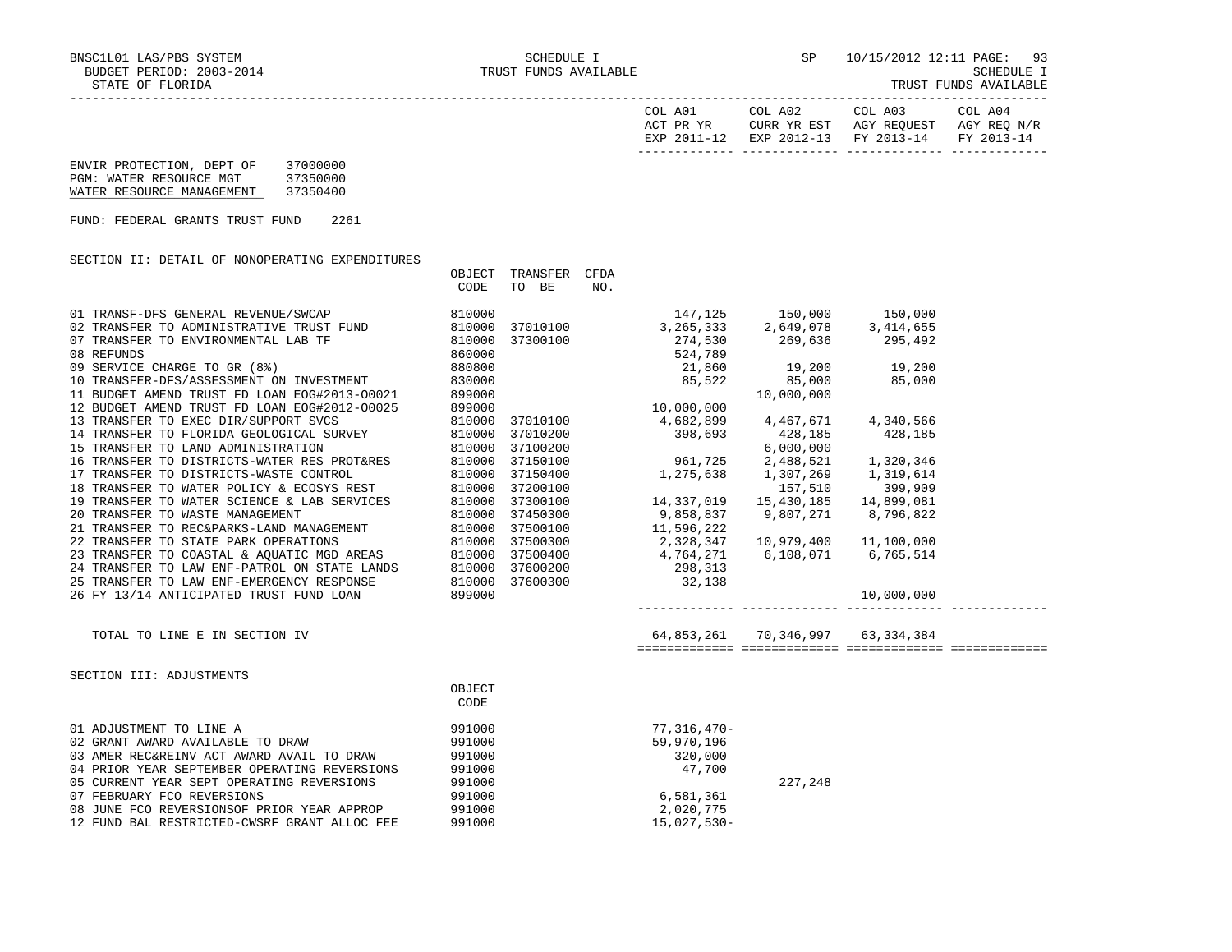BNSC1L01 LAS/PBS SYSTEM — SCHEDULE I — TRUST FUNDS AVAILABLE — SP 10/15/2012 12:11

BUDGET PERIOD: 2003-2014

STATE OF FLORIDA

ENVIR PROTECTION, DEPT OF 37000000
PGM: WATER RESOURCE MGT 37350000
WATER RESOURCE MANAGEMENT 37350400

FUND: FEDERAL GRANTS TRUST FUND 2261

## SECTION II: DETAIL OF NONOPERATING EXPENDITURES

| | OBJECT CODE | TRANSFER TO BE | CFDA NO. | COL A01 ACT PR YR EXP 2011-12 | COL A02 CURR YR EST EXP 2012-13 | COL A03 AGY REQUEST FY 2013-14 | COL A04 AGY REQ N/R FY 2013-14 |
|---|---|---|---|---|---|---|---|
| 01 TRANSF-DFS GENERAL REVENUE/SWCAP | 810000 | | | 147,125 | 150,000 | 150,000 | |
| 02 TRANSFER TO ADMINISTRATIVE TRUST FUND | 810000 | 37010100 | | 3,265,333 | 2,649,078 | 3,414,655 | |
| 07 TRANSFER TO ENVIRONMENTAL LAB TF | 810000 | 37300100 | | 274,530 | 269,636 | 295,492 | |
| 08 REFUNDS | 860000 | | | 524,789 | | | |
| 09 SERVICE CHARGE TO GR (8%) | 880800 | | | 21,860 | 19,200 | 19,200 | |
| 10 TRANSFER-DFS/ASSESSMENT ON INVESTMENT | 830000 | | | 85,522 | 85,000 | 85,000 | |
| 11 BUDGET AMEND TRUST FD LOAN EOG#2013-O0021 | 899000 | | | | 10,000,000 | | |
| 12 BUDGET AMEND TRUST FD LOAN EOG#2012-O0025 | 899000 | | | 10,000,000 | | | |
| 13 TRANSFER TO EXEC DIR/SUPPORT SVCS | 810000 | 37010100 | | 4,682,899 | 4,467,671 | 4,340,566 | |
| 14 TRANSFER TO FLORIDA GEOLOGICAL SURVEY | 810000 | 37010200 | | 398,693 | 428,185 | 428,185 | |
| 15 TRANSFER TO LAND ADMINISTRATION | 810000 | 37100200 | | | 6,000,000 | | |
| 16 TRANSFER TO DISTRICTS-WATER RES PROT&RES | 810000 | 37150100 | | 961,725 | 2,488,521 | 1,320,346 | |
| 17 TRANSFER TO DISTRICTS-WASTE CONTROL | 810000 | 37150400 | | 1,275,638 | 1,307,269 | 1,319,614 | |
| 18 TRANSFER TO WATER POLICY & ECOSYS REST | 810000 | 37200100 | | | 157,510 | 399,909 | |
| 19 TRANSFER TO WATER SCIENCE & LAB SERVICES | 810000 | 37300100 | | 14,337,019 | 15,430,185 | 14,899,081 | |
| 20 TRANSFER TO WASTE MANAGEMENT | 810000 | 37450300 | | 9,858,837 | 9,807,271 | 8,796,822 | |
| 21 TRANSFER TO REC&PARKS-LAND MANAGEMENT | 810000 | 37500100 | | 11,596,222 | | | |
| 22 TRANSFER TO STATE PARK OPERATIONS | 810000 | 37500300 | | 2,328,347 | 10,979,400 | 11,100,000 | |
| 23 TRANSFER TO COASTAL & AQUATIC MGD AREAS | 810000 | 37500400 | | 4,764,271 | 6,108,071 | 6,765,514 | |
| 24 TRANSFER TO LAW ENF-PATROL ON STATE LANDS | 810000 | 37600200 | | 298,313 | | | |
| 25 TRANSFER TO LAW ENF-EMERGENCY RESPONSE | 810000 | 37600300 | | 32,138 | | | |
| 26 FY 13/14 ANTICIPATED TRUST FUND LOAN | 899000 | | | | | 10,000,000 | |
| TOTAL TO LINE E IN SECTION IV | | | | 64,853,261 | 70,346,997 | 63,334,384 | |

## SECTION III: ADJUSTMENTS

| | OBJECT CODE | COL A01 | COL A02 | COL A03 | COL A04 |
|---|---|---|---|---|---|
| 01 ADJUSTMENT TO LINE A | 991000 | 77,316,470- | | | |
| 02 GRANT AWARD AVAILABLE TO DRAW | 991000 | 59,970,196 | | | |
| 03 AMER REC&REINV ACT AWARD AVAIL TO DRAW | 991000 | 320,000 | | | |
| 04 PRIOR YEAR SEPTEMBER OPERATING REVERSIONS | 991000 | 47,700 | | | |
| 05 CURRENT YEAR SEPT OPERATING REVERSIONS | 991000 | | 227,248 | | |
| 07 FEBRUARY FCO REVERSIONS | 991000 | 6,581,361 | | | |
| 08 JUNE FCO REVERSIONSOF PRIOR YEAR APPROP | 991000 | 2,020,775 | | | |
| 12 FUND BAL RESTRICTED-CWSRF GRANT ALLOC FEE | 991000 | 15,027,530- | | | |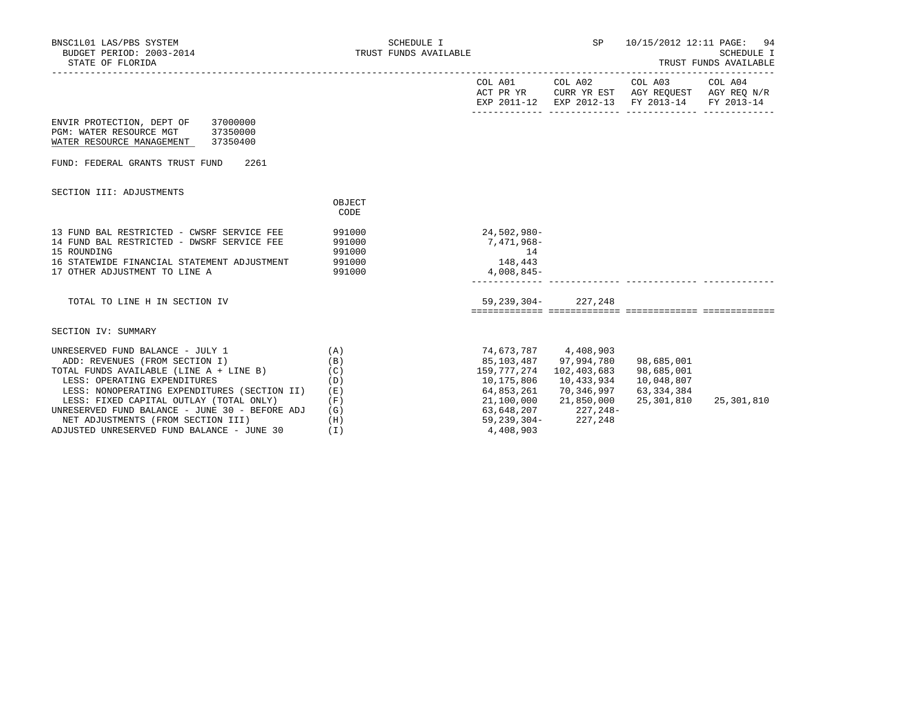BNSC1L01 LAS/PBS SYSTEM — SCHEDULE I — SP 10/15/2012 12:11
BUDGET PERIOD: 2003-2014 — TRUST FUNDS AVAILABLE — SCHEDULE I
STATE OF FLORIDA — TRUST FUNDS AVAILABLE

ENVIR PROTECTION, DEPT OF 37000000
PGM: WATER RESOURCE MGT 37350000
WATER RESOURCE MANAGEMENT 37350400

FUND: FEDERAL GRANTS TRUST FUND 2261

SECTION III: ADJUSTMENTS

| | OBJECT CODE | COL A01 ACT PR YR EXP 2011-12 | COL A02 CURR YR EST EXP 2012-13 | COL A03 AGY REQUEST FY 2013-14 | COL A04 AGY REQ N/R FY 2013-14 |
|---|---|---|---|---|---|
| 13 FUND BAL RESTRICTED - CWSRF SERVICE FEE | 991000 | 24,502,980- | | | |
| 14 FUND BAL RESTRICTED - DWSRF SERVICE FEE | 991000 | 7,471,968- | | | |
| 15 ROUNDING | 991000 | 14 | | | |
| 16 STATEWIDE FINANCIAL STATEMENT ADJUSTMENT | 991000 | 148,443 | | | |
| 17 OTHER ADJUSTMENT TO LINE A | 991000 | 4,008,845- | | | |
| TOTAL TO LINE H IN SECTION IV | | 59,239,304- | 227,248 | | |

SECTION IV: SUMMARY

| | | COL A01 ACT PR YR EXP 2011-12 | COL A02 CURR YR EST EXP 2012-13 | COL A03 AGY REQUEST FY 2013-14 | COL A04 AGY REQ N/R FY 2013-14 |
|---|---|---|---|---|---|
| UNRESERVED FUND BALANCE - JULY 1 | (A) | 74,673,787 | 4,408,903 | | |
| ADD: REVENUES (FROM SECTION I) | (B) | 85,103,487 | 97,994,780 | 98,685,001 | |
| TOTAL FUNDS AVAILABLE (LINE A + LINE B) | (C) | 159,777,274 | 102,403,683 | 98,685,001 | |
| LESS: OPERATING EXPENDITURES | (D) | 10,175,806 | 10,433,934 | 10,048,807 | |
| LESS: NONOPERATING EXPENDITURES (SECTION II) | (E) | 64,853,261 | 70,346,997 | 63,334,384 | |
| LESS: FIXED CAPITAL OUTLAY (TOTAL ONLY) | (F) | 21,100,000 | 21,850,000 | 25,301,810 | 25,301,810 |
| UNRESERVED FUND BALANCE - JUNE 30 - BEFORE ADJ | (G) | 63,648,207 | 227,248- | | |
| NET ADJUSTMENTS (FROM SECTION III) | (H) | 59,239,304- | 227,248 | | |
| ADJUSTED UNRESERVED FUND BALANCE - JUNE 30 | (I) | 4,408,903 | | | |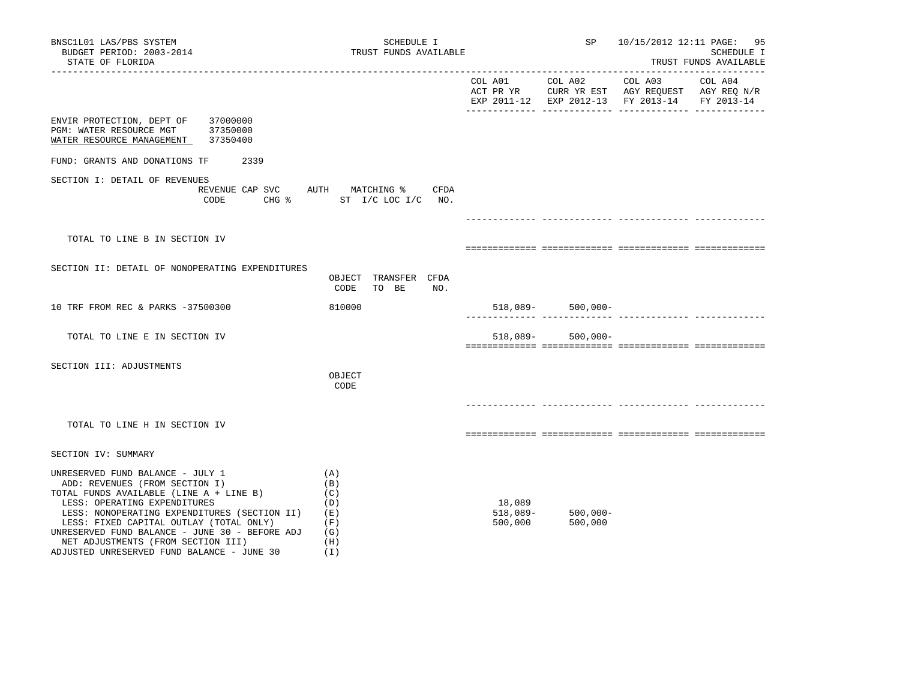BNSC1L01 LAS/PBS SYSTEM
BUDGET PERIOD: 2003-2014
STATE OF FLORIDA

SCHEDULE I
TRUST FUNDS AVAILABLE

SP 10/15/2012 12:11

SCHEDULE I
TRUST FUNDS AVAILABLE

| | COL A01 ACT PR YR EXP 2011-12 | COL A02 CURR YR EST EXP 2012-13 | COL A03 AGY REQUEST FY 2013-14 | COL A04 AGY REQ N/R FY 2013-14 |
|---|---|---|---|---|

ENVIR PROTECTION, DEPT OF 37000000
PGM: WATER RESOURCE MGT 37350000
WATER RESOURCE MANAGEMENT 37350400

FUND: GRANTS AND DONATIONS TF 2339

## SECTION I: DETAIL OF REVENUES

| REVENUE CODE | CAP SVC CHG % | AUTH ST | MATCHING % I/C LOC I/C | CFDA NO. | COL A01 | COL A02 | COL A03 | COL A04 |
|---|---|---|---|---|---|---|---|---|
| TOTAL TO LINE B IN SECTION IV | | | | | | | | |

## SECTION II: DETAIL OF NONOPERATING EXPENDITURES

| | OBJECT CODE | TRANSFER TO BE | CFDA NO. | COL A01 | COL A02 | COL A03 | COL A04 |
|---|---|---|---|---|---|---|---|
| 10 TRF FROM REC & PARKS -37500300 | 810000 | | | 518,089- | 500,000- | | |
| TOTAL TO LINE E IN SECTION IV | | | | 518,089- | 500,000- | | |

## SECTION III: ADJUSTMENTS

| | OBJECT CODE | COL A01 | COL A02 | COL A03 | COL A04 |
|---|---|---|---|---|---|
| TOTAL TO LINE H IN SECTION IV | | | | | |

## SECTION IV: SUMMARY

| | | COL A01 | COL A02 | COL A03 | COL A04 |
|---|---|---|---|---|---|
| UNRESERVED FUND BALANCE - JULY 1 | (A) | | | | |
| ADD: REVENUES (FROM SECTION I) | (B) | | | | |
| TOTAL FUNDS AVAILABLE (LINE A + LINE B) | (C) | | | | |
| LESS: OPERATING EXPENDITURES | (D) | 18,089 | | | |
| LESS: NONOPERATING EXPENDITURES (SECTION II) | (E) | 518,089- | 500,000- | | |
| LESS: FIXED CAPITAL OUTLAY (TOTAL ONLY) | (F) | 500,000 | 500,000 | | |
| UNRESERVED FUND BALANCE - JUNE 30 - BEFORE ADJ | (G) | | | | |
| NET ADJUSTMENTS (FROM SECTION III) | (H) | | | | |
| ADJUSTED UNRESERVED FUND BALANCE - JUNE 30 | (I) | | | | |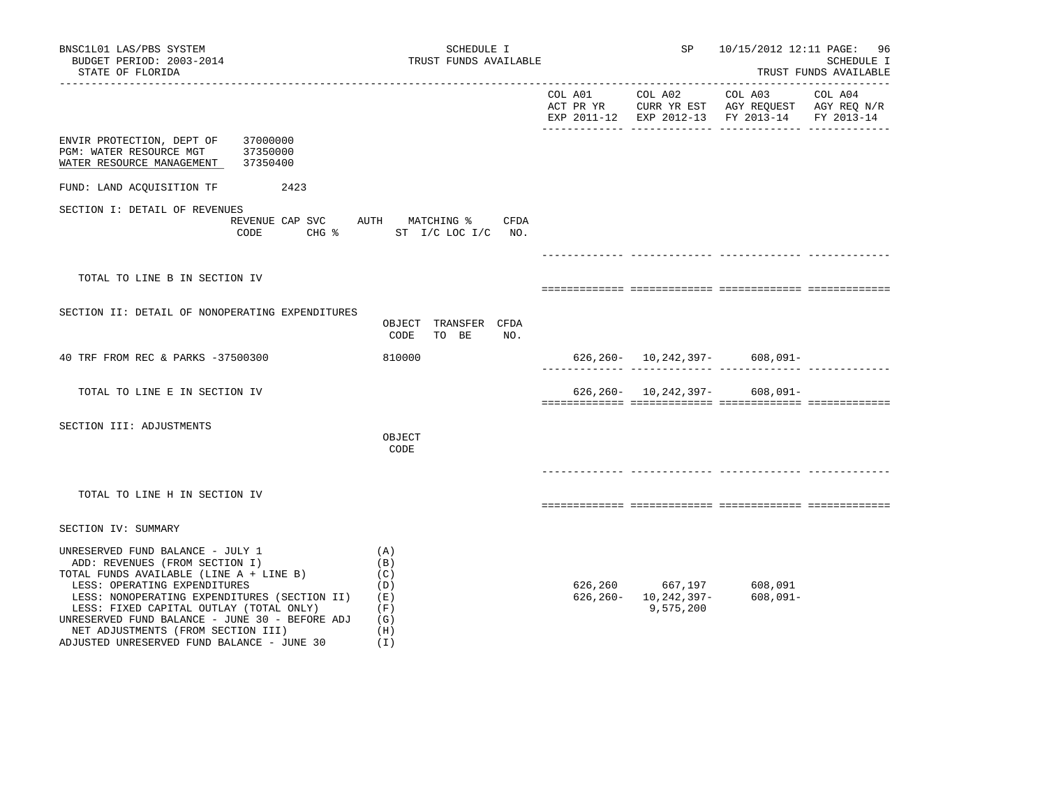BNSC1L01 LAS/PBS SYSTEM
BUDGET PERIOD: 2003-2014
STATE OF FLORIDA

SCHEDULE I
TRUST FUNDS AVAILABLE

SP 10/15/2012 12:11 PAGE: 96
SCHEDULE I
TRUST FUNDS AVAILABLE

| | COL A01 ACT PR YR EXP 2011-12 | COL A02 CURR YR EST EXP 2012-13 | COL A03 AGY REQUEST FY 2013-14 | COL A04 AGY REQ N/R FY 2013-14 |
|---|---|---|---|---|

ENVIR PROTECTION, DEPT OF 37000000
PGM: WATER RESOURCE MGT 37350000
WATER RESOURCE MANAGEMENT 37350400

FUND: LAND ACQUISITION TF 2423

## SECTION I: DETAIL OF REVENUES

| REVENUE CODE | CAP SVC CHG % | AUTH ST | MATCHING % I/C LOC I/C | CFDA NO. | COL A01 | COL A02 | COL A03 | COL A04 |
|---|---|---|---|---|---|---|---|---|
| TOTAL TO LINE B IN SECTION IV | | | | | | | | |

## SECTION II: DETAIL OF NONOPERATING EXPENDITURES

| | OBJECT CODE | TRANSFER TO BE | CFDA NO. | COL A01 | COL A02 | COL A03 | COL A04 |
|---|---|---|---|---|---|---|---|
| 40 TRF FROM REC & PARKS -37500300 | 810000 | | | 626,260- | 10,242,397- | 608,091- | |
| TOTAL TO LINE E IN SECTION IV | | | | 626,260- | 10,242,397- | 608,091- | |

## SECTION III: ADJUSTMENTS

| | OBJECT CODE | COL A01 | COL A02 | COL A03 | COL A04 |
|---|---|---|---|---|---|
| TOTAL TO LINE H IN SECTION IV | | | | | |

## SECTION IV: SUMMARY

| | | COL A01 | COL A02 | COL A03 | COL A04 |
|---|---|---|---|---|---|
| UNRESERVED FUND BALANCE - JULY 1 | (A) | | | | |
| ADD: REVENUES (FROM SECTION I) | (B) | | | | |
| TOTAL FUNDS AVAILABLE (LINE A + LINE B) | (C) | | | | |
| LESS: OPERATING EXPENDITURES | (D) | 626,260 | 667,197 | 608,091 | |
| LESS: NONOPERATING EXPENDITURES (SECTION II) | (E) | 626,260- | 10,242,397- | 608,091- | |
| LESS: FIXED CAPITAL OUTLAY (TOTAL ONLY) | (F) | | 9,575,200 | | |
| UNRESERVED FUND BALANCE - JUNE 30 - BEFORE ADJ | (G) | | | | |
| NET ADJUSTMENTS (FROM SECTION III) | (H) | | | | |
| ADJUSTED UNRESERVED FUND BALANCE - JUNE 30 | (I) | | | | |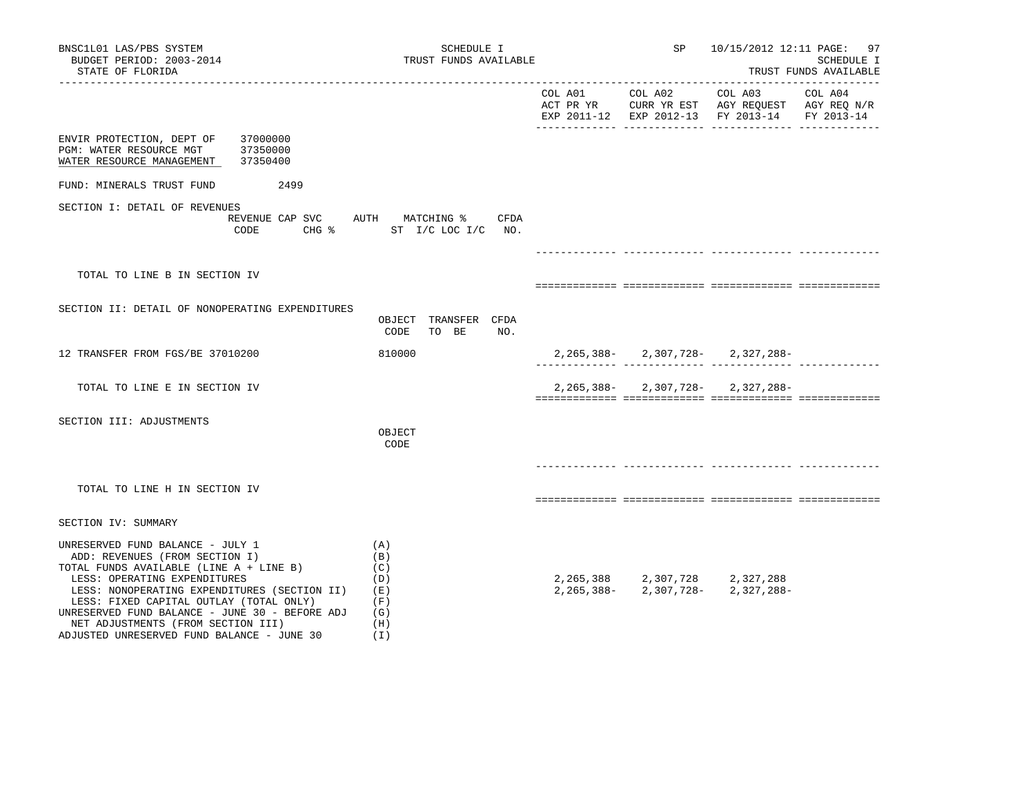BNSC1L01 LAS/PBS SYSTEM
BUDGET PERIOD: 2003-2014
STATE OF FLORIDA

SCHEDULE I
TRUST FUNDS AVAILABLE

SP 10/15/2012 12:11

SCHEDULE I
TRUST FUNDS AVAILABLE

| | COL A01 ACT PR YR EXP 2011-12 | COL A02 CURR YR EST EXP 2012-13 | COL A03 AGY REQUEST FY 2013-14 | COL A04 AGY REQ N/R FY 2013-14 |
|---|---|---|---|---|

ENVIR PROTECTION, DEPT OF 37000000
PGM: WATER RESOURCE MGT 37350000
WATER RESOURCE MANAGEMENT 37350400

FUND: MINERALS TRUST FUND 2499

SECTION I: DETAIL OF REVENUES

| REVENUE CODE | CAP SVC CHG % | AUTH ST | MATCHING % I/C LOC I/C | CFDA NO. | COL A01 | COL A02 | COL A03 | COL A04 |
|---|---|---|---|---|---|---|---|---|
| TOTAL TO LINE B IN SECTION IV | | | | | | | | |

SECTION II: DETAIL OF NONOPERATING EXPENDITURES

| | OBJECT CODE | TRANSFER TO BE | CFDA NO. | COL A01 | COL A02 | COL A03 | COL A04 |
|---|---|---|---|---|---|---|---|
| 12 TRANSFER FROM FGS/BE 37010200 | 810000 | | | 2,265,388- | 2,307,728- | 2,327,288- | |
| TOTAL TO LINE E IN SECTION IV | | | | 2,265,388- | 2,307,728- | 2,327,288- | |

SECTION III: ADJUSTMENTS

| | OBJECT CODE | COL A01 | COL A02 | COL A03 | COL A04 |
|---|---|---|---|---|---|
| TOTAL TO LINE H IN SECTION IV | | | | | |

SECTION IV: SUMMARY

| | | COL A01 | COL A02 | COL A03 | COL A04 |
|---|---|---|---|---|---|
| UNRESERVED FUND BALANCE - JULY 1 | (A) | | | | |
| ADD: REVENUES (FROM SECTION I) | (B) | | | | |
| TOTAL FUNDS AVAILABLE (LINE A + LINE B) | (C) | | | | |
| LESS: OPERATING EXPENDITURES | (D) | 2,265,388 | 2,307,728 | 2,327,288 | |
| LESS: NONOPERATING EXPENDITURES (SECTION II) | (E) | 2,265,388- | 2,307,728- | 2,327,288- | |
| LESS: FIXED CAPITAL OUTLAY (TOTAL ONLY) | (F) | | | | |
| UNRESERVED FUND BALANCE - JUNE 30 - BEFORE ADJ | (G) | | | | |
| NET ADJUSTMENTS (FROM SECTION III) | (H) | | | | |
| ADJUSTED UNRESERVED FUND BALANCE - JUNE 30 | (I) | | | | |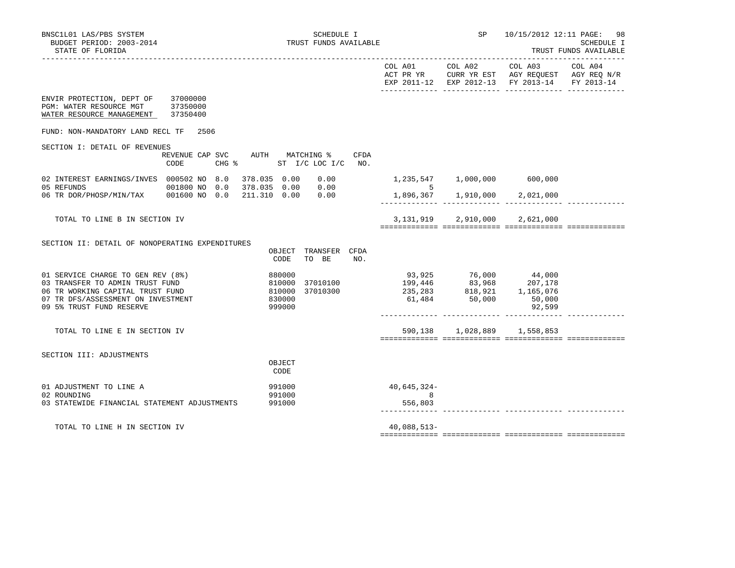SCHEDULE I
TRUST FUNDS AVAILABLE

BNSC1L01 LAS/PBS SYSTEM
BUDGET PERIOD: 2003-2014
STATE OF FLORIDA

SP 10/15/2012 12:11

SCHEDULE I
TRUST FUNDS AVAILABLE

| | COL A01 ACT PR YR EXP 2011-12 | COL A02 CURR YR EST EXP 2012-13 | COL A03 AGY REQUEST FY 2013-14 | COL A04 AGY REQ N/R FY 2013-14 |
|---|---|---|---|---|

ENVIR PROTECTION, DEPT OF 37000000
PGM: WATER RESOURCE MGT 37350000
WATER RESOURCE MANAGEMENT 37350400

FUND: NON-MANDATORY LAND RECL TF 2506

SECTION I: DETAIL OF REVENUES

| | REVENUE CODE | CAP | SVC CHG % | AUTH | MATCHING % ST I/C | LOC I/C | CFDA NO. | COL A01 | COL A02 | COL A03 | COL A04 |
|---|---|---|---|---|---|---|---|---|---|---|---|
| 02 INTEREST EARNINGS/INVES | 000502 | NO | 8.0 | 378.035 | 0.00 | 0.00 | | 1,235,547 | 1,000,000 | 600,000 | |
| 05 REFUNDS | 001800 | NO | 0.0 | 378.035 | 0.00 | 0.00 | | 5 | | | |
| 06 TR DOR/PHOSP/MIN/TAX | 001600 | NO | 0.0 | 211.310 | 0.00 | 0.00 | | 1,896,367 | 1,910,000 | 2,021,000 | |
| TOTAL TO LINE B IN SECTION IV | | | | | | | | 3,131,919 | 2,910,000 | 2,621,000 | |

SECTION II: DETAIL OF NONOPERATING EXPENDITURES

| | OBJECT CODE | TRANSFER TO BE | CFDA NO. | COL A01 | COL A02 | COL A03 | COL A04 |
|---|---|---|---|---|---|---|---|
| 01 SERVICE CHARGE TO GEN REV (8%) | 880000 | | | 93,925 | 76,000 | 44,000 | |
| 03 TRANSFER TO ADMIN TRUST FUND | 810000 | 37010100 | | 199,446 | 83,968 | 207,178 | |
| 06 TR WORKING CAPITAL TRUST FUND | 810000 | 37010300 | | 235,283 | 818,921 | 1,165,076 | |
| 07 TR DFS/ASSESSMENT ON INVESTMENT | 830000 | | | 61,484 | 50,000 | 50,000 | |
| 09 5% TRUST FUND RESERVE | 999000 | | | | | 92,599 | |
| TOTAL TO LINE E IN SECTION IV | | | | 590,138 | 1,028,889 | 1,558,853 | |

SECTION III: ADJUSTMENTS

| | OBJECT CODE | COL A01 | COL A02 | COL A03 | COL A04 |
|---|---|---|---|---|---|
| 01 ADJUSTMENT TO LINE A | 991000 | 40,645,324- | | | |
| 02 ROUNDING | 991000 | 8 | | | |
| 03 STATEWIDE FINANCIAL STATEMENT ADJUSTMENTS | 991000 | 556,803 | | | |
| TOTAL TO LINE H IN SECTION IV | | 40,088,513- | | | |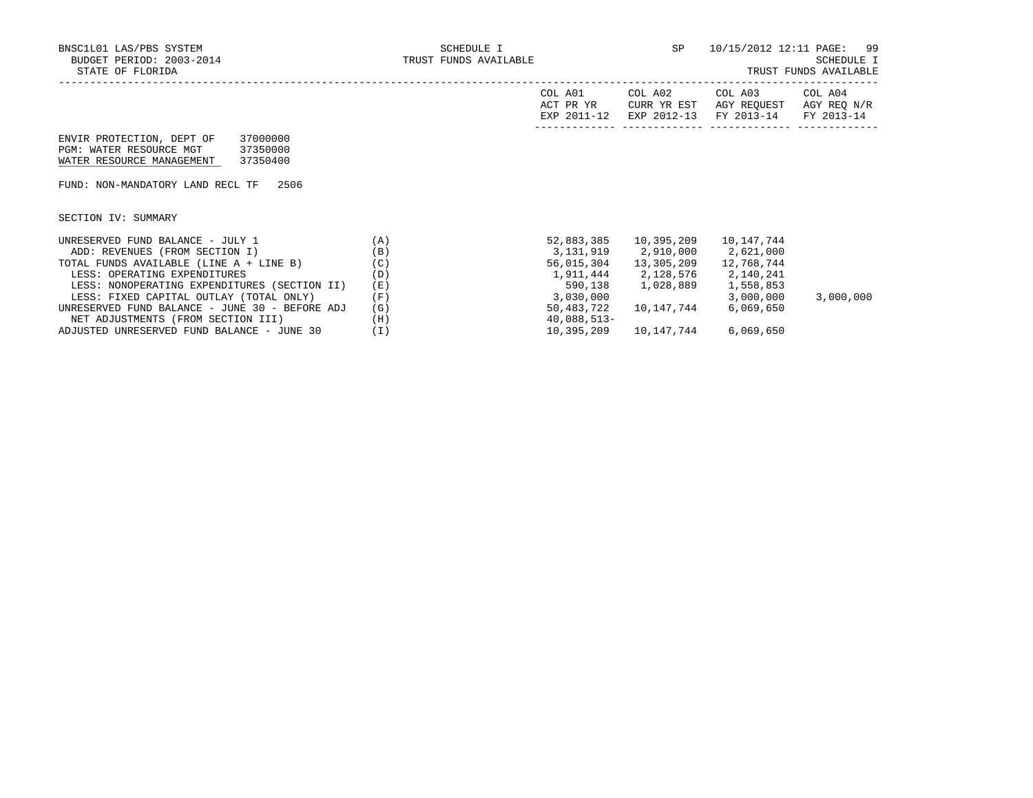BNSC1L01 LAS/PBS SYSTEM
BUDGET PERIOD: 2003-2014
STATE OF FLORIDA

SCHEDULE I
TRUST FUNDS AVAILABLE

SP 10/15/2012 12:11
SCHEDULE I
TRUST FUNDS AVAILABLE

ENVIR PROTECTION, DEPT OF 37000000
PGM: WATER RESOURCE MGT 37350000
WATER RESOURCE MANAGEMENT 37350400

FUND: NON-MANDATORY LAND RECL TF 2506

SECTION IV: SUMMARY

| | | COL A01 ACT PR YR EXP 2011-12 | COL A02 CURR YR EST EXP 2012-13 | COL A03 AGY REQUEST FY 2013-14 | COL A04 AGY REQ N/R FY 2013-14 |
|---|---|---|---|---|---|
| UNRESERVED FUND BALANCE - JULY 1 | (A) | 52,883,385 | 10,395,209 | 10,147,744 | |
| ADD: REVENUES (FROM SECTION I) | (B) | 3,131,919 | 2,910,000 | 2,621,000 | |
| TOTAL FUNDS AVAILABLE (LINE A + LINE B) | (C) | 56,015,304 | 13,305,209 | 12,768,744 | |
| LESS: OPERATING EXPENDITURES | (D) | 1,911,444 | 2,128,576 | 2,140,241 | |
| LESS: NONOPERATING EXPENDITURES (SECTION II) | (E) | 590,138 | 1,028,889 | 1,558,853 | |
| LESS: FIXED CAPITAL OUTLAY (TOTAL ONLY) | (F) | 3,030,000 | | 3,000,000 | 3,000,000 |
| UNRESERVED FUND BALANCE - JUNE 30 - BEFORE ADJ | (G) | 50,483,722 | 10,147,744 | 6,069,650 | |
| NET ADJUSTMENTS (FROM SECTION III) | (H) | 40,088,513- | | | |
| ADJUSTED UNRESERVED FUND BALANCE - JUNE 30 | (I) | 10,395,209 | 10,147,744 | 6,069,650 | |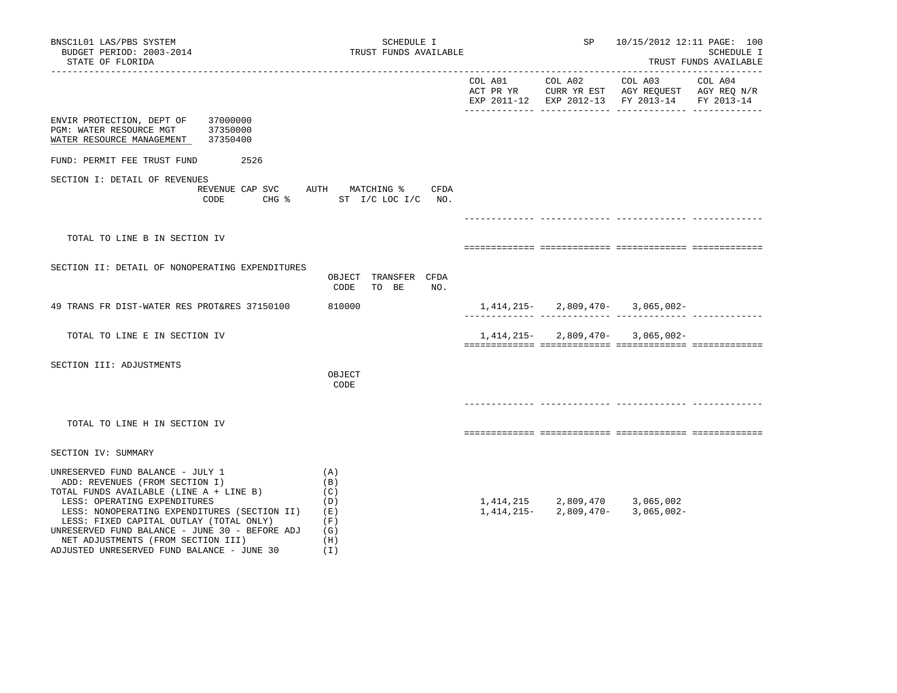BNSC1L01 LAS/PBS SYSTEM
BUDGET PERIOD: 2003-2014
STATE OF FLORIDA

SCHEDULE I
TRUST FUNDS AVAILABLE

SP 10/15/2012 12:11

SCHEDULE I
TRUST FUNDS AVAILABLE

| | COL A01 ACT PR YR EXP 2011-12 | COL A02 CURR YR EST EXP 2012-13 | COL A03 AGY REQUEST FY 2013-14 | COL A04 AGY REQ N/R FY 2013-14 |
|---|---|---|---|---|

ENVIR PROTECTION, DEPT OF 37000000
PGM: WATER RESOURCE MGT 37350000
WATER RESOURCE MANAGEMENT 37350400

FUND: PERMIT FEE TRUST FUND 2526

SECTION I: DETAIL OF REVENUES

| REVENUE CODE | CAP SVC CHG % | AUTH ST | MATCHING % I/C LOC I/C | CFDA NO. | COL A01 | COL A02 | COL A03 | COL A04 |
|---|---|---|---|---|---|---|---|---|
| TOTAL TO LINE B IN SECTION IV | | | | | | | | |

SECTION II: DETAIL OF NONOPERATING EXPENDITURES

| | OBJECT CODE | TRANSFER TO BE | CFDA NO. | COL A01 | COL A02 | COL A03 | COL A04 |
|---|---|---|---|---|---|---|---|
| 49 TRANS FR DIST-WATER RES PROT&RES 37150100 | 810000 | | | 1,414,215- | 2,809,470- | 3,065,002- | |
| TOTAL TO LINE E IN SECTION IV | | | | 1,414,215- | 2,809,470- | 3,065,002- | |

SECTION III: ADJUSTMENTS

| | OBJECT CODE | COL A01 | COL A02 | COL A03 | COL A04 |
|---|---|---|---|---|---|
| TOTAL TO LINE H IN SECTION IV | | | | | |

SECTION IV: SUMMARY

| | | COL A01 | COL A02 | COL A03 | COL A04 |
|---|---|---|---|---|---|
| UNRESERVED FUND BALANCE - JULY 1 | (A) | | | | |
| ADD: REVENUES (FROM SECTION I) | (B) | | | | |
| TOTAL FUNDS AVAILABLE (LINE A + LINE B) | (C) | | | | |
| LESS: OPERATING EXPENDITURES | (D) | 1,414,215 | 2,809,470 | 3,065,002 | |
| LESS: NONOPERATING EXPENDITURES (SECTION II) | (E) | 1,414,215- | 2,809,470- | 3,065,002- | |
| LESS: FIXED CAPITAL OUTLAY (TOTAL ONLY) | (F) | | | | |
| UNRESERVED FUND BALANCE - JUNE 30 - BEFORE ADJ | (G) | | | | |
| NET ADJUSTMENTS (FROM SECTION III) | (H) | | | | |
| ADJUSTED UNRESERVED FUND BALANCE - JUNE 30 | (I) | | | | |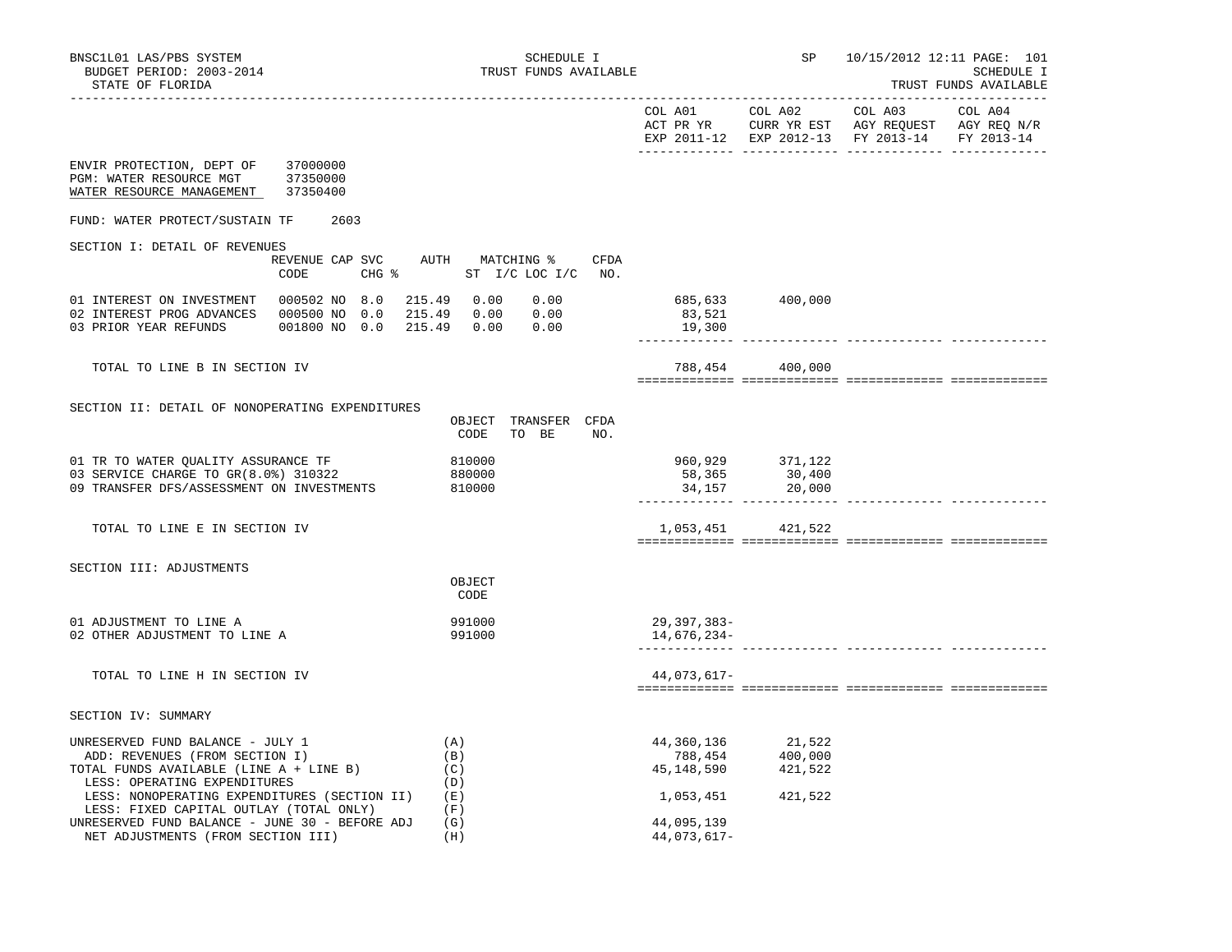BNSC1L01 LAS/PBS SYSTEM
BUDGET PERIOD: 2003-2014
STATE OF FLORIDA

SCHEDULE I
TRUST FUNDS AVAILABLE

SP 10/15/2012 12:11

SCHEDULE I
TRUST FUNDS AVAILABLE

| | COL A01 ACT PR YR EXP 2011-12 | COL A02 CURR YR EST EXP 2012-13 | COL A03 AGY REQUEST FY 2013-14 | COL A04 AGY REQ N/R FY 2013-14 |
|---|---|---|---|---|

ENVIR PROTECTION, DEPT OF 37000000
PGM: WATER RESOURCE MGT 37350000
WATER RESOURCE MANAGEMENT 37350400

FUND: WATER PROTECT/SUSTAIN TF 2603

## SECTION I: DETAIL OF REVENUES

| | REVENUE CODE | CAP | SVC CHG % | AUTH | MATCHING % ST I/C | LOC I/C | CFDA NO. | COL A01 | COL A02 | COL A03 | COL A04 |
|---|---|---|---|---|---|---|---|---|---|---|---|
| 01 INTEREST ON INVESTMENT | 000502 | NO | 8.0 | 215.49 | 0.00 | 0.00 | | 685,633 | 400,000 | | |
| 02 INTEREST PROG ADVANCES | 000500 | NO | 0.0 | 215.49 | 0.00 | 0.00 | | 83,521 | | | |
| 03 PRIOR YEAR REFUNDS | 001800 | NO | 0.0 | 215.49 | 0.00 | 0.00 | | 19,300 | | | |
| TOTAL TO LINE B IN SECTION IV | | | | | | | | 788,454 | 400,000 | | |

## SECTION II: DETAIL OF NONOPERATING EXPENDITURES

| | OBJECT CODE | TRANSFER TO BE | CFDA NO. | COL A01 | COL A02 | COL A03 | COL A04 |
|---|---|---|---|---|---|---|---|
| 01 TR TO WATER QUALITY ASSURANCE TF | 810000 | | | 960,929 | 371,122 | | |
| 03 SERVICE CHARGE TO GR(8.0%) 310322 | 880000 | | | 58,365 | 30,400 | | |
| 09 TRANSFER DFS/ASSESSMENT ON INVESTMENTS | 810000 | | | 34,157 | 20,000 | | |
| TOTAL TO LINE E IN SECTION IV | | | | 1,053,451 | 421,522 | | |

## SECTION III: ADJUSTMENTS

| | OBJECT CODE | COL A01 | COL A02 | COL A03 | COL A04 |
|---|---|---|---|---|---|
| 01 ADJUSTMENT TO LINE A | 991000 | 29,397,383- | | | |
| 02 OTHER ADJUSTMENT TO LINE A | 991000 | 14,676,234- | | | |
| TOTAL TO LINE H IN SECTION IV | | 44,073,617- | | | |

## SECTION IV: SUMMARY

| | | COL A01 | COL A02 | COL A03 | COL A04 |
|---|---|---|---|---|---|
| UNRESERVED FUND BALANCE - JULY 1 | (A) | 44,360,136 | 21,522 | | |
| ADD: REVENUES (FROM SECTION I) | (B) | 788,454 | 400,000 | | |
| TOTAL FUNDS AVAILABLE (LINE A + LINE B) | (C) | 45,148,590 | 421,522 | | |
| LESS: OPERATING EXPENDITURES | (D) | | | | |
| LESS: NONOPERATING EXPENDITURES (SECTION II) | (E) | 1,053,451 | 421,522 | | |
| LESS: FIXED CAPITAL OUTLAY (TOTAL ONLY) | (F) | | | | |
| UNRESERVED FUND BALANCE - JUNE 30 - BEFORE ADJ | (G) | 44,095,139 | | | |
| NET ADJUSTMENTS (FROM SECTION III) | (H) | 44,073,617- | | | |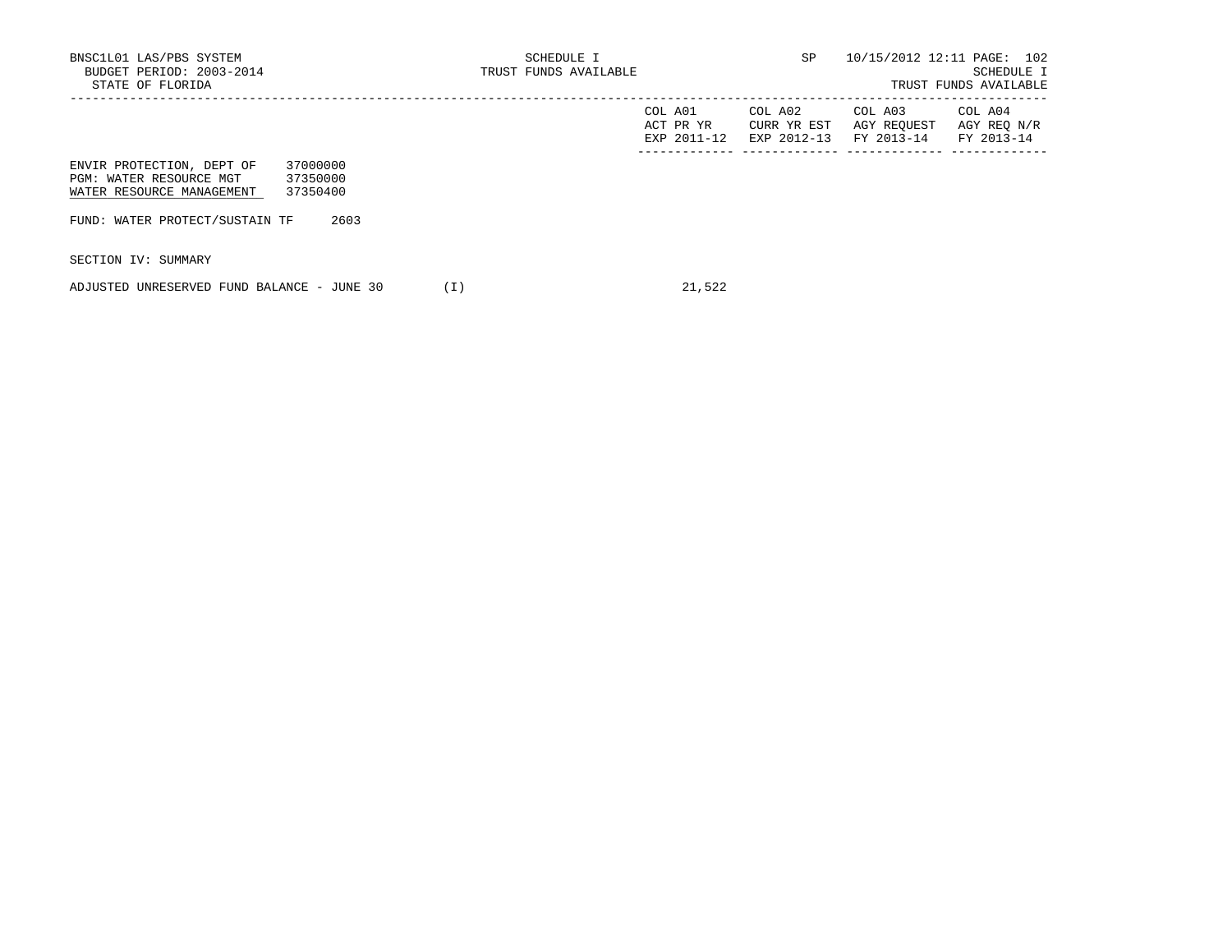BNSC1L01 LAS/PBS SYSTEM
BUDGET PERIOD: 2003-2014
STATE OF FLORIDA

SCHEDULE I
TRUST FUNDS AVAILABLE

SP 10/15/2012 12:11

SCHEDULE I
TRUST FUNDS AVAILABLE

| | COL A01 ACT PR YR EXP 2011-12 | COL A02 CURR YR EST EXP 2012-13 | COL A03 AGY REQUEST FY 2013-14 | COL A04 AGY REQ N/R FY 2013-14 |
|---|---|---|---|---|
| ENVIR PROTECTION, DEPT OF 37000000 | | | | |
| PGM: WATER RESOURCE MGT 37350000 | | | | |
| WATER RESOURCE MANAGEMENT 37350400 | | | | |
| FUND: WATER PROTECT/SUSTAIN TF 2603 | | | | |
| SECTION IV: SUMMARY | | | | |
| ADJUSTED UNRESERVED FUND BALANCE - JUNE 30 (I) | 21,522 | | | |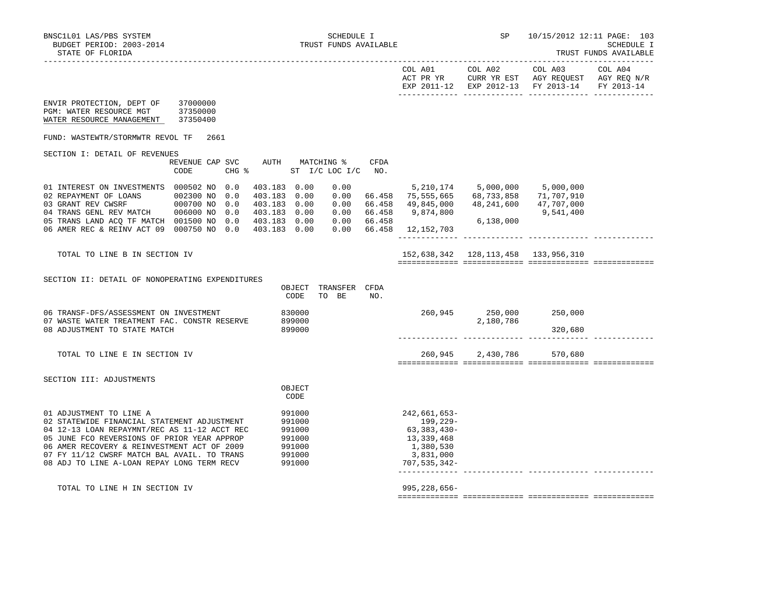BNSC1L01 LAS/PBS SYSTEM — SCHEDULE I — SP 10/15/2012 12:11
BUDGET PERIOD: 2003-2014 — TRUST FUNDS AVAILABLE — SCHEDULE I
STATE OF FLORIDA — TRUST FUNDS AVAILABLE

ENVIR PROTECTION, DEPT OF 37000000
PGM: WATER RESOURCE MGT 37350000
WATER RESOURCE MANAGEMENT 37350400

FUND: WASTEWTR/STORMWTR REVOL TF 2661

## SECTION I: DETAIL OF REVENUES

| | REVENUE CODE | CAP SVC CHG % | | AUTH | MATCHING % ST I/C | LOC I/C | CFDA NO. | COL A01 ACT PR YR EXP 2011-12 | COL A02 CURR YR EST EXP 2012-13 | COL A03 AGY REQUEST FY 2013-14 | COL A04 AGY REQ N/R FY 2013-14 |
|---|---|---|---|---|---|---|---|---|---|---|---|
| 01 INTEREST ON INVESTMENTS | 000502 | NO | 0.0 | 403.183 | 0.00 | 0.00 | | 5,210,174 | 5,000,000 | 5,000,000 | |
| 02 REPAYMENT OF LOANS | 002300 | NO | 0.0 | 403.183 | 0.00 | 0.00 | 66.458 | 75,555,665 | 68,733,858 | 71,707,910 | |
| 03 GRANT REV CWSRF | 000700 | NO | 0.0 | 403.183 | 0.00 | 0.00 | 66.458 | 49,845,000 | 48,241,600 | 47,707,000 | |
| 04 TRANS GENL REV MATCH | 006000 | NO | 0.0 | 403.183 | 0.00 | 0.00 | 66.458 | 9,874,800 | | 9,541,400 | |
| 05 TRANS LAND ACQ TF MATCH | 001500 | NO | 0.0 | 403.183 | 0.00 | 0.00 | 66.458 | | 6,138,000 | | |
| 06 AMER REC & REINV ACT 09 | 000750 | NO | 0.0 | 403.183 | 0.00 | 0.00 | 66.458 | 12,152,703 | | | |
| TOTAL TO LINE B IN SECTION IV | | | | | | | | 152,638,342 | 128,113,458 | 133,956,310 | |

## SECTION II: DETAIL OF NONOPERATING EXPENDITURES

| | OBJECT CODE | TRANSFER TO BE | CFDA NO. | COL A01 | COL A02 | COL A03 | COL A04 |
|---|---|---|---|---|---|---|---|
| 06 TRANSF-DFS/ASSESSMENT ON INVESTMENT | 830000 | | | 260,945 | 250,000 | 250,000 | |
| 07 WASTE WATER TREATMENT FAC. CONSTR RESERVE | 899000 | | | | 2,180,786 | | |
| 08 ADJUSTMENT TO STATE MATCH | 899000 | | | | | 320,680 | |
| TOTAL TO LINE E IN SECTION IV | | | | 260,945 | 2,430,786 | 570,680 | |

## SECTION III: ADJUSTMENTS

| | OBJECT CODE | COL A01 | COL A02 | COL A03 | COL A04 |
|---|---|---|---|---|---|
| 01 ADJUSTMENT TO LINE A | 991000 | 242,661,653- | | | |
| 02 STATEWIDE FINANCIAL STATEMENT ADJUSTMENT | 991000 | 199,229- | | | |
| 04 12-13 LOAN REPAYMNT/REC AS 11-12 ACCT REC | 991000 | 63,383,430- | | | |
| 05 JUNE FCO REVERSIONS OF PRIOR YEAR APPROP | 991000 | 13,339,468 | | | |
| 06 AMER RECOVERY & REINVESTMENT ACT OF 2009 | 991000 | 1,380,530 | | | |
| 07 FY 11/12 CWSRF MATCH BAL AVAIL. TO TRANS | 991000 | 3,831,000 | | | |
| 08 ADJ TO LINE A-LOAN REPAY LONG TERM RECV | 991000 | 707,535,342- | | | |
| TOTAL TO LINE H IN SECTION IV | | 995,228,656- | | | |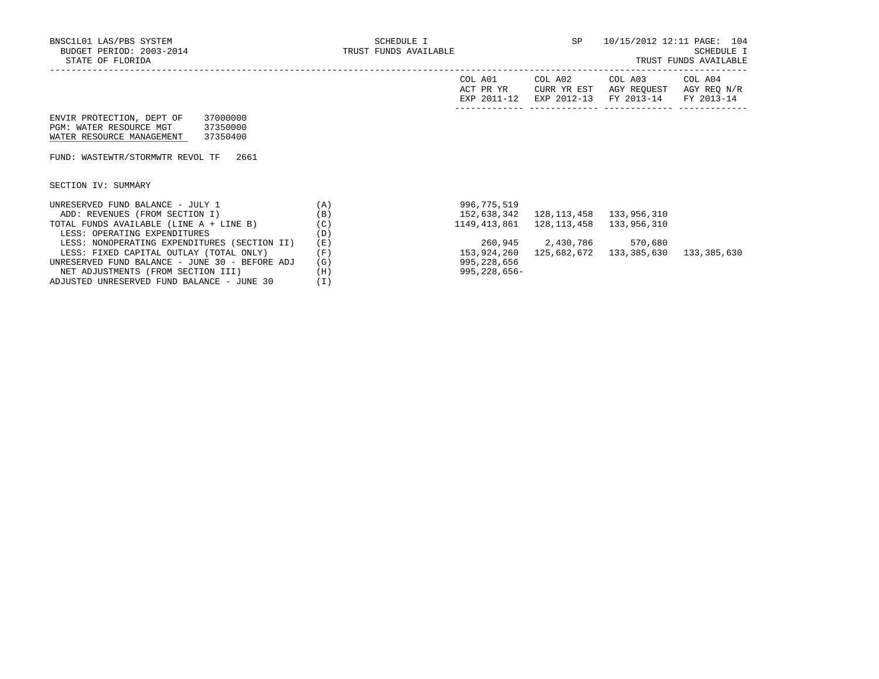BNSC1L01 LAS/PBS SYSTEM
BUDGET PERIOD: 2003-2014
STATE OF FLORIDA

SCHEDULE I
TRUST FUNDS AVAILABLE

SP 10/15/2012 12:11

SCHEDULE I
TRUST FUNDS AVAILABLE

ENVIR PROTECTION, DEPT OF 37000000
PGM: WATER RESOURCE MGT 37350000
WATER RESOURCE MANAGEMENT 37350400

FUND: WASTEWTR/STORMWTR REVOL TF 2661

SECTION IV: SUMMARY

| | | COL A01 ACT PR YR EXP 2011-12 | COL A02 CURR YR EST EXP 2012-13 | COL A03 AGY REQUEST FY 2013-14 | COL A04 AGY REQ N/R FY 2013-14 |
|---|---|---|---|---|---|
| UNRESERVED FUND BALANCE - JULY 1 | (A) | 996,775,519 | | | |
| ADD: REVENUES (FROM SECTION I) | (B) | 152,638,342 | 128,113,458 | 133,956,310 | |
| TOTAL FUNDS AVAILABLE (LINE A + LINE B) | (C) | 1149,413,861 | 128,113,458 | 133,956,310 | |
| LESS: OPERATING EXPENDITURES | (D) | | | | |
| LESS: NONOPERATING EXPENDITURES (SECTION II) | (E) | 260,945 | 2,430,786 | 570,680 | |
| LESS: FIXED CAPITAL OUTLAY (TOTAL ONLY) | (F) | 153,924,260 | 125,682,672 | 133,385,630 | 133,385,630 |
| UNRESERVED FUND BALANCE - JUNE 30 - BEFORE ADJ | (G) | 995,228,656 | | | |
| NET ADJUSTMENTS (FROM SECTION III) | (H) | 995,228,656- | | | |
| ADJUSTED UNRESERVED FUND BALANCE - JUNE 30 | (I) | | | | |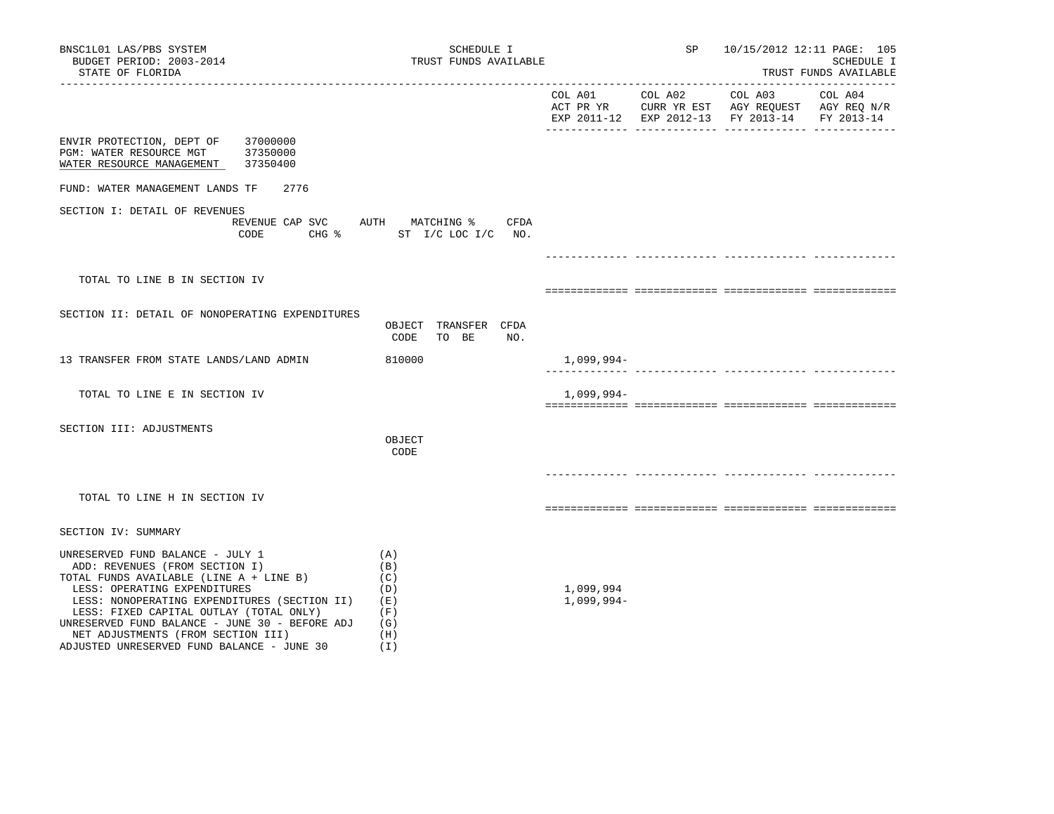BNSC1L01 LAS/PBS SYSTEM
BUDGET PERIOD: 2003-2014
STATE OF FLORIDA

SCHEDULE I
TRUST FUNDS AVAILABLE

SP 10/15/2012 12:11 PAGE: 105
SCHEDULE I
TRUST FUNDS AVAILABLE

ENVIR PROTECTION, DEPT OF 37000000
PGM: WATER RESOURCE MGT 37350000
WATER RESOURCE MANAGEMENT 37350400

FUND: WATER MANAGEMENT LANDS TF 2776

| | | COL A01 ACT PR YR EXP 2011-12 | COL A02 CURR YR EST EXP 2012-13 | COL A03 AGY REQUEST FY 2013-14 | COL A04 AGY REQ N/R FY 2013-14 |
|---|---|---|---|---|---|
| **SECTION I: DETAIL OF REVENUES** | REVENUE CODE / CAP SVC CHG % / AUTH / MATCHING % ST I/C LOC I/C / CFDA NO. | | | | |
| TOTAL TO LINE B IN SECTION IV | | | | | |
| **SECTION II: DETAIL OF NONOPERATING EXPENDITURES** | OBJECT CODE / TRANSFER TO BE / CFDA NO. | | | | |
| 13 TRANSFER FROM STATE LANDS/LAND ADMIN | 810000 | 1,099,994- | | | |
| TOTAL TO LINE E IN SECTION IV | | 1,099,994- | | | |
| **SECTION III: ADJUSTMENTS** | OBJECT CODE | | | | |
| TOTAL TO LINE H IN SECTION IV | | | | | |
| **SECTION IV: SUMMARY** | | | | | |
| UNRESERVED FUND BALANCE - JULY 1 | (A) | | | | |
| ADD: REVENUES (FROM SECTION I) | (B) | | | | |
| TOTAL FUNDS AVAILABLE (LINE A + LINE B) | (C) | | | | |
| LESS: OPERATING EXPENDITURES | (D) | 1,099,994 | | | |
| LESS: NONOPERATING EXPENDITURES (SECTION II) | (E) | 1,099,994- | | | |
| LESS: FIXED CAPITAL OUTLAY (TOTAL ONLY) | (F) | | | | |
| UNRESERVED FUND BALANCE - JUNE 30 - BEFORE ADJ | (G) | | | | |
| NET ADJUSTMENTS (FROM SECTION III) | (H) | | | | |
| ADJUSTED UNRESERVED FUND BALANCE - JUNE 30 | (I) | | | | |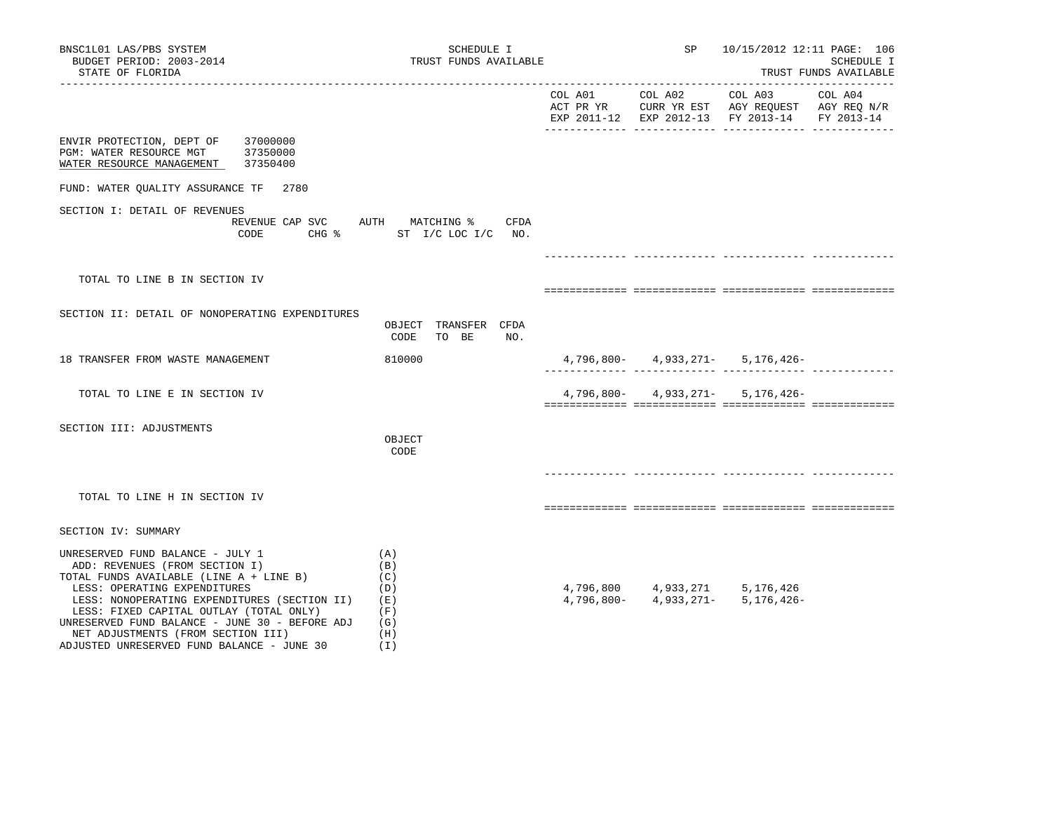BNSC1L01 LAS/PBS SYSTEM — SCHEDULE I — TRUST FUNDS AVAILABLE — SP 10/15/2012 12:11

BUDGET PERIOD: 2003-2014

STATE OF FLORIDA

| | COL A01 ACT PR YR EXP 2011-12 | COL A02 CURR YR EST EXP 2012-13 | COL A03 AGY REQUEST FY 2013-14 | COL A04 AGY REQ N/R FY 2013-14 |
|---|---|---|---|---|

ENVIR PROTECTION, DEPT OF 37000000
PGM: WATER RESOURCE MGT 37350000
WATER RESOURCE MANAGEMENT 37350400

FUND: WATER QUALITY ASSURANCE TF 2780

## SECTION I: DETAIL OF REVENUES

| REVENUE CODE | CAP SVC CHG % | AUTH ST | MATCHING % I/C LOC I/C | CFDA NO. | COL A01 | COL A02 | COL A03 | COL A04 |
|---|---|---|---|---|---|---|---|---|
| TOTAL TO LINE B IN SECTION IV | | | | | | | | |

## SECTION II: DETAIL OF NONOPERATING EXPENDITURES

| | OBJECT CODE | TRANSFER TO BE | CFDA NO. | COL A01 | COL A02 | COL A03 | COL A04 |
|---|---|---|---|---|---|---|---|
| 18 TRANSFER FROM WASTE MANAGEMENT | 810000 | | | 4,796,800- | 4,933,271- | 5,176,426- | |
| TOTAL TO LINE E IN SECTION IV | | | | 4,796,800- | 4,933,271- | 5,176,426- | |

## SECTION III: ADJUSTMENTS

| | OBJECT CODE | COL A01 | COL A02 | COL A03 | COL A04 |
|---|---|---|---|---|---|
| TOTAL TO LINE H IN SECTION IV | | | | | |

## SECTION IV: SUMMARY

| | | COL A01 | COL A02 | COL A03 | COL A04 |
|---|---|---|---|---|---|
| UNRESERVED FUND BALANCE - JULY 1 | (A) | | | | |
| ADD: REVENUES (FROM SECTION I) | (B) | | | | |
| TOTAL FUNDS AVAILABLE (LINE A + LINE B) | (C) | | | | |
| LESS: OPERATING EXPENDITURES | (D) | 4,796,800 | 4,933,271 | 5,176,426 | |
| LESS: NONOPERATING EXPENDITURES (SECTION II) | (E) | 4,796,800- | 4,933,271- | 5,176,426- | |
| LESS: FIXED CAPITAL OUTLAY (TOTAL ONLY) | (F) | | | | |
| UNRESERVED FUND BALANCE - JUNE 30 - BEFORE ADJ | (G) | | | | |
| NET ADJUSTMENTS (FROM SECTION III) | (H) | | | | |
| ADJUSTED UNRESERVED FUND BALANCE - JUNE 30 | (I) | | | | |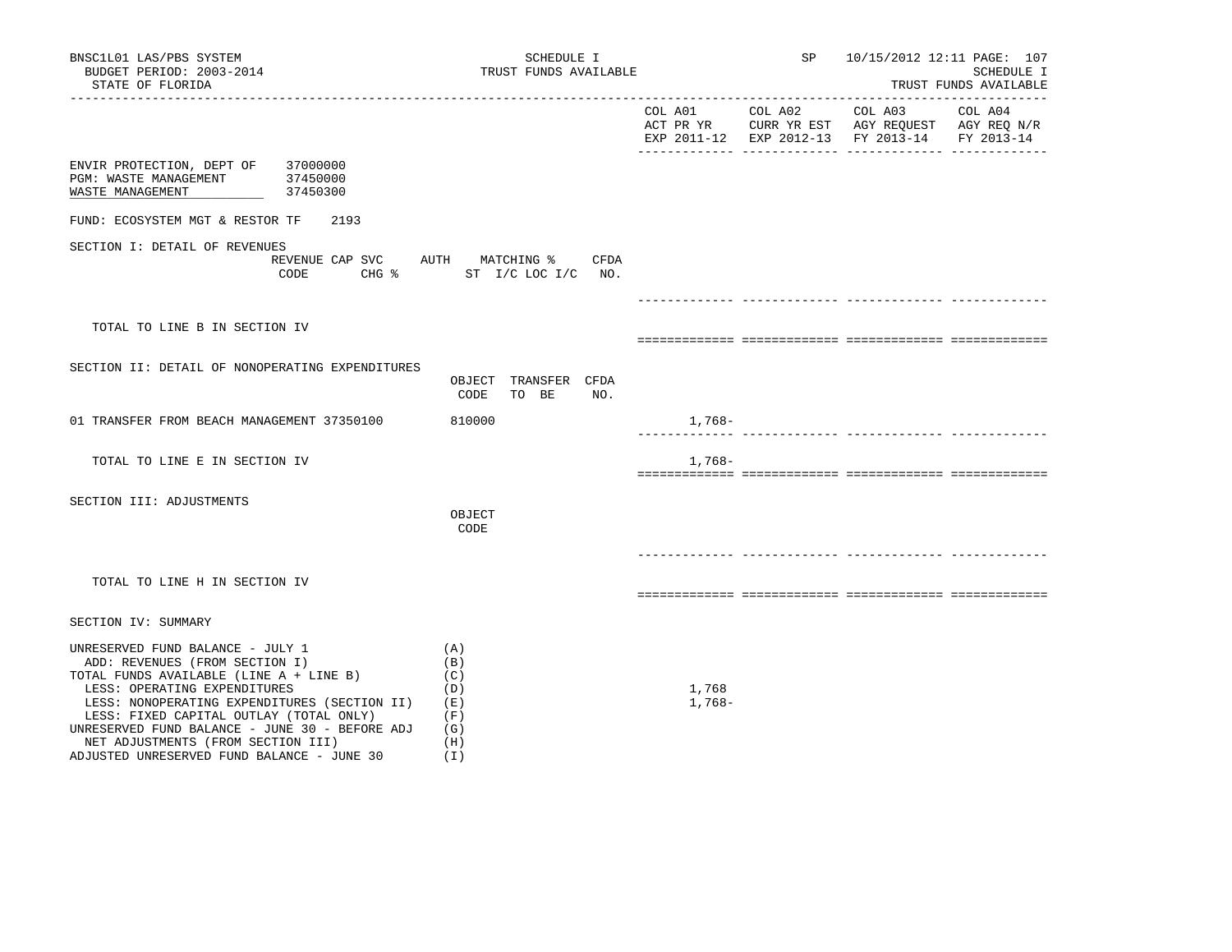BNSC1L01 LAS/PBS SYSTEM
BUDGET PERIOD: 2003-2014
STATE OF FLORIDA

SCHEDULE I
TRUST FUNDS AVAILABLE

SP 10/15/2012 12:11 PAGE: 107
SCHEDULE I
TRUST FUNDS AVAILABLE

| | COL A01 ACT PR YR EXP 2011-12 | COL A02 CURR YR EST EXP 2012-13 | COL A03 AGY REQUEST FY 2013-14 | COL A04 AGY REQ N/R FY 2013-14 |
|---|---|---|---|---|

ENVIR PROTECTION, DEPT OF 37000000
PGM: WASTE MANAGEMENT 37450000
WASTE MANAGEMENT 37450300

FUND: ECOSYSTEM MGT & RESTOR TF 2193

## SECTION I: DETAIL OF REVENUES

| REVENUE CODE | CAP SVC CHG % | AUTH ST | MATCHING % I/C LOC I/C | CFDA NO. | COL A01 | COL A02 | COL A03 | COL A04 |
|---|---|---|---|---|---|---|---|---|
| TOTAL TO LINE B IN SECTION IV | | | | | | | | |

## SECTION II: DETAIL OF NONOPERATING EXPENDITURES

| | OBJECT CODE | TRANSFER TO BE | CFDA NO. | COL A01 | COL A02 | COL A03 | COL A04 |
|---|---|---|---|---|---|---|---|
| 01 TRANSFER FROM BEACH MANAGEMENT 37350100 | 810000 | | | 1,768- | | | |
| TOTAL TO LINE E IN SECTION IV | | | | 1,768- | | | |

## SECTION III: ADJUSTMENTS

| | OBJECT CODE | COL A01 | COL A02 | COL A03 | COL A04 |
|---|---|---|---|---|---|
| TOTAL TO LINE H IN SECTION IV | | | | | |

## SECTION IV: SUMMARY

| | | COL A01 | COL A02 | COL A03 | COL A04 |
|---|---|---|---|---|---|
| UNRESERVED FUND BALANCE - JULY 1 | (A) | | | | |
| ADD: REVENUES (FROM SECTION I) | (B) | | | | |
| TOTAL FUNDS AVAILABLE (LINE A + LINE B) | (C) | | | | |
| LESS: OPERATING EXPENDITURES | (D) | 1,768 | | | |
| LESS: NONOPERATING EXPENDITURES (SECTION II) | (E) | 1,768- | | | |
| LESS: FIXED CAPITAL OUTLAY (TOTAL ONLY) | (F) | | | | |
| UNRESERVED FUND BALANCE - JUNE 30 - BEFORE ADJ | (G) | | | | |
| NET ADJUSTMENTS (FROM SECTION III) | (H) | | | | |
| ADJUSTED UNRESERVED FUND BALANCE - JUNE 30 | (I) | | | | |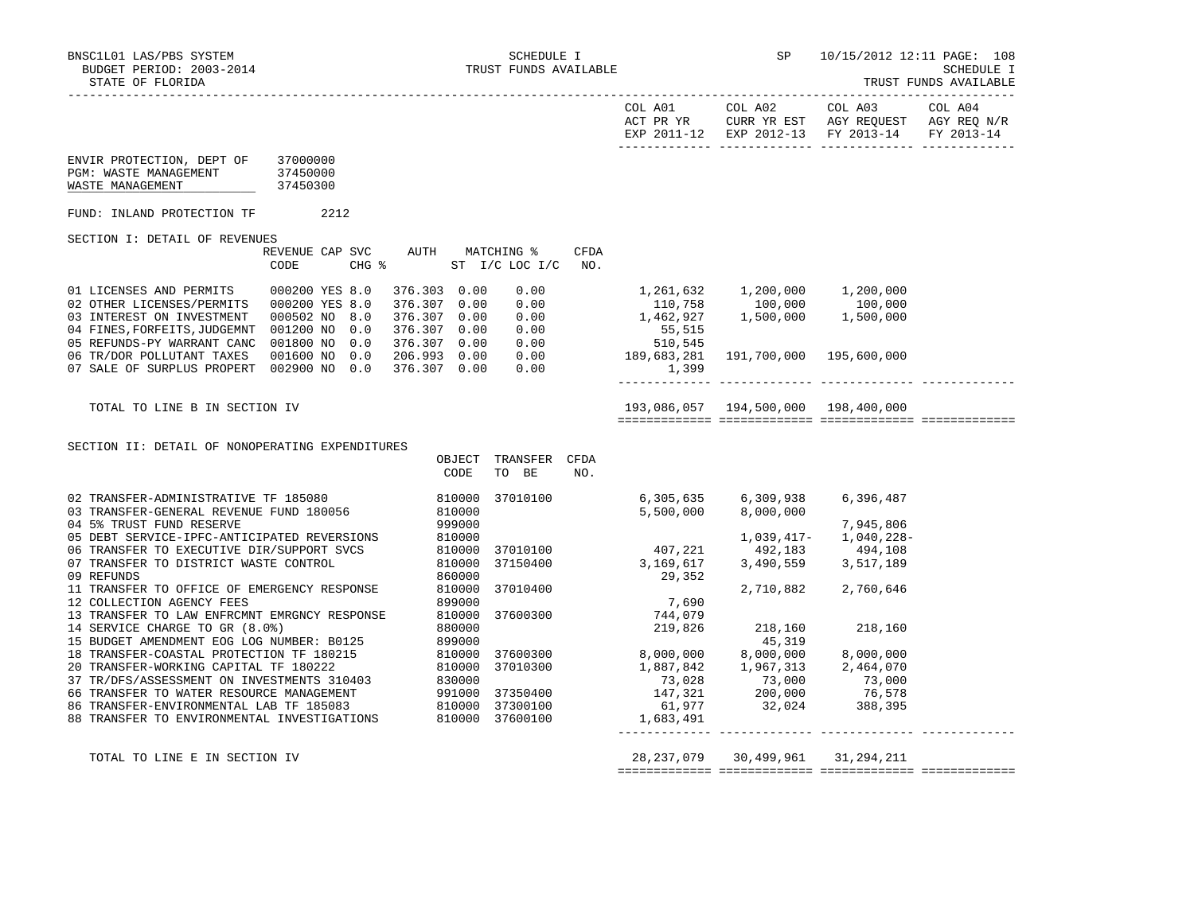SCHEDULE I
TRUST FUNDS AVAILABLE

BNSC1L01 LAS/PBS SYSTEM
BUDGET PERIOD: 2003-2014
STATE OF FLORIDA

SP 10/15/2012 12:11

ENVIR PROTECTION, DEPT OF 37000000
PGM: WASTE MANAGEMENT 37450000
WASTE MANAGEMENT 37450300

FUND: INLAND PROTECTION TF 2212

## SECTION I: DETAIL OF REVENUES

| | REVENUE CODE | CAP | SVC CHG % | AUTH ST | MATCHING % I/C | LOC I/C | CFDA NO. | COL A01 ACT PR YR EXP 2011-12 | COL A02 CURR YR EST EXP 2012-13 | COL A03 AGY REQUEST FY 2013-14 | COL A04 AGY REQ N/R FY 2013-14 |
|---|---|---|---|---|---|---|---|---|---|---|---|
| 01 LICENSES AND PERMITS | 000200 | YES | 8.0 | 376.303 | 0.00 | 0.00 | | 1,261,632 | 1,200,000 | 1,200,000 | |
| 02 OTHER LICENSES/PERMITS | 000200 | YES | 8.0 | 376.307 | 0.00 | 0.00 | | 110,758 | 100,000 | 100,000 | |
| 03 INTEREST ON INVESTMENT | 000502 | NO | 8.0 | 376.307 | 0.00 | 0.00 | | 1,462,927 | 1,500,000 | 1,500,000 | |
| 04 FINES,FORFEITS,JUDGEMNT | 001200 | NO | 0.0 | 376.307 | 0.00 | 0.00 | | 55,515 | | | |
| 05 REFUNDS-PY WARRANT CANC | 001800 | NO | 0.0 | 376.307 | 0.00 | 0.00 | | 510,545 | | | |
| 06 TR/DOR POLLUTANT TAXES | 001600 | NO | 0.0 | 206.993 | 0.00 | 0.00 | | 189,683,281 | 191,700,000 | 195,600,000 | |
| 07 SALE OF SURPLUS PROPERT | 002900 | NO | 0.0 | 376.307 | 0.00 | 0.00 | | 1,399 | | | |
| TOTAL TO LINE B IN SECTION IV | | | | | | | | 193,086,057 | 194,500,000 | 198,400,000 | |

## SECTION II: DETAIL OF NONOPERATING EXPENDITURES

| | OBJECT CODE | TRANSFER TO BE | CFDA NO. | COL A01 ACT PR YR EXP 2011-12 | COL A02 CURR YR EST EXP 2012-13 | COL A03 AGY REQUEST FY 2013-14 | COL A04 AGY REQ N/R FY 2013-14 |
|---|---|---|---|---|---|---|---|
| 02 TRANSFER-ADMINISTRATIVE TF 185080 | 810000 | 37010100 | | 6,305,635 | 6,309,938 | 6,396,487 | |
| 03 TRANSFER-GENERAL REVENUE FUND 180056 | 810000 | | | 5,500,000 | 8,000,000 | | |
| 04 5% TRUST FUND RESERVE | 999000 | | | | | 7,945,806 | |
| 05 DEBT SERVICE-IPFC-ANTICIPATED REVERSIONS | 810000 | | | | 1,039,417- | 1,040,228- | |
| 06 TRANSFER TO EXECUTIVE DIR/SUPPORT SVCS | 810000 | 37010100 | | 407,221 | 492,183 | 494,108 | |
| 07 TRANSFER TO DISTRICT WASTE CONTROL | 810000 | 37150400 | | 3,169,617 | 3,490,559 | 3,517,189 | |
| 09 REFUNDS | 860000 | | | 29,352 | | | |
| 11 TRANSFER TO OFFICE OF EMERGENCY RESPONSE | 810000 | 37010400 | | | 2,710,882 | 2,760,646 | |
| 12 COLLECTION AGENCY FEES | 899000 | | | 7,690 | | | |
| 13 TRANSFER TO LAW ENFRCMNT EMRGNCY RESPONSE | 810000 | 37600300 | | 744,079 | | | |
| 14 SERVICE CHARGE TO GR (8.0%) | 880000 | | | 219,826 | 218,160 | 218,160 | |
| 15 BUDGET AMENDMENT EOG LOG NUMBER: B0125 | 899000 | | | | 45,319 | | |
| 18 TRANSFER-COASTAL PROTECTION TF 180215 | 810000 | 37600300 | | 8,000,000 | 8,000,000 | 8,000,000 | |
| 20 TRANSFER-WORKING CAPITAL TF 180222 | 810000 | 37010300 | | 1,887,842 | 1,967,313 | 2,464,070 | |
| 37 TR/DFS/ASSESSMENT ON INVESTMENTS 310403 | 830000 | | | 73,028 | 73,000 | 73,000 | |
| 66 TRANSFER TO WATER RESOURCE MANAGEMENT | 991000 | 37350400 | | 147,321 | 200,000 | 76,578 | |
| 86 TRANSFER-ENVIRONMENTAL LAB TF 185083 | 810000 | 37300100 | | 61,977 | 32,024 | 388,395 | |
| 88 TRANSFER TO ENVIRONMENTAL INVESTIGATIONS | 810000 | 37600100 | | 1,683,491 | | | |
| TOTAL TO LINE E IN SECTION IV | | | | 28,237,079 | 30,499,961 | 31,294,211 | |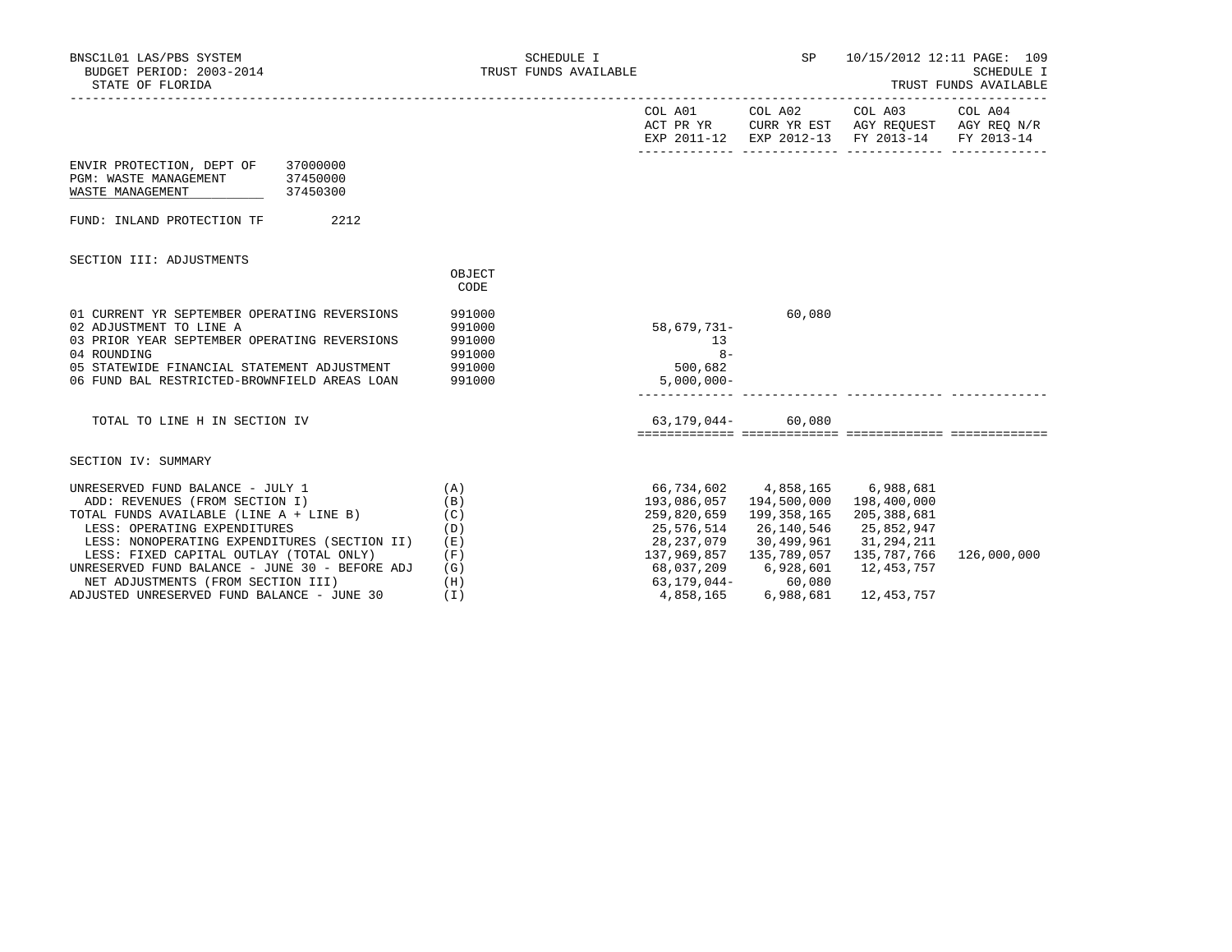BNSC1L01 LAS/PBS SYSTEM
BUDGET PERIOD: 2003-2014
STATE OF FLORIDA

SCHEDULE I
TRUST FUNDS AVAILABLE

SP 10/15/2012 12:11

SCHEDULE I
TRUST FUNDS AVAILABLE

ENVIR PROTECTION, DEPT OF 37000000
PGM: WASTE MANAGEMENT 37450000
WASTE MANAGEMENT 37450300

FUND: INLAND PROTECTION TF 2212

## SECTION III: ADJUSTMENTS

| | OBJECT CODE | COL A01 ACT PR YR EXP 2011-12 | COL A02 CURR YR EST EXP 2012-13 | COL A03 AGY REQUEST FY 2013-14 | COL A04 AGY REQ N/R FY 2013-14 |
|---|---|---|---|---|---|
| 01 CURRENT YR SEPTEMBER OPERATING REVERSIONS | 991000 | | 60,080 | | |
| 02 ADJUSTMENT TO LINE A | 991000 | 58,679,731- | | | |
| 03 PRIOR YEAR SEPTEMBER OPERATING REVERSIONS | 991000 | 13 | | | |
| 04 ROUNDING | 991000 | 8- | | | |
| 05 STATEWIDE FINANCIAL STATEMENT ADJUSTMENT | 991000 | 500,682 | | | |
| 06 FUND BAL RESTRICTED-BROWNFIELD AREAS LOAN | 991000 | 5,000,000- | | | |
| TOTAL TO LINE H IN SECTION IV | | 63,179,044- | 60,080 | | |

## SECTION IV: SUMMARY

| | | COL A01 ACT PR YR EXP 2011-12 | COL A02 CURR YR EST EXP 2012-13 | COL A03 AGY REQUEST FY 2013-14 | COL A04 AGY REQ N/R FY 2013-14 |
|---|---|---|---|---|---|
| UNRESERVED FUND BALANCE - JULY 1 | (A) | 66,734,602 | 4,858,165 | 6,988,681 | |
| ADD: REVENUES (FROM SECTION I) | (B) | 193,086,057 | 194,500,000 | 198,400,000 | |
| TOTAL FUNDS AVAILABLE (LINE A + LINE B) | (C) | 259,820,659 | 199,358,165 | 205,388,681 | |
| LESS: OPERATING EXPENDITURES | (D) | 25,576,514 | 26,140,546 | 25,852,947 | |
| LESS: NONOPERATING EXPENDITURES (SECTION II) | (E) | 28,237,079 | 30,499,961 | 31,294,211 | |
| LESS: FIXED CAPITAL OUTLAY (TOTAL ONLY) | (F) | 137,969,857 | 135,789,057 | 135,787,766 | 126,000,000 |
| UNRESERVED FUND BALANCE - JUNE 30 - BEFORE ADJ | (G) | 68,037,209 | 6,928,601 | 12,453,757 | |
| NET ADJUSTMENTS (FROM SECTION III) | (H) | 63,179,044- | 60,080 | | |
| ADJUSTED UNRESERVED FUND BALANCE - JUNE 30 | (I) | 4,858,165 | 6,988,681 | 12,453,757 | |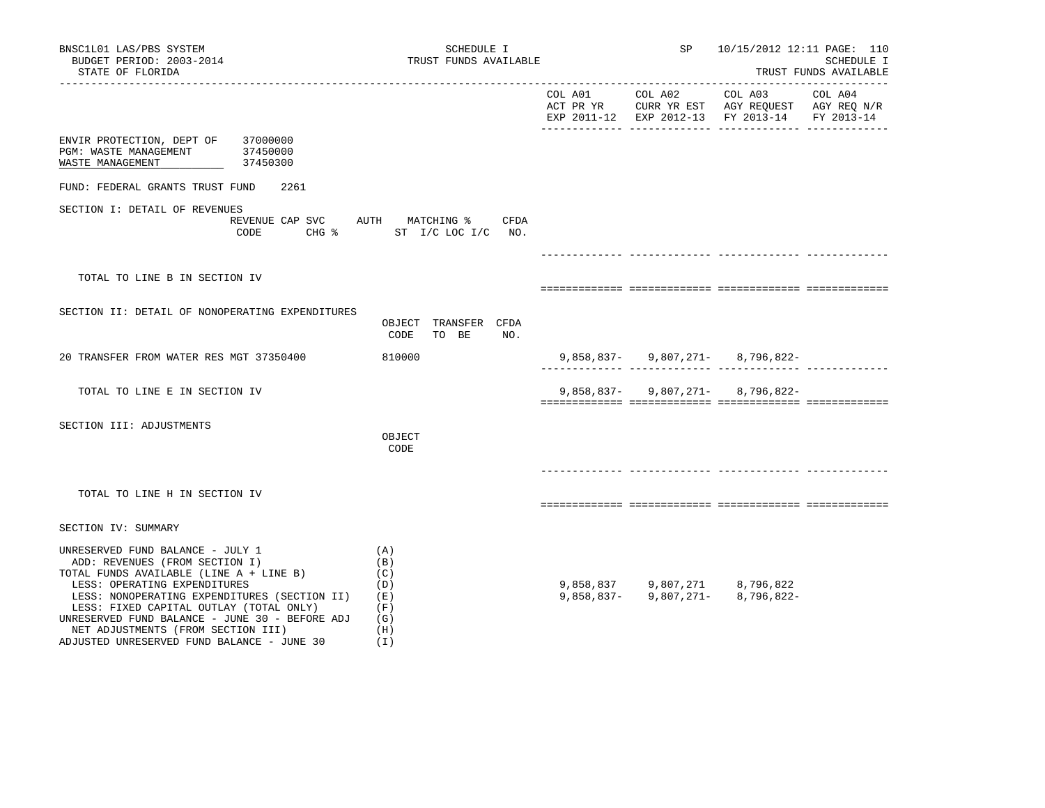BNSC1L01 LAS/PBS SYSTEM
BUDGET PERIOD: 2003-2014
STATE OF FLORIDA

SCHEDULE I
TRUST FUNDS AVAILABLE

SP 10/15/2012 12:11

SCHEDULE I
TRUST FUNDS AVAILABLE

ENVIR PROTECTION, DEPT OF 37000000
PGM: WASTE MANAGEMENT 37450000
WASTE MANAGEMENT 37450300

FUND: FEDERAL GRANTS TRUST FUND 2261

## SECTION I: DETAIL OF REVENUES

| REVENUE CODE | CAP SVC CHG % | AUTH ST | MATCHING % I/C LOC I/C | CFDA NO. | COL A01 ACT PR YR EXP 2011-12 | COL A02 CURR YR EST EXP 2012-13 | COL A03 AGY REQUEST FY 2013-14 | COL A04 AGY REQ N/R FY 2013-14 |
|---|---|---|---|---|---|---|---|---|
| TOTAL TO LINE B IN SECTION IV | | | | | | | | |

## SECTION II: DETAIL OF NONOPERATING EXPENDITURES

| | OBJECT CODE | TRANSFER TO BE | CFDA NO. | COL A01 ACT PR YR EXP 2011-12 | COL A02 CURR YR EST EXP 2012-13 | COL A03 AGY REQUEST FY 2013-14 | COL A04 AGY REQ N/R FY 2013-14 |
|---|---|---|---|---|---|---|---|
| 20 TRANSFER FROM WATER RES MGT 37350400 | 810000 | | | 9,858,837- | 9,807,271- | 8,796,822- | |
| TOTAL TO LINE E IN SECTION IV | | | | 9,858,837- | 9,807,271- | 8,796,822- | |

## SECTION III: ADJUSTMENTS

| | OBJECT CODE | COL A01 | COL A02 | COL A03 | COL A04 |
|---|---|---|---|---|---|
| TOTAL TO LINE H IN SECTION IV | | | | | |

## SECTION IV: SUMMARY

| | | COL A01 | COL A02 | COL A03 | COL A04 |
|---|---|---|---|---|---|
| UNRESERVED FUND BALANCE - JULY 1 | (A) | | | | |
| ADD: REVENUES (FROM SECTION I) | (B) | | | | |
| TOTAL FUNDS AVAILABLE (LINE A + LINE B) | (C) | | | | |
| LESS: OPERATING EXPENDITURES | (D) | 9,858,837 | 9,807,271 | 8,796,822 | |
| LESS: NONOPERATING EXPENDITURES (SECTION II) | (E) | 9,858,837- | 9,807,271- | 8,796,822- | |
| LESS: FIXED CAPITAL OUTLAY (TOTAL ONLY) | (F) | | | | |
| UNRESERVED FUND BALANCE - JUNE 30 - BEFORE ADJ | (G) | | | | |
| NET ADJUSTMENTS (FROM SECTION III) | (H) | | | | |
| ADJUSTED UNRESERVED FUND BALANCE - JUNE 30 | (I) | | | | |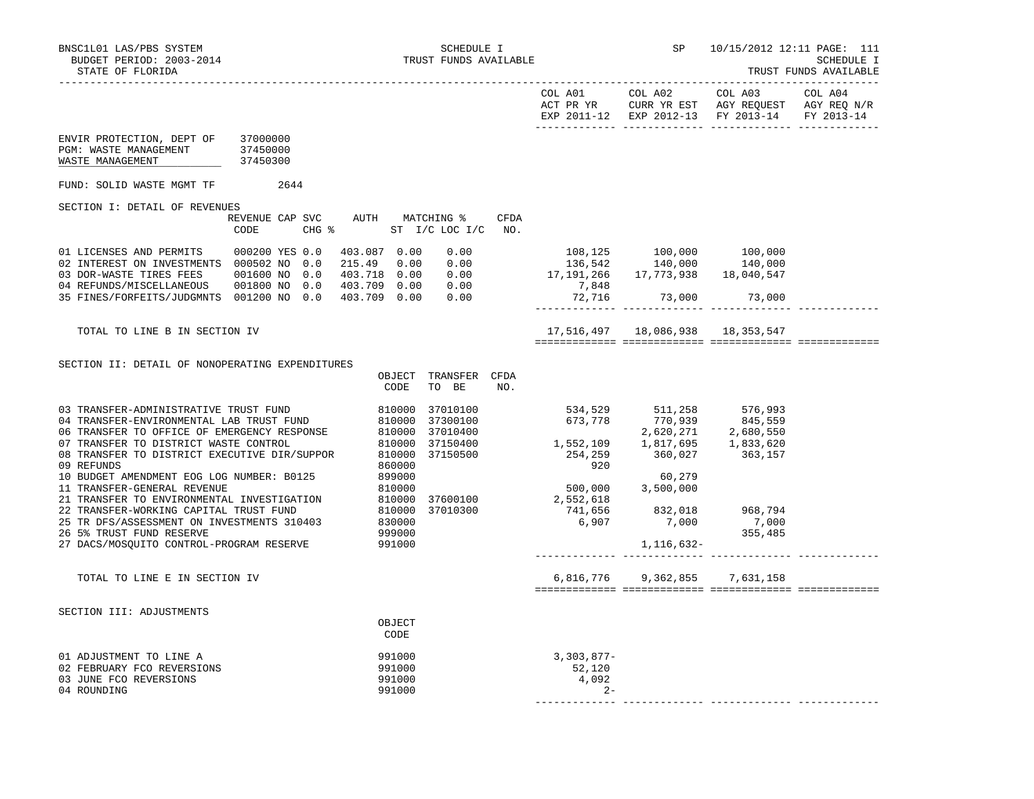BNSC1L01 LAS/PBS SYSTEM — SCHEDULE I — SP 10/15/2012 12:11

BUDGET PERIOD: 2003-2014 — TRUST FUNDS AVAILABLE — SCHEDULE I

STATE OF FLORIDA — TRUST FUNDS AVAILABLE

ENVIR PROTECTION, DEPT OF 37000000
PGM: WASTE MANAGEMENT 37450000
WASTE MANAGEMENT 37450300

FUND: SOLID WASTE MGMT TF 2644

## SECTION I: DETAIL OF REVENUES

| | REVENUE CODE | CAP | SVC CHG % | AUTH ST | MATCHING % I/C | LOC I/C | CFDA NO. | COL A01 ACT PR YR EXP 2011-12 | COL A02 CURR YR EST EXP 2012-13 | COL A03 AGY REQUEST FY 2013-14 | COL A04 AGY REQ N/R FY 2013-14 |
|---|---|---|---|---|---|---|---|---|---|---|---|
| 01 LICENSES AND PERMITS | 000200 | YES | 0.0 | 403.087 | 0.00 | 0.00 | | 108,125 | 100,000 | 100,000 | |
| 02 INTEREST ON INVESTMENTS | 000502 | NO | 0.0 | 215.49 | 0.00 | 0.00 | | 136,542 | 140,000 | 140,000 | |
| 03 DOR-WASTE TIRES FEES | 001600 | NO | 0.0 | 403.718 | 0.00 | 0.00 | | 17,191,266 | 17,773,938 | 18,040,547 | |
| 04 REFUNDS/MISCELLANEOUS | 001800 | NO | 0.0 | 403.709 | 0.00 | 0.00 | | 7,848 | | | |
| 35 FINES/FORFEITS/JUDGMNTS | 001200 | NO | 0.0 | 403.709 | 0.00 | 0.00 | | 72,716 | 73,000 | 73,000 | |
| TOTAL TO LINE B IN SECTION IV | | | | | | | | 17,516,497 | 18,086,938 | 18,353,547 | |

## SECTION II: DETAIL OF NONOPERATING EXPENDITURES

| | OBJECT CODE | TRANSFER TO BE | CFDA NO. | COL A01 ACT PR YR EXP 2011-12 | COL A02 CURR YR EST EXP 2012-13 | COL A03 AGY REQUEST FY 2013-14 | COL A04 AGY REQ N/R FY 2013-14 |
|---|---|---|---|---|---|---|---|
| 03 TRANSFER-ADMINISTRATIVE TRUST FUND | 810000 | 37010100 | | 534,529 | 511,258 | 576,993 | |
| 04 TRANSFER-ENVIRONMENTAL LAB TRUST FUND | 810000 | 37300100 | | 673,778 | 770,939 | 845,559 | |
| 06 TRANSFER TO OFFICE OF EMERGENCY RESPONSE | 810000 | 37010400 | | | 2,620,271 | 2,680,550 | |
| 07 TRANSFER TO DISTRICT WASTE CONTROL | 810000 | 37150400 | | 1,552,109 | 1,817,695 | 1,833,620 | |
| 08 TRANSFER TO DISTRICT EXECUTIVE DIR/SUPPOR | 810000 | 37150500 | | 254,259 | 360,027 | 363,157 | |
| 09 REFUNDS | 860000 | | | 920 | | | |
| 10 BUDGET AMENDMENT EOG LOG NUMBER: B0125 | 899000 | | | | 60,279 | | |
| 11 TRANSFER-GENERAL REVENUE | 810000 | | | 500,000 | 3,500,000 | | |
| 21 TRANSFER TO ENVIRONMENTAL INVESTIGATION | 810000 | 37600100 | | 2,552,618 | | | |
| 22 TRANSFER-WORKING CAPITAL TRUST FUND | 810000 | 37010300 | | 741,656 | 832,018 | 968,794 | |
| 25 TR DFS/ASSESSMENT ON INVESTMENTS 310403 | 830000 | | | 6,907 | 7,000 | 7,000 | |
| 26 5% TRUST FUND RESERVE | 999000 | | | | | 355,485 | |
| 27 DACS/MOSQUITO CONTROL-PROGRAM RESERVE | 991000 | | | | 1,116,632- | | |
| TOTAL TO LINE E IN SECTION IV | | | | 6,816,776 | 9,362,855 | 7,631,158 | |

## SECTION III: ADJUSTMENTS

| | OBJECT CODE | COL A01 | COL A02 | COL A03 | COL A04 |
|---|---|---|---|---|---|
| 01 ADJUSTMENT TO LINE A | 991000 | 3,303,877- | | | |
| 02 FEBRUARY FCO REVERSIONS | 991000 | 52,120 | | | |
| 03 JUNE FCO REVERSIONS | 991000 | 4,092 | | | |
| 04 ROUNDING | 991000 | 2- | | | |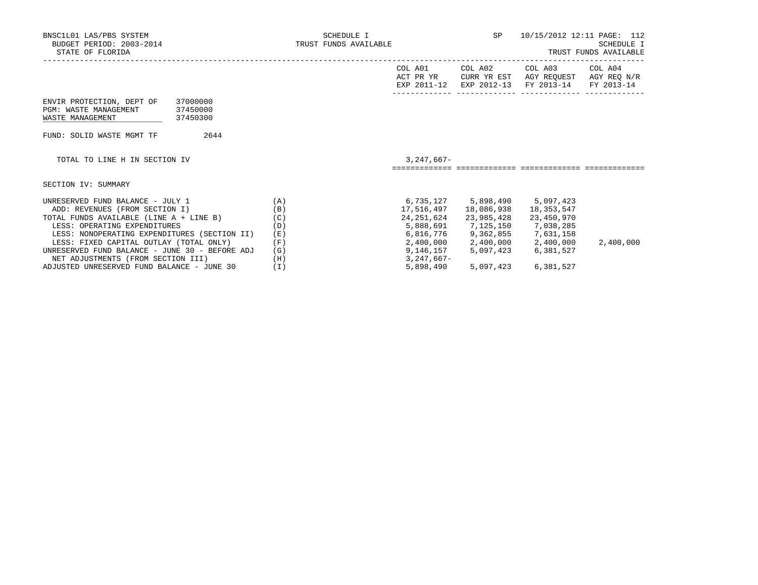BNSC1L01 LAS/PBS SYSTEM — SCHEDULE I — TRUST FUNDS AVAILABLE
BUDGET PERIOD: 2003-2014
STATE OF FLORIDA

| | | | COL A01 ACT PR YR EXP 2011-12 | COL A02 CURR YR EST EXP 2012-13 | COL A03 AGY REQUEST FY 2013-14 | COL A04 AGY REQ N/R FY 2013-14 |
|---|---|---|---|---|---|---|
| ENVIR PROTECTION, DEPT OF | 37000000 | | | | | |
| PGM: WASTE MANAGEMENT | 37450000 | | | | | |
| WASTE MANAGEMENT | 37450300 | | | | | |
| FUND: SOLID WASTE MGMT TF | 2644 | | | | | |
| TOTAL TO LINE H IN SECTION IV | | | 3,247,667- | | | |

SECTION IV: SUMMARY

| | | COL A01 ACT PR YR EXP 2011-12 | COL A02 CURR YR EST EXP 2012-13 | COL A03 AGY REQUEST FY 2013-14 | COL A04 AGY REQ N/R FY 2013-14 |
|---|---|---|---|---|---|
| UNRESERVED FUND BALANCE - JULY 1 | (A) | 6,735,127 | 5,898,490 | 5,097,423 | |
| ADD: REVENUES (FROM SECTION I) | (B) | 17,516,497 | 18,086,938 | 18,353,547 | |
| TOTAL FUNDS AVAILABLE (LINE A + LINE B) | (C) | 24,251,624 | 23,985,428 | 23,450,970 | |
| LESS: OPERATING EXPENDITURES | (D) | 5,888,691 | 7,125,150 | 7,038,285 | |
| LESS: NONOPERATING EXPENDITURES (SECTION II) | (E) | 6,816,776 | 9,362,855 | 7,631,158 | |
| LESS: FIXED CAPITAL OUTLAY (TOTAL ONLY) | (F) | 2,400,000 | 2,400,000 | 2,400,000 | 2,400,000 |
| UNRESERVED FUND BALANCE - JUNE 30 - BEFORE ADJ | (G) | 9,146,157 | 5,097,423 | 6,381,527 | |
| NET ADJUSTMENTS (FROM SECTION III) | (H) | 3,247,667- | | | |
| ADJUSTED UNRESERVED FUND BALANCE - JUNE 30 | (I) | 5,898,490 | 5,097,423 | 6,381,527 | |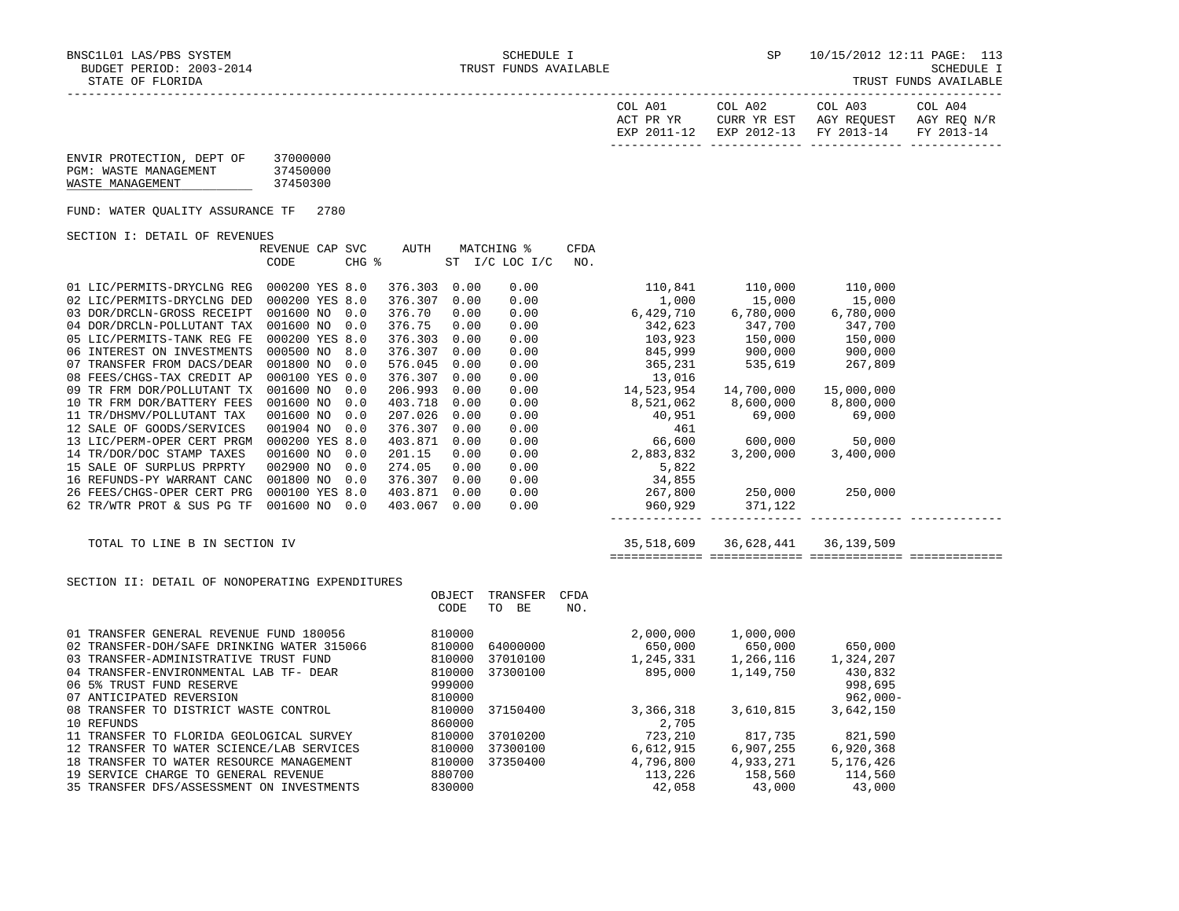ENVIR PROTECTION, DEPT OF 37000000
PGM: WASTE MANAGEMENT 37450000
WASTE MANAGEMENT 37450300

FUND: WATER QUALITY ASSURANCE TF 2780

## SECTION I: DETAIL OF REVENUES

| | REVENUE CODE | CAP | SVC CHG % | AUTH ST | MATCHING % I/C | MATCHING % LOC I/C | CFDA NO. | COL A01 ACT PR YR EXP 2011-12 | COL A02 CURR YR EST EXP 2012-13 | COL A03 AGY REQUEST FY 2013-14 | COL A04 AGY REQ N/R FY 2013-14 |
|---|---|---|---|---|---|---|---|---|---|---|---|
| 01 LIC/PERMITS-DRYCLNG REG | 000200 | YES | 8.0 | 376.303 | 0.00 | 0.00 | | 110,841 | 110,000 | 110,000 | |
| 02 LIC/PERMITS-DRYCLNG DED | 000200 | YES | 8.0 | 376.307 | 0.00 | 0.00 | | 1,000 | 15,000 | 15,000 | |
| 03 DOR/DRCLN-GROSS RECEIPT | 001600 | NO | 0.0 | 376.70 | 0.00 | 0.00 | | 6,429,710 | 6,780,000 | 6,780,000 | |
| 04 DOR/DRCLN-POLLUTANT TAX | 001600 | NO | 0.0 | 376.75 | 0.00 | 0.00 | | 342,623 | 347,700 | 347,700 | |
| 05 LIC/PERMITS-TANK REG FE | 000200 | YES | 8.0 | 376.303 | 0.00 | 0.00 | | 103,923 | 150,000 | 150,000 | |
| 06 INTEREST ON INVESTMENTS | 000500 | NO | 8.0 | 376.307 | 0.00 | 0.00 | | 845,999 | 900,000 | 900,000 | |
| 07 TRANSFER FROM DACS/DEAR | 001800 | NO | 0.0 | 576.045 | 0.00 | 0.00 | | 365,231 | 535,619 | 267,809 | |
| 08 FEES/CHGS-TAX CREDIT AP | 000100 | YES | 0.0 | 376.307 | 0.00 | 0.00 | | 13,016 | | | |
| 09 TR FRM DOR/POLLUTANT TX | 001600 | NO | 0.0 | 206.993 | 0.00 | 0.00 | | 14,523,954 | 14,700,000 | 15,000,000 | |
| 10 TR FRM DOR/BATTERY FEES | 001600 | NO | 0.0 | 403.718 | 0.00 | 0.00 | | 8,521,062 | 8,600,000 | 8,800,000 | |
| 11 TR/DHSMV/POLLUTANT TAX | 001600 | NO | 0.0 | 207.026 | 0.00 | 0.00 | | 40,951 | 69,000 | 69,000 | |
| 12 SALE OF GOODS/SERVICES | 001904 | NO | 0.0 | 376.307 | 0.00 | 0.00 | | 461 | | | |
| 13 LIC/PERM-OPER CERT PRGM | 000200 | YES | 8.0 | 403.871 | 0.00 | 0.00 | | 66,600 | 600,000 | 50,000 | |
| 14 TR/DOR/DOC STAMP TAXES | 001600 | NO | 0.0 | 201.15 | 0.00 | 0.00 | | 2,883,832 | 3,200,000 | 3,400,000 | |
| 15 SALE OF SURPLUS PRPRTY | 002900 | NO | 0.0 | 274.05 | 0.00 | 0.00 | | 5,822 | | | |
| 16 REFUNDS-PY WARRANT CANC | 001800 | NO | 0.0 | 376.307 | 0.00 | 0.00 | | 34,855 | | | |
| 26 FEES/CHGS-OPER CERT PRG | 000100 | YES | 8.0 | 403.871 | 0.00 | 0.00 | | 267,800 | 250,000 | 250,000 | |
| 62 TR/WTR PROT & SUS PG TF | 001600 | NO | 0.0 | 403.067 | 0.00 | 0.00 | | 960,929 | 371,122 | | |
| TOTAL TO LINE B IN SECTION IV | | | | | | | | 35,518,609 | 36,628,441 | 36,139,509 | |

## SECTION II: DETAIL OF NONOPERATING EXPENDITURES

| | OBJECT CODE | TRANSFER TO BE | CFDA NO. | COL A01 | COL A02 | COL A03 | COL A04 |
|---|---|---|---|---|---|---|---|
| 01 TRANSFER GENERAL REVENUE FUND 180056 | 810000 | | | 2,000,000 | 1,000,000 | | |
| 02 TRANSFER-DOH/SAFE DRINKING WATER 315066 | 810000 | 64000000 | | 650,000 | 650,000 | 650,000 | |
| 03 TRANSFER-ADMINISTRATIVE TRUST FUND | 810000 | 37010100 | | 1,245,331 | 1,266,116 | 1,324,207 | |
| 04 TRANSFER-ENVIRONMENTAL LAB TF- DEAR | 810000 | 37300100 | | 895,000 | 1,149,750 | 430,832 | |
| 06 5% TRUST FUND RESERVE | 999000 | | | | | 998,695 | |
| 07 ANTICIPATED REVERSION | 810000 | | | | | 962,000- | |
| 08 TRANSFER TO DISTRICT WASTE CONTROL | 810000 | 37150400 | | 3,366,318 | 3,610,815 | 3,642,150 | |
| 10 REFUNDS | 860000 | | | 2,705 | | | |
| 11 TRANSFER TO FLORIDA GEOLOGICAL SURVEY | 810000 | 37010200 | | 723,210 | 817,735 | 821,590 | |
| 12 TRANSFER TO WATER SCIENCE/LAB SERVICES | 810000 | 37300100 | | 6,612,915 | 6,907,255 | 6,920,368 | |
| 18 TRANSFER TO WATER RESOURCE MANAGEMENT | 810000 | 37350400 | | 4,796,800 | 4,933,271 | 5,176,426 | |
| 19 SERVICE CHARGE TO GENERAL REVENUE | 880700 | | | 113,226 | 158,560 | 114,560 | |
| 35 TRANSFER DFS/ASSESSMENT ON INVESTMENTS | 830000 | | | 42,058 | 43,000 | 43,000 | |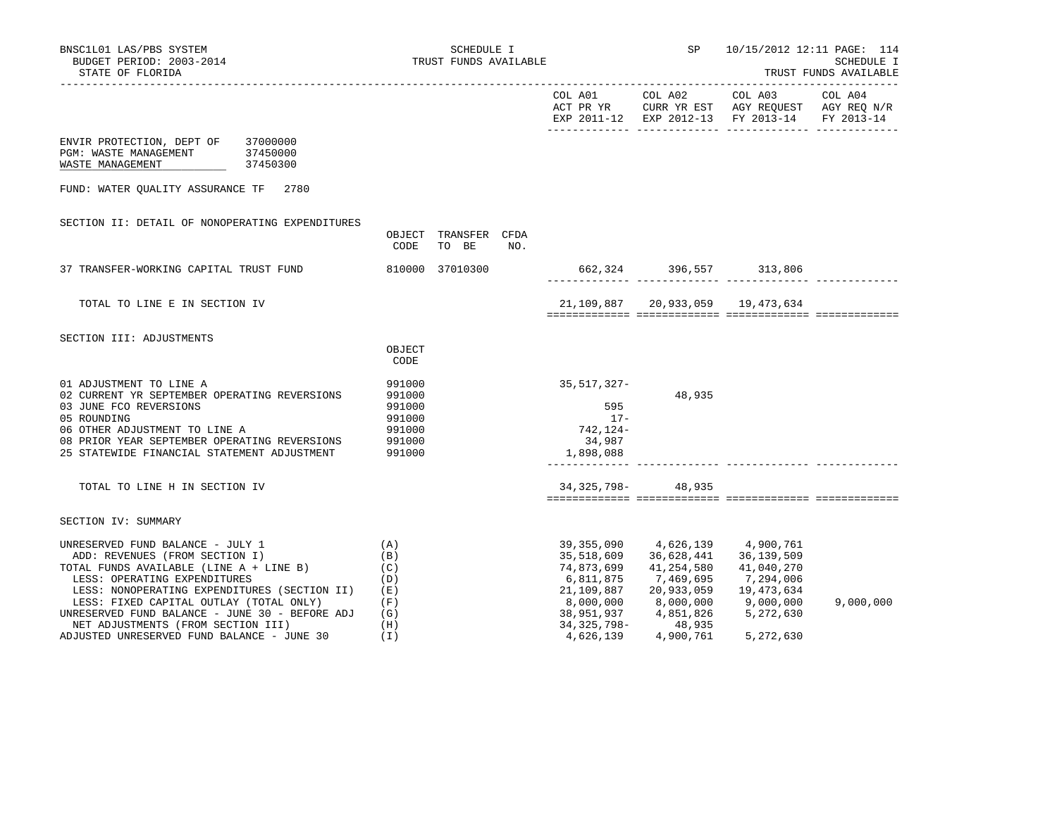BNSC1L01 LAS/PBS SYSTEM — SCHEDULE I — SP 10/15/2012 12:11

BUDGET PERIOD: 2003-2014 — TRUST FUNDS AVAILABLE — SCHEDULE I

STATE OF FLORIDA — TRUST FUNDS AVAILABLE

| | | | | COL A01 ACT PR YR EXP 2011-12 | COL A02 CURR YR EST EXP 2012-13 | COL A03 AGY REQUEST FY 2013-14 | COL A04 AGY REQ N/R FY 2013-14 |
|---|---|---|---|---|---|---|---|
| ENVIR PROTECTION, DEPT OF 37000000 | | | | | | | |
| PGM: WASTE MANAGEMENT 37450000 | | | | | | | |
| WASTE MANAGEMENT 37450300 | | | | | | | |
| FUND: WATER QUALITY ASSURANCE TF 2780 | | | | | | | |
| **SECTION II: DETAIL OF NONOPERATING EXPENDITURES** | OBJECT CODE | TRANSFER TO BE | CFDA NO. | | | | |
| 37 TRANSFER-WORKING CAPITAL TRUST FUND | 810000 | 37010300 | | 662,324 | 396,557 | 313,806 | |
| TOTAL TO LINE E IN SECTION IV | | | | 21,109,887 | 20,933,059 | 19,473,634 | |
| **SECTION III: ADJUSTMENTS** | OBJECT CODE | | | | | | |
| 01 ADJUSTMENT TO LINE A | 991000 | | | 35,517,327- | | | |
| 02 CURRENT YR SEPTEMBER OPERATING REVERSIONS | 991000 | | | | 48,935 | | |
| 03 JUNE FCO REVERSIONS | 991000 | | | 595 | | | |
| 05 ROUNDING | 991000 | | | 17- | | | |
| 06 OTHER ADJUSTMENT TO LINE A | 991000 | | | 742,124- | | | |
| 08 PRIOR YEAR SEPTEMBER OPERATING REVERSIONS | 991000 | | | 34,987 | | | |
| 25 STATEWIDE FINANCIAL STATEMENT ADJUSTMENT | 991000 | | | 1,898,088 | | | |
| TOTAL TO LINE H IN SECTION IV | | | | 34,325,798- | 48,935 | | |
| **SECTION IV: SUMMARY** | | | | | | | |
| UNRESERVED FUND BALANCE - JULY 1 | (A) | | | 39,355,090 | 4,626,139 | 4,900,761 | |
| ADD: REVENUES (FROM SECTION I) | (B) | | | 35,518,609 | 36,628,441 | 36,139,509 | |
| TOTAL FUNDS AVAILABLE (LINE A + LINE B) | (C) | | | 74,873,699 | 41,254,580 | 41,040,270 | |
| LESS: OPERATING EXPENDITURES | (D) | | | 6,811,875 | 7,469,695 | 7,294,006 | |
| LESS: NONOPERATING EXPENDITURES (SECTION II) | (E) | | | 21,109,887 | 20,933,059 | 19,473,634 | |
| LESS: FIXED CAPITAL OUTLAY (TOTAL ONLY) | (F) | | | 8,000,000 | 8,000,000 | 9,000,000 | 9,000,000 |
| UNRESERVED FUND BALANCE - JUNE 30 - BEFORE ADJ | (G) | | | 38,951,937 | 4,851,826 | 5,272,630 | |
| NET ADJUSTMENTS (FROM SECTION III) | (H) | | | 34,325,798- | 48,935 | | |
| ADJUSTED UNRESERVED FUND BALANCE - JUNE 30 | (I) | | | 4,626,139 | 4,900,761 | 5,272,630 | |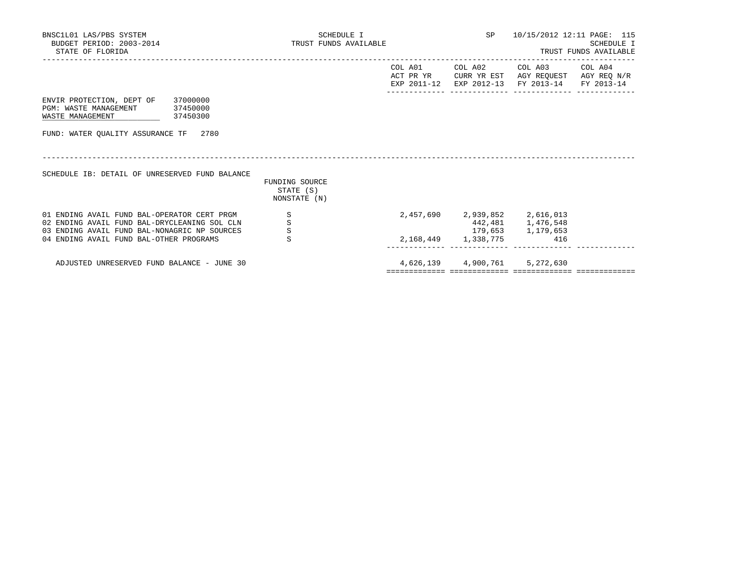BNSC1L01 LAS/PBS SYSTEM
BUDGET PERIOD: 2003-2014
STATE OF FLORIDA

SCHEDULE I
TRUST FUNDS AVAILABLE

SP 10/15/2012 12:11

SCHEDULE I
TRUST FUNDS AVAILABLE

ENVIR PROTECTION, DEPT OF 37000000
PGM: WASTE MANAGEMENT 37450000
WASTE MANAGEMENT 37450300

FUND: WATER QUALITY ASSURANCE TF 2780

SCHEDULE IB: DETAIL OF UNRESERVED FUND BALANCE

| | FUNDING SOURCE STATE (S) NONSTATE (N) | COL A01 ACT PR YR EXP 2011-12 | COL A02 CURR YR EST EXP 2012-13 | COL A03 AGY REQUEST FY 2013-14 | COL A04 AGY REQ N/R FY 2013-14 |
|---|---|---|---|---|---|
| 01 ENDING AVAIL FUND BAL-OPERATOR CERT PRGM | S | 2,457,690 | 2,939,852 | 2,616,013 | |
| 02 ENDING AVAIL FUND BAL-DRYCLEANING SOL CLN | S | | 442,481 | 1,476,548 | |
| 03 ENDING AVAIL FUND BAL-NONAGRIC NP SOURCES | S | | 179,653 | 1,179,653 | |
| 04 ENDING AVAIL FUND BAL-OTHER PROGRAMS | S | 2,168,449 | 1,338,775 | 416 | |
| ADJUSTED UNRESERVED FUND BALANCE - JUNE 30 | | 4,626,139 | 4,900,761 | 5,272,630 | |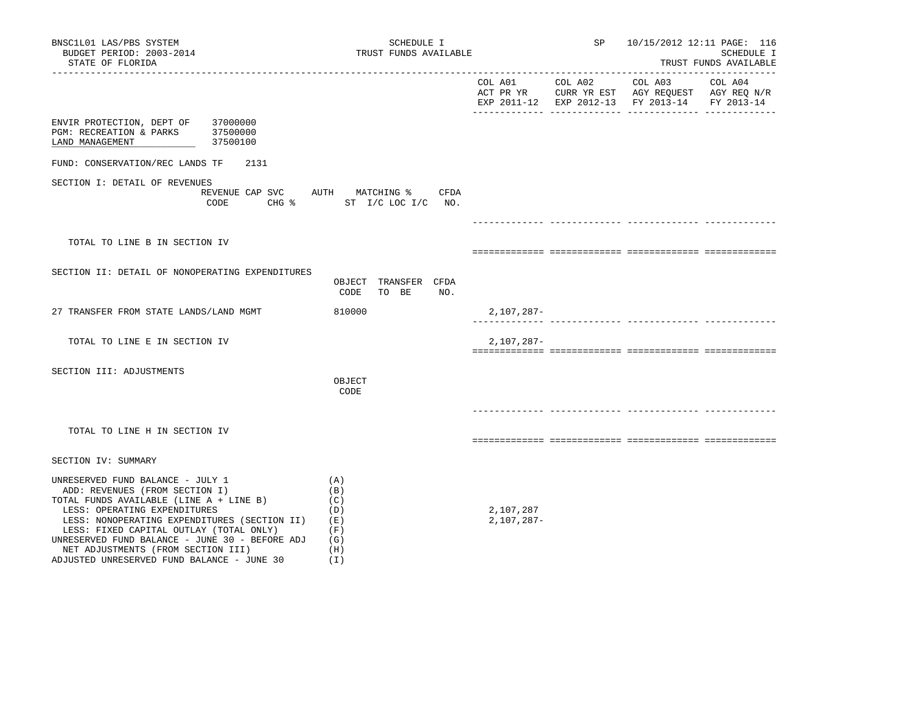BNSC1L01 LAS/PBS SYSTEM
BUDGET PERIOD: 2003-2014
STATE OF FLORIDA

SCHEDULE I
TRUST FUNDS AVAILABLE

SP 10/15/2012 12:11

SCHEDULE I
TRUST FUNDS AVAILABLE

| | COL A01 ACT PR YR EXP 2011-12 | COL A02 CURR YR EST EXP 2012-13 | COL A03 AGY REQUEST FY 2013-14 | COL A04 AGY REQ N/R FY 2013-14 |
|---|---|---|---|---|

ENVIR PROTECTION, DEPT OF 37000000
PGM: RECREATION & PARKS 37500000
LAND MANAGEMENT 37500100

FUND: CONSERVATION/REC LANDS TF 2131

## SECTION I: DETAIL OF REVENUES

| REVENUE CODE | CAP SVC CHG % | AUTH ST | MATCHING % I/C LOC I/C | CFDA NO. | COL A01 | COL A02 | COL A03 | COL A04 |
|---|---|---|---|---|---|---|---|---|
| TOTAL TO LINE B IN SECTION IV | | | | | | | | |

## SECTION II: DETAIL OF NONOPERATING EXPENDITURES

| | OBJECT CODE | TRANSFER TO BE | CFDA NO. | COL A01 | COL A02 | COL A03 | COL A04 |
|---|---|---|---|---|---|---|---|
| 27 TRANSFER FROM STATE LANDS/LAND MGMT | 810000 | | | 2,107,287- | | | |
| TOTAL TO LINE E IN SECTION IV | | | | 2,107,287- | | | |

## SECTION III: ADJUSTMENTS

| | OBJECT CODE | COL A01 | COL A02 | COL A03 | COL A04 |
|---|---|---|---|---|---|
| TOTAL TO LINE H IN SECTION IV | | | | | |

## SECTION IV: SUMMARY

| | | COL A01 | COL A02 | COL A03 | COL A04 |
|---|---|---|---|---|---|
| UNRESERVED FUND BALANCE - JULY 1 | (A) | | | | |
| ADD: REVENUES (FROM SECTION I) | (B) | | | | |
| TOTAL FUNDS AVAILABLE (LINE A + LINE B) | (C) | | | | |
| LESS: OPERATING EXPENDITURES | (D) | 2,107,287 | | | |
| LESS: NONOPERATING EXPENDITURES (SECTION II) | (E) | 2,107,287- | | | |
| LESS: FIXED CAPITAL OUTLAY (TOTAL ONLY) | (F) | | | | |
| UNRESERVED FUND BALANCE - JUNE 30 - BEFORE ADJ | (G) | | | | |
| NET ADJUSTMENTS (FROM SECTION III) | (H) | | | | |
| ADJUSTED UNRESERVED FUND BALANCE - JUNE 30 | (I) | | | | |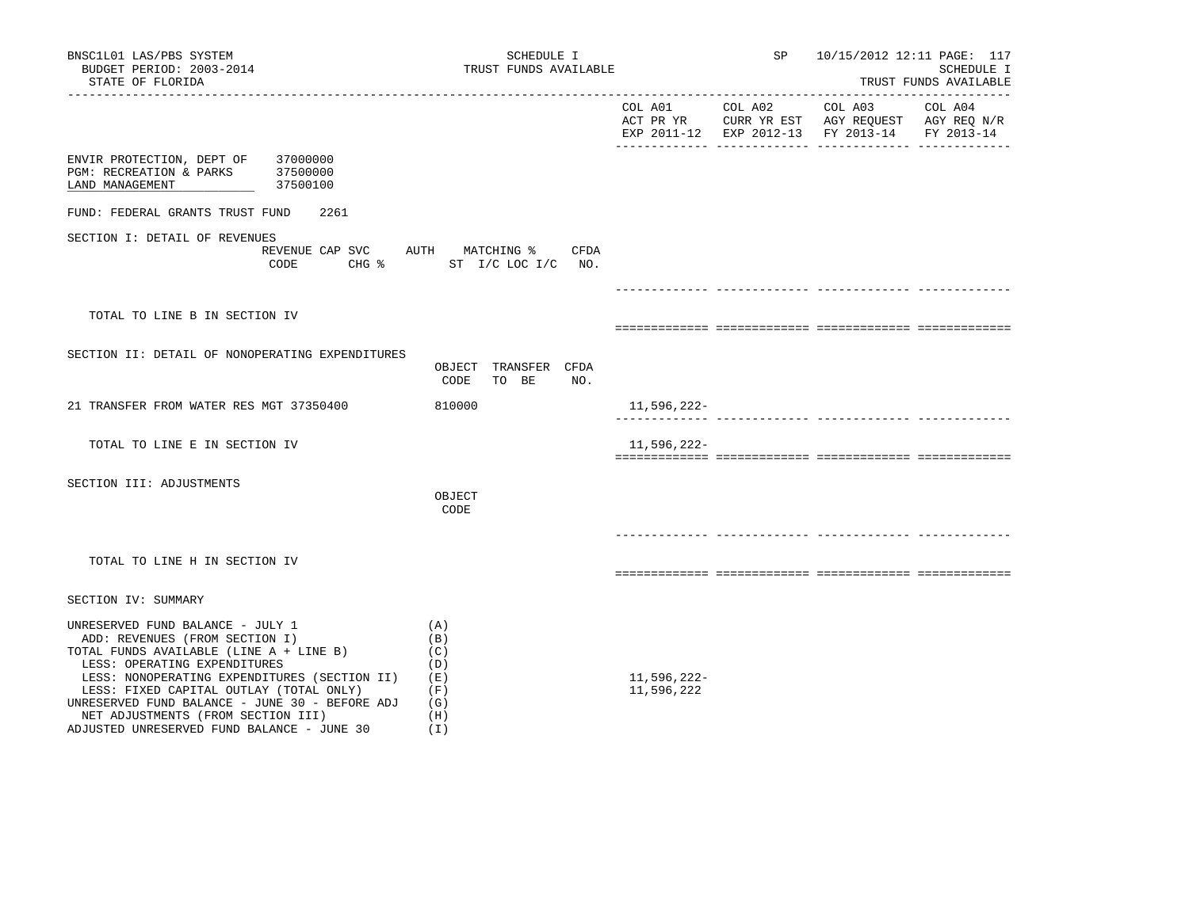BNSC1L01 LAS/PBS SYSTEM — SCHEDULE I — TRUST FUNDS AVAILABLE — SP 10/15/2012 12:11

BUDGET PERIOD: 2003-2014

STATE OF FLORIDA

| | COL A01 ACT PR YR EXP 2011-12 | COL A02 CURR YR EST EXP 2012-13 | COL A03 AGY REQUEST FY 2013-14 | COL A04 AGY REQ N/R FY 2013-14 |
|---|---|---|---|---|

ENVIR PROTECTION, DEPT OF 37000000
PGM: RECREATION & PARKS 37500000
LAND MANAGEMENT 37500100

FUND: FEDERAL GRANTS TRUST FUND 2261

SECTION I: DETAIL OF REVENUES

| REVENUE CODE | CAP SVC CHG % | AUTH ST | MATCHING % I/C LOC I/C | CFDA NO. | COL A01 | COL A02 | COL A03 | COL A04 |
|---|---|---|---|---|---|---|---|---|
| TOTAL TO LINE B IN SECTION IV | | | | | | | | |

SECTION II: DETAIL OF NONOPERATING EXPENDITURES

| | OBJECT CODE | TRANSFER TO BE | CFDA NO. | COL A01 | COL A02 | COL A03 | COL A04 |
|---|---|---|---|---|---|---|---|
| 21 TRANSFER FROM WATER RES MGT 37350400 | 810000 | | | 11,596,222- | | | |
| TOTAL TO LINE E IN SECTION IV | | | | 11,596,222- | | | |

SECTION III: ADJUSTMENTS

| | OBJECT CODE | COL A01 | COL A02 | COL A03 | COL A04 |
|---|---|---|---|---|---|
| TOTAL TO LINE H IN SECTION IV | | | | | |

SECTION IV: SUMMARY

| | | COL A01 | COL A02 | COL A03 | COL A04 |
|---|---|---|---|---|---|
| UNRESERVED FUND BALANCE - JULY 1 | (A) | | | | |
| ADD: REVENUES (FROM SECTION I) | (B) | | | | |
| TOTAL FUNDS AVAILABLE (LINE A + LINE B) | (C) | | | | |
| LESS: OPERATING EXPENDITURES | (D) | | | | |
| LESS: NONOPERATING EXPENDITURES (SECTION II) | (E) | 11,596,222- | | | |
| LESS: FIXED CAPITAL OUTLAY (TOTAL ONLY) | (F) | 11,596,222 | | | |
| UNRESERVED FUND BALANCE - JUNE 30 - BEFORE ADJ | (G) | | | | |
| NET ADJUSTMENTS (FROM SECTION III) | (H) | | | | |
| ADJUSTED UNRESERVED FUND BALANCE - JUNE 30 | (I) | | | | |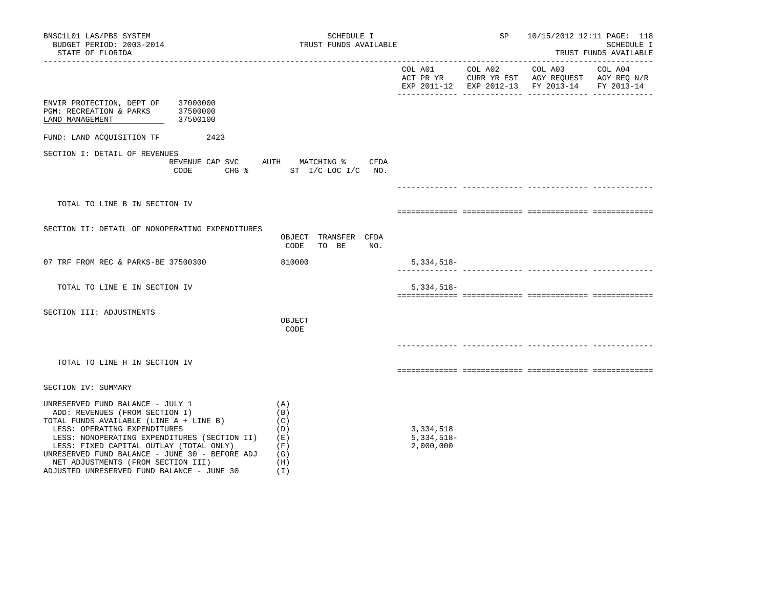SCHEDULE I
TRUST FUNDS AVAILABLE

BNSC1L01 LAS/PBS SYSTEM
BUDGET PERIOD: 2003-2014
STATE OF FLORIDA

SP 10/15/2012 12:11

SCHEDULE I
TRUST FUNDS AVAILABLE

| | | COL A01 ACT PR YR EXP 2011-12 | COL A02 CURR YR EST EXP 2012-13 | COL A03 AGY REQUEST FY 2013-14 | COL A04 AGY REQ N/R FY 2013-14 |
|---|---|---|---|---|---|

ENVIR PROTECTION, DEPT OF 37000000
PGM: RECREATION & PARKS 37500000
LAND MANAGEMENT 37500100

FUND: LAND ACQUISITION TF 2423

SECTION I: DETAIL OF REVENUES

| | REVENUE CODE | CAP SVC CHG % | AUTH ST | MATCHING % I/C LOC I/C | CFDA NO. | COL A01 | COL A02 | COL A03 | COL A04 |
|---|---|---|---|---|---|---|---|---|---|
| TOTAL TO LINE B IN SECTION IV | | | | | | | | | |

SECTION II: DETAIL OF NONOPERATING EXPENDITURES

| | OBJECT CODE | TRANSFER TO BE | CFDA NO. | COL A01 | COL A02 | COL A03 | COL A04 |
|---|---|---|---|---|---|---|---|
| 07 TRF FROM REC & PARKS-BE 37500300 | 810000 | | | 5,334,518- | | | |
| TOTAL TO LINE E IN SECTION IV | | | | 5,334,518- | | | |

SECTION III: ADJUSTMENTS

| | OBJECT CODE | COL A01 | COL A02 | COL A03 | COL A04 |
|---|---|---|---|---|---|
| TOTAL TO LINE H IN SECTION IV | | | | | |

SECTION IV: SUMMARY

| | | COL A01 | COL A02 | COL A03 | COL A04 |
|---|---|---|---|---|---|
| UNRESERVED FUND BALANCE - JULY 1 | (A) | | | | |
| ADD: REVENUES (FROM SECTION I) | (B) | | | | |
| TOTAL FUNDS AVAILABLE (LINE A + LINE B) | (C) | | | | |
| LESS: OPERATING EXPENDITURES | (D) | 3,334,518 | | | |
| LESS: NONOPERATING EXPENDITURES (SECTION II) | (E) | 5,334,518- | | | |
| LESS: FIXED CAPITAL OUTLAY (TOTAL ONLY) | (F) | 2,000,000 | | | |
| UNRESERVED FUND BALANCE - JUNE 30 - BEFORE ADJ | (G) | | | | |
| NET ADJUSTMENTS (FROM SECTION III) | (H) | | | | |
| ADJUSTED UNRESERVED FUND BALANCE - JUNE 30 | (I) | | | | |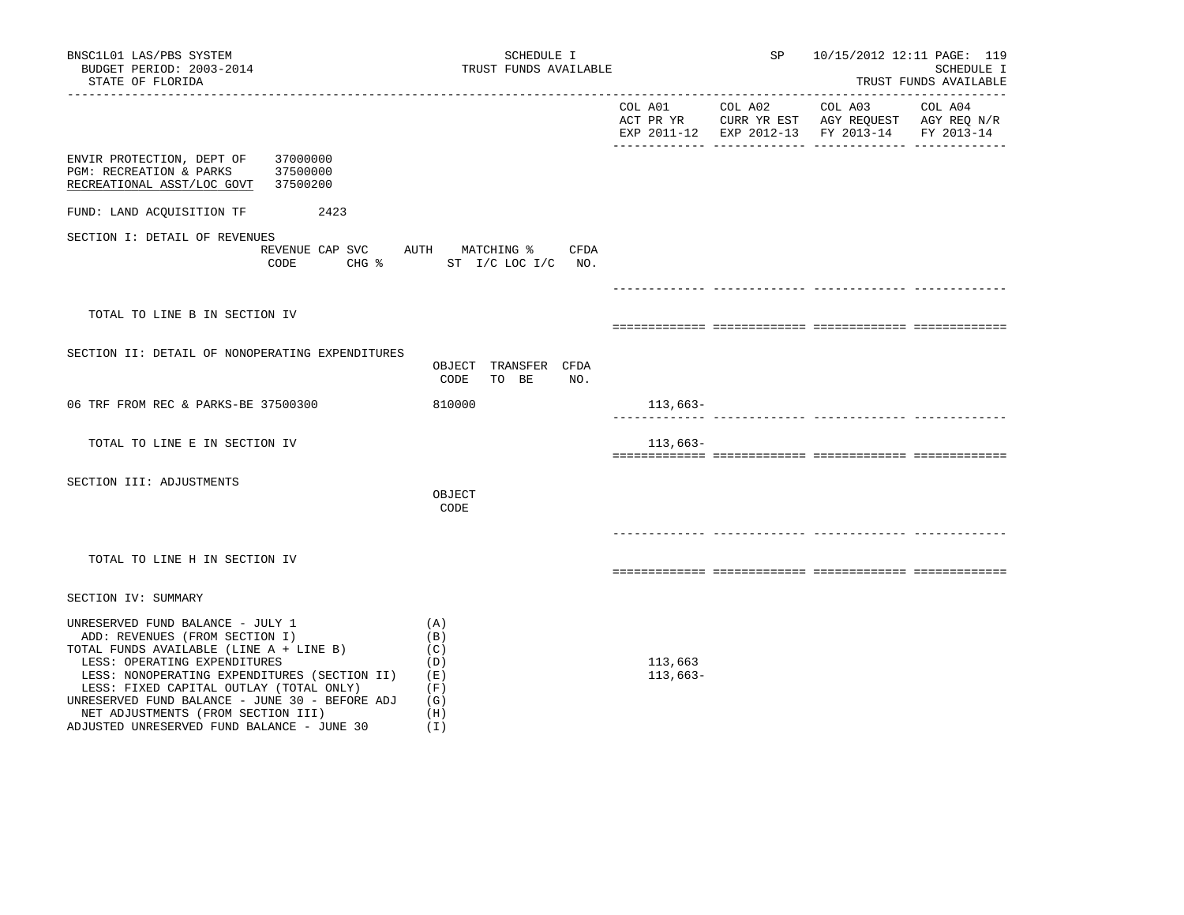SCHEDULE I
TRUST FUNDS AVAILABLE

STATE OF FLORIDA

| | COL A01 ACT PR YR EXP 2011-12 | COL A02 CURR YR EST EXP 2012-13 | COL A03 AGY REQUEST FY 2013-14 | COL A04 AGY REQ N/R FY 2013-14 |
|---|---|---|---|---|

ENVIR PROTECTION, DEPT OF 37000000
PGM: RECREATION & PARKS 37500000
RECREATIONAL ASST/LOC GOVT 37500200

FUND: LAND ACQUISITION TF 2423

SECTION I: DETAIL OF REVENUES

| REVENUE CODE | CAP SVC CHG % | AUTH ST | MATCHING % I/C LOC I/C | CFDA NO. | COL A01 | COL A02 | COL A03 | COL A04 |
|---|---|---|---|---|---|---|---|---|
| TOTAL TO LINE B IN SECTION IV | | | | | | | | |

SECTION II: DETAIL OF NONOPERATING EXPENDITURES

| | OBJECT CODE | TRANSFER TO BE | CFDA NO. | COL A01 | COL A02 | COL A03 | COL A04 |
|---|---|---|---|---|---|---|---|
| 06 TRF FROM REC & PARKS-BE 37500300 | 810000 | | | 113,663- | | | |
| TOTAL TO LINE E IN SECTION IV | | | | 113,663- | | | |

SECTION III: ADJUSTMENTS

| | OBJECT CODE | COL A01 | COL A02 | COL A03 | COL A04 |
|---|---|---|---|---|---|
| TOTAL TO LINE H IN SECTION IV | | | | | |

SECTION IV: SUMMARY

| | | COL A01 | COL A02 | COL A03 | COL A04 |
|---|---|---|---|---|---|
| UNRESERVED FUND BALANCE - JULY 1 | (A) | | | | |
| ADD: REVENUES (FROM SECTION I) | (B) | | | | |
| TOTAL FUNDS AVAILABLE (LINE A + LINE B) | (C) | | | | |
| LESS: OPERATING EXPENDITURES | (D) | 113,663 | | | |
| LESS: NONOPERATING EXPENDITURES (SECTION II) | (E) | 113,663- | | | |
| LESS: FIXED CAPITAL OUTLAY (TOTAL ONLY) | (F) | | | | |
| UNRESERVED FUND BALANCE - JUNE 30 - BEFORE ADJ | (G) | | | | |
| NET ADJUSTMENTS (FROM SECTION III) | (H) | | | | |
| ADJUSTED UNRESERVED FUND BALANCE - JUNE 30 | (I) | | | | |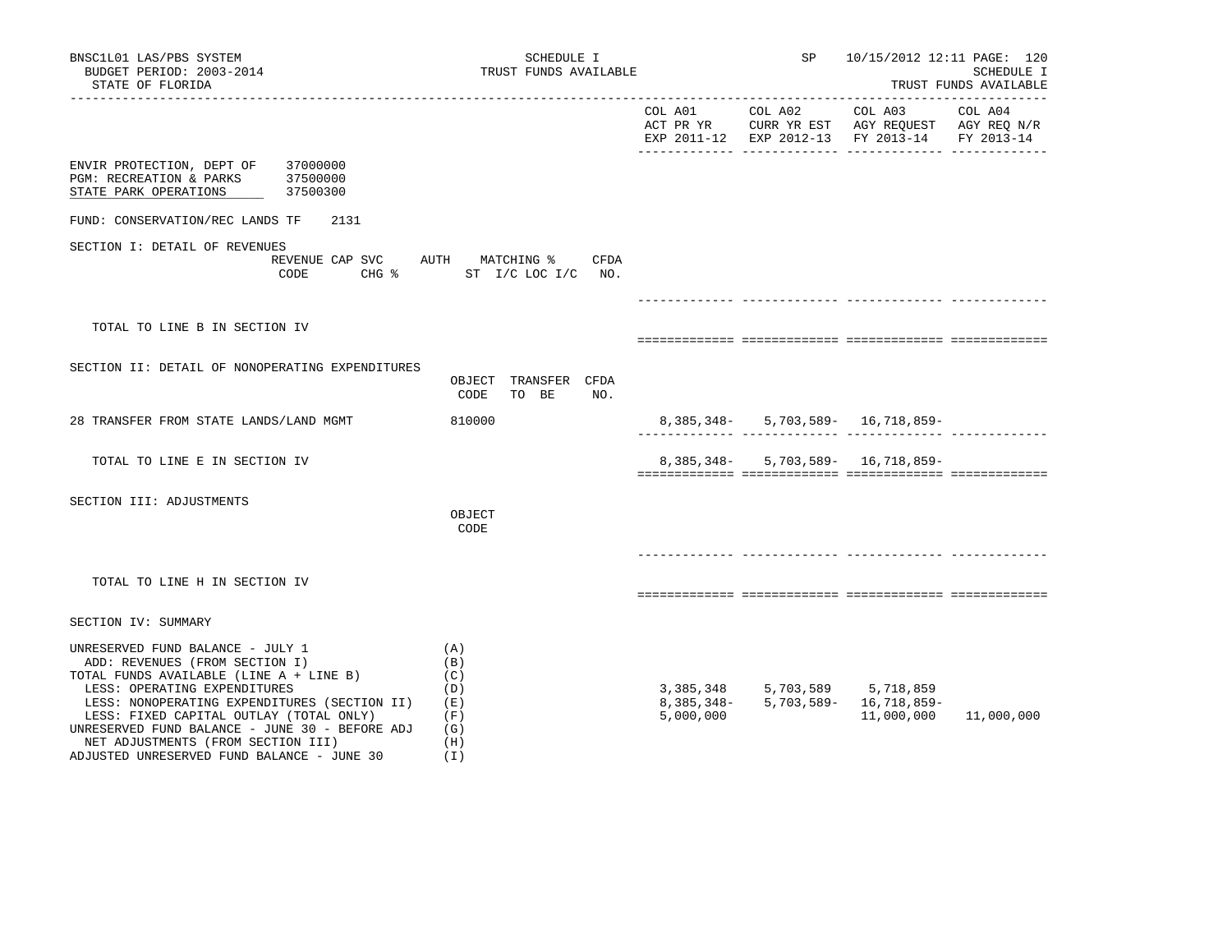BNSC1L01 LAS/PBS SYSTEM
BUDGET PERIOD: 2003-2014
STATE OF FLORIDA

SCHEDULE I
TRUST FUNDS AVAILABLE

SP 10/15/2012 12:11

SCHEDULE I
TRUST FUNDS AVAILABLE

| | COL A01 ACT PR YR EXP 2011-12 | COL A02 CURR YR EST EXP 2012-13 | COL A03 AGY REQUEST FY 2013-14 | COL A04 AGY REQ N/R FY 2013-14 |
|---|---|---|---|---|

ENVIR PROTECTION, DEPT OF 37000000
PGM: RECREATION & PARKS 37500000
STATE PARK OPERATIONS 37500300

FUND: CONSERVATION/REC LANDS TF 2131

## SECTION I: DETAIL OF REVENUES

| REVENUE CODE | CAP SVC CHG % | AUTH ST | MATCHING % I/C LOC I/C | CFDA NO. | COL A01 | COL A02 | COL A03 | COL A04 |
|---|---|---|---|---|---|---|---|---|
| TOTAL TO LINE B IN SECTION IV | | | | | | | | |

## SECTION II: DETAIL OF NONOPERATING EXPENDITURES

| | OBJECT CODE | TRANSFER TO BE | CFDA NO. | COL A01 | COL A02 | COL A03 | COL A04 |
|---|---|---|---|---|---|---|---|
| 28 TRANSFER FROM STATE LANDS/LAND MGMT | 810000 | | | 8,385,348- | 5,703,589- | 16,718,859- | |
| TOTAL TO LINE E IN SECTION IV | | | | 8,385,348- | 5,703,589- | 16,718,859- | |

## SECTION III: ADJUSTMENTS

| | OBJECT CODE | COL A01 | COL A02 | COL A03 | COL A04 |
|---|---|---|---|---|---|
| TOTAL TO LINE H IN SECTION IV | | | | | |

## SECTION IV: SUMMARY

| | | COL A01 | COL A02 | COL A03 | COL A04 |
|---|---|---|---|---|---|
| UNRESERVED FUND BALANCE - JULY 1 | (A) | | | | |
| ADD: REVENUES (FROM SECTION I) | (B) | | | | |
| TOTAL FUNDS AVAILABLE (LINE A + LINE B) | (C) | | | | |
| LESS: OPERATING EXPENDITURES | (D) | 3,385,348 | 5,703,589 | 5,718,859 | |
| LESS: NONOPERATING EXPENDITURES (SECTION II) | (E) | 8,385,348- | 5,703,589- | 16,718,859- | |
| LESS: FIXED CAPITAL OUTLAY (TOTAL ONLY) | (F) | 5,000,000 | | 11,000,000 | 11,000,000 |
| UNRESERVED FUND BALANCE - JUNE 30 - BEFORE ADJ | (G) | | | | |
| NET ADJUSTMENTS (FROM SECTION III) | (H) | | | | |
| ADJUSTED UNRESERVED FUND BALANCE - JUNE 30 | (I) | | | | |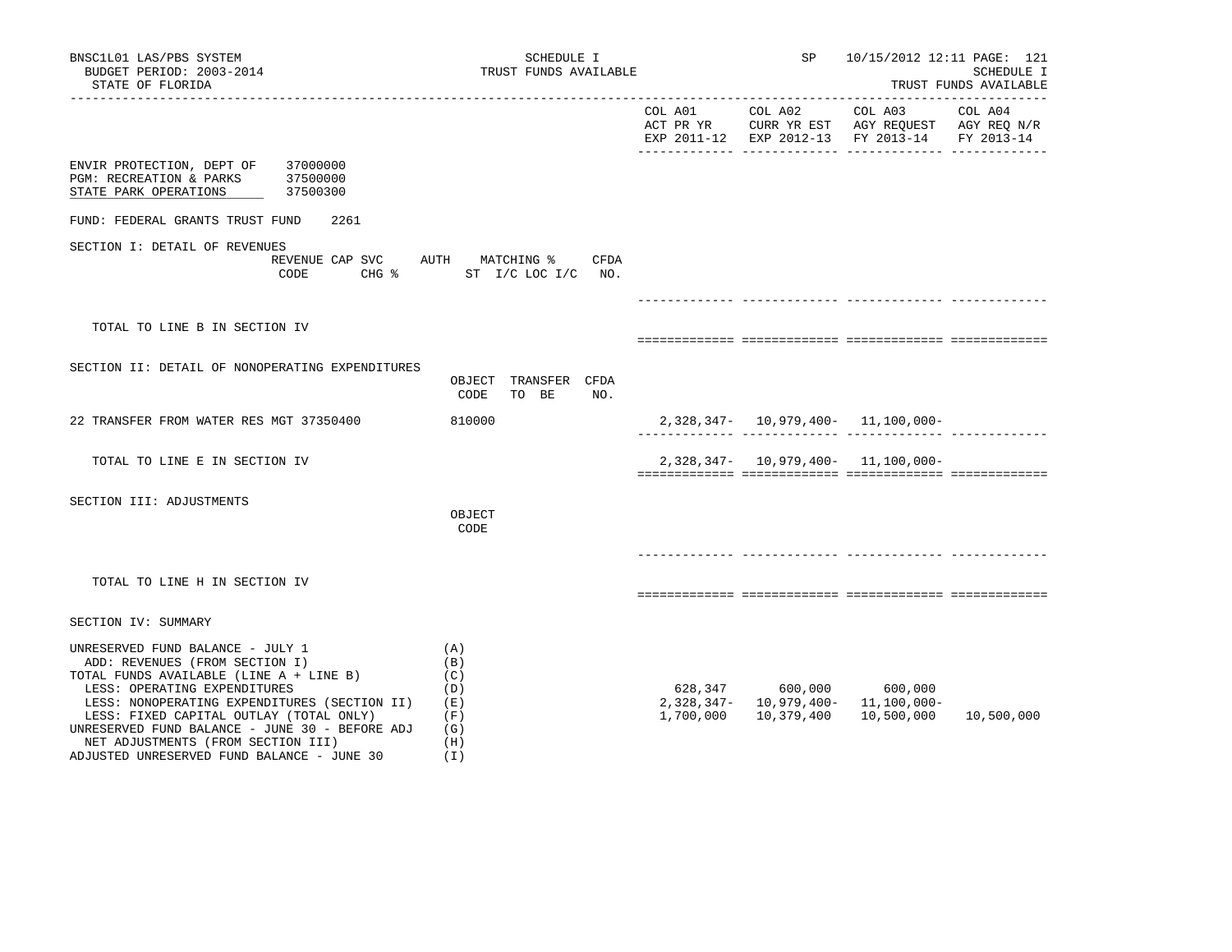BNSC1L01 LAS/PBS SYSTEM — SCHEDULE I — TRUST FUNDS AVAILABLE — SP 10/15/2012 12:11 PAGE: 121

BUDGET PERIOD: 2003-2014 — SCHEDULE I

STATE OF FLORIDA — TRUST FUNDS AVAILABLE

| | COL A01 ACT PR YR EXP 2011-12 | COL A02 CURR YR EST EXP 2012-13 | COL A03 AGY REQUEST FY 2013-14 | COL A04 AGY REQ N/R FY 2013-14 |
|---|---|---|---|---|

ENVIR PROTECTION, DEPT OF 37000000
PGM: RECREATION & PARKS 37500000
STATE PARK OPERATIONS 37500300

FUND: FEDERAL GRANTS TRUST FUND 2261

SECTION I: DETAIL OF REVENUES

REVENUE CODE | CAP SVC CHG % | AUTH ST | MATCHING % I/C LOC I/C | CFDA NO.

| | COL A01 | COL A02 | COL A03 | COL A04 |
|---|---|---|---|---|
| TOTAL TO LINE B IN SECTION IV | | | | |

SECTION II: DETAIL OF NONOPERATING EXPENDITURES

| | OBJECT CODE | TRANSFER TO BE | CFDA NO. | COL A01 | COL A02 | COL A03 | COL A04 |
|---|---|---|---|---|---|---|---|
| 22 TRANSFER FROM WATER RES MGT 37350400 | 810000 | | | 2,328,347- | 10,979,400- | 11,100,000- | |
| TOTAL TO LINE E IN SECTION IV | | | | 2,328,347- | 10,979,400- | 11,100,000- | |

SECTION III: ADJUSTMENTS

| | OBJECT CODE | COL A01 | COL A02 | COL A03 | COL A04 |
|---|---|---|---|---|---|
| TOTAL TO LINE H IN SECTION IV | | | | | |

SECTION IV: SUMMARY

| | | COL A01 | COL A02 | COL A03 | COL A04 |
|---|---|---|---|---|---|
| UNRESERVED FUND BALANCE - JULY 1 | (A) | | | | |
| ADD: REVENUES (FROM SECTION I) | (B) | | | | |
| TOTAL FUNDS AVAILABLE (LINE A + LINE B) | (C) | | | | |
| LESS: OPERATING EXPENDITURES | (D) | 628,347 | 600,000 | 600,000 | |
| LESS: NONOPERATING EXPENDITURES (SECTION II) | (E) | 2,328,347- | 10,979,400- | 11,100,000- | |
| LESS: FIXED CAPITAL OUTLAY (TOTAL ONLY) | (F) | 1,700,000 | 10,379,400 | 10,500,000 | 10,500,000 |
| UNRESERVED FUND BALANCE - JUNE 30 - BEFORE ADJ | (G) | | | | |
| NET ADJUSTMENTS (FROM SECTION III) | (H) | | | | |
| ADJUSTED UNRESERVED FUND BALANCE - JUNE 30 | (I) | | | | |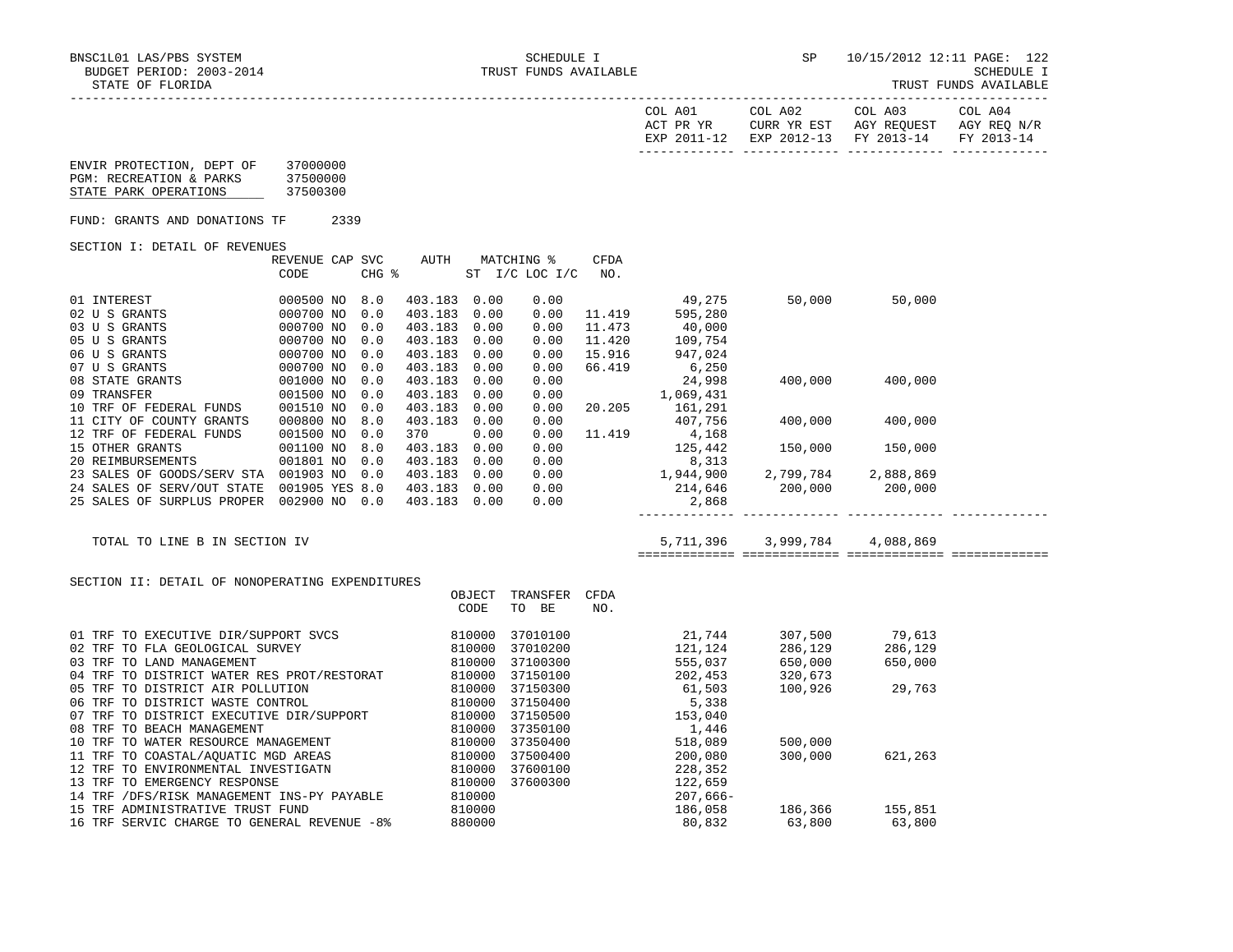BNSC1L01 LAS/PBS SYSTEM — SCHEDULE I — SP 10/15/2012 12:11

BUDGET PERIOD: 2003-2014 — TRUST FUNDS AVAILABLE — SCHEDULE I

STATE OF FLORIDA — TRUST FUNDS AVAILABLE

| | | COL A01 ACT PR YR EXP 2011-12 | COL A02 CURR YR EST EXP 2012-13 | COL A03 AGY REQUEST FY 2013-14 | COL A04 AGY REQ N/R FY 2013-14 |
|---|---|---|---|---|---|

ENVIR PROTECTION, DEPT OF 37000000
PGM: RECREATION & PARKS 37500000
STATE PARK OPERATIONS 37500300

FUND: GRANTS AND DONATIONS TF 2339

SECTION I: DETAIL OF REVENUES

| | REVENUE CODE | CAP | SVC CHG % | AUTH | MATCHING % ST I/C | LOC I/C | CFDA NO. | COL A01 | COL A02 | COL A03 | COL A04 |
|---|---|---|---|---|---|---|---|---|---|---|---|
| 01 INTEREST | 000500 | NO | 8.0 | 403.183 | 0.00 | 0.00 | | 49,275 | 50,000 | 50,000 | |
| 02 U S GRANTS | 000700 | NO | 0.0 | 403.183 | 0.00 | 0.00 | 11.419 | 595,280 | | | |
| 03 U S GRANTS | 000700 | NO | 0.0 | 403.183 | 0.00 | 0.00 | 11.473 | 40,000 | | | |
| 05 U S GRANTS | 000700 | NO | 0.0 | 403.183 | 0.00 | 0.00 | 11.420 | 109,754 | | | |
| 06 U S GRANTS | 000700 | NO | 0.0 | 403.183 | 0.00 | 0.00 | 15.916 | 947,024 | | | |
| 07 U S GRANTS | 000700 | NO | 0.0 | 403.183 | 0.00 | 0.00 | 66.419 | 6,250 | | | |
| 08 STATE GRANTS | 001000 | NO | 0.0 | 403.183 | 0.00 | 0.00 | | 24,998 | 400,000 | 400,000 | |
| 09 TRANSFER | 001500 | NO | 0.0 | 403.183 | 0.00 | 0.00 | | 1,069,431 | | | |
| 10 TRF OF FEDERAL FUNDS | 001510 | NO | 0.0 | 403.183 | 0.00 | 0.00 | 20.205 | 161,291 | | | |
| 11 CITY OF COUNTY GRANTS | 000800 | NO | 8.0 | 403.183 | 0.00 | 0.00 | | 407,756 | 400,000 | 400,000 | |
| 12 TRF OF FEDERAL FUNDS | 001500 | NO | 0.0 | 370 | 0.00 | 0.00 | 11.419 | 4,168 | | | |
| 15 OTHER GRANTS | 001100 | NO | 8.0 | 403.183 | 0.00 | 0.00 | | 125,442 | 150,000 | 150,000 | |
| 20 REIMBURSEMENTS | 001801 | NO | 0.0 | 403.183 | 0.00 | 0.00 | | 8,313 | | | |
| 23 SALES OF GOODS/SERV STA | 001903 | NO | 0.0 | 403.183 | 0.00 | 0.00 | | 1,944,900 | 2,799,784 | 2,888,869 | |
| 24 SALES OF SERV/OUT STATE | 001905 | YES | 8.0 | 403.183 | 0.00 | 0.00 | | 214,646 | 200,000 | 200,000 | |
| 25 SALES OF SURPLUS PROPER | 002900 | NO | 0.0 | 403.183 | 0.00 | 0.00 | | 2,868 | | | |
| TOTAL TO LINE B IN SECTION IV | | | | | | | | 5,711,396 | 3,999,784 | 4,088,869 | |

SECTION II: DETAIL OF NONOPERATING EXPENDITURES

| | OBJECT CODE | TRANSFER TO BE | CFDA NO. | COL A01 | COL A02 | COL A03 | COL A04 |
|---|---|---|---|---|---|---|---|
| 01 TRF TO EXECUTIVE DIR/SUPPORT SVCS | 810000 | 37010100 | | 21,744 | 307,500 | 79,613 | |
| 02 TRF TO FLA GEOLOGICAL SURVEY | 810000 | 37010200 | | 121,124 | 286,129 | 286,129 | |
| 03 TRF TO LAND MANAGEMENT | 810000 | 37100300 | | 555,037 | 650,000 | 650,000 | |
| 04 TRF TO DISTRICT WATER RES PROT/RESTORAT | 810000 | 37150100 | | 202,453 | 320,673 | | |
| 05 TRF TO DISTRICT AIR POLLUTION | 810000 | 37150300 | | 61,503 | 100,926 | 29,763 | |
| 06 TRF TO DISTRICT WASTE CONTROL | 810000 | 37150400 | | 5,338 | | | |
| 07 TRF TO DISTRICT EXECUTIVE DIR/SUPPORT | 810000 | 37150500 | | 153,040 | | | |
| 08 TRF TO BEACH MANAGEMENT | 810000 | 37350100 | | 1,446 | | | |
| 10 TRF TO WATER RESOURCE MANAGEMENT | 810000 | 37350400 | | 518,089 | 500,000 | | |
| 11 TRF TO COASTAL/AQUATIC MGD AREAS | 810000 | 37500400 | | 200,080 | 300,000 | 621,263 | |
| 12 TRF TO ENVIRONMENTAL INVESTIGATN | 810000 | 37600100 | | 228,352 | | | |
| 13 TRF TO EMERGENCY RESPONSE | 810000 | 37600300 | | 122,659 | | | |
| 14 TRF /DFS/RISK MANAGEMENT INS-PY PAYABLE | 810000 | | | 207,666- | | | |
| 15 TRF ADMINISTRATIVE TRUST FUND | 810000 | | | 186,058 | 186,366 | 155,851 | |
| 16 TRF SERVIC CHARGE TO GENERAL REVENUE -8% | 880000 | | | 80,832 | 63,800 | 63,800 | |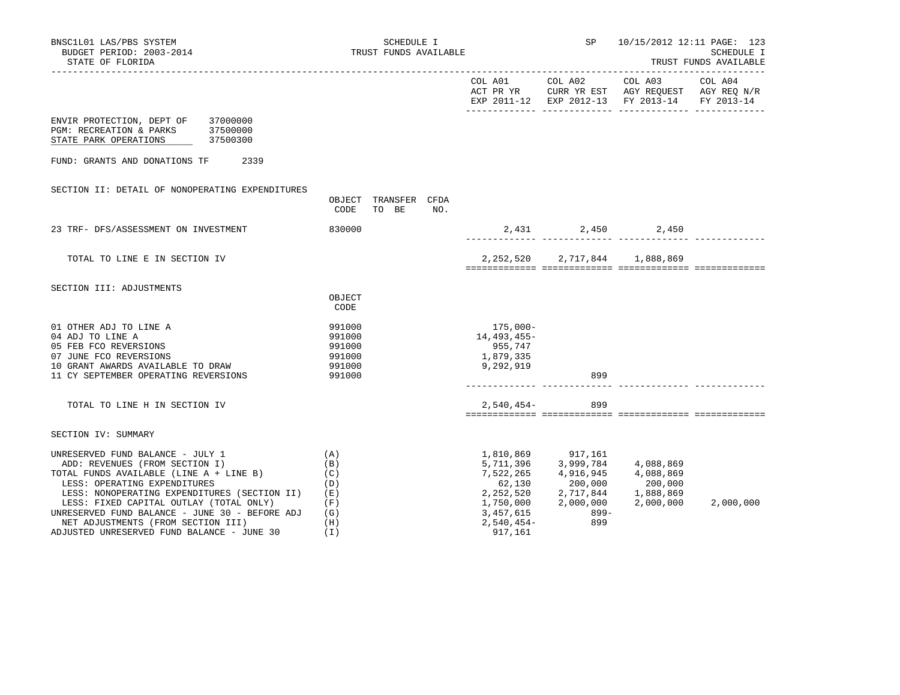ENVIR PROTECTION, DEPT OF 37000000
PGM: RECREATION & PARKS 37500000
STATE PARK OPERATIONS 37500300

FUND: GRANTS AND DONATIONS TF 2339

## SECTION II: DETAIL OF NONOPERATING EXPENDITURES

| | OBJECT CODE | TRANSFER TO BE | CFDA NO. | COL A01 ACT PR YR EXP 2011-12 | COL A02 CURR YR EST EXP 2012-13 | COL A03 AGY REQUEST FY 2013-14 | COL A04 AGY REQ N/R FY 2013-14 |
|---|---|---|---|---|---|---|---|
| 23 TRF- DFS/ASSESSMENT ON INVESTMENT | 830000 | | | 2,431 | 2,450 | 2,450 | |
| TOTAL TO LINE E IN SECTION IV | | | | 2,252,520 | 2,717,844 | 1,888,869 | |

## SECTION III: ADJUSTMENTS

| | OBJECT CODE | COL A01 ACT PR YR EXP 2011-12 | COL A02 CURR YR EST EXP 2012-13 | COL A03 AGY REQUEST FY 2013-14 | COL A04 AGY REQ N/R FY 2013-14 |
|---|---|---|---|---|---|
| 01 OTHER ADJ TO LINE A | 991000 | 175,000- | | | |
| 04 ADJ TO LINE A | 991000 | 14,493,455- | | | |
| 05 FEB FCO REVERSIONS | 991000 | 955,747 | | | |
| 07 JUNE FCO REVERSIONS | 991000 | 1,879,335 | | | |
| 10 GRANT AWARDS AVAILABLE TO DRAW | 991000 | 9,292,919 | | | |
| 11 CY SEPTEMBER OPERATING REVERSIONS | 991000 | | 899 | | |
| TOTAL TO LINE H IN SECTION IV | | 2,540,454- | 899 | | |

## SECTION IV: SUMMARY

| | | COL A01 ACT PR YR EXP 2011-12 | COL A02 CURR YR EST EXP 2012-13 | COL A03 AGY REQUEST FY 2013-14 | COL A04 AGY REQ N/R FY 2013-14 |
|---|---|---|---|---|---|
| UNRESERVED FUND BALANCE - JULY 1 | (A) | 1,810,869 | 917,161 | | |
| ADD: REVENUES (FROM SECTION I) | (B) | 5,711,396 | 3,999,784 | 4,088,869 | |
| TOTAL FUNDS AVAILABLE (LINE A + LINE B) | (C) | 7,522,265 | 4,916,945 | 4,088,869 | |
| LESS: OPERATING EXPENDITURES | (D) | 62,130 | 200,000 | 200,000 | |
| LESS: NONOPERATING EXPENDITURES (SECTION II) | (E) | 2,252,520 | 2,717,844 | 1,888,869 | |
| LESS: FIXED CAPITAL OUTLAY (TOTAL ONLY) | (F) | 1,750,000 | 2,000,000 | 2,000,000 | 2,000,000 |
| UNRESERVED FUND BALANCE - JUNE 30 - BEFORE ADJ | (G) | 3,457,615 | 899- | | |
| NET ADJUSTMENTS (FROM SECTION III) | (H) | 2,540,454- | 899 | | |
| ADJUSTED UNRESERVED FUND BALANCE - JUNE 30 | (I) | 917,161 | | | |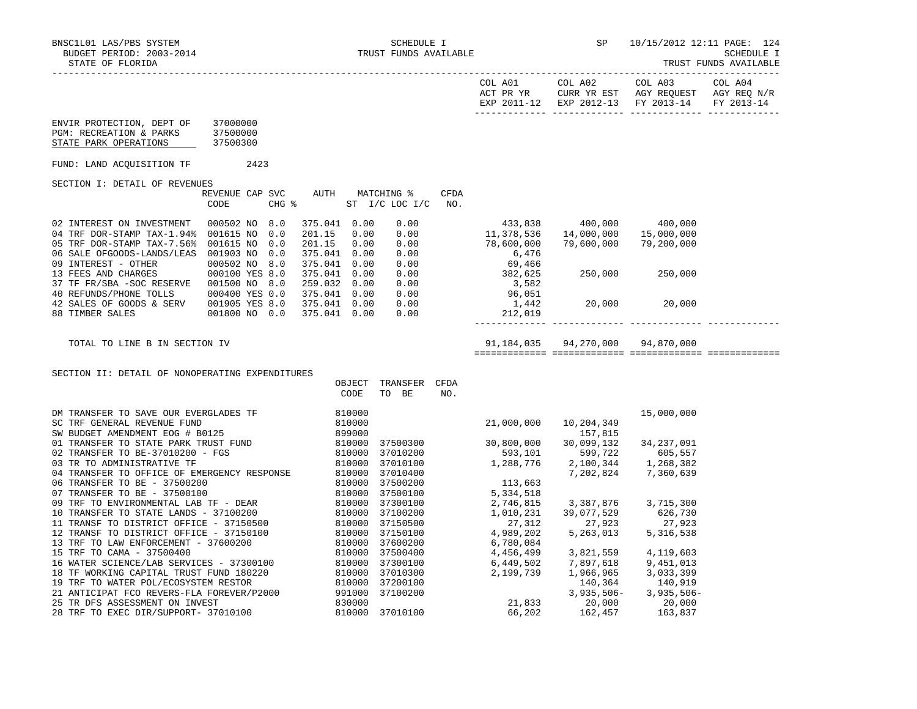BNSC1L01 LAS/PBS SYSTEM — SCHEDULE I — TRUST FUNDS AVAILABLE — SP 10/15/2012 12:11

BUDGET PERIOD: 2003-2014 — SCHEDULE I

STATE OF FLORIDA — TRUST FUNDS AVAILABLE

| | COL A01 ACT PR YR EXP 2011-12 | COL A02 CURR YR EST EXP 2012-13 | COL A03 AGY REQUEST FY 2013-14 | COL A04 AGY REQ N/R FY 2013-14 |
|---|---|---|---|---|

ENVIR PROTECTION, DEPT OF 37000000
PGM: RECREATION & PARKS 37500000
STATE PARK OPERATIONS 37500300

FUND: LAND ACQUISITION TF 2423

SECTION I: DETAIL OF REVENUES

| | REVENUE CODE | CAP | SVC CHG % | AUTH ST | MATCHING % I/C | LOC I/C | CFDA NO. | COL A01 | COL A02 | COL A03 | COL A04 |
|---|---|---|---|---|---|---|---|---|---|---|---|
| 02 INTEREST ON INVESTMENT | 000502 | NO | 8.0 | 375.041 | 0.00 | 0.00 | | 433,838 | 400,000 | 400,000 | |
| 04 TRF DOR-STAMP TAX-1.94% | 001615 | NO | 0.0 | 201.15 | 0.00 | 0.00 | | 11,378,536 | 14,000,000 | 15,000,000 | |
| 05 TRF DOR-STAMP TAX-7.56% | 001615 | NO | 0.0 | 201.15 | 0.00 | 0.00 | | 78,600,000 | 79,600,000 | 79,200,000 | |
| 06 SALE OFGOODS-LANDS/LEAS | 001903 | NO | 0.0 | 375.041 | 0.00 | 0.00 | | 6,476 | | | |
| 09 INTEREST - OTHER | 000502 | NO | 8.0 | 375.041 | 0.00 | 0.00 | | 69,466 | | | |
| 13 FEES AND CHARGES | 000100 | YES | 8.0 | 375.041 | 0.00 | 0.00 | | 382,625 | 250,000 | 250,000 | |
| 37 TF FR/SBA -SOC RESERVE | 001500 | NO | 8.0 | 259.032 | 0.00 | 0.00 | | 3,582 | | | |
| 40 REFUNDS/PHONE TOLLS | 000400 | YES | 0.0 | 375.041 | 0.00 | 0.00 | | 96,051 | | | |
| 42 SALES OF GOODS & SERV | 001905 | YES | 8.0 | 375.041 | 0.00 | 0.00 | | 1,442 | 20,000 | 20,000 | |
| 88 TIMBER SALES | 001800 | NO | 0.0 | 375.041 | 0.00 | 0.00 | | 212,019 | | | |
| TOTAL TO LINE B IN SECTION IV | | | | | | | | 91,184,035 | 94,270,000 | 94,870,000 | |

SECTION II: DETAIL OF NONOPERATING EXPENDITURES

| | OBJECT CODE | TRANSFER TO BE | CFDA NO. | COL A01 | COL A02 | COL A03 | COL A04 |
|---|---|---|---|---|---|---|---|
| DM TRANSFER TO SAVE OUR EVERGLADES TF | 810000 | | | | | 15,000,000 | |
| SC TRF GENERAL REVENUE FUND | 810000 | | | 21,000,000 | 10,204,349 | | |
| SW BUDGET AMENDMENT EOG # B0125 | 899000 | | | | 157,815 | | |
| 01 TRANSFER TO STATE PARK TRUST FUND | 810000 | 37500300 | | 30,800,000 | 30,099,132 | 34,237,091 | |
| 02 TRANSFER TO BE-37010200 - FGS | 810000 | 37010200 | | 593,101 | 599,722 | 605,557 | |
| 03 TR TO ADMINISTRATIVE TF | 810000 | 37010100 | | 1,288,776 | 2,100,344 | 1,268,382 | |
| 04 TRANSFER TO OFFICE OF EMERGENCY RESPONSE | 810000 | 37010400 | | | 7,202,824 | 7,360,639 | |
| 06 TRANSFER TO BE - 37500200 | 810000 | 37500200 | | 113,663 | | | |
| 07 TRANSFER TO BE - 37500100 | 810000 | 37500100 | | 5,334,518 | | | |
| 09 TRF TO ENVIRONMENTAL LAB TF - DEAR | 810000 | 37300100 | | 2,746,815 | 3,387,876 | 3,715,300 | |
| 10 TRANSFER TO STATE LANDS - 37100200 | 810000 | 37100200 | | 1,010,231 | 39,077,529 | 626,730 | |
| 11 TRANSF TO DISTRICT OFFICE - 37150500 | 810000 | 37150500 | | 27,312 | 27,923 | 27,923 | |
| 12 TRANSF TO DISTRICT OFFICE - 37150100 | 810000 | 37150100 | | 4,989,202 | 5,263,013 | 5,316,538 | |
| 13 TRF TO LAW ENFORCEMENT - 37600200 | 810000 | 37600200 | | 6,780,084 | | | |
| 15 TRF TO CAMA - 37500400 | 810000 | 37500400 | | 4,456,499 | 3,821,559 | 4,119,603 | |
| 16 WATER SCIENCE/LAB SERVICES - 37300100 | 810000 | 37300100 | | 6,449,502 | 7,897,618 | 9,451,013 | |
| 18 TF WORKING CAPITAL TRUST FUND 180220 | 810000 | 37010300 | | 2,199,739 | 1,966,965 | 3,033,399 | |
| 19 TRF TO WATER POL/ECOSYSTEM RESTOR | 810000 | 37200100 | | | 140,364 | 140,919 | |
| 21 ANTICIPAT FCO REVERS-FLA FOREVER/P2000 | 991000 | 37100200 | | | 3,935,506- | 3,935,506- | |
| 25 TR DFS ASSESSMENT ON INVEST | 830000 | | | 21,833 | 20,000 | 20,000 | |
| 28 TRF TO EXEC DIR/SUPPORT- 37010100 | 810000 | 37010100 | | 66,202 | 162,457 | 163,837 | |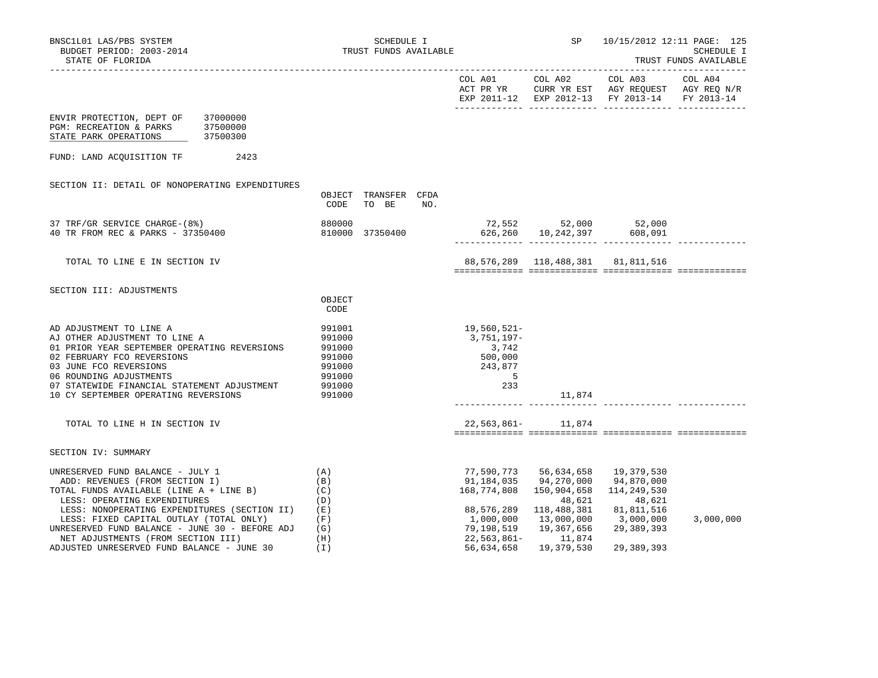BNSC1L01 LAS/PBS SYSTEM
BUDGET PERIOD: 2003-2014
STATE OF FLORIDA

SCHEDULE I
TRUST FUNDS AVAILABLE

SP 10/15/2012 12:11

SCHEDULE I
TRUST FUNDS AVAILABLE

ENVIR PROTECTION, DEPT OF 37000000
PGM: RECREATION & PARKS 37500000
STATE PARK OPERATIONS 37500300

FUND: LAND ACQUISITION TF 2423

## SECTION II: DETAIL OF NONOPERATING EXPENDITURES

| | OBJECT CODE | TRANSFER TO BE | CFDA NO. | COL A01 ACT PR YR EXP 2011-12 | COL A02 CURR YR EST EXP 2012-13 | COL A03 AGY REQUEST FY 2013-14 | COL A04 AGY REQ N/R FY 2013-14 |
|---|---|---|---|---|---|---|---|
| 37 TRF/GR SERVICE CHARGE-(8%) | 880000 | | | 72,552 | 52,000 | 52,000 | |
| 40 TR FROM REC & PARKS - 37350400 | 810000 | 37350400 | | 626,260 | 10,242,397 | 608,091 | |
| TOTAL TO LINE E IN SECTION IV | | | | 88,576,289 | 118,488,381 | 81,811,516 | |

## SECTION III: ADJUSTMENTS

| | OBJECT CODE | COL A01 | COL A02 | COL A03 | COL A04 |
|---|---|---|---|---|---|
| AD ADJUSTMENT TO LINE A | 991001 | 19,560,521- | | | |
| AJ OTHER ADJUSTMENT TO LINE A | 991000 | 3,751,197- | | | |
| 01 PRIOR YEAR SEPTEMBER OPERATING REVERSIONS | 991000 | 3,742 | | | |
| 02 FEBRUARY FCO REVERSIONS | 991000 | 500,000 | | | |
| 03 JUNE FCO REVERSIONS | 991000 | 243,877 | | | |
| 06 ROUNDING ADJUSTMENTS | 991000 | 5 | | | |
| 07 STATEWIDE FINANCIAL STATEMENT ADJUSTMENT | 991000 | 233 | | | |
| 10 CY SEPTEMBER OPERATING REVERSIONS | 991000 | | 11,874 | | |
| TOTAL TO LINE H IN SECTION IV | | 22,563,861- | 11,874 | | |

## SECTION IV: SUMMARY

| | | COL A01 | COL A02 | COL A03 | COL A04 |
|---|---|---|---|---|---|
| UNRESERVED FUND BALANCE - JULY 1 | (A) | 77,590,773 | 56,634,658 | 19,379,530 | |
| ADD: REVENUES (FROM SECTION I) | (B) | 91,184,035 | 94,270,000 | 94,870,000 | |
| TOTAL FUNDS AVAILABLE (LINE A + LINE B) | (C) | 168,774,808 | 150,904,658 | 114,249,530 | |
| LESS: OPERATING EXPENDITURES | (D) | | 48,621 | 48,621 | |
| LESS: NONOPERATING EXPENDITURES (SECTION II) | (E) | 88,576,289 | 118,488,381 | 81,811,516 | |
| LESS: FIXED CAPITAL OUTLAY (TOTAL ONLY) | (F) | 1,000,000 | 13,000,000 | 3,000,000 | 3,000,000 |
| UNRESERVED FUND BALANCE - JUNE 30 - BEFORE ADJ | (G) | 79,198,519 | 19,367,656 | 29,389,393 | |
| NET ADJUSTMENTS (FROM SECTION III) | (H) | 22,563,861- | 11,874 | | |
| ADJUSTED UNRESERVED FUND BALANCE - JUNE 30 | (I) | 56,634,658 | 19,379,530 | 29,389,393 | |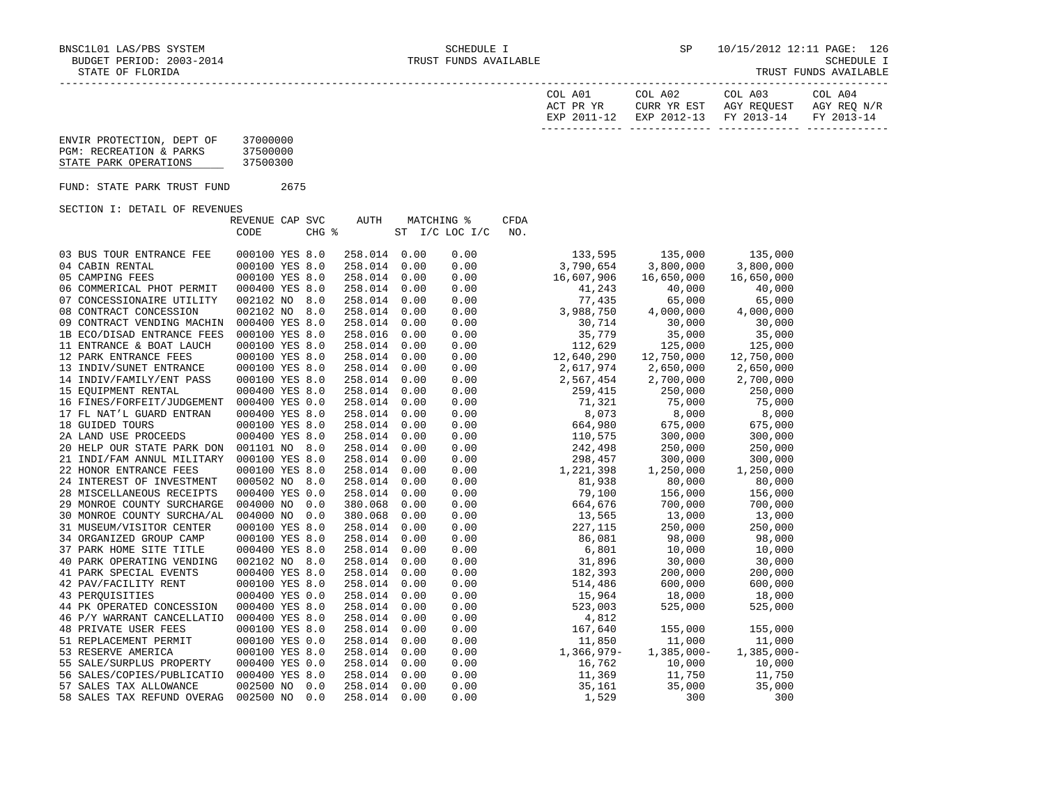BNSC1L01 LAS/PBS SYSTEM — SCHEDULE I — SP 10/15/2012 12:11 PAGE: 126
BUDGET PERIOD: 2003-2014 — TRUST FUNDS AVAILABLE — SCHEDULE I
STATE OF FLORIDA — TRUST FUNDS AVAILABLE

ENVIR PROTECTION, DEPT OF 37000000
PGM: RECREATION & PARKS 37500000
STATE PARK OPERATIONS 37500300

FUND: STATE PARK TRUST FUND 2675

SECTION I: DETAIL OF REVENUES

| | REVENUE CODE | CAP | SVC CHG % | AUTH | MATCHING % ST | I/C LOC I/C | CFDA NO. | COL A01 ACT PR YR EXP 2011-12 | COL A02 CURR YR EST EXP 2012-13 | COL A03 AGY REQUEST FY 2013-14 | COL A04 AGY REQ N/R FY 2013-14 |
|---|---|---|---|---|---|---|---|---|---|---|---|
| 03 BUS TOUR ENTRANCE FEE | 000100 | YES | 8.0 | 258.014 | 0.00 | 0.00 | | 133,595 | 135,000 | 135,000 | |
| 04 CABIN RENTAL | 000100 | YES | 8.0 | 258.014 | 0.00 | 0.00 | | 3,790,654 | 3,800,000 | 3,800,000 | |
| 05 CAMPING FEES | 000100 | YES | 8.0 | 258.014 | 0.00 | 0.00 | | 16,607,906 | 16,650,000 | 16,650,000 | |
| 06 COMMERICAL PHOT PERMIT | 000400 | YES | 8.0 | 258.014 | 0.00 | 0.00 | | 41,243 | 40,000 | 40,000 | |
| 07 CONCESSIONAIRE UTILITY | 002102 | NO | 8.0 | 258.014 | 0.00 | 0.00 | | 77,435 | 65,000 | 65,000 | |
| 08 CONTRACT CONCESSION | 002102 | NO | 8.0 | 258.014 | 0.00 | 0.00 | | 3,988,750 | 4,000,000 | 4,000,000 | |
| 09 CONTRACT VENDING MACHIN | 000400 | YES | 8.0 | 258.014 | 0.00 | 0.00 | | 30,714 | 30,000 | 30,000 | |
| 1B ECO/DISAD ENTRANCE FEES | 000100 | YES | 8.0 | 258.016 | 0.00 | 0.00 | | 35,779 | 35,000 | 35,000 | |
| 11 ENTRANCE & BOAT LAUCH | 000100 | YES | 8.0 | 258.014 | 0.00 | 0.00 | | 112,629 | 125,000 | 125,000 | |
| 12 PARK ENTRANCE FEES | 000100 | YES | 8.0 | 258.014 | 0.00 | 0.00 | | 12,640,290 | 12,750,000 | 12,750,000 | |
| 13 INDIV/SUNET ENTRANCE | 000100 | YES | 8.0 | 258.014 | 0.00 | 0.00 | | 2,617,974 | 2,650,000 | 2,650,000 | |
| 14 INDIV/FAMILY/ENT PASS | 000100 | YES | 8.0 | 258.014 | 0.00 | 0.00 | | 2,567,454 | 2,700,000 | 2,700,000 | |
| 15 EQUIPMENT RENTAL | 000400 | YES | 8.0 | 258.014 | 0.00 | 0.00 | | 259,415 | 250,000 | 250,000 | |
| 16 FINES/FORFEIT/JUDGEMENT | 000400 | YES | 0.0 | 258.014 | 0.00 | 0.00 | | 71,321 | 75,000 | 75,000 | |
| 17 FL NAT'L GUARD ENTRAN | 000400 | YES | 8.0 | 258.014 | 0.00 | 0.00 | | 8,073 | 8,000 | 8,000 | |
| 18 GUIDED TOURS | 000100 | YES | 8.0 | 258.014 | 0.00 | 0.00 | | 664,980 | 675,000 | 675,000 | |
| 2A LAND USE PROCEEDS | 000400 | YES | 8.0 | 258.014 | 0.00 | 0.00 | | 110,575 | 300,000 | 300,000 | |
| 20 HELP OUR STATE PARK DON | 001101 | NO | 8.0 | 258.014 | 0.00 | 0.00 | | 242,498 | 250,000 | 250,000 | |
| 21 INDI/FAM ANNUL MILITARY | 000100 | YES | 8.0 | 258.014 | 0.00 | 0.00 | | 298,457 | 300,000 | 300,000 | |
| 22 HONOR ENTRANCE FEES | 000100 | YES | 8.0 | 258.014 | 0.00 | 0.00 | | 1,221,398 | 1,250,000 | 1,250,000 | |
| 24 INTEREST OF INVESTMENT | 000502 | NO | 8.0 | 258.014 | 0.00 | 0.00 | | 81,938 | 80,000 | 80,000 | |
| 28 MISCELLANEOUS RECEIPTS | 000400 | YES | 0.0 | 258.014 | 0.00 | 0.00 | | 79,100 | 156,000 | 156,000 | |
| 29 MONROE COUNTY SURCHARGE | 004000 | NO | 0.0 | 380.068 | 0.00 | 0.00 | | 664,676 | 700,000 | 700,000 | |
| 30 MONROE COUNTY SURCHA/AL | 004000 | NO | 0.0 | 380.068 | 0.00 | 0.00 | | 13,565 | 13,000 | 13,000 | |
| 31 MUSEUM/VISITOR CENTER | 000100 | YES | 8.0 | 258.014 | 0.00 | 0.00 | | 227,115 | 250,000 | 250,000 | |
| 34 ORGANIZED GROUP CAMP | 000100 | YES | 8.0 | 258.014 | 0.00 | 0.00 | | 86,081 | 98,000 | 98,000 | |
| 37 PARK HOME SITE TITLE | 000400 | YES | 8.0 | 258.014 | 0.00 | 0.00 | | 6,801 | 10,000 | 10,000 | |
| 40 PARK OPERATING VENDING | 002102 | NO | 8.0 | 258.014 | 0.00 | 0.00 | | 31,896 | 30,000 | 30,000 | |
| 41 PARK SPECIAL EVENTS | 000400 | YES | 8.0 | 258.014 | 0.00 | 0.00 | | 182,393 | 200,000 | 200,000 | |
| 42 PAV/FACILITY RENT | 000100 | YES | 8.0 | 258.014 | 0.00 | 0.00 | | 514,486 | 600,000 | 600,000 | |
| 43 PERQUISITIES | 000400 | YES | 0.0 | 258.014 | 0.00 | 0.00 | | 15,964 | 18,000 | 18,000 | |
| 44 PK OPERATED CONCESSION | 000400 | YES | 8.0 | 258.014 | 0.00 | 0.00 | | 523,003 | 525,000 | 525,000 | |
| 46 P/Y WARRANT CANCELLATIO | 000400 | YES | 8.0 | 258.014 | 0.00 | 0.00 | | 4,812 | | | |
| 48 PRIVATE USER FEES | 000100 | YES | 8.0 | 258.014 | 0.00 | 0.00 | | 167,640 | 155,000 | 155,000 | |
| 51 REPLACEMENT PERMIT | 000100 | YES | 0.0 | 258.014 | 0.00 | 0.00 | | 11,850 | 11,000 | 11,000 | |
| 53 RESERVE AMERICA | 000100 | YES | 8.0 | 258.014 | 0.00 | 0.00 | | 1,366,979- | 1,385,000- | 1,385,000- | |
| 55 SALE/SURPLUS PROPERTY | 000400 | YES | 0.0 | 258.014 | 0.00 | 0.00 | | 16,762 | 10,000 | 10,000 | |
| 56 SALES/COPIES/PUBLICATIO | 000400 | YES | 8.0 | 258.014 | 0.00 | 0.00 | | 11,369 | 11,750 | 11,750 | |
| 57 SALES TAX ALLOWANCE | 002500 | NO | 0.0 | 258.014 | 0.00 | 0.00 | | 35,161 | 35,000 | 35,000 | |
| 58 SALES TAX REFUND OVERAG | 002500 | NO | 0.0 | 258.014 | 0.00 | 0.00 | | 1,529 | 300 | 300 | |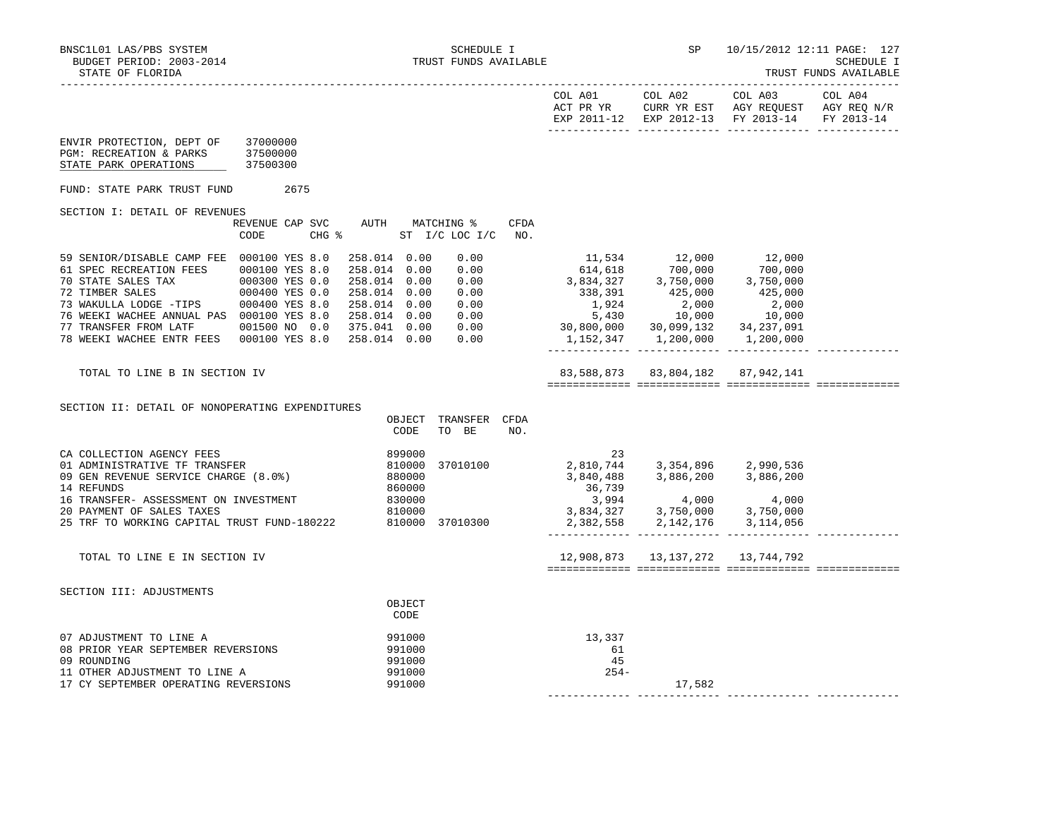BNSC1L01 LAS/PBS SYSTEM
BUDGET PERIOD: 2003-2014
STATE OF FLORIDA

SCHEDULE I
TRUST FUNDS AVAILABLE

SP 10/15/2012 12:11

SCHEDULE I
TRUST FUNDS AVAILABLE

ENVIR PROTECTION, DEPT OF 37000000
PGM: RECREATION & PARKS 37500000
STATE PARK OPERATIONS 37500300

FUND: STATE PARK TRUST FUND 2675

SECTION I: DETAIL OF REVENUES

| | REVENUE CODE | CAP | SVC CHG % | AUTH ST | MATCHING % I/C | LOC I/C | CFDA NO. | COL A01 ACT PR YR EXP 2011-12 | COL A02 CURR YR EST EXP 2012-13 | COL A03 AGY REQUEST FY 2013-14 | COL A04 AGY REQ N/R FY 2013-14 |
|---|---|---|---|---|---|---|---|---|---|---|---|
| 59 SENIOR/DISABLE CAMP FEE | 000100 | YES | 8.0 | 258.014 | 0.00 | 0.00 | | 11,534 | 12,000 | 12,000 | |
| 61 SPEC RECREATION FEES | 000100 | YES | 8.0 | 258.014 | 0.00 | 0.00 | | 614,618 | 700,000 | 700,000 | |
| 70 STATE SALES TAX | 000300 | YES | 0.0 | 258.014 | 0.00 | 0.00 | | 3,834,327 | 3,750,000 | 3,750,000 | |
| 72 TIMBER SALES | 000400 | YES | 0.0 | 258.014 | 0.00 | 0.00 | | 338,391 | 425,000 | 425,000 | |
| 73 WAKULLA LODGE -TIPS | 000400 | YES | 8.0 | 258.014 | 0.00 | 0.00 | | 1,924 | 2,000 | 2,000 | |
| 76 WEEKI WACHEE ANNUAL PAS | 000100 | YES | 8.0 | 258.014 | 0.00 | 0.00 | | 5,430 | 10,000 | 10,000 | |
| 77 TRANSFER FROM LATF | 001500 | NO | 0.0 | 375.041 | 0.00 | 0.00 | | 30,800,000 | 30,099,132 | 34,237,091 | |
| 78 WEEKI WACHEE ENTR FEES | 000100 | YES | 8.0 | 258.014 | 0.00 | 0.00 | | 1,152,347 | 1,200,000 | 1,200,000 | |
| TOTAL TO LINE B IN SECTION IV | | | | | | | | 83,588,873 | 83,804,182 | 87,942,141 | |

SECTION II: DETAIL OF NONOPERATING EXPENDITURES

| | OBJECT CODE | TRANSFER TO BE | CFDA NO. | COL A01 | COL A02 | COL A03 | COL A04 |
|---|---|---|---|---|---|---|---|
| CA COLLECTION AGENCY FEES | 899000 | | | 23 | | | |
| 01 ADMINISTRATIVE TF TRANSFER | 810000 | 37010100 | | 2,810,744 | 3,354,896 | 2,990,536 | |
| 09 GEN REVENUE SERVICE CHARGE (8.0%) | 880000 | | | 3,840,488 | 3,886,200 | 3,886,200 | |
| 14 REFUNDS | 860000 | | | 36,739 | | | |
| 16 TRANSFER- ASSESSMENT ON INVESTMENT | 830000 | | | 3,994 | 4,000 | 4,000 | |
| 20 PAYMENT OF SALES TAXES | 810000 | | | 3,834,327 | 3,750,000 | 3,750,000 | |
| 25 TRF TO WORKING CAPITAL TRUST FUND-180222 | 810000 | 37010300 | | 2,382,558 | 2,142,176 | 3,114,056 | |
| TOTAL TO LINE E IN SECTION IV | | | | 12,908,873 | 13,137,272 | 13,744,792 | |

SECTION III: ADJUSTMENTS

| | OBJECT CODE | COL A01 | COL A02 | COL A03 | COL A04 |
|---|---|---|---|---|---|
| 07 ADJUSTMENT TO LINE A | 991000 | 13,337 | | | |
| 08 PRIOR YEAR SEPTEMBER REVERSIONS | 991000 | 61 | | | |
| 09 ROUNDING | 991000 | 45 | | | |
| 11 OTHER ADJUSTMENT TO LINE A | 991000 | 254- | | | |
| 17 CY SEPTEMBER OPERATING REVERSIONS | 991000 | | 17,582 | | |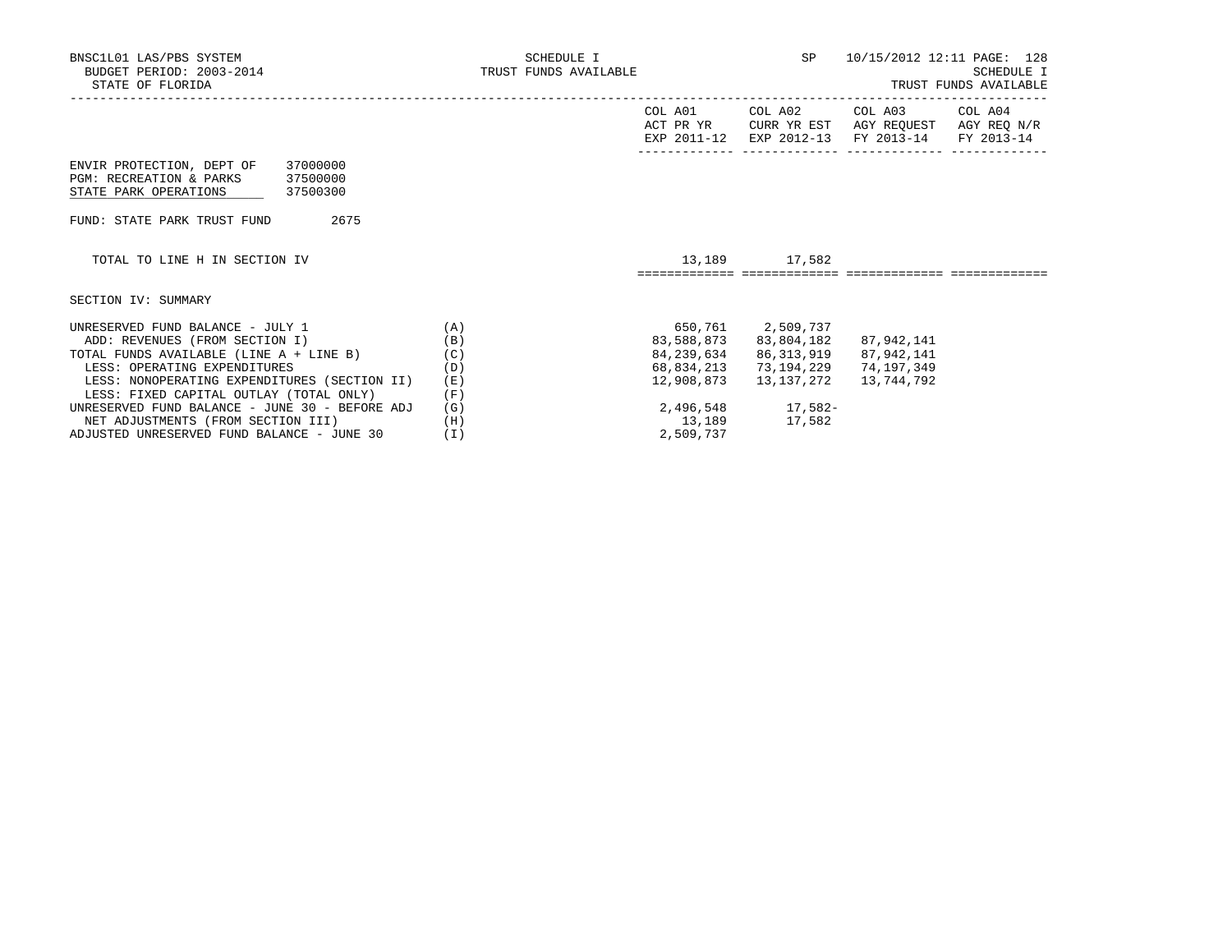BNSC1L01 LAS/PBS SYSTEM
BUDGET PERIOD: 2003-2014
STATE OF FLORIDA

SCHEDULE I
TRUST FUNDS AVAILABLE

SP 10/15/2012 12:11

SCHEDULE I
TRUST FUNDS AVAILABLE

ENVIR PROTECTION, DEPT OF 37000000
PGM: RECREATION & PARKS 37500000
STATE PARK OPERATIONS 37500300

FUND: STATE PARK TRUST FUND 2675

| | | COL A01 ACT PR YR EXP 2011-12 | COL A02 CURR YR EST EXP 2012-13 | COL A03 AGY REQUEST FY 2013-14 | COL A04 AGY REQ N/R FY 2013-14 |
|---|---|---|---|---|---|
| TOTAL TO LINE H IN SECTION IV | | 13,189 | 17,582 | | |

SECTION IV: SUMMARY

| | | COL A01 ACT PR YR EXP 2011-12 | COL A02 CURR YR EST EXP 2012-13 | COL A03 AGY REQUEST FY 2013-14 | COL A04 AGY REQ N/R FY 2013-14 |
|---|---|---|---|---|---|
| UNRESERVED FUND BALANCE - JULY 1 | (A) | 650,761 | 2,509,737 | | |
| ADD: REVENUES (FROM SECTION I) | (B) | 83,588,873 | 83,804,182 | 87,942,141 | |
| TOTAL FUNDS AVAILABLE (LINE A + LINE B) | (C) | 84,239,634 | 86,313,919 | 87,942,141 | |
| LESS: OPERATING EXPENDITURES | (D) | 68,834,213 | 73,194,229 | 74,197,349 | |
| LESS: NONOPERATING EXPENDITURES (SECTION II) | (E) | 12,908,873 | 13,137,272 | 13,744,792 | |
| LESS: FIXED CAPITAL OUTLAY (TOTAL ONLY) | (F) | | | | |
| UNRESERVED FUND BALANCE - JUNE 30 - BEFORE ADJ | (G) | 2,496,548 | 17,582- | | |
| NET ADJUSTMENTS (FROM SECTION III) | (H) | 13,189 | 17,582 | | |
| ADJUSTED UNRESERVED FUND BALANCE - JUNE 30 | (I) | 2,509,737 | | | |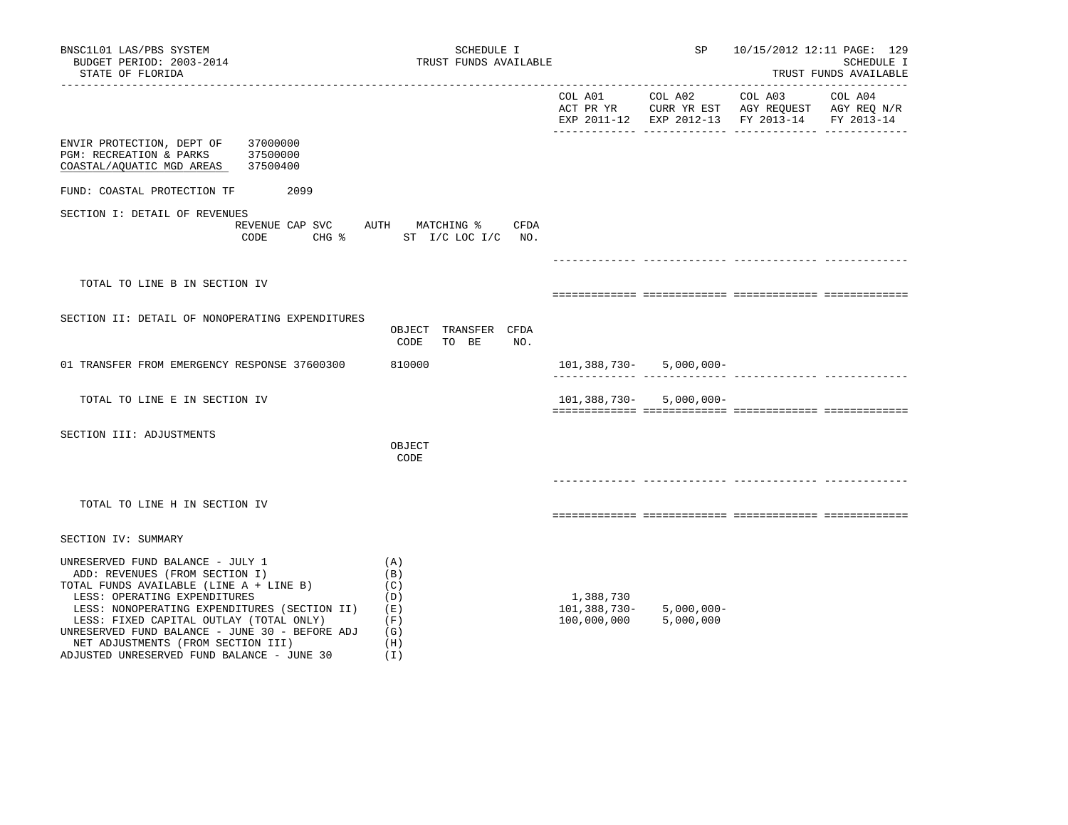BNSC1L01 LAS/PBS SYSTEM
BUDGET PERIOD: 2003-2014
STATE OF FLORIDA

SCHEDULE I
TRUST FUNDS AVAILABLE

SP 10/15/2012 12:11

SCHEDULE I
TRUST FUNDS AVAILABLE

| | COL A01 ACT PR YR EXP 2011-12 | COL A02 CURR YR EST EXP 2012-13 | COL A03 AGY REQUEST FY 2013-14 | COL A04 AGY REQ N/R FY 2013-14 |
|---|---|---|---|---|

ENVIR PROTECTION, DEPT OF 37000000
PGM: RECREATION & PARKS 37500000
COASTAL/AQUATIC MGD AREAS 37500400

FUND: COASTAL PROTECTION TF 2099

## SECTION I: DETAIL OF REVENUES

| REVENUE CODE | CAP SVC CHG % | AUTH ST | MATCHING % I/C LOC I/C | CFDA NO. | COL A01 | COL A02 | COL A03 | COL A04 |
|---|---|---|---|---|---|---|---|---|
| TOTAL TO LINE B IN SECTION IV | | | | | | | | |

## SECTION II: DETAIL OF NONOPERATING EXPENDITURES

| | OBJECT CODE | TRANSFER TO BE | CFDA NO. | COL A01 | COL A02 | COL A03 | COL A04 |
|---|---|---|---|---|---|---|---|
| 01 TRANSFER FROM EMERGENCY RESPONSE 37600300 | 810000 | | | 101,388,730- | 5,000,000- | | |
| TOTAL TO LINE E IN SECTION IV | | | | 101,388,730- | 5,000,000- | | |

## SECTION III: ADJUSTMENTS

| | OBJECT CODE | COL A01 | COL A02 | COL A03 | COL A04 |
|---|---|---|---|---|---|
| TOTAL TO LINE H IN SECTION IV | | | | | |

## SECTION IV: SUMMARY

| | | COL A01 | COL A02 | COL A03 | COL A04 |
|---|---|---|---|---|---|
| UNRESERVED FUND BALANCE - JULY 1 | (A) | | | | |
| ADD: REVENUES (FROM SECTION I) | (B) | | | | |
| TOTAL FUNDS AVAILABLE (LINE A + LINE B) | (C) | | | | |
| LESS: OPERATING EXPENDITURES | (D) | 1,388,730 | | | |
| LESS: NONOPERATING EXPENDITURES (SECTION II) | (E) | 101,388,730- | 5,000,000- | | |
| LESS: FIXED CAPITAL OUTLAY (TOTAL ONLY) | (F) | 100,000,000 | 5,000,000 | | |
| UNRESERVED FUND BALANCE - JUNE 30 - BEFORE ADJ | (G) | | | | |
| NET ADJUSTMENTS (FROM SECTION III) | (H) | | | | |
| ADJUSTED UNRESERVED FUND BALANCE - JUNE 30 | (I) | | | | |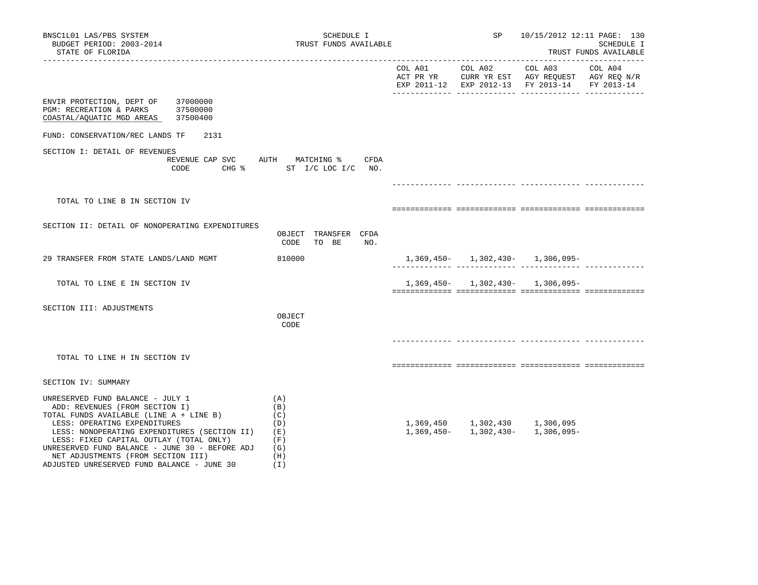SCHEDULE I
TRUST FUNDS AVAILABLE

BNSC1L01 LAS/PBS SYSTEM
BUDGET PERIOD: 2003-2014
STATE OF FLORIDA

SP 10/15/2012 12:11 PAGE: 130
SCHEDULE I
TRUST FUNDS AVAILABLE

| | COL A01 ACT PR YR EXP 2011-12 | COL A02 CURR YR EST EXP 2012-13 | COL A03 AGY REQUEST FY 2013-14 | COL A04 AGY REQ N/R FY 2013-14 |
|---|---|---|---|---|

ENVIR PROTECTION, DEPT OF 37000000
PGM: RECREATION & PARKS 37500000
COASTAL/AQUATIC MGD AREAS 37500400

FUND: CONSERVATION/REC LANDS TF 2131

SECTION I: DETAIL OF REVENUES

| REVENUE CODE | CAP SVC CHG % | AUTH ST | MATCHING % I/C LOC I/C | CFDA NO. | COL A01 | COL A02 | COL A03 | COL A04 |
|---|---|---|---|---|---|---|---|---|
| TOTAL TO LINE B IN SECTION IV | | | | | | | | |

SECTION II: DETAIL OF NONOPERATING EXPENDITURES

| | OBJECT CODE | TRANSFER TO BE | CFDA NO. | COL A01 | COL A02 | COL A03 | COL A04 |
|---|---|---|---|---|---|---|---|
| 29 TRANSFER FROM STATE LANDS/LAND MGMT | 810000 | | | 1,369,450- | 1,302,430- | 1,306,095- | |
| TOTAL TO LINE E IN SECTION IV | | | | 1,369,450- | 1,302,430- | 1,306,095- | |

SECTION III: ADJUSTMENTS

| | OBJECT CODE | COL A01 | COL A02 | COL A03 | COL A04 |
|---|---|---|---|---|---|
| TOTAL TO LINE H IN SECTION IV | | | | | |

SECTION IV: SUMMARY

| | | COL A01 | COL A02 | COL A03 | COL A04 |
|---|---|---|---|---|---|
| UNRESERVED FUND BALANCE - JULY 1 | (A) | | | | |
| ADD: REVENUES (FROM SECTION I) | (B) | | | | |
| TOTAL FUNDS AVAILABLE (LINE A + LINE B) | (C) | | | | |
| LESS: OPERATING EXPENDITURES | (D) | 1,369,450 | 1,302,430 | 1,306,095 | |
| LESS: NONOPERATING EXPENDITURES (SECTION II) | (E) | 1,369,450- | 1,302,430- | 1,306,095- | |
| LESS: FIXED CAPITAL OUTLAY (TOTAL ONLY) | (F) | | | | |
| UNRESERVED FUND BALANCE - JUNE 30 - BEFORE ADJ | (G) | | | | |
| NET ADJUSTMENTS (FROM SECTION III) | (H) | | | | |
| ADJUSTED UNRESERVED FUND BALANCE - JUNE 30 | (I) | | | | |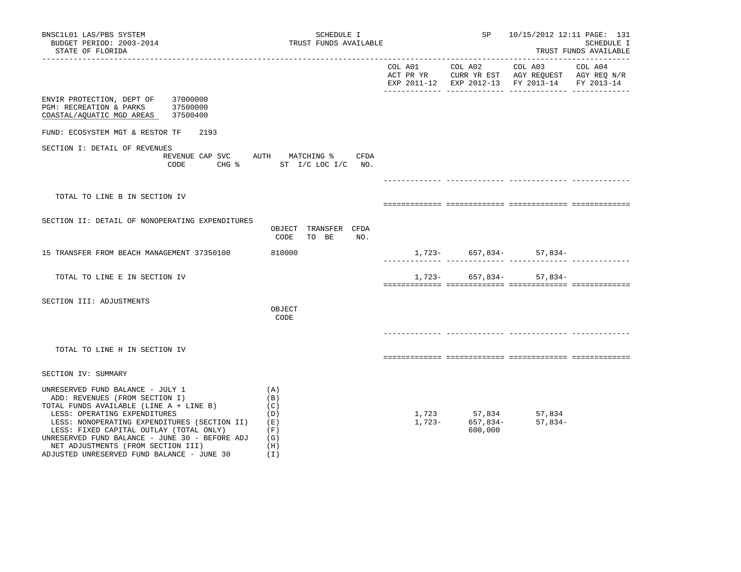BNSC1L01 LAS/PBS SYSTEM
BUDGET PERIOD: 2003-2014
STATE OF FLORIDA

SCHEDULE I
TRUST FUNDS AVAILABLE

SP 10/15/2012 12:11 PAGE: 131
SCHEDULE I
TRUST FUNDS AVAILABLE

ENVIR PROTECTION, DEPT OF 37000000
PGM: RECREATION & PARKS 37500000
COASTAL/AQUATIC MGD AREAS 37500400

FUND: ECOSYSTEM MGT & RESTOR TF 2193

| | | COL A01 ACT PR YR EXP 2011-12 | COL A02 CURR YR EST EXP 2012-13 | COL A03 AGY REQUEST FY 2013-14 | COL A04 AGY REQ N/R FY 2013-14 |
|---|---|---|---|---|---|
| **SECTION I: DETAIL OF REVENUES** | REVENUE CODE / CAP SVC CHG % / AUTH / MATCHING % ST I/C LOC I/C / CFDA NO. | | | | |
| TOTAL TO LINE B IN SECTION IV | | | | | |
| **SECTION II: DETAIL OF NONOPERATING EXPENDITURES** | OBJECT CODE / TRANSFER TO BE / CFDA NO. | | | | |
| 15 TRANSFER FROM BEACH MANAGEMENT 37350100 | 810000 | 1,723- | 657,834- | 57,834- | |
| TOTAL TO LINE E IN SECTION IV | | 1,723- | 657,834- | 57,834- | |
| **SECTION III: ADJUSTMENTS** | OBJECT CODE | | | | |
| TOTAL TO LINE H IN SECTION IV | | | | | |
| **SECTION IV: SUMMARY** | | | | | |
| UNRESERVED FUND BALANCE - JULY 1 | (A) | | | | |
| ADD: REVENUES (FROM SECTION I) | (B) | | | | |
| TOTAL FUNDS AVAILABLE (LINE A + LINE B) | (C) | | | | |
| LESS: OPERATING EXPENDITURES | (D) | 1,723 | 57,834 | 57,834 | |
| LESS: NONOPERATING EXPENDITURES (SECTION II) | (E) | 1,723- | 657,834- | 57,834- | |
| LESS: FIXED CAPITAL OUTLAY (TOTAL ONLY) | (F) | | 600,000 | | |
| UNRESERVED FUND BALANCE - JUNE 30 - BEFORE ADJ | (G) | | | | |
| NET ADJUSTMENTS (FROM SECTION III) | (H) | | | | |
| ADJUSTED UNRESERVED FUND BALANCE - JUNE 30 | (I) | | | | |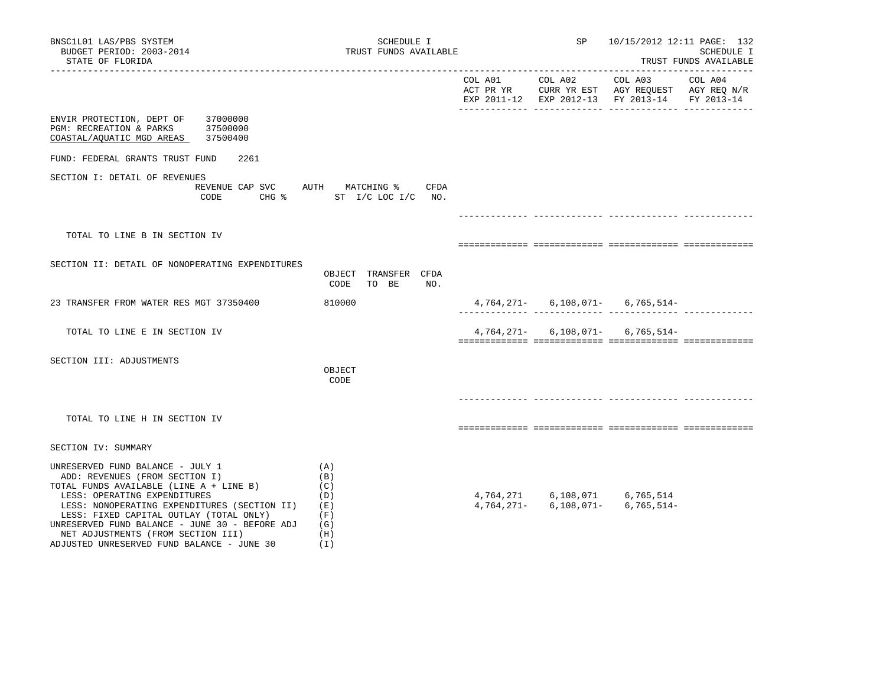BNSC1L01 LAS/PBS SYSTEM
BUDGET PERIOD: 2003-2014
STATE OF FLORIDA

SCHEDULE I
TRUST FUNDS AVAILABLE

SP 10/15/2012 12:11

SCHEDULE I
TRUST FUNDS AVAILABLE

| | COL A01 ACT PR YR EXP 2011-12 | COL A02 CURR YR EST EXP 2012-13 | COL A03 AGY REQUEST FY 2013-14 | COL A04 AGY REQ N/R FY 2013-14 |
|---|---|---|---|---|

ENVIR PROTECTION, DEPT OF 37000000
PGM: RECREATION & PARKS 37500000
COASTAL/AQUATIC MGD AREAS 37500400

FUND: FEDERAL GRANTS TRUST FUND 2261

## SECTION I: DETAIL OF REVENUES

| | REVENUE CODE | CAP SVC CHG % | AUTH ST | MATCHING % I/C LOC I/C | CFDA NO. | COL A01 | COL A02 | COL A03 | COL A04 |
|---|---|---|---|---|---|---|---|---|---|
| TOTAL TO LINE B IN SECTION IV | | | | | | | | | |

## SECTION II: DETAIL OF NONOPERATING EXPENDITURES

| | OBJECT CODE | TRANSFER TO BE | CFDA NO. | COL A01 | COL A02 | COL A03 | COL A04 |
|---|---|---|---|---|---|---|---|
| 23 TRANSFER FROM WATER RES MGT 37350400 | 810000 | | | 4,764,271- | 6,108,071- | 6,765,514- | |
| TOTAL TO LINE E IN SECTION IV | | | | 4,764,271- | 6,108,071- | 6,765,514- | |

## SECTION III: ADJUSTMENTS

| | OBJECT CODE | COL A01 | COL A02 | COL A03 | COL A04 |
|---|---|---|---|---|---|
| TOTAL TO LINE H IN SECTION IV | | | | | |

## SECTION IV: SUMMARY

| | | COL A01 | COL A02 | COL A03 | COL A04 |
|---|---|---|---|---|---|
| UNRESERVED FUND BALANCE - JULY 1 | (A) | | | | |
| ADD: REVENUES (FROM SECTION I) | (B) | | | | |
| TOTAL FUNDS AVAILABLE (LINE A + LINE B) | (C) | | | | |
| LESS: OPERATING EXPENDITURES | (D) | 4,764,271 | 6,108,071 | 6,765,514 | |
| LESS: NONOPERATING EXPENDITURES (SECTION II) | (E) | 4,764,271- | 6,108,071- | 6,765,514- | |
| LESS: FIXED CAPITAL OUTLAY (TOTAL ONLY) | (F) | | | | |
| UNRESERVED FUND BALANCE - JUNE 30 - BEFORE ADJ | (G) | | | | |
| NET ADJUSTMENTS (FROM SECTION III) | (H) | | | | |
| ADJUSTED UNRESERVED FUND BALANCE - JUNE 30 | (I) | | | | |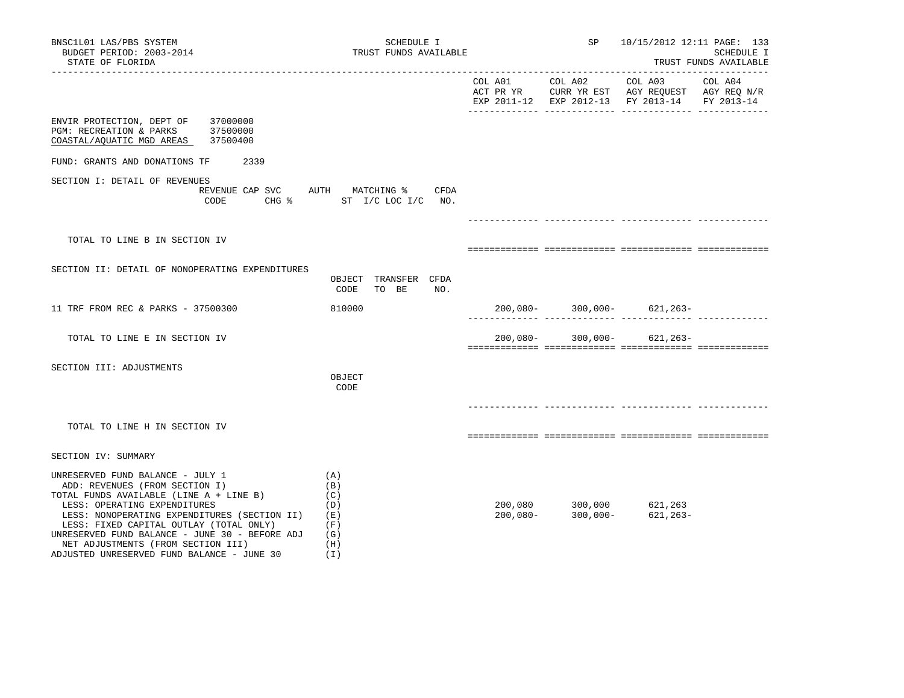BNSC1L01 LAS/PBS SYSTEM
BUDGET PERIOD: 2003-2014
STATE OF FLORIDA

SCHEDULE I
TRUST FUNDS AVAILABLE

SP 10/15/2012 12:11
SCHEDULE I
TRUST FUNDS AVAILABLE

| | COL A01 ACT PR YR EXP 2011-12 | COL A02 CURR YR EST EXP 2012-13 | COL A03 AGY REQUEST FY 2013-14 | COL A04 AGY REQ N/R FY 2013-14 |
|---|---|---|---|---|

ENVIR PROTECTION, DEPT OF 37000000
PGM: RECREATION & PARKS 37500000
COASTAL/AQUATIC MGD AREAS 37500400

FUND: GRANTS AND DONATIONS TF 2339

SECTION I: DETAIL OF REVENUES

| | REVENUE CODE | CAP SVC CHG % | AUTH ST | MATCHING % I/C LOC I/C | CFDA NO. | COL A01 | COL A02 | COL A03 | COL A04 |
|---|---|---|---|---|---|---|---|---|---|
| TOTAL TO LINE B IN SECTION IV | | | | | | | | | |

SECTION II: DETAIL OF NONOPERATING EXPENDITURES

| | OBJECT CODE | TRANSFER TO BE | CFDA NO. | COL A01 | COL A02 | COL A03 | COL A04 |
|---|---|---|---|---|---|---|---|
| 11 TRF FROM REC & PARKS - 37500300 | 810000 | | | 200,080- | 300,000- | 621,263- | |
| TOTAL TO LINE E IN SECTION IV | | | | 200,080- | 300,000- | 621,263- | |

SECTION III: ADJUSTMENTS

| | OBJECT CODE | COL A01 | COL A02 | COL A03 | COL A04 |
|---|---|---|---|---|---|
| TOTAL TO LINE H IN SECTION IV | | | | | |

SECTION IV: SUMMARY

| | | COL A01 | COL A02 | COL A03 | COL A04 |
|---|---|---|---|---|---|
| UNRESERVED FUND BALANCE - JULY 1 | (A) | | | | |
| ADD: REVENUES (FROM SECTION I) | (B) | | | | |
| TOTAL FUNDS AVAILABLE (LINE A + LINE B) | (C) | | | | |
| LESS: OPERATING EXPENDITURES | (D) | 200,080 | 300,000 | 621,263 | |
| LESS: NONOPERATING EXPENDITURES (SECTION II) | (E) | 200,080- | 300,000- | 621,263- | |
| LESS: FIXED CAPITAL OUTLAY (TOTAL ONLY) | (F) | | | | |
| UNRESERVED FUND BALANCE - JUNE 30 - BEFORE ADJ | (G) | | | | |
| NET ADJUSTMENTS (FROM SECTION III) | (H) | | | | |
| ADJUSTED UNRESERVED FUND BALANCE - JUNE 30 | (I) | | | | |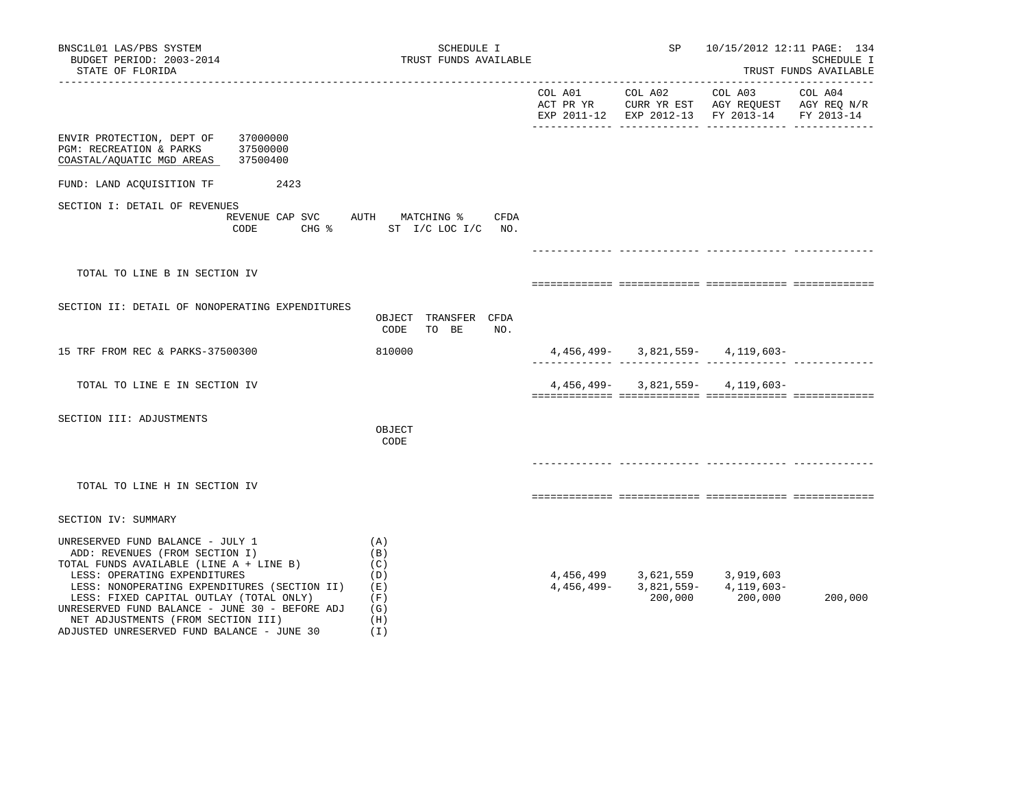BNSC1L01 LAS/PBS SYSTEM
BUDGET PERIOD: 2003-2014
STATE OF FLORIDA

SCHEDULE I
TRUST FUNDS AVAILABLE

SP 10/15/2012 12:11

SCHEDULE I
TRUST FUNDS AVAILABLE

| | COL A01 ACT PR YR EXP 2011-12 | COL A02 CURR YR EST EXP 2012-13 | COL A03 AGY REQUEST FY 2013-14 | COL A04 AGY REQ N/R FY 2013-14 |
|---|---|---|---|---|

ENVIR PROTECTION, DEPT OF 37000000
PGM: RECREATION & PARKS 37500000
COASTAL/AQUATIC MGD AREAS 37500400

FUND: LAND ACQUISITION TF 2423

## SECTION I: DETAIL OF REVENUES

REVENUE CODE | CAP SVC CHG % | AUTH ST | MATCHING % I/C LOC I/C | CFDA NO.

| | COL A01 | COL A02 | COL A03 | COL A04 |
|---|---|---|---|---|
| TOTAL TO LINE B IN SECTION IV | | | | |

## SECTION II: DETAIL OF NONOPERATING EXPENDITURES

| | OBJECT CODE | TRANSFER TO BE | CFDA NO. | COL A01 | COL A02 | COL A03 | COL A04 |
|---|---|---|---|---|---|---|---|
| 15 TRF FROM REC & PARKS-37500300 | 810000 | | | 4,456,499- | 3,821,559- | 4,119,603- | |
| TOTAL TO LINE E IN SECTION IV | | | | 4,456,499- | 3,821,559- | 4,119,603- | |

## SECTION III: ADJUSTMENTS

| | OBJECT CODE | COL A01 | COL A02 | COL A03 | COL A04 |
|---|---|---|---|---|---|
| TOTAL TO LINE H IN SECTION IV | | | | | |

## SECTION IV: SUMMARY

| | | COL A01 | COL A02 | COL A03 | COL A04 |
|---|---|---|---|---|---|
| UNRESERVED FUND BALANCE - JULY 1 | (A) | | | | |
| ADD: REVENUES (FROM SECTION I) | (B) | | | | |
| TOTAL FUNDS AVAILABLE (LINE A + LINE B) | (C) | | | | |
| LESS: OPERATING EXPENDITURES | (D) | 4,456,499 | 3,621,559 | 3,919,603 | |
| LESS: NONOPERATING EXPENDITURES (SECTION II) | (E) | 4,456,499- | 3,821,559- | 4,119,603- | |
| LESS: FIXED CAPITAL OUTLAY (TOTAL ONLY) | (F) | | 200,000 | 200,000 | 200,000 |
| UNRESERVED FUND BALANCE - JUNE 30 - BEFORE ADJ | (G) | | | | |
| NET ADJUSTMENTS (FROM SECTION III) | (H) | | | | |
| ADJUSTED UNRESERVED FUND BALANCE - JUNE 30 | (I) | | | | |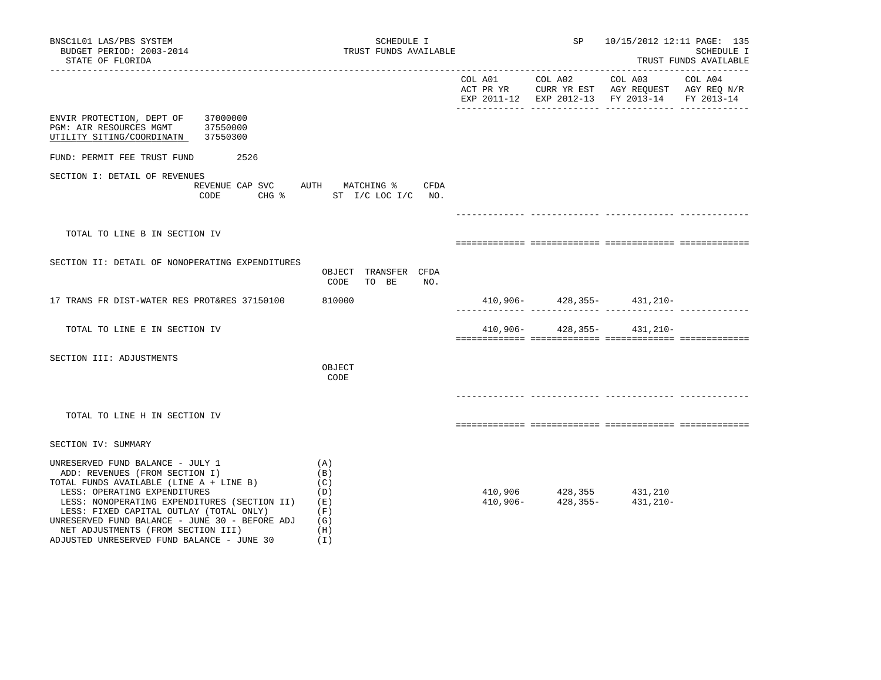BNSC1L01 LAS/PBS SYSTEM
BUDGET PERIOD: 2003-2014
STATE OF FLORIDA

SCHEDULE I
TRUST FUNDS AVAILABLE

SP 10/15/2012 12:11

SCHEDULE I
TRUST FUNDS AVAILABLE

| | COL A01 ACT PR YR EXP 2011-12 | COL A02 CURR YR EST EXP 2012-13 | COL A03 AGY REQUEST FY 2013-14 | COL A04 AGY REQ N/R FY 2013-14 |
|---|---|---|---|---|

ENVIR PROTECTION, DEPT OF 37000000
PGM: AIR RESOURCES MGMT 37550000
UTILITY SITING/COORDINATN 37550300

FUND: PERMIT FEE TRUST FUND 2526

SECTION I: DETAIL OF REVENUES

| REVENUE CODE | CAP SVC CHG % | AUTH ST | MATCHING % I/C LOC I/C | CFDA NO. | COL A01 | COL A02 | COL A03 | COL A04 |
|---|---|---|---|---|---|---|---|---|
| TOTAL TO LINE B IN SECTION IV | | | | | | | | |

SECTION II: DETAIL OF NONOPERATING EXPENDITURES

| | OBJECT CODE | TRANSFER TO BE | CFDA NO. | COL A01 | COL A02 | COL A03 | COL A04 |
|---|---|---|---|---|---|---|---|
| 17 TRANS FR DIST-WATER RES PROT&RES 37150100 | 810000 | | | 410,906- | 428,355- | 431,210- | |
| TOTAL TO LINE E IN SECTION IV | | | | 410,906- | 428,355- | 431,210- | |

SECTION III: ADJUSTMENTS

| | OBJECT CODE | COL A01 | COL A02 | COL A03 | COL A04 |
|---|---|---|---|---|---|
| TOTAL TO LINE H IN SECTION IV | | | | | |

SECTION IV: SUMMARY

| | | COL A01 | COL A02 | COL A03 | COL A04 |
|---|---|---|---|---|---|
| UNRESERVED FUND BALANCE - JULY 1 | (A) | | | | |
| ADD: REVENUES (FROM SECTION I) | (B) | | | | |
| TOTAL FUNDS AVAILABLE (LINE A + LINE B) | (C) | | | | |
| LESS: OPERATING EXPENDITURES | (D) | 410,906 | 428,355 | 431,210 | |
| LESS: NONOPERATING EXPENDITURES (SECTION II) | (E) | 410,906- | 428,355- | 431,210- | |
| LESS: FIXED CAPITAL OUTLAY (TOTAL ONLY) | (F) | | | | |
| UNRESERVED FUND BALANCE - JUNE 30 - BEFORE ADJ | (G) | | | | |
| NET ADJUSTMENTS (FROM SECTION III) | (H) | | | | |
| ADJUSTED UNRESERVED FUND BALANCE - JUNE 30 | (I) | | | | |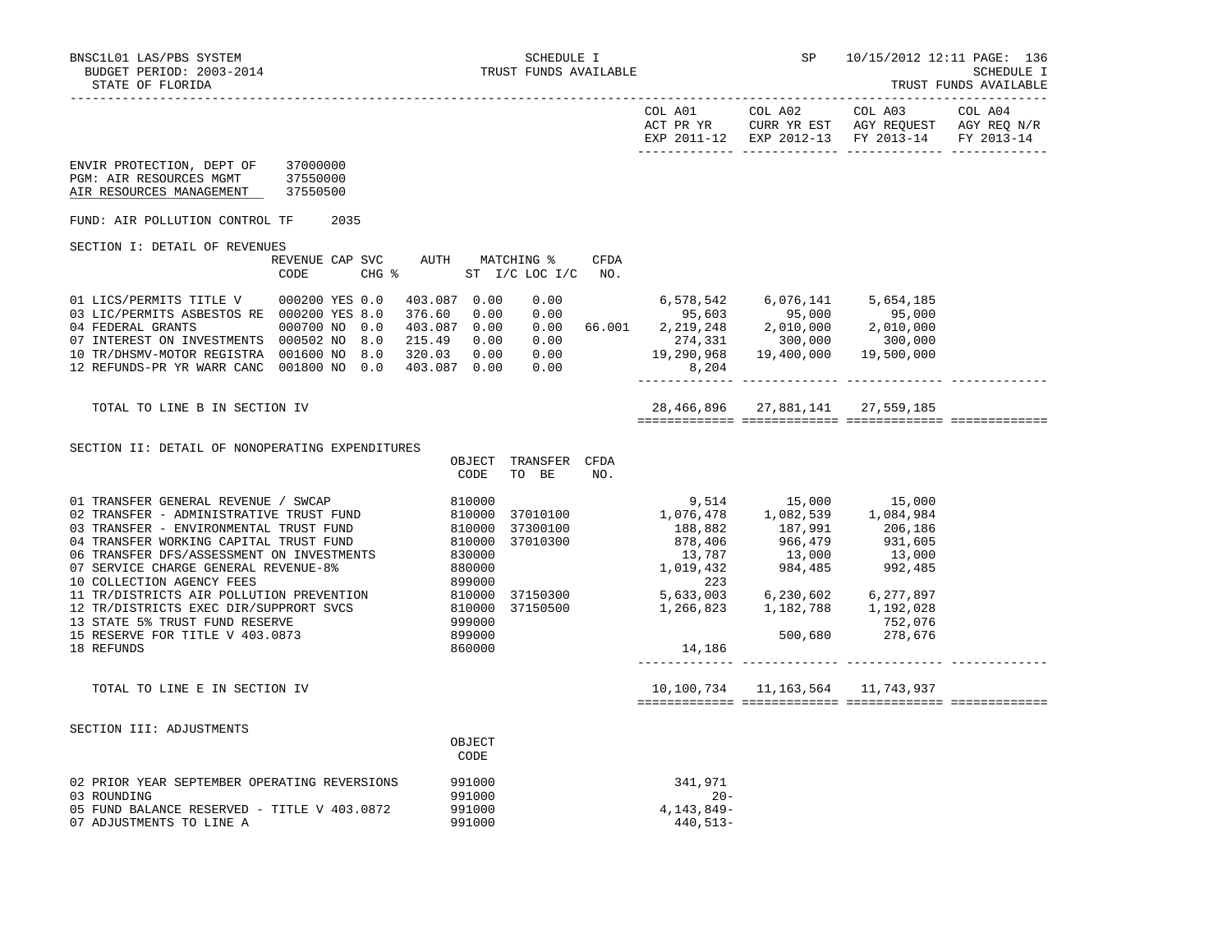BNSC1L01 LAS/PBS SYSTEM
BUDGET PERIOD: 2003-2014
STATE OF FLORIDA

SCHEDULE I
TRUST FUNDS AVAILABLE

SP 10/15/2012 12:11
SCHEDULE I
TRUST FUNDS AVAILABLE

| | COL A01 ACT PR YR EXP 2011-12 | COL A02 CURR YR EST EXP 2012-13 | COL A03 AGY REQUEST FY 2013-14 | COL A04 AGY REQ N/R FY 2013-14 |
|---|---|---|---|---|

ENVIR PROTECTION, DEPT OF 37000000
PGM: AIR RESOURCES MGMT 37550000
AIR RESOURCES MANAGEMENT 37550500

FUND: AIR POLLUTION CONTROL TF 2035

SECTION I: DETAIL OF REVENUES

| | REVENUE CODE | CAP | SVC CHG % | AUTH | MATCHING % ST I/C | LOC I/C | CFDA NO. | COL A01 | COL A02 | COL A03 | COL A04 |
|---|---|---|---|---|---|---|---|---|---|---|---|
| 01 LICS/PERMITS TITLE V | 000200 | YES | 0.0 | 403.087 | 0.00 | 0.00 | | 6,578,542 | 6,076,141 | 5,654,185 | |
| 03 LIC/PERMITS ASBESTOS RE | 000200 | YES | 8.0 | 376.60 | 0.00 | 0.00 | | 95,603 | 95,000 | 95,000 | |
| 04 FEDERAL GRANTS | 000700 | NO | 0.0 | 403.087 | 0.00 | 0.00 | 66.001 | 2,219,248 | 2,010,000 | 2,010,000 | |
| 07 INTEREST ON INVESTMENTS | 000502 | NO | 8.0 | 215.49 | 0.00 | 0.00 | | 274,331 | 300,000 | 300,000 | |
| 10 TR/DHSMV-MOTOR REGISTRA | 001600 | NO | 8.0 | 320.03 | 0.00 | 0.00 | | 19,290,968 | 19,400,000 | 19,500,000 | |
| 12 REFUNDS-PR YR WARR CANC | 001800 | NO | 0.0 | 403.087 | 0.00 | 0.00 | | 8,204 | | | |
| TOTAL TO LINE B IN SECTION IV | | | | | | | | 28,466,896 | 27,881,141 | 27,559,185 | |

SECTION II: DETAIL OF NONOPERATING EXPENDITURES

| | OBJECT CODE | TRANSFER TO BE | CFDA NO. | COL A01 | COL A02 | COL A03 | COL A04 |
|---|---|---|---|---|---|---|---|
| 01 TRANSFER GENERAL REVENUE / SWCAP | 810000 | | | 9,514 | 15,000 | 15,000 | |
| 02 TRANSFER - ADMINISTRATIVE TRUST FUND | 810000 | 37010100 | | 1,076,478 | 1,082,539 | 1,084,984 | |
| 03 TRANSFER - ENVIRONMENTAL TRUST FUND | 810000 | 37300100 | | 188,882 | 187,991 | 206,186 | |
| 04 TRANSFER WORKING CAPITAL TRUST FUND | 810000 | 37010300 | | 878,406 | 966,479 | 931,605 | |
| 06 TRANSFER DFS/ASSESSMENT ON INVESTMENTS | 830000 | | | 13,787 | 13,000 | 13,000 | |
| 07 SERVICE CHARGE GENERAL REVENUE-8% | 880000 | | | 1,019,432 | 984,485 | 992,485 | |
| 10 COLLECTION AGENCY FEES | 899000 | | | 223 | | | |
| 11 TR/DISTRICTS AIR POLLUTION PREVENTION | 810000 | 37150300 | | 5,633,003 | 6,230,602 | 6,277,897 | |
| 12 TR/DISTRICTS EXEC DIR/SUPPRORT SVCS | 810000 | 37150500 | | 1,266,823 | 1,182,788 | 1,192,028 | |
| 13 STATE 5% TRUST FUND RESERVE | 999000 | | | | | 752,076 | |
| 15 RESERVE FOR TITLE V 403.0873 | 899000 | | | | 500,680 | 278,676 | |
| 18 REFUNDS | 860000 | | | 14,186 | | | |
| TOTAL TO LINE E IN SECTION IV | | | | 10,100,734 | 11,163,564 | 11,743,937 | |

SECTION III: ADJUSTMENTS

| | OBJECT CODE | COL A01 | COL A02 | COL A03 | COL A04 |
|---|---|---|---|---|---|
| 02 PRIOR YEAR SEPTEMBER OPERATING REVERSIONS | 991000 | 341,971 | | | |
| 03 ROUNDING | 991000 | 20- | | | |
| 05 FUND BALANCE RESERVED - TITLE V 403.0872 | 991000 | 4,143,849- | | | |
| 07 ADJUSTMENTS TO LINE A | 991000 | 440,513- | | | |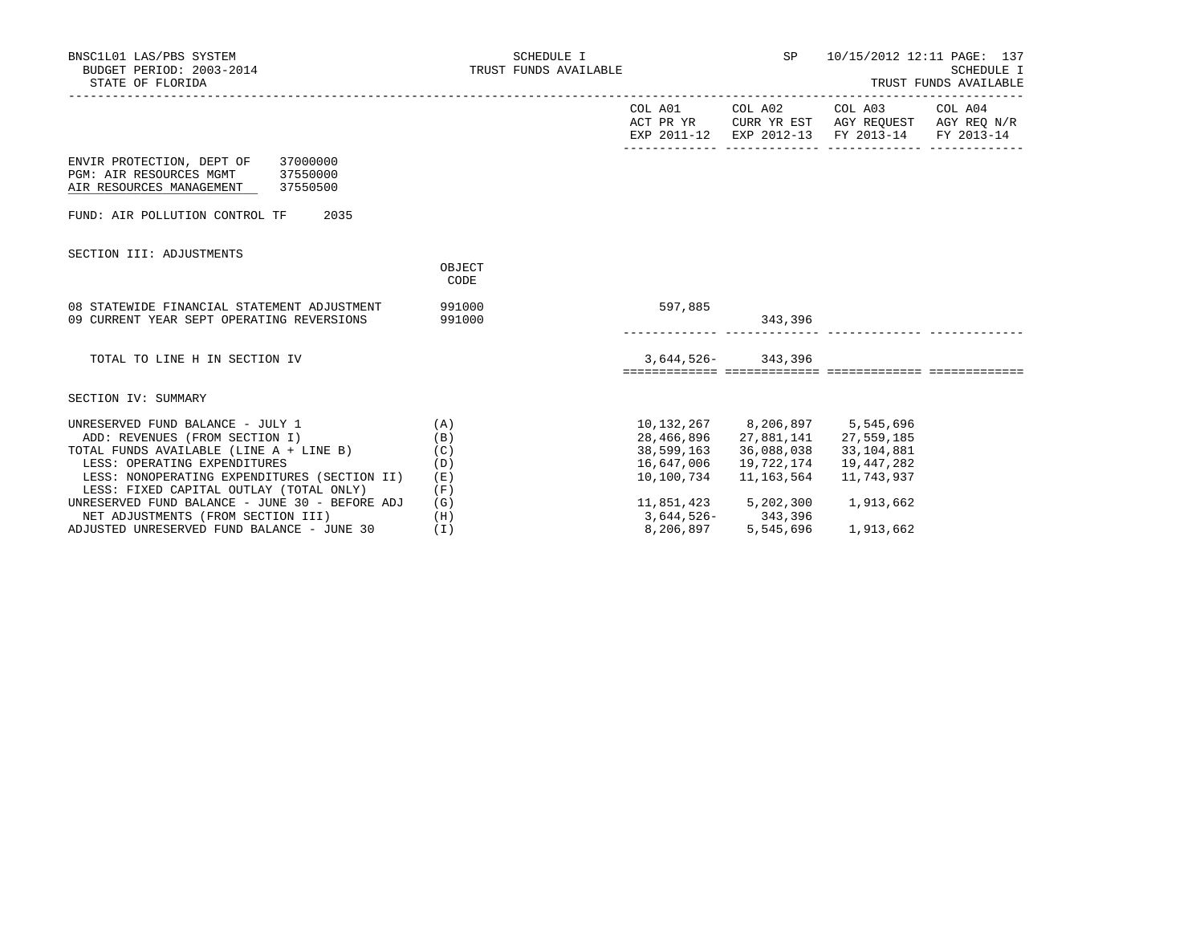ENVIR PROTECTION, DEPT OF 37000000
PGM: AIR RESOURCES MGMT 37550000
AIR RESOURCES MANAGEMENT 37550500

FUND: AIR POLLUTION CONTROL TF 2035

SECTION III: ADJUSTMENTS

| | OBJECT CODE | COL A01 ACT PR YR EXP 2011-12 | COL A02 CURR YR EST EXP 2012-13 | COL A03 AGY REQUEST FY 2013-14 | COL A04 AGY REQ N/R FY 2013-14 |
|---|---|---|---|---|---|
| 08 STATEWIDE FINANCIAL STATEMENT ADJUSTMENT | 991000 | 597,885 | | | |
| 09 CURRENT YEAR SEPT OPERATING REVERSIONS | 991000 | | 343,396 | | |
| TOTAL TO LINE H IN SECTION IV | | 3,644,526- | 343,396 | | |

SECTION IV: SUMMARY

| | | COL A01 | COL A02 | COL A03 | COL A04 |
|---|---|---|---|---|---|
| UNRESERVED FUND BALANCE - JULY 1 | (A) | 10,132,267 | 8,206,897 | 5,545,696 | |
| ADD: REVENUES (FROM SECTION I) | (B) | 28,466,896 | 27,881,141 | 27,559,185 | |
| TOTAL FUNDS AVAILABLE (LINE A + LINE B) | (C) | 38,599,163 | 36,088,038 | 33,104,881 | |
| LESS: OPERATING EXPENDITURES | (D) | 16,647,006 | 19,722,174 | 19,447,282 | |
| LESS: NONOPERATING EXPENDITURES (SECTION II) | (E) | 10,100,734 | 11,163,564 | 11,743,937 | |
| LESS: FIXED CAPITAL OUTLAY (TOTAL ONLY) | (F) | | | | |
| UNRESERVED FUND BALANCE - JUNE 30 - BEFORE ADJ | (G) | 11,851,423 | 5,202,300 | 1,913,662 | |
| NET ADJUSTMENTS (FROM SECTION III) | (H) | 3,644,526- | 343,396 | | |
| ADJUSTED UNRESERVED FUND BALANCE - JUNE 30 | (I) | 8,206,897 | 5,545,696 | 1,913,662 | |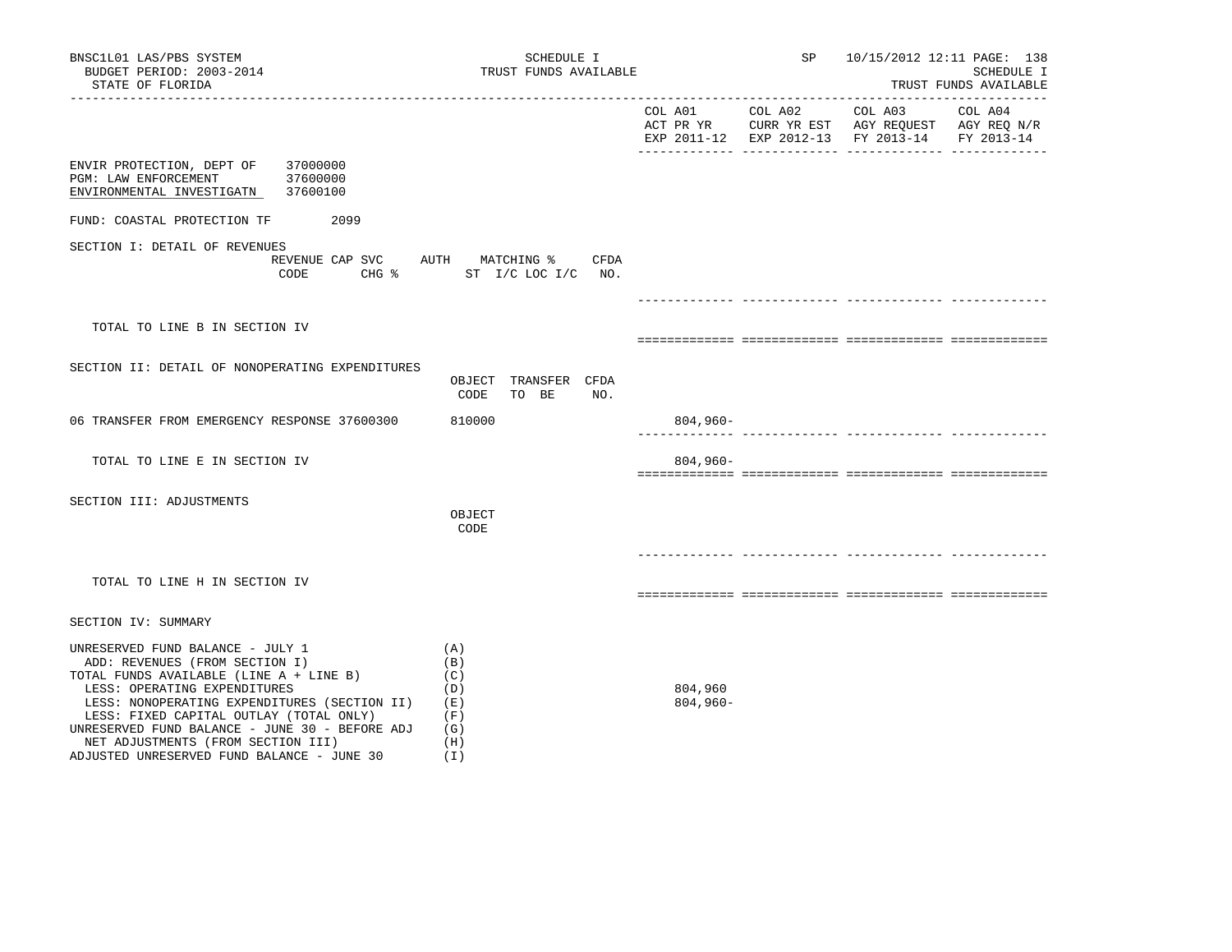BNSC1L01 LAS/PBS SYSTEM — SCHEDULE I — TRUST FUNDS AVAILABLE — SP 10/15/2012 12:11

BUDGET PERIOD: 2003-2014

STATE OF FLORIDA

| | COL A01 ACT PR YR EXP 2011-12 | COL A02 CURR YR EST EXP 2012-13 | COL A03 AGY REQUEST FY 2013-14 | COL A04 AGY REQ N/R FY 2013-14 |
|---|---|---|---|---|

ENVIR PROTECTION, DEPT OF 37000000
PGM: LAW ENFORCEMENT 37600000
ENVIRONMENTAL INVESTIGATN 37600100

FUND: COASTAL PROTECTION TF 2099

SECTION I: DETAIL OF REVENUES

| REVENUE CODE | CAP SVC CHG % | AUTH ST | MATCHING % I/C LOC I/C | CFDA NO. | COL A01 | COL A02 | COL A03 | COL A04 |
|---|---|---|---|---|---|---|---|---|
| TOTAL TO LINE B IN SECTION IV | | | | | | | | |

SECTION II: DETAIL OF NONOPERATING EXPENDITURES

| | OBJECT CODE | TRANSFER TO BE | CFDA NO. | COL A01 | COL A02 | COL A03 | COL A04 |
|---|---|---|---|---|---|---|---|
| 06 TRANSFER FROM EMERGENCY RESPONSE 37600300 | 810000 | | | 804,960- | | | |
| TOTAL TO LINE E IN SECTION IV | | | | 804,960- | | | |

SECTION III: ADJUSTMENTS

| | OBJECT CODE | COL A01 | COL A02 | COL A03 | COL A04 |
|---|---|---|---|---|---|
| TOTAL TO LINE H IN SECTION IV | | | | | |

SECTION IV: SUMMARY

| | | COL A01 | COL A02 | COL A03 | COL A04 |
|---|---|---|---|---|---|
| UNRESERVED FUND BALANCE - JULY 1 | (A) | | | | |
| ADD: REVENUES (FROM SECTION I) | (B) | | | | |
| TOTAL FUNDS AVAILABLE (LINE A + LINE B) | (C) | | | | |
| LESS: OPERATING EXPENDITURES | (D) | 804,960 | | | |
| LESS: NONOPERATING EXPENDITURES (SECTION II) | (E) | 804,960- | | | |
| LESS: FIXED CAPITAL OUTLAY (TOTAL ONLY) | (F) | | | | |
| UNRESERVED FUND BALANCE - JUNE 30 - BEFORE ADJ | (G) | | | | |
| NET ADJUSTMENTS (FROM SECTION III) | (H) | | | | |
| ADJUSTED UNRESERVED FUND BALANCE - JUNE 30 | (I) | | | | |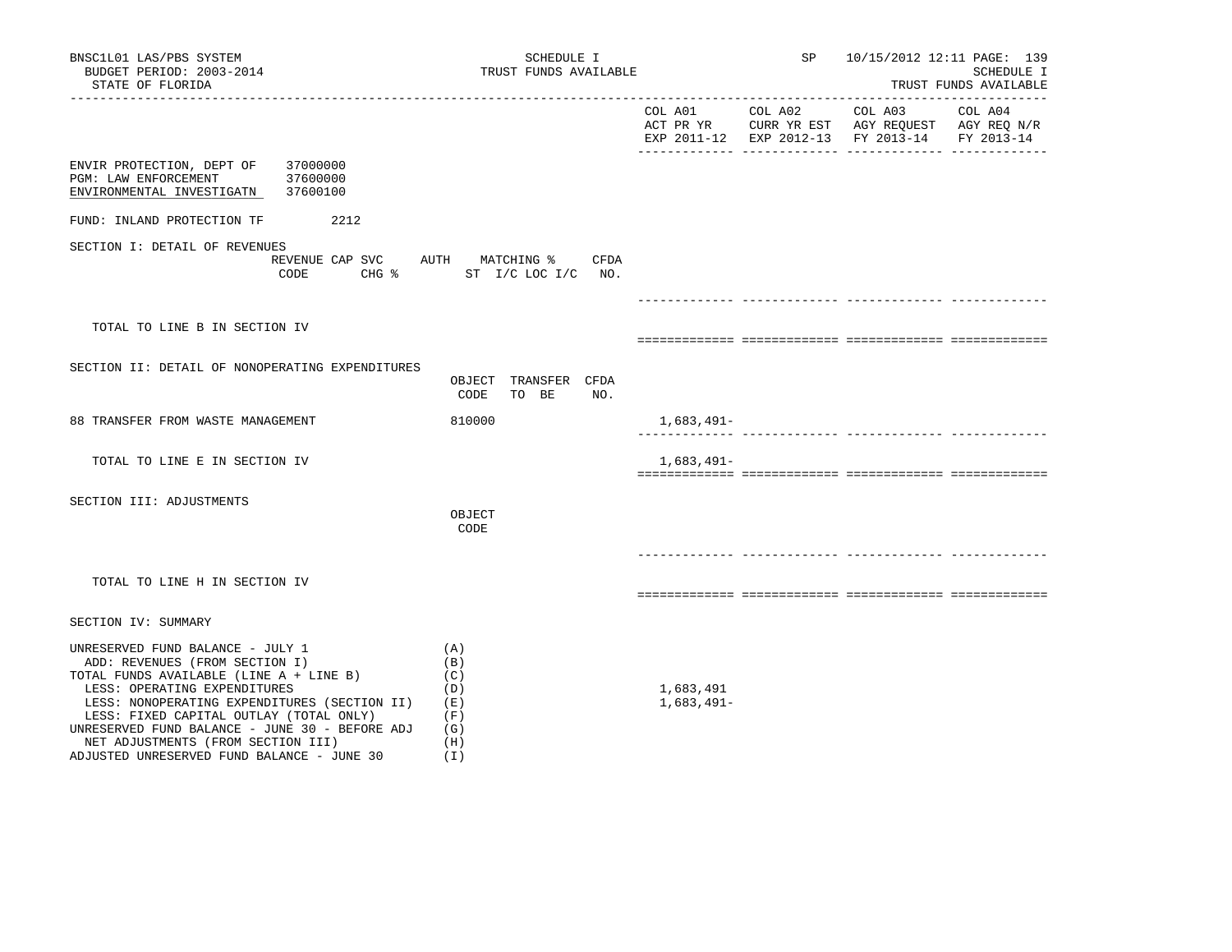SCHEDULE I
TRUST FUNDS AVAILABLE

BUDGET PERIOD: 2003-2014
STATE OF FLORIDA

| | COL A01 ACT PR YR EXP 2011-12 | COL A02 CURR YR EST EXP 2012-13 | COL A03 AGY REQUEST FY 2013-14 | COL A04 AGY REQ N/R FY 2013-14 |
|---|---|---|---|---|

ENVIR PROTECTION, DEPT OF 37000000
PGM: LAW ENFORCEMENT 37600000
ENVIRONMENTAL INVESTIGATN 37600100

FUND: INLAND PROTECTION TF 2212

SECTION I: DETAIL OF REVENUES

| | REVENUE CODE | CAP SVC CHG % | AUTH ST | MATCHING % I/C LOC I/C | CFDA NO. | COL A01 | COL A02 | COL A03 | COL A04 |
|---|---|---|---|---|---|---|---|---|---|
| TOTAL TO LINE B IN SECTION IV | | | | | | | | | |

SECTION II: DETAIL OF NONOPERATING EXPENDITURES

| | OBJECT CODE | TRANSFER TO BE | CFDA NO. | COL A01 | COL A02 | COL A03 | COL A04 |
|---|---|---|---|---|---|---|---|
| 88 TRANSFER FROM WASTE MANAGEMENT | 810000 | | | 1,683,491- | | | |
| TOTAL TO LINE E IN SECTION IV | | | | 1,683,491- | | | |

SECTION III: ADJUSTMENTS

| | OBJECT CODE | COL A01 | COL A02 | COL A03 | COL A04 |
|---|---|---|---|---|---|
| TOTAL TO LINE H IN SECTION IV | | | | | |

SECTION IV: SUMMARY

| | | COL A01 | COL A02 | COL A03 | COL A04 |
|---|---|---|---|---|---|
| UNRESERVED FUND BALANCE - JULY 1 | (A) | | | | |
| ADD: REVENUES (FROM SECTION I) | (B) | | | | |
| TOTAL FUNDS AVAILABLE (LINE A + LINE B) | (C) | | | | |
| LESS: OPERATING EXPENDITURES | (D) | 1,683,491 | | | |
| LESS: NONOPERATING EXPENDITURES (SECTION II) | (E) | 1,683,491- | | | |
| LESS: FIXED CAPITAL OUTLAY (TOTAL ONLY) | (F) | | | | |
| UNRESERVED FUND BALANCE - JUNE 30 - BEFORE ADJ | (G) | | | | |
| NET ADJUSTMENTS (FROM SECTION III) | (H) | | | | |
| ADJUSTED UNRESERVED FUND BALANCE - JUNE 30 | (I) | | | | |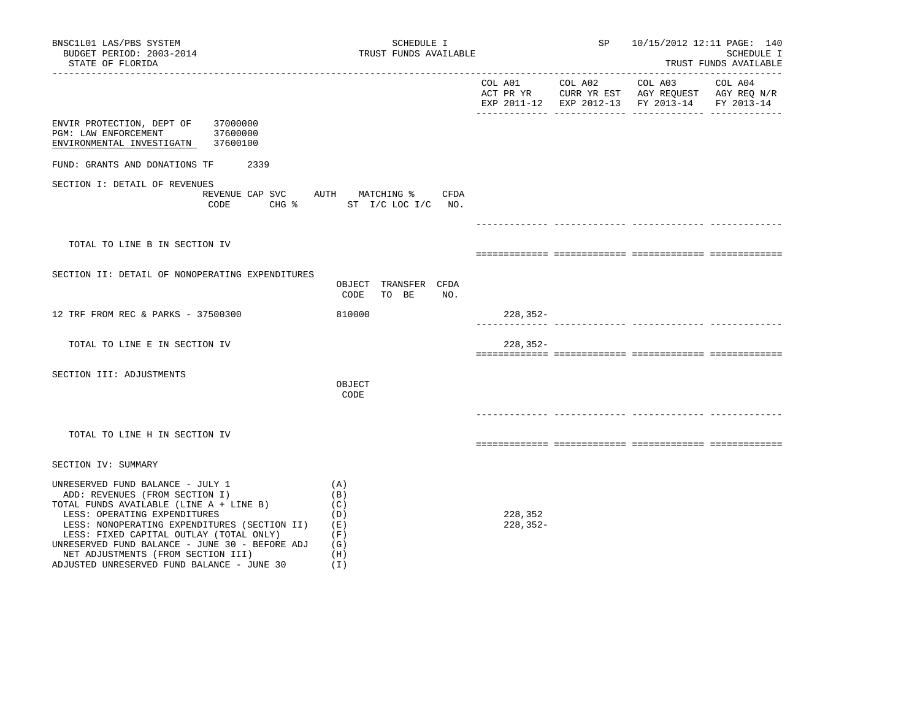BNSC1L01 LAS/PBS SYSTEM
BUDGET PERIOD: 2003-2014
STATE OF FLORIDA

SCHEDULE I
TRUST FUNDS AVAILABLE

SP 10/15/2012 12:11

SCHEDULE I
TRUST FUNDS AVAILABLE

ENVIR PROTECTION, DEPT OF 37000000
PGM: LAW ENFORCEMENT 37600000
ENVIRONMENTAL INVESTIGATN 37600100

FUND: GRANTS AND DONATIONS TF 2339

| | | COL A01 ACT PR YR EXP 2011-12 | COL A02 CURR YR EST EXP 2012-13 | COL A03 AGY REQUEST FY 2013-14 | COL A04 AGY REQ N/R FY 2013-14 |
|---|---|---|---|---|---|
| **SECTION I: DETAIL OF REVENUES** | REVENUE CODE / CAP SVC CHG % / AUTH ST / MATCHING % I/C LOC I/C / CFDA NO. | | | | |
| TOTAL TO LINE B IN SECTION IV | | | | | |
| **SECTION II: DETAIL OF NONOPERATING EXPENDITURES** | OBJECT CODE / TRANSFER TO BE / CFDA NO. | | | | |
| 12 TRF FROM REC & PARKS - 37500300 | 810000 | 228,352- | | | |
| TOTAL TO LINE E IN SECTION IV | | 228,352- | | | |
| **SECTION III: ADJUSTMENTS** | OBJECT CODE | | | | |
| TOTAL TO LINE H IN SECTION IV | | | | | |
| **SECTION IV: SUMMARY** | | | | | |
| UNRESERVED FUND BALANCE - JULY 1 | (A) | | | | |
| ADD: REVENUES (FROM SECTION I) | (B) | | | | |
| TOTAL FUNDS AVAILABLE (LINE A + LINE B) | (C) | | | | |
| LESS: OPERATING EXPENDITURES | (D) | 228,352 | | | |
| LESS: NONOPERATING EXPENDITURES (SECTION II) | (E) | 228,352- | | | |
| LESS: FIXED CAPITAL OUTLAY (TOTAL ONLY) | (F) | | | | |
| UNRESERVED FUND BALANCE - JUNE 30 - BEFORE ADJ | (G) | | | | |
| NET ADJUSTMENTS (FROM SECTION III) | (H) | | | | |
| ADJUSTED UNRESERVED FUND BALANCE - JUNE 30 | (I) | | | | |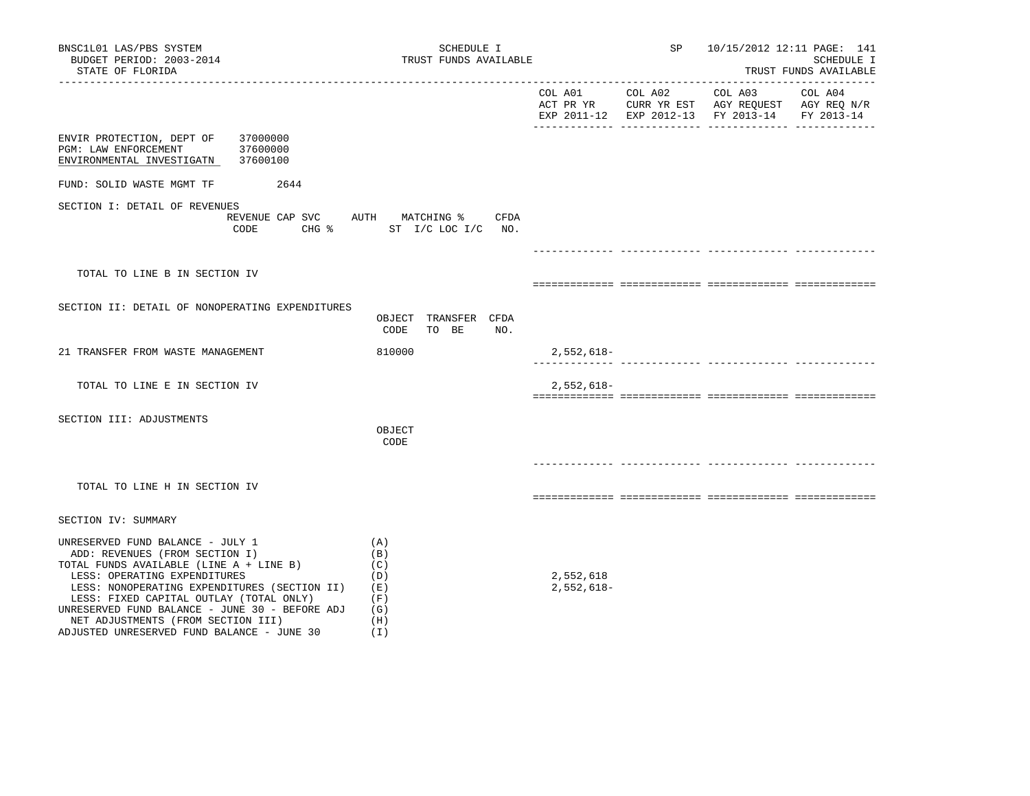SCHEDULE I
TRUST FUNDS AVAILABLE

BNSC1L01 LAS/PBS SYSTEM
BUDGET PERIOD: 2003-2014
STATE OF FLORIDA

SP 10/15/2012 12:11

| | COL A01 ACT PR YR EXP 2011-12 | COL A02 CURR YR EST EXP 2012-13 | COL A03 AGY REQUEST FY 2013-14 | COL A04 AGY REQ N/R FY 2013-14 |
|---|---|---|---|---|

ENVIR PROTECTION, DEPT OF 37000000
PGM: LAW ENFORCEMENT 37600000
ENVIRONMENTAL INVESTIGATN 37600100

FUND: SOLID WASTE MGMT TF 2644

SECTION I: DETAIL OF REVENUES

| REVENUE CODE | CAP SVC CHG % | AUTH ST | MATCHING % I/C LOC I/C | CFDA NO. | COL A01 | COL A02 | COL A03 | COL A04 |
|---|---|---|---|---|---|---|---|---|
| TOTAL TO LINE B IN SECTION IV | | | | | | | | |

SECTION II: DETAIL OF NONOPERATING EXPENDITURES

| | OBJECT CODE | TRANSFER TO BE | CFDA NO. | COL A01 | COL A02 | COL A03 | COL A04 |
|---|---|---|---|---|---|---|---|
| 21 TRANSFER FROM WASTE MANAGEMENT | 810000 | | | 2,552,618- | | | |
| TOTAL TO LINE E IN SECTION IV | | | | 2,552,618- | | | |

SECTION III: ADJUSTMENTS

| | OBJECT CODE | COL A01 | COL A02 | COL A03 | COL A04 |
|---|---|---|---|---|---|
| TOTAL TO LINE H IN SECTION IV | | | | | |

SECTION IV: SUMMARY

| | | COL A01 | COL A02 | COL A03 | COL A04 |
|---|---|---|---|---|---|
| UNRESERVED FUND BALANCE - JULY 1 | (A) | | | | |
| ADD: REVENUES (FROM SECTION I) | (B) | | | | |
| TOTAL FUNDS AVAILABLE (LINE A + LINE B) | (C) | | | | |
| LESS: OPERATING EXPENDITURES | (D) | 2,552,618 | | | |
| LESS: NONOPERATING EXPENDITURES (SECTION II) | (E) | 2,552,618- | | | |
| LESS: FIXED CAPITAL OUTLAY (TOTAL ONLY) | (F) | | | | |
| UNRESERVED FUND BALANCE - JUNE 30 - BEFORE ADJ | (G) | | | | |
| NET ADJUSTMENTS (FROM SECTION III) | (H) | | | | |
| ADJUSTED UNRESERVED FUND BALANCE - JUNE 30 | (I) | | | | |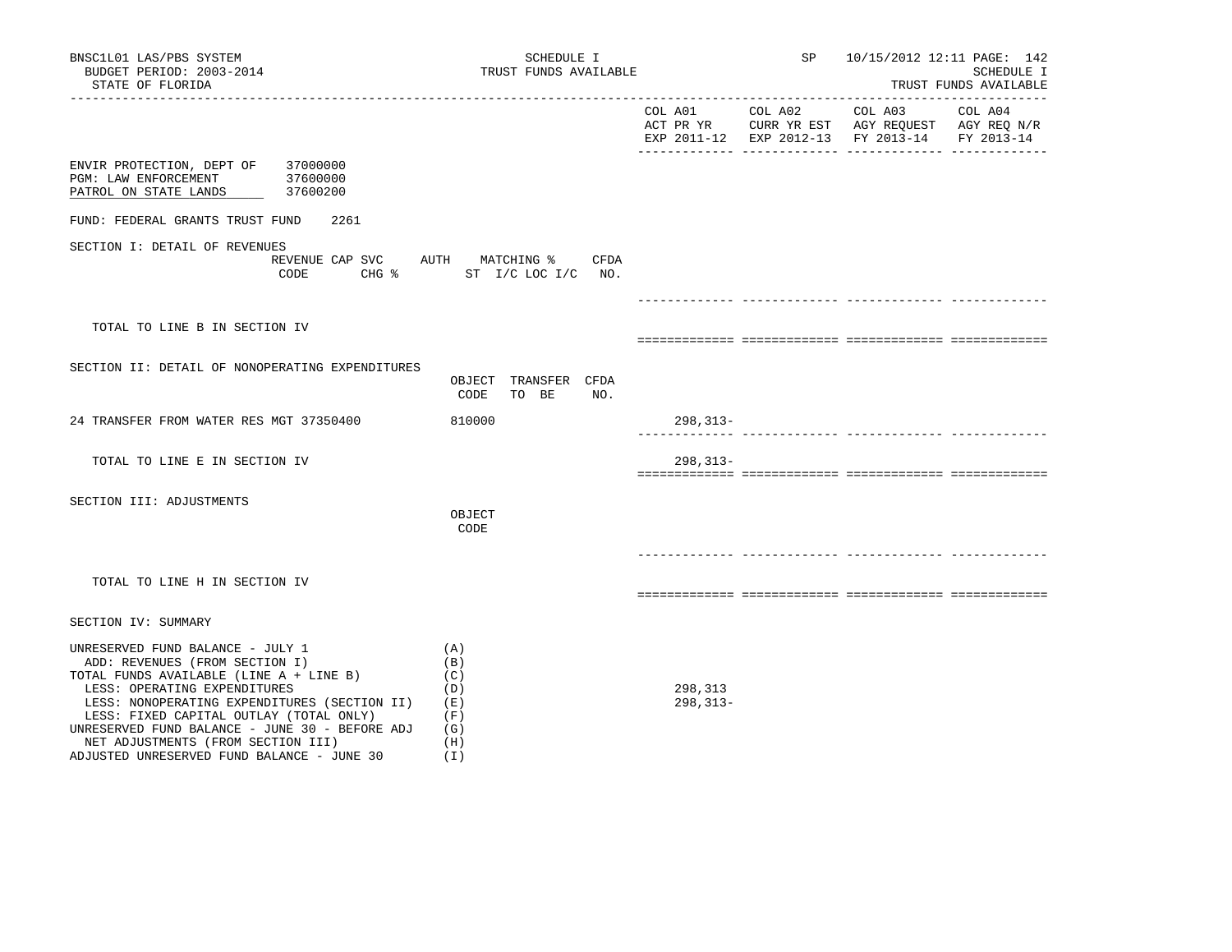BNSC1L01 LAS/PBS SYSTEM
BUDGET PERIOD: 2003-2014
STATE OF FLORIDA

SCHEDULE I
TRUST FUNDS AVAILABLE

SP 10/15/2012 12:11 PAGE: 142
SCHEDULE I
TRUST FUNDS AVAILABLE

ENVIR PROTECTION, DEPT OF 37000000
PGM: LAW ENFORCEMENT 37600000
PATROL ON STATE LANDS 37600200

FUND: FEDERAL GRANTS TRUST FUND 2261

| | | COL A01 ACT PR YR EXP 2011-12 | COL A02 CURR YR EST EXP 2012-13 | COL A03 AGY REQUEST FY 2013-14 | COL A04 AGY REQ N/R FY 2013-14 |
|---|---|---|---|---|---|
| **SECTION I: DETAIL OF REVENUES** | REVENUE CODE / CAP SVC CHG % / AUTH ST / MATCHING % I/C LOC I/C / CFDA NO. | | | | |
| TOTAL TO LINE B IN SECTION IV | | | | | |
| **SECTION II: DETAIL OF NONOPERATING EXPENDITURES** | OBJECT CODE / TRANSFER TO BE / CFDA NO. | | | | |
| 24 TRANSFER FROM WATER RES MGT 37350400 | 810000 | 298,313- | | | |
| TOTAL TO LINE E IN SECTION IV | | 298,313- | | | |
| **SECTION III: ADJUSTMENTS** | OBJECT CODE | | | | |
| TOTAL TO LINE H IN SECTION IV | | | | | |
| **SECTION IV: SUMMARY** | | | | | |
| UNRESERVED FUND BALANCE - JULY 1 | (A) | | | | |
| ADD: REVENUES (FROM SECTION I) | (B) | | | | |
| TOTAL FUNDS AVAILABLE (LINE A + LINE B) | (C) | | | | |
| LESS: OPERATING EXPENDITURES | (D) | 298,313 | | | |
| LESS: NONOPERATING EXPENDITURES (SECTION II) | (E) | 298,313- | | | |
| LESS: FIXED CAPITAL OUTLAY (TOTAL ONLY) | (F) | | | | |
| UNRESERVED FUND BALANCE - JUNE 30 - BEFORE ADJ | (G) | | | | |
| NET ADJUSTMENTS (FROM SECTION III) | (H) | | | | |
| ADJUSTED UNRESERVED FUND BALANCE - JUNE 30 | (I) | | | | |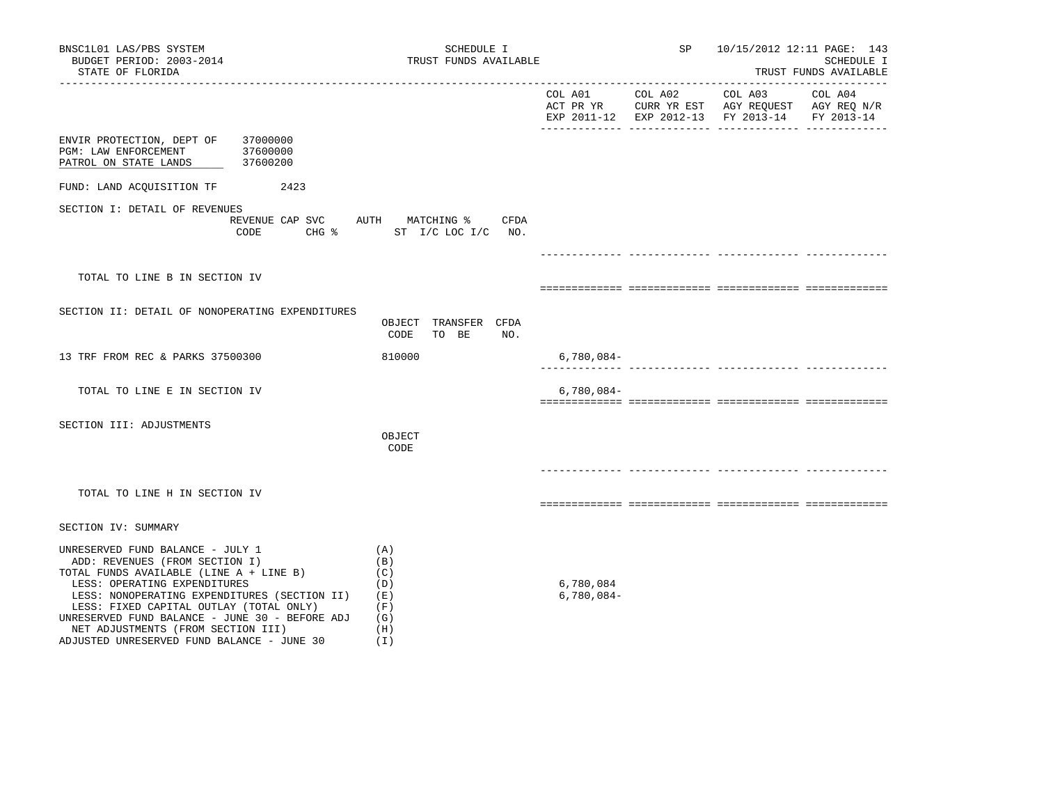BNSC1L01 LAS/PBS SYSTEM
BUDGET PERIOD: 2003-2014
STATE OF FLORIDA

SCHEDULE I
TRUST FUNDS AVAILABLE

SP 10/15/2012 12:11

SCHEDULE I
TRUST FUNDS AVAILABLE

| | COL A01 ACT PR YR EXP 2011-12 | COL A02 CURR YR EST EXP 2012-13 | COL A03 AGY REQUEST FY 2013-14 | COL A04 AGY REQ N/R FY 2013-14 |
|---|---|---|---|---|

ENVIR PROTECTION, DEPT OF 37000000
PGM: LAW ENFORCEMENT 37600000
PATROL ON STATE LANDS 37600200

FUND: LAND ACQUISITION TF 2423

## SECTION I: DETAIL OF REVENUES

| REVENUE CODE | CAP SVC CHG % | AUTH ST | MATCHING % I/C LOC I/C | CFDA NO. | COL A01 | COL A02 | COL A03 | COL A04 |
|---|---|---|---|---|---|---|---|---|
| TOTAL TO LINE B IN SECTION IV | | | | | | | | |

## SECTION II: DETAIL OF NONOPERATING EXPENDITURES

| | OBJECT CODE | TRANSFER TO BE | CFDA NO. | COL A01 | COL A02 | COL A03 | COL A04 |
|---|---|---|---|---|---|---|---|
| 13 TRF FROM REC & PARKS 37500300 | 810000 | | | 6,780,084- | | | |
| TOTAL TO LINE E IN SECTION IV | | | | 6,780,084- | | | |

## SECTION III: ADJUSTMENTS

| | OBJECT CODE | COL A01 | COL A02 | COL A03 | COL A04 |
|---|---|---|---|---|---|
| TOTAL TO LINE H IN SECTION IV | | | | | |

## SECTION IV: SUMMARY

| | | COL A01 | COL A02 | COL A03 | COL A04 |
|---|---|---|---|---|---|
| UNRESERVED FUND BALANCE - JULY 1 | (A) | | | | |
| ADD: REVENUES (FROM SECTION I) | (B) | | | | |
| TOTAL FUNDS AVAILABLE (LINE A + LINE B) | (C) | | | | |
| LESS: OPERATING EXPENDITURES | (D) | 6,780,084 | | | |
| LESS: NONOPERATING EXPENDITURES (SECTION II) | (E) | 6,780,084- | | | |
| LESS: FIXED CAPITAL OUTLAY (TOTAL ONLY) | (F) | | | | |
| UNRESERVED FUND BALANCE - JUNE 30 - BEFORE ADJ | (G) | | | | |
| NET ADJUSTMENTS (FROM SECTION III) | (H) | | | | |
| ADJUSTED UNRESERVED FUND BALANCE - JUNE 30 | (I) | | | | |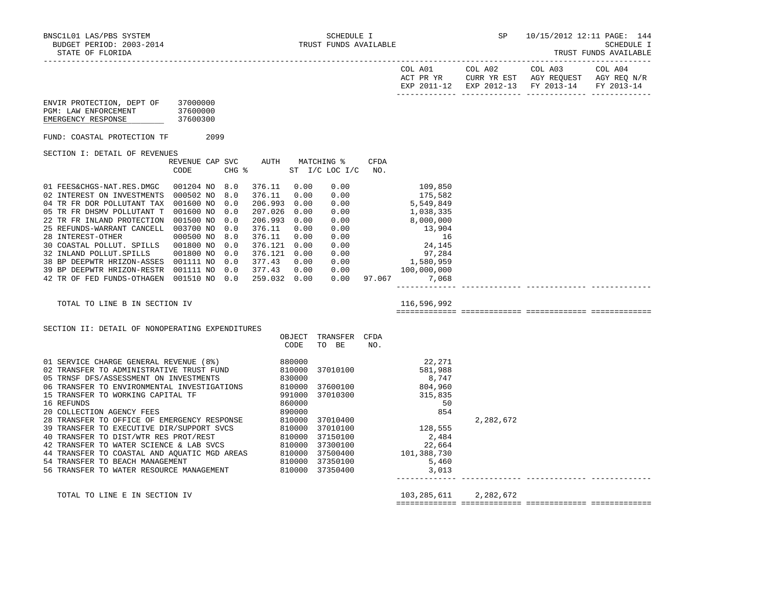SCHEDULE I
TRUST FUNDS AVAILABLE

STATE OF FLORIDA

BUDGET PERIOD: 2003-2014

| | COL A01 ACT PR YR EXP 2011-12 | COL A02 CURR YR EST EXP 2012-13 | COL A03 AGY REQUEST FY 2013-14 | COL A04 AGY REQ N/R FY 2013-14 |
|---|---|---|---|---|

ENVIR PROTECTION, DEPT OF 37000000
PGM: LAW ENFORCEMENT 37600000
EMERGENCY RESPONSE 37600300

FUND: COASTAL PROTECTION TF 2099

SECTION I: DETAIL OF REVENUES

| | REVENUE CODE | CAP | SVC CHG % | AUTH | MATCHING % ST I/C | LOC I/C | CFDA NO. | COL A01 | COL A02 | COL A03 | COL A04 |
|---|---|---|---|---|---|---|---|---|---|---|---|
| 01 FEES&CHGS-NAT.RES.DMGC | 001204 | NO | 8.0 | 376.11 | 0.00 | 0.00 | | 109,850 | | | |
| 02 INTEREST ON INVESTMENTS | 000502 | NO | 8.0 | 376.11 | 0.00 | 0.00 | | 175,582 | | | |
| 04 TR FR DOR POLLUTANT TAX | 001600 | NO | 0.0 | 206.993 | 0.00 | 0.00 | | 5,549,849 | | | |
| 05 TR FR DHSMV POLLUTANT T | 001600 | NO | 0.0 | 207.026 | 0.00 | 0.00 | | 1,038,335 | | | |
| 22 TR FR INLAND PROTECTION | 001500 | NO | 0.0 | 206.993 | 0.00 | 0.00 | | 8,000,000 | | | |
| 25 REFUNDS-WARRANT CANCELL | 003700 | NO | 0.0 | 376.11 | 0.00 | 0.00 | | 13,904 | | | |
| 28 INTEREST-OTHER | 000500 | NO | 8.0 | 376.11 | 0.00 | 0.00 | | 16 | | | |
| 30 COASTAL POLLUT. SPILLS | 001800 | NO | 0.0 | 376.121 | 0.00 | 0.00 | | 24,145 | | | |
| 32 INLAND POLLUT.SPILLS | 001800 | NO | 0.0 | 376.121 | 0.00 | 0.00 | | 97,284 | | | |
| 38 BP DEEPWTR HRIZON-ASSES | 001111 | NO | 0.0 | 377.43 | 0.00 | 0.00 | | 1,580,959 | | | |
| 39 BP DEEPWTR HRIZON-RESTR | 001111 | NO | 0.0 | 377.43 | 0.00 | 0.00 | | 100,000,000 | | | |
| 42 TR OF FED FUNDS-OTHAGEN | 001510 | NO | 0.0 | 259.032 | 0.00 | 0.00 | 97.067 | 7,068 | | | |
| TOTAL TO LINE B IN SECTION IV | | | | | | | | 116,596,992 | | | |

SECTION II: DETAIL OF NONOPERATING EXPENDITURES

| | OBJECT CODE | TRANSFER TO BE | CFDA NO. | COL A01 | COL A02 | COL A03 | COL A04 |
|---|---|---|---|---|---|---|---|
| 01 SERVICE CHARGE GENERAL REVENUE (8%) | 880000 | | | 22,271 | | | |
| 02 TRANSFER TO ADMINISTRATIVE TRUST FUND | 810000 | 37010100 | | 581,988 | | | |
| 05 TRNSF DFS/ASSESSMENT ON INVESTMENTS | 830000 | | | 8,747 | | | |
| 06 TRANSFER TO ENVIRONMENTAL INVESTIGATIONS | 810000 | 37600100 | | 804,960 | | | |
| 15 TRANSFER TO WORKING CAPITAL TF | 991000 | 37010300 | | 315,835 | | | |
| 16 REFUNDS | 860000 | | | 50 | | | |
| 20 COLLECTION AGENCY FEES | 890000 | | | 854 | | | |
| 28 TRANSFER TO OFFICE OF EMERGENCY RESPONSE | 810000 | 37010400 | | | 2,282,672 | | |
| 39 TRANSFER TO EXECUTIVE DIR/SUPPORT SVCS | 810000 | 37010100 | | 128,555 | | | |
| 40 TRANSFER TO DIST/WTR RES PROT/REST | 810000 | 37150100 | | 2,484 | | | |
| 42 TRANSFER TO WATER SCIENCE & LAB SVCS | 810000 | 37300100 | | 22,664 | | | |
| 44 TRANSFER TO COASTAL AND AQUATIC MGD AREAS | 810000 | 37500400 | | 101,388,730 | | | |
| 54 TRANSFER TO BEACH MANAGEMENT | 810000 | 37350100 | | 5,460 | | | |
| 56 TRANSFER TO WATER RESOURCE MANAGEMENT | 810000 | 37350400 | | 3,013 | | | |
| TOTAL TO LINE E IN SECTION IV | | | | 103,285,611 | 2,282,672 | | |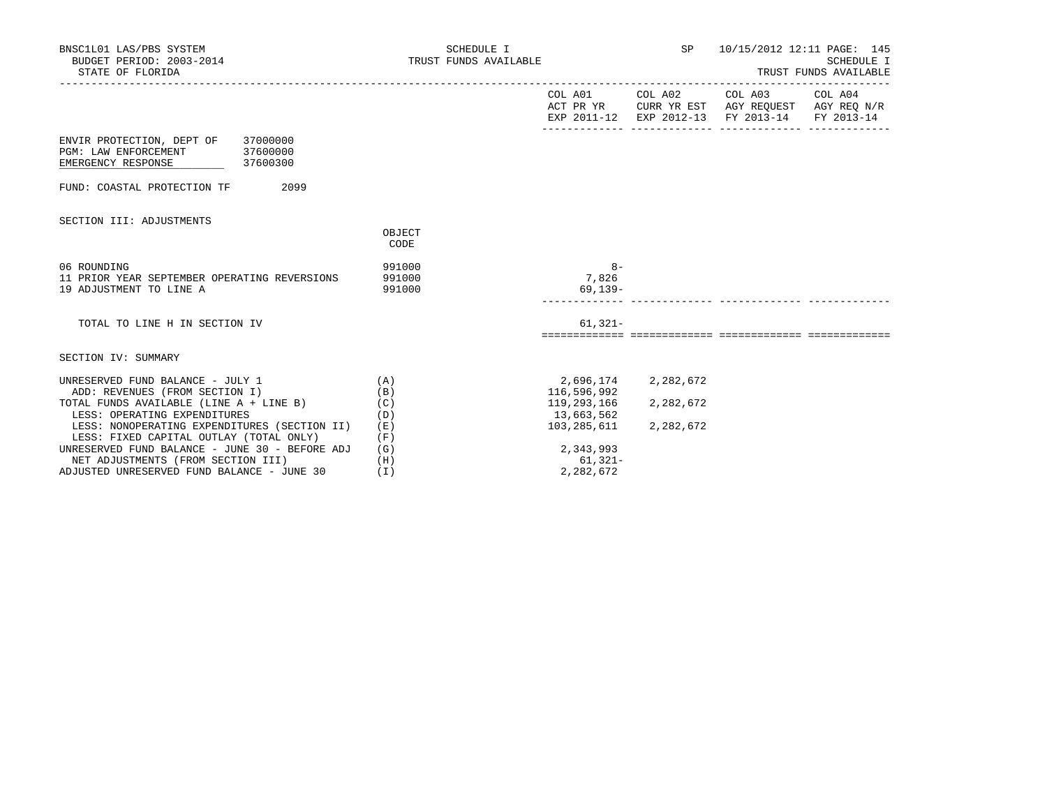BNSC1L01 LAS/PBS SYSTEM — SCHEDULE I — SP 10/15/2012 12:11

BUDGET PERIOD: 2003-2014 — TRUST FUNDS AVAILABLE — SCHEDULE I

STATE OF FLORIDA — TRUST FUNDS AVAILABLE

| | | COL A01 ACT PR YR EXP 2011-12 | COL A02 CURR YR EST EXP 2012-13 | COL A03 AGY REQUEST FY 2013-14 | COL A04 AGY REQ N/R FY 2013-14 |
|---|---|---|---|---|---|

ENVIR PROTECTION, DEPT OF 37000000
PGM: LAW ENFORCEMENT 37600000
EMERGENCY RESPONSE 37600300

FUND: COASTAL PROTECTION TF 2099

SECTION III: ADJUSTMENTS

| | OBJECT CODE | COL A01 | COL A02 | COL A03 | COL A04 |
|---|---|---|---|---|---|
| 06 ROUNDING | 991000 | 8- | | | |
| 11 PRIOR YEAR SEPTEMBER OPERATING REVERSIONS | 991000 | 7,826 | | | |
| 19 ADJUSTMENT TO LINE A | 991000 | 69,139- | | | |
| TOTAL TO LINE H IN SECTION IV | | 61,321- | | | |

SECTION IV: SUMMARY

| | | COL A01 | COL A02 | COL A03 | COL A04 |
|---|---|---|---|---|---|
| UNRESERVED FUND BALANCE - JULY 1 | (A) | 2,696,174 | 2,282,672 | | |
| ADD: REVENUES (FROM SECTION I) | (B) | 116,596,992 | | | |
| TOTAL FUNDS AVAILABLE (LINE A + LINE B) | (C) | 119,293,166 | 2,282,672 | | |
| LESS: OPERATING EXPENDITURES | (D) | 13,663,562 | | | |
| LESS: NONOPERATING EXPENDITURES (SECTION II) | (E) | 103,285,611 | 2,282,672 | | |
| LESS: FIXED CAPITAL OUTLAY (TOTAL ONLY) | (F) | | | | |
| UNRESERVED FUND BALANCE - JUNE 30 - BEFORE ADJ | (G) | 2,343,993 | | | |
| NET ADJUSTMENTS (FROM SECTION III) | (H) | 61,321- | | | |
| ADJUSTED UNRESERVED FUND BALANCE - JUNE 30 | (I) | 2,282,672 | | | |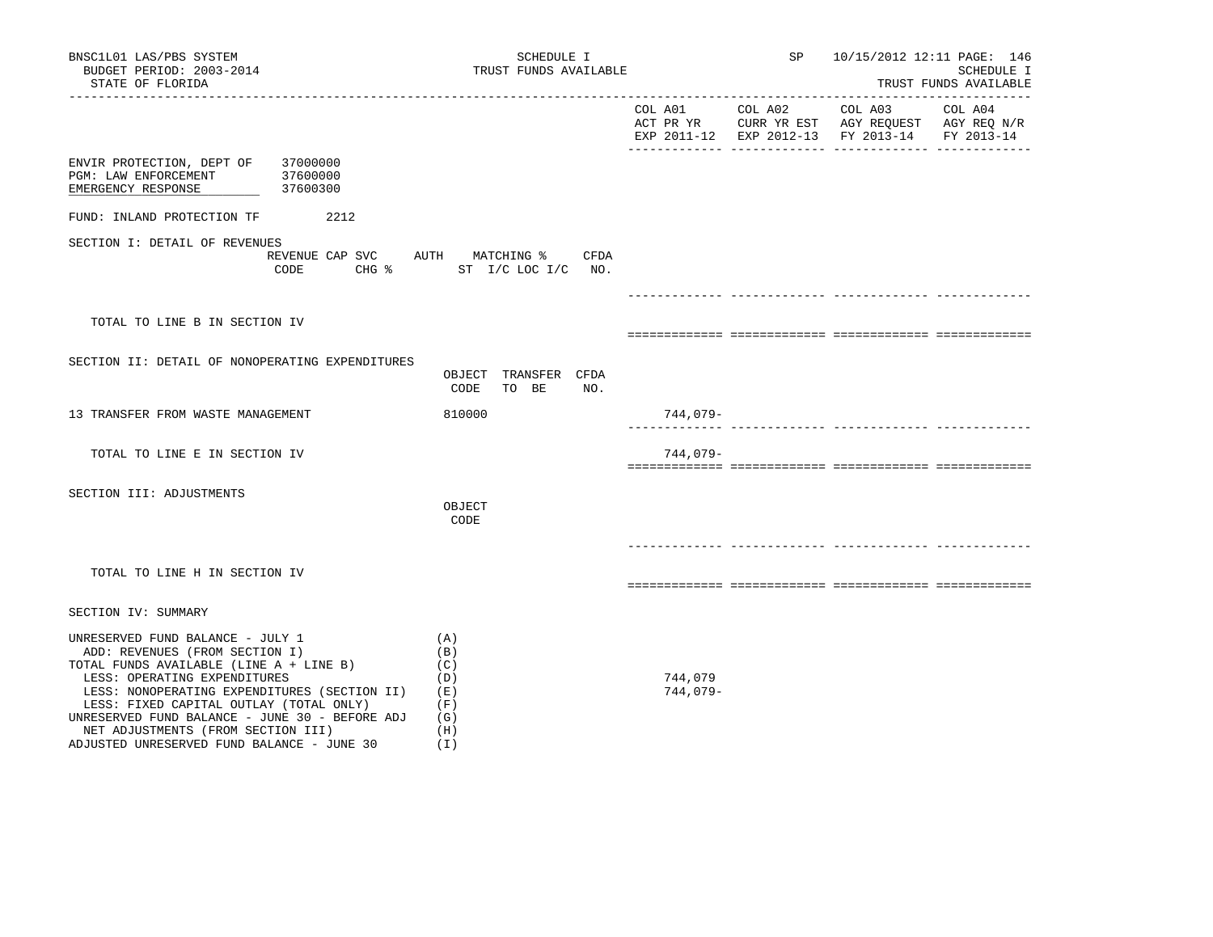BNSC1L01 LAS/PBS SYSTEM
BUDGET PERIOD: 2003-2014
STATE OF FLORIDA

SCHEDULE I
TRUST FUNDS AVAILABLE

SP 10/15/2012 12:11
SCHEDULE I
TRUST FUNDS AVAILABLE

| | COL A01 ACT PR YR EXP 2011-12 | COL A02 CURR YR EST EXP 2012-13 | COL A03 AGY REQUEST FY 2013-14 | COL A04 AGY REQ N/R FY 2013-14 |
|---|---|---|---|---|

ENVIR PROTECTION, DEPT OF 37000000
PGM: LAW ENFORCEMENT 37600000
EMERGENCY RESPONSE 37600300

FUND: INLAND PROTECTION TF 2212

## SECTION I: DETAIL OF REVENUES

| REVENUE CODE | CAP SVC CHG % | AUTH ST | MATCHING % I/C LOC I/C | CFDA NO. | COL A01 | COL A02 | COL A03 | COL A04 |
|---|---|---|---|---|---|---|---|---|
| TOTAL TO LINE B IN SECTION IV | | | | | | | | |

## SECTION II: DETAIL OF NONOPERATING EXPENDITURES

| | OBJECT CODE | TRANSFER TO BE | CFDA NO. | COL A01 | COL A02 | COL A03 | COL A04 |
|---|---|---|---|---|---|---|---|
| 13 TRANSFER FROM WASTE MANAGEMENT | 810000 | | | 744,079- | | | |
| TOTAL TO LINE E IN SECTION IV | | | | 744,079- | | | |

## SECTION III: ADJUSTMENTS

| | OBJECT CODE | COL A01 | COL A02 | COL A03 | COL A04 |
|---|---|---|---|---|---|
| TOTAL TO LINE H IN SECTION IV | | | | | |

## SECTION IV: SUMMARY

| | | COL A01 | COL A02 | COL A03 | COL A04 |
|---|---|---|---|---|---|
| UNRESERVED FUND BALANCE - JULY 1 | (A) | | | | |
| ADD: REVENUES (FROM SECTION I) | (B) | | | | |
| TOTAL FUNDS AVAILABLE (LINE A + LINE B) | (C) | | | | |
| LESS: OPERATING EXPENDITURES | (D) | 744,079 | | | |
| LESS: NONOPERATING EXPENDITURES (SECTION II) | (E) | 744,079- | | | |
| LESS: FIXED CAPITAL OUTLAY (TOTAL ONLY) | (F) | | | | |
| UNRESERVED FUND BALANCE - JUNE 30 - BEFORE ADJ | (G) | | | | |
| NET ADJUSTMENTS (FROM SECTION III) | (H) | | | | |
| ADJUSTED UNRESERVED FUND BALANCE - JUNE 30 | (I) | | | | |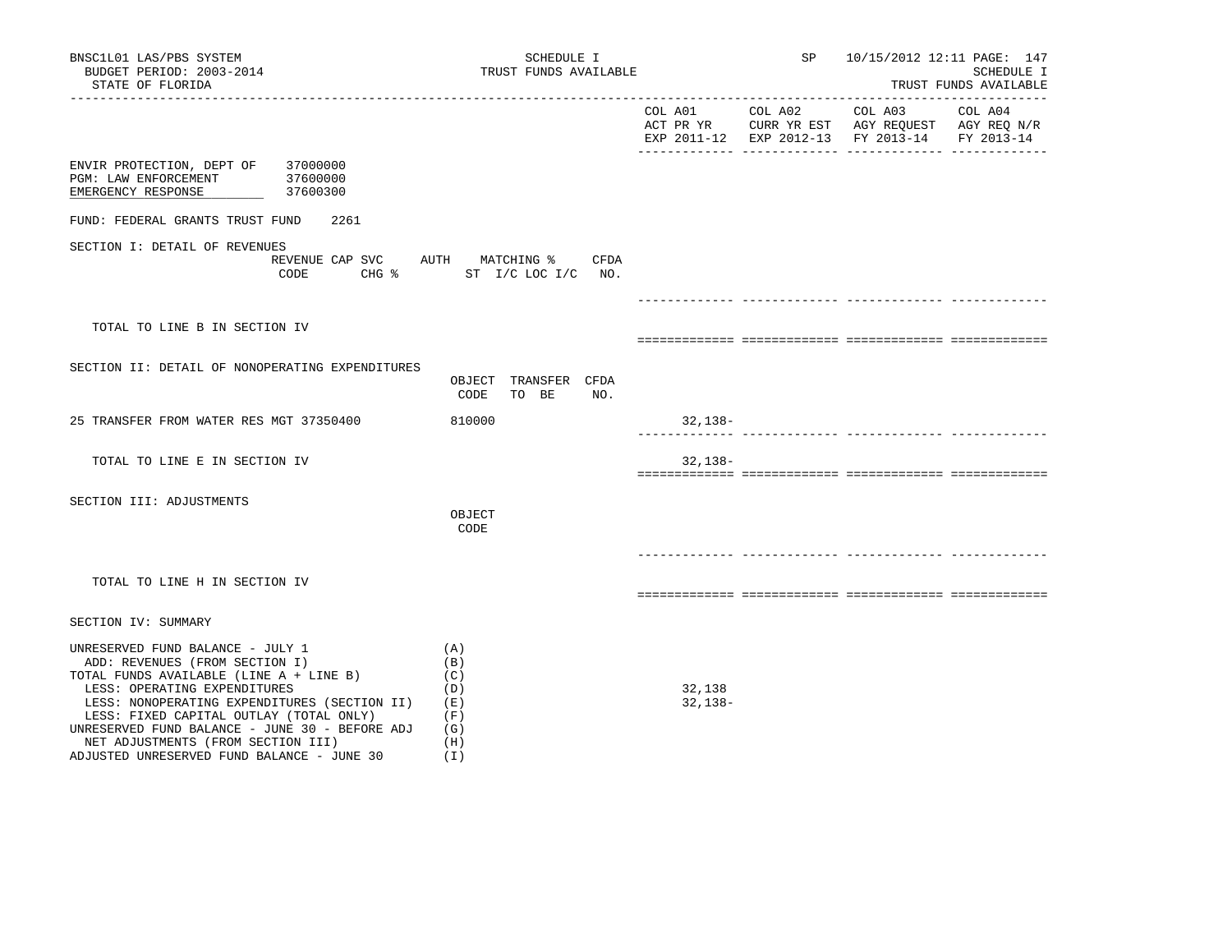BNSC1L01 LAS/PBS SYSTEM
BUDGET PERIOD: 2003-2014
STATE OF FLORIDA

SCHEDULE I
TRUST FUNDS AVAILABLE

SP 10/15/2012 12:11

SCHEDULE I
TRUST FUNDS AVAILABLE

| | COL A01 ACT PR YR EXP 2011-12 | COL A02 CURR YR EST EXP 2012-13 | COL A03 AGY REQUEST FY 2013-14 | COL A04 AGY REQ N/R FY 2013-14 |
|---|---|---|---|---|

ENVIR PROTECTION, DEPT OF 37000000
PGM: LAW ENFORCEMENT 37600000
EMERGENCY RESPONSE 37600300

FUND: FEDERAL GRANTS TRUST FUND 2261

SECTION I: DETAIL OF REVENUES

| REVENUE CODE | CAP SVC CHG % | AUTH ST | MATCHING % I/C LOC I/C | CFDA NO. | COL A01 | COL A02 | COL A03 | COL A04 |
|---|---|---|---|---|---|---|---|---|
| TOTAL TO LINE B IN SECTION IV | | | | | | | | |

SECTION II: DETAIL OF NONOPERATING EXPENDITURES

| | OBJECT CODE | TRANSFER TO BE | CFDA NO. | COL A01 | COL A02 | COL A03 | COL A04 |
|---|---|---|---|---|---|---|---|
| 25 TRANSFER FROM WATER RES MGT 37350400 | 810000 | | | 32,138- | | | |
| TOTAL TO LINE E IN SECTION IV | | | | 32,138- | | | |

SECTION III: ADJUSTMENTS

| | OBJECT CODE | COL A01 | COL A02 | COL A03 | COL A04 |
|---|---|---|---|---|---|
| TOTAL TO LINE H IN SECTION IV | | | | | |

SECTION IV: SUMMARY

| | | COL A01 | COL A02 | COL A03 | COL A04 |
|---|---|---|---|---|---|
| UNRESERVED FUND BALANCE - JULY 1 | (A) | | | | |
| ADD: REVENUES (FROM SECTION I) | (B) | | | | |
| TOTAL FUNDS AVAILABLE (LINE A + LINE B) | (C) | | | | |
| LESS: OPERATING EXPENDITURES | (D) | 32,138 | | | |
| LESS: NONOPERATING EXPENDITURES (SECTION II) | (E) | 32,138- | | | |
| LESS: FIXED CAPITAL OUTLAY (TOTAL ONLY) | (F) | | | | |
| UNRESERVED FUND BALANCE - JUNE 30 - BEFORE ADJ | (G) | | | | |
| NET ADJUSTMENTS (FROM SECTION III) | (H) | | | | |
| ADJUSTED UNRESERVED FUND BALANCE - JUNE 30 | (I) | | | | |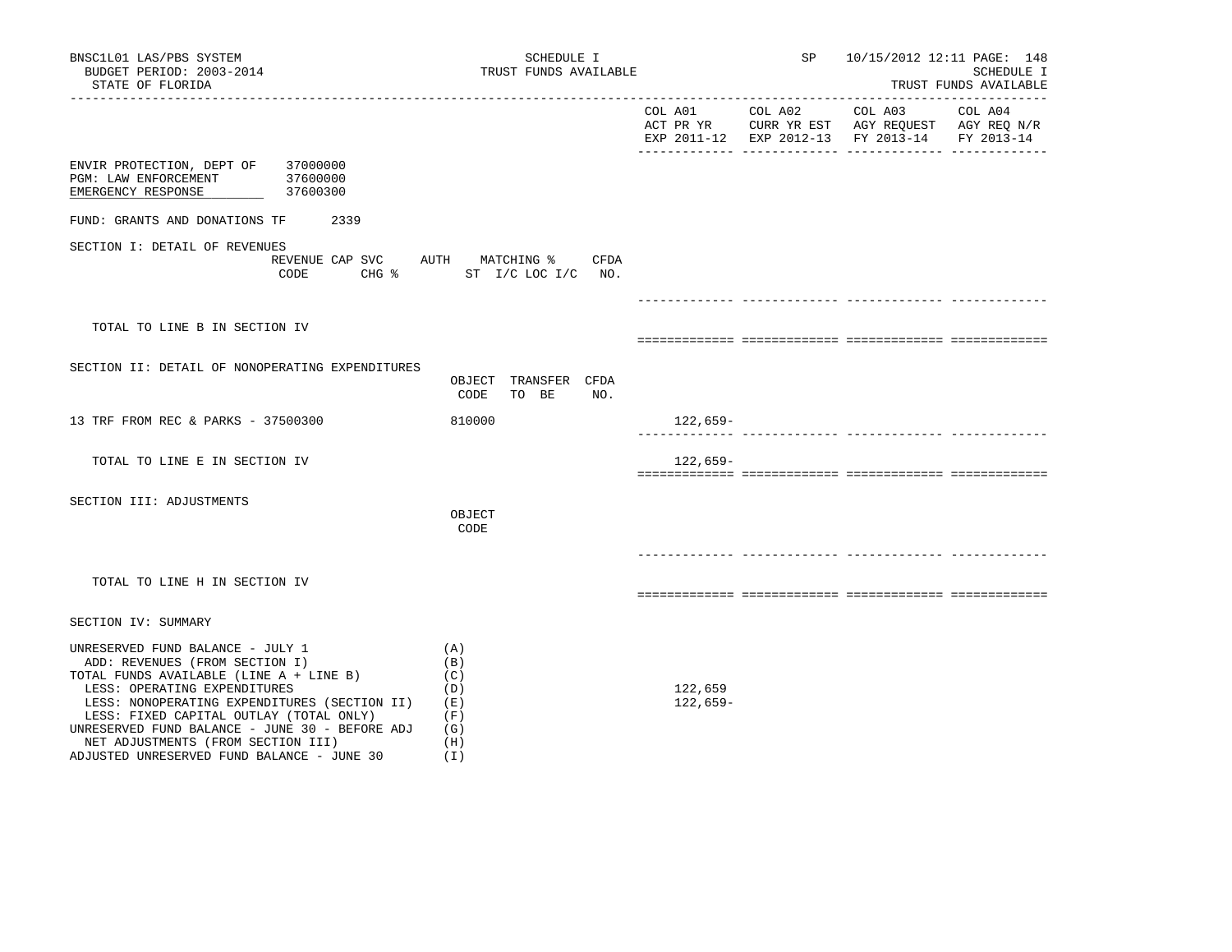BNSC1L01 LAS/PBS SYSTEM
BUDGET PERIOD: 2003-2014
STATE OF FLORIDA

SCHEDULE I
TRUST FUNDS AVAILABLE

SP 10/15/2012 12:11 PAGE: 148
SCHEDULE I
TRUST FUNDS AVAILABLE

| | COL A01 ACT PR YR EXP 2011-12 | COL A02 CURR YR EST EXP 2012-13 | COL A03 AGY REQUEST FY 2013-14 | COL A04 AGY REQ N/R FY 2013-14 |
|---|---|---|---|---|

ENVIR PROTECTION, DEPT OF 37000000
PGM: LAW ENFORCEMENT 37600000
EMERGENCY RESPONSE 37600300

FUND: GRANTS AND DONATIONS TF 2339

SECTION I: DETAIL OF REVENUES

| REVENUE CODE | CAP SVC CHG % | AUTH ST | MATCHING % I/C LOC I/C | CFDA NO. | COL A01 | COL A02 | COL A03 | COL A04 |
|---|---|---|---|---|---|---|---|---|
| TOTAL TO LINE B IN SECTION IV | | | | | | | | |

SECTION II: DETAIL OF NONOPERATING EXPENDITURES

| | OBJECT CODE | TRANSFER TO BE | CFDA NO. | COL A01 | COL A02 | COL A03 | COL A04 |
|---|---|---|---|---|---|---|---|
| 13 TRF FROM REC & PARKS - 37500300 | 810000 | | | 122,659- | | | |
| TOTAL TO LINE E IN SECTION IV | | | | 122,659- | | | |

SECTION III: ADJUSTMENTS

| | OBJECT CODE | COL A01 | COL A02 | COL A03 | COL A04 |
|---|---|---|---|---|---|
| TOTAL TO LINE H IN SECTION IV | | | | | |

SECTION IV: SUMMARY

| | | COL A01 | COL A02 | COL A03 | COL A04 |
|---|---|---|---|---|---|
| UNRESERVED FUND BALANCE - JULY 1 | (A) | | | | |
| ADD: REVENUES (FROM SECTION I) | (B) | | | | |
| TOTAL FUNDS AVAILABLE (LINE A + LINE B) | (C) | | | | |
| LESS: OPERATING EXPENDITURES | (D) | 122,659 | | | |
| LESS: NONOPERATING EXPENDITURES (SECTION II) | (E) | 122,659- | | | |
| LESS: FIXED CAPITAL OUTLAY (TOTAL ONLY) | (F) | | | | |
| UNRESERVED FUND BALANCE - JUNE 30 - BEFORE ADJ | (G) | | | | |
| NET ADJUSTMENTS (FROM SECTION III) | (H) | | | | |
| ADJUSTED UNRESERVED FUND BALANCE - JUNE 30 | (I) | | | | |